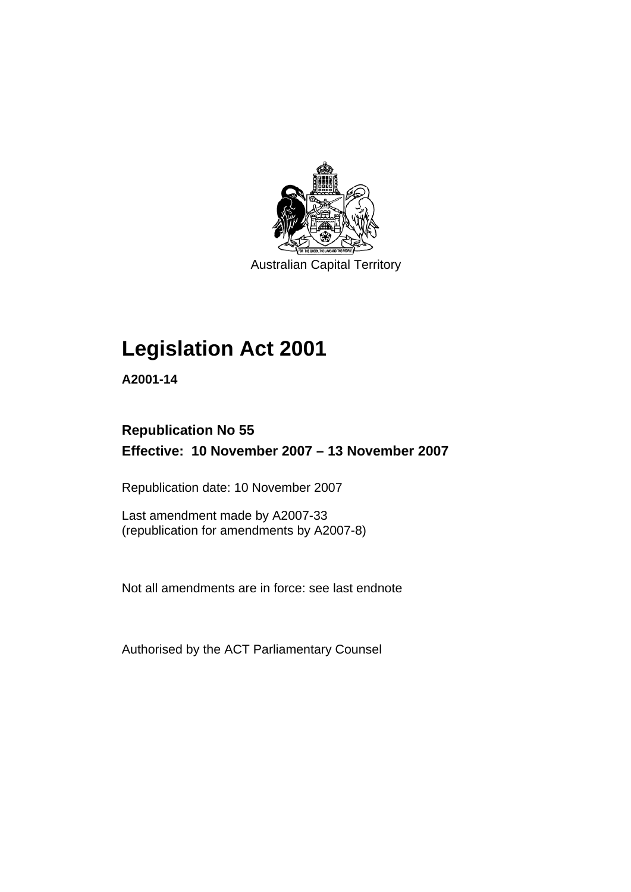Australian Capital Territory

# Legislation Act 2001

**A2001-14**

**Republication No 55**
**Effective: 10 November 2007 – 13 November 2007**

Republication date: 10 November 2007

Last amendment made by A2007-33
(republication for amendments by A2007-8)

Not all amendments are in force: see last endnote

Authorised by the ACT Parliamentary Counsel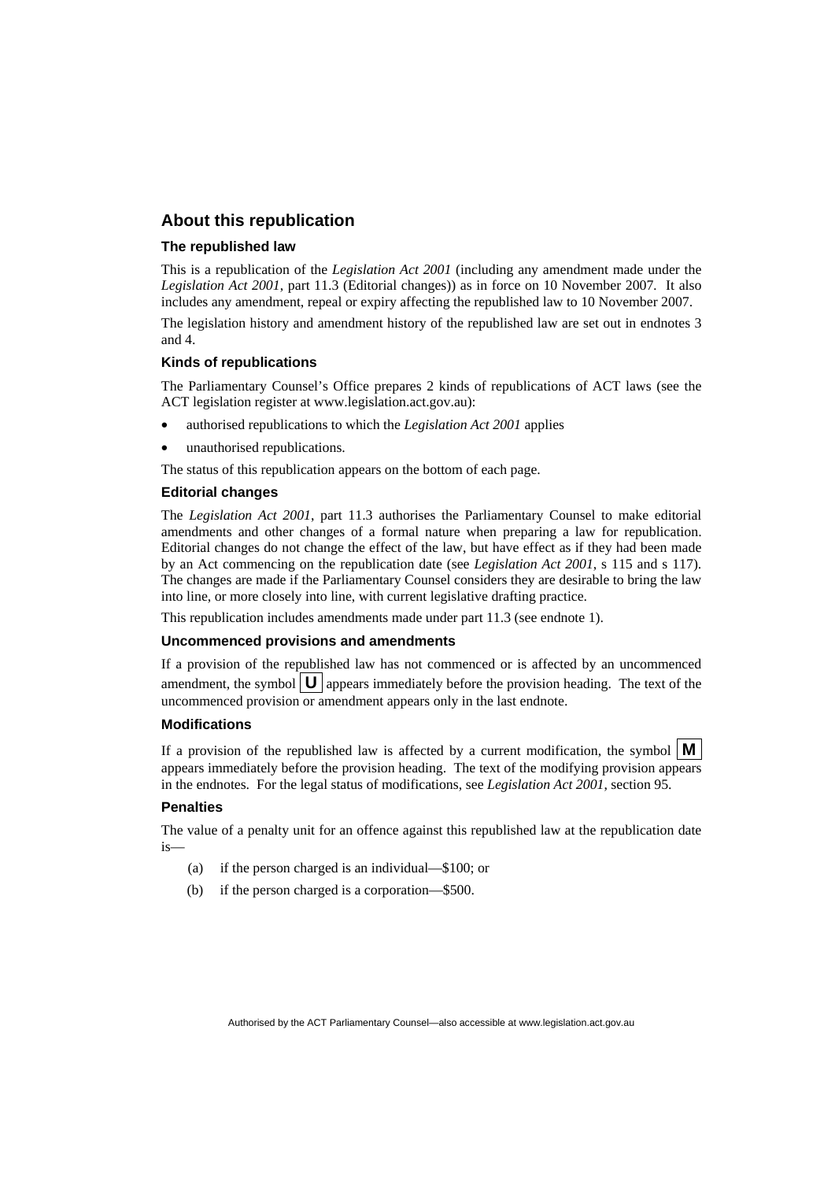## About this republication

### The republished law

This is a republication of the *Legislation Act 2001* (including any amendment made under the *Legislation Act 2001*, part 11.3 (Editorial changes)) as in force on 10 November 2007. It also includes any amendment, repeal or expiry affecting the republished law to 10 November 2007.

The legislation history and amendment history of the republished law are set out in endnotes 3 and 4.

### Kinds of republications

The Parliamentary Counsel's Office prepares 2 kinds of republications of ACT laws (see the ACT legislation register at www.legislation.act.gov.au):

- authorised republications to which the *Legislation Act 2001* applies
- unauthorised republications.

The status of this republication appears on the bottom of each page.

### Editorial changes

The *Legislation Act 2001*, part 11.3 authorises the Parliamentary Counsel to make editorial amendments and other changes of a formal nature when preparing a law for republication. Editorial changes do not change the effect of the law, but have effect as if they had been made by an Act commencing on the republication date (see *Legislation Act 2001*, s 115 and s 117). The changes are made if the Parliamentary Counsel considers they are desirable to bring the law into line, or more closely into line, with current legislative drafting practice.

This republication includes amendments made under part 11.3 (see endnote 1).

### Uncommenced provisions and amendments

If a provision of the republished law has not commenced or is affected by an uncommenced amendment, the symbol **U** appears immediately before the provision heading. The text of the uncommenced provision or amendment appears only in the last endnote.

### Modifications

If a provision of the republished law is affected by a current modification, the symbol **M** appears immediately before the provision heading. The text of the modifying provision appears in the endnotes. For the legal status of modifications, see *Legislation Act 2001*, section 95.

### Penalties

The value of a penalty unit for an offence against this republished law at the republication date is—

(a) if the person charged is an individual—$100; or

(b) if the person charged is a corporation—$500.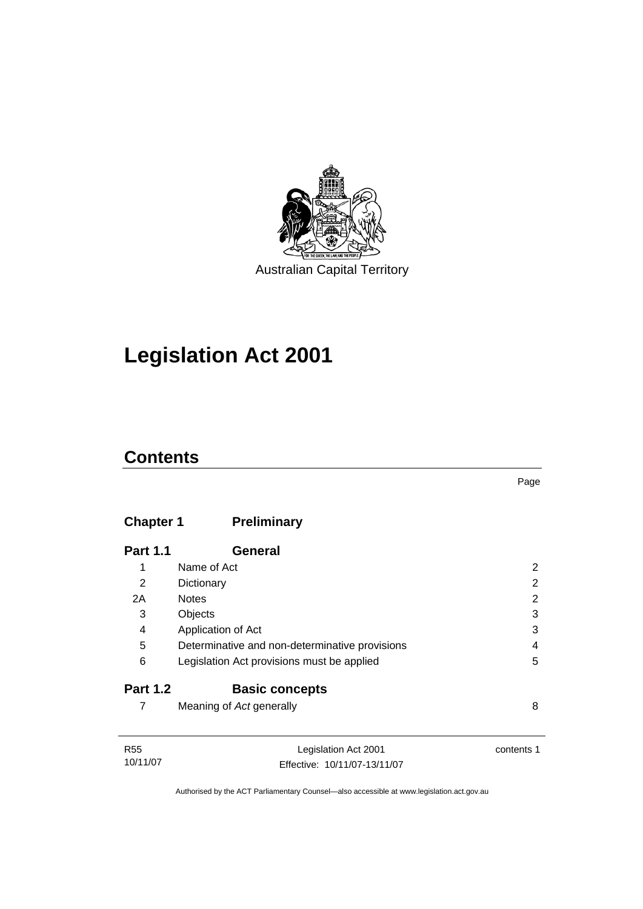Australian Capital Territory

# Legislation Act 2001

## Contents

Page

| | | |
|---|---|---|
| **Chapter 1** | **Preliminary** | |
| **Part 1.1** | **General** | |
| 1 | Name of Act | 2 |
| 2 | Dictionary | 2 |
| 2A | Notes | 2 |
| 3 | Objects | 3 |
| 4 | Application of Act | 3 |
| 5 | Determinative and non-determinative provisions | 4 |
| 6 | Legislation Act provisions must be applied | 5 |
| **Part 1.2** | **Basic concepts** | |
| 7 | Meaning of *Act* generally | 8 |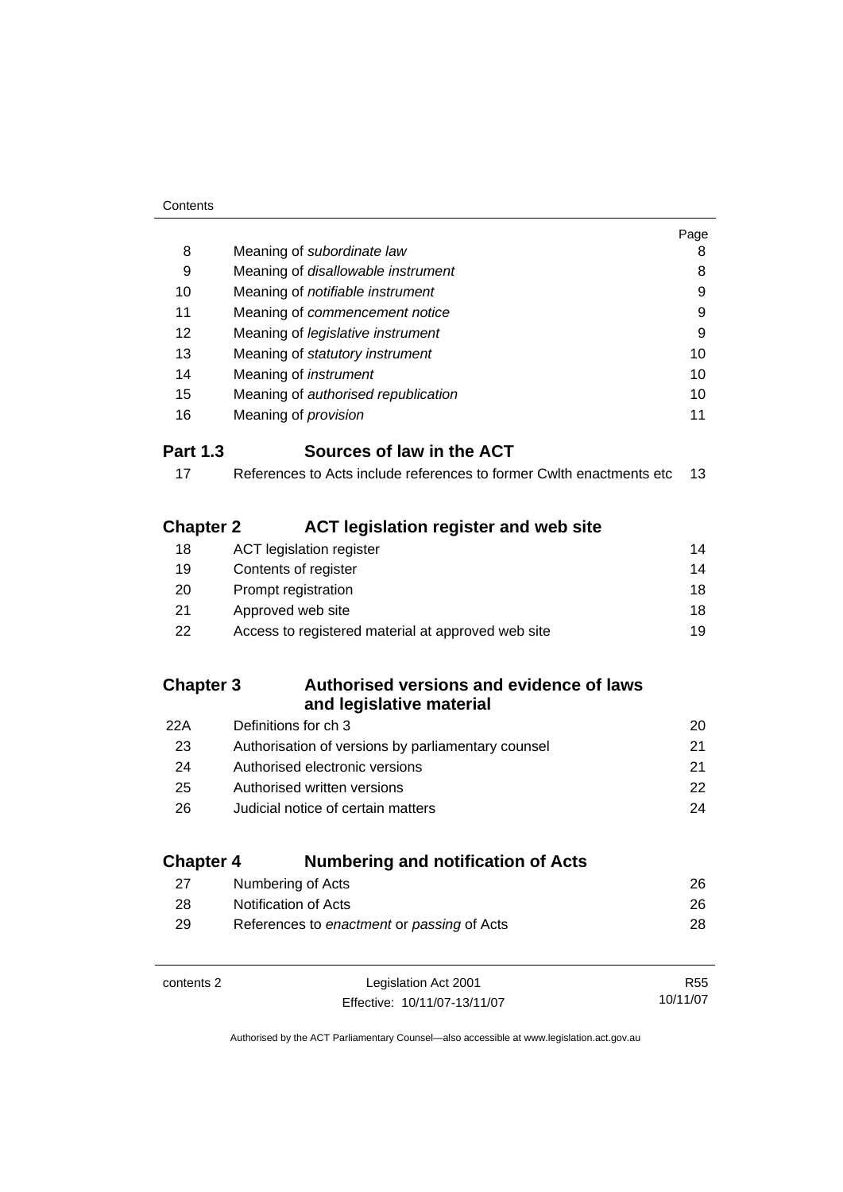| | | Page |
|---|---|---|
| 8 | Meaning of *subordinate law* | 8 |
| 9 | Meaning of *disallowable instrument* | 8 |
| 10 | Meaning of *notifiable instrument* | 9 |
| 11 | Meaning of *commencement notice* | 9 |
| 12 | Meaning of *legislative instrument* | 9 |
| 13 | Meaning of *statutory instrument* | 10 |
| 14 | Meaning of *instrument* | 10 |
| 15 | Meaning of *authorised republication* | 10 |
| 16 | Meaning of *provision* | 11 |

## Part 1.3 Sources of law in the ACT

| | | |
|---|---|---|
| 17 | References to Acts include references to former Cwlth enactments etc | 13 |

## Chapter 2 ACT legislation register and web site

| | | |
|---|---|---|
| 18 | ACT legislation register | 14 |
| 19 | Contents of register | 14 |
| 20 | Prompt registration | 18 |
| 21 | Approved web site | 18 |
| 22 | Access to registered material at approved web site | 19 |

## Chapter 3 Authorised versions and evidence of laws and legislative material

| | | |
|---|---|---|
| 22A | Definitions for ch 3 | 20 |
| 23 | Authorisation of versions by parliamentary counsel | 21 |
| 24 | Authorised electronic versions | 21 |
| 25 | Authorised written versions | 22 |
| 26 | Judicial notice of certain matters | 24 |

## Chapter 4 Numbering and notification of Acts

| | | |
|---|---|---|
| 27 | Numbering of Acts | 26 |
| 28 | Notification of Acts | 26 |
| 29 | References to *enactment* or *passing* of Acts | 28 |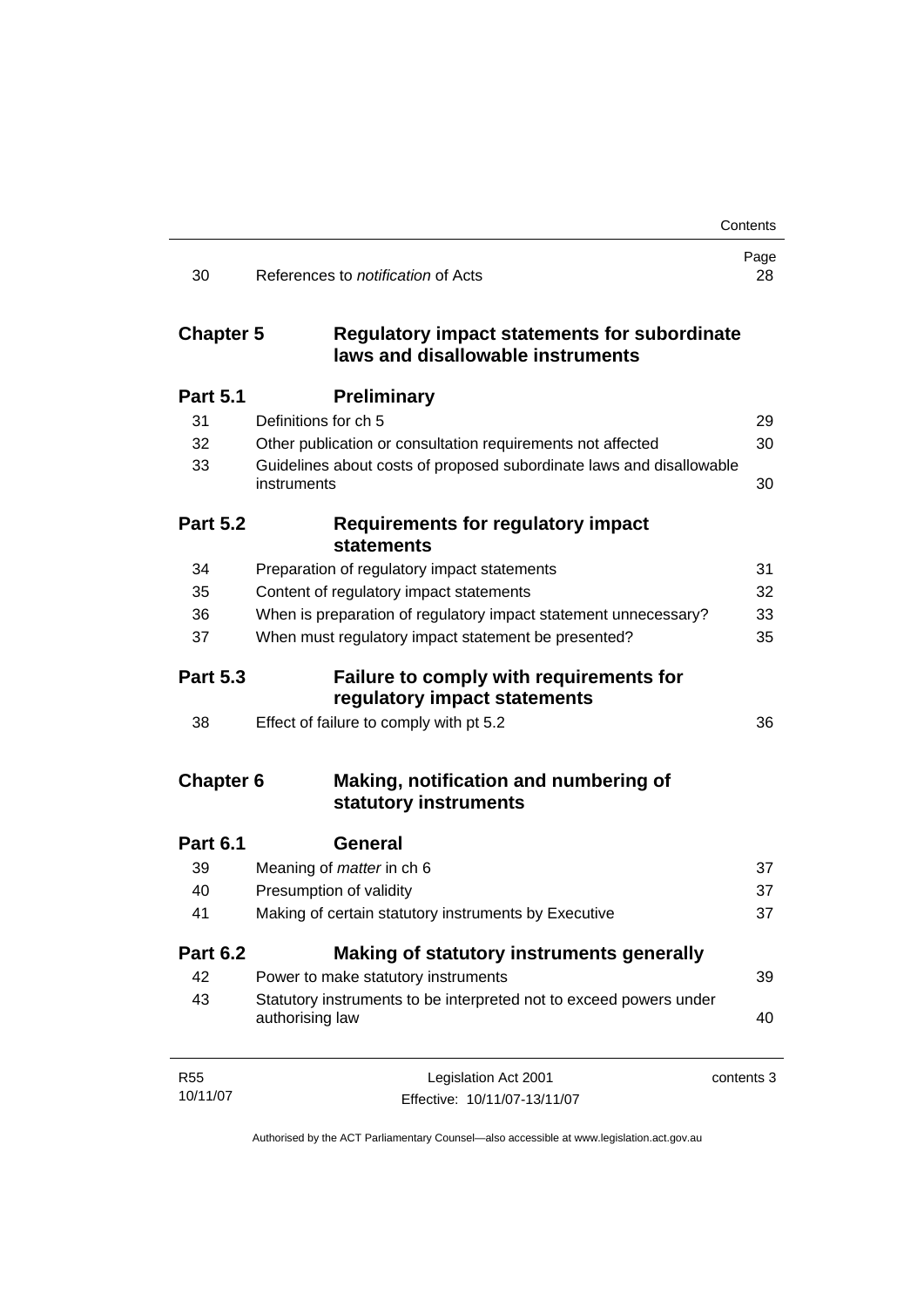| | | Page |
|---|---|---|
| 30 | References to *notification* of Acts | 28 |

## Chapter 5 Regulatory impact statements for subordinate laws and disallowable instruments

### Part 5.1 Preliminary

| | | |
|---|---|---|
| 31 | Definitions for ch 5 | 29 |
| 32 | Other publication or consultation requirements not affected | 30 |
| 33 | Guidelines about costs of proposed subordinate laws and disallowable instruments | 30 |

### Part 5.2 Requirements for regulatory impact statements

| | | |
|---|---|---|
| 34 | Preparation of regulatory impact statements | 31 |
| 35 | Content of regulatory impact statements | 32 |
| 36 | When is preparation of regulatory impact statement unnecessary? | 33 |
| 37 | When must regulatory impact statement be presented? | 35 |

### Part 5.3 Failure to comply with requirements for regulatory impact statements

| | | |
|---|---|---|
| 38 | Effect of failure to comply with pt 5.2 | 36 |

## Chapter 6 Making, notification and numbering of statutory instruments

### Part 6.1 General

| | | |
|---|---|---|
| 39 | Meaning of *matter* in ch 6 | 37 |
| 40 | Presumption of validity | 37 |
| 41 | Making of certain statutory instruments by Executive | 37 |

### Part 6.2 Making of statutory instruments generally

| | | |
|---|---|---|
| 42 | Power to make statutory instruments | 39 |
| 43 | Statutory instruments to be interpreted not to exceed powers under authorising law | 40 |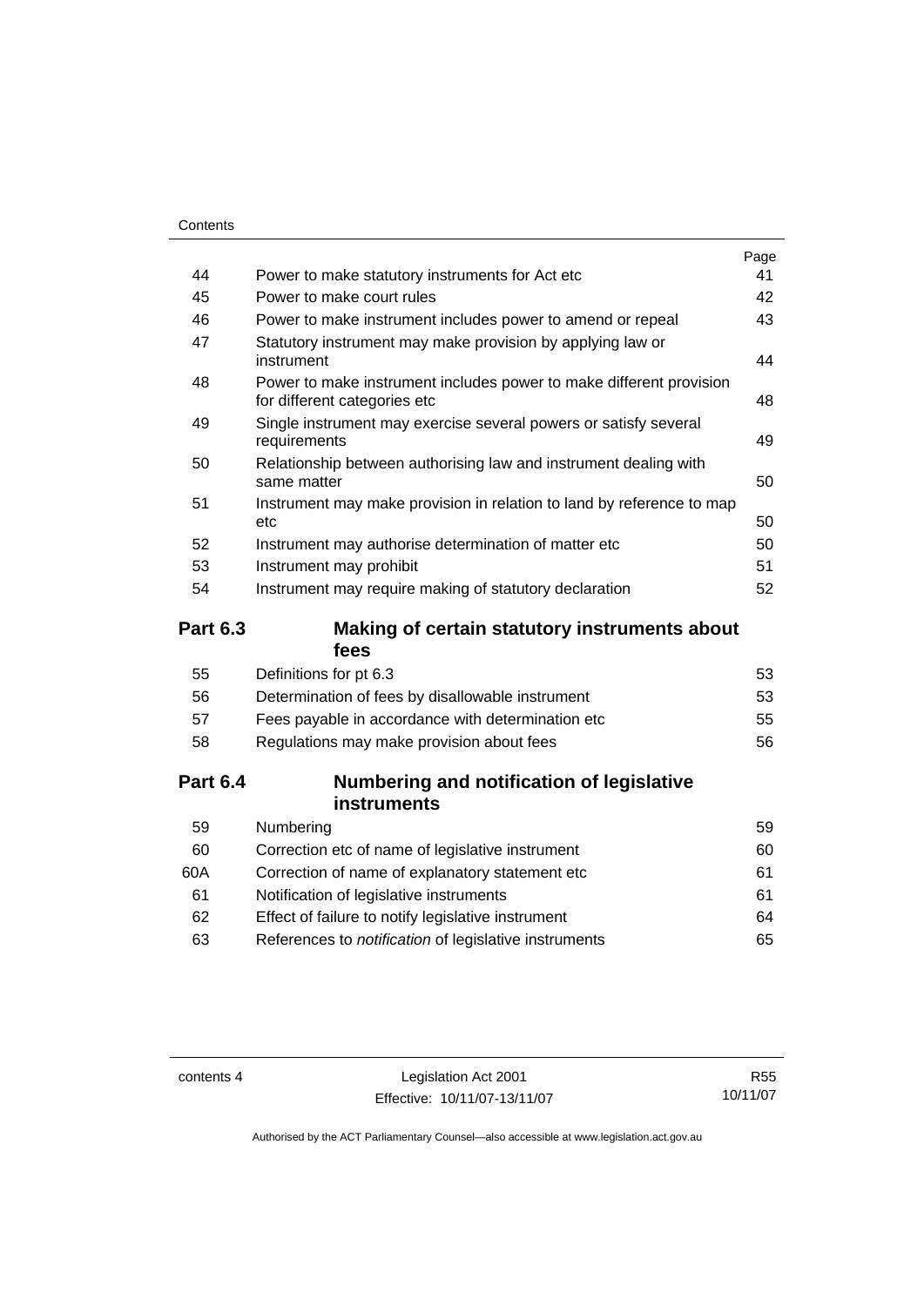| | | Page |
|---|---|---|
| 44 | Power to make statutory instruments for Act etc | 41 |
| 45 | Power to make court rules | 42 |
| 46 | Power to make instrument includes power to amend or repeal | 43 |
| 47 | Statutory instrument may make provision by applying law or instrument | 44 |
| 48 | Power to make instrument includes power to make different provision for different categories etc | 48 |
| 49 | Single instrument may exercise several powers or satisfy several requirements | 49 |
| 50 | Relationship between authorising law and instrument dealing with same matter | 50 |
| 51 | Instrument may make provision in relation to land by reference to map etc | 50 |
| 52 | Instrument may authorise determination of matter etc | 50 |
| 53 | Instrument may prohibit | 51 |
| 54 | Instrument may require making of statutory declaration | 52 |

## Part 6.3 Making of certain statutory instruments about fees

| | | |
|---|---|---|
| 55 | Definitions for pt 6.3 | 53 |
| 56 | Determination of fees by disallowable instrument | 53 |
| 57 | Fees payable in accordance with determination etc | 55 |
| 58 | Regulations may make provision about fees | 56 |

## Part 6.4 Numbering and notification of legislative instruments

| | | |
|---|---|---|
| 59 | Numbering | 59 |
| 60 | Correction etc of name of legislative instrument | 60 |
| 60A | Correction of name of explanatory statement etc | 61 |
| 61 | Notification of legislative instruments | 61 |
| 62 | Effect of failure to notify legislative instrument | 64 |
| 63 | References to *notification* of legislative instruments | 65 |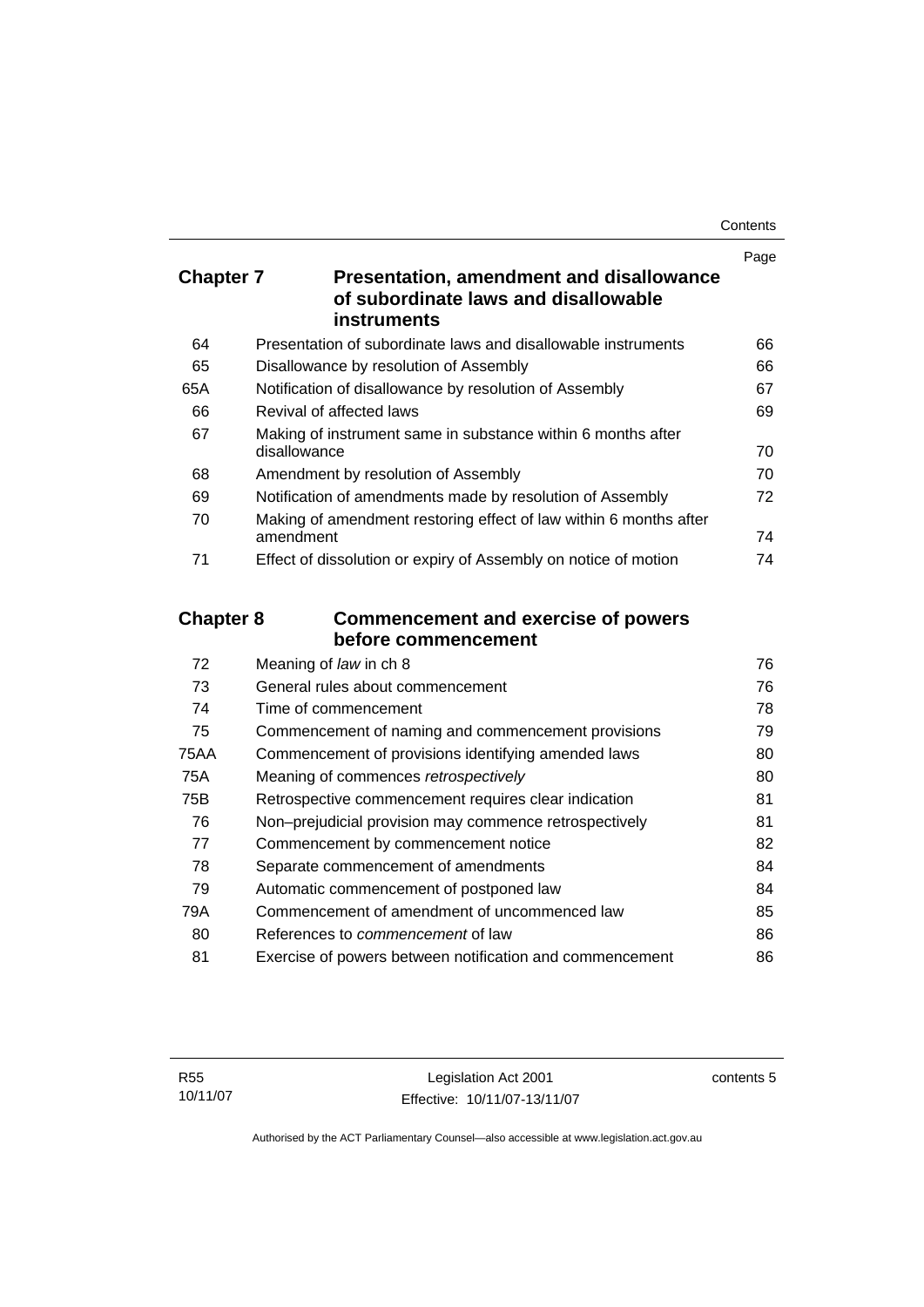| | | Page |
|---|---|---|
| **Chapter 7** | **Presentation, amendment and disallowance of subordinate laws and disallowable instruments** | |
| 64 | Presentation of subordinate laws and disallowable instruments | 66 |
| 65 | Disallowance by resolution of Assembly | 66 |
| 65A | Notification of disallowance by resolution of Assembly | 67 |
| 66 | Revival of affected laws | 69 |
| 67 | Making of instrument same in substance within 6 months after disallowance | 70 |
| 68 | Amendment by resolution of Assembly | 70 |
| 69 | Notification of amendments made by resolution of Assembly | 72 |
| 70 | Making of amendment restoring effect of law within 6 months after amendment | 74 |
| 71 | Effect of dissolution or expiry of Assembly on notice of motion | 74 |
| **Chapter 8** | **Commencement and exercise of powers before commencement** | |
| 72 | Meaning of *law* in ch 8 | 76 |
| 73 | General rules about commencement | 76 |
| 74 | Time of commencement | 78 |
| 75 | Commencement of naming and commencement provisions | 79 |
| 75AA | Commencement of provisions identifying amended laws | 80 |
| 75A | Meaning of commences *retrospectively* | 80 |
| 75B | Retrospective commencement requires clear indication | 81 |
| 76 | Non–prejudicial provision may commence retrospectively | 81 |
| 77 | Commencement by commencement notice | 82 |
| 78 | Separate commencement of amendments | 84 |
| 79 | Automatic commencement of postponed law | 84 |
| 79A | Commencement of amendment of uncommenced law | 85 |
| 80 | References to *commencement* of law | 86 |
| 81 | Exercise of powers between notification and commencement | 86 |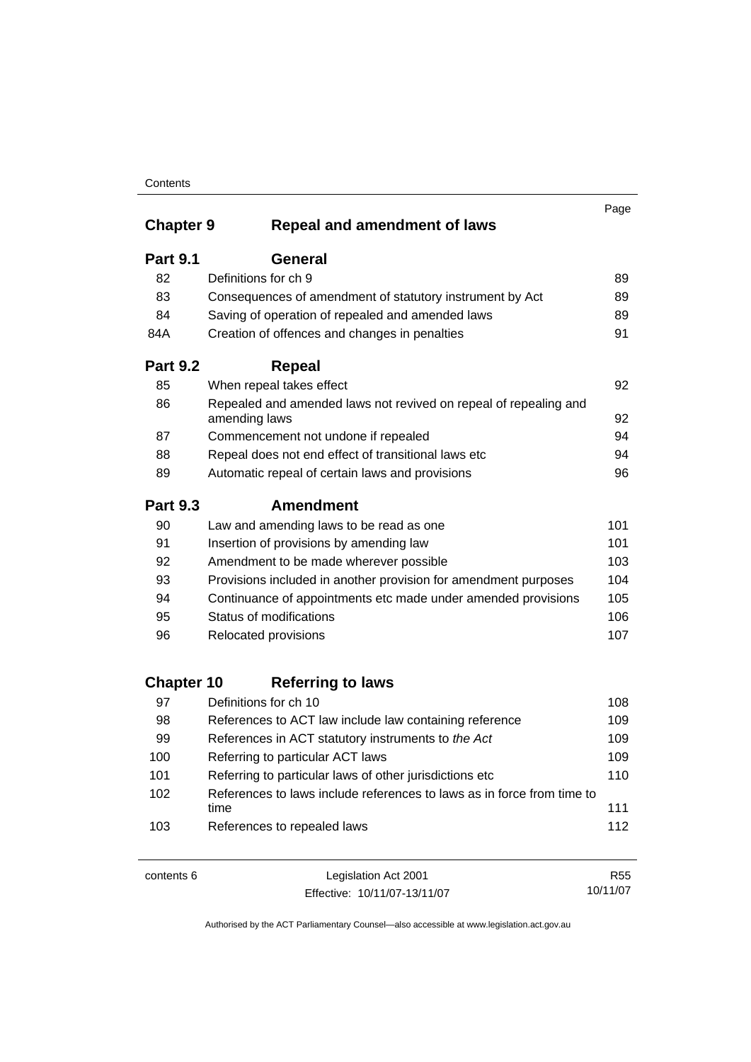| | | Page |
|---|---|---|
| **Chapter 9** | **Repeal and amendment of laws** | |
| **Part 9.1** | **General** | |
| 82 | Definitions for ch 9 | 89 |
| 83 | Consequences of amendment of statutory instrument by Act | 89 |
| 84 | Saving of operation of repealed and amended laws | 89 |
| 84A | Creation of offences and changes in penalties | 91 |
| **Part 9.2** | **Repeal** | |
| 85 | When repeal takes effect | 92 |
| 86 | Repealed and amended laws not revived on repeal of repealing and amending laws | 92 |
| 87 | Commencement not undone if repealed | 94 |
| 88 | Repeal does not end effect of transitional laws etc | 94 |
| 89 | Automatic repeal of certain laws and provisions | 96 |
| **Part 9.3** | **Amendment** | |
| 90 | Law and amending laws to be read as one | 101 |
| 91 | Insertion of provisions by amending law | 101 |
| 92 | Amendment to be made wherever possible | 103 |
| 93 | Provisions included in another provision for amendment purposes | 104 |
| 94 | Continuance of appointments etc made under amended provisions | 105 |
| 95 | Status of modifications | 106 |
| 96 | Relocated provisions | 107 |
| **Chapter 10** | **Referring to laws** | |
| 97 | Definitions for ch 10 | 108 |
| 98 | References to ACT law include law containing reference | 109 |
| 99 | References in ACT statutory instruments to *the Act* | 109 |
| 100 | Referring to particular ACT laws | 109 |
| 101 | Referring to particular laws of other jurisdictions etc | 110 |
| 102 | References to laws include references to laws as in force from time to time | 111 |
| 103 | References to repealed laws | 112 |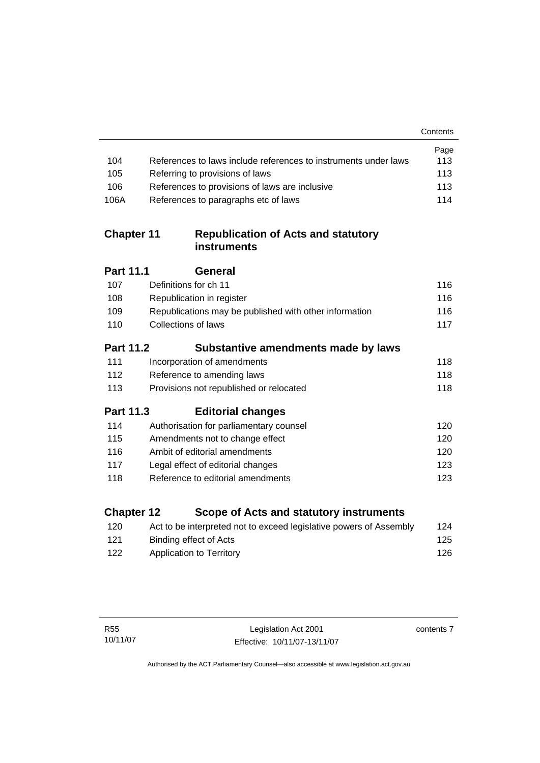| | | Page |
|---|---|---|
| 104 | References to laws include references to instruments under laws | 113 |
| 105 | Referring to provisions of laws | 113 |
| 106 | References to provisions of laws are inclusive | 113 |
| 106A | References to paragraphs etc of laws | 114 |

## Chapter 11 Republication of Acts and statutory instruments

### Part 11.1 General

| | | |
|---|---|---|
| 107 | Definitions for ch 11 | 116 |
| 108 | Republication in register | 116 |
| 109 | Republications may be published with other information | 116 |
| 110 | Collections of laws | 117 |

### Part 11.2 Substantive amendments made by laws

| | | |
|---|---|---|
| 111 | Incorporation of amendments | 118 |
| 112 | Reference to amending laws | 118 |
| 113 | Provisions not republished or relocated | 118 |

### Part 11.3 Editorial changes

| | | |
|---|---|---|
| 114 | Authorisation for parliamentary counsel | 120 |
| 115 | Amendments not to change effect | 120 |
| 116 | Ambit of editorial amendments | 120 |
| 117 | Legal effect of editorial changes | 123 |
| 118 | Reference to editorial amendments | 123 |

## Chapter 12 Scope of Acts and statutory instruments

| | | |
|---|---|---|
| 120 | Act to be interpreted not to exceed legislative powers of Assembly | 124 |
| 121 | Binding effect of Acts | 125 |
| 122 | Application to Territory | 126 |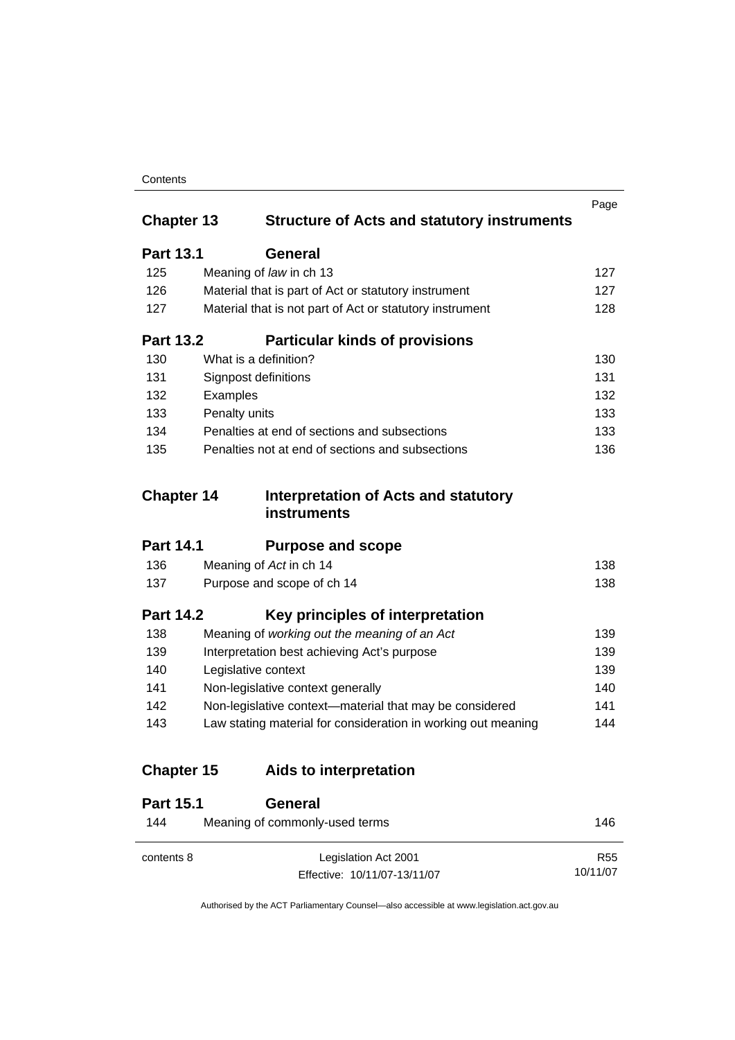| | | Page |
|---|---|---|
| **Chapter 13** | **Structure of Acts and statutory instruments** | |
| **Part 13.1** | **General** | |
| 125 | Meaning of *law* in ch 13 | 127 |
| 126 | Material that is part of Act or statutory instrument | 127 |
| 127 | Material that is not part of Act or statutory instrument | 128 |
| **Part 13.2** | **Particular kinds of provisions** | |
| 130 | What is a definition? | 130 |
| 131 | Signpost definitions | 131 |
| 132 | Examples | 132 |
| 133 | Penalty units | 133 |
| 134 | Penalties at end of sections and subsections | 133 |
| 135 | Penalties not at end of sections and subsections | 136 |
| **Chapter 14** | **Interpretation of Acts and statutory instruments** | |
| **Part 14.1** | **Purpose and scope** | |
| 136 | Meaning of *Act* in ch 14 | 138 |
| 137 | Purpose and scope of ch 14 | 138 |
| **Part 14.2** | **Key principles of interpretation** | |
| 138 | Meaning of *working out the meaning of an Act* | 139 |
| 139 | Interpretation best achieving Act's purpose | 139 |
| 140 | Legislative context | 139 |
| 141 | Non-legislative context generally | 140 |
| 142 | Non-legislative context—material that may be considered | 141 |
| 143 | Law stating material for consideration in working out meaning | 144 |
| **Chapter 15** | **Aids to interpretation** | |
| **Part 15.1** | **General** | |
| 144 | Meaning of commonly-used terms | 146 |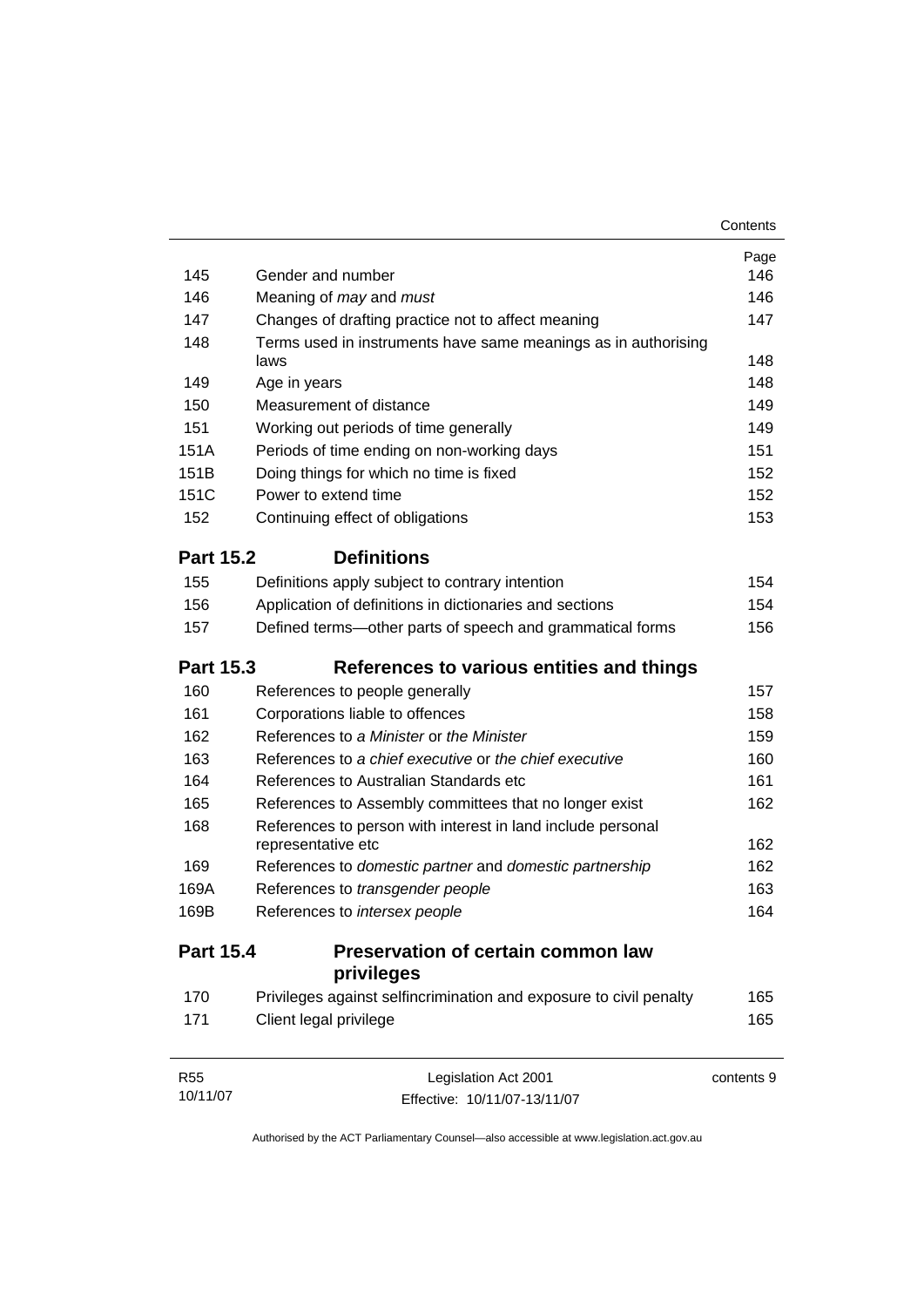| | | Page |
|---|---|---|
| 145 | Gender and number | 146 |
| 146 | Meaning of *may* and *must* | 146 |
| 147 | Changes of drafting practice not to affect meaning | 147 |
| 148 | Terms used in instruments have same meanings as in authorising laws | 148 |
| 149 | Age in years | 148 |
| 150 | Measurement of distance | 149 |
| 151 | Working out periods of time generally | 149 |
| 151A | Periods of time ending on non-working days | 151 |
| 151B | Doing things for which no time is fixed | 152 |
| 151C | Power to extend time | 152 |
| 152 | Continuing effect of obligations | 153 |

## Part 15.2 Definitions

| | | |
|---|---|---|
| 155 | Definitions apply subject to contrary intention | 154 |
| 156 | Application of definitions in dictionaries and sections | 154 |
| 157 | Defined terms—other parts of speech and grammatical forms | 156 |

## Part 15.3 References to various entities and things

| | | |
|---|---|---|
| 160 | References to people generally | 157 |
| 161 | Corporations liable to offences | 158 |
| 162 | References to *a Minister* or *the Minister* | 159 |
| 163 | References to *a chief executive* or *the chief executive* | 160 |
| 164 | References to Australian Standards etc | 161 |
| 165 | References to Assembly committees that no longer exist | 162 |
| 168 | References to person with interest in land include personal representative etc | 162 |
| 169 | References to *domestic partner* and *domestic partnership* | 162 |
| 169A | References to *transgender people* | 163 |
| 169B | References to *intersex people* | 164 |

## Part 15.4 Preservation of certain common law privileges

| | | |
|---|---|---|
| 170 | Privileges against selfincrimination and exposure to civil penalty | 165 |
| 171 | Client legal privilege | 165 |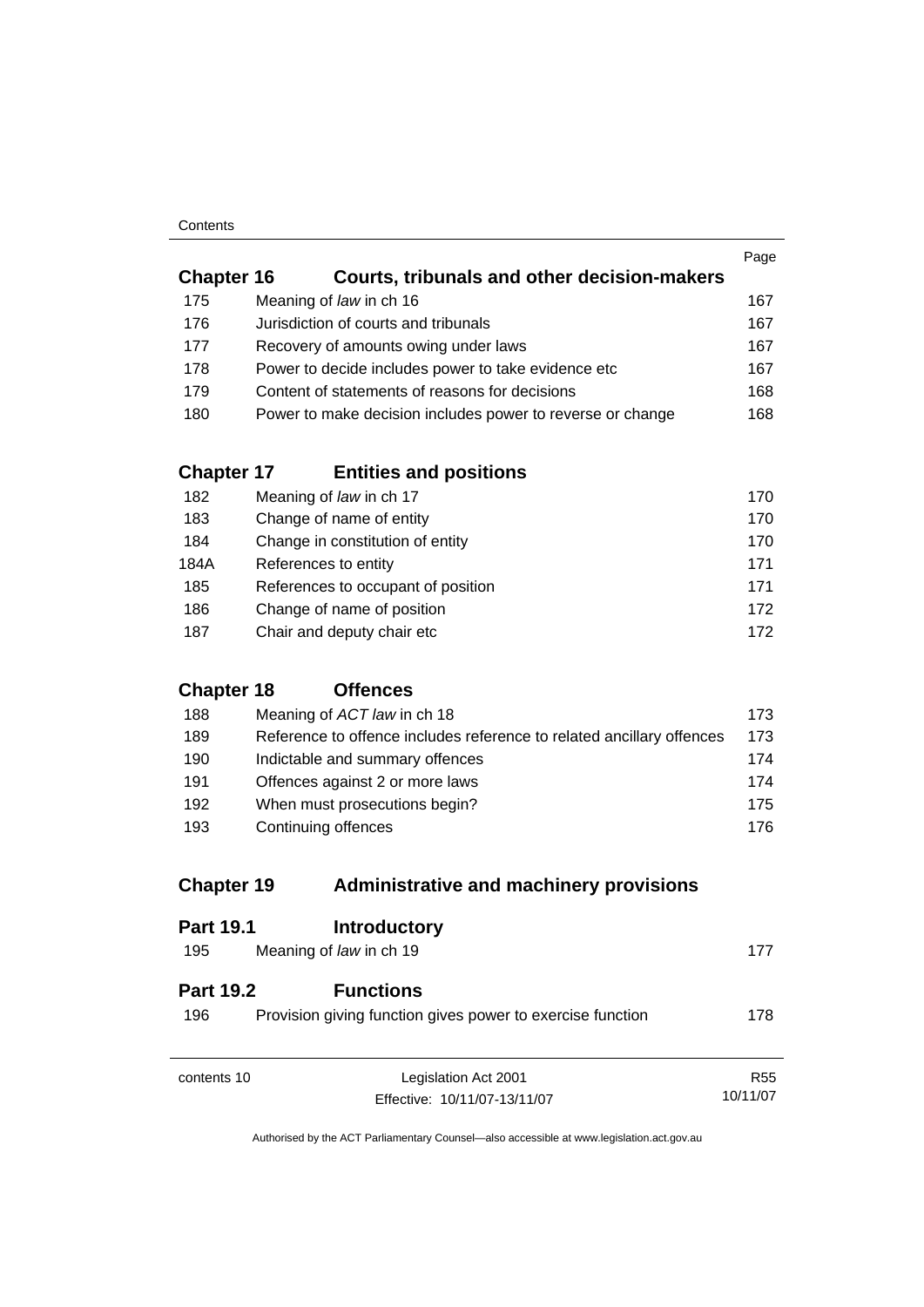| | | Page |
|---|---|---|
| **Chapter 16** | **Courts, tribunals and other decision-makers** | |
| 175 | Meaning of *law* in ch 16 | 167 |
| 176 | Jurisdiction of courts and tribunals | 167 |
| 177 | Recovery of amounts owing under laws | 167 |
| 178 | Power to decide includes power to take evidence etc | 167 |
| 179 | Content of statements of reasons for decisions | 168 |
| 180 | Power to make decision includes power to reverse or change | 168 |
| **Chapter 17** | **Entities and positions** | |
| 182 | Meaning of *law* in ch 17 | 170 |
| 183 | Change of name of entity | 170 |
| 184 | Change in constitution of entity | 170 |
| 184A | References to entity | 171 |
| 185 | References to occupant of position | 171 |
| 186 | Change of name of position | 172 |
| 187 | Chair and deputy chair etc | 172 |
| **Chapter 18** | **Offences** | |
| 188 | Meaning of *ACT law* in ch 18 | 173 |
| 189 | Reference to offence includes reference to related ancillary offences | 173 |
| 190 | Indictable and summary offences | 174 |
| 191 | Offences against 2 or more laws | 174 |
| 192 | When must prosecutions begin? | 175 |
| 193 | Continuing offences | 176 |
| **Chapter 19** | **Administrative and machinery provisions** | |
| **Part 19.1** | **Introductory** | |
| 195 | Meaning of *law* in ch 19 | 177 |
| **Part 19.2** | **Functions** | |
| 196 | Provision giving function gives power to exercise function | 178 |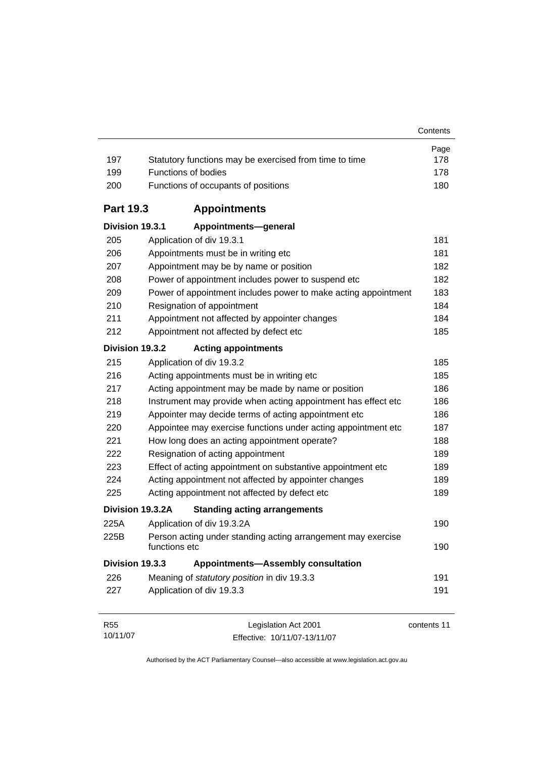| | | Page |
|---|---|---|
| 197 | Statutory functions may be exercised from time to time | 178 |
| 199 | Functions of bodies | 178 |
| 200 | Functions of occupants of positions | 180 |

## Part 19.3 Appointments

### Division 19.3.1 Appointments—general

| | | |
|---|---|---|
| 205 | Application of div 19.3.1 | 181 |
| 206 | Appointments must be in writing etc | 181 |
| 207 | Appointment may be by name or position | 182 |
| 208 | Power of appointment includes power to suspend etc | 182 |
| 209 | Power of appointment includes power to make acting appointment | 183 |
| 210 | Resignation of appointment | 184 |
| 211 | Appointment not affected by appointer changes | 184 |
| 212 | Appointment not affected by defect etc | 185 |

### Division 19.3.2 Acting appointments

| | | |
|---|---|---|
| 215 | Application of div 19.3.2 | 185 |
| 216 | Acting appointments must be in writing etc | 185 |
| 217 | Acting appointment may be made by name or position | 186 |
| 218 | Instrument may provide when acting appointment has effect etc | 186 |
| 219 | Appointer may decide terms of acting appointment etc | 186 |
| 220 | Appointee may exercise functions under acting appointment etc | 187 |
| 221 | How long does an acting appointment operate? | 188 |
| 222 | Resignation of acting appointment | 189 |
| 223 | Effect of acting appointment on substantive appointment etc | 189 |
| 224 | Acting appointment not affected by appointer changes | 189 |
| 225 | Acting appointment not affected by defect etc | 189 |

### Division 19.3.2A Standing acting arrangements

| | | |
|---|---|---|
| 225A | Application of div 19.3.2A | 190 |
| 225B | Person acting under standing acting arrangement may exercise functions etc | 190 |

### Division 19.3.3 Appointments—Assembly consultation

| | | |
|---|---|---|
| 226 | Meaning of *statutory position* in div 19.3.3 | 191 |
| 227 | Application of div 19.3.3 | 191 |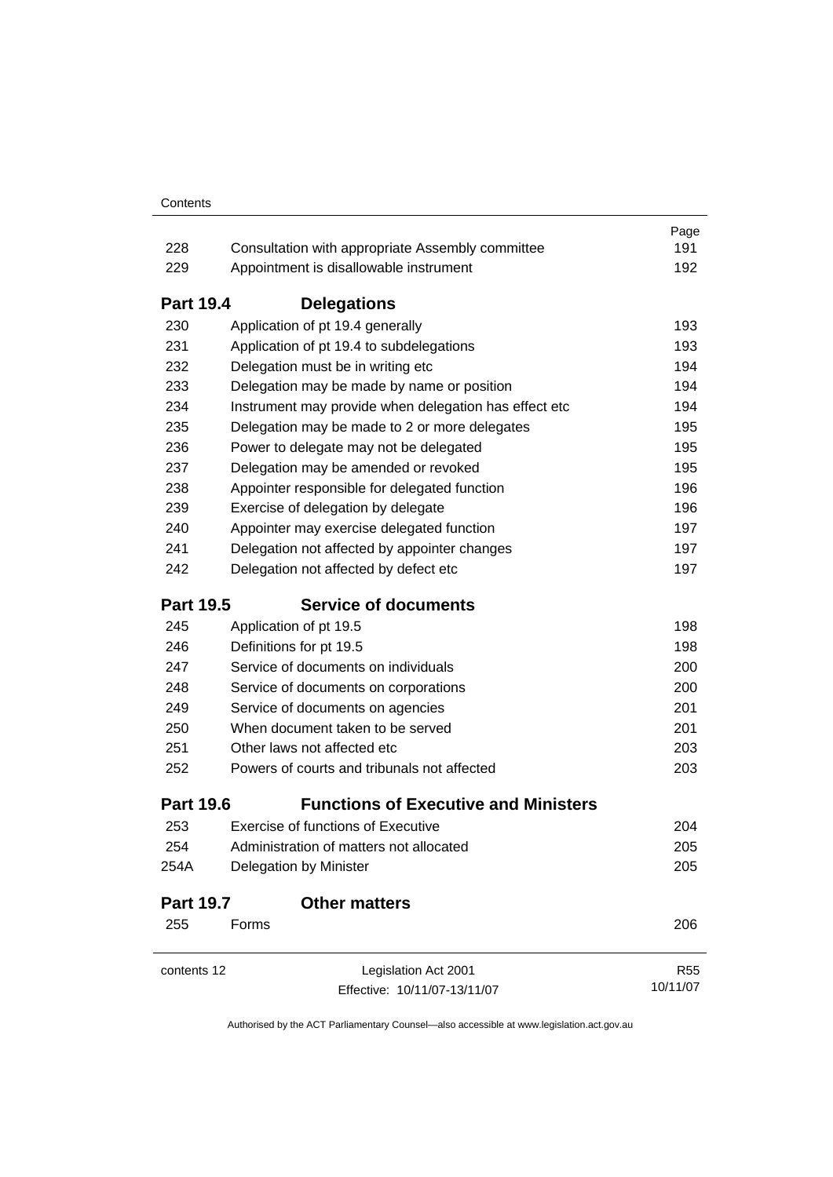| | | Page |
|---|---|---|
| 228 | Consultation with appropriate Assembly committee | 191 |
| 229 | Appointment is disallowable instrument | 192 |

## Part 19.4 Delegations

| | | |
|---|---|---|
| 230 | Application of pt 19.4 generally | 193 |
| 231 | Application of pt 19.4 to subdelegations | 193 |
| 232 | Delegation must be in writing etc | 194 |
| 233 | Delegation may be made by name or position | 194 |
| 234 | Instrument may provide when delegation has effect etc | 194 |
| 235 | Delegation may be made to 2 or more delegates | 195 |
| 236 | Power to delegate may not be delegated | 195 |
| 237 | Delegation may be amended or revoked | 195 |
| 238 | Appointer responsible for delegated function | 196 |
| 239 | Exercise of delegation by delegate | 196 |
| 240 | Appointer may exercise delegated function | 197 |
| 241 | Delegation not affected by appointer changes | 197 |
| 242 | Delegation not affected by defect etc | 197 |

## Part 19.5 Service of documents

| | | |
|---|---|---|
| 245 | Application of pt 19.5 | 198 |
| 246 | Definitions for pt 19.5 | 198 |
| 247 | Service of documents on individuals | 200 |
| 248 | Service of documents on corporations | 200 |
| 249 | Service of documents on agencies | 201 |
| 250 | When document taken to be served | 201 |
| 251 | Other laws not affected etc | 203 |
| 252 | Powers of courts and tribunals not affected | 203 |

## Part 19.6 Functions of Executive and Ministers

| | | |
|---|---|---|
| 253 | Exercise of functions of Executive | 204 |
| 254 | Administration of matters not allocated | 205 |
| 254A | Delegation by Minister | 205 |

## Part 19.7 Other matters

| | | |
|---|---|---|
| 255 | Forms | 206 |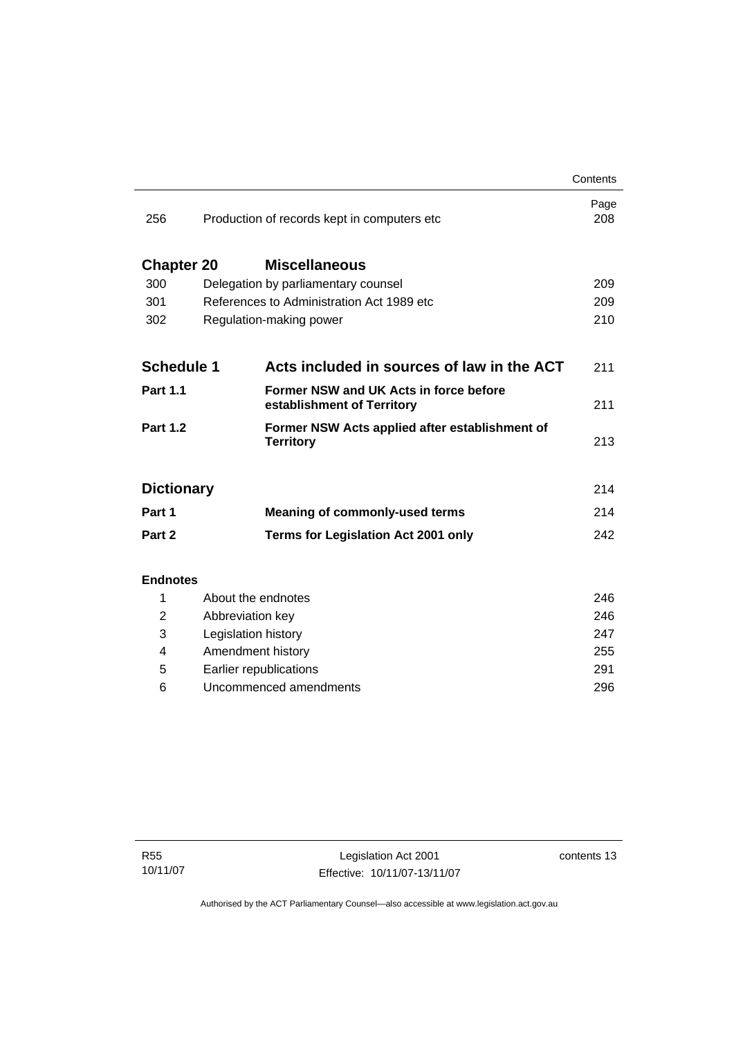| | | Page |
|---|---|---|
| 256 | Production of records kept in computers etc | 208 |
| **Chapter 20** | **Miscellaneous** | |
| 300 | Delegation by parliamentary counsel | 209 |
| 301 | References to Administration Act 1989 etc | 209 |
| 302 | Regulation-making power | 210 |
| **Schedule 1** | **Acts included in sources of law in the ACT** | 211 |
| **Part 1.1** | **Former NSW and UK Acts in force before establishment of Territory** | 211 |
| **Part 1.2** | **Former NSW Acts applied after establishment of Territory** | 213 |
| **Dictionary** | | 214 |
| **Part 1** | **Meaning of commonly-used terms** | 214 |
| **Part 2** | **Terms for Legislation Act 2001 only** | 242 |

**Endnotes**

| | | |
|---|---|---|
| 1 | About the endnotes | 246 |
| 2 | Abbreviation key | 246 |
| 3 | Legislation history | 247 |
| 4 | Amendment history | 255 |
| 5 | Earlier republications | 291 |
| 6 | Uncommenced amendments | 296 |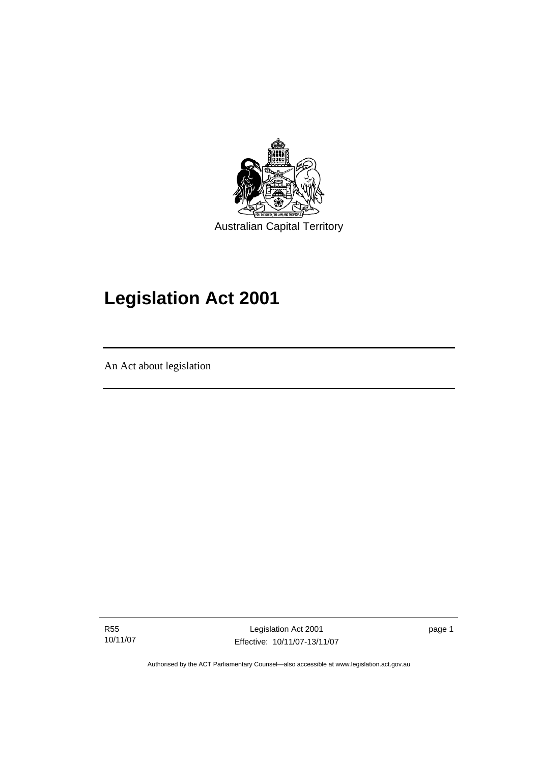Australian Capital Territory

# Legislation Act 2001

An Act about legislation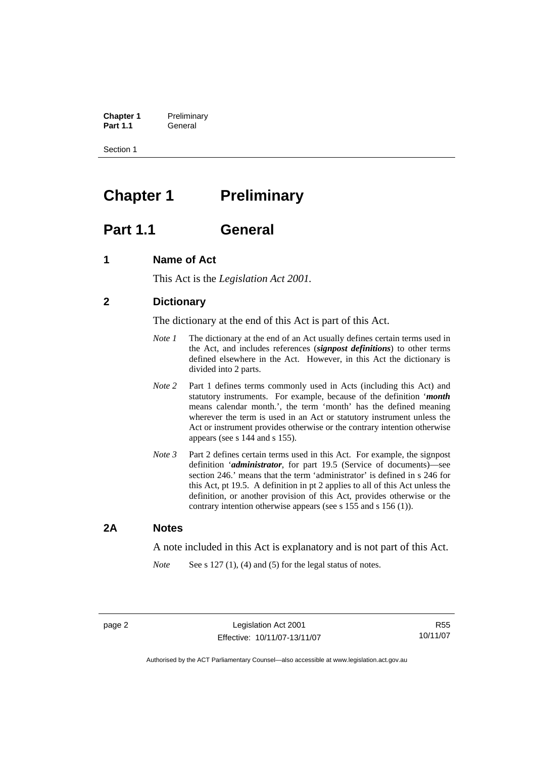# Chapter 1 Preliminary

## Part 1.1 General

### 1 Name of Act

This Act is the *Legislation Act 2001*.

### 2 Dictionary

The dictionary at the end of this Act is part of this Act.

*Note 1* The dictionary at the end of an Act usually defines certain terms used in the Act, and includes references (***signpost definitions***) to other terms defined elsewhere in the Act. However, in this Act the dictionary is divided into 2 parts.

*Note 2* Part 1 defines terms commonly used in Acts (including this Act) and statutory instruments. For example, because of the definition '***month*** means calendar month.', the term 'month' has the defined meaning wherever the term is used in an Act or statutory instrument unless the Act or instrument provides otherwise or the contrary intention otherwise appears (see s 144 and s 155).

*Note 3* Part 2 defines certain terms used in this Act. For example, the signpost definition '***administrator***, for part 19.5 (Service of documents)—see section 246.' means that the term 'administrator' is defined in s 246 for this Act, pt 19.5. A definition in pt 2 applies to all of this Act unless the definition, or another provision of this Act, provides otherwise or the contrary intention otherwise appears (see s 155 and s 156 (1)).

### 2A Notes

A note included in this Act is explanatory and is not part of this Act.

*Note* See s 127 (1), (4) and (5) for the legal status of notes.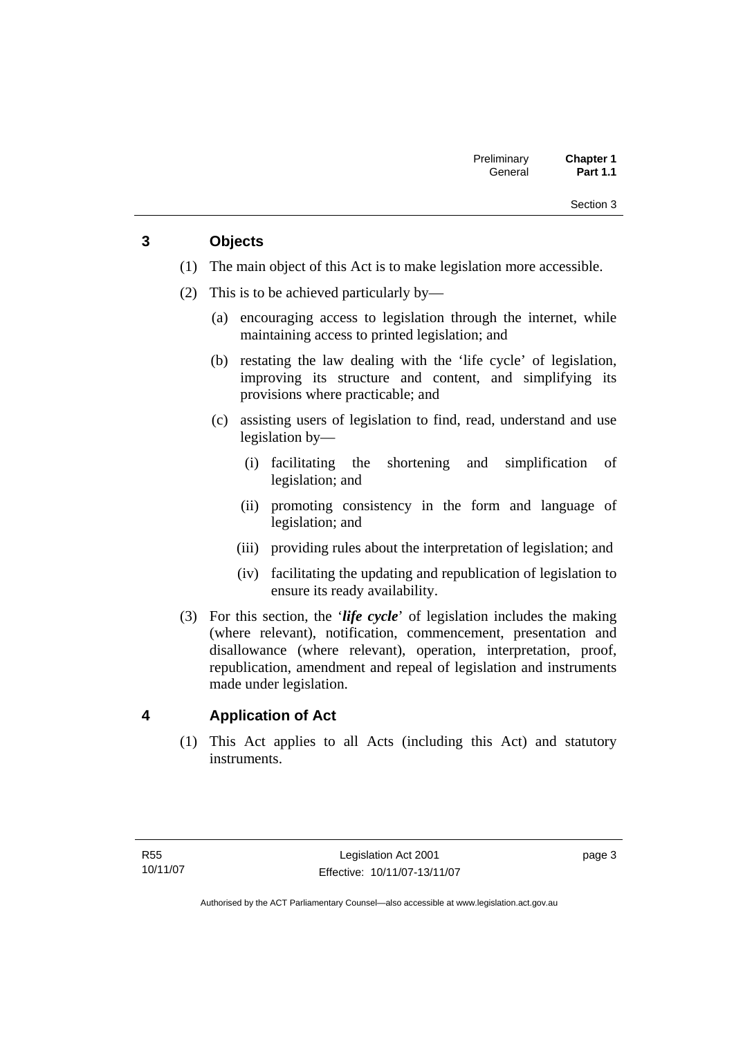## 3 Objects

(1) The main object of this Act is to make legislation more accessible.

(2) This is to be achieved particularly by—

(a) encouraging access to legislation through the internet, while maintaining access to printed legislation; and

(b) restating the law dealing with the 'life cycle' of legislation, improving its structure and content, and simplifying its provisions where practicable; and

(c) assisting users of legislation to find, read, understand and use legislation by—

(i) facilitating the shortening and simplification of legislation; and

(ii) promoting consistency in the form and language of legislation; and

(iii) providing rules about the interpretation of legislation; and

(iv) facilitating the updating and republication of legislation to ensure its ready availability.

(3) For this section, the '***life cycle***' of legislation includes the making (where relevant), notification, commencement, presentation and disallowance (where relevant), operation, interpretation, proof, republication, amendment and repeal of legislation and instruments made under legislation.

## 4 Application of Act

(1) This Act applies to all Acts (including this Act) and statutory instruments.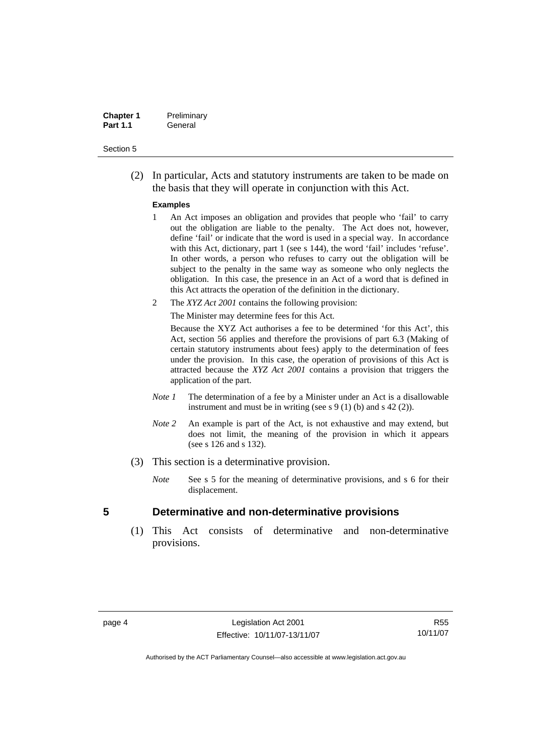(2) In particular, Acts and statutory instruments are taken to be made on the basis that they will operate in conjunction with this Act.

**Examples**

1 An Act imposes an obligation and provides that people who 'fail' to carry out the obligation are liable to the penalty. The Act does not, however, define 'fail' or indicate that the word is used in a special way. In accordance with this Act, dictionary, part 1 (see s 144), the word 'fail' includes 'refuse'. In other words, a person who refuses to carry out the obligation will be subject to the penalty in the same way as someone who only neglects the obligation. In this case, the presence in an Act of a word that is defined in this Act attracts the operation of the definition in the dictionary.

2 The *XYZ Act 2001* contains the following provision:

The Minister may determine fees for this Act.

Because the XYZ Act authorises a fee to be determined 'for this Act', this Act, section 56 applies and therefore the provisions of part 6.3 (Making of certain statutory instruments about fees) apply to the determination of fees under the provision. In this case, the operation of provisions of this Act is attracted because the *XYZ Act 2001* contains a provision that triggers the application of the part.

*Note 1* The determination of a fee by a Minister under an Act is a disallowable instrument and must be in writing (see s 9 (1) (b) and s 42 (2)).

*Note 2* An example is part of the Act, is not exhaustive and may extend, but does not limit, the meaning of the provision in which it appears (see s 126 and s 132).

(3) This section is a determinative provision.

*Note* See s 5 for the meaning of determinative provisions, and s 6 for their displacement.

## 5 Determinative and non-determinative provisions

(1) This Act consists of determinative and non-determinative provisions.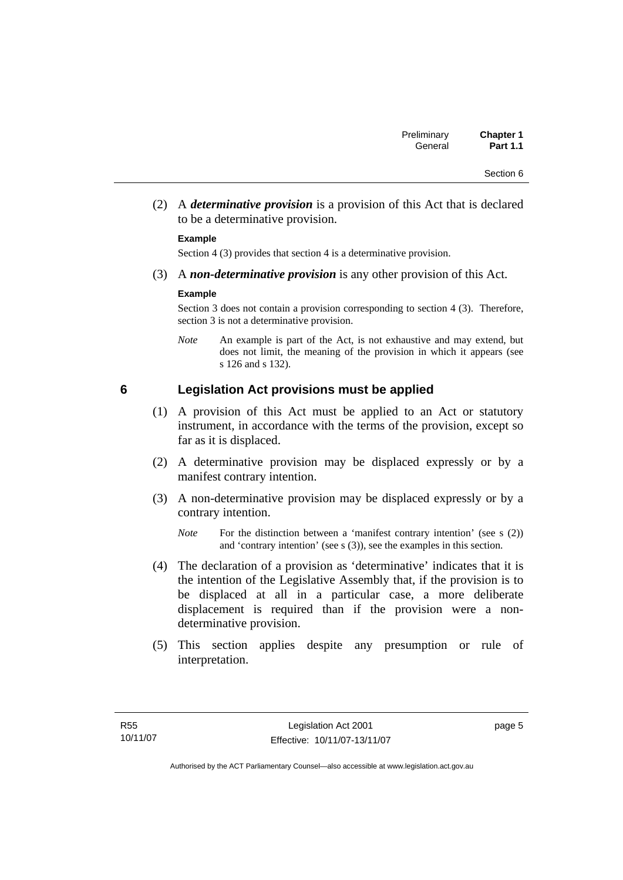(2) A ***determinative provision*** is a provision of this Act that is declared to be a determinative provision.

**Example**

Section 4 (3) provides that section 4 is a determinative provision.

(3) A ***non-determinative provision*** is any other provision of this Act.

**Example**

Section 3 does not contain a provision corresponding to section 4 (3). Therefore, section 3 is not a determinative provision.

*Note* An example is part of the Act, is not exhaustive and may extend, but does not limit, the meaning of the provision in which it appears (see s 126 and s 132).

## 6 Legislation Act provisions must be applied

(1) A provision of this Act must be applied to an Act or statutory instrument, in accordance with the terms of the provision, except so far as it is displaced.

(2) A determinative provision may be displaced expressly or by a manifest contrary intention.

(3) A non-determinative provision may be displaced expressly or by a contrary intention.

*Note* For the distinction between a 'manifest contrary intention' (see s (2)) and 'contrary intention' (see s (3)), see the examples in this section.

(4) The declaration of a provision as 'determinative' indicates that it is the intention of the Legislative Assembly that, if the provision is to be displaced at all in a particular case, a more deliberate displacement is required than if the provision were a non-determinative provision.

(5) This section applies despite any presumption or rule of interpretation.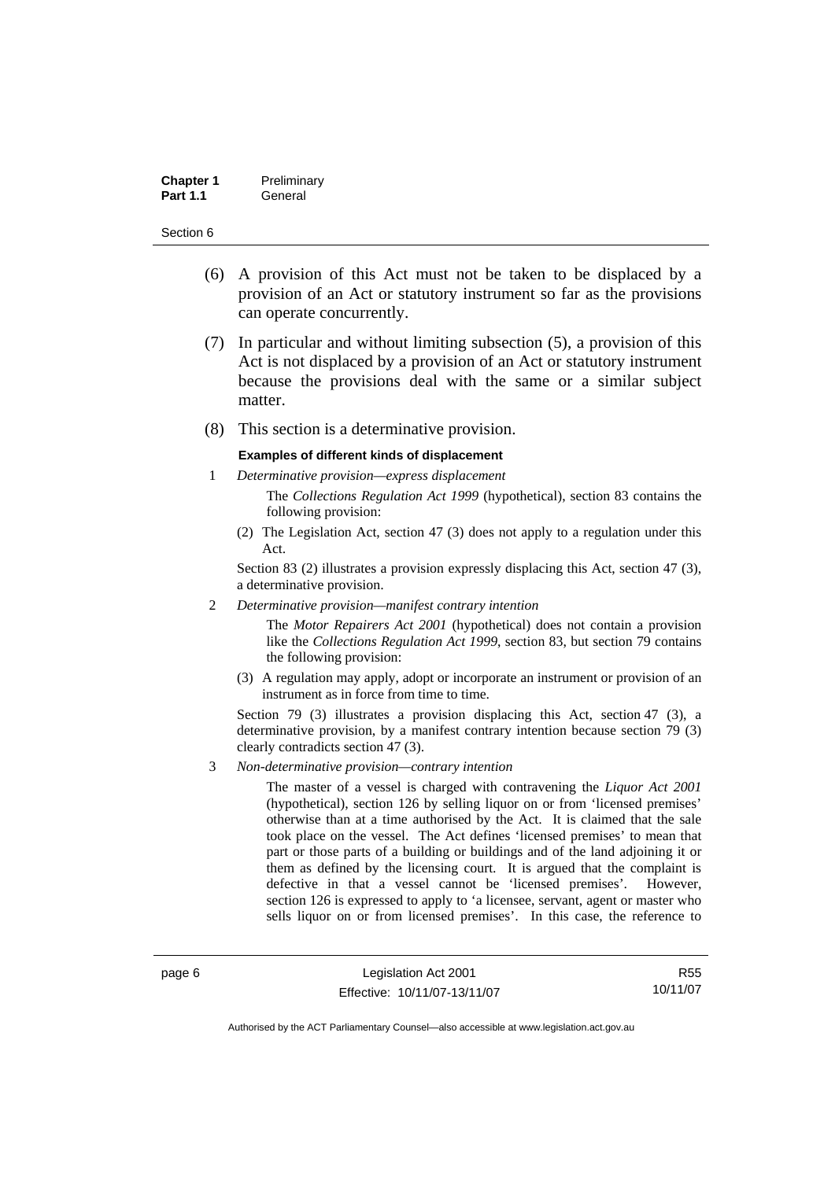(6) A provision of this Act must not be taken to be displaced by a provision of an Act or statutory instrument so far as the provisions can operate concurrently.

(7) In particular and without limiting subsection (5), a provision of this Act is not displaced by a provision of an Act or statutory instrument because the provisions deal with the same or a similar subject matter.

(8) This section is a determinative provision.

**Examples of different kinds of displacement**

1 *Determinative provision—express displacement*

The *Collections Regulation Act 1999* (hypothetical), section 83 contains the following provision:

(2) The Legislation Act, section 47 (3) does not apply to a regulation under this Act.

Section 83 (2) illustrates a provision expressly displacing this Act, section 47 (3), a determinative provision.

2 *Determinative provision—manifest contrary intention*

The *Motor Repairers Act 2001* (hypothetical) does not contain a provision like the *Collections Regulation Act 1999*, section 83, but section 79 contains the following provision:

(3) A regulation may apply, adopt or incorporate an instrument or provision of an instrument as in force from time to time.

Section 79 (3) illustrates a provision displacing this Act, section 47 (3), a determinative provision, by a manifest contrary intention because section 79 (3) clearly contradicts section 47 (3).

3 *Non-determinative provision—contrary intention*

The master of a vessel is charged with contravening the *Liquor Act 2001* (hypothetical), section 126 by selling liquor on or from 'licensed premises' otherwise than at a time authorised by the Act. It is claimed that the sale took place on the vessel. The Act defines 'licensed premises' to mean that part or those parts of a building or buildings and of the land adjoining it or them as defined by the licensing court. It is argued that the complaint is defective in that a vessel cannot be 'licensed premises'. However, section 126 is expressed to apply to 'a licensee, servant, agent or master who sells liquor on or from licensed premises'. In this case, the reference to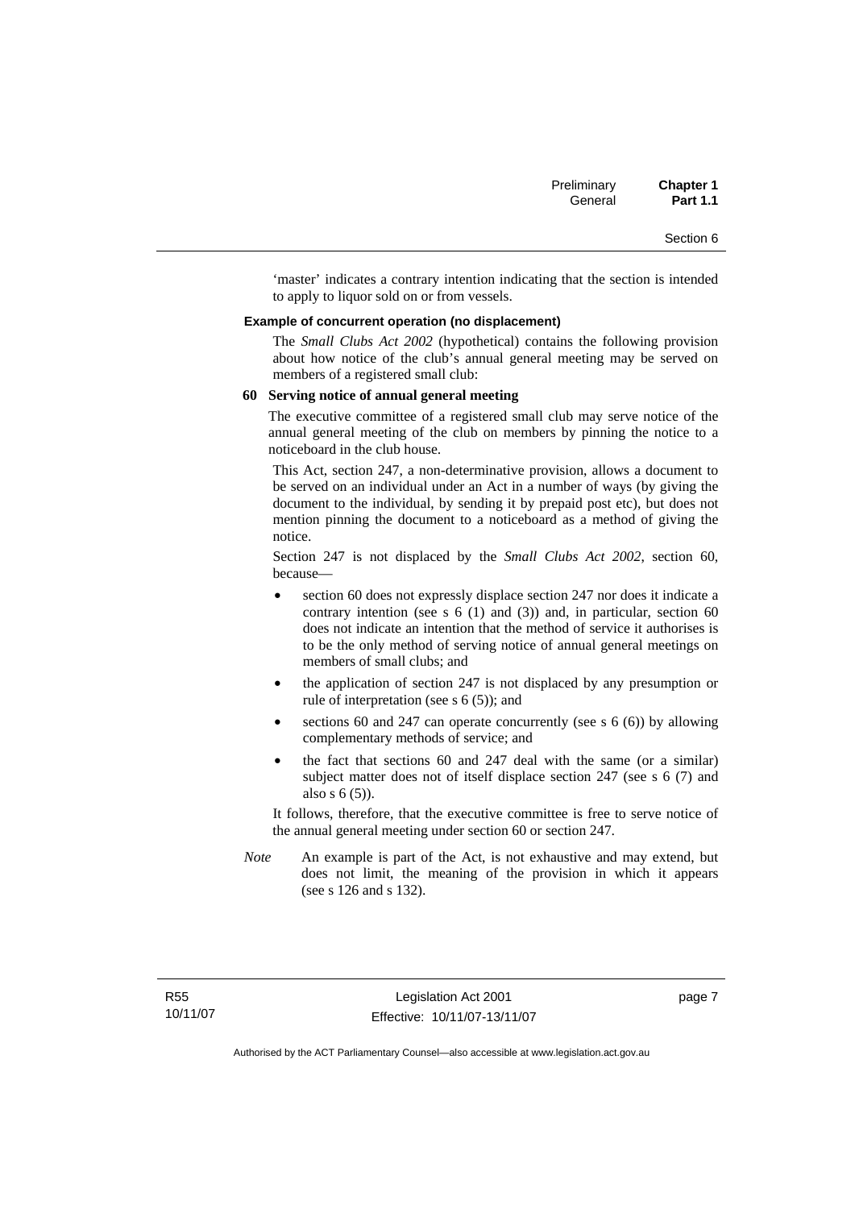'master' indicates a contrary intention indicating that the section is intended to apply to liquor sold on or from vessels.

**Example of concurrent operation (no displacement)**

The *Small Clubs Act 2002* (hypothetical) contains the following provision about how notice of the club's annual general meeting may be served on members of a registered small club:

**60 Serving notice of annual general meeting**

The executive committee of a registered small club may serve notice of the annual general meeting of the club on members by pinning the notice to a noticeboard in the club house.

This Act, section 247, a non-determinative provision, allows a document to be served on an individual under an Act in a number of ways (by giving the document to the individual, by sending it by prepaid post etc), but does not mention pinning the document to a noticeboard as a method of giving the notice.

Section 247 is not displaced by the *Small Clubs Act 2002*, section 60, because—

- section 60 does not expressly displace section 247 nor does it indicate a contrary intention (see s 6 (1) and (3)) and, in particular, section 60 does not indicate an intention that the method of service it authorises is to be the only method of serving notice of annual general meetings on members of small clubs; and
- the application of section 247 is not displaced by any presumption or rule of interpretation (see s 6 (5)); and
- sections 60 and 247 can operate concurrently (see s 6 (6)) by allowing complementary methods of service; and
- the fact that sections 60 and 247 deal with the same (or a similar) subject matter does not of itself displace section 247 (see s 6 (7) and also s 6 (5)).

It follows, therefore, that the executive committee is free to serve notice of the annual general meeting under section 60 or section 247.

*Note* An example is part of the Act, is not exhaustive and may extend, but does not limit, the meaning of the provision in which it appears (see s 126 and s 132).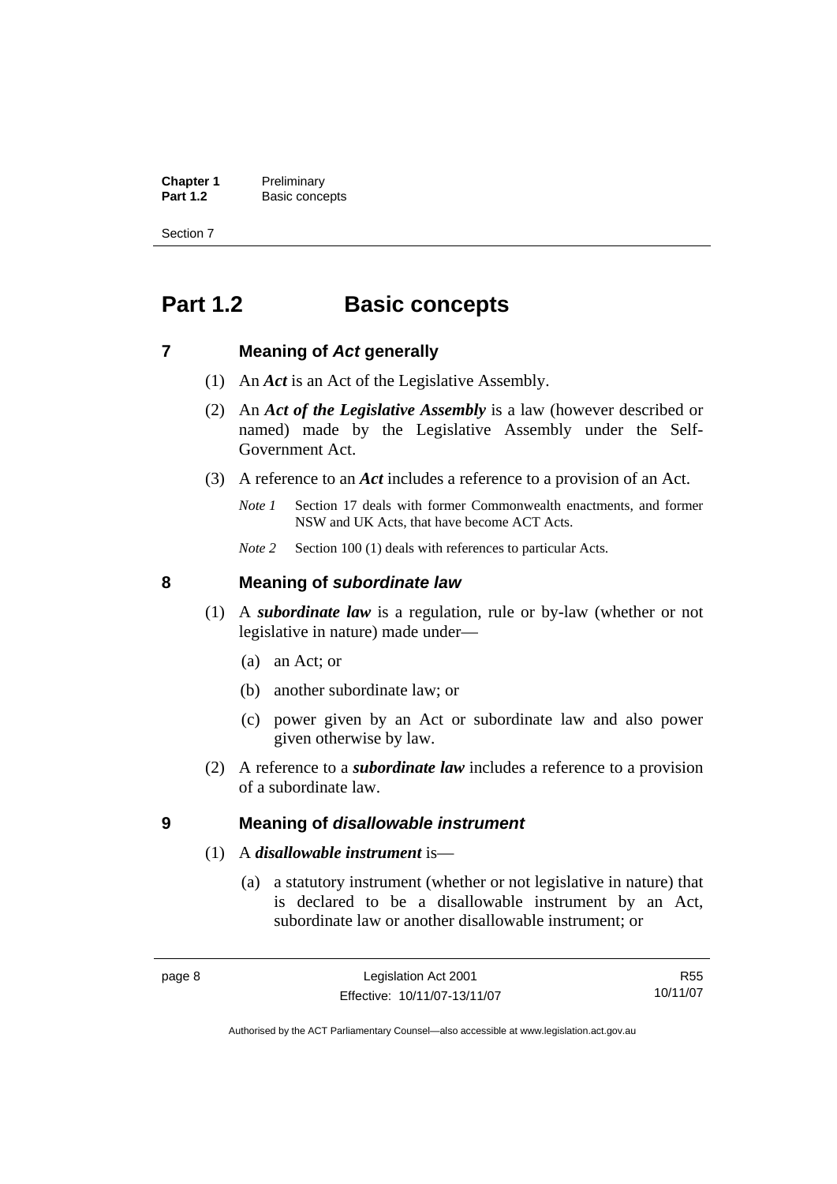# Part 1.2 Basic concepts

## 7 Meaning of *Act* generally

(1) An ***Act*** is an Act of the Legislative Assembly.

(2) An ***Act of the Legislative Assembly*** is a law (however described or named) made by the Legislative Assembly under the Self-Government Act.

(3) A reference to an ***Act*** includes a reference to a provision of an Act.

*Note 1* Section 17 deals with former Commonwealth enactments, and former NSW and UK Acts, that have become ACT Acts.

*Note 2* Section 100 (1) deals with references to particular Acts.

## 8 Meaning of *subordinate law*

(1) A ***subordinate law*** is a regulation, rule or by-law (whether or not legislative in nature) made under—

(a) an Act; or

(b) another subordinate law; or

(c) power given by an Act or subordinate law and also power given otherwise by law.

(2) A reference to a ***subordinate law*** includes a reference to a provision of a subordinate law.

## 9 Meaning of *disallowable instrument*

(1) A ***disallowable instrument*** is—

(a) a statutory instrument (whether or not legislative in nature) that is declared to be a disallowable instrument by an Act, subordinate law or another disallowable instrument; or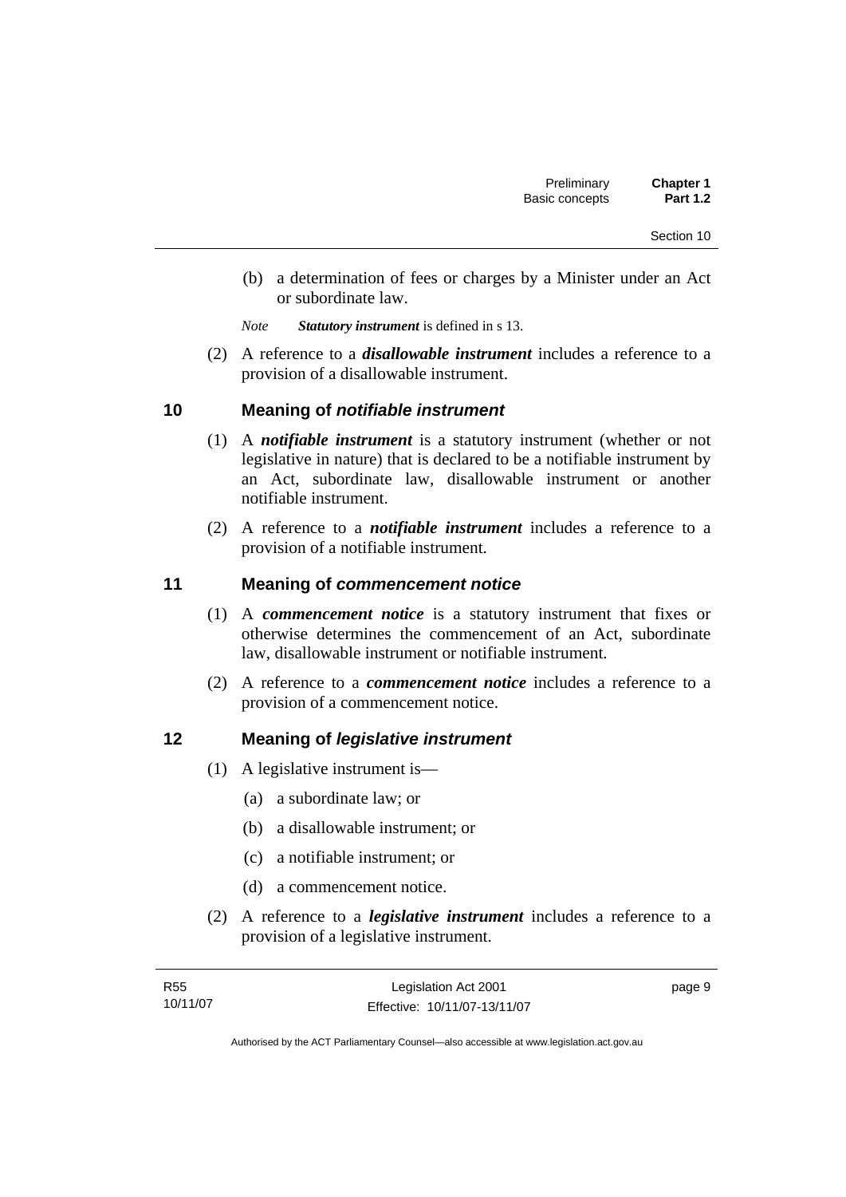(b) a determination of fees or charges by a Minister under an Act or subordinate law.

*Note* ***Statutory instrument*** is defined in s 13.

(2) A reference to a ***disallowable instrument*** includes a reference to a provision of a disallowable instrument.

## 10 Meaning of *notifiable instrument*

(1) A ***notifiable instrument*** is a statutory instrument (whether or not legislative in nature) that is declared to be a notifiable instrument by an Act, subordinate law, disallowable instrument or another notifiable instrument.

(2) A reference to a ***notifiable instrument*** includes a reference to a provision of a notifiable instrument.

## 11 Meaning of *commencement notice*

(1) A ***commencement notice*** is a statutory instrument that fixes or otherwise determines the commencement of an Act, subordinate law, disallowable instrument or notifiable instrument.

(2) A reference to a ***commencement notice*** includes a reference to a provision of a commencement notice.

## 12 Meaning of *legislative instrument*

(1) A legislative instrument is—

(a) a subordinate law; or

(b) a disallowable instrument; or

(c) a notifiable instrument; or

(d) a commencement notice.

(2) A reference to a ***legislative instrument*** includes a reference to a provision of a legislative instrument.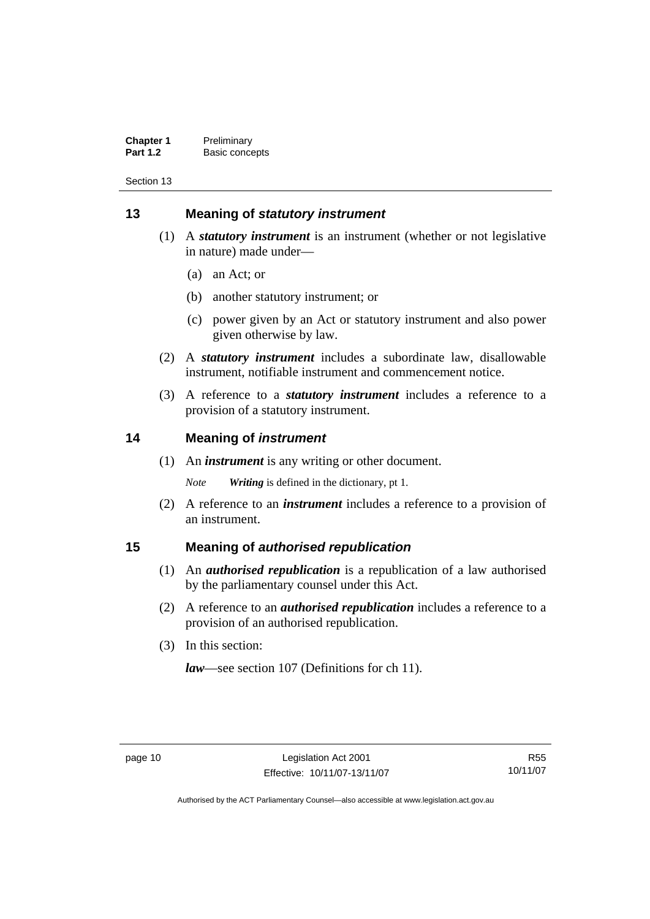## 13 Meaning of *statutory instrument*

(1) A ***statutory instrument*** is an instrument (whether or not legislative in nature) made under—

(a) an Act; or

(b) another statutory instrument; or

(c) power given by an Act or statutory instrument and also power given otherwise by law.

(2) A ***statutory instrument*** includes a subordinate law, disallowable instrument, notifiable instrument and commencement notice.

(3) A reference to a ***statutory instrument*** includes a reference to a provision of a statutory instrument.

## 14 Meaning of *instrument*

(1) An ***instrument*** is any writing or other document.

*Note* ***Writing*** is defined in the dictionary, pt 1.

(2) A reference to an ***instrument*** includes a reference to a provision of an instrument.

## 15 Meaning of *authorised republication*

(1) An ***authorised republication*** is a republication of a law authorised by the parliamentary counsel under this Act.

(2) A reference to an ***authorised republication*** includes a reference to a provision of an authorised republication.

(3) In this section:

***law***—see section 107 (Definitions for ch 11).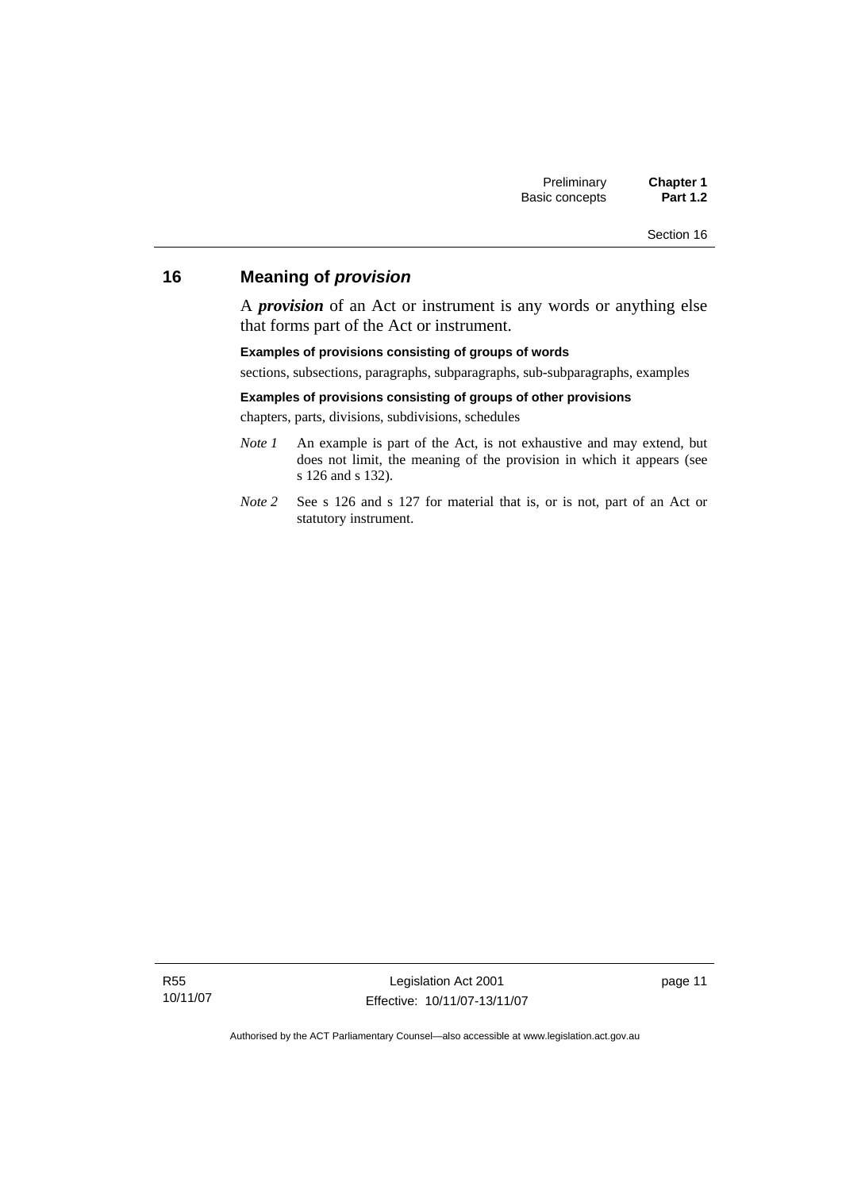## 16 Meaning of *provision*

A ***provision*** of an Act or instrument is any words or anything else that forms part of the Act or instrument.

**Examples of provisions consisting of groups of words**

sections, subsections, paragraphs, subparagraphs, sub-subparagraphs, examples

**Examples of provisions consisting of groups of other provisions**

chapters, parts, divisions, subdivisions, schedules

*Note 1* An example is part of the Act, is not exhaustive and may extend, but does not limit, the meaning of the provision in which it appears (see s 126 and s 132).

*Note 2* See s 126 and s 127 for material that is, or is not, part of an Act or statutory instrument.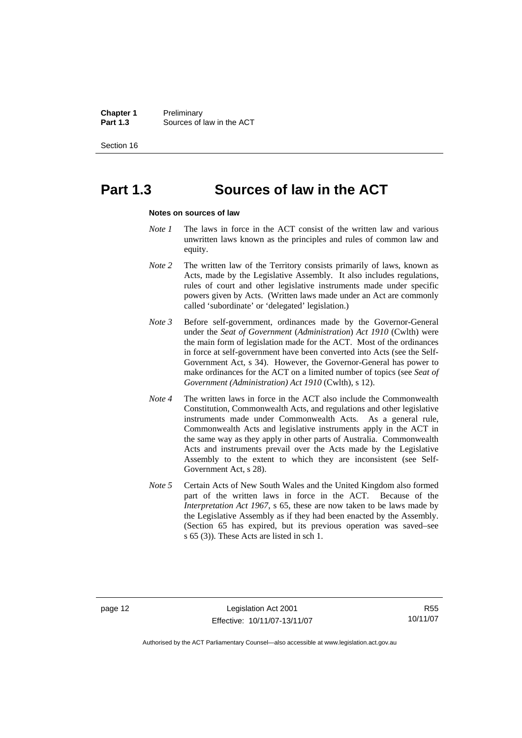# Part 1.3 Sources of law in the ACT

**Notes on sources of law**

*Note 1* The laws in force in the ACT consist of the written law and various unwritten laws known as the principles and rules of common law and equity.

*Note 2* The written law of the Territory consists primarily of laws, known as Acts, made by the Legislative Assembly. It also includes regulations, rules of court and other legislative instruments made under specific powers given by Acts. (Written laws made under an Act are commonly called 'subordinate' or 'delegated' legislation.)

*Note 3* Before self-government, ordinances made by the Governor-General under the *Seat of Government* (*Administration*) *Act 1910* (Cwlth) were the main form of legislation made for the ACT. Most of the ordinances in force at self-government have been converted into Acts (see the Self-Government Act, s 34). However, the Governor-General has power to make ordinances for the ACT on a limited number of topics (see *Seat of Government (Administration) Act 1910* (Cwlth), s 12).

*Note 4* The written laws in force in the ACT also include the Commonwealth Constitution, Commonwealth Acts, and regulations and other legislative instruments made under Commonwealth Acts. As a general rule, Commonwealth Acts and legislative instruments apply in the ACT in the same way as they apply in other parts of Australia. Commonwealth Acts and instruments prevail over the Acts made by the Legislative Assembly to the extent to which they are inconsistent (see Self-Government Act, s 28).

*Note 5* Certain Acts of New South Wales and the United Kingdom also formed part of the written laws in force in the ACT. Because of the *Interpretation Act 1967*, s 65, these are now taken to be laws made by the Legislative Assembly as if they had been enacted by the Assembly. (Section 65 has expired, but its previous operation was saved–see s 65 (3)). These Acts are listed in sch 1.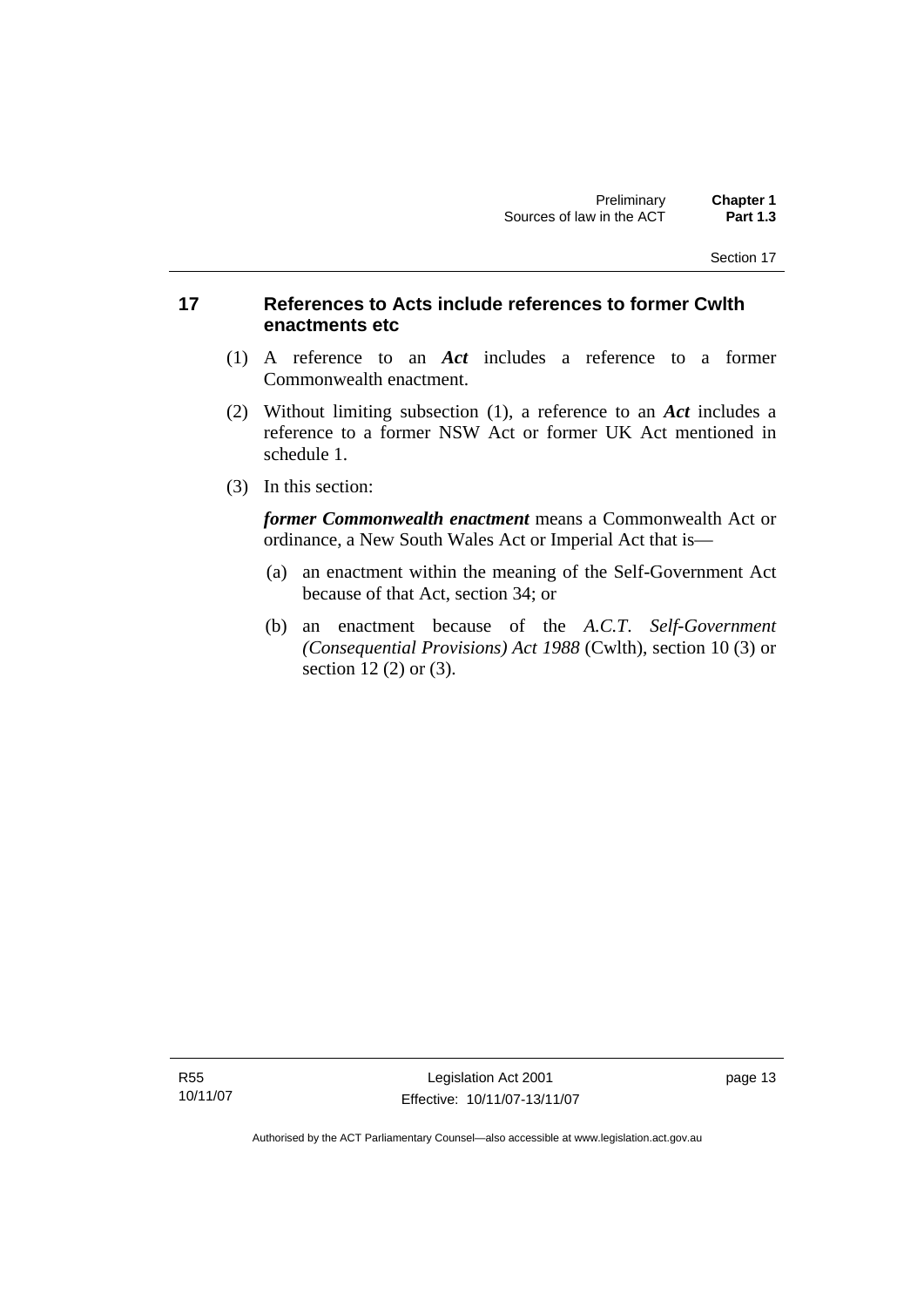## 17 References to Acts include references to former Cwlth enactments etc

(1) A reference to an ***Act*** includes a reference to a former Commonwealth enactment.

(2) Without limiting subsection (1), a reference to an ***Act*** includes a reference to a former NSW Act or former UK Act mentioned in schedule 1.

(3) In this section:

***former Commonwealth enactment*** means a Commonwealth Act or ordinance, a New South Wales Act or Imperial Act that is—

(a) an enactment within the meaning of the Self-Government Act because of that Act, section 34; or

(b) an enactment because of the *A.C.T. Self-Government (Consequential Provisions) Act 1988* (Cwlth), section 10 (3) or section 12 (2) or (3).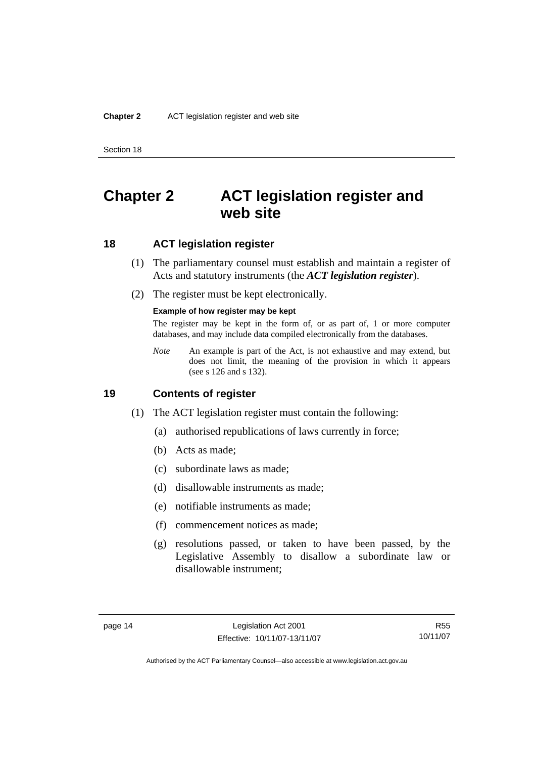# Chapter 2 ACT legislation register and web site

## 18 ACT legislation register

(1) The parliamentary counsel must establish and maintain a register of Acts and statutory instruments (the ***ACT legislation register***).

(2) The register must be kept electronically.

**Example of how register may be kept**

The register may be kept in the form of, or as part of, 1 or more computer databases, and may include data compiled electronically from the databases.

*Note* An example is part of the Act, is not exhaustive and may extend, but does not limit, the meaning of the provision in which it appears (see s 126 and s 132).

## 19 Contents of register

(1) The ACT legislation register must contain the following:

(a) authorised republications of laws currently in force;

(b) Acts as made;

(c) subordinate laws as made;

(d) disallowable instruments as made;

(e) notifiable instruments as made;

(f) commencement notices as made;

(g) resolutions passed, or taken to have been passed, by the Legislative Assembly to disallow a subordinate law or disallowable instrument;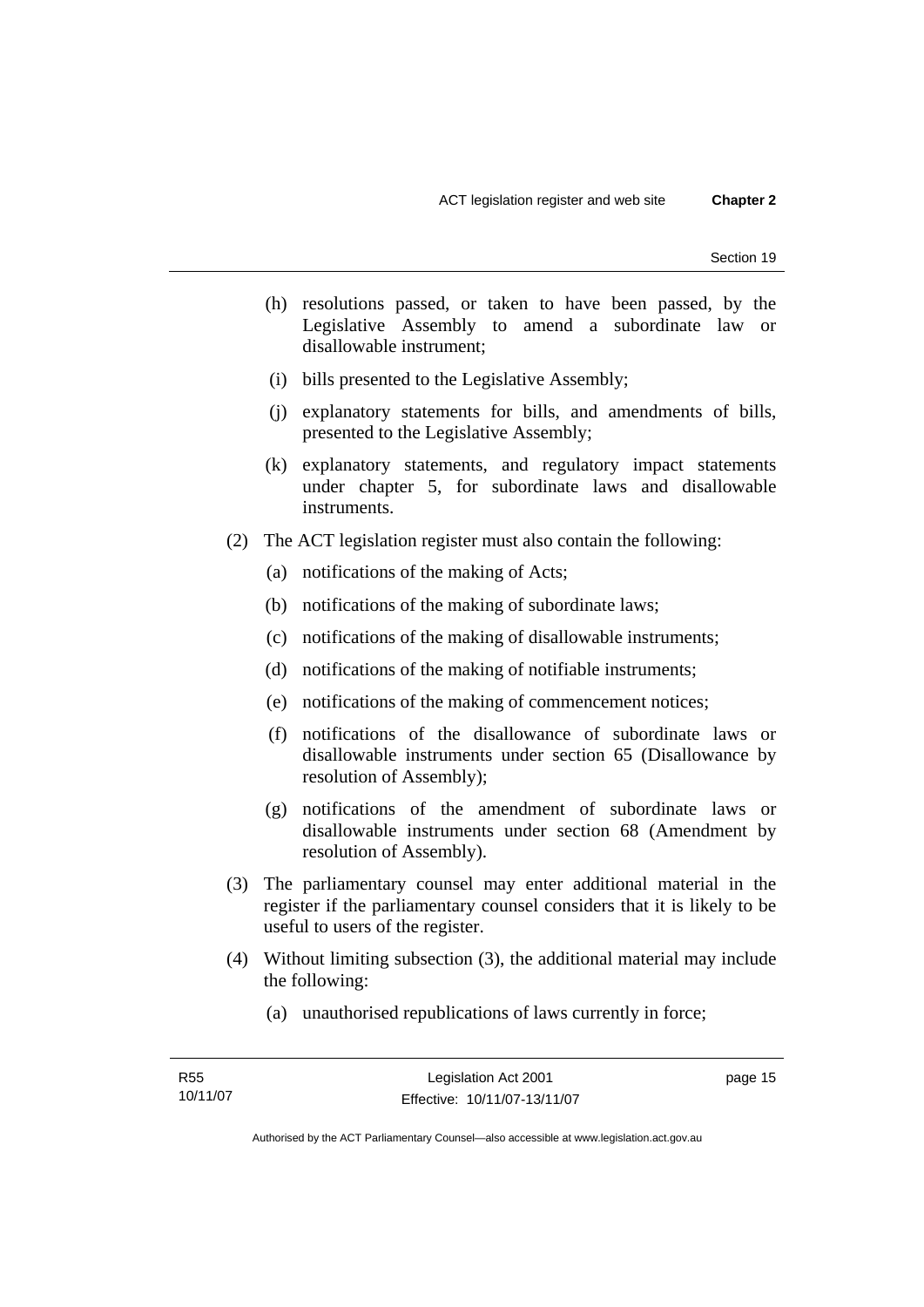(h) resolutions passed, or taken to have been passed, by the Legislative Assembly to amend a subordinate law or disallowable instrument;

(i) bills presented to the Legislative Assembly;

(j) explanatory statements for bills, and amendments of bills, presented to the Legislative Assembly;

(k) explanatory statements, and regulatory impact statements under chapter 5, for subordinate laws and disallowable instruments.

(2) The ACT legislation register must also contain the following:

(a) notifications of the making of Acts;

(b) notifications of the making of subordinate laws;

(c) notifications of the making of disallowable instruments;

(d) notifications of the making of notifiable instruments;

(e) notifications of the making of commencement notices;

(f) notifications of the disallowance of subordinate laws or disallowable instruments under section 65 (Disallowance by resolution of Assembly);

(g) notifications of the amendment of subordinate laws or disallowable instruments under section 68 (Amendment by resolution of Assembly).

(3) The parliamentary counsel may enter additional material in the register if the parliamentary counsel considers that it is likely to be useful to users of the register.

(4) Without limiting subsection (3), the additional material may include the following:

(a) unauthorised republications of laws currently in force;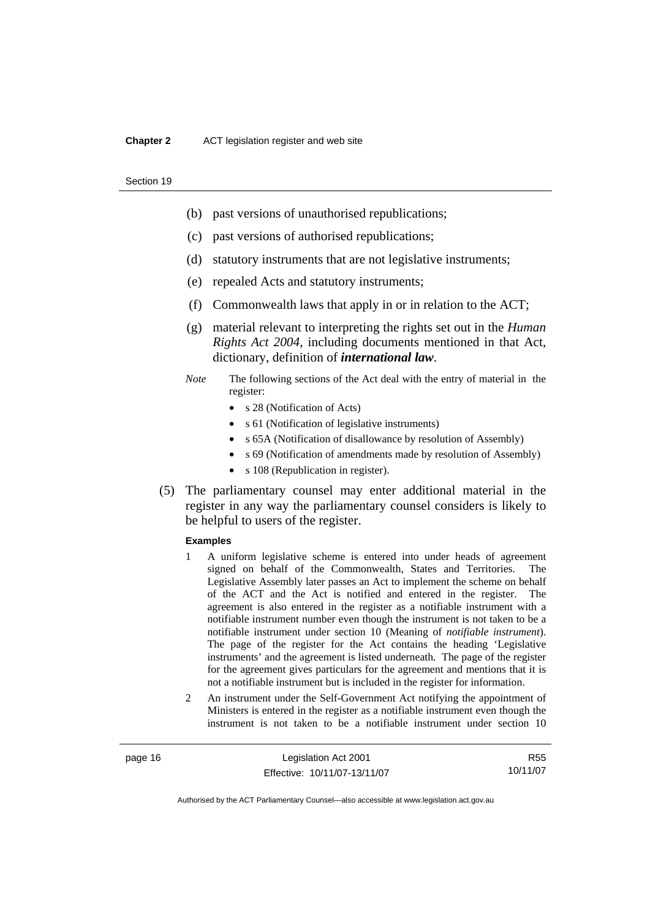(b) past versions of unauthorised republications;

(c) past versions of authorised republications;

(d) statutory instruments that are not legislative instruments;

(e) repealed Acts and statutory instruments;

(f) Commonwealth laws that apply in or in relation to the ACT;

(g) material relevant to interpreting the rights set out in the *Human Rights Act 2004*, including documents mentioned in that Act, dictionary, definition of ***international law***.

*Note* The following sections of the Act deal with the entry of material in the register:

- s 28 (Notification of Acts)
- s 61 (Notification of legislative instruments)
- s 65A (Notification of disallowance by resolution of Assembly)
- s 69 (Notification of amendments made by resolution of Assembly)
- s 108 (Republication in register).

(5) The parliamentary counsel may enter additional material in the register in any way the parliamentary counsel considers is likely to be helpful to users of the register.

**Examples**

1 A uniform legislative scheme is entered into under heads of agreement signed on behalf of the Commonwealth, States and Territories. The Legislative Assembly later passes an Act to implement the scheme on behalf of the ACT and the Act is notified and entered in the register. The agreement is also entered in the register as a notifiable instrument with a notifiable instrument number even though the instrument is not taken to be a notifiable instrument under section 10 (Meaning of *notifiable instrument*). The page of the register for the Act contains the heading 'Legislative instruments' and the agreement is listed underneath. The page of the register for the agreement gives particulars for the agreement and mentions that it is not a notifiable instrument but is included in the register for information.

2 An instrument under the Self-Government Act notifying the appointment of Ministers is entered in the register as a notifiable instrument even though the instrument is not taken to be a notifiable instrument under section 10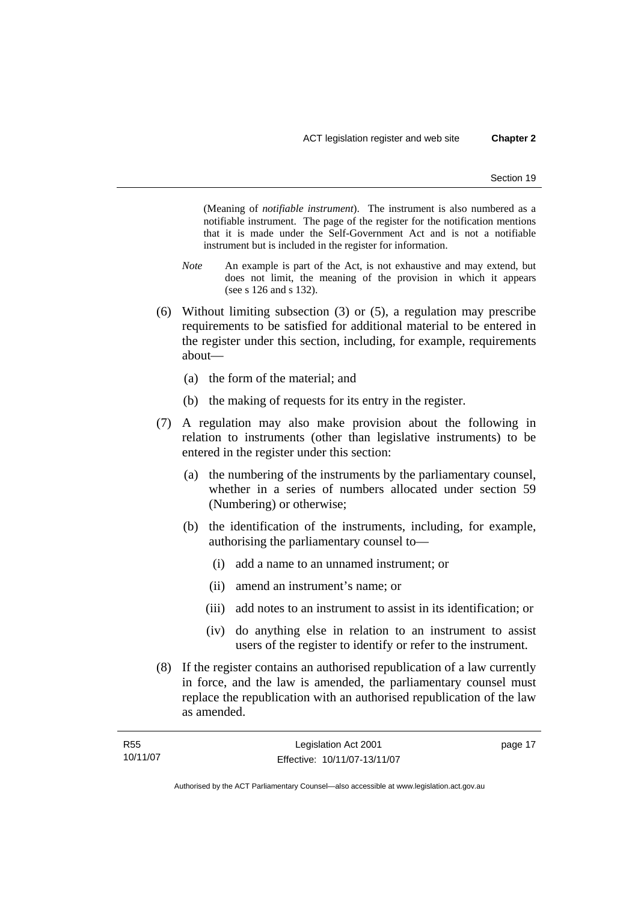(Meaning of *notifiable instrument*). The instrument is also numbered as a notifiable instrument. The page of the register for the notification mentions that it is made under the Self-Government Act and is not a notifiable instrument but is included in the register for information.

*Note* An example is part of the Act, is not exhaustive and may extend, but does not limit, the meaning of the provision in which it appears (see s 126 and s 132).

(6) Without limiting subsection (3) or (5), a regulation may prescribe requirements to be satisfied for additional material to be entered in the register under this section, including, for example, requirements about—

  (a) the form of the material; and

  (b) the making of requests for its entry in the register.

(7) A regulation may also make provision about the following in relation to instruments (other than legislative instruments) to be entered in the register under this section:

  (a) the numbering of the instruments by the parliamentary counsel, whether in a series of numbers allocated under section 59 (Numbering) or otherwise;

  (b) the identification of the instruments, including, for example, authorising the parliamentary counsel to—

    (i) add a name to an unnamed instrument; or

    (ii) amend an instrument's name; or

    (iii) add notes to an instrument to assist in its identification; or

    (iv) do anything else in relation to an instrument to assist users of the register to identify or refer to the instrument.

(8) If the register contains an authorised republication of a law currently in force, and the law is amended, the parliamentary counsel must replace the republication with an authorised republication of the law as amended.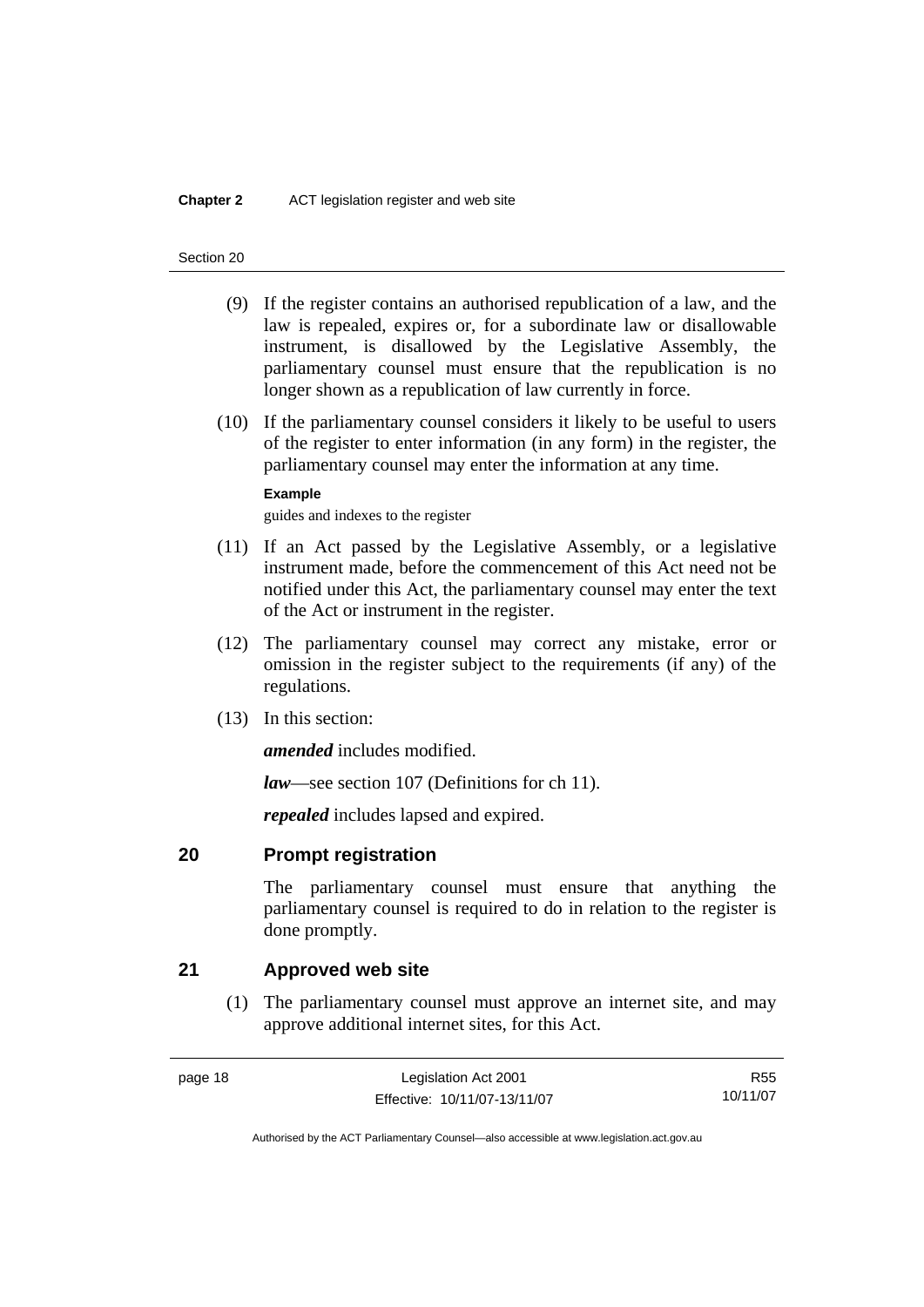(9) If the register contains an authorised republication of a law, and the law is repealed, expires or, for a subordinate law or disallowable instrument, is disallowed by the Legislative Assembly, the parliamentary counsel must ensure that the republication is no longer shown as a republication of law currently in force.

(10) If the parliamentary counsel considers it likely to be useful to users of the register to enter information (in any form) in the register, the parliamentary counsel may enter the information at any time.

**Example**

guides and indexes to the register

(11) If an Act passed by the Legislative Assembly, or a legislative instrument made, before the commencement of this Act need not be notified under this Act, the parliamentary counsel may enter the text of the Act or instrument in the register.

(12) The parliamentary counsel may correct any mistake, error or omission in the register subject to the requirements (if any) of the regulations.

(13) In this section:

***amended*** includes modified.

***law***—see section 107 (Definitions for ch 11).

***repealed*** includes lapsed and expired.

## 20 Prompt registration

The parliamentary counsel must ensure that anything the parliamentary counsel is required to do in relation to the register is done promptly.

## 21 Approved web site

(1) The parliamentary counsel must approve an internet site, and may approve additional internet sites, for this Act.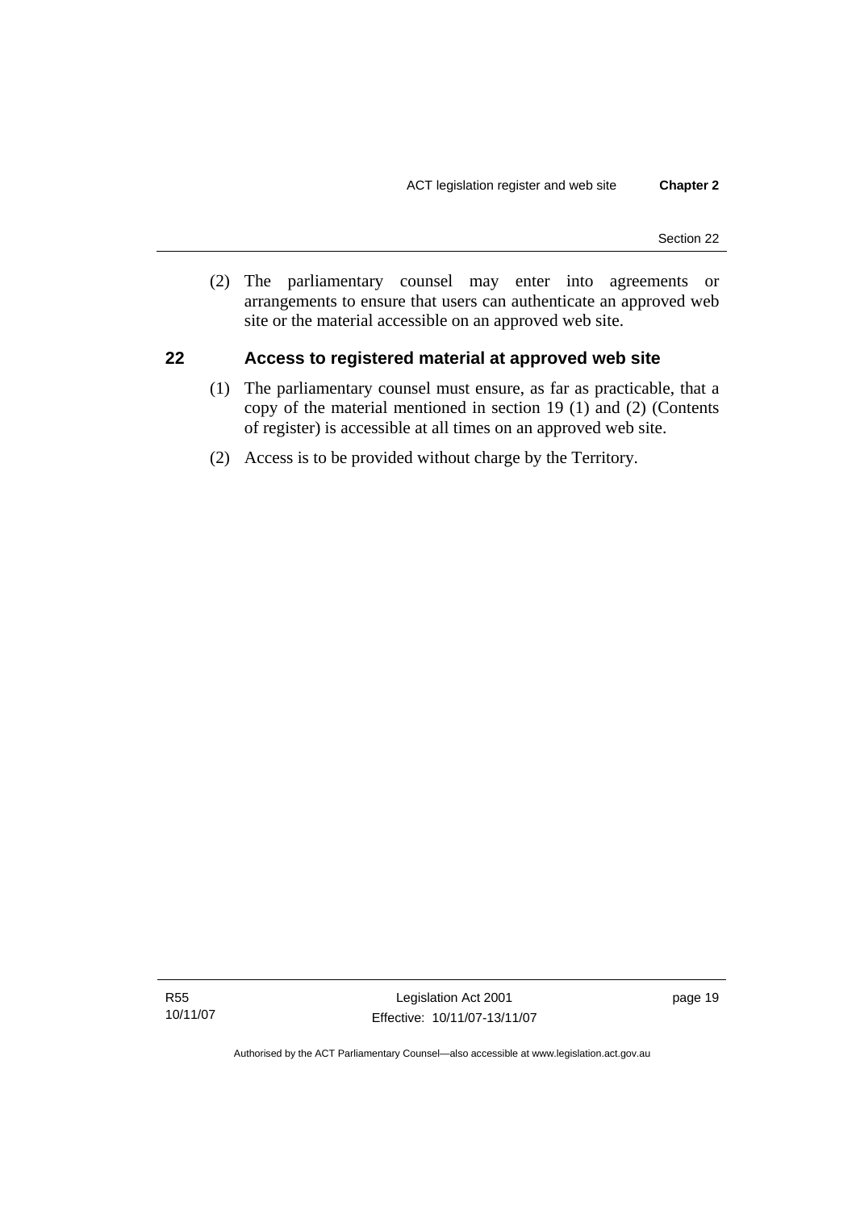(2) The parliamentary counsel may enter into agreements or arrangements to ensure that users can authenticate an approved web site or the material accessible on an approved web site.

## 22 Access to registered material at approved web site

(1) The parliamentary counsel must ensure, as far as practicable, that a copy of the material mentioned in section 19 (1) and (2) (Contents of register) is accessible at all times on an approved web site.

(2) Access is to be provided without charge by the Territory.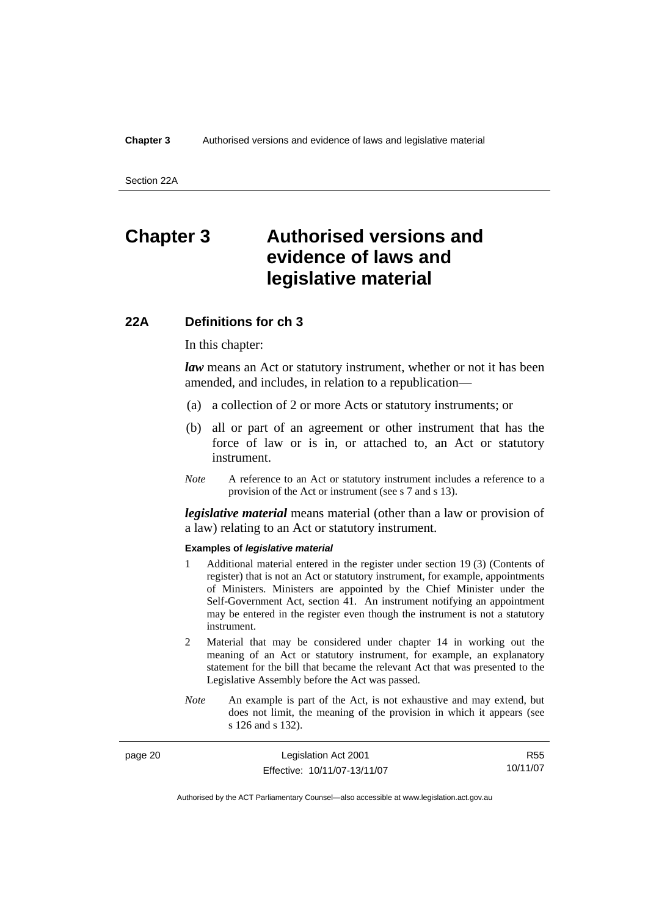# Chapter 3 Authorised versions and evidence of laws and legislative material

## 22A Definitions for ch 3

In this chapter:

***law*** means an Act or statutory instrument, whether or not it has been amended, and includes, in relation to a republication—

(a) a collection of 2 or more Acts or statutory instruments; or

(b) all or part of an agreement or other instrument that has the force of law or is in, or attached to, an Act or statutory instrument.

*Note* A reference to an Act or statutory instrument includes a reference to a provision of the Act or instrument (see s 7 and s 13).

***legislative material*** means material (other than a law or provision of a law) relating to an Act or statutory instrument.

**Examples of *legislative material***

1 Additional material entered in the register under section 19 (3) (Contents of register) that is not an Act or statutory instrument, for example, appointments of Ministers. Ministers are appointed by the Chief Minister under the Self-Government Act, section 41. An instrument notifying an appointment may be entered in the register even though the instrument is not a statutory instrument.

2 Material that may be considered under chapter 14 in working out the meaning of an Act or statutory instrument, for example, an explanatory statement for the bill that became the relevant Act that was presented to the Legislative Assembly before the Act was passed.

*Note* An example is part of the Act, is not exhaustive and may extend, but does not limit, the meaning of the provision in which it appears (see s 126 and s 132).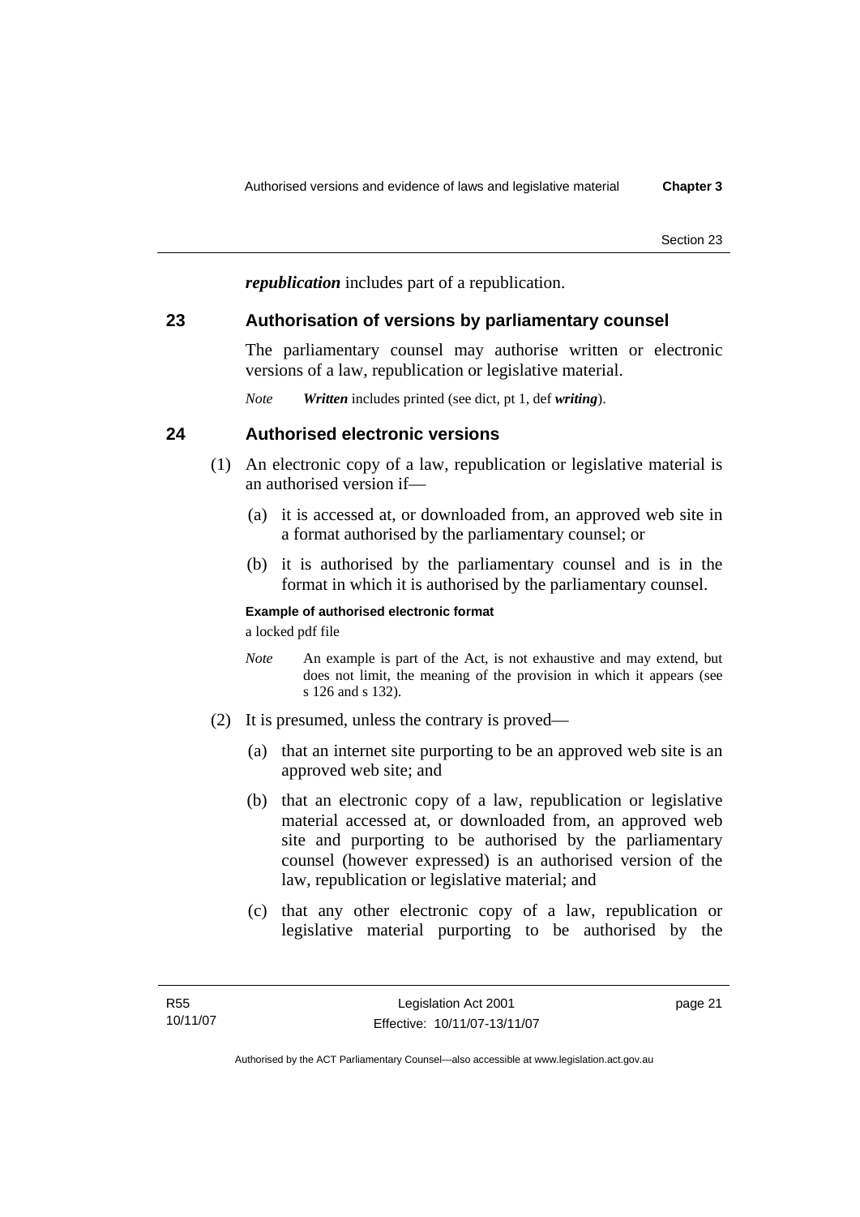***republication*** includes part of a republication.

## 23 Authorisation of versions by parliamentary counsel

The parliamentary counsel may authorise written or electronic versions of a law, republication or legislative material.

*Note* ***Written*** includes printed (see dict, pt 1, def ***writing***).

## 24 Authorised electronic versions

(1) An electronic copy of a law, republication or legislative material is an authorised version if—

(a) it is accessed at, or downloaded from, an approved web site in a format authorised by the parliamentary counsel; or

(b) it is authorised by the parliamentary counsel and is in the format in which it is authorised by the parliamentary counsel.

**Example of authorised electronic format**

a locked pdf file

*Note* An example is part of the Act, is not exhaustive and may extend, but does not limit, the meaning of the provision in which it appears (see s 126 and s 132).

(2) It is presumed, unless the contrary is proved—

(a) that an internet site purporting to be an approved web site is an approved web site; and

(b) that an electronic copy of a law, republication or legislative material accessed at, or downloaded from, an approved web site and purporting to be authorised by the parliamentary counsel (however expressed) is an authorised version of the law, republication or legislative material; and

(c) that any other electronic copy of a law, republication or legislative material purporting to be authorised by the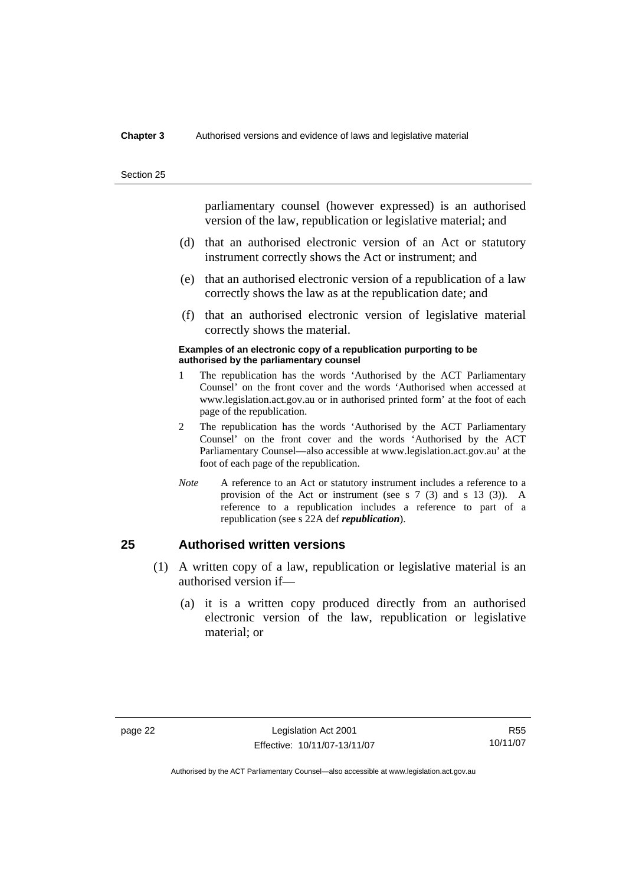parliamentary counsel (however expressed) is an authorised version of the law, republication or legislative material; and

(d) that an authorised electronic version of an Act or statutory instrument correctly shows the Act or instrument; and

(e) that an authorised electronic version of a republication of a law correctly shows the law as at the republication date; and

(f) that an authorised electronic version of legislative material correctly shows the material.

**Examples of an electronic copy of a republication purporting to be authorised by the parliamentary counsel**

1 The republication has the words 'Authorised by the ACT Parliamentary Counsel' on the front cover and the words 'Authorised when accessed at www.legislation.act.gov.au or in authorised printed form' at the foot of each page of the republication.

2 The republication has the words 'Authorised by the ACT Parliamentary Counsel' on the front cover and the words 'Authorised by the ACT Parliamentary Counsel—also accessible at www.legislation.act.gov.au' at the foot of each page of the republication.

*Note* A reference to an Act or statutory instrument includes a reference to a provision of the Act or instrument (see s 7 (3) and s 13 (3)). A reference to a republication includes a reference to part of a republication (see s 22A def ***republication***).

## 25 Authorised written versions

(1) A written copy of a law, republication or legislative material is an authorised version if—

(a) it is a written copy produced directly from an authorised electronic version of the law, republication or legislative material; or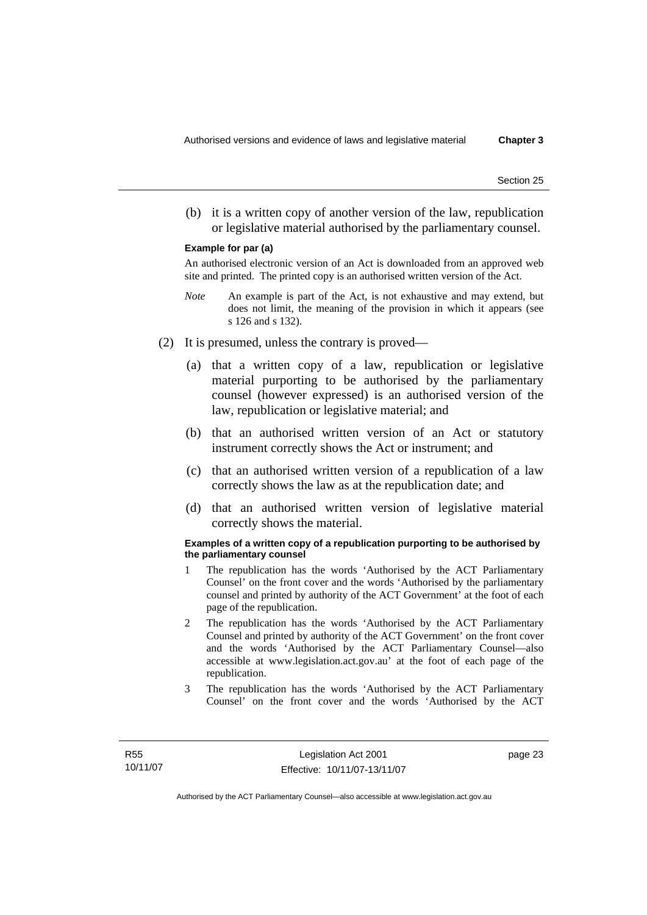(b) it is a written copy of another version of the law, republication or legislative material authorised by the parliamentary counsel.

**Example for par (a)**

An authorised electronic version of an Act is downloaded from an approved web site and printed. The printed copy is an authorised written version of the Act.

*Note* An example is part of the Act, is not exhaustive and may extend, but does not limit, the meaning of the provision in which it appears (see s 126 and s 132).

(2) It is presumed, unless the contrary is proved—

(a) that a written copy of a law, republication or legislative material purporting to be authorised by the parliamentary counsel (however expressed) is an authorised version of the law, republication or legislative material; and

(b) that an authorised written version of an Act or statutory instrument correctly shows the Act or instrument; and

(c) that an authorised written version of a republication of a law correctly shows the law as at the republication date; and

(d) that an authorised written version of legislative material correctly shows the material.

**Examples of a written copy of a republication purporting to be authorised by the parliamentary counsel**

1 The republication has the words 'Authorised by the ACT Parliamentary Counsel' on the front cover and the words 'Authorised by the parliamentary counsel and printed by authority of the ACT Government' at the foot of each page of the republication.

2 The republication has the words 'Authorised by the ACT Parliamentary Counsel and printed by authority of the ACT Government' on the front cover and the words 'Authorised by the ACT Parliamentary Counsel—also accessible at www.legislation.act.gov.au' at the foot of each page of the republication.

3 The republication has the words 'Authorised by the ACT Parliamentary Counsel' on the front cover and the words 'Authorised by the ACT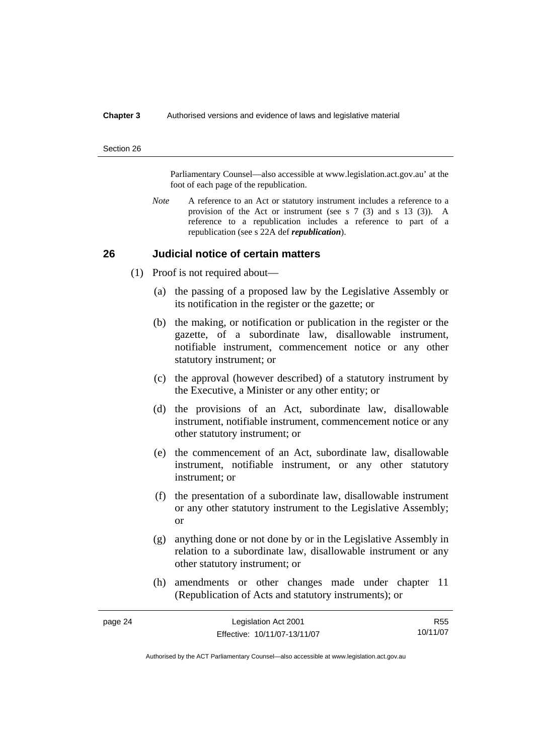Parliamentary Counsel—also accessible at www.legislation.act.gov.au' at the foot of each page of the republication.

*Note* A reference to an Act or statutory instrument includes a reference to a provision of the Act or instrument (see s 7 (3) and s 13 (3)). A reference to a republication includes a reference to part of a republication (see s 22A def ***republication***).

## 26 Judicial notice of certain matters

(1) Proof is not required about—

(a) the passing of a proposed law by the Legislative Assembly or its notification in the register or the gazette; or

(b) the making, or notification or publication in the register or the gazette, of a subordinate law, disallowable instrument, notifiable instrument, commencement notice or any other statutory instrument; or

(c) the approval (however described) of a statutory instrument by the Executive, a Minister or any other entity; or

(d) the provisions of an Act, subordinate law, disallowable instrument, notifiable instrument, commencement notice or any other statutory instrument; or

(e) the commencement of an Act, subordinate law, disallowable instrument, notifiable instrument, or any other statutory instrument; or

(f) the presentation of a subordinate law, disallowable instrument or any other statutory instrument to the Legislative Assembly; or

(g) anything done or not done by or in the Legislative Assembly in relation to a subordinate law, disallowable instrument or any other statutory instrument; or

(h) amendments or other changes made under chapter 11 (Republication of Acts and statutory instruments); or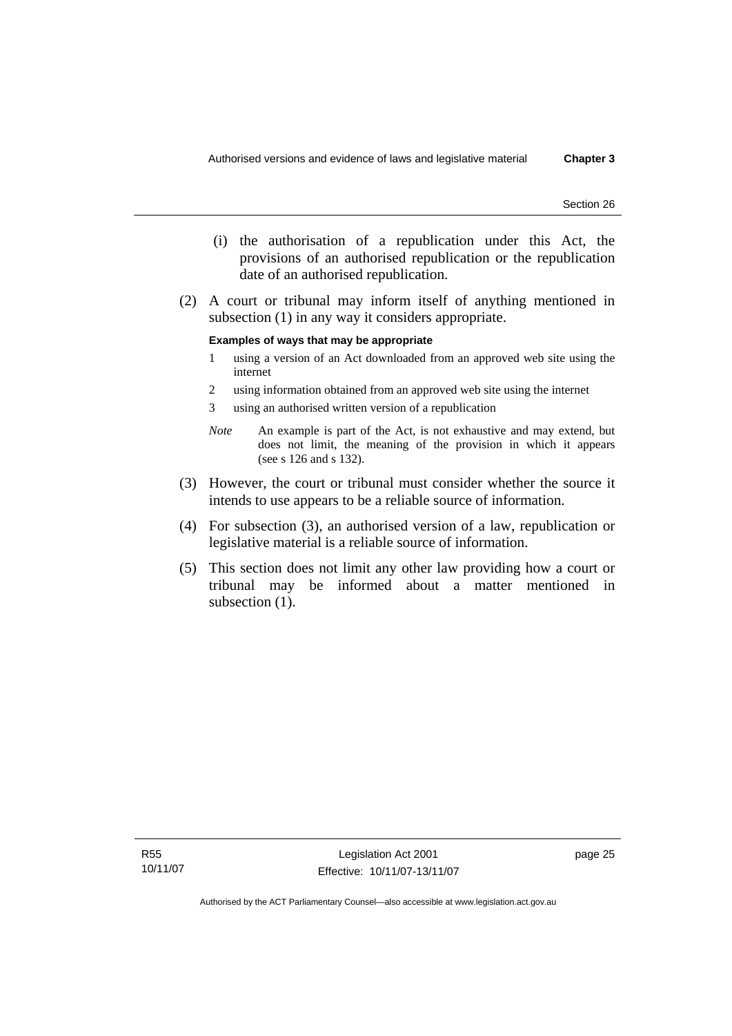(i) the authorisation of a republication under this Act, the provisions of an authorised republication or the republication date of an authorised republication.

(2) A court or tribunal may inform itself of anything mentioned in subsection (1) in any way it considers appropriate.

**Examples of ways that may be appropriate**

1 using a version of an Act downloaded from an approved web site using the internet

2 using information obtained from an approved web site using the internet

3 using an authorised written version of a republication

*Note* An example is part of the Act, is not exhaustive and may extend, but does not limit, the meaning of the provision in which it appears (see s 126 and s 132).

(3) However, the court or tribunal must consider whether the source it intends to use appears to be a reliable source of information.

(4) For subsection (3), an authorised version of a law, republication or legislative material is a reliable source of information.

(5) This section does not limit any other law providing how a court or tribunal may be informed about a matter mentioned in subsection (1).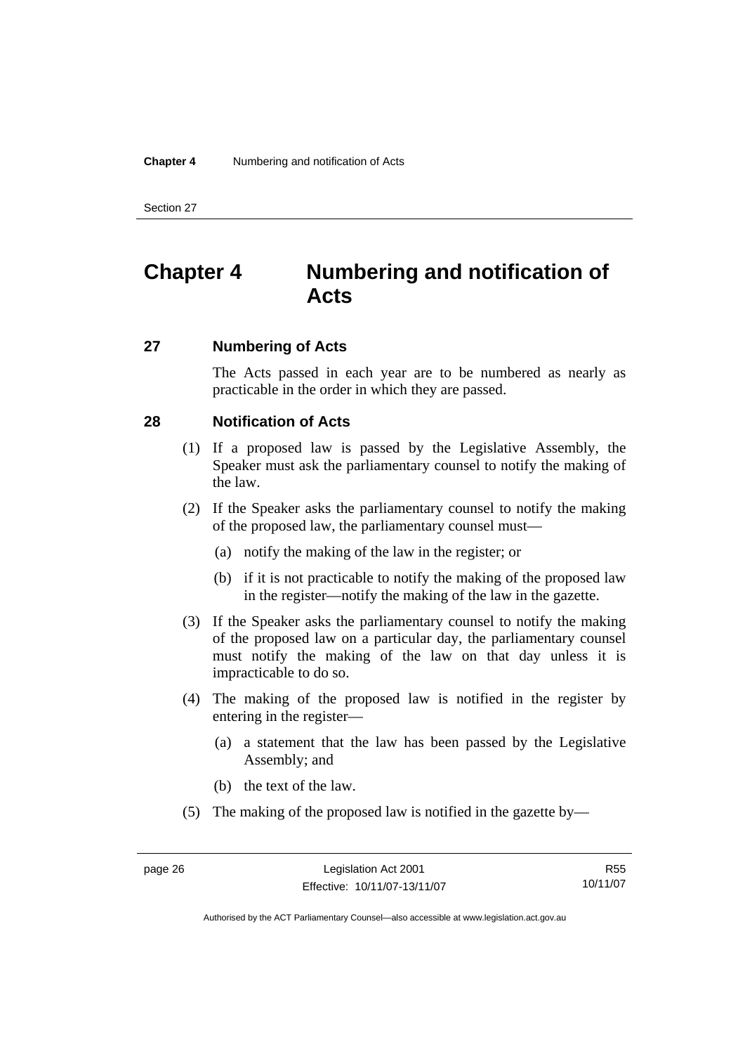# Chapter 4 Numbering and notification of Acts

## 27 Numbering of Acts

The Acts passed in each year are to be numbered as nearly as practicable in the order in which they are passed.

## 28 Notification of Acts

(1) If a proposed law is passed by the Legislative Assembly, the Speaker must ask the parliamentary counsel to notify the making of the law.

(2) If the Speaker asks the parliamentary counsel to notify the making of the proposed law, the parliamentary counsel must—

- (a) notify the making of the law in the register; or
- (b) if it is not practicable to notify the making of the proposed law in the register—notify the making of the law in the gazette.

(3) If the Speaker asks the parliamentary counsel to notify the making of the proposed law on a particular day, the parliamentary counsel must notify the making of the law on that day unless it is impracticable to do so.

(4) The making of the proposed law is notified in the register by entering in the register—

- (a) a statement that the law has been passed by the Legislative Assembly; and
- (b) the text of the law.

(5) The making of the proposed law is notified in the gazette by—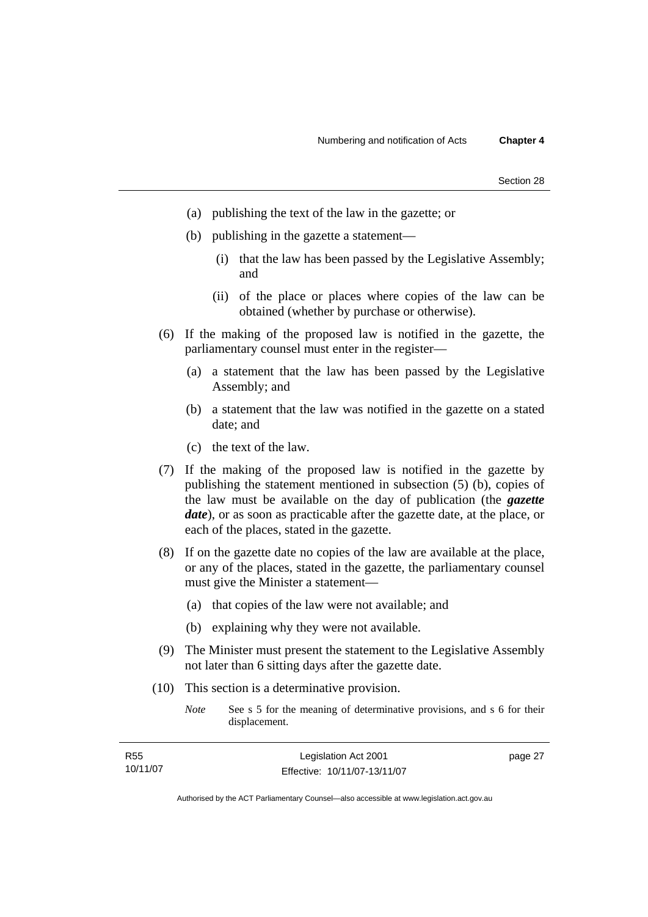(a) publishing the text of the law in the gazette; or

(b) publishing in the gazette a statement—

(i) that the law has been passed by the Legislative Assembly; and

(ii) of the place or places where copies of the law can be obtained (whether by purchase or otherwise).

(6) If the making of the proposed law is notified in the gazette, the parliamentary counsel must enter in the register—

(a) a statement that the law has been passed by the Legislative Assembly; and

(b) a statement that the law was notified in the gazette on a stated date; and

(c) the text of the law.

(7) If the making of the proposed law is notified in the gazette by publishing the statement mentioned in subsection (5) (b), copies of the law must be available on the day of publication (the ***gazette date***), or as soon as practicable after the gazette date, at the place, or each of the places, stated in the gazette.

(8) If on the gazette date no copies of the law are available at the place, or any of the places, stated in the gazette, the parliamentary counsel must give the Minister a statement—

(a) that copies of the law were not available; and

(b) explaining why they were not available.

(9) The Minister must present the statement to the Legislative Assembly not later than 6 sitting days after the gazette date.

(10) This section is a determinative provision.

*Note* See s 5 for the meaning of determinative provisions, and s 6 for their displacement.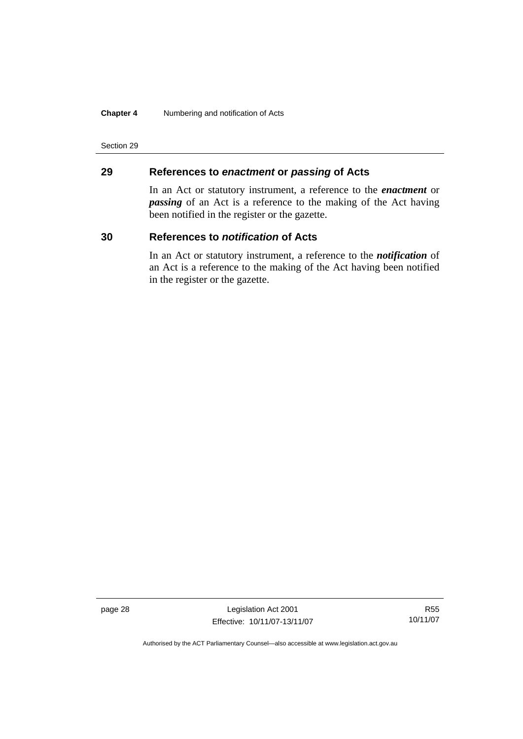## 29 References to *enactment* or *passing* of Acts

In an Act or statutory instrument, a reference to the ***enactment*** or ***passing*** of an Act is a reference to the making of the Act having been notified in the register or the gazette.

## 30 References to *notification* of Acts

In an Act or statutory instrument, a reference to the ***notification*** of an Act is a reference to the making of the Act having been notified in the register or the gazette.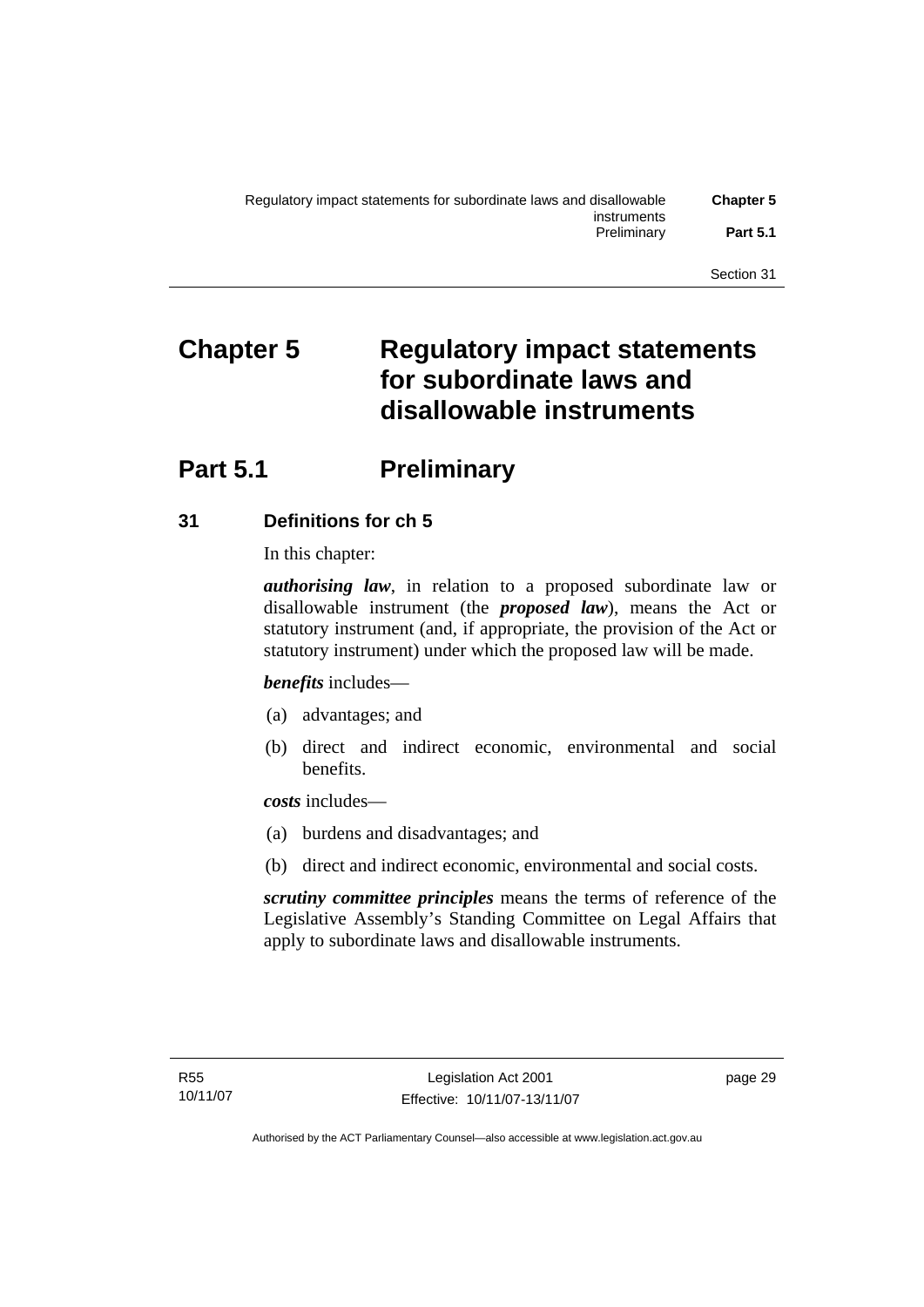# Chapter 5 Regulatory impact statements for subordinate laws and disallowable instruments

## Part 5.1 Preliminary

### 31 Definitions for ch 5

In this chapter:

***authorising law***, in relation to a proposed subordinate law or disallowable instrument (the ***proposed law***), means the Act or statutory instrument (and, if appropriate, the provision of the Act or statutory instrument) under which the proposed law will be made.

***benefits*** includes—

(a) advantages; and

(b) direct and indirect economic, environmental and social benefits.

***costs*** includes—

(a) burdens and disadvantages; and

(b) direct and indirect economic, environmental and social costs.

***scrutiny committee principles*** means the terms of reference of the Legislative Assembly's Standing Committee on Legal Affairs that apply to subordinate laws and disallowable instruments.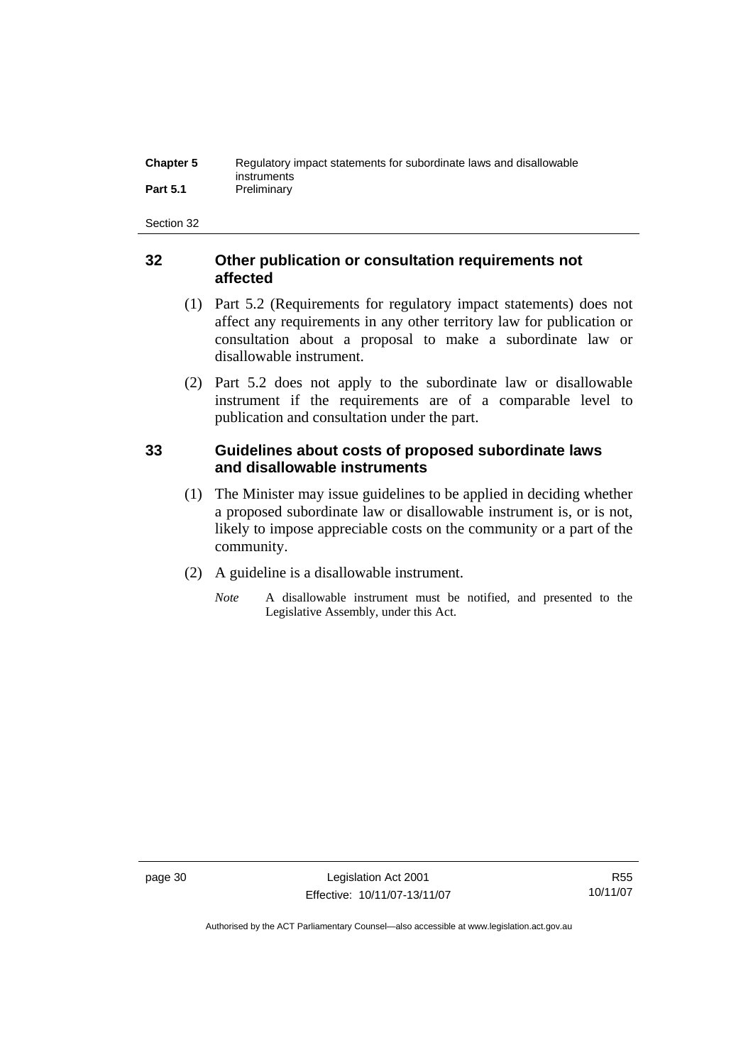## 32 Other publication or consultation requirements not affected

(1) Part 5.2 (Requirements for regulatory impact statements) does not affect any requirements in any other territory law for publication or consultation about a proposal to make a subordinate law or disallowable instrument.

(2) Part 5.2 does not apply to the subordinate law or disallowable instrument if the requirements are of a comparable level to publication and consultation under the part.

## 33 Guidelines about costs of proposed subordinate laws and disallowable instruments

(1) The Minister may issue guidelines to be applied in deciding whether a proposed subordinate law or disallowable instrument is, or is not, likely to impose appreciable costs on the community or a part of the community.

(2) A guideline is a disallowable instrument.

*Note* A disallowable instrument must be notified, and presented to the Legislative Assembly, under this Act.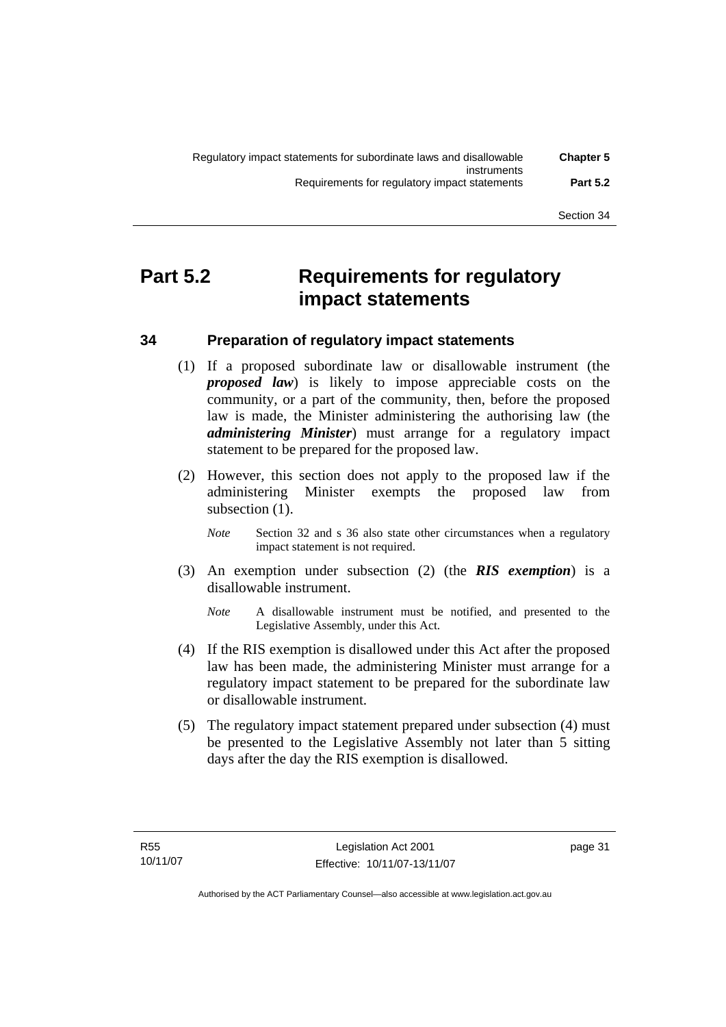# Part 5.2 Requirements for regulatory impact statements

## 34 Preparation of regulatory impact statements

(1) If a proposed subordinate law or disallowable instrument (the ***proposed law***) is likely to impose appreciable costs on the community, or a part of the community, then, before the proposed law is made, the Minister administering the authorising law (the ***administering Minister***) must arrange for a regulatory impact statement to be prepared for the proposed law.

(2) However, this section does not apply to the proposed law if the administering Minister exempts the proposed law from subsection (1).

*Note* Section 32 and s 36 also state other circumstances when a regulatory impact statement is not required.

(3) An exemption under subsection (2) (the ***RIS exemption***) is a disallowable instrument.

*Note* A disallowable instrument must be notified, and presented to the Legislative Assembly, under this Act.

(4) If the RIS exemption is disallowed under this Act after the proposed law has been made, the administering Minister must arrange for a regulatory impact statement to be prepared for the subordinate law or disallowable instrument.

(5) The regulatory impact statement prepared under subsection (4) must be presented to the Legislative Assembly not later than 5 sitting days after the day the RIS exemption is disallowed.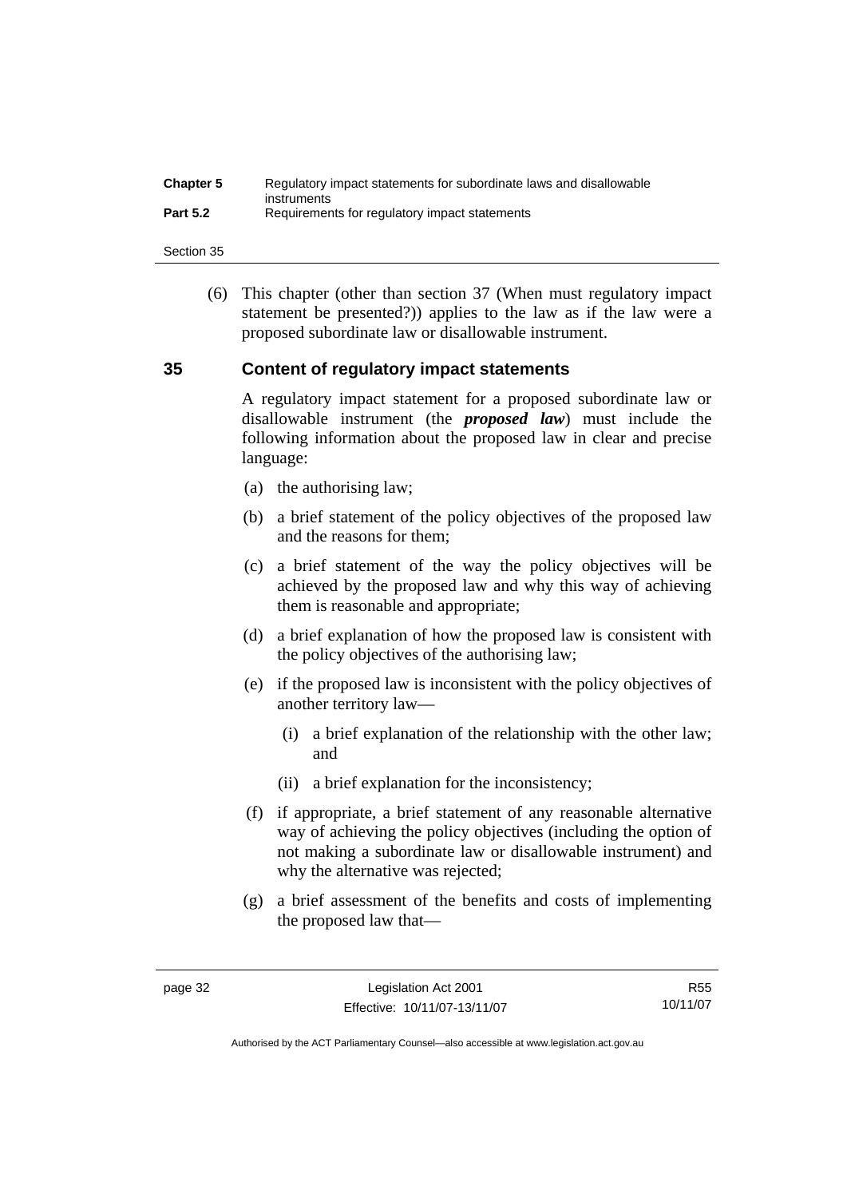(6) This chapter (other than section 37 (When must regulatory impact statement be presented?)) applies to the law as if the law were a proposed subordinate law or disallowable instrument.

## 35 Content of regulatory impact statements

A regulatory impact statement for a proposed subordinate law or disallowable instrument (the ***proposed law***) must include the following information about the proposed law in clear and precise language:

(a) the authorising law;

(b) a brief statement of the policy objectives of the proposed law and the reasons for them;

(c) a brief statement of the way the policy objectives will be achieved by the proposed law and why this way of achieving them is reasonable and appropriate;

(d) a brief explanation of how the proposed law is consistent with the policy objectives of the authorising law;

(e) if the proposed law is inconsistent with the policy objectives of another territory law—

(i) a brief explanation of the relationship with the other law; and

(ii) a brief explanation for the inconsistency;

(f) if appropriate, a brief statement of any reasonable alternative way of achieving the policy objectives (including the option of not making a subordinate law or disallowable instrument) and why the alternative was rejected;

(g) a brief assessment of the benefits and costs of implementing the proposed law that—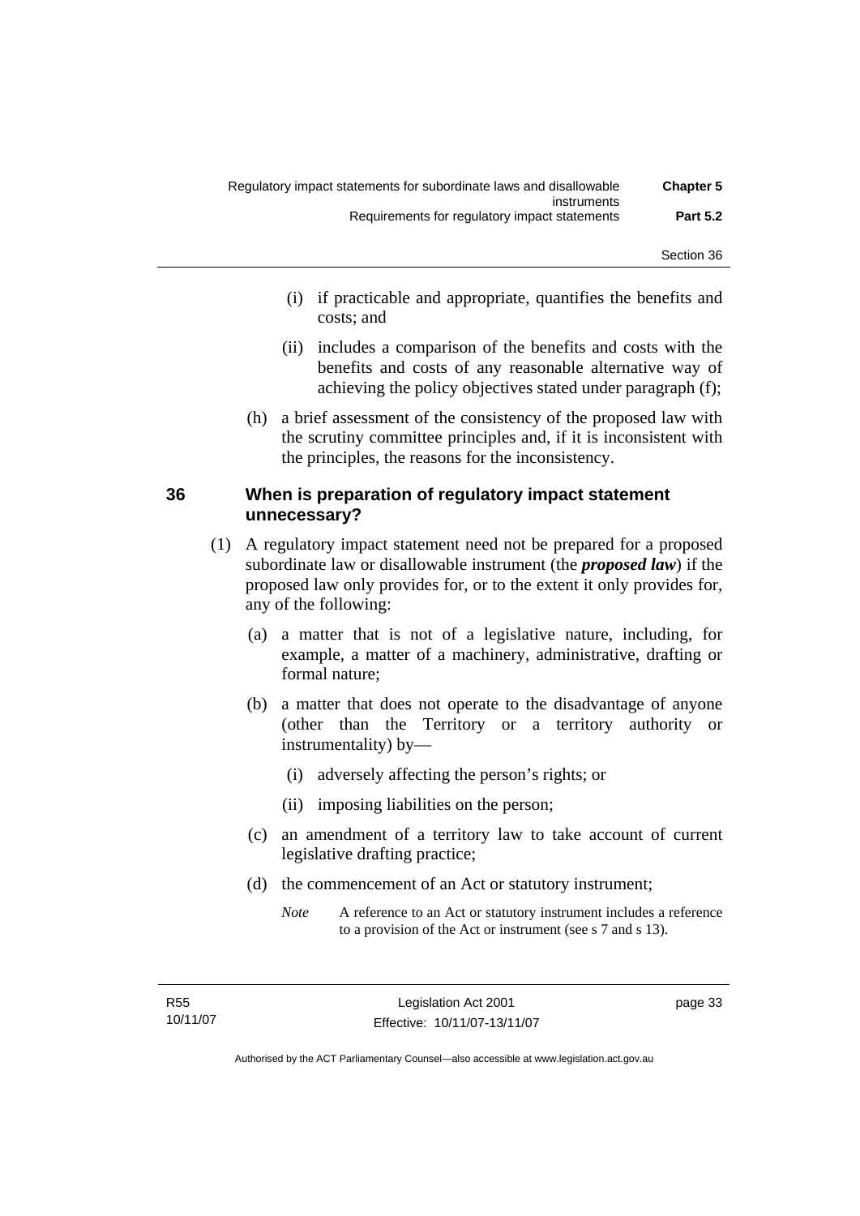(i) if practicable and appropriate, quantifies the benefits and costs; and

(ii) includes a comparison of the benefits and costs with the benefits and costs of any reasonable alternative way of achieving the policy objectives stated under paragraph (f);

(h) a brief assessment of the consistency of the proposed law with the scrutiny committee principles and, if it is inconsistent with the principles, the reasons for the inconsistency.

## 36 When is preparation of regulatory impact statement unnecessary?

(1) A regulatory impact statement need not be prepared for a proposed subordinate law or disallowable instrument (the ***proposed law***) if the proposed law only provides for, or to the extent it only provides for, any of the following:

(a) a matter that is not of a legislative nature, including, for example, a matter of a machinery, administrative, drafting or formal nature;

(b) a matter that does not operate to the disadvantage of anyone (other than the Territory or a territory authority or instrumentality) by—

(i) adversely affecting the person's rights; or

(ii) imposing liabilities on the person;

(c) an amendment of a territory law to take account of current legislative drafting practice;

(d) the commencement of an Act or statutory instrument;

*Note* A reference to an Act or statutory instrument includes a reference to a provision of the Act or instrument (see s 7 and s 13).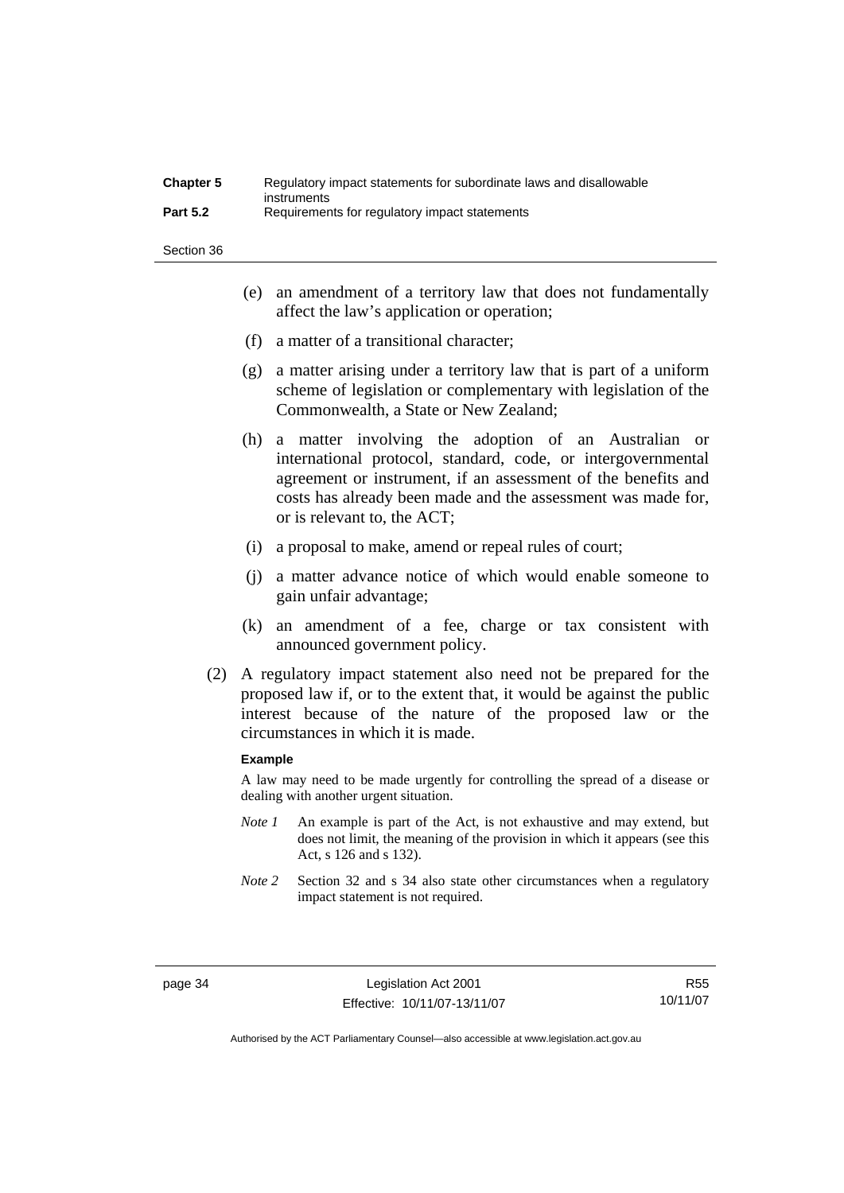(e) an amendment of a territory law that does not fundamentally affect the law's application or operation;

(f) a matter of a transitional character;

(g) a matter arising under a territory law that is part of a uniform scheme of legislation or complementary with legislation of the Commonwealth, a State or New Zealand;

(h) a matter involving the adoption of an Australian or international protocol, standard, code, or intergovernmental agreement or instrument, if an assessment of the benefits and costs has already been made and the assessment was made for, or is relevant to, the ACT;

(i) a proposal to make, amend or repeal rules of court;

(j) a matter advance notice of which would enable someone to gain unfair advantage;

(k) an amendment of a fee, charge or tax consistent with announced government policy.

(2) A regulatory impact statement also need not be prepared for the proposed law if, or to the extent that, it would be against the public interest because of the nature of the proposed law or the circumstances in which it is made.

**Example**

A law may need to be made urgently for controlling the spread of a disease or dealing with another urgent situation.

*Note 1* An example is part of the Act, is not exhaustive and may extend, but does not limit, the meaning of the provision in which it appears (see this Act, s 126 and s 132).

*Note 2* Section 32 and s 34 also state other circumstances when a regulatory impact statement is not required.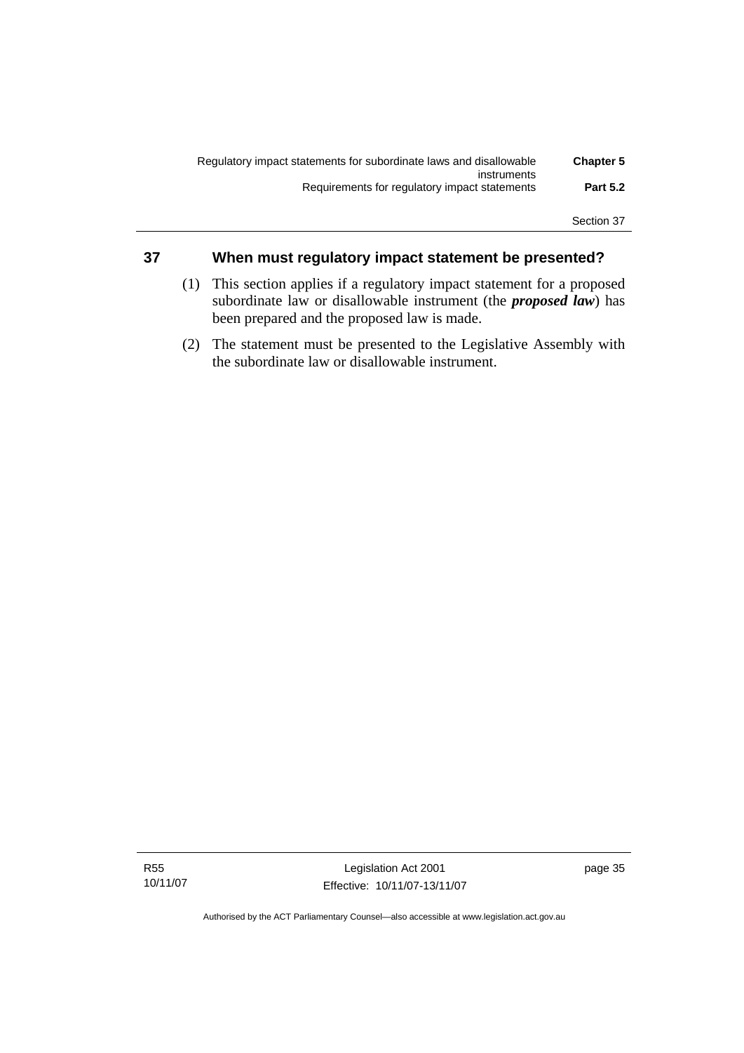## 37 When must regulatory impact statement be presented?

(1) This section applies if a regulatory impact statement for a proposed subordinate law or disallowable instrument (the ***proposed law***) has been prepared and the proposed law is made.

(2) The statement must be presented to the Legislative Assembly with the subordinate law or disallowable instrument.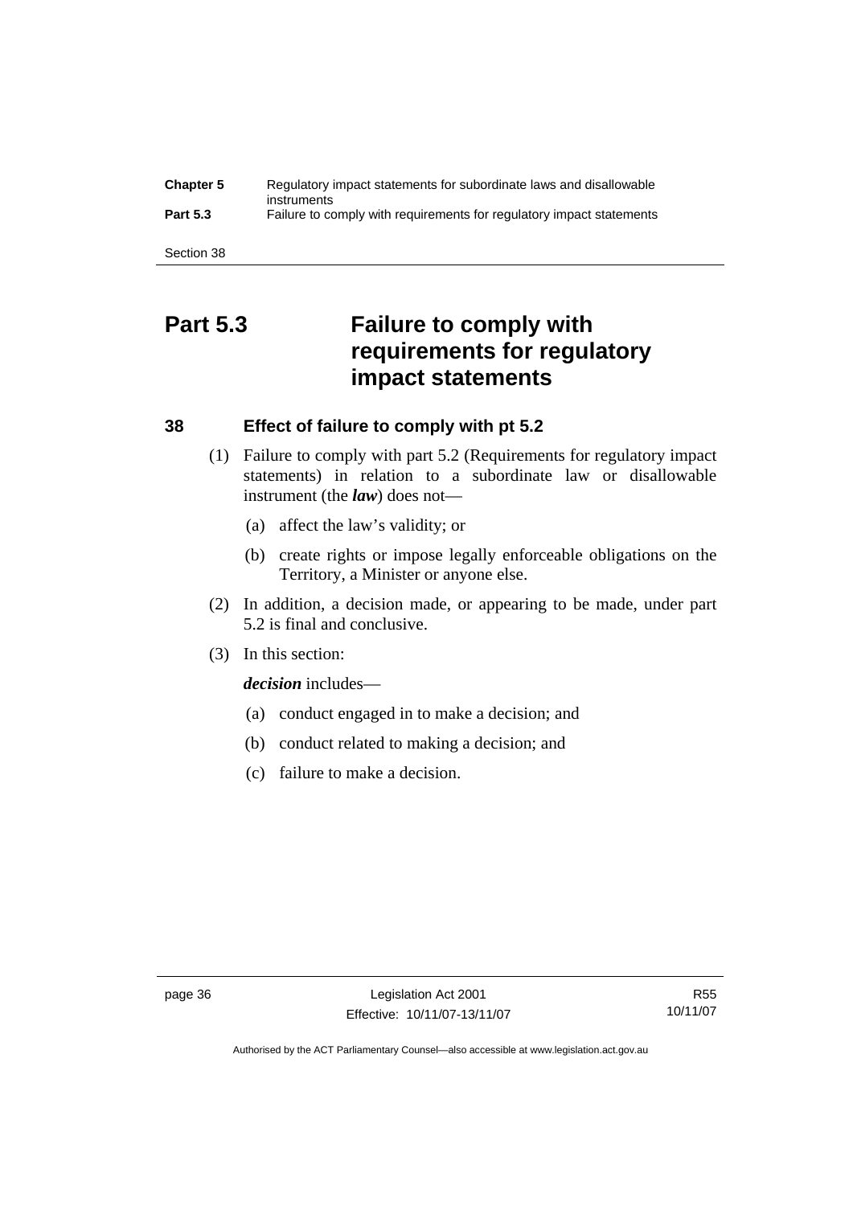# Part 5.3 Failure to comply with requirements for regulatory impact statements

## 38 Effect of failure to comply with pt 5.2

(1) Failure to comply with part 5.2 (Requirements for regulatory impact statements) in relation to a subordinate law or disallowable instrument (the ***law***) does not—

(a) affect the law's validity; or

(b) create rights or impose legally enforceable obligations on the Territory, a Minister or anyone else.

(2) In addition, a decision made, or appearing to be made, under part 5.2 is final and conclusive.

(3) In this section:

***decision*** includes—

(a) conduct engaged in to make a decision; and

(b) conduct related to making a decision; and

(c) failure to make a decision.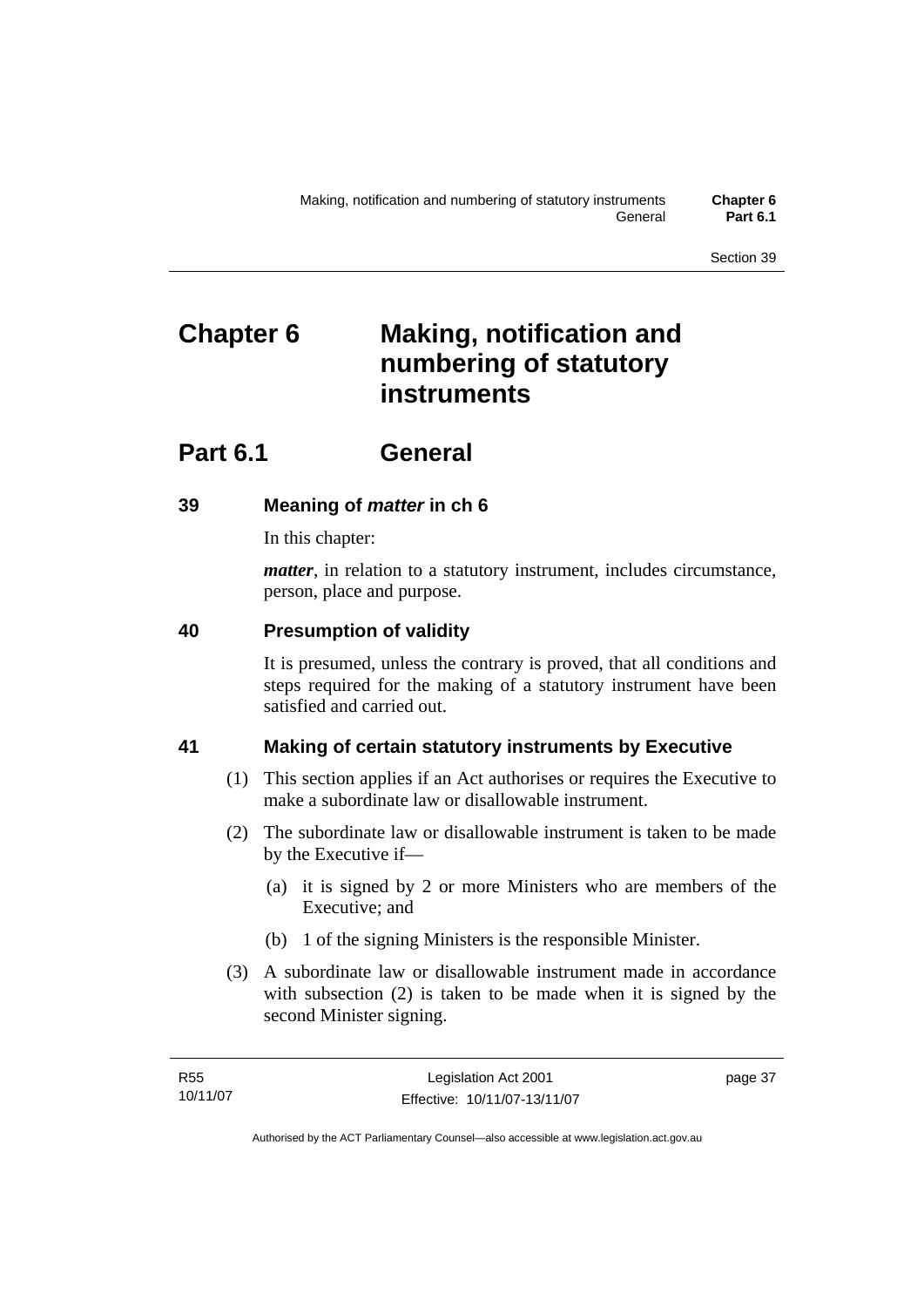# Chapter 6 Making, notification and numbering of statutory instruments

## Part 6.1 General

### 39 Meaning of *matter* in ch 6

In this chapter:

***matter***, in relation to a statutory instrument, includes circumstance, person, place and purpose.

### 40 Presumption of validity

It is presumed, unless the contrary is proved, that all conditions and steps required for the making of a statutory instrument have been satisfied and carried out.

### 41 Making of certain statutory instruments by Executive

(1) This section applies if an Act authorises or requires the Executive to make a subordinate law or disallowable instrument.

(2) The subordinate law or disallowable instrument is taken to be made by the Executive if—

(a) it is signed by 2 or more Ministers who are members of the Executive; and

(b) 1 of the signing Ministers is the responsible Minister.

(3) A subordinate law or disallowable instrument made in accordance with subsection (2) is taken to be made when it is signed by the second Minister signing.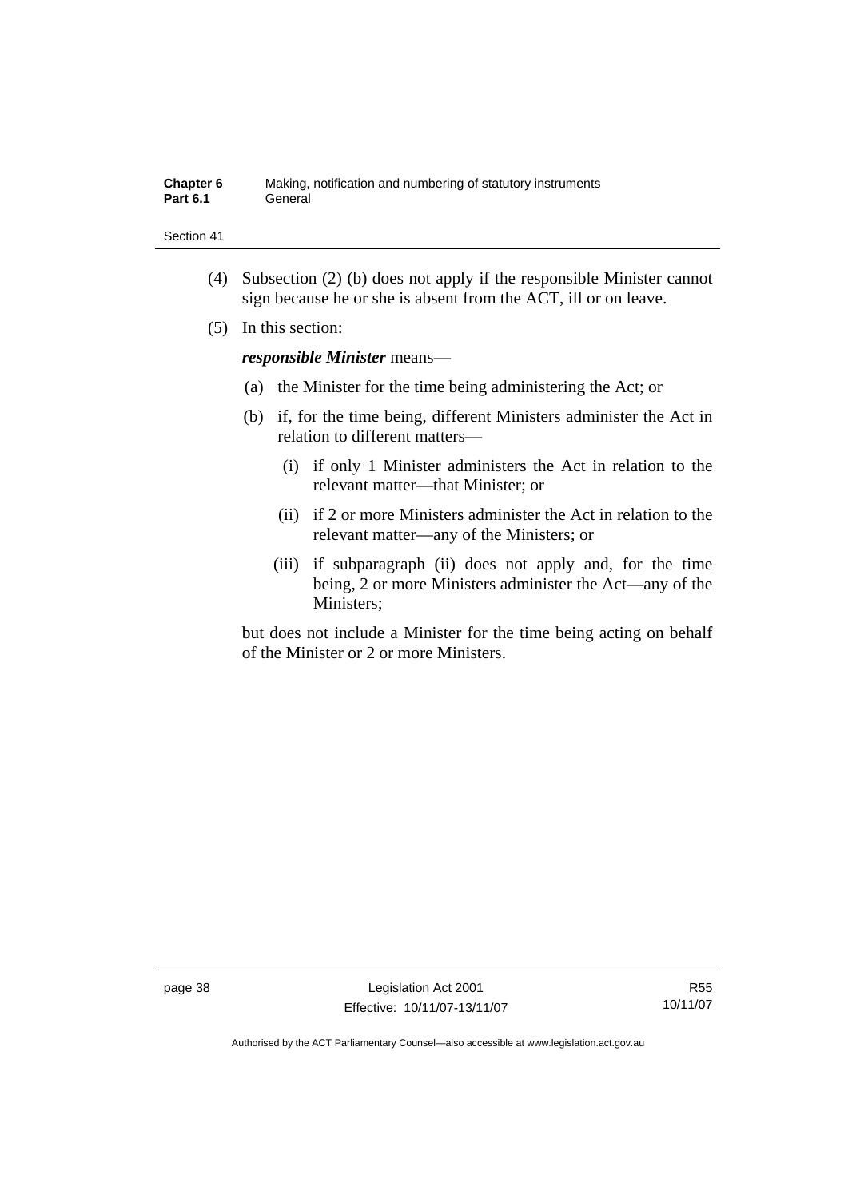(4) Subsection (2) (b) does not apply if the responsible Minister cannot sign because he or she is absent from the ACT, ill or on leave.

(5) In this section:

***responsible Minister*** means—

(a) the Minister for the time being administering the Act; or

(b) if, for the time being, different Ministers administer the Act in relation to different matters—

(i) if only 1 Minister administers the Act in relation to the relevant matter—that Minister; or

(ii) if 2 or more Ministers administer the Act in relation to the relevant matter—any of the Ministers; or

(iii) if subparagraph (ii) does not apply and, for the time being, 2 or more Ministers administer the Act—any of the Ministers;

but does not include a Minister for the time being acting on behalf of the Minister or 2 or more Ministers.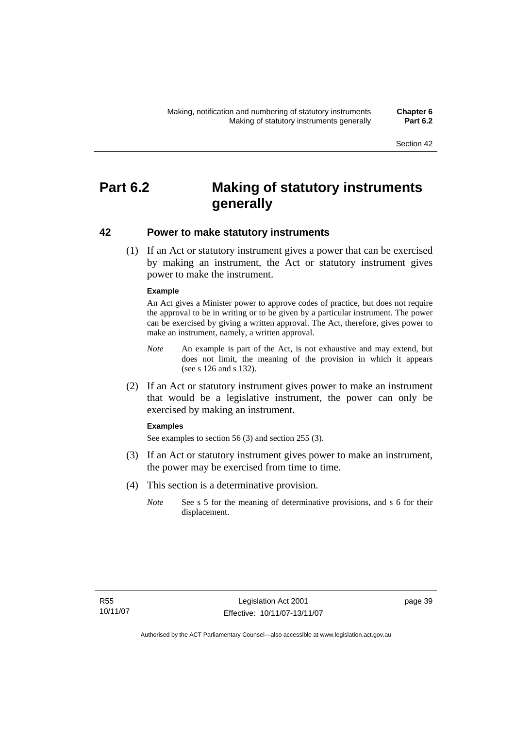# Part 6.2 Making of statutory instruments generally

## 42 Power to make statutory instruments

(1) If an Act or statutory instrument gives a power that can be exercised by making an instrument, the Act or statutory instrument gives power to make the instrument.

**Example**

An Act gives a Minister power to approve codes of practice, but does not require the approval to be in writing or to be given by a particular instrument. The power can be exercised by giving a written approval. The Act, therefore, gives power to make an instrument, namely, a written approval.

*Note* An example is part of the Act, is not exhaustive and may extend, but does not limit, the meaning of the provision in which it appears (see s 126 and s 132).

(2) If an Act or statutory instrument gives power to make an instrument that would be a legislative instrument, the power can only be exercised by making an instrument.

**Examples**

See examples to section 56 (3) and section 255 (3).

(3) If an Act or statutory instrument gives power to make an instrument, the power may be exercised from time to time.

(4) This section is a determinative provision.

*Note* See s 5 for the meaning of determinative provisions, and s 6 for their displacement.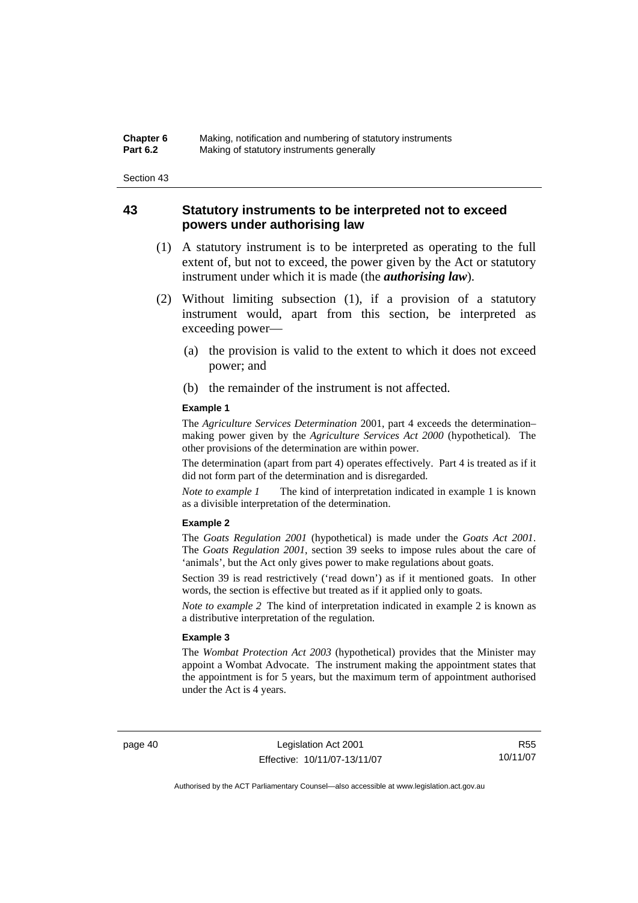## 43 Statutory instruments to be interpreted not to exceed powers under authorising law

(1) A statutory instrument is to be interpreted as operating to the full extent of, but not to exceed, the power given by the Act or statutory instrument under which it is made (the ***authorising law***).

(2) Without limiting subsection (1), if a provision of a statutory instrument would, apart from this section, be interpreted as exceeding power—

(a) the provision is valid to the extent to which it does not exceed power; and

(b) the remainder of the instrument is not affected.

**Example 1**

The *Agriculture Services Determination* 2001, part 4 exceeds the determination–making power given by the *Agriculture Services Act 2000* (hypothetical). The other provisions of the determination are within power.

The determination (apart from part 4) operates effectively. Part 4 is treated as if it did not form part of the determination and is disregarded.

*Note to example 1* The kind of interpretation indicated in example 1 is known as a divisible interpretation of the determination.

**Example 2**

The *Goats Regulation 2001* (hypothetical) is made under the *Goats Act 2001*. The *Goats Regulation 2001*, section 39 seeks to impose rules about the care of 'animals', but the Act only gives power to make regulations about goats.

Section 39 is read restrictively ('read down') as if it mentioned goats. In other words, the section is effective but treated as if it applied only to goats.

*Note to example 2* The kind of interpretation indicated in example 2 is known as a distributive interpretation of the regulation.

**Example 3**

The *Wombat Protection Act 2003* (hypothetical) provides that the Minister may appoint a Wombat Advocate. The instrument making the appointment states that the appointment is for 5 years, but the maximum term of appointment authorised under the Act is 4 years.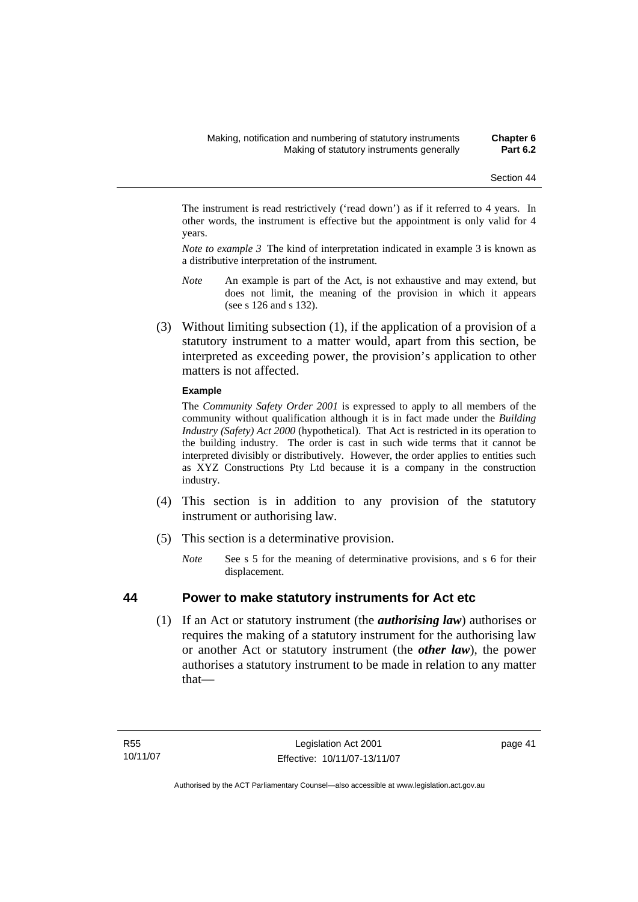The instrument is read restrictively ('read down') as if it referred to 4 years. In other words, the instrument is effective but the appointment is only valid for 4 years.

*Note to example 3* The kind of interpretation indicated in example 3 is known as a distributive interpretation of the instrument.

*Note* An example is part of the Act, is not exhaustive and may extend, but does not limit, the meaning of the provision in which it appears (see s 126 and s 132).

(3) Without limiting subsection (1), if the application of a provision of a statutory instrument to a matter would, apart from this section, be interpreted as exceeding power, the provision's application to other matters is not affected.

**Example**

The *Community Safety Order 2001* is expressed to apply to all members of the community without qualification although it is in fact made under the *Building Industry (Safety) Act 2000* (hypothetical). That Act is restricted in its operation to the building industry. The order is cast in such wide terms that it cannot be interpreted divisibly or distributively. However, the order applies to entities such as XYZ Constructions Pty Ltd because it is a company in the construction industry.

(4) This section is in addition to any provision of the statutory instrument or authorising law.

(5) This section is a determinative provision.

*Note* See s 5 for the meaning of determinative provisions, and s 6 for their displacement.

## 44 Power to make statutory instruments for Act etc

(1) If an Act or statutory instrument (the ***authorising law***) authorises or requires the making of a statutory instrument for the authorising law or another Act or statutory instrument (the ***other law***), the power authorises a statutory instrument to be made in relation to any matter that—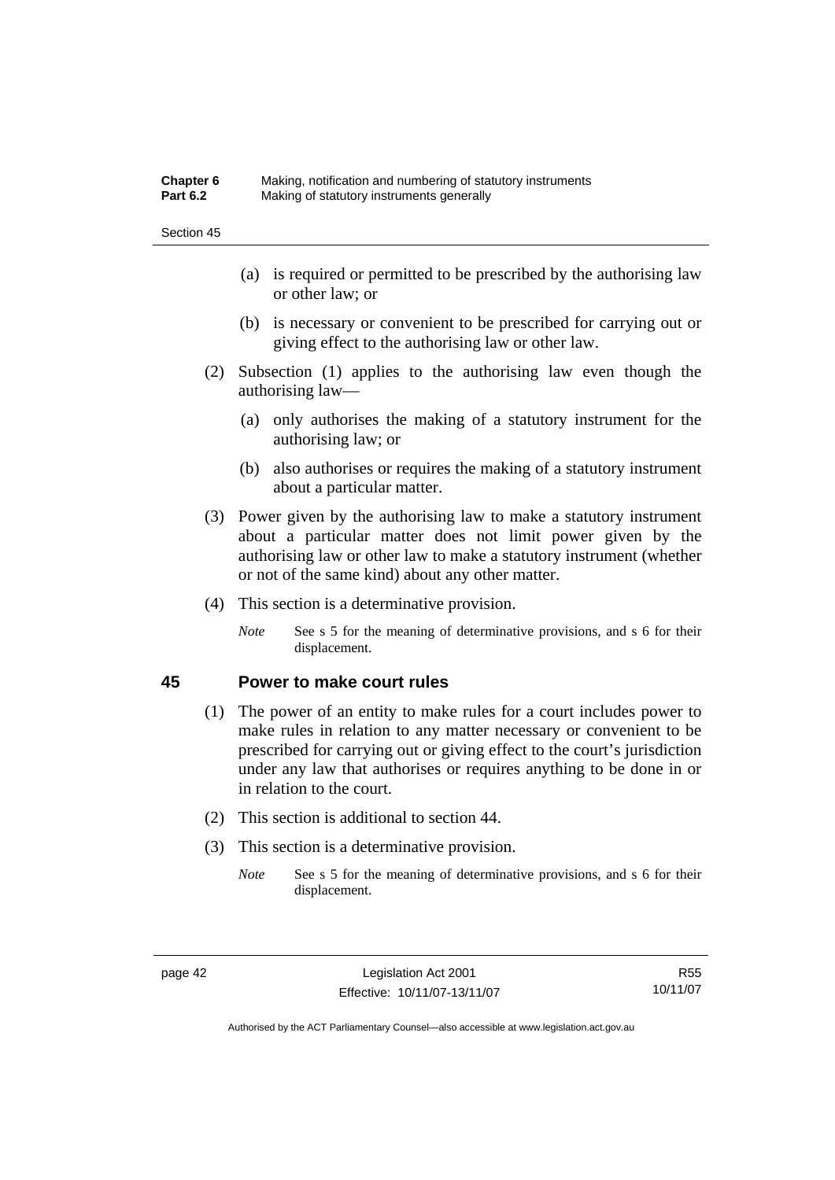(a) is required or permitted to be prescribed by the authorising law or other law; or

(b) is necessary or convenient to be prescribed for carrying out or giving effect to the authorising law or other law.

(2) Subsection (1) applies to the authorising law even though the authorising law—

(a) only authorises the making of a statutory instrument for the authorising law; or

(b) also authorises or requires the making of a statutory instrument about a particular matter.

(3) Power given by the authorising law to make a statutory instrument about a particular matter does not limit power given by the authorising law or other law to make a statutory instrument (whether or not of the same kind) about any other matter.

(4) This section is a determinative provision.

*Note* See s 5 for the meaning of determinative provisions, and s 6 for their displacement.

## 45 Power to make court rules

(1) The power of an entity to make rules for a court includes power to make rules in relation to any matter necessary or convenient to be prescribed for carrying out or giving effect to the court's jurisdiction under any law that authorises or requires anything to be done in or in relation to the court.

(2) This section is additional to section 44.

(3) This section is a determinative provision.

*Note* See s 5 for the meaning of determinative provisions, and s 6 for their displacement.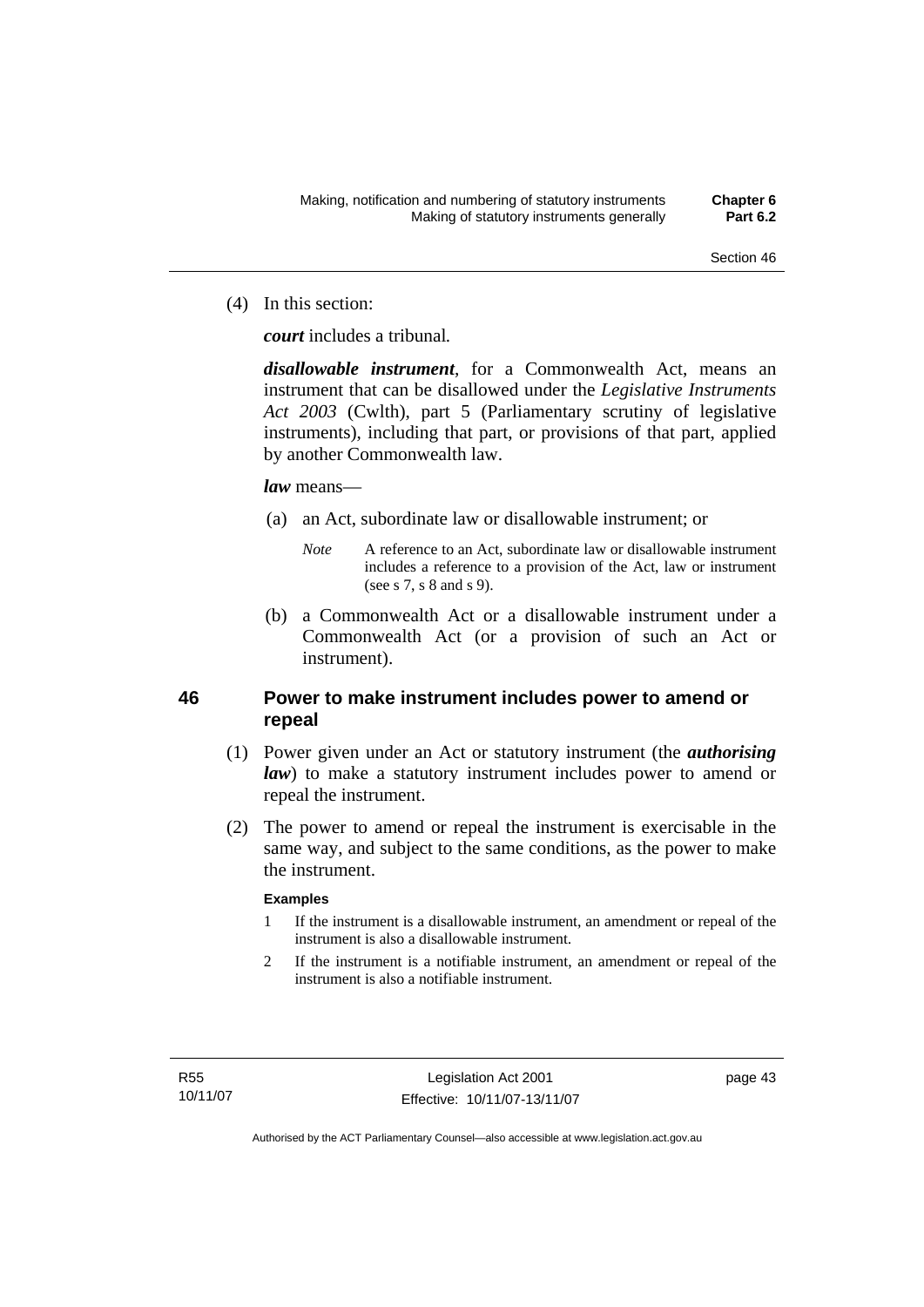(4) In this section:

***court*** includes a tribunal.

***disallowable instrument***, for a Commonwealth Act, means an instrument that can be disallowed under the *Legislative Instruments Act 2003* (Cwlth), part 5 (Parliamentary scrutiny of legislative instruments), including that part, or provisions of that part, applied by another Commonwealth law.

***law*** means—

(a) an Act, subordinate law or disallowable instrument; or

*Note* A reference to an Act, subordinate law or disallowable instrument includes a reference to a provision of the Act, law or instrument (see s 7, s 8 and s 9).

(b) a Commonwealth Act or a disallowable instrument under a Commonwealth Act (or a provision of such an Act or instrument).

## 46 Power to make instrument includes power to amend or repeal

(1) Power given under an Act or statutory instrument (the ***authorising law***) to make a statutory instrument includes power to amend or repeal the instrument.

(2) The power to amend or repeal the instrument is exercisable in the same way, and subject to the same conditions, as the power to make the instrument.

**Examples**

1 If the instrument is a disallowable instrument, an amendment or repeal of the instrument is also a disallowable instrument.

2 If the instrument is a notifiable instrument, an amendment or repeal of the instrument is also a notifiable instrument.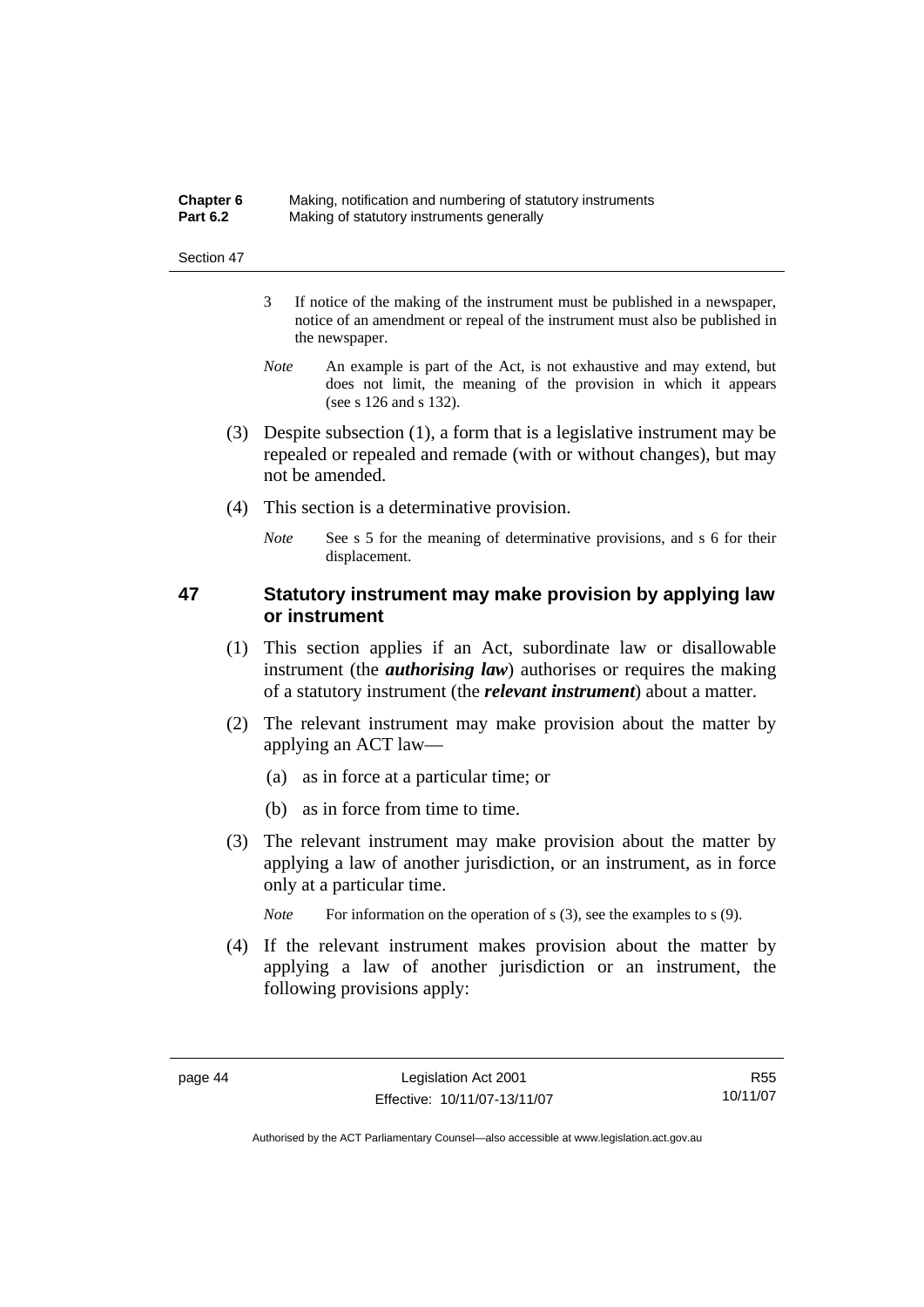3 If notice of the making of the instrument must be published in a newspaper, notice of an amendment or repeal of the instrument must also be published in the newspaper.

*Note* An example is part of the Act, is not exhaustive and may extend, but does not limit, the meaning of the provision in which it appears (see s 126 and s 132).

(3) Despite subsection (1), a form that is a legislative instrument may be repealed or repealed and remade (with or without changes), but may not be amended.

(4) This section is a determinative provision.

*Note* See s 5 for the meaning of determinative provisions, and s 6 for their displacement.

## 47 Statutory instrument may make provision by applying law or instrument

(1) This section applies if an Act, subordinate law or disallowable instrument (the ***authorising law***) authorises or requires the making of a statutory instrument (the ***relevant instrument***) about a matter.

(2) The relevant instrument may make provision about the matter by applying an ACT law—

(a) as in force at a particular time; or

(b) as in force from time to time.

(3) The relevant instrument may make provision about the matter by applying a law of another jurisdiction, or an instrument, as in force only at a particular time.

*Note* For information on the operation of s (3), see the examples to s (9).

(4) If the relevant instrument makes provision about the matter by applying a law of another jurisdiction or an instrument, the following provisions apply: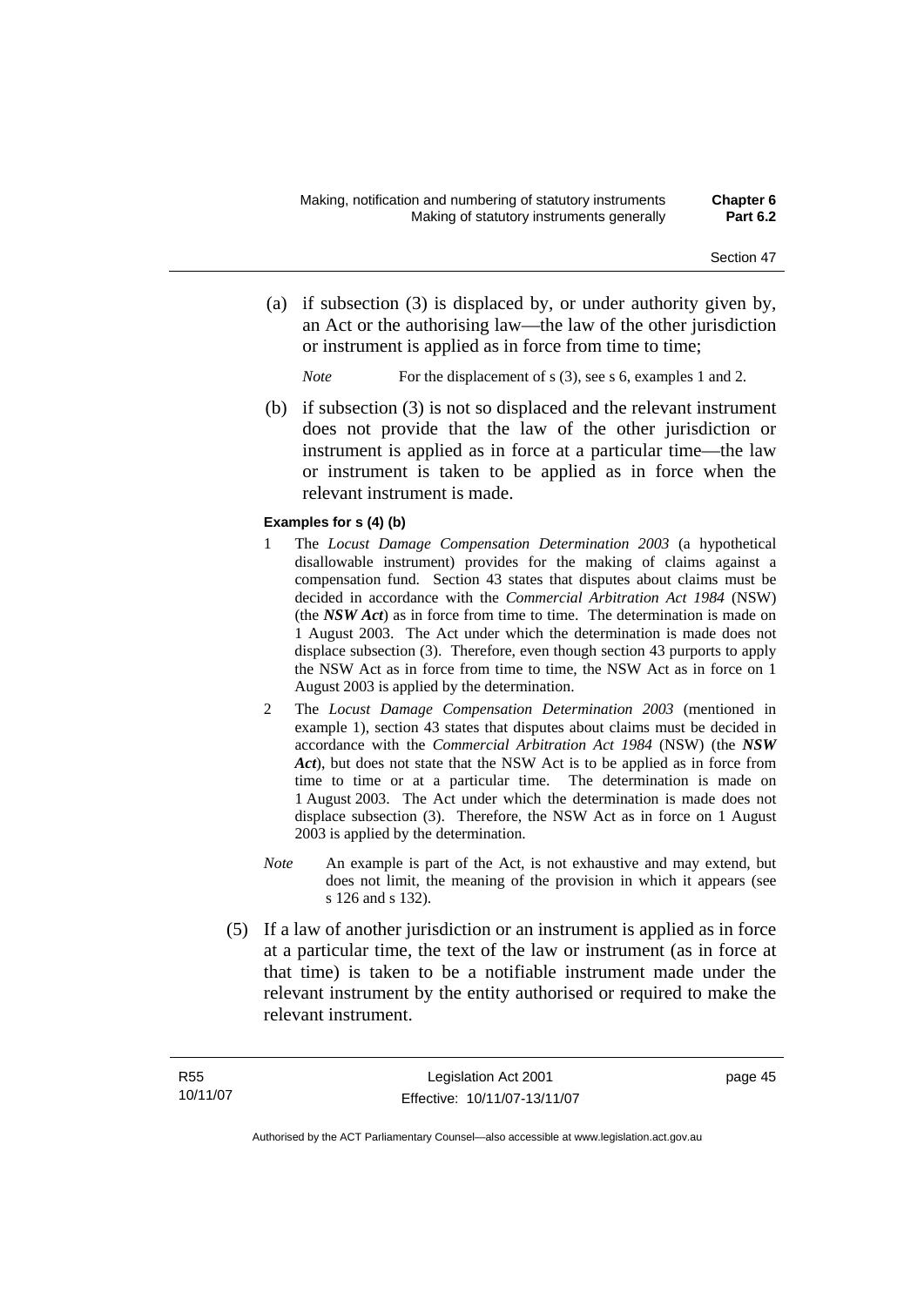(a) if subsection (3) is displaced by, or under authority given by, an Act or the authorising law—the law of the other jurisdiction or instrument is applied as in force from time to time;

*Note* For the displacement of s (3), see s 6, examples 1 and 2.

(b) if subsection (3) is not so displaced and the relevant instrument does not provide that the law of the other jurisdiction or instrument is applied as in force at a particular time—the law or instrument is taken to be applied as in force when the relevant instrument is made.

**Examples for s (4) (b)**

1 The *Locust Damage Compensation Determination 2003* (a hypothetical disallowable instrument) provides for the making of claims against a compensation fund. Section 43 states that disputes about claims must be decided in accordance with the *Commercial Arbitration Act 1984* (NSW) (the ***NSW Act***) as in force from time to time. The determination is made on 1 August 2003. The Act under which the determination is made does not displace subsection (3). Therefore, even though section 43 purports to apply the NSW Act as in force from time to time, the NSW Act as in force on 1 August 2003 is applied by the determination.

2 The *Locust Damage Compensation Determination 2003* (mentioned in example 1), section 43 states that disputes about claims must be decided in accordance with the *Commercial Arbitration Act 1984* (NSW) (the ***NSW Act***), but does not state that the NSW Act is to be applied as in force from time to time or at a particular time. The determination is made on 1 August 2003. The Act under which the determination is made does not displace subsection (3). Therefore, the NSW Act as in force on 1 August 2003 is applied by the determination.

*Note* An example is part of the Act, is not exhaustive and may extend, but does not limit, the meaning of the provision in which it appears (see s 126 and s 132).

(5) If a law of another jurisdiction or an instrument is applied as in force at a particular time, the text of the law or instrument (as in force at that time) is taken to be a notifiable instrument made under the relevant instrument by the entity authorised or required to make the relevant instrument.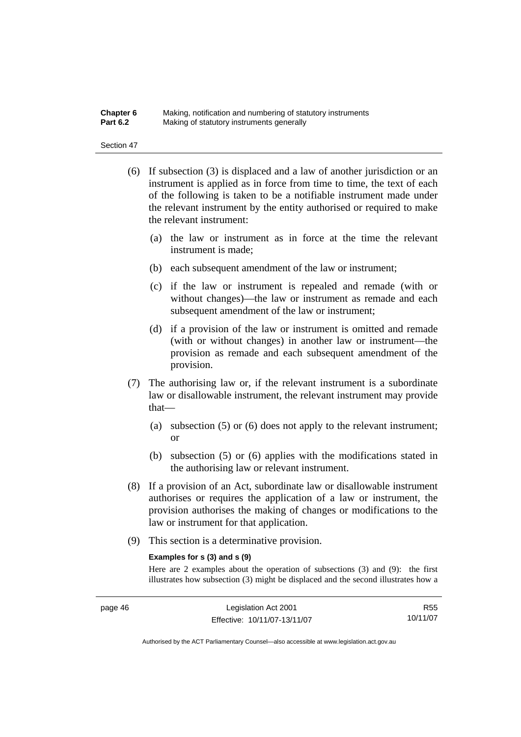(6) If subsection (3) is displaced and a law of another jurisdiction or an instrument is applied as in force from time to time, the text of each of the following is taken to be a notifiable instrument made under the relevant instrument by the entity authorised or required to make the relevant instrument:

(a) the law or instrument as in force at the time the relevant instrument is made;

(b) each subsequent amendment of the law or instrument;

(c) if the law or instrument is repealed and remade (with or without changes)—the law or instrument as remade and each subsequent amendment of the law or instrument;

(d) if a provision of the law or instrument is omitted and remade (with or without changes) in another law or instrument—the provision as remade and each subsequent amendment of the provision.

(7) The authorising law or, if the relevant instrument is a subordinate law or disallowable instrument, the relevant instrument may provide that—

(a) subsection (5) or (6) does not apply to the relevant instrument; or

(b) subsection (5) or (6) applies with the modifications stated in the authorising law or relevant instrument.

(8) If a provision of an Act, subordinate law or disallowable instrument authorises or requires the application of a law or instrument, the provision authorises the making of changes or modifications to the law or instrument for that application.

(9) This section is a determinative provision.

**Examples for s (3) and s (9)**

Here are 2 examples about the operation of subsections (3) and (9): the first illustrates how subsection (3) might be displaced and the second illustrates how a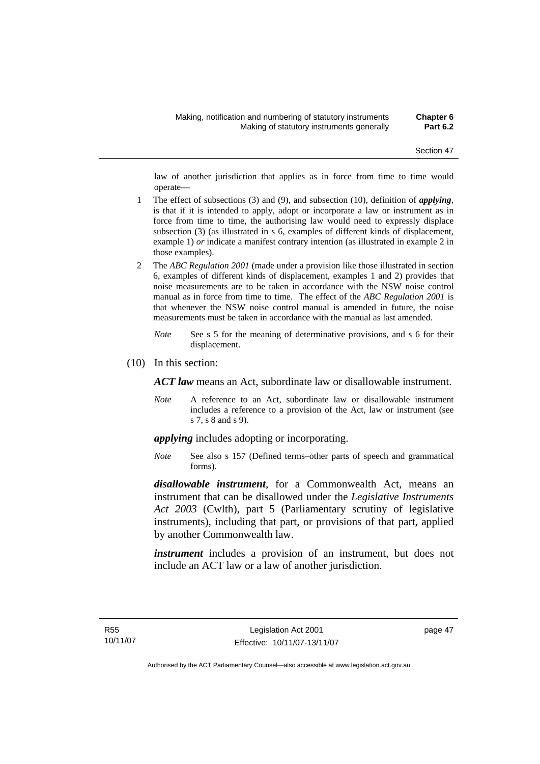law of another jurisdiction that applies as in force from time to time would operate—

1 The effect of subsections (3) and (9), and subsection (10), definition of ***applying***, is that if it is intended to apply, adopt or incorporate a law or instrument as in force from time to time, the authorising law would need to expressly displace subsection (3) (as illustrated in s 6, examples of different kinds of displacement, example 1) *or* indicate a manifest contrary intention (as illustrated in example 2 in those examples).

2 The *ABC Regulation 2001* (made under a provision like those illustrated in section 6, examples of different kinds of displacement, examples 1 and 2) provides that noise measurements are to be taken in accordance with the NSW noise control manual as in force from time to time. The effect of the *ABC Regulation 2001* is that whenever the NSW noise control manual is amended in future, the noise measurements must be taken in accordance with the manual as last amended.

*Note* See s 5 for the meaning of determinative provisions, and s 6 for their displacement.

(10) In this section:

***ACT law*** means an Act, subordinate law or disallowable instrument.

*Note* A reference to an Act, subordinate law or disallowable instrument includes a reference to a provision of the Act, law or instrument (see s 7, s 8 and s 9).

***applying*** includes adopting or incorporating.

*Note* See also s 157 (Defined terms–other parts of speech and grammatical forms).

***disallowable instrument***, for a Commonwealth Act, means an instrument that can be disallowed under the *Legislative Instruments Act 2003* (Cwlth), part 5 (Parliamentary scrutiny of legislative instruments), including that part, or provisions of that part, applied by another Commonwealth law.

***instrument*** includes a provision of an instrument, but does not include an ACT law or a law of another jurisdiction.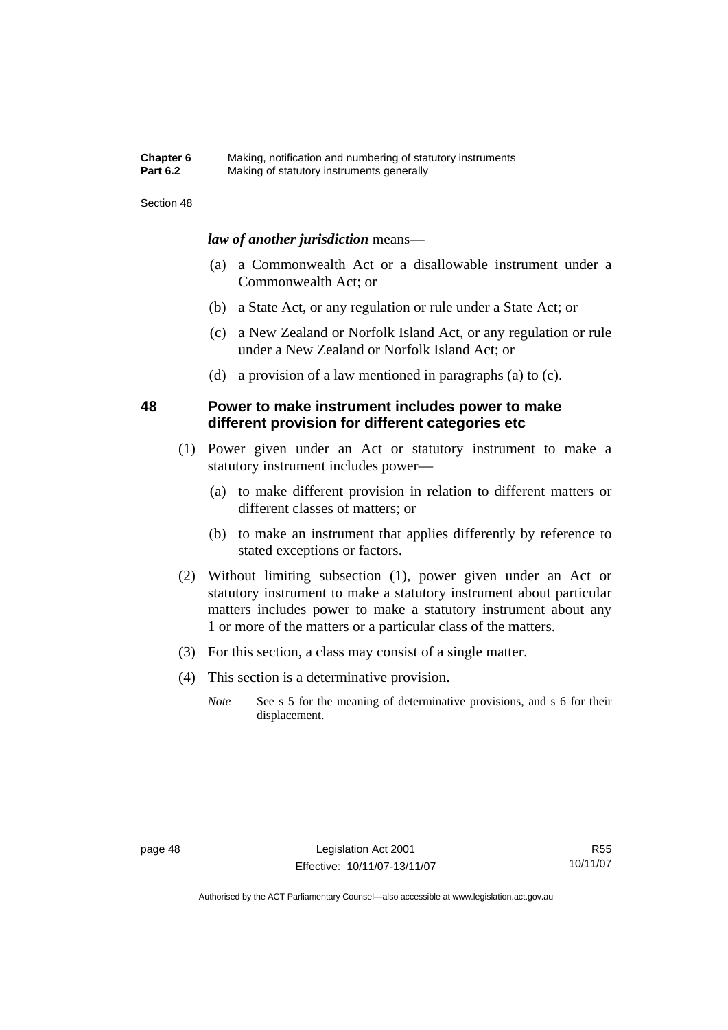***law of another jurisdiction*** means—

(a) a Commonwealth Act or a disallowable instrument under a Commonwealth Act; or

(b) a State Act, or any regulation or rule under a State Act; or

(c) a New Zealand or Norfolk Island Act, or any regulation or rule under a New Zealand or Norfolk Island Act; or

(d) a provision of a law mentioned in paragraphs (a) to (c).

## 48 Power to make instrument includes power to make different provision for different categories etc

(1) Power given under an Act or statutory instrument to make a statutory instrument includes power—

(a) to make different provision in relation to different matters or different classes of matters; or

(b) to make an instrument that applies differently by reference to stated exceptions or factors.

(2) Without limiting subsection (1), power given under an Act or statutory instrument to make a statutory instrument about particular matters includes power to make a statutory instrument about any 1 or more of the matters or a particular class of the matters.

(3) For this section, a class may consist of a single matter.

(4) This section is a determinative provision.

*Note* See s 5 for the meaning of determinative provisions, and s 6 for their displacement.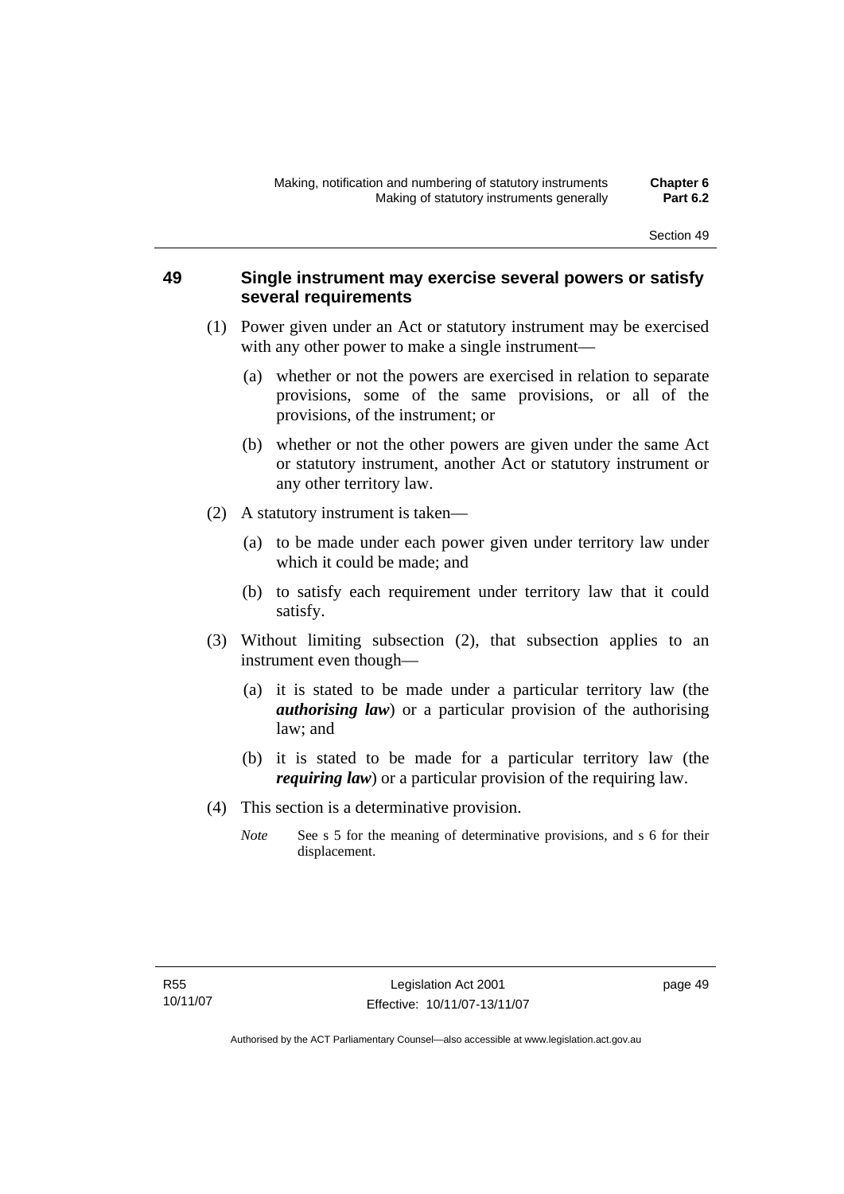## 49 Single instrument may exercise several powers or satisfy several requirements

(1) Power given under an Act or statutory instrument may be exercised with any other power to make a single instrument—

(a) whether or not the powers are exercised in relation to separate provisions, some of the same provisions, or all of the provisions, of the instrument; or

(b) whether or not the other powers are given under the same Act or statutory instrument, another Act or statutory instrument or any other territory law.

(2) A statutory instrument is taken—

(a) to be made under each power given under territory law under which it could be made; and

(b) to satisfy each requirement under territory law that it could satisfy.

(3) Without limiting subsection (2), that subsection applies to an instrument even though—

(a) it is stated to be made under a particular territory law (the ***authorising law***) or a particular provision of the authorising law; and

(b) it is stated to be made for a particular territory law (the ***requiring law***) or a particular provision of the requiring law.

(4) This section is a determinative provision.

*Note* See s 5 for the meaning of determinative provisions, and s 6 for their displacement.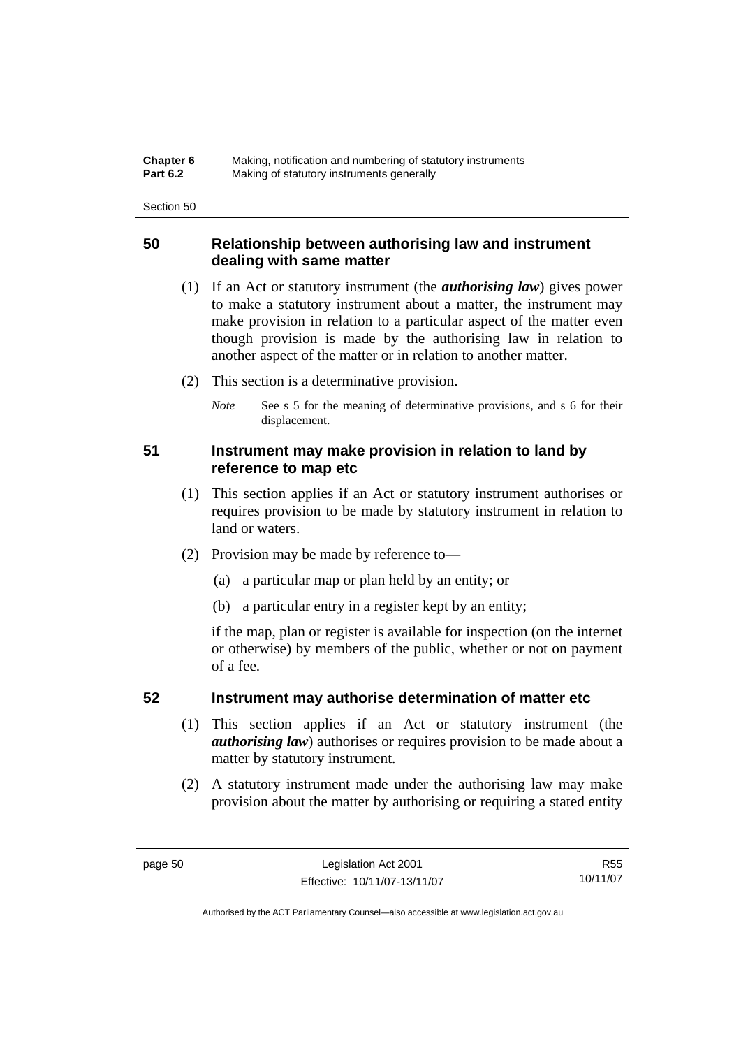## 50 Relationship between authorising law and instrument dealing with same matter

(1) If an Act or statutory instrument (the ***authorising law***) gives power to make a statutory instrument about a matter, the instrument may make provision in relation to a particular aspect of the matter even though provision is made by the authorising law in relation to another aspect of the matter or in relation to another matter.

(2) This section is a determinative provision.

*Note* See s 5 for the meaning of determinative provisions, and s 6 for their displacement.

## 51 Instrument may make provision in relation to land by reference to map etc

(1) This section applies if an Act or statutory instrument authorises or requires provision to be made by statutory instrument in relation to land or waters.

(2) Provision may be made by reference to—

(a) a particular map or plan held by an entity; or

(b) a particular entry in a register kept by an entity;

if the map, plan or register is available for inspection (on the internet or otherwise) by members of the public, whether or not on payment of a fee.

## 52 Instrument may authorise determination of matter etc

(1) This section applies if an Act or statutory instrument (the ***authorising law***) authorises or requires provision to be made about a matter by statutory instrument.

(2) A statutory instrument made under the authorising law may make provision about the matter by authorising or requiring a stated entity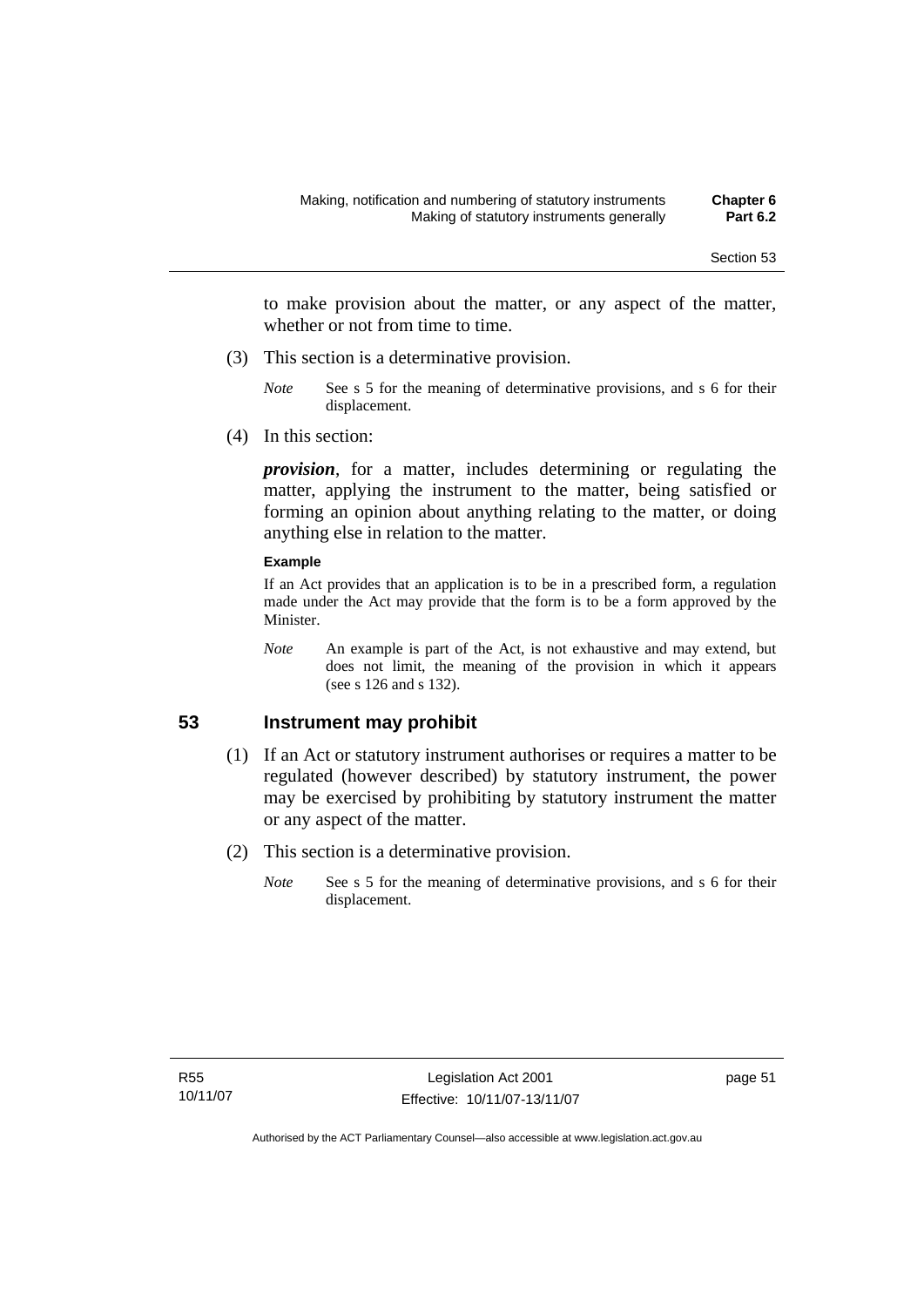to make provision about the matter, or any aspect of the matter, whether or not from time to time.

(3) This section is a determinative provision.

*Note* See s 5 for the meaning of determinative provisions, and s 6 for their displacement.

(4) In this section:

***provision***, for a matter, includes determining or regulating the matter, applying the instrument to the matter, being satisfied or forming an opinion about anything relating to the matter, or doing anything else in relation to the matter.

**Example**

If an Act provides that an application is to be in a prescribed form, a regulation made under the Act may provide that the form is to be a form approved by the Minister.

*Note* An example is part of the Act, is not exhaustive and may extend, but does not limit, the meaning of the provision in which it appears (see s 126 and s 132).

## 53 Instrument may prohibit

(1) If an Act or statutory instrument authorises or requires a matter to be regulated (however described) by statutory instrument, the power may be exercised by prohibiting by statutory instrument the matter or any aspect of the matter.

(2) This section is a determinative provision.

*Note* See s 5 for the meaning of determinative provisions, and s 6 for their displacement.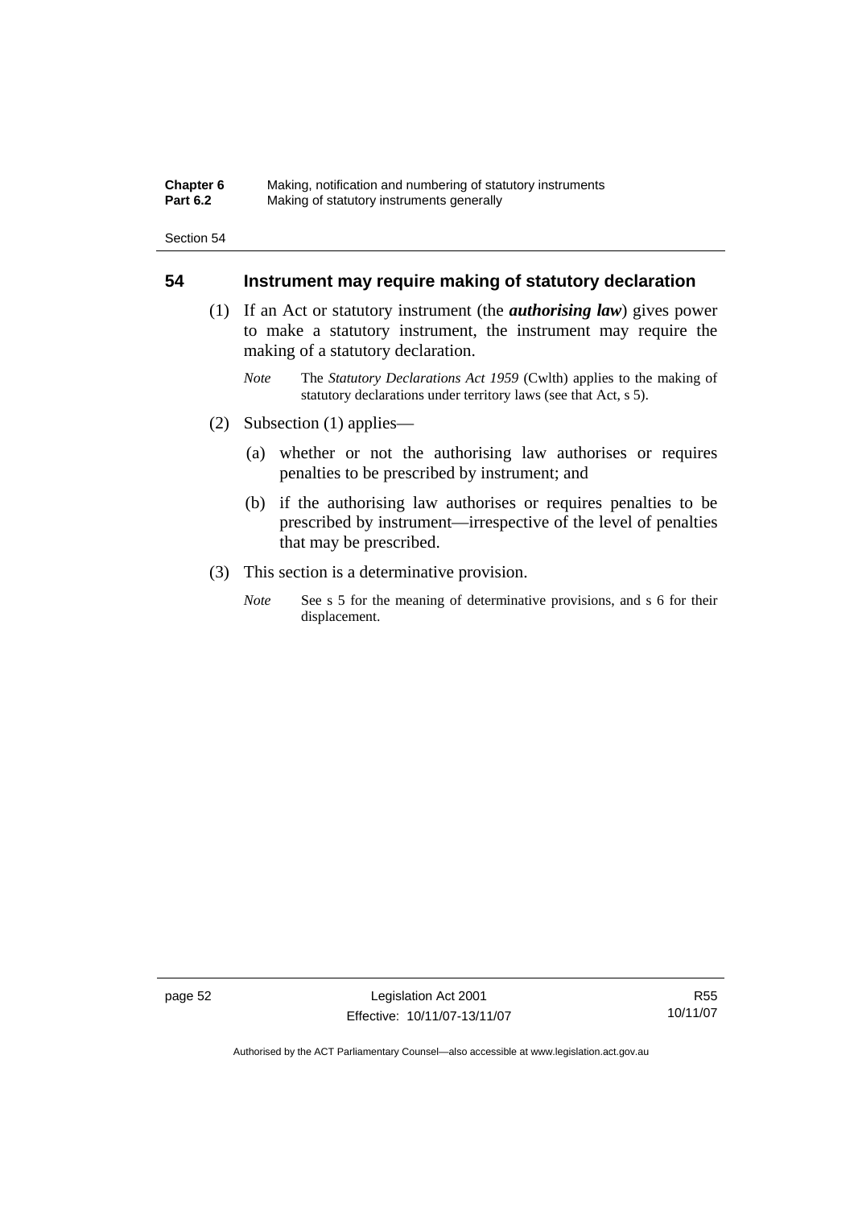## 54 Instrument may require making of statutory declaration

(1) If an Act or statutory instrument (the ***authorising law***) gives power to make a statutory instrument, the instrument may require the making of a statutory declaration.

*Note* The *Statutory Declarations Act 1959* (Cwlth) applies to the making of statutory declarations under territory laws (see that Act, s 5).

(2) Subsection (1) applies—

(a) whether or not the authorising law authorises or requires penalties to be prescribed by instrument; and

(b) if the authorising law authorises or requires penalties to be prescribed by instrument—irrespective of the level of penalties that may be prescribed.

(3) This section is a determinative provision.

*Note* See s 5 for the meaning of determinative provisions, and s 6 for their displacement.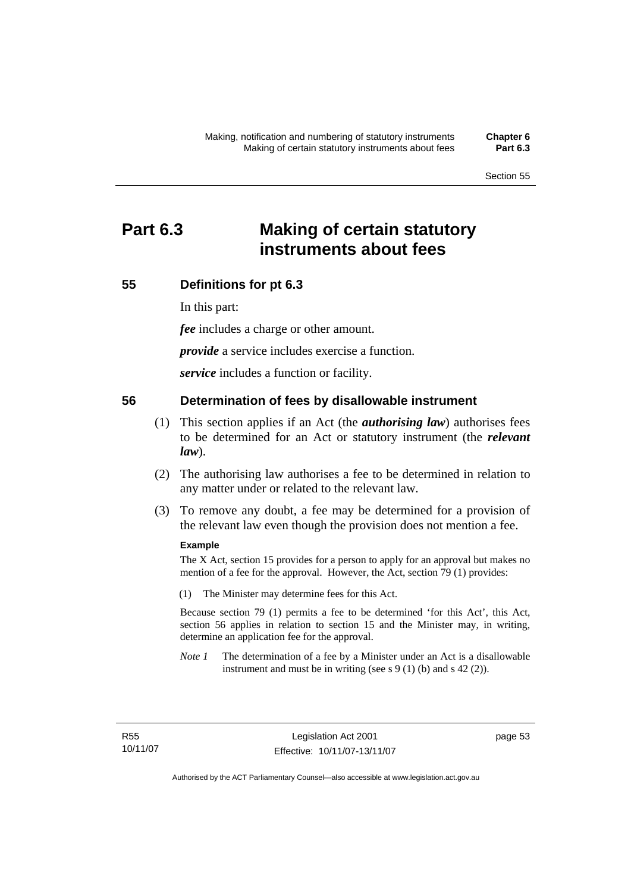# Part 6.3 Making of certain statutory instruments about fees

## 55 Definitions for pt 6.3

In this part:

***fee*** includes a charge or other amount.

***provide*** a service includes exercise a function.

***service*** includes a function or facility.

## 56 Determination of fees by disallowable instrument

(1) This section applies if an Act (the ***authorising law***) authorises fees to be determined for an Act or statutory instrument (the ***relevant law***).

(2) The authorising law authorises a fee to be determined in relation to any matter under or related to the relevant law.

(3) To remove any doubt, a fee may be determined for a provision of the relevant law even though the provision does not mention a fee.

**Example**

The X Act, section 15 provides for a person to apply for an approval but makes no mention of a fee for the approval. However, the Act, section 79 (1) provides:

(1) The Minister may determine fees for this Act.

Because section 79 (1) permits a fee to be determined 'for this Act', this Act, section 56 applies in relation to section 15 and the Minister may, in writing, determine an application fee for the approval.

*Note 1* The determination of a fee by a Minister under an Act is a disallowable instrument and must be in writing (see s 9 (1) (b) and s 42 (2)).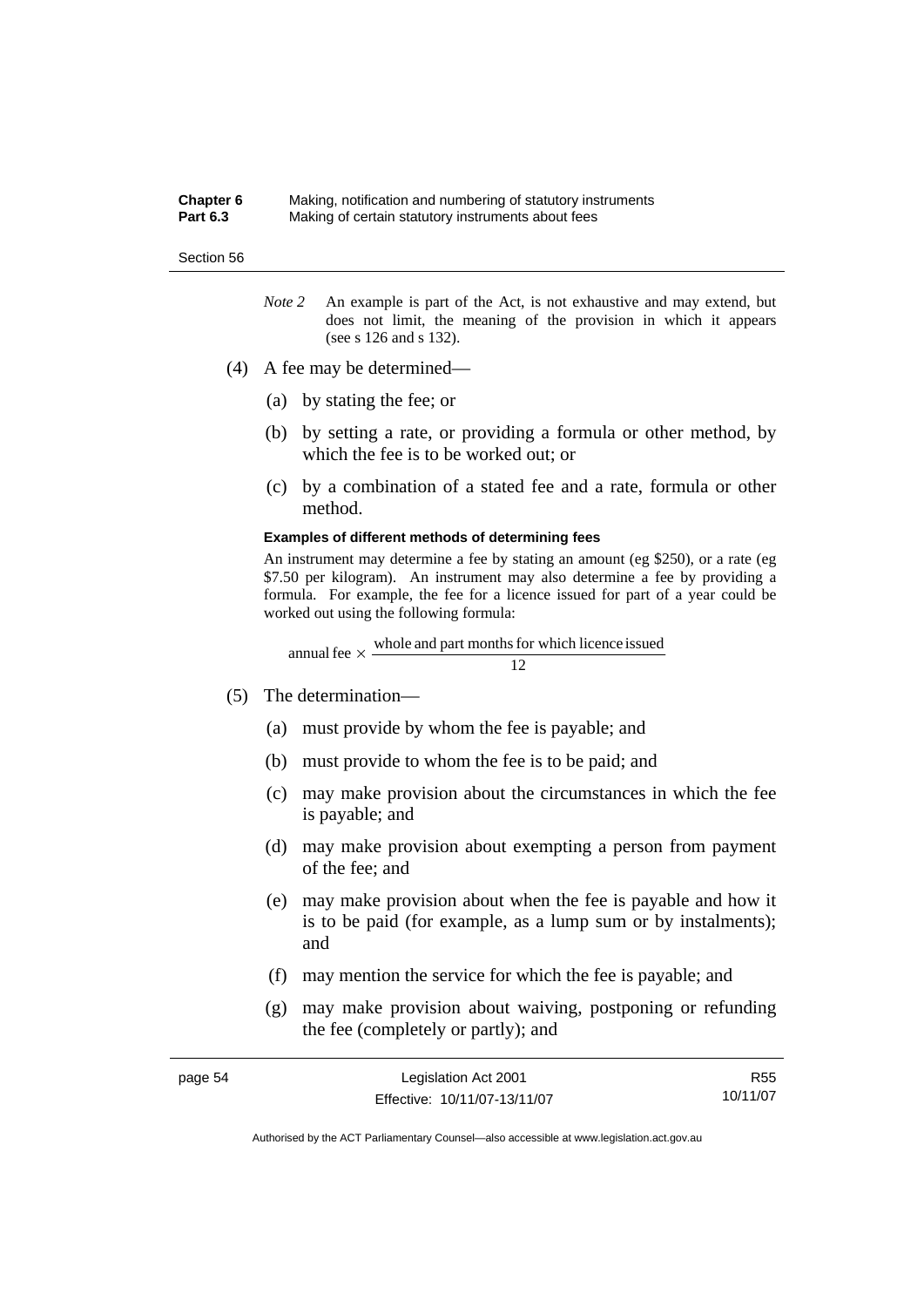*Note 2* An example is part of the Act, is not exhaustive and may extend, but does not limit, the meaning of the provision in which it appears (see s 126 and s 132).

(4) A fee may be determined—

(a) by stating the fee; or

(b) by setting a rate, or providing a formula or other method, by which the fee is to be worked out; or

(c) by a combination of a stated fee and a rate, formula or other method.

**Examples of different methods of determining fees**

An instrument may determine a fee by stating an amount (eg $250), or a rate (eg $7.50 per kilogram). An instrument may also determine a fee by providing a formula. For example, the fee for a licence issued for part of a year could be worked out using the following formula:

$$\text{annual fee} \times \frac{\text{whole and part months for which licence issued}}{12}$$

(5) The determination—

(a) must provide by whom the fee is payable; and

(b) must provide to whom the fee is to be paid; and

(c) may make provision about the circumstances in which the fee is payable; and

(d) may make provision about exempting a person from payment of the fee; and

(e) may make provision about when the fee is payable and how it is to be paid (for example, as a lump sum or by instalments); and

(f) may mention the service for which the fee is payable; and

(g) may make provision about waiving, postponing or refunding the fee (completely or partly); and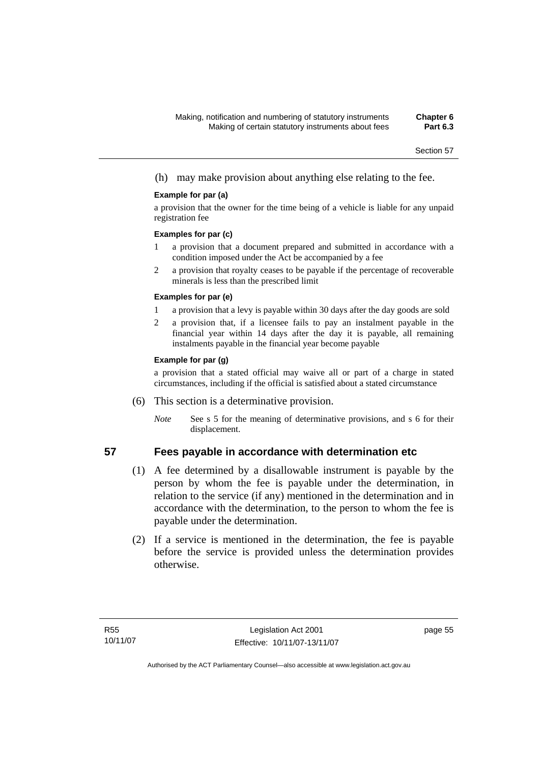(h) may make provision about anything else relating to the fee.

**Example for par (a)**

a provision that the owner for the time being of a vehicle is liable for any unpaid registration fee

**Examples for par (c)**

1 a provision that a document prepared and submitted in accordance with a condition imposed under the Act be accompanied by a fee

2 a provision that royalty ceases to be payable if the percentage of recoverable minerals is less than the prescribed limit

**Examples for par (e)**

1 a provision that a levy is payable within 30 days after the day goods are sold

2 a provision that, if a licensee fails to pay an instalment payable in the financial year within 14 days after the day it is payable, all remaining instalments payable in the financial year become payable

**Example for par (g)**

a provision that a stated official may waive all or part of a charge in stated circumstances, including if the official is satisfied about a stated circumstance

(6) This section is a determinative provision.

*Note* See s 5 for the meaning of determinative provisions, and s 6 for their displacement.

## 57 Fees payable in accordance with determination etc

(1) A fee determined by a disallowable instrument is payable by the person by whom the fee is payable under the determination, in relation to the service (if any) mentioned in the determination and in accordance with the determination, to the person to whom the fee is payable under the determination.

(2) If a service is mentioned in the determination, the fee is payable before the service is provided unless the determination provides otherwise.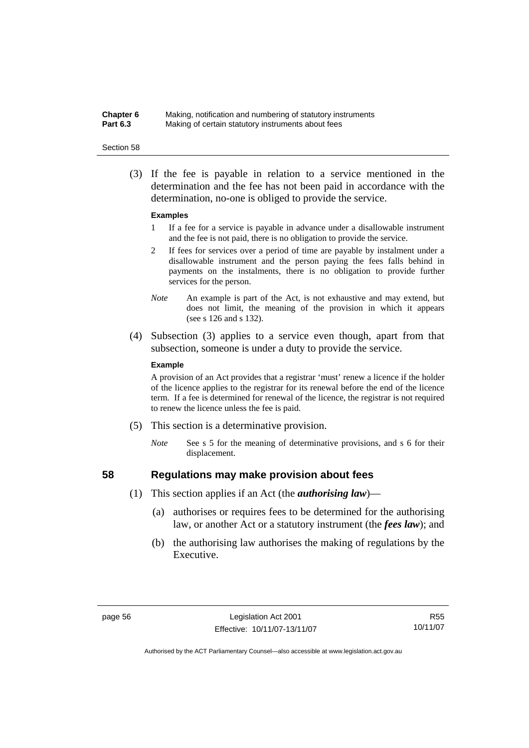(3) If the fee is payable in relation to a service mentioned in the determination and the fee has not been paid in accordance with the determination, no-one is obliged to provide the service.

**Examples**

1 If a fee for a service is payable in advance under a disallowable instrument and the fee is not paid, there is no obligation to provide the service.

2 If fees for services over a period of time are payable by instalment under a disallowable instrument and the person paying the fees falls behind in payments on the instalments, there is no obligation to provide further services for the person.

*Note* An example is part of the Act, is not exhaustive and may extend, but does not limit, the meaning of the provision in which it appears (see s 126 and s 132).

(4) Subsection (3) applies to a service even though, apart from that subsection, someone is under a duty to provide the service.

**Example**

A provision of an Act provides that a registrar 'must' renew a licence if the holder of the licence applies to the registrar for its renewal before the end of the licence term. If a fee is determined for renewal of the licence, the registrar is not required to renew the licence unless the fee is paid.

(5) This section is a determinative provision.

*Note* See s 5 for the meaning of determinative provisions, and s 6 for their displacement.

### 58 Regulations may make provision about fees

(1) This section applies if an Act (the ***authorising law***)—

(a) authorises or requires fees to be determined for the authorising law, or another Act or a statutory instrument (the ***fees law***); and

(b) the authorising law authorises the making of regulations by the Executive.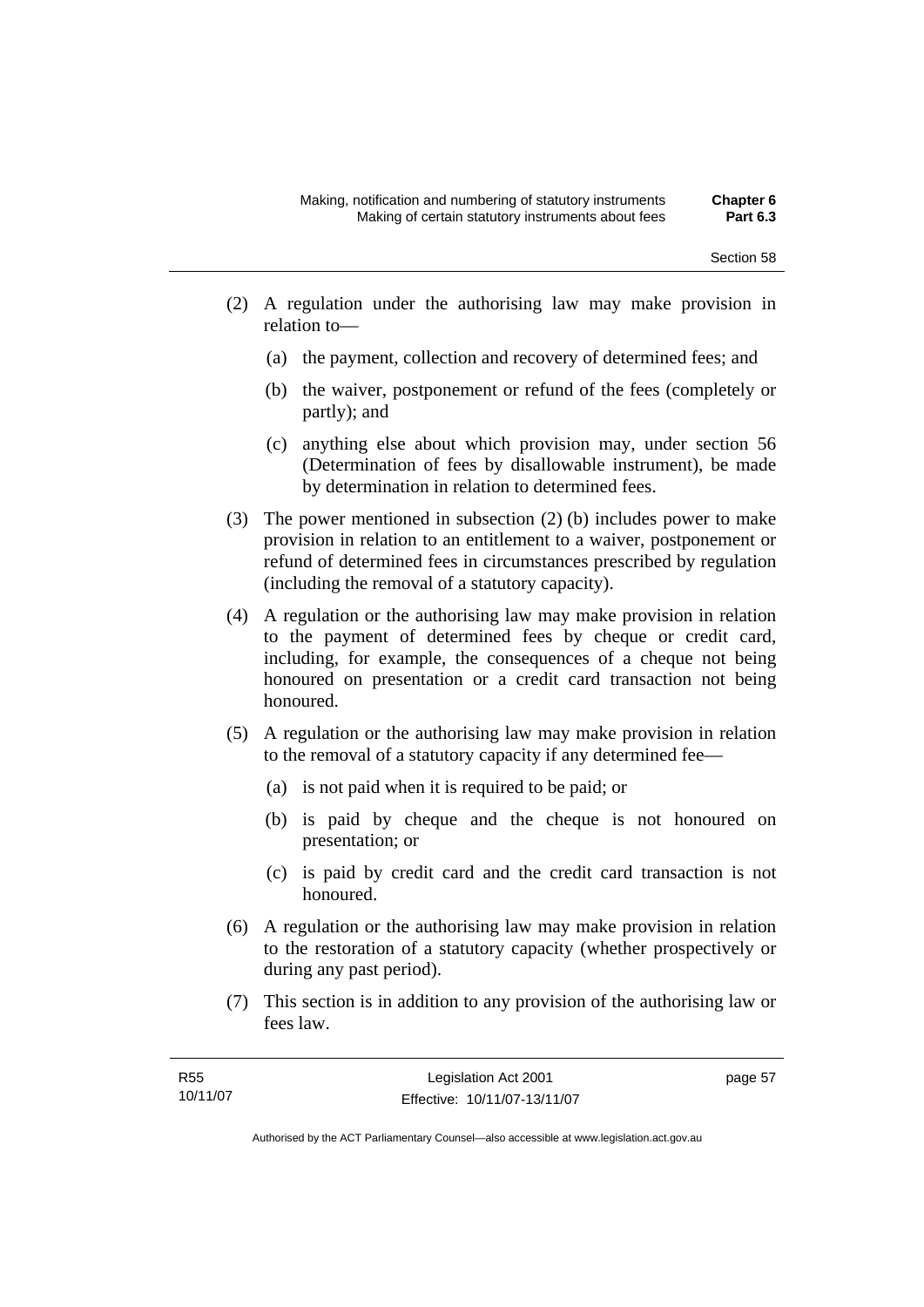(2) A regulation under the authorising law may make provision in relation to—

   (a) the payment, collection and recovery of determined fees; and

   (b) the waiver, postponement or refund of the fees (completely or partly); and

   (c) anything else about which provision may, under section 56 (Determination of fees by disallowable instrument), be made by determination in relation to determined fees.

(3) The power mentioned in subsection (2) (b) includes power to make provision in relation to an entitlement to a waiver, postponement or refund of determined fees in circumstances prescribed by regulation (including the removal of a statutory capacity).

(4) A regulation or the authorising law may make provision in relation to the payment of determined fees by cheque or credit card, including, for example, the consequences of a cheque not being honoured on presentation or a credit card transaction not being honoured.

(5) A regulation or the authorising law may make provision in relation to the removal of a statutory capacity if any determined fee—

   (a) is not paid when it is required to be paid; or

   (b) is paid by cheque and the cheque is not honoured on presentation; or

   (c) is paid by credit card and the credit card transaction is not honoured.

(6) A regulation or the authorising law may make provision in relation to the restoration of a statutory capacity (whether prospectively or during any past period).

(7) This section is in addition to any provision of the authorising law or fees law.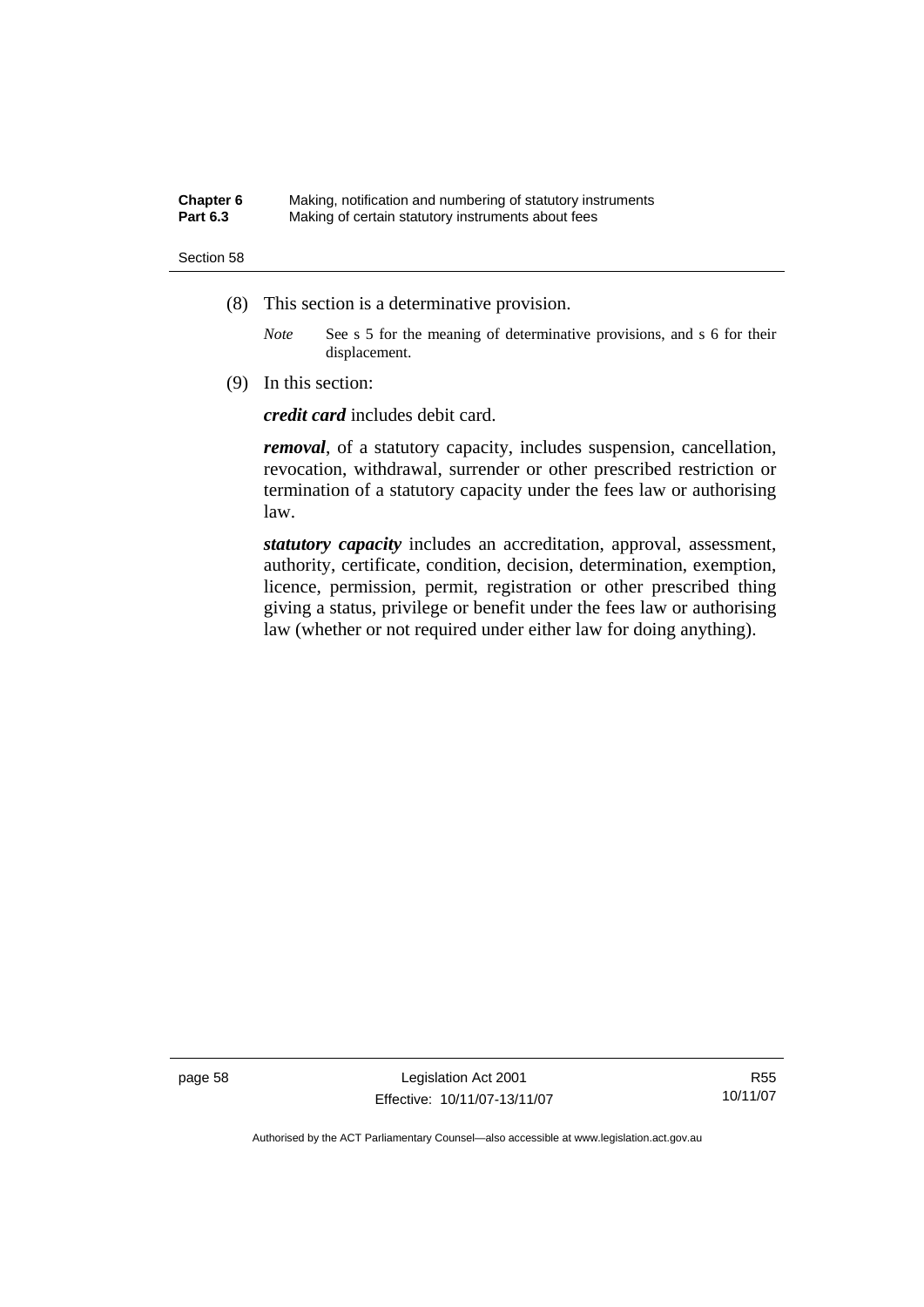(8) This section is a determinative provision.

*Note* See s 5 for the meaning of determinative provisions, and s 6 for their displacement.

(9) In this section:

***credit card*** includes debit card.

***removal***, of a statutory capacity, includes suspension, cancellation, revocation, withdrawal, surrender or other prescribed restriction or termination of a statutory capacity under the fees law or authorising law.

***statutory capacity*** includes an accreditation, approval, assessment, authority, certificate, condition, decision, determination, exemption, licence, permission, permit, registration or other prescribed thing giving a status, privilege or benefit under the fees law or authorising law (whether or not required under either law for doing anything).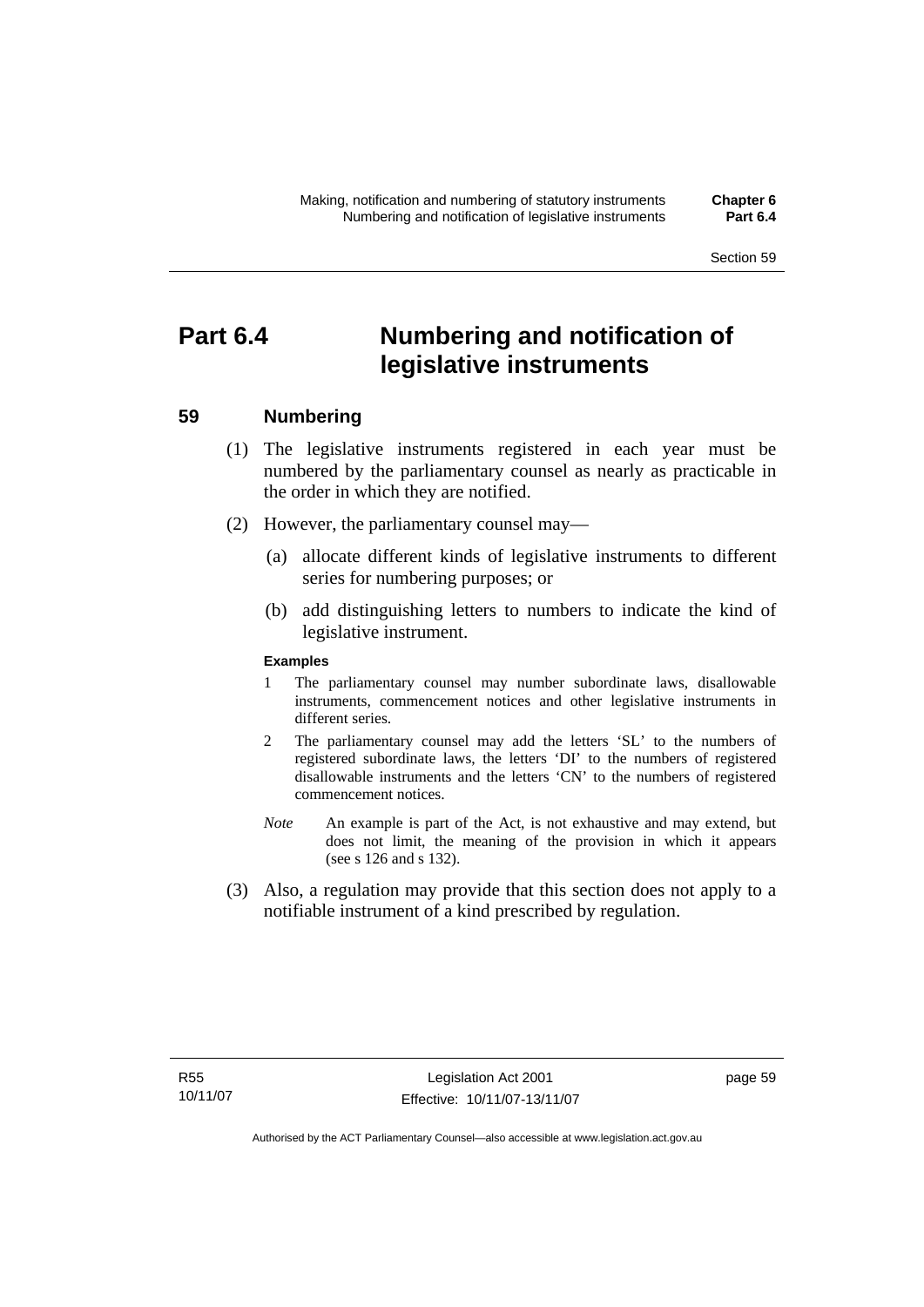# Part 6.4 Numbering and notification of legislative instruments

## 59 Numbering

(1) The legislative instruments registered in each year must be numbered by the parliamentary counsel as nearly as practicable in the order in which they are notified.

(2) However, the parliamentary counsel may—

(a) allocate different kinds of legislative instruments to different series for numbering purposes; or

(b) add distinguishing letters to numbers to indicate the kind of legislative instrument.

**Examples**

1 The parliamentary counsel may number subordinate laws, disallowable instruments, commencement notices and other legislative instruments in different series.

2 The parliamentary counsel may add the letters 'SL' to the numbers of registered subordinate laws, the letters 'DI' to the numbers of registered disallowable instruments and the letters 'CN' to the numbers of registered commencement notices.

*Note* An example is part of the Act, is not exhaustive and may extend, but does not limit, the meaning of the provision in which it appears (see s 126 and s 132).

(3) Also, a regulation may provide that this section does not apply to a notifiable instrument of a kind prescribed by regulation.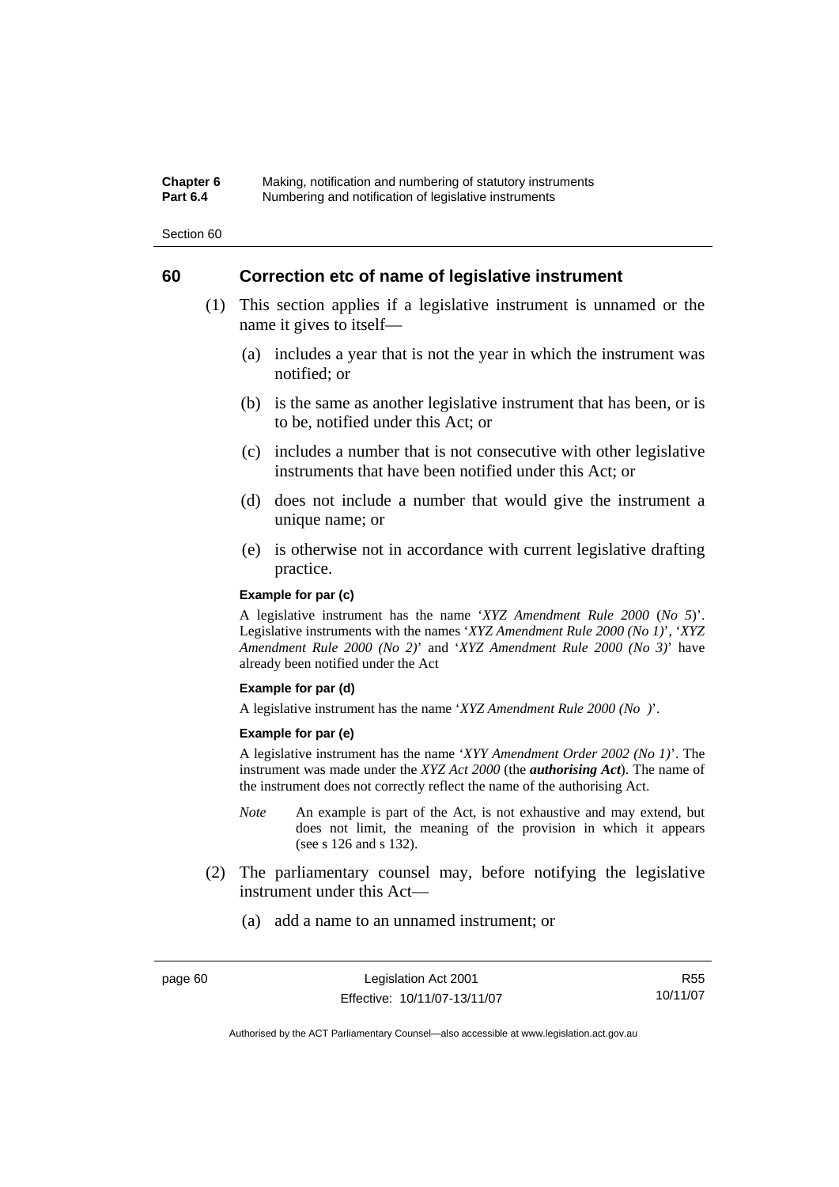## 60 Correction etc of name of legislative instrument

(1) This section applies if a legislative instrument is unnamed or the name it gives to itself—

(a) includes a year that is not the year in which the instrument was notified; or

(b) is the same as another legislative instrument that has been, or is to be, notified under this Act; or

(c) includes a number that is not consecutive with other legislative instruments that have been notified under this Act; or

(d) does not include a number that would give the instrument a unique name; or

(e) is otherwise not in accordance with current legislative drafting practice.

**Example for par (c)**

A legislative instrument has the name '*XYZ Amendment Rule 2000* (*No 5*)'. Legislative instruments with the names '*XYZ Amendment Rule 2000 (No 1)*', '*XYZ Amendment Rule 2000 (No 2)*' and '*XYZ Amendment Rule 2000 (No 3)*' have already been notified under the Act

**Example for par (d)**

A legislative instrument has the name '*XYZ Amendment Rule 2000 (No )*'.

**Example for par (e)**

A legislative instrument has the name '*XYY Amendment Order 2002 (No 1)*'. The instrument was made under the *XYZ Act 2000* (the ***authorising Act***). The name of the instrument does not correctly reflect the name of the authorising Act.

*Note* An example is part of the Act, is not exhaustive and may extend, but does not limit, the meaning of the provision in which it appears (see s 126 and s 132).

(2) The parliamentary counsel may, before notifying the legislative instrument under this Act—

(a) add a name to an unnamed instrument; or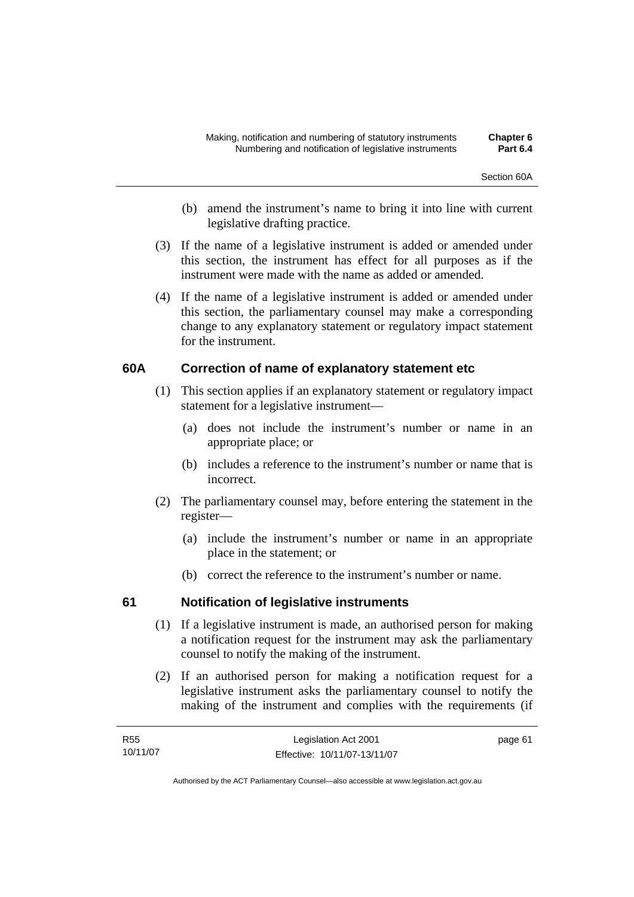(b) amend the instrument's name to bring it into line with current legislative drafting practice.

(3) If the name of a legislative instrument is added or amended under this section, the instrument has effect for all purposes as if the instrument were made with the name as added or amended.

(4) If the name of a legislative instrument is added or amended under this section, the parliamentary counsel may make a corresponding change to any explanatory statement or regulatory impact statement for the instrument.

### 60A Correction of name of explanatory statement etc

(1) This section applies if an explanatory statement or regulatory impact statement for a legislative instrument—

(a) does not include the instrument's number or name in an appropriate place; or

(b) includes a reference to the instrument's number or name that is incorrect.

(2) The parliamentary counsel may, before entering the statement in the register—

(a) include the instrument's number or name in an appropriate place in the statement; or

(b) correct the reference to the instrument's number or name.

### 61 Notification of legislative instruments

(1) If a legislative instrument is made, an authorised person for making a notification request for the instrument may ask the parliamentary counsel to notify the making of the instrument.

(2) If an authorised person for making a notification request for a legislative instrument asks the parliamentary counsel to notify the making of the instrument and complies with the requirements (if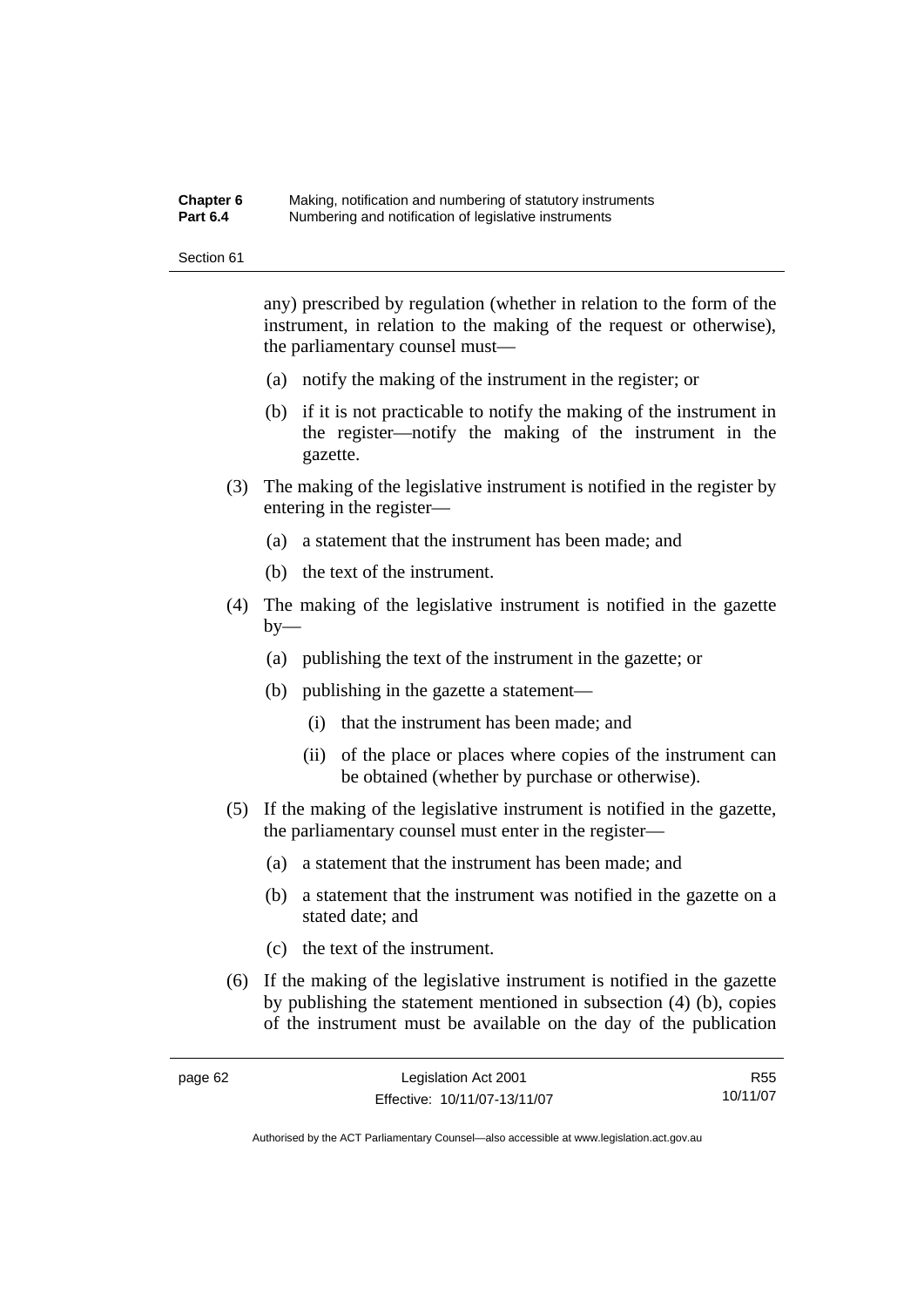any) prescribed by regulation (whether in relation to the form of the instrument, in relation to the making of the request or otherwise), the parliamentary counsel must—

(a) notify the making of the instrument in the register; or

(b) if it is not practicable to notify the making of the instrument in the register—notify the making of the instrument in the gazette.

(3) The making of the legislative instrument is notified in the register by entering in the register—

(a) a statement that the instrument has been made; and

(b) the text of the instrument.

(4) The making of the legislative instrument is notified in the gazette by—

(a) publishing the text of the instrument in the gazette; or

(b) publishing in the gazette a statement—

(i) that the instrument has been made; and

(ii) of the place or places where copies of the instrument can be obtained (whether by purchase or otherwise).

(5) If the making of the legislative instrument is notified in the gazette, the parliamentary counsel must enter in the register—

(a) a statement that the instrument has been made; and

(b) a statement that the instrument was notified in the gazette on a stated date; and

(c) the text of the instrument.

(6) If the making of the legislative instrument is notified in the gazette by publishing the statement mentioned in subsection (4) (b), copies of the instrument must be available on the day of the publication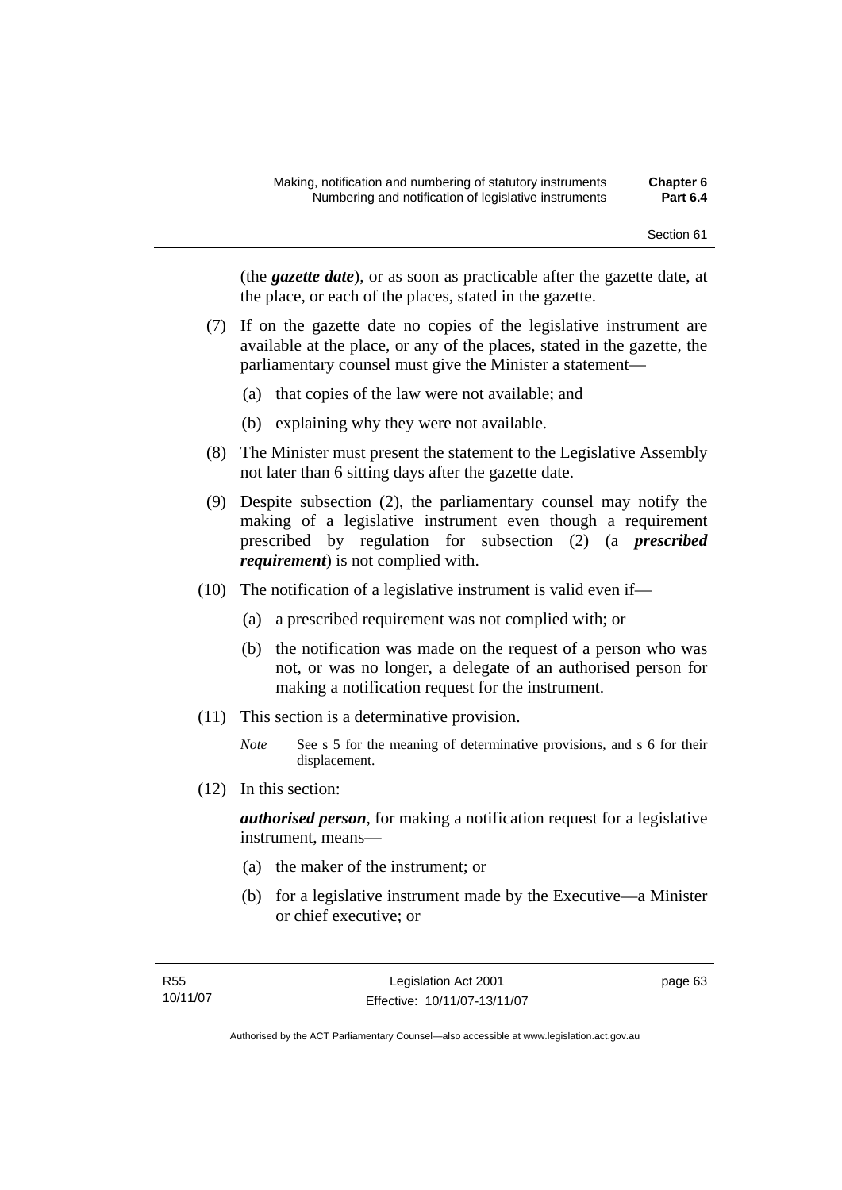(the ***gazette date***), or as soon as practicable after the gazette date, at the place, or each of the places, stated in the gazette.

(7) If on the gazette date no copies of the legislative instrument are available at the place, or any of the places, stated in the gazette, the parliamentary counsel must give the Minister a statement—

(a) that copies of the law were not available; and

(b) explaining why they were not available.

(8) The Minister must present the statement to the Legislative Assembly not later than 6 sitting days after the gazette date.

(9) Despite subsection (2), the parliamentary counsel may notify the making of a legislative instrument even though a requirement prescribed by regulation for subsection (2) (a ***prescribed requirement***) is not complied with.

(10) The notification of a legislative instrument is valid even if—

(a) a prescribed requirement was not complied with; or

(b) the notification was made on the request of a person who was not, or was no longer, a delegate of an authorised person for making a notification request for the instrument.

(11) This section is a determinative provision.

*Note* See s 5 for the meaning of determinative provisions, and s 6 for their displacement.

(12) In this section:

***authorised person***, for making a notification request for a legislative instrument, means—

(a) the maker of the instrument; or

(b) for a legislative instrument made by the Executive—a Minister or chief executive; or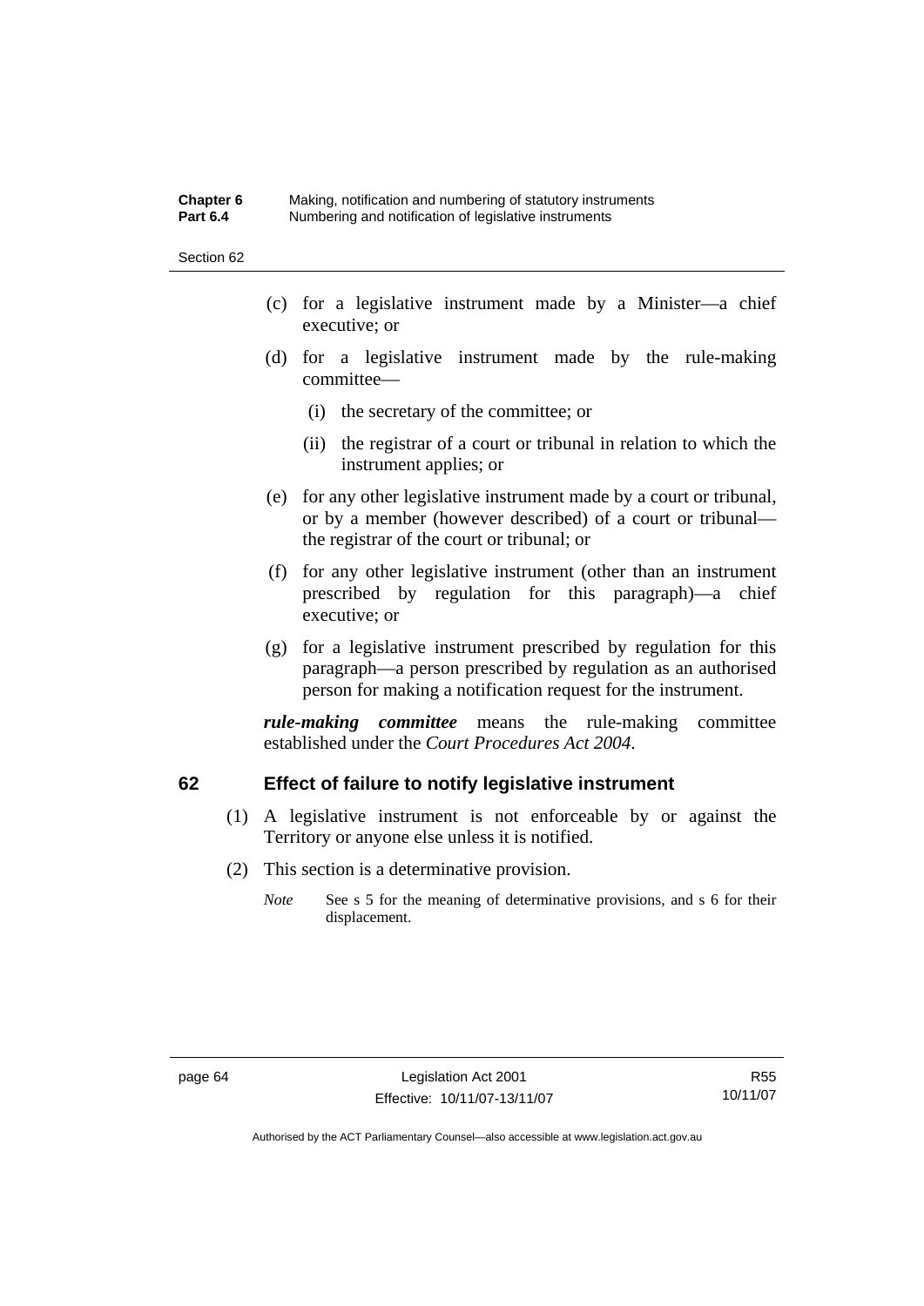(c) for a legislative instrument made by a Minister—a chief executive; or

(d) for a legislative instrument made by the rule-making committee—

   (i) the secretary of the committee; or

   (ii) the registrar of a court or tribunal in relation to which the instrument applies; or

(e) for any other legislative instrument made by a court or tribunal, or by a member (however described) of a court or tribunal—the registrar of the court or tribunal; or

(f) for any other legislative instrument (other than an instrument prescribed by regulation for this paragraph)—a chief executive; or

(g) for a legislative instrument prescribed by regulation for this paragraph—a person prescribed by regulation as an authorised person for making a notification request for the instrument.

***rule-making committee*** means the rule-making committee established under the *Court Procedures Act 2004*.

## 62 Effect of failure to notify legislative instrument

(1) A legislative instrument is not enforceable by or against the Territory or anyone else unless it is notified.

(2) This section is a determinative provision.

*Note* See s 5 for the meaning of determinative provisions, and s 6 for their displacement.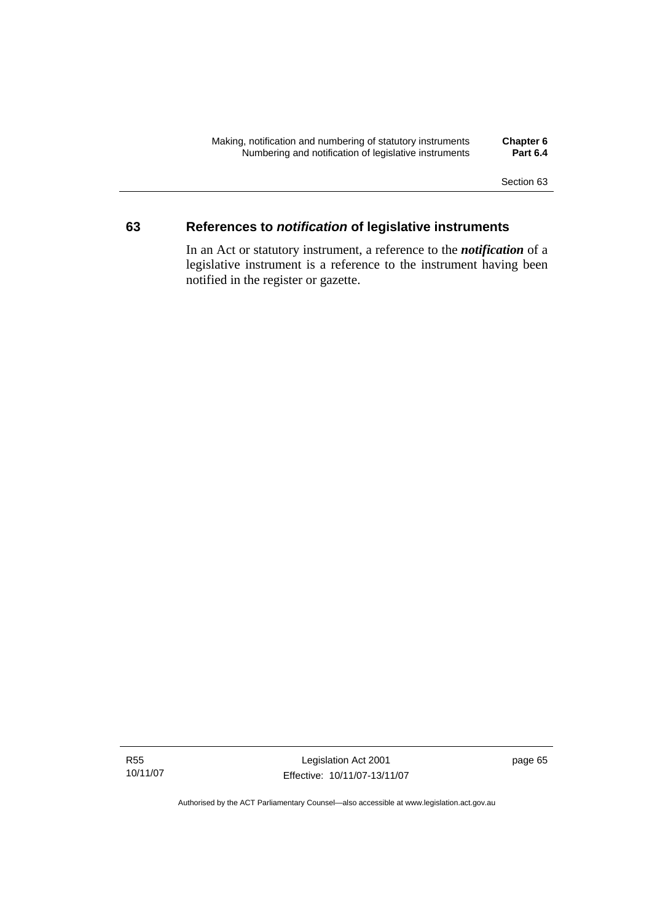## 63 References to *notification* of legislative instruments

In an Act or statutory instrument, a reference to the ***notification*** of a legislative instrument is a reference to the instrument having been notified in the register or gazette.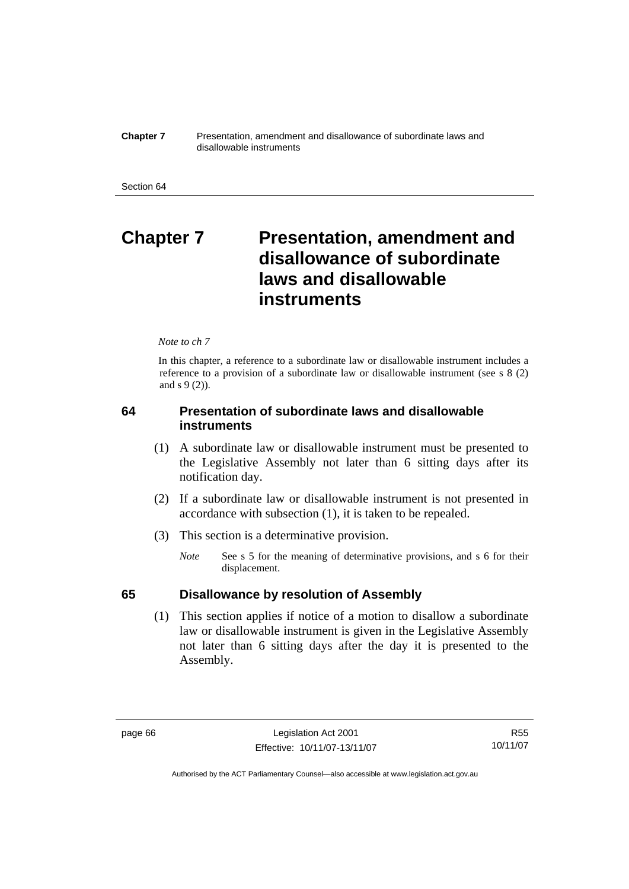# Chapter 7 Presentation, amendment and disallowance of subordinate laws and disallowable instruments

*Note to ch 7*

In this chapter, a reference to a subordinate law or disallowable instrument includes a reference to a provision of a subordinate law or disallowable instrument (see s 8 (2) and s 9 (2)).

## 64 Presentation of subordinate laws and disallowable instruments

(1) A subordinate law or disallowable instrument must be presented to the Legislative Assembly not later than 6 sitting days after its notification day.

(2) If a subordinate law or disallowable instrument is not presented in accordance with subsection (1), it is taken to be repealed.

(3) This section is a determinative provision.

*Note* See s 5 for the meaning of determinative provisions, and s 6 for their displacement.

## 65 Disallowance by resolution of Assembly

(1) This section applies if notice of a motion to disallow a subordinate law or disallowable instrument is given in the Legislative Assembly not later than 6 sitting days after the day it is presented to the Assembly.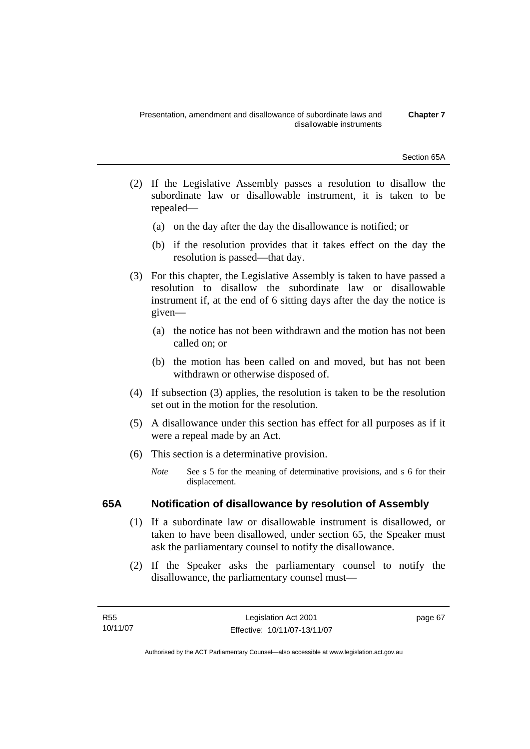(2) If the Legislative Assembly passes a resolution to disallow the subordinate law or disallowable instrument, it is taken to be repealed—

(a) on the day after the day the disallowance is notified; or

(b) if the resolution provides that it takes effect on the day the resolution is passed—that day.

(3) For this chapter, the Legislative Assembly is taken to have passed a resolution to disallow the subordinate law or disallowable instrument if, at the end of 6 sitting days after the day the notice is given—

(a) the notice has not been withdrawn and the motion has not been called on; or

(b) the motion has been called on and moved, but has not been withdrawn or otherwise disposed of.

(4) If subsection (3) applies, the resolution is taken to be the resolution set out in the motion for the resolution.

(5) A disallowance under this section has effect for all purposes as if it were a repeal made by an Act.

(6) This section is a determinative provision.

*Note* See s 5 for the meaning of determinative provisions, and s 6 for their displacement.

## 65A Notification of disallowance by resolution of Assembly

(1) If a subordinate law or disallowable instrument is disallowed, or taken to have been disallowed, under section 65, the Speaker must ask the parliamentary counsel to notify the disallowance.

(2) If the Speaker asks the parliamentary counsel to notify the disallowance, the parliamentary counsel must—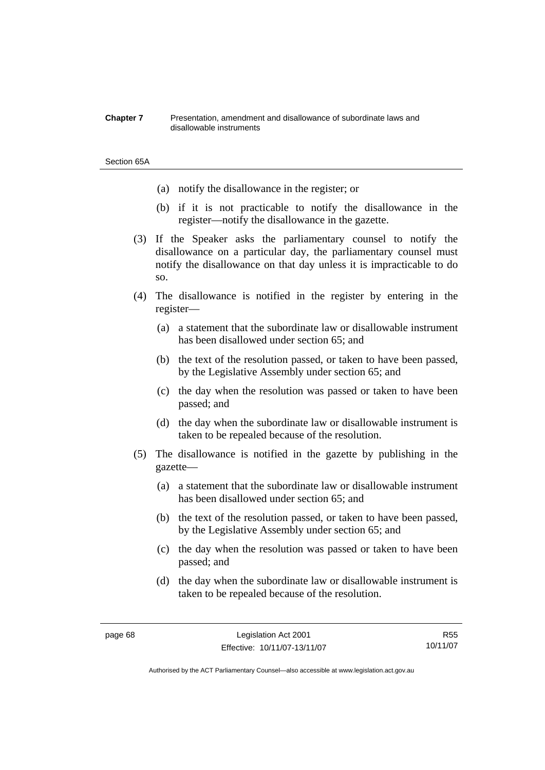(a) notify the disallowance in the register; or

(b) if it is not practicable to notify the disallowance in the register—notify the disallowance in the gazette.

(3) If the Speaker asks the parliamentary counsel to notify the disallowance on a particular day, the parliamentary counsel must notify the disallowance on that day unless it is impracticable to do so.

(4) The disallowance is notified in the register by entering in the register—

(a) a statement that the subordinate law or disallowable instrument has been disallowed under section 65; and

(b) the text of the resolution passed, or taken to have been passed, by the Legislative Assembly under section 65; and

(c) the day when the resolution was passed or taken to have been passed; and

(d) the day when the subordinate law or disallowable instrument is taken to be repealed because of the resolution.

(5) The disallowance is notified in the gazette by publishing in the gazette—

(a) a statement that the subordinate law or disallowable instrument has been disallowed under section 65; and

(b) the text of the resolution passed, or taken to have been passed, by the Legislative Assembly under section 65; and

(c) the day when the resolution was passed or taken to have been passed; and

(d) the day when the subordinate law or disallowable instrument is taken to be repealed because of the resolution.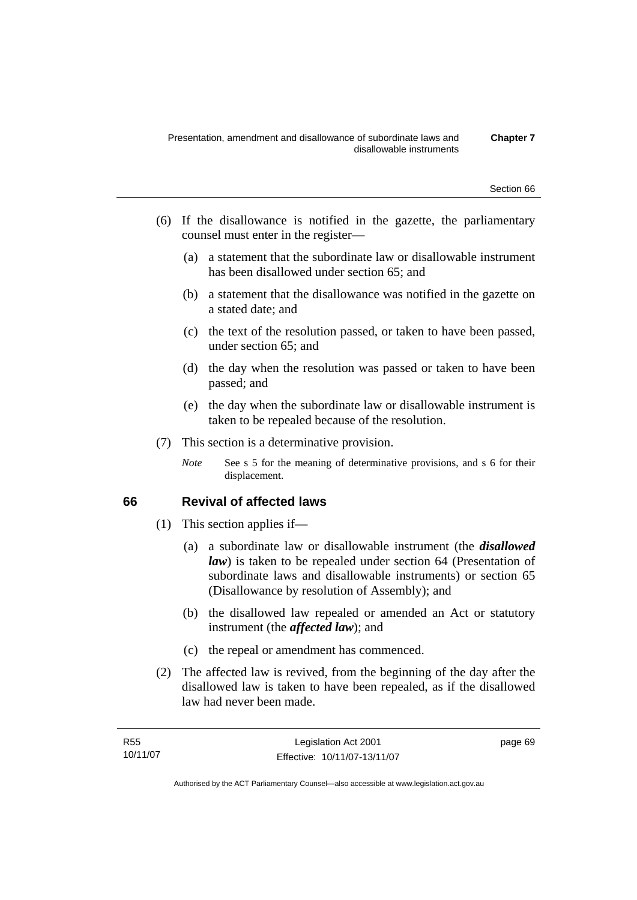(6) If the disallowance is notified in the gazette, the parliamentary counsel must enter in the register—

(a) a statement that the subordinate law or disallowable instrument has been disallowed under section 65; and

(b) a statement that the disallowance was notified in the gazette on a stated date; and

(c) the text of the resolution passed, or taken to have been passed, under section 65; and

(d) the day when the resolution was passed or taken to have been passed; and

(e) the day when the subordinate law or disallowable instrument is taken to be repealed because of the resolution.

(7) This section is a determinative provision.

*Note* See s 5 for the meaning of determinative provisions, and s 6 for their displacement.

## 66 Revival of affected laws

(1) This section applies if—

(a) a subordinate law or disallowable instrument (the ***disallowed law***) is taken to be repealed under section 64 (Presentation of subordinate laws and disallowable instruments) or section 65 (Disallowance by resolution of Assembly); and

(b) the disallowed law repealed or amended an Act or statutory instrument (the ***affected law***); and

(c) the repeal or amendment has commenced.

(2) The affected law is revived, from the beginning of the day after the disallowed law is taken to have been repealed, as if the disallowed law had never been made.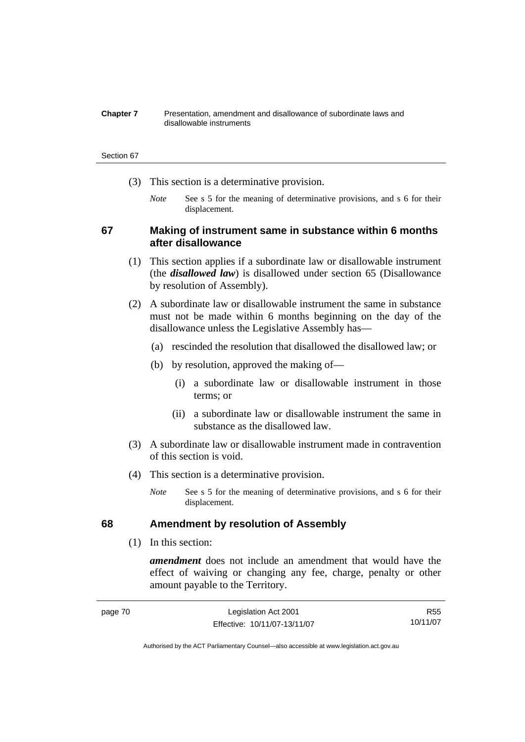(3) This section is a determinative provision.

*Note* See s 5 for the meaning of determinative provisions, and s 6 for their displacement.

## 67 Making of instrument same in substance within 6 months after disallowance

(1) This section applies if a subordinate law or disallowable instrument (the ***disallowed law***) is disallowed under section 65 (Disallowance by resolution of Assembly).

(2) A subordinate law or disallowable instrument the same in substance must not be made within 6 months beginning on the day of the disallowance unless the Legislative Assembly has—

(a) rescinded the resolution that disallowed the disallowed law; or

(b) by resolution, approved the making of—

(i) a subordinate law or disallowable instrument in those terms; or

(ii) a subordinate law or disallowable instrument the same in substance as the disallowed law.

(3) A subordinate law or disallowable instrument made in contravention of this section is void.

(4) This section is a determinative provision.

*Note* See s 5 for the meaning of determinative provisions, and s 6 for their displacement.

## 68 Amendment by resolution of Assembly

(1) In this section:

***amendment*** does not include an amendment that would have the effect of waiving or changing any fee, charge, penalty or other amount payable to the Territory.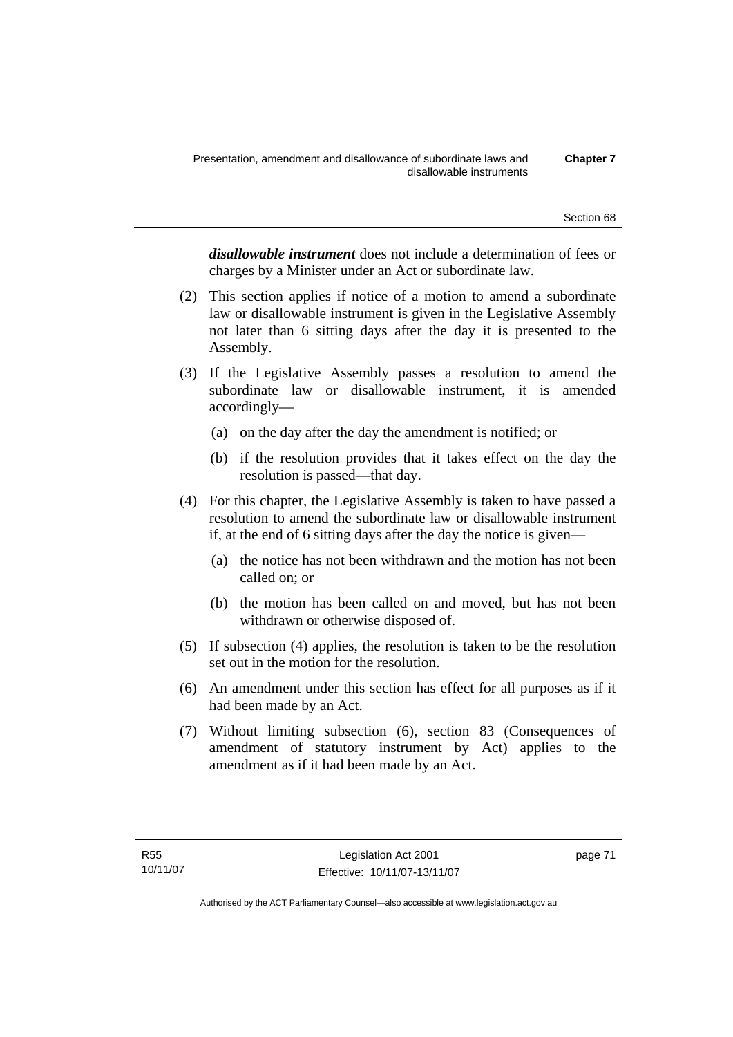***disallowable instrument*** does not include a determination of fees or charges by a Minister under an Act or subordinate law.

(2) This section applies if notice of a motion to amend a subordinate law or disallowable instrument is given in the Legislative Assembly not later than 6 sitting days after the day it is presented to the Assembly.

(3) If the Legislative Assembly passes a resolution to amend the subordinate law or disallowable instrument, it is amended accordingly—

(a) on the day after the day the amendment is notified; or

(b) if the resolution provides that it takes effect on the day the resolution is passed—that day.

(4) For this chapter, the Legislative Assembly is taken to have passed a resolution to amend the subordinate law or disallowable instrument if, at the end of 6 sitting days after the day the notice is given—

(a) the notice has not been withdrawn and the motion has not been called on; or

(b) the motion has been called on and moved, but has not been withdrawn or otherwise disposed of.

(5) If subsection (4) applies, the resolution is taken to be the resolution set out in the motion for the resolution.

(6) An amendment under this section has effect for all purposes as if it had been made by an Act.

(7) Without limiting subsection (6), section 83 (Consequences of amendment of statutory instrument by Act) applies to the amendment as if it had been made by an Act.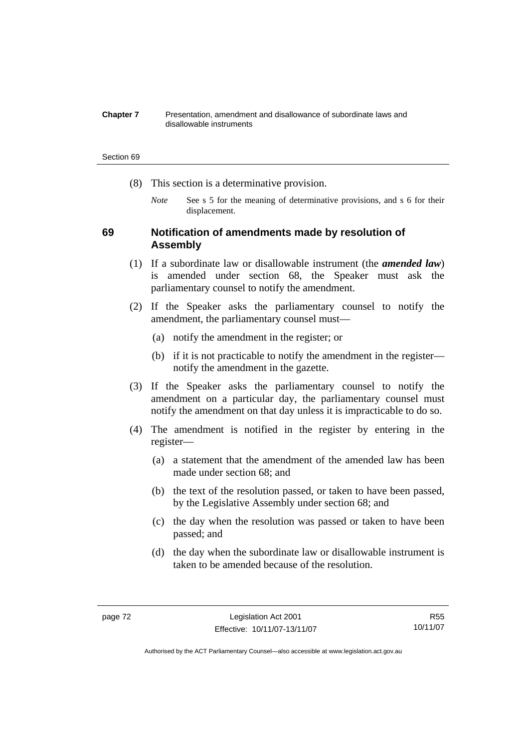(8) This section is a determinative provision.

*Note* See s 5 for the meaning of determinative provisions, and s 6 for their displacement.

## 69 Notification of amendments made by resolution of Assembly

(1) If a subordinate law or disallowable instrument (the ***amended law***) is amended under section 68, the Speaker must ask the parliamentary counsel to notify the amendment.

(2) If the Speaker asks the parliamentary counsel to notify the amendment, the parliamentary counsel must—

(a) notify the amendment in the register; or

(b) if it is not practicable to notify the amendment in the register—notify the amendment in the gazette.

(3) If the Speaker asks the parliamentary counsel to notify the amendment on a particular day, the parliamentary counsel must notify the amendment on that day unless it is impracticable to do so.

(4) The amendment is notified in the register by entering in the register—

(a) a statement that the amendment of the amended law has been made under section 68; and

(b) the text of the resolution passed, or taken to have been passed, by the Legislative Assembly under section 68; and

(c) the day when the resolution was passed or taken to have been passed; and

(d) the day when the subordinate law or disallowable instrument is taken to be amended because of the resolution.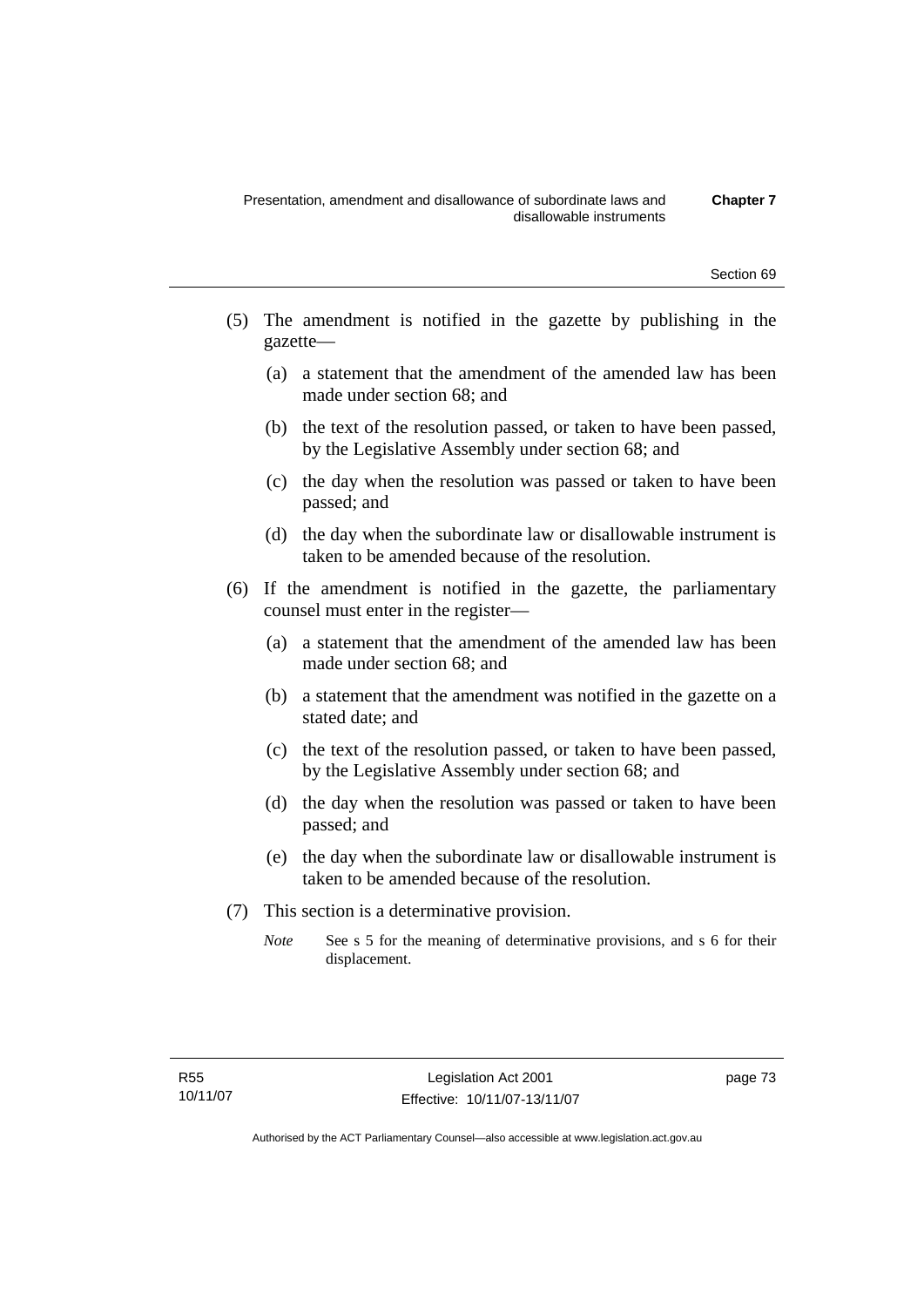(5) The amendment is notified in the gazette by publishing in the gazette—

   (a) a statement that the amendment of the amended law has been made under section 68; and

   (b) the text of the resolution passed, or taken to have been passed, by the Legislative Assembly under section 68; and

   (c) the day when the resolution was passed or taken to have been passed; and

   (d) the day when the subordinate law or disallowable instrument is taken to be amended because of the resolution.

(6) If the amendment is notified in the gazette, the parliamentary counsel must enter in the register—

   (a) a statement that the amendment of the amended law has been made under section 68; and

   (b) a statement that the amendment was notified in the gazette on a stated date; and

   (c) the text of the resolution passed, or taken to have been passed, by the Legislative Assembly under section 68; and

   (d) the day when the resolution was passed or taken to have been passed; and

   (e) the day when the subordinate law or disallowable instrument is taken to be amended because of the resolution.

(7) This section is a determinative provision.

*Note* See s 5 for the meaning of determinative provisions, and s 6 for their displacement.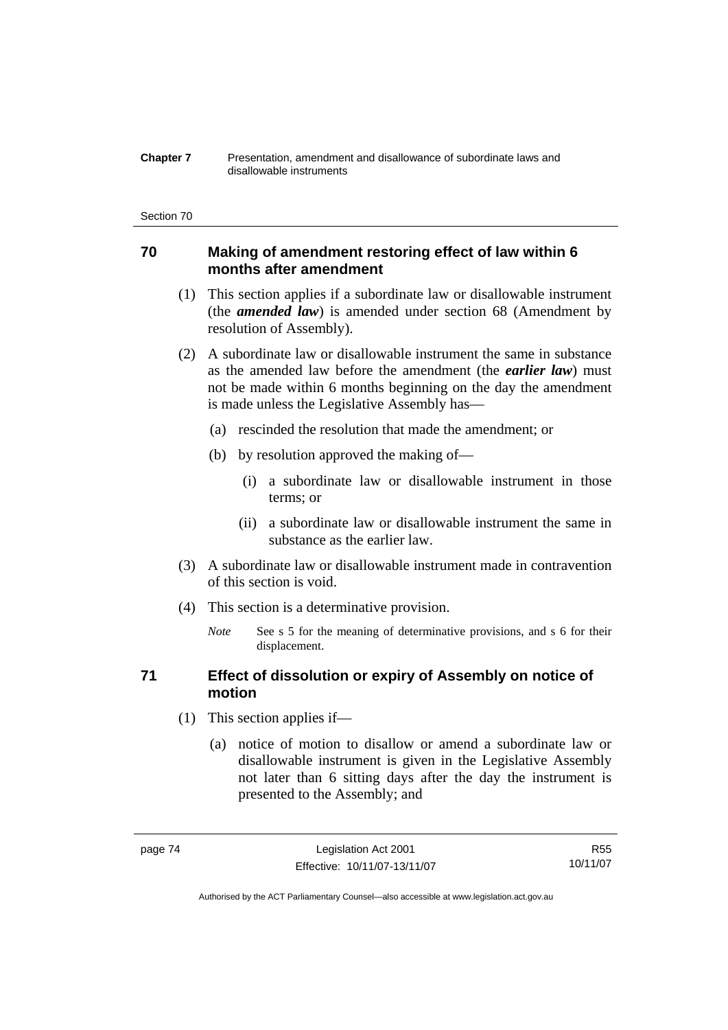## 70 Making of amendment restoring effect of law within 6 months after amendment

(1) This section applies if a subordinate law or disallowable instrument (the ***amended law***) is amended under section 68 (Amendment by resolution of Assembly).

(2) A subordinate law or disallowable instrument the same in substance as the amended law before the amendment (the ***earlier law***) must not be made within 6 months beginning on the day the amendment is made unless the Legislative Assembly has—

(a) rescinded the resolution that made the amendment; or

(b) by resolution approved the making of—

(i) a subordinate law or disallowable instrument in those terms; or

(ii) a subordinate law or disallowable instrument the same in substance as the earlier law.

(3) A subordinate law or disallowable instrument made in contravention of this section is void.

(4) This section is a determinative provision.

*Note* See s 5 for the meaning of determinative provisions, and s 6 for their displacement.

## 71 Effect of dissolution or expiry of Assembly on notice of motion

(1) This section applies if—

(a) notice of motion to disallow or amend a subordinate law or disallowable instrument is given in the Legislative Assembly not later than 6 sitting days after the day the instrument is presented to the Assembly; and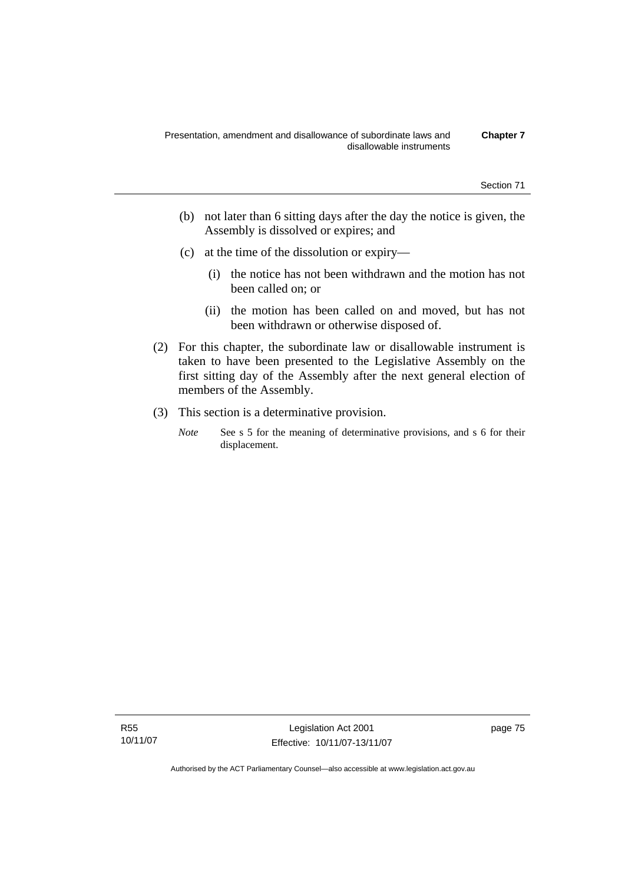(b) not later than 6 sitting days after the day the notice is given, the Assembly is dissolved or expires; and

(c) at the time of the dissolution or expiry—

(i) the notice has not been withdrawn and the motion has not been called on; or

(ii) the motion has been called on and moved, but has not been withdrawn or otherwise disposed of.

(2) For this chapter, the subordinate law or disallowable instrument is taken to have been presented to the Legislative Assembly on the first sitting day of the Assembly after the next general election of members of the Assembly.

(3) This section is a determinative provision.

*Note* See s 5 for the meaning of determinative provisions, and s 6 for their displacement.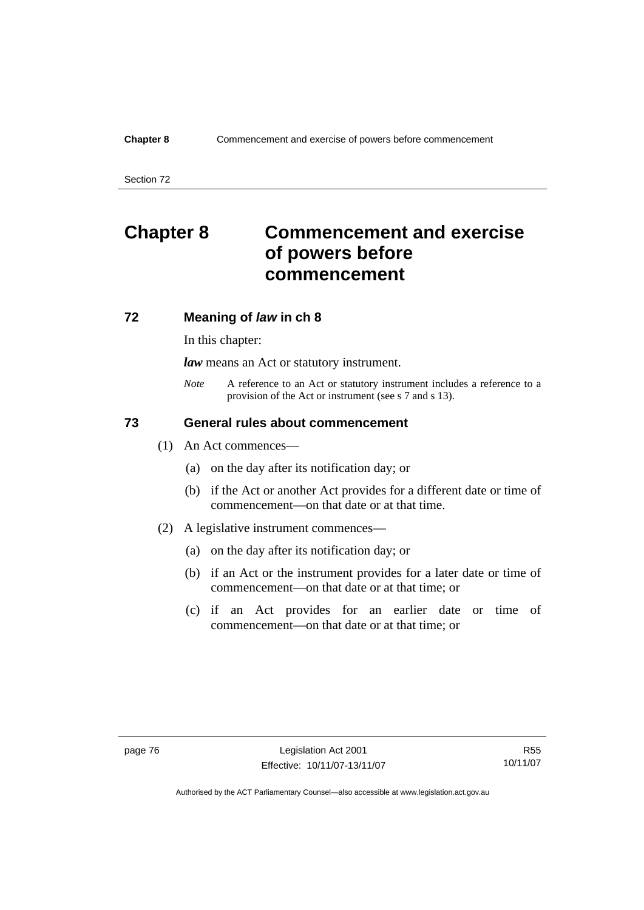# Chapter 8 Commencement and exercise of powers before commencement

## 72 Meaning of *law* in ch 8

In this chapter:

***law*** means an Act or statutory instrument.

*Note* A reference to an Act or statutory instrument includes a reference to a provision of the Act or instrument (see s 7 and s 13).

## 73 General rules about commencement

(1) An Act commences—

(a) on the day after its notification day; or

(b) if the Act or another Act provides for a different date or time of commencement—on that date or at that time.

(2) A legislative instrument commences—

(a) on the day after its notification day; or

(b) if an Act or the instrument provides for a later date or time of commencement—on that date or at that time; or

(c) if an Act provides for an earlier date or time of commencement—on that date or at that time; or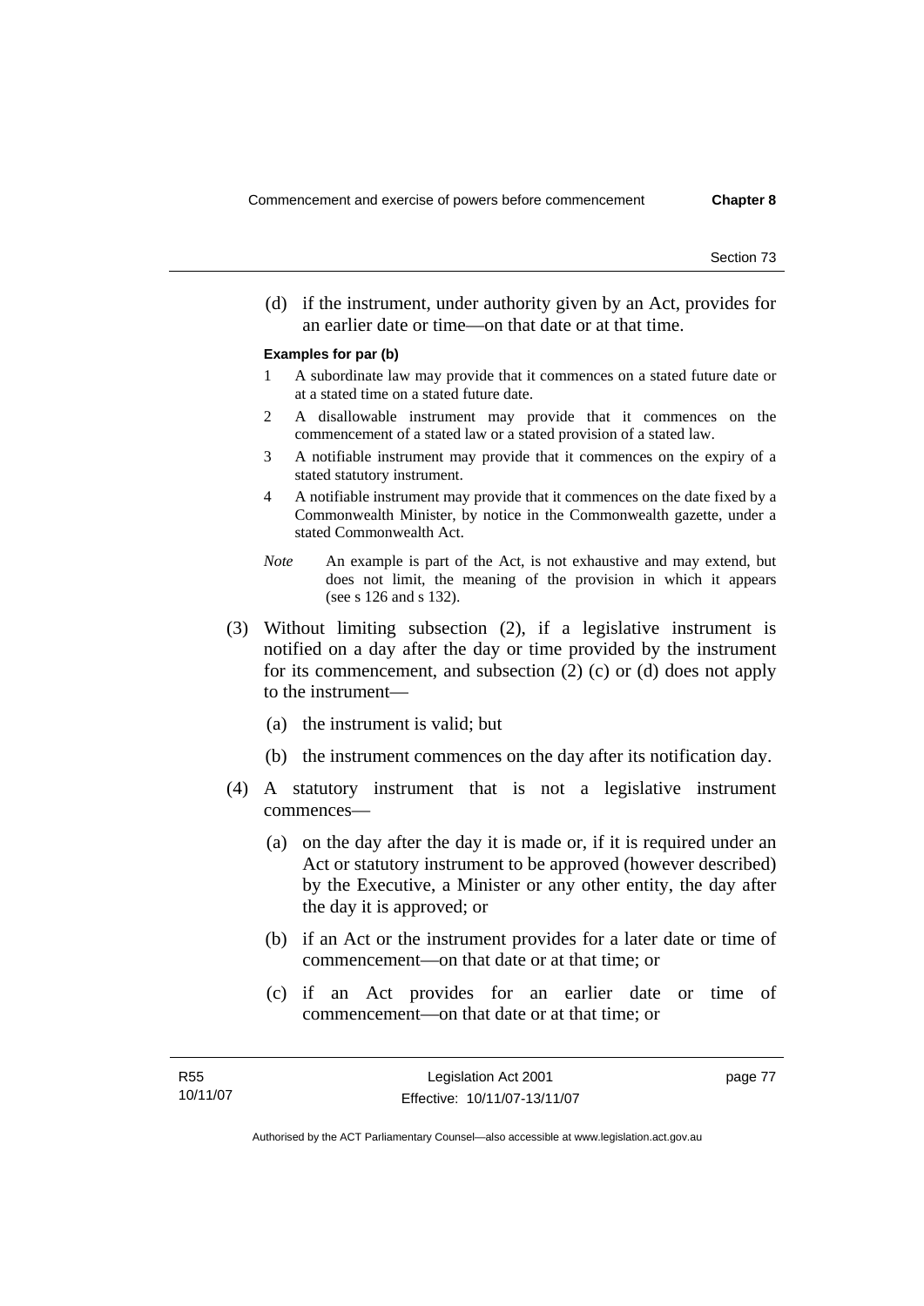(d) if the instrument, under authority given by an Act, provides for an earlier date or time—on that date or at that time.

**Examples for par (b)**

1 A subordinate law may provide that it commences on a stated future date or at a stated time on a stated future date.

2 A disallowable instrument may provide that it commences on the commencement of a stated law or a stated provision of a stated law.

3 A notifiable instrument may provide that it commences on the expiry of a stated statutory instrument.

4 A notifiable instrument may provide that it commences on the date fixed by a Commonwealth Minister, by notice in the Commonwealth gazette, under a stated Commonwealth Act.

*Note* An example is part of the Act, is not exhaustive and may extend, but does not limit, the meaning of the provision in which it appears (see s 126 and s 132).

(3) Without limiting subsection (2), if a legislative instrument is notified on a day after the day or time provided by the instrument for its commencement, and subsection (2) (c) or (d) does not apply to the instrument—

(a) the instrument is valid; but

(b) the instrument commences on the day after its notification day.

(4) A statutory instrument that is not a legislative instrument commences—

(a) on the day after the day it is made or, if it is required under an Act or statutory instrument to be approved (however described) by the Executive, a Minister or any other entity, the day after the day it is approved; or

(b) if an Act or the instrument provides for a later date or time of commencement—on that date or at that time; or

(c) if an Act provides for an earlier date or time of commencement—on that date or at that time; or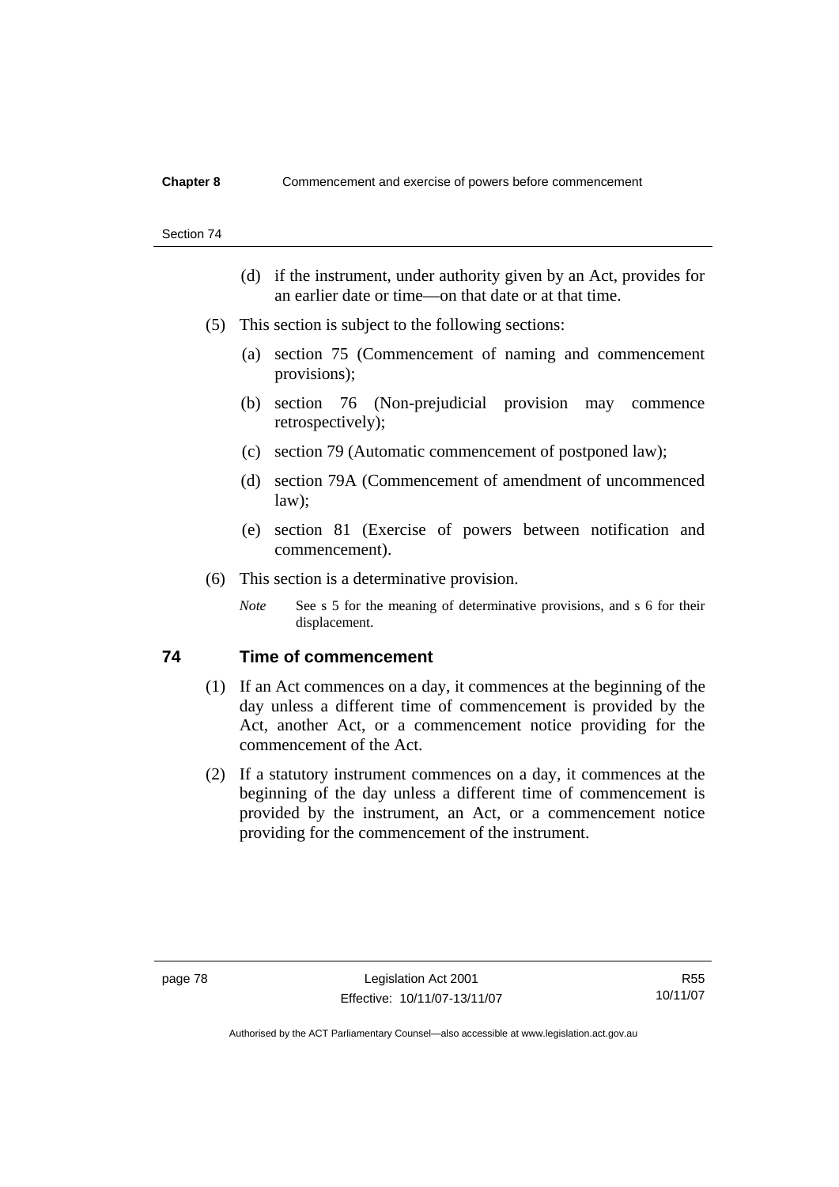(d) if the instrument, under authority given by an Act, provides for an earlier date or time—on that date or at that time.

(5) This section is subject to the following sections:

(a) section 75 (Commencement of naming and commencement provisions);

(b) section 76 (Non-prejudicial provision may commence retrospectively);

(c) section 79 (Automatic commencement of postponed law);

(d) section 79A (Commencement of amendment of uncommenced law);

(e) section 81 (Exercise of powers between notification and commencement).

(6) This section is a determinative provision.

*Note* See s 5 for the meaning of determinative provisions, and s 6 for their displacement.

## 74 Time of commencement

(1) If an Act commences on a day, it commences at the beginning of the day unless a different time of commencement is provided by the Act, another Act, or a commencement notice providing for the commencement of the Act.

(2) If a statutory instrument commences on a day, it commences at the beginning of the day unless a different time of commencement is provided by the instrument, an Act, or a commencement notice providing for the commencement of the instrument.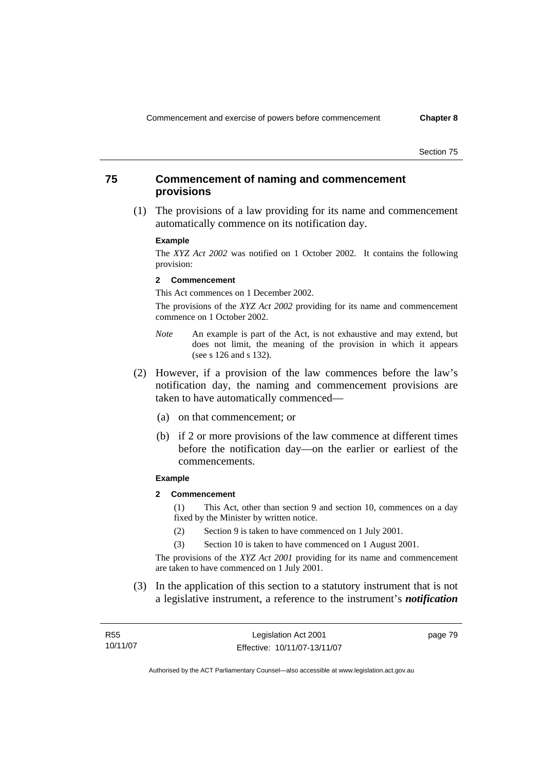## 75 Commencement of naming and commencement provisions

(1) The provisions of a law providing for its name and commencement automatically commence on its notification day.

**Example**

The *XYZ Act 2002* was notified on 1 October 2002. It contains the following provision:

**2 Commencement**

This Act commences on 1 December 2002.

The provisions of the *XYZ Act 2002* providing for its name and commencement commence on 1 October 2002.

*Note* An example is part of the Act, is not exhaustive and may extend, but does not limit, the meaning of the provision in which it appears (see s 126 and s 132).

(2) However, if a provision of the law commences before the law's notification day, the naming and commencement provisions are taken to have automatically commenced—

(a) on that commencement; or

(b) if 2 or more provisions of the law commence at different times before the notification day—on the earlier or earliest of the commencements.

**Example**

**2 Commencement**

(1) This Act, other than section 9 and section 10, commences on a day fixed by the Minister by written notice.

(2) Section 9 is taken to have commenced on 1 July 2001.

(3) Section 10 is taken to have commenced on 1 August 2001.

The provisions of the *XYZ Act 2001* providing for its name and commencement are taken to have commenced on 1 July 2001.

(3) In the application of this section to a statutory instrument that is not a legislative instrument, a reference to the instrument's ***notification***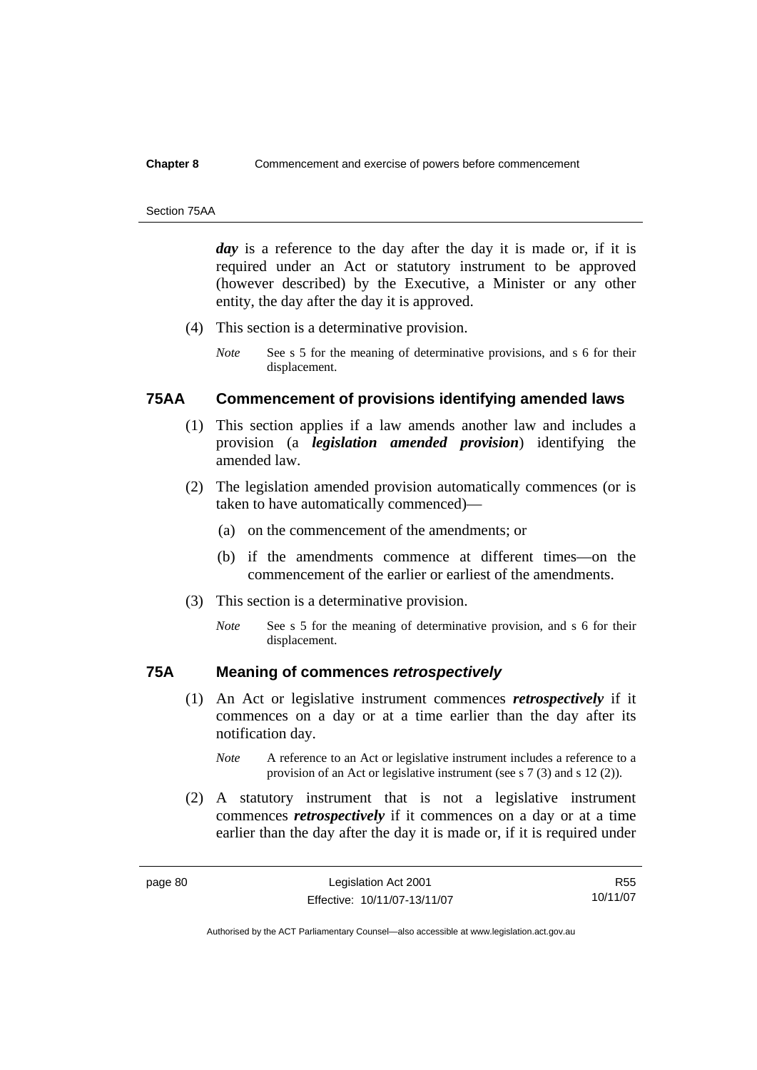*day* is a reference to the day after the day it is made or, if it is required under an Act or statutory instrument to be approved (however described) by the Executive, a Minister or any other entity, the day after the day it is approved.

(4) This section is a determinative provision.

*Note* See s 5 for the meaning of determinative provisions, and s 6 for their displacement.

## 75AA Commencement of provisions identifying amended laws

(1) This section applies if a law amends another law and includes a provision (a ***legislation amended provision***) identifying the amended law.

(2) The legislation amended provision automatically commences (or is taken to have automatically commenced)—

(a) on the commencement of the amendments; or

(b) if the amendments commence at different times—on the commencement of the earlier or earliest of the amendments.

(3) This section is a determinative provision.

*Note* See s 5 for the meaning of determinative provision, and s 6 for their displacement.

## 75A Meaning of commences *retrospectively*

(1) An Act or legislative instrument commences ***retrospectively*** if it commences on a day or at a time earlier than the day after its notification day.

*Note* A reference to an Act or legislative instrument includes a reference to a provision of an Act or legislative instrument (see s 7 (3) and s 12 (2)).

(2) A statutory instrument that is not a legislative instrument commences ***retrospectively*** if it commences on a day or at a time earlier than the day after the day it is made or, if it is required under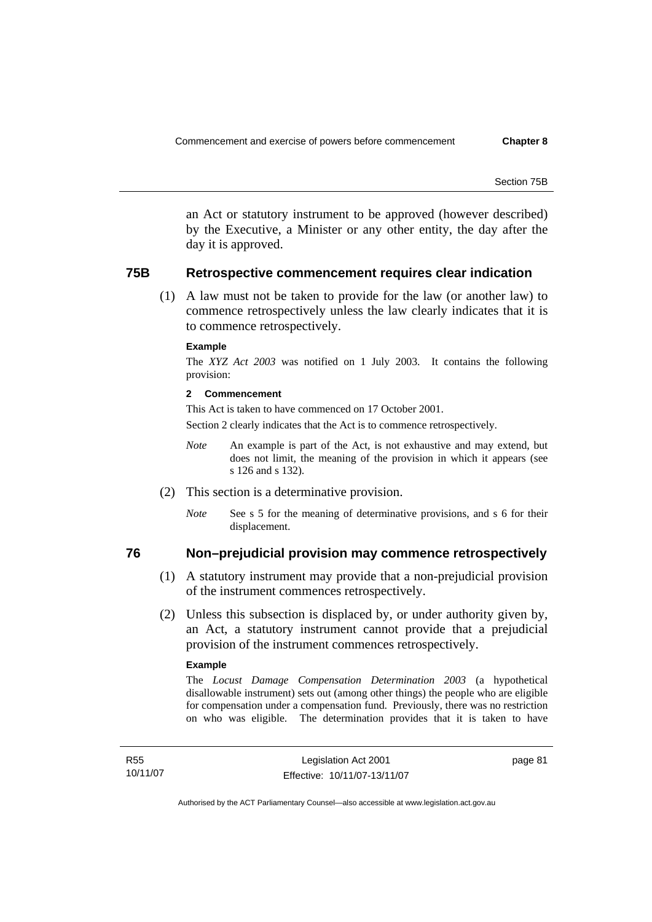an Act or statutory instrument to be approved (however described) by the Executive, a Minister or any other entity, the day after the day it is approved.

## 75B Retrospective commencement requires clear indication

(1) A law must not be taken to provide for the law (or another law) to commence retrospectively unless the law clearly indicates that it is to commence retrospectively.

**Example**

The *XYZ Act 2003* was notified on 1 July 2003. It contains the following provision:

**2 Commencement**

This Act is taken to have commenced on 17 October 2001.

Section 2 clearly indicates that the Act is to commence retrospectively.

*Note* An example is part of the Act, is not exhaustive and may extend, but does not limit, the meaning of the provision in which it appears (see s 126 and s 132).

(2) This section is a determinative provision.

*Note* See s 5 for the meaning of determinative provisions, and s 6 for their displacement.

## 76 Non–prejudicial provision may commence retrospectively

(1) A statutory instrument may provide that a non-prejudicial provision of the instrument commences retrospectively.

(2) Unless this subsection is displaced by, or under authority given by, an Act, a statutory instrument cannot provide that a prejudicial provision of the instrument commences retrospectively.

**Example**

The *Locust Damage Compensation Determination 2003* (a hypothetical disallowable instrument) sets out (among other things) the people who are eligible for compensation under a compensation fund. Previously, there was no restriction on who was eligible. The determination provides that it is taken to have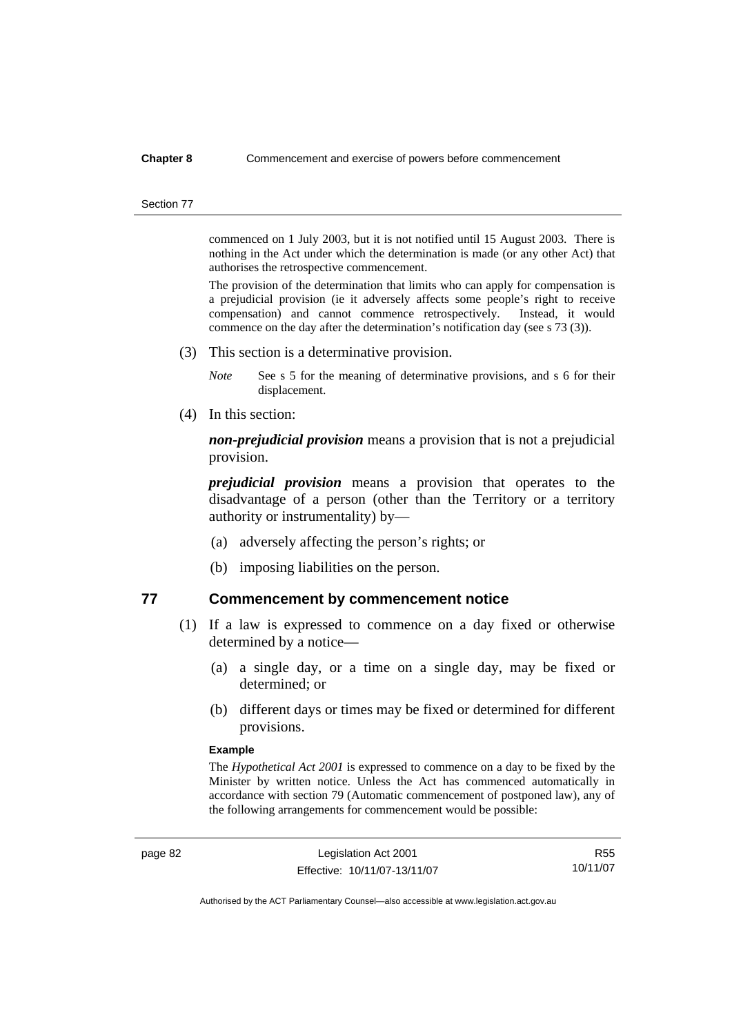commenced on 1 July 2003, but it is not notified until 15 August 2003. There is nothing in the Act under which the determination is made (or any other Act) that authorises the retrospective commencement.

The provision of the determination that limits who can apply for compensation is a prejudicial provision (ie it adversely affects some people's right to receive compensation) and cannot commence retrospectively. Instead, it would commence on the day after the determination's notification day (see s 73 (3)).

(3) This section is a determinative provision.

*Note* See s 5 for the meaning of determinative provisions, and s 6 for their displacement.

(4) In this section:

***non-prejudicial provision*** means a provision that is not a prejudicial provision.

***prejudicial provision*** means a provision that operates to the disadvantage of a person (other than the Territory or a territory authority or instrumentality) by—

(a) adversely affecting the person's rights; or

(b) imposing liabilities on the person.

## 77 Commencement by commencement notice

(1) If a law is expressed to commence on a day fixed or otherwise determined by a notice—

(a) a single day, or a time on a single day, may be fixed or determined; or

(b) different days or times may be fixed or determined for different provisions.

**Example**

The *Hypothetical Act 2001* is expressed to commence on a day to be fixed by the Minister by written notice. Unless the Act has commenced automatically in accordance with section 79 (Automatic commencement of postponed law), any of the following arrangements for commencement would be possible: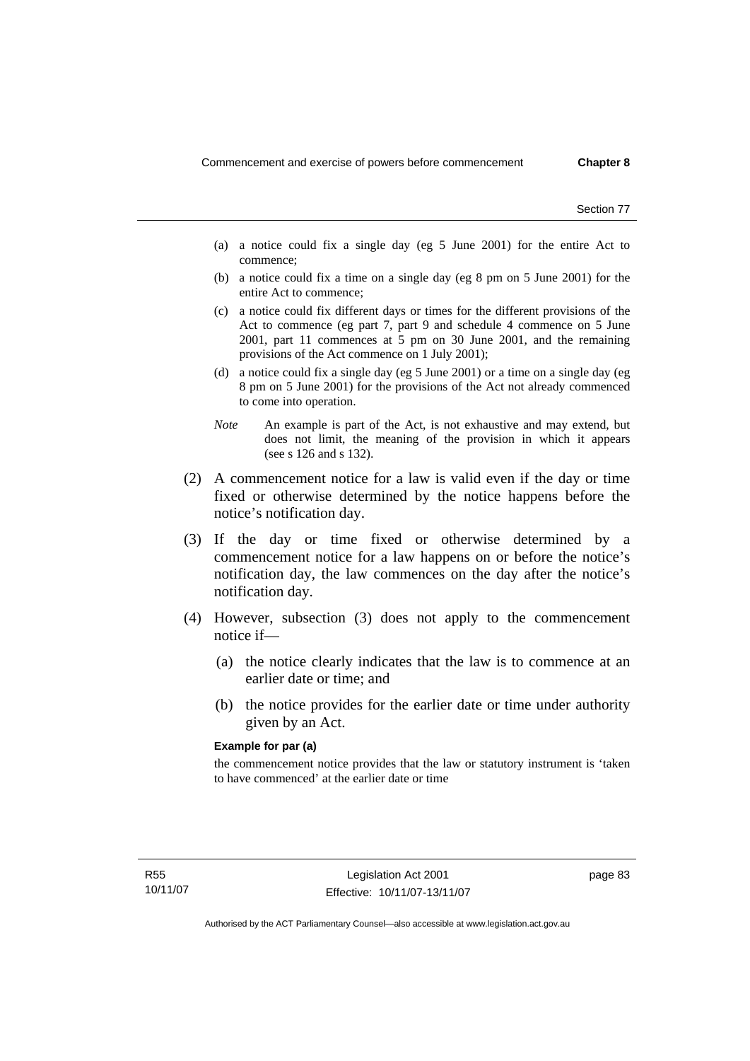(a) a notice could fix a single day (eg 5 June 2001) for the entire Act to commence;

(b) a notice could fix a time on a single day (eg 8 pm on 5 June 2001) for the entire Act to commence;

(c) a notice could fix different days or times for the different provisions of the Act to commence (eg part 7, part 9 and schedule 4 commence on 5 June 2001, part 11 commences at 5 pm on 30 June 2001, and the remaining provisions of the Act commence on 1 July 2001);

(d) a notice could fix a single day (eg 5 June 2001) or a time on a single day (eg 8 pm on 5 June 2001) for the provisions of the Act not already commenced to come into operation.

*Note* An example is part of the Act, is not exhaustive and may extend, but does not limit, the meaning of the provision in which it appears (see s 126 and s 132).

(2) A commencement notice for a law is valid even if the day or time fixed or otherwise determined by the notice happens before the notice's notification day.

(3) If the day or time fixed or otherwise determined by a commencement notice for a law happens on or before the notice's notification day, the law commences on the day after the notice's notification day.

(4) However, subsection (3) does not apply to the commencement notice if—

(a) the notice clearly indicates that the law is to commence at an earlier date or time; and

(b) the notice provides for the earlier date or time under authority given by an Act.

**Example for par (a)**

the commencement notice provides that the law or statutory instrument is 'taken to have commenced' at the earlier date or time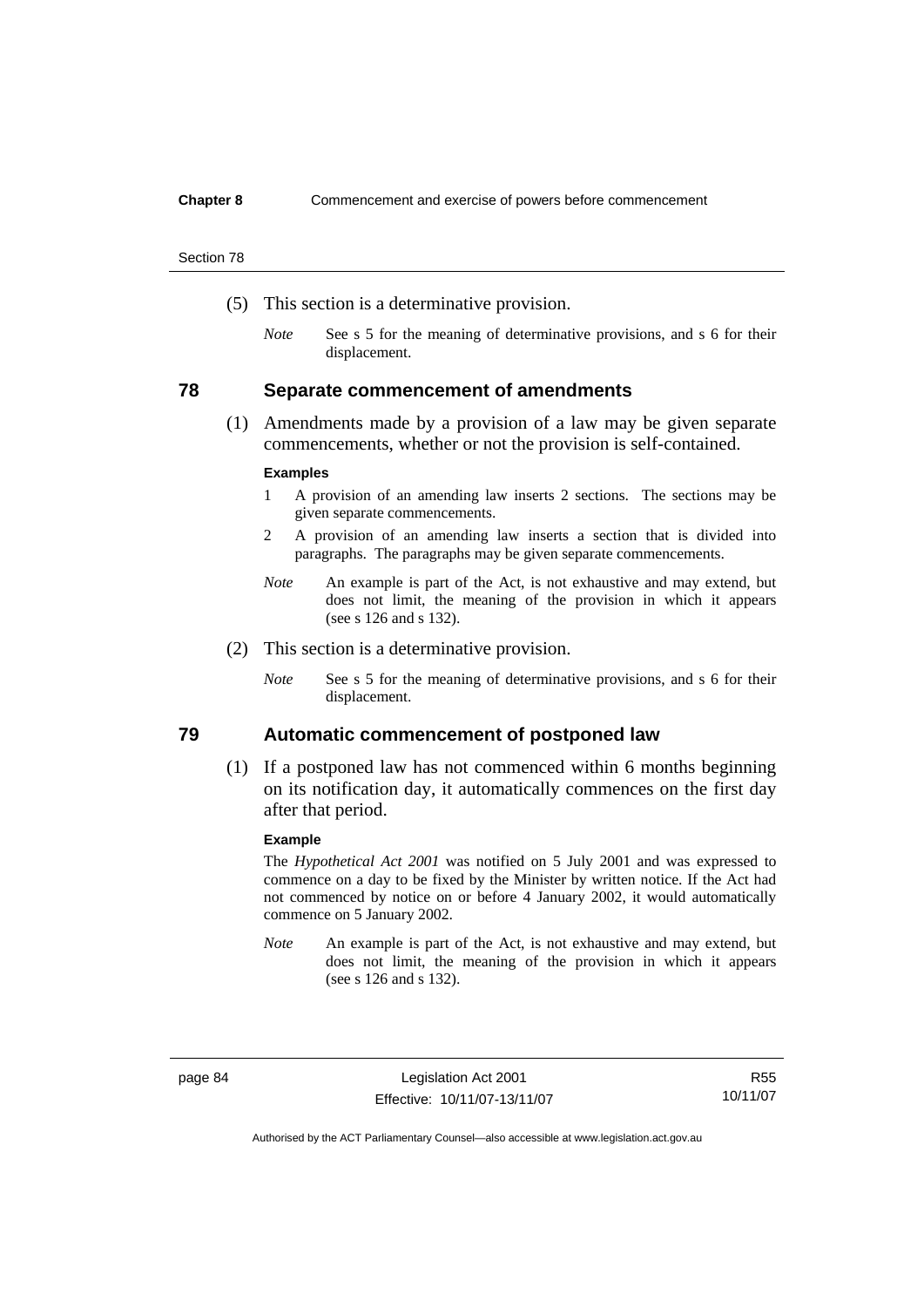(5) This section is a determinative provision.

*Note* See s 5 for the meaning of determinative provisions, and s 6 for their displacement.

## 78 Separate commencement of amendments

(1) Amendments made by a provision of a law may be given separate commencements, whether or not the provision is self-contained.

**Examples**

1 A provision of an amending law inserts 2 sections. The sections may be given separate commencements.

2 A provision of an amending law inserts a section that is divided into paragraphs. The paragraphs may be given separate commencements.

*Note* An example is part of the Act, is not exhaustive and may extend, but does not limit, the meaning of the provision in which it appears (see s 126 and s 132).

(2) This section is a determinative provision.

*Note* See s 5 for the meaning of determinative provisions, and s 6 for their displacement.

## 79 Automatic commencement of postponed law

(1) If a postponed law has not commenced within 6 months beginning on its notification day, it automatically commences on the first day after that period.

**Example**

The *Hypothetical Act 2001* was notified on 5 July 2001 and was expressed to commence on a day to be fixed by the Minister by written notice. If the Act had not commenced by notice on or before 4 January 2002, it would automatically commence on 5 January 2002.

*Note* An example is part of the Act, is not exhaustive and may extend, but does not limit, the meaning of the provision in which it appears (see s 126 and s 132).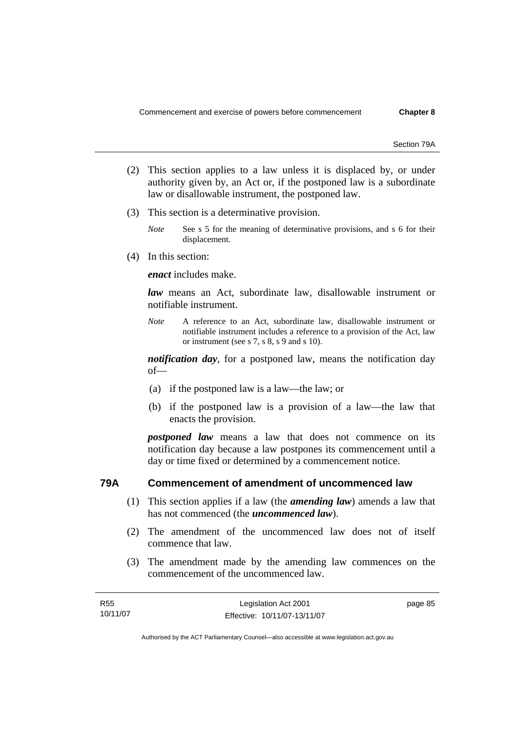(2) This section applies to a law unless it is displaced by, or under authority given by, an Act or, if the postponed law is a subordinate law or disallowable instrument, the postponed law.

(3) This section is a determinative provision.

*Note* See s 5 for the meaning of determinative provisions, and s 6 for their displacement.

(4) In this section:

***enact*** includes make.

***law*** means an Act, subordinate law, disallowable instrument or notifiable instrument.

*Note* A reference to an Act, subordinate law, disallowable instrument or notifiable instrument includes a reference to a provision of the Act, law or instrument (see s 7, s 8, s 9 and s 10).

***notification day***, for a postponed law, means the notification day of—

(a) if the postponed law is a law—the law; or

(b) if the postponed law is a provision of a law—the law that enacts the provision.

***postponed law*** means a law that does not commence on its notification day because a law postpones its commencement until a day or time fixed or determined by a commencement notice.

## 79A Commencement of amendment of uncommenced law

(1) This section applies if a law (the ***amending law***) amends a law that has not commenced (the ***uncommenced law***).

(2) The amendment of the uncommenced law does not of itself commence that law.

(3) The amendment made by the amending law commences on the commencement of the uncommenced law.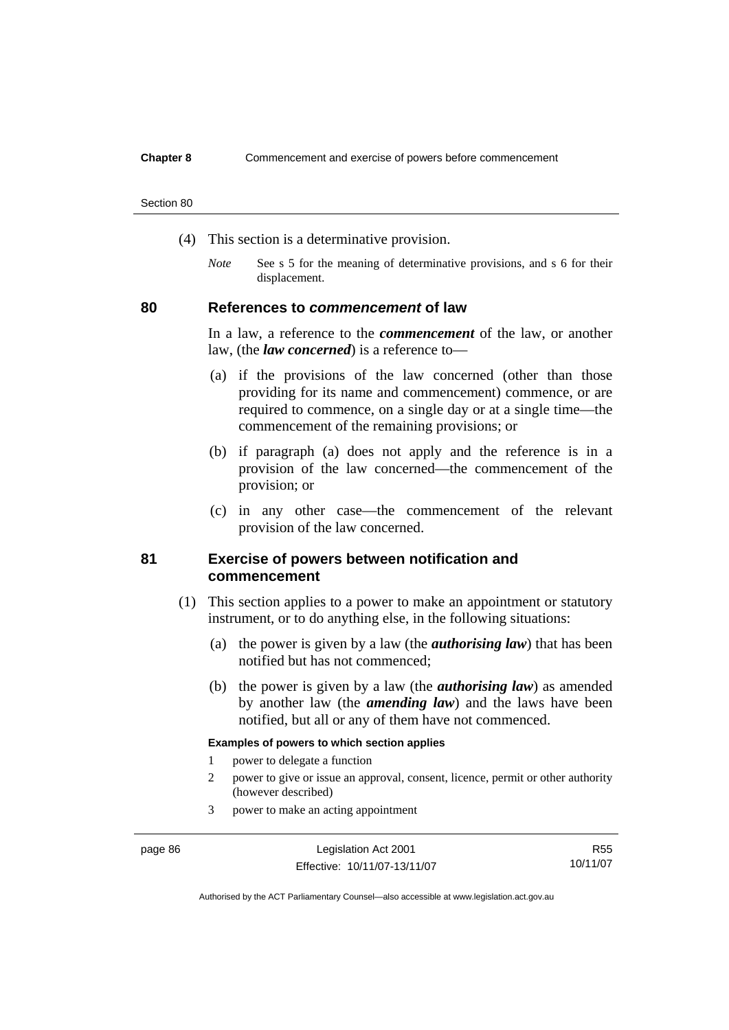(4) This section is a determinative provision.

*Note* See s 5 for the meaning of determinative provisions, and s 6 for their displacement.

## 80 References to *commencement* of law

In a law, a reference to the ***commencement*** of the law, or another law, (the ***law concerned***) is a reference to—

(a) if the provisions of the law concerned (other than those providing for its name and commencement) commence, or are required to commence, on a single day or at a single time—the commencement of the remaining provisions; or

(b) if paragraph (a) does not apply and the reference is in a provision of the law concerned—the commencement of the provision; or

(c) in any other case—the commencement of the relevant provision of the law concerned.

## 81 Exercise of powers between notification and commencement

(1) This section applies to a power to make an appointment or statutory instrument, or to do anything else, in the following situations:

(a) the power is given by a law (the ***authorising law***) that has been notified but has not commenced;

(b) the power is given by a law (the ***authorising law***) as amended by another law (the ***amending law***) and the laws have been notified, but all or any of them have not commenced.

**Examples of powers to which section applies**

1 power to delegate a function

2 power to give or issue an approval, consent, licence, permit or other authority (however described)

3 power to make an acting appointment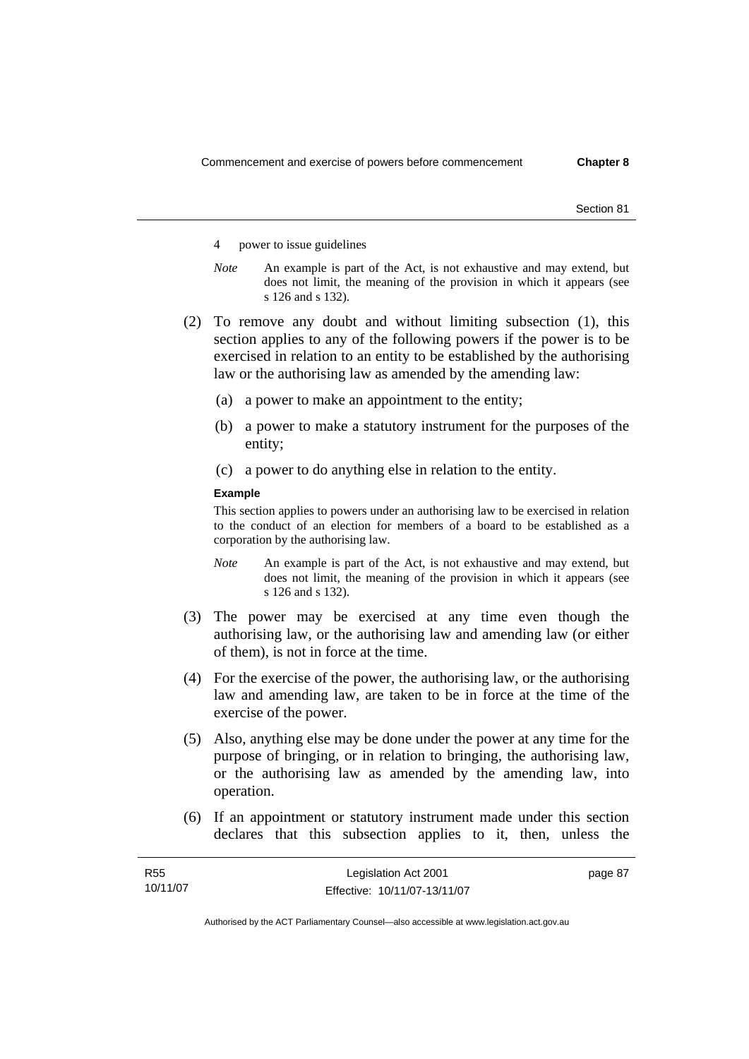4 power to issue guidelines

*Note* An example is part of the Act, is not exhaustive and may extend, but does not limit, the meaning of the provision in which it appears (see s 126 and s 132).

(2) To remove any doubt and without limiting subsection (1), this section applies to any of the following powers if the power is to be exercised in relation to an entity to be established by the authorising law or the authorising law as amended by the amending law:

(a) a power to make an appointment to the entity;

(b) a power to make a statutory instrument for the purposes of the entity;

(c) a power to do anything else in relation to the entity.

**Example**

This section applies to powers under an authorising law to be exercised in relation to the conduct of an election for members of a board to be established as a corporation by the authorising law.

*Note* An example is part of the Act, is not exhaustive and may extend, but does not limit, the meaning of the provision in which it appears (see s 126 and s 132).

(3) The power may be exercised at any time even though the authorising law, or the authorising law and amending law (or either of them), is not in force at the time.

(4) For the exercise of the power, the authorising law, or the authorising law and amending law, are taken to be in force at the time of the exercise of the power.

(5) Also, anything else may be done under the power at any time for the purpose of bringing, or in relation to bringing, the authorising law, or the authorising law as amended by the amending law, into operation.

(6) If an appointment or statutory instrument made under this section declares that this subsection applies to it, then, unless the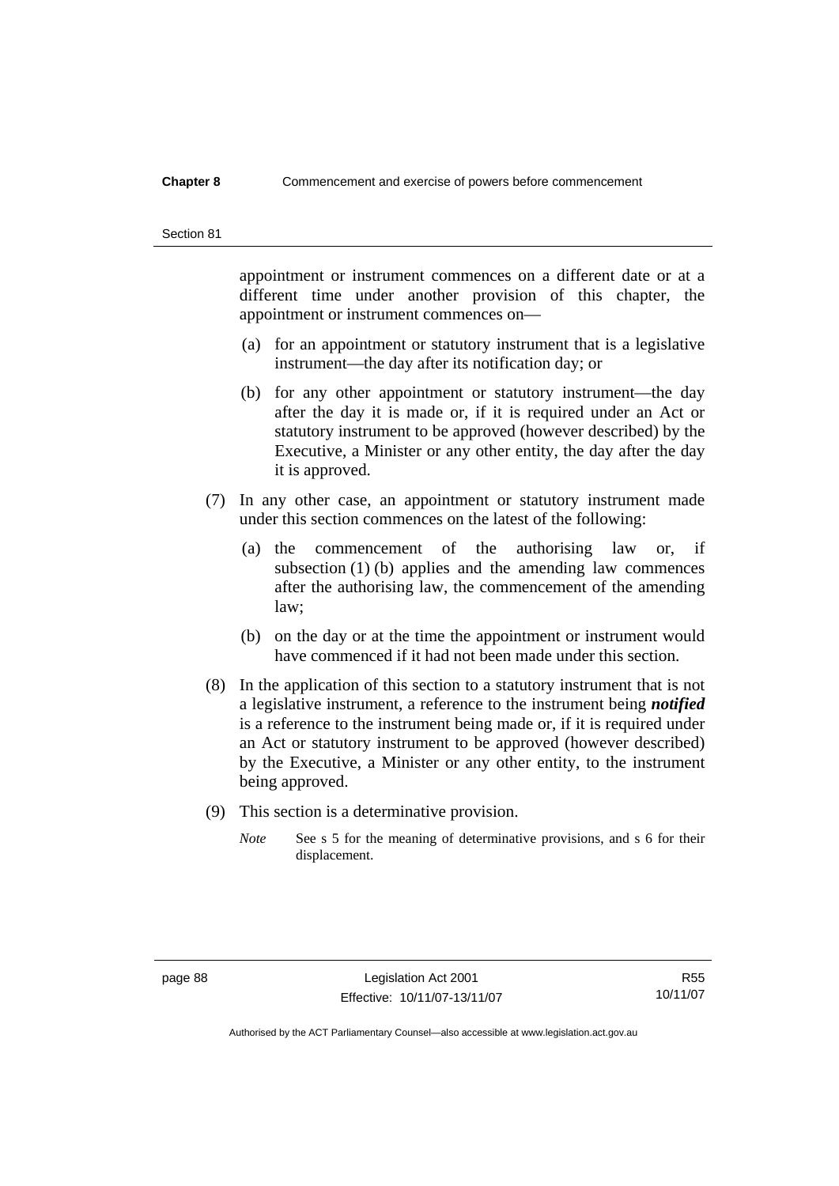appointment or instrument commences on a different date or at a different time under another provision of this chapter, the appointment or instrument commences on—

(a) for an appointment or statutory instrument that is a legislative instrument—the day after its notification day; or

(b) for any other appointment or statutory instrument—the day after the day it is made or, if it is required under an Act or statutory instrument to be approved (however described) by the Executive, a Minister or any other entity, the day after the day it is approved.

(7) In any other case, an appointment or statutory instrument made under this section commences on the latest of the following:

(a) the commencement of the authorising law or, if subsection (1) (b) applies and the amending law commences after the authorising law, the commencement of the amending law;

(b) on the day or at the time the appointment or instrument would have commenced if it had not been made under this section.

(8) In the application of this section to a statutory instrument that is not a legislative instrument, a reference to the instrument being ***notified*** is a reference to the instrument being made or, if it is required under an Act or statutory instrument to be approved (however described) by the Executive, a Minister or any other entity, to the instrument being approved.

(9) This section is a determinative provision.

*Note* See s 5 for the meaning of determinative provisions, and s 6 for their displacement.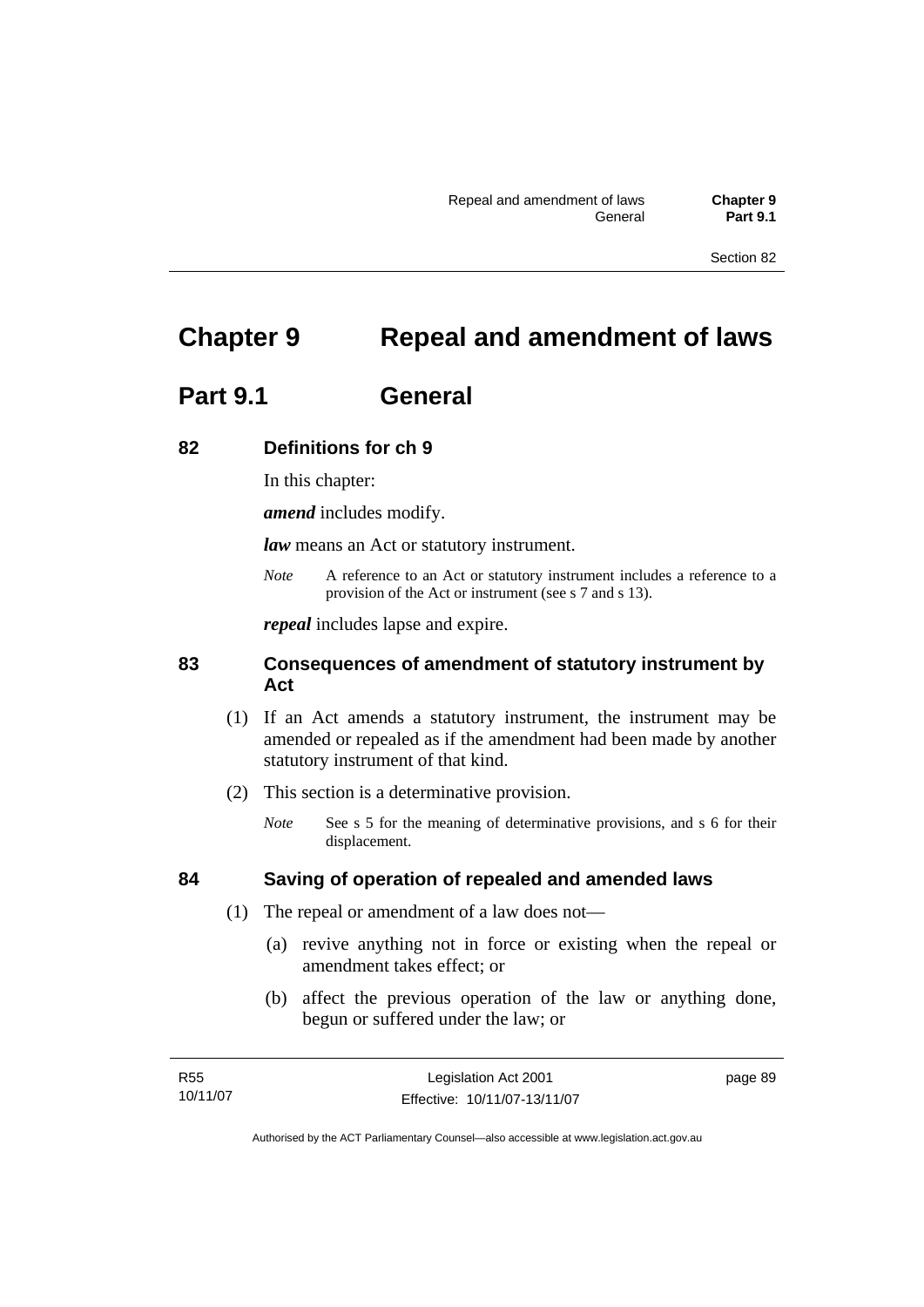# Chapter 9 Repeal and amendment of laws

## Part 9.1 General

### 82 Definitions for ch 9

In this chapter:

***amend*** includes modify.

***law*** means an Act or statutory instrument.

*Note* A reference to an Act or statutory instrument includes a reference to a provision of the Act or instrument (see s 7 and s 13).

***repeal*** includes lapse and expire.

### 83 Consequences of amendment of statutory instrument by Act

(1) If an Act amends a statutory instrument, the instrument may be amended or repealed as if the amendment had been made by another statutory instrument of that kind.

(2) This section is a determinative provision.

*Note* See s 5 for the meaning of determinative provisions, and s 6 for their displacement.

### 84 Saving of operation of repealed and amended laws

(1) The repeal or amendment of a law does not—

(a) revive anything not in force or existing when the repeal or amendment takes effect; or

(b) affect the previous operation of the law or anything done, begun or suffered under the law; or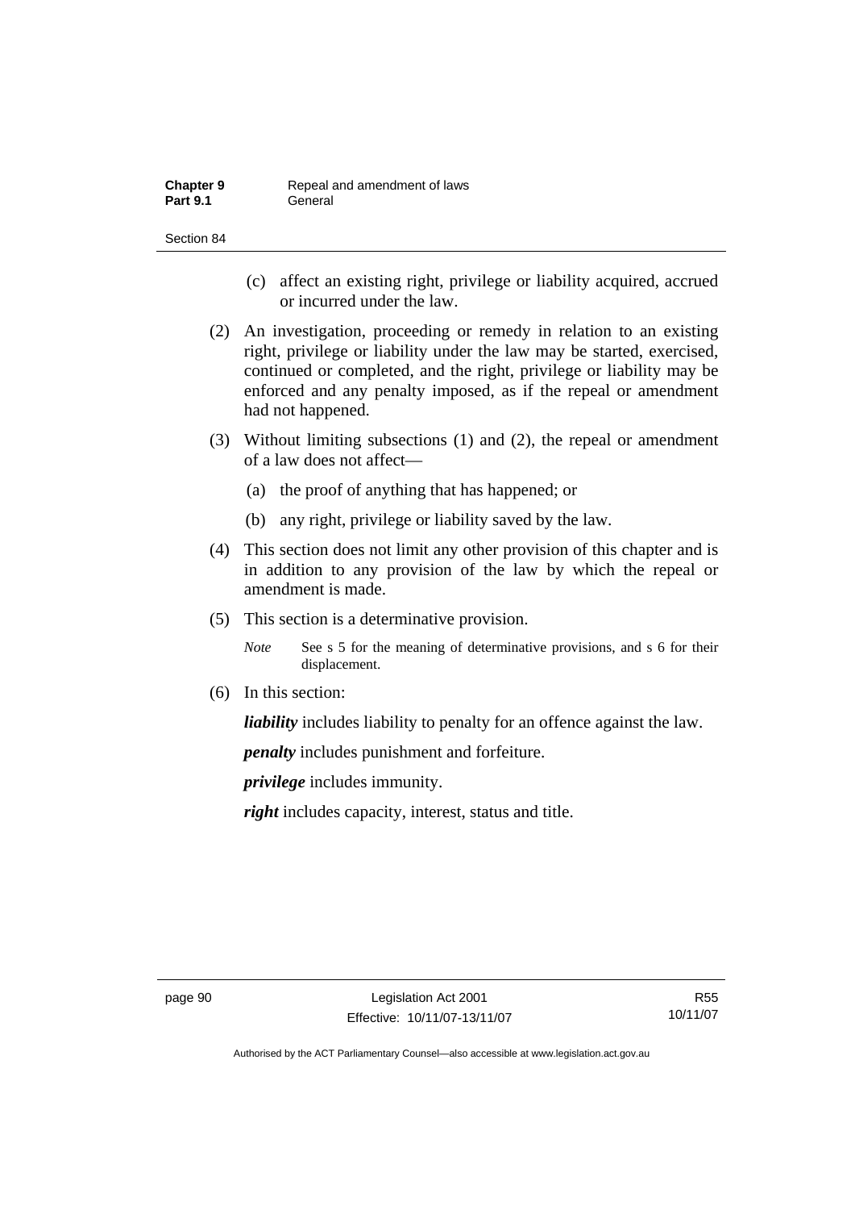(c) affect an existing right, privilege or liability acquired, accrued or incurred under the law.

(2) An investigation, proceeding or remedy in relation to an existing right, privilege or liability under the law may be started, exercised, continued or completed, and the right, privilege or liability may be enforced and any penalty imposed, as if the repeal or amendment had not happened.

(3) Without limiting subsections (1) and (2), the repeal or amendment of a law does not affect—

(a) the proof of anything that has happened; or

(b) any right, privilege or liability saved by the law.

(4) This section does not limit any other provision of this chapter and is in addition to any provision of the law by which the repeal or amendment is made.

(5) This section is a determinative provision.

*Note* See s 5 for the meaning of determinative provisions, and s 6 for their displacement.

(6) In this section:

***liability*** includes liability to penalty for an offence against the law.

***penalty*** includes punishment and forfeiture.

***privilege*** includes immunity.

***right*** includes capacity, interest, status and title.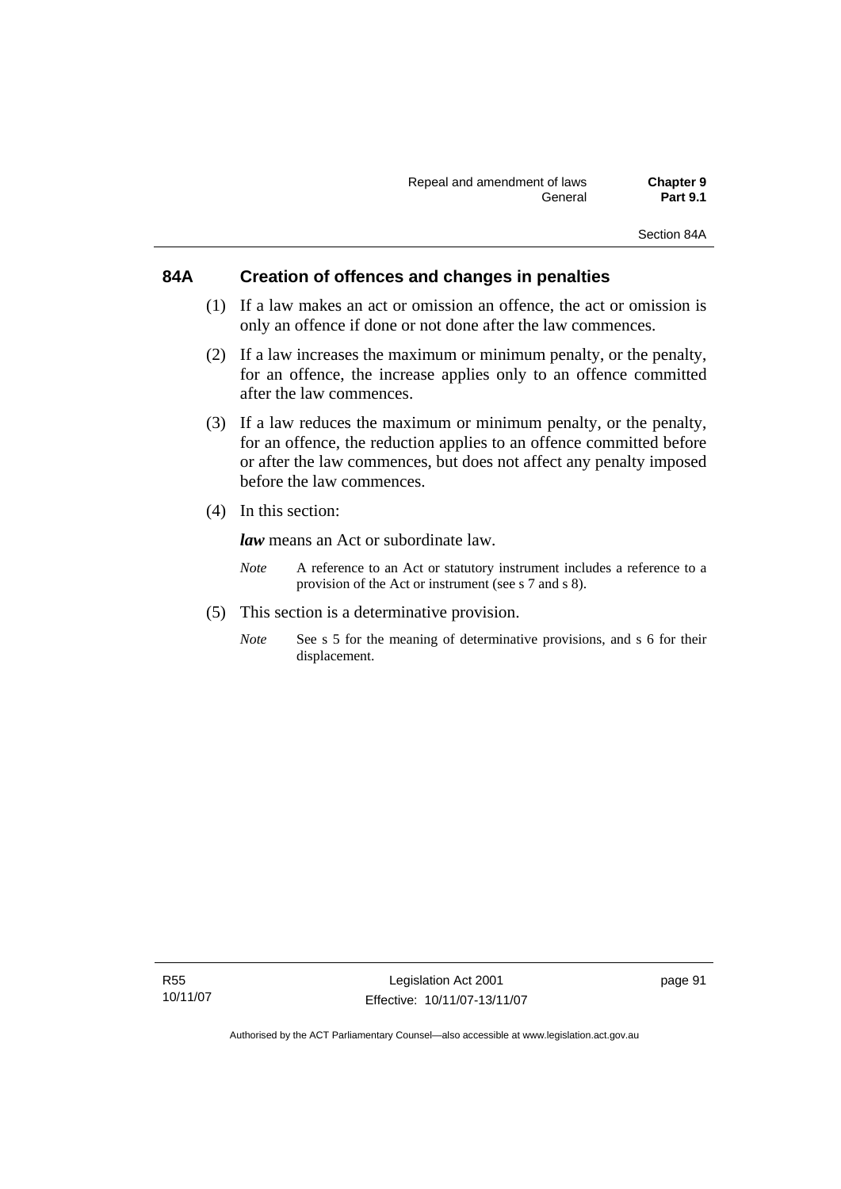## 84A Creation of offences and changes in penalties

(1) If a law makes an act or omission an offence, the act or omission is only an offence if done or not done after the law commences.

(2) If a law increases the maximum or minimum penalty, or the penalty, for an offence, the increase applies only to an offence committed after the law commences.

(3) If a law reduces the maximum or minimum penalty, or the penalty, for an offence, the reduction applies to an offence committed before or after the law commences, but does not affect any penalty imposed before the law commences.

(4) In this section:

***law*** means an Act or subordinate law.

*Note* A reference to an Act or statutory instrument includes a reference to a provision of the Act or instrument (see s 7 and s 8).

(5) This section is a determinative provision.

*Note* See s 5 for the meaning of determinative provisions, and s 6 for their displacement.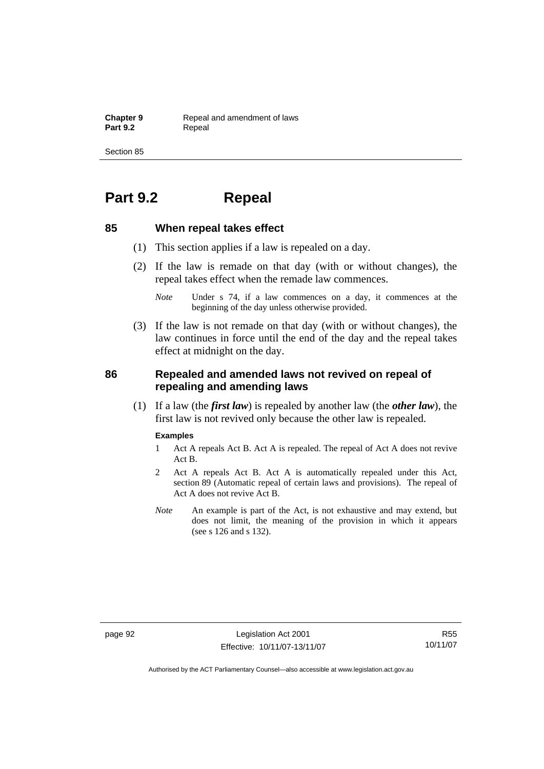# Part 9.2 Repeal

## 85 When repeal takes effect

(1) This section applies if a law is repealed on a day.

(2) If the law is remade on that day (with or without changes), the repeal takes effect when the remade law commences.

*Note* Under s 74, if a law commences on a day, it commences at the beginning of the day unless otherwise provided.

(3) If the law is not remade on that day (with or without changes), the law continues in force until the end of the day and the repeal takes effect at midnight on the day.

## 86 Repealed and amended laws not revived on repeal of repealing and amending laws

(1) If a law (the ***first law***) is repealed by another law (the ***other law***), the first law is not revived only because the other law is repealed.

**Examples**

1 Act A repeals Act B. Act A is repealed. The repeal of Act A does not revive Act B.

2 Act A repeals Act B. Act A is automatically repealed under this Act, section 89 (Automatic repeal of certain laws and provisions). The repeal of Act A does not revive Act B.

*Note* An example is part of the Act, is not exhaustive and may extend, but does not limit, the meaning of the provision in which it appears (see s 126 and s 132).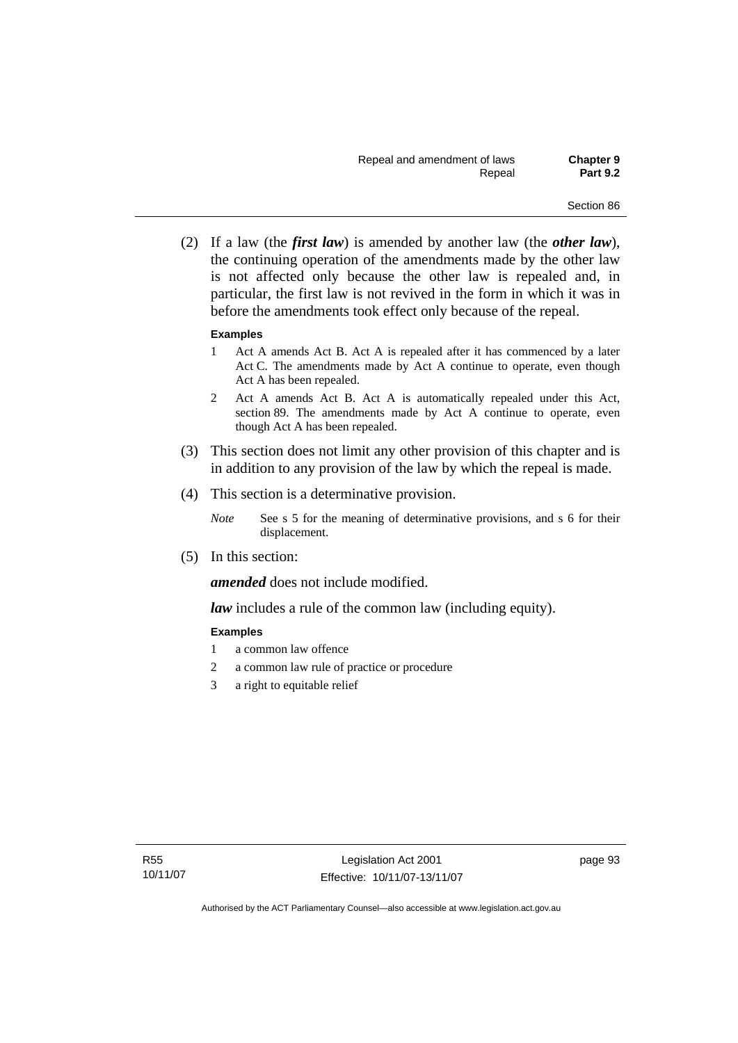(2) If a law (the ***first law***) is amended by another law (the ***other law***), the continuing operation of the amendments made by the other law is not affected only because the other law is repealed and, in particular, the first law is not revived in the form in which it was in before the amendments took effect only because of the repeal.

**Examples**

1. Act A amends Act B. Act A is repealed after it has commenced by a later Act C. The amendments made by Act A continue to operate, even though Act A has been repealed.
2. Act A amends Act B. Act A is automatically repealed under this Act, section 89. The amendments made by Act A continue to operate, even though Act A has been repealed.

(3) This section does not limit any other provision of this chapter and is in addition to any provision of the law by which the repeal is made.

(4) This section is a determinative provision.

*Note* See s 5 for the meaning of determinative provisions, and s 6 for their displacement.

(5) In this section:

***amended*** does not include modified.

***law*** includes a rule of the common law (including equity).

**Examples**

1. a common law offence
2. a common law rule of practice or procedure
3. a right to equitable relief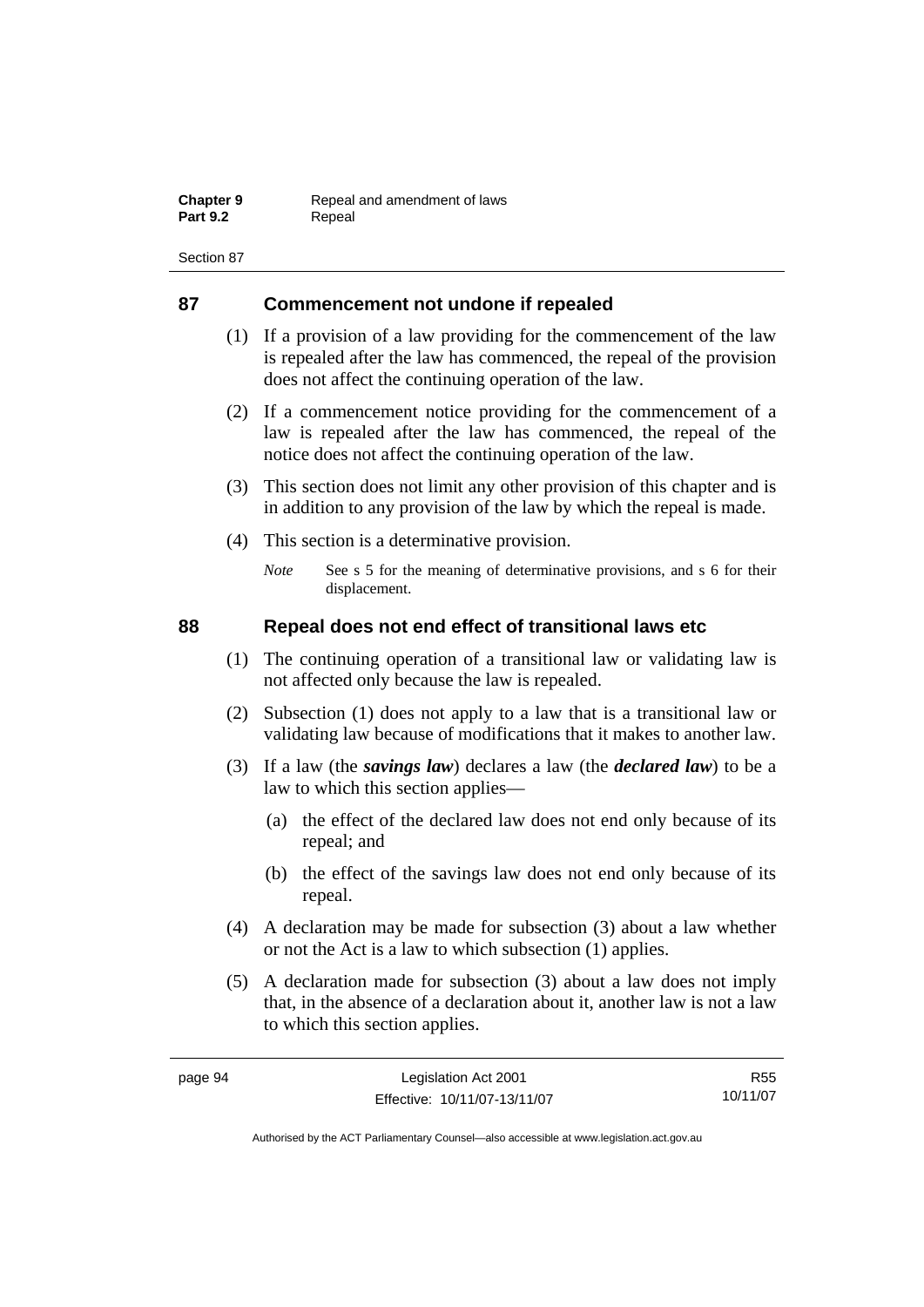## 87 Commencement not undone if repealed

(1) If a provision of a law providing for the commencement of the law is repealed after the law has commenced, the repeal of the provision does not affect the continuing operation of the law.

(2) If a commencement notice providing for the commencement of a law is repealed after the law has commenced, the repeal of the notice does not affect the continuing operation of the law.

(3) This section does not limit any other provision of this chapter and is in addition to any provision of the law by which the repeal is made.

(4) This section is a determinative provision.

*Note* See s 5 for the meaning of determinative provisions, and s 6 for their displacement.

## 88 Repeal does not end effect of transitional laws etc

(1) The continuing operation of a transitional law or validating law is not affected only because the law is repealed.

(2) Subsection (1) does not apply to a law that is a transitional law or validating law because of modifications that it makes to another law.

(3) If a law (the ***savings law***) declares a law (the ***declared law***) to be a law to which this section applies—

(a) the effect of the declared law does not end only because of its repeal; and

(b) the effect of the savings law does not end only because of its repeal.

(4) A declaration may be made for subsection (3) about a law whether or not the Act is a law to which subsection (1) applies.

(5) A declaration made for subsection (3) about a law does not imply that, in the absence of a declaration about it, another law is not a law to which this section applies.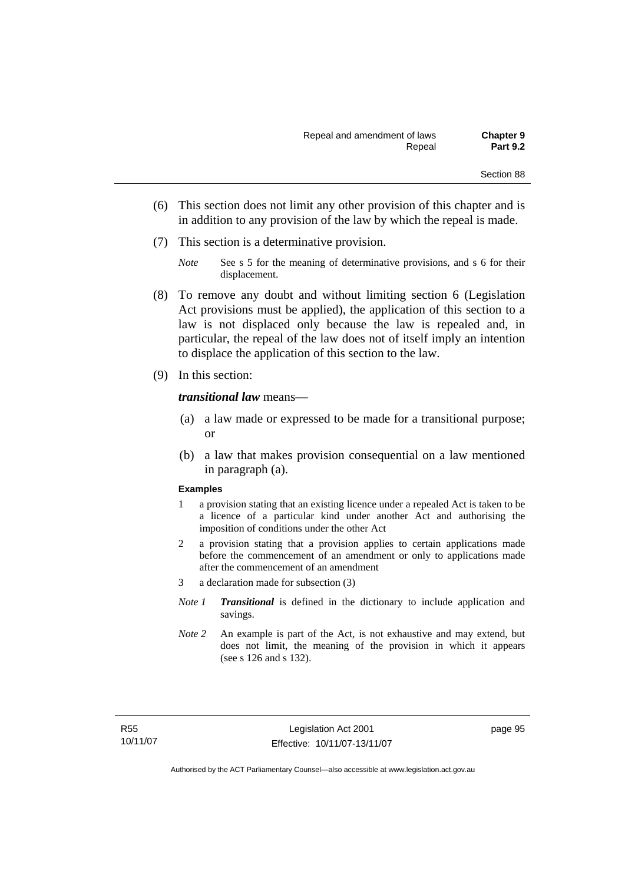(6) This section does not limit any other provision of this chapter and is in addition to any provision of the law by which the repeal is made.

(7) This section is a determinative provision.

*Note* See s 5 for the meaning of determinative provisions, and s 6 for their displacement.

(8) To remove any doubt and without limiting section 6 (Legislation Act provisions must be applied), the application of this section to a law is not displaced only because the law is repealed and, in particular, the repeal of the law does not of itself imply an intention to displace the application of this section to the law.

(9) In this section:

***transitional law*** means—

(a) a law made or expressed to be made for a transitional purpose; or

(b) a law that makes provision consequential on a law mentioned in paragraph (a).

**Examples**

1 a provision stating that an existing licence under a repealed Act is taken to be a licence of a particular kind under another Act and authorising the imposition of conditions under the other Act

2 a provision stating that a provision applies to certain applications made before the commencement of an amendment or only to applications made after the commencement of an amendment

3 a declaration made for subsection (3)

*Note 1* ***Transitional*** is defined in the dictionary to include application and savings.

*Note 2* An example is part of the Act, is not exhaustive and may extend, but does not limit, the meaning of the provision in which it appears (see s 126 and s 132).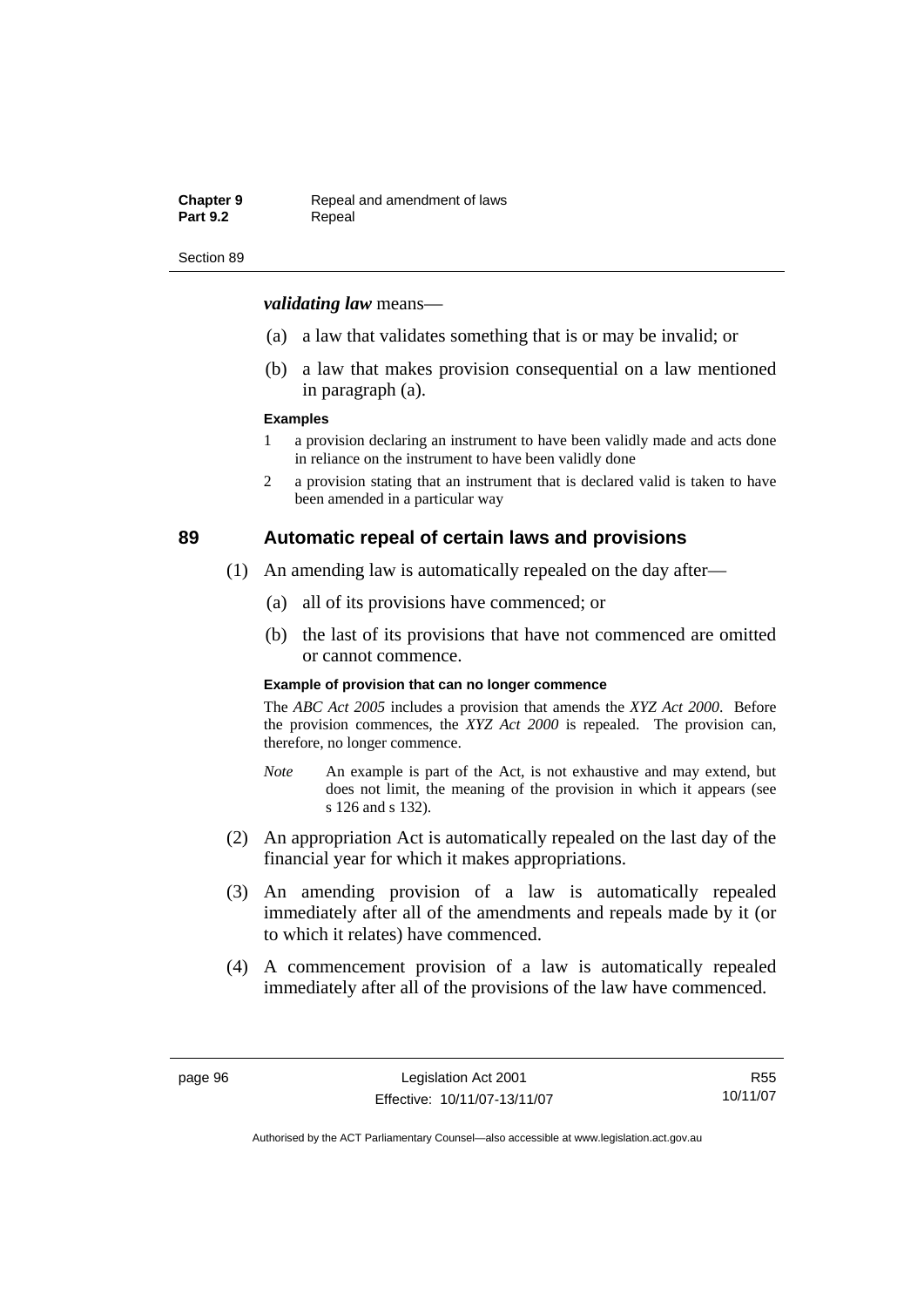***validating law*** means—

(a) a law that validates something that is or may be invalid; or

(b) a law that makes provision consequential on a law mentioned in paragraph (a).

**Examples**

1 a provision declaring an instrument to have been validly made and acts done in reliance on the instrument to have been validly done

2 a provision stating that an instrument that is declared valid is taken to have been amended in a particular way

## 89 Automatic repeal of certain laws and provisions

(1) An amending law is automatically repealed on the day after—

(a) all of its provisions have commenced; or

(b) the last of its provisions that have not commenced are omitted or cannot commence.

**Example of provision that can no longer commence**

The *ABC Act 2005* includes a provision that amends the *XYZ Act 2000*. Before the provision commences, the *XYZ Act 2000* is repealed. The provision can, therefore, no longer commence.

*Note* An example is part of the Act, is not exhaustive and may extend, but does not limit, the meaning of the provision in which it appears (see s 126 and s 132).

(2) An appropriation Act is automatically repealed on the last day of the financial year for which it makes appropriations.

(3) An amending provision of a law is automatically repealed immediately after all of the amendments and repeals made by it (or to which it relates) have commenced.

(4) A commencement provision of a law is automatically repealed immediately after all of the provisions of the law have commenced.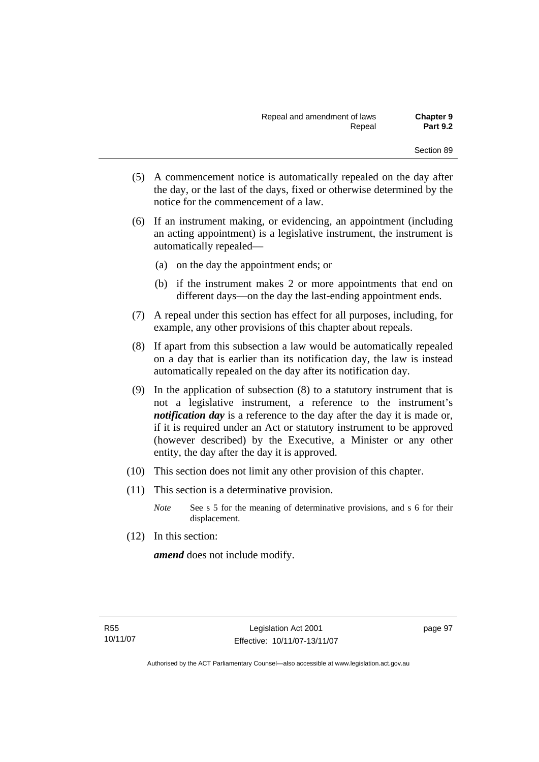(5) A commencement notice is automatically repealed on the day after the day, or the last of the days, fixed or otherwise determined by the notice for the commencement of a law.

(6) If an instrument making, or evidencing, an appointment (including an acting appointment) is a legislative instrument, the instrument is automatically repealed—

(a) on the day the appointment ends; or

(b) if the instrument makes 2 or more appointments that end on different days—on the day the last-ending appointment ends.

(7) A repeal under this section has effect for all purposes, including, for example, any other provisions of this chapter about repeals.

(8) If apart from this subsection a law would be automatically repealed on a day that is earlier than its notification day, the law is instead automatically repealed on the day after its notification day.

(9) In the application of subsection (8) to a statutory instrument that is not a legislative instrument, a reference to the instrument's ***notification day*** is a reference to the day after the day it is made or, if it is required under an Act or statutory instrument to be approved (however described) by the Executive, a Minister or any other entity, the day after the day it is approved.

(10) This section does not limit any other provision of this chapter.

(11) This section is a determinative provision.

*Note* See s 5 for the meaning of determinative provisions, and s 6 for their displacement.

(12) In this section:

***amend*** does not include modify.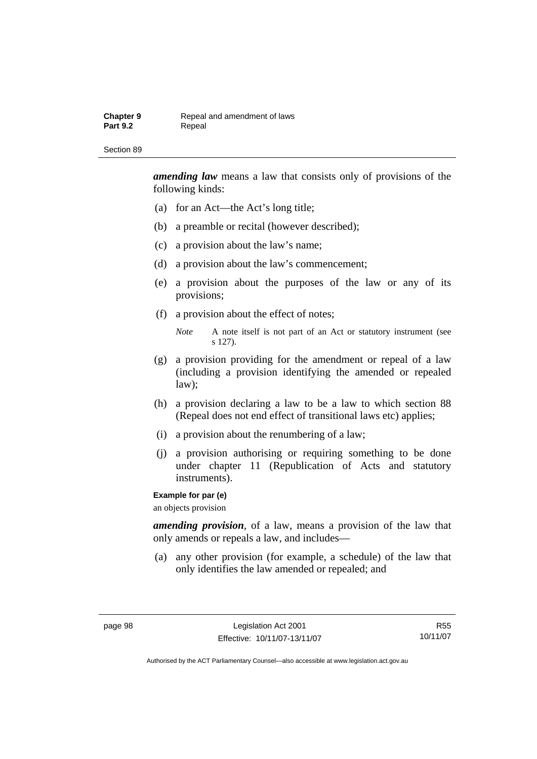***amending law*** means a law that consists only of provisions of the following kinds:

(a) for an Act—the Act's long title;

(b) a preamble or recital (however described);

(c) a provision about the law's name;

(d) a provision about the law's commencement;

(e) a provision about the purposes of the law or any of its provisions;

(f) a provision about the effect of notes;

*Note* A note itself is not part of an Act or statutory instrument (see s 127).

(g) a provision providing for the amendment or repeal of a law (including a provision identifying the amended or repealed law);

(h) a provision declaring a law to be a law to which section 88 (Repeal does not end effect of transitional laws etc) applies;

(i) a provision about the renumbering of a law;

(j) a provision authorising or requiring something to be done under chapter 11 (Republication of Acts and statutory instruments).

**Example for par (e)**

an objects provision

***amending provision***, of a law, means a provision of the law that only amends or repeals a law, and includes—

(a) any other provision (for example, a schedule) of the law that only identifies the law amended or repealed; and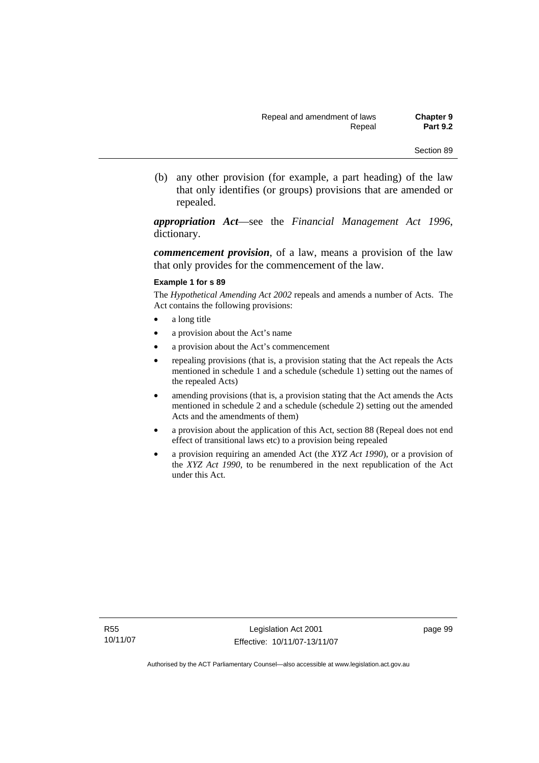(b) any other provision (for example, a part heading) of the law that only identifies (or groups) provisions that are amended or repealed.

***appropriation Act***—see the *Financial Management Act 1996*, dictionary.

***commencement provision***, of a law, means a provision of the law that only provides for the commencement of the law.

**Example 1 for s 89**

The *Hypothetical Amending Act 2002* repeals and amends a number of Acts. The Act contains the following provisions:

- a long title
- a provision about the Act's name
- a provision about the Act's commencement
- repealing provisions (that is, a provision stating that the Act repeals the Acts mentioned in schedule 1 and a schedule (schedule 1) setting out the names of the repealed Acts)
- amending provisions (that is, a provision stating that the Act amends the Acts mentioned in schedule 2 and a schedule (schedule 2) setting out the amended Acts and the amendments of them)
- a provision about the application of this Act, section 88 (Repeal does not end effect of transitional laws etc) to a provision being repealed
- a provision requiring an amended Act (the *XYZ Act 1990*), or a provision of the *XYZ Act 1990*, to be renumbered in the next republication of the Act under this Act.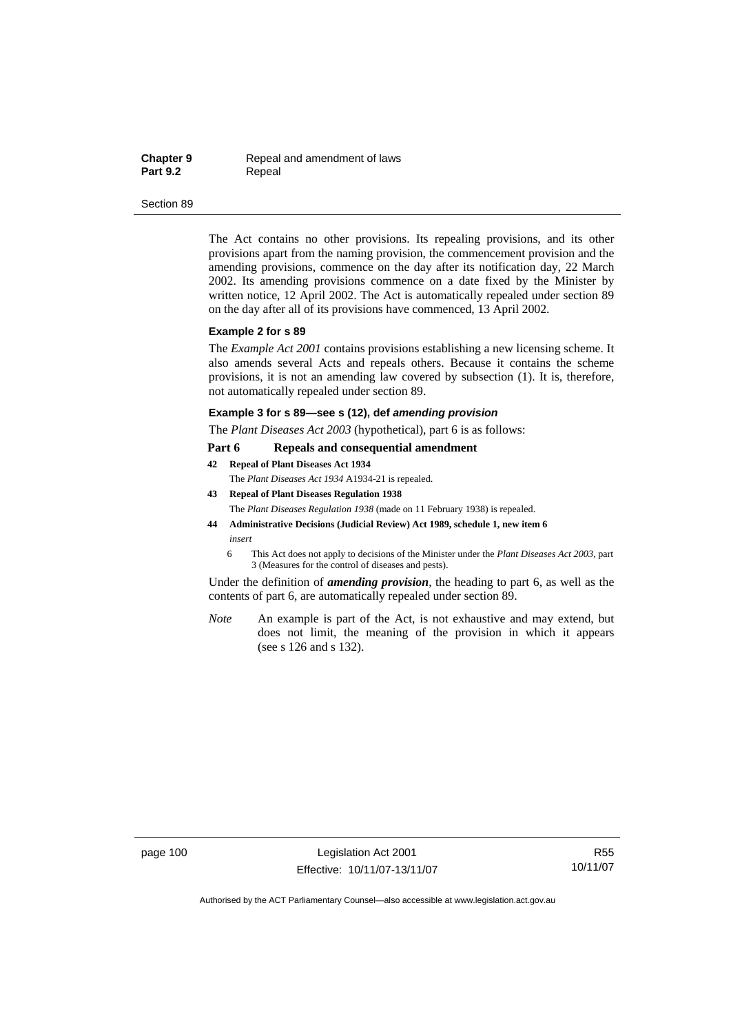The Act contains no other provisions. Its repealing provisions, and its other provisions apart from the naming provision, the commencement provision and the amending provisions, commence on the day after its notification day, 22 March 2002. Its amending provisions commence on a date fixed by the Minister by written notice, 12 April 2002. The Act is automatically repealed under section 89 on the day after all of its provisions have commenced, 13 April 2002.

**Example 2 for s 89**

The *Example Act 2001* contains provisions establishing a new licensing scheme. It also amends several Acts and repeals others. Because it contains the scheme provisions, it is not an amending law covered by subsection (1). It is, therefore, not automatically repealed under section 89.

**Example 3 for s 89—see s (12), def *amending provision***

The *Plant Diseases Act 2003* (hypothetical), part 6 is as follows:

**Part 6 Repeals and consequential amendment**

**42 Repeal of Plant Diseases Act 1934**

The *Plant Diseases Act 1934* A1934-21 is repealed.

**43 Repeal of Plant Diseases Regulation 1938**

The *Plant Diseases Regulation 1938* (made on 11 February 1938) is repealed.

**44 Administrative Decisions (Judicial Review) Act 1989, schedule 1, new item 6**

*insert*

6 This Act does not apply to decisions of the Minister under the *Plant Diseases Act 2003*, part 3 (Measures for the control of diseases and pests).

Under the definition of ***amending provision***, the heading to part 6, as well as the contents of part 6, are automatically repealed under section 89.

*Note* An example is part of the Act, is not exhaustive and may extend, but does not limit, the meaning of the provision in which it appears (see s 126 and s 132).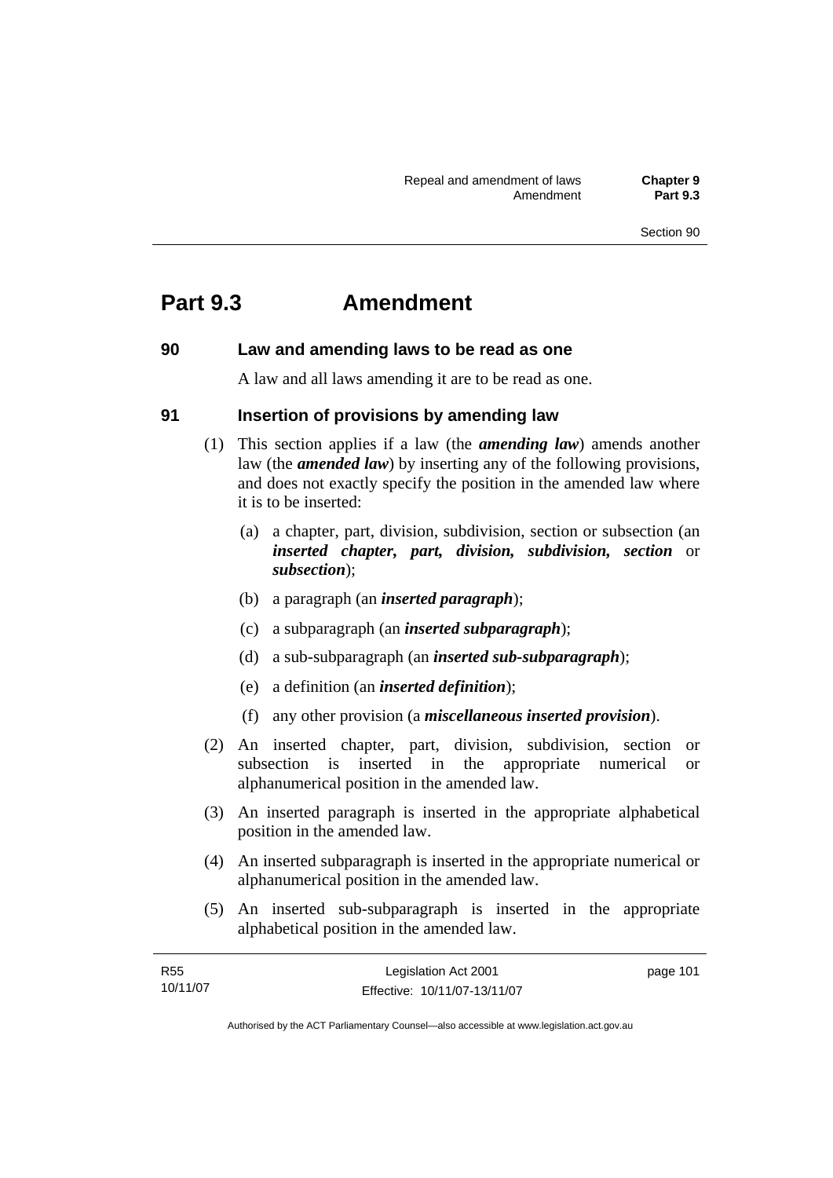# Part 9.3 Amendment

## 90 Law and amending laws to be read as one

A law and all laws amending it are to be read as one.

## 91 Insertion of provisions by amending law

(1) This section applies if a law (the ***amending law***) amends another law (the ***amended law***) by inserting any of the following provisions, and does not exactly specify the position in the amended law where it is to be inserted:

(a) a chapter, part, division, subdivision, section or subsection (an ***inserted chapter, part, division, subdivision, section*** or ***subsection***);

(b) a paragraph (an ***inserted paragraph***);

(c) a subparagraph (an ***inserted subparagraph***);

(d) a sub-subparagraph (an ***inserted sub-subparagraph***);

(e) a definition (an ***inserted definition***);

(f) any other provision (a ***miscellaneous inserted provision***).

(2) An inserted chapter, part, division, subdivision, section or subsection is inserted in the appropriate numerical or alphanumerical position in the amended law.

(3) An inserted paragraph is inserted in the appropriate alphabetical position in the amended law.

(4) An inserted subparagraph is inserted in the appropriate numerical or alphanumerical position in the amended law.

(5) An inserted sub-subparagraph is inserted in the appropriate alphabetical position in the amended law.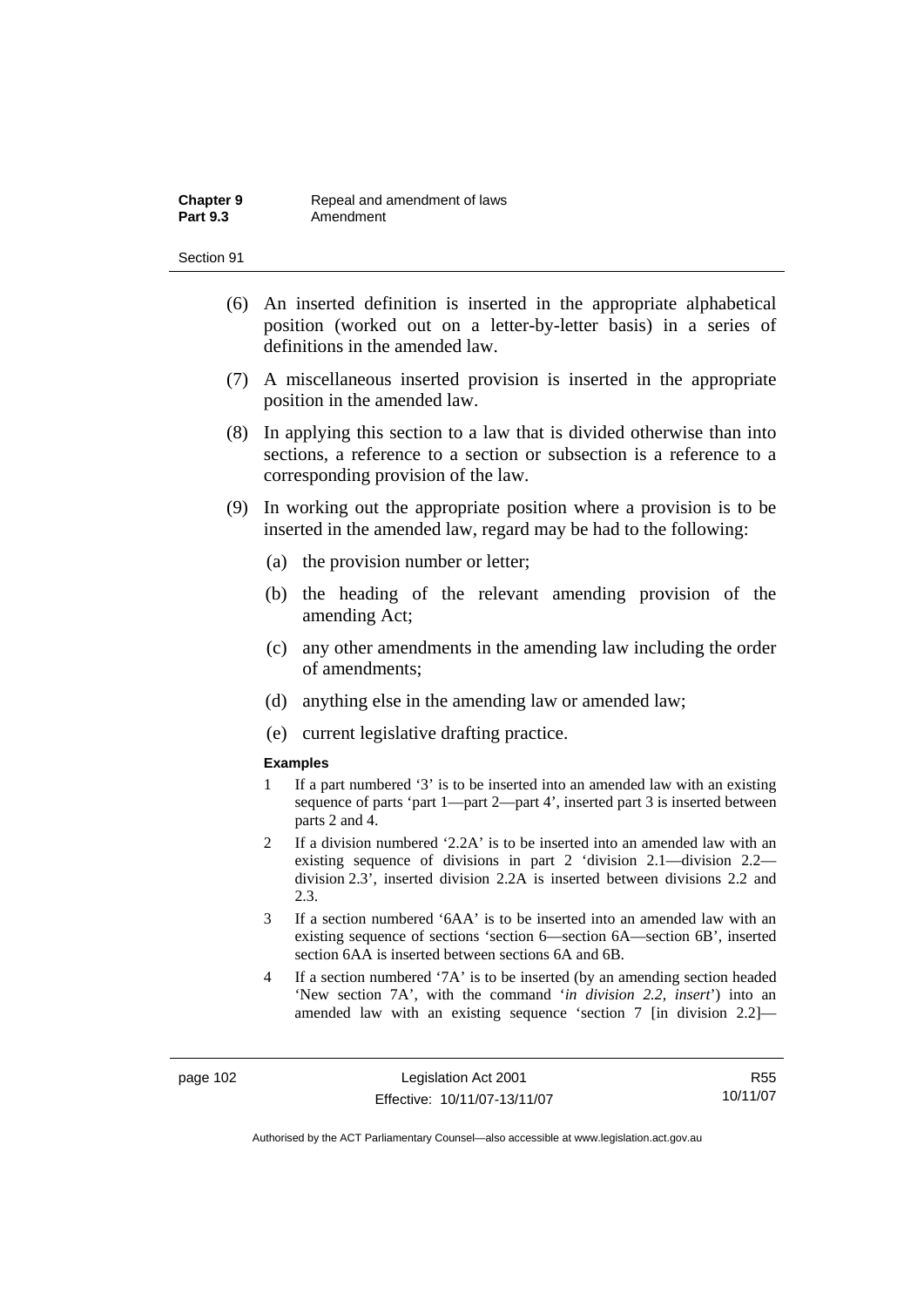(6) An inserted definition is inserted in the appropriate alphabetical position (worked out on a letter-by-letter basis) in a series of definitions in the amended law.

(7) A miscellaneous inserted provision is inserted in the appropriate position in the amended law.

(8) In applying this section to a law that is divided otherwise than into sections, a reference to a section or subsection is a reference to a corresponding provision of the law.

(9) In working out the appropriate position where a provision is to be inserted in the amended law, regard may be had to the following:

(a) the provision number or letter;

(b) the heading of the relevant amending provision of the amending Act;

(c) any other amendments in the amending law including the order of amendments;

(d) anything else in the amending law or amended law;

(e) current legislative drafting practice.

**Examples**

1 If a part numbered '3' is to be inserted into an amended law with an existing sequence of parts 'part 1—part 2—part 4', inserted part 3 is inserted between parts 2 and 4.

2 If a division numbered '2.2A' is to be inserted into an amended law with an existing sequence of divisions in part 2 'division 2.1—division 2.2—division 2.3', inserted division 2.2A is inserted between divisions 2.2 and 2.3.

3 If a section numbered '6AA' is to be inserted into an amended law with an existing sequence of sections 'section 6—section 6A—section 6B', inserted section 6AA is inserted between sections 6A and 6B.

4 If a section numbered '7A' is to be inserted (by an amending section headed 'New section 7A', with the command '*in division 2.2, insert*') into an amended law with an existing sequence 'section 7 [in division 2.2]—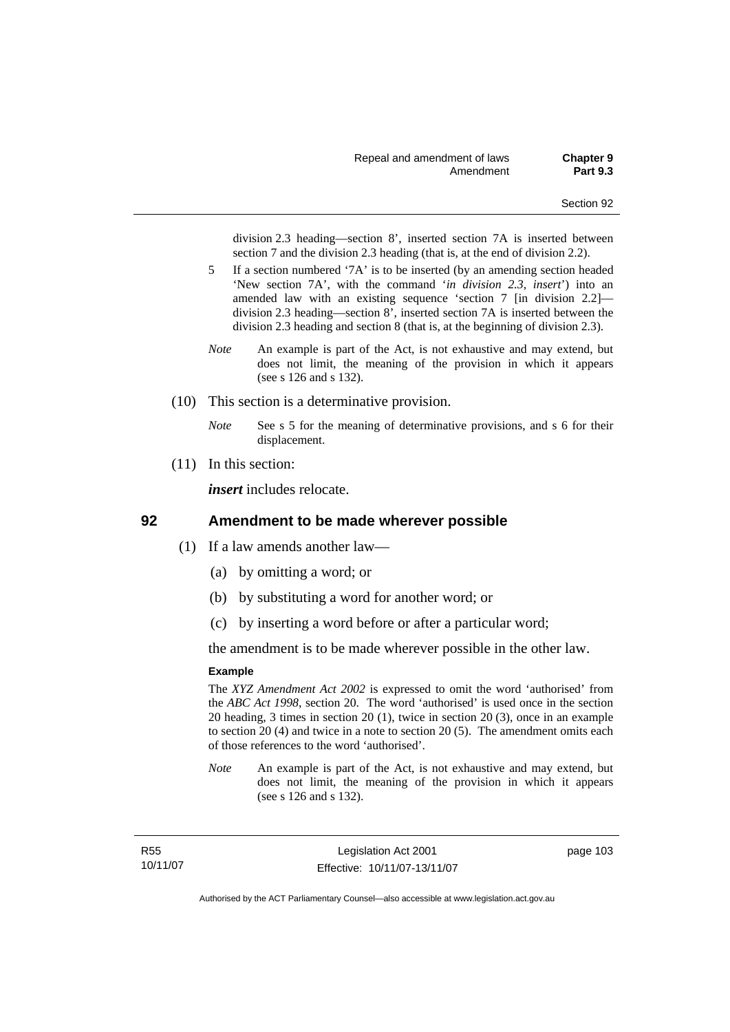division 2.3 heading—section 8', inserted section 7A is inserted between section 7 and the division 2.3 heading (that is, at the end of division 2.2).

5 If a section numbered '7A' is to be inserted (by an amending section headed 'New section 7A', with the command '*in division 2.3, insert*') into an amended law with an existing sequence 'section 7 [in division 2.2]—division 2.3 heading—section 8', inserted section 7A is inserted between the division 2.3 heading and section 8 (that is, at the beginning of division 2.3).

*Note* An example is part of the Act, is not exhaustive and may extend, but does not limit, the meaning of the provision in which it appears (see s 126 and s 132).

(10) This section is a determinative provision.

*Note* See s 5 for the meaning of determinative provisions, and s 6 for their displacement.

(11) In this section:

***insert*** includes relocate.

## 92 Amendment to be made wherever possible

(1) If a law amends another law—

(a) by omitting a word; or

(b) by substituting a word for another word; or

(c) by inserting a word before or after a particular word;

the amendment is to be made wherever possible in the other law.

**Example**

The *XYZ Amendment Act 2002* is expressed to omit the word 'authorised' from the *ABC Act 1998*, section 20. The word 'authorised' is used once in the section 20 heading, 3 times in section 20 (1), twice in section 20 (3), once in an example to section 20 (4) and twice in a note to section 20 (5). The amendment omits each of those references to the word 'authorised'.

*Note* An example is part of the Act, is not exhaustive and may extend, but does not limit, the meaning of the provision in which it appears (see s 126 and s 132).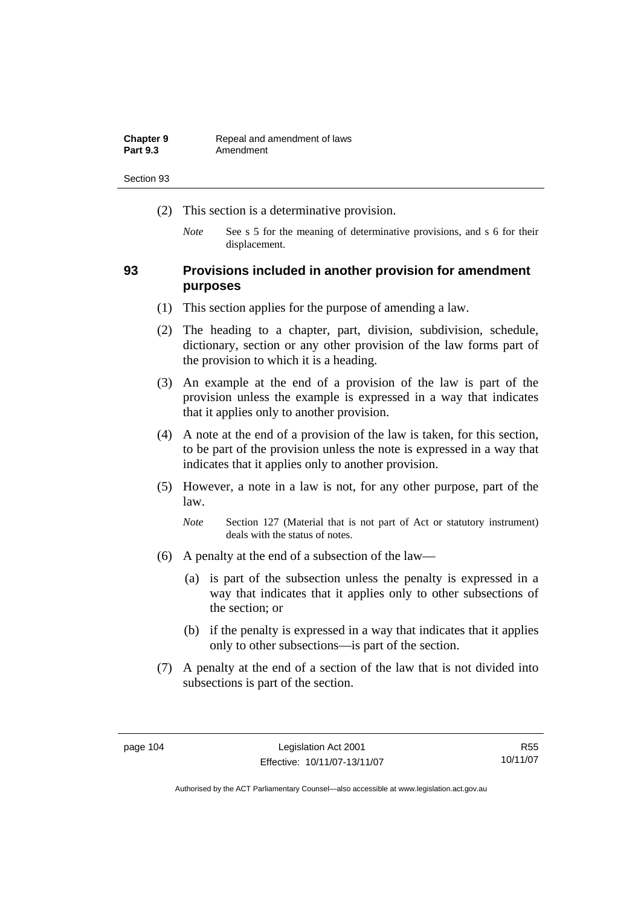(2) This section is a determinative provision.

*Note* See s 5 for the meaning of determinative provisions, and s 6 for their displacement.

## 93 Provisions included in another provision for amendment purposes

(1) This section applies for the purpose of amending a law.

(2) The heading to a chapter, part, division, subdivision, schedule, dictionary, section or any other provision of the law forms part of the provision to which it is a heading.

(3) An example at the end of a provision of the law is part of the provision unless the example is expressed in a way that indicates that it applies only to another provision.

(4) A note at the end of a provision of the law is taken, for this section, to be part of the provision unless the note is expressed in a way that indicates that it applies only to another provision.

(5) However, a note in a law is not, for any other purpose, part of the law.

*Note* Section 127 (Material that is not part of Act or statutory instrument) deals with the status of notes.

(6) A penalty at the end of a subsection of the law—

(a) is part of the subsection unless the penalty is expressed in a way that indicates that it applies only to other subsections of the section; or

(b) if the penalty is expressed in a way that indicates that it applies only to other subsections—is part of the section.

(7) A penalty at the end of a section of the law that is not divided into subsections is part of the section.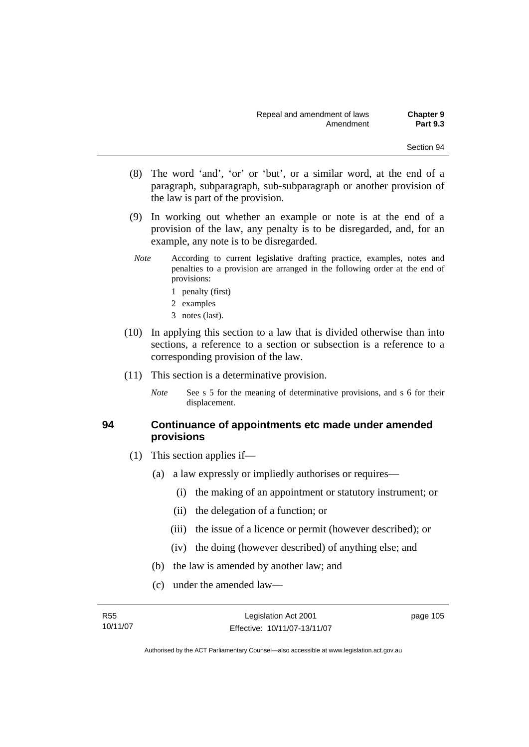(8) The word 'and', 'or' or 'but', or a similar word, at the end of a paragraph, subparagraph, sub-subparagraph or another provision of the law is part of the provision.

(9) In working out whether an example or note is at the end of a provision of the law, any penalty is to be disregarded, and, for an example, any note is to be disregarded.

*Note* According to current legislative drafting practice, examples, notes and penalties to a provision are arranged in the following order at the end of provisions:

1 penalty (first)

2 examples

3 notes (last).

(10) In applying this section to a law that is divided otherwise than into sections, a reference to a section or subsection is a reference to a corresponding provision of the law.

(11) This section is a determinative provision.

*Note* See s 5 for the meaning of determinative provisions, and s 6 for their displacement.

## 94 Continuance of appointments etc made under amended provisions

(1) This section applies if—

(a) a law expressly or impliedly authorises or requires—

(i) the making of an appointment or statutory instrument; or

(ii) the delegation of a function; or

(iii) the issue of a licence or permit (however described); or

(iv) the doing (however described) of anything else; and

(b) the law is amended by another law; and

(c) under the amended law—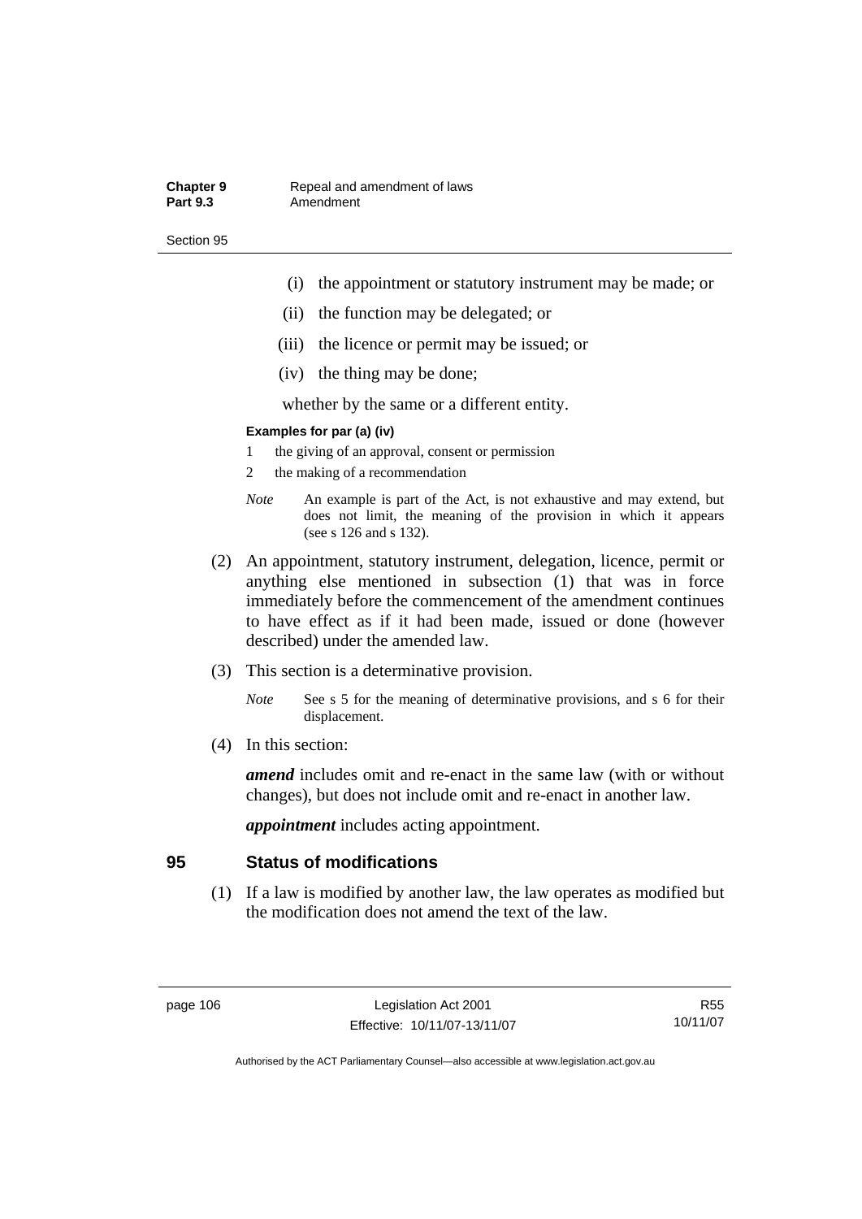(i) the appointment or statutory instrument may be made; or

(ii) the function may be delegated; or

(iii) the licence or permit may be issued; or

(iv) the thing may be done;

whether by the same or a different entity.

**Examples for par (a) (iv)**

1 the giving of an approval, consent or permission

2 the making of a recommendation

*Note* An example is part of the Act, is not exhaustive and may extend, but does not limit, the meaning of the provision in which it appears (see s 126 and s 132).

(2) An appointment, statutory instrument, delegation, licence, permit or anything else mentioned in subsection (1) that was in force immediately before the commencement of the amendment continues to have effect as if it had been made, issued or done (however described) under the amended law.

(3) This section is a determinative provision.

*Note* See s 5 for the meaning of determinative provisions, and s 6 for their displacement.

(4) In this section:

***amend*** includes omit and re-enact in the same law (with or without changes), but does not include omit and re-enact in another law.

***appointment*** includes acting appointment.

## 95 Status of modifications

(1) If a law is modified by another law, the law operates as modified but the modification does not amend the text of the law.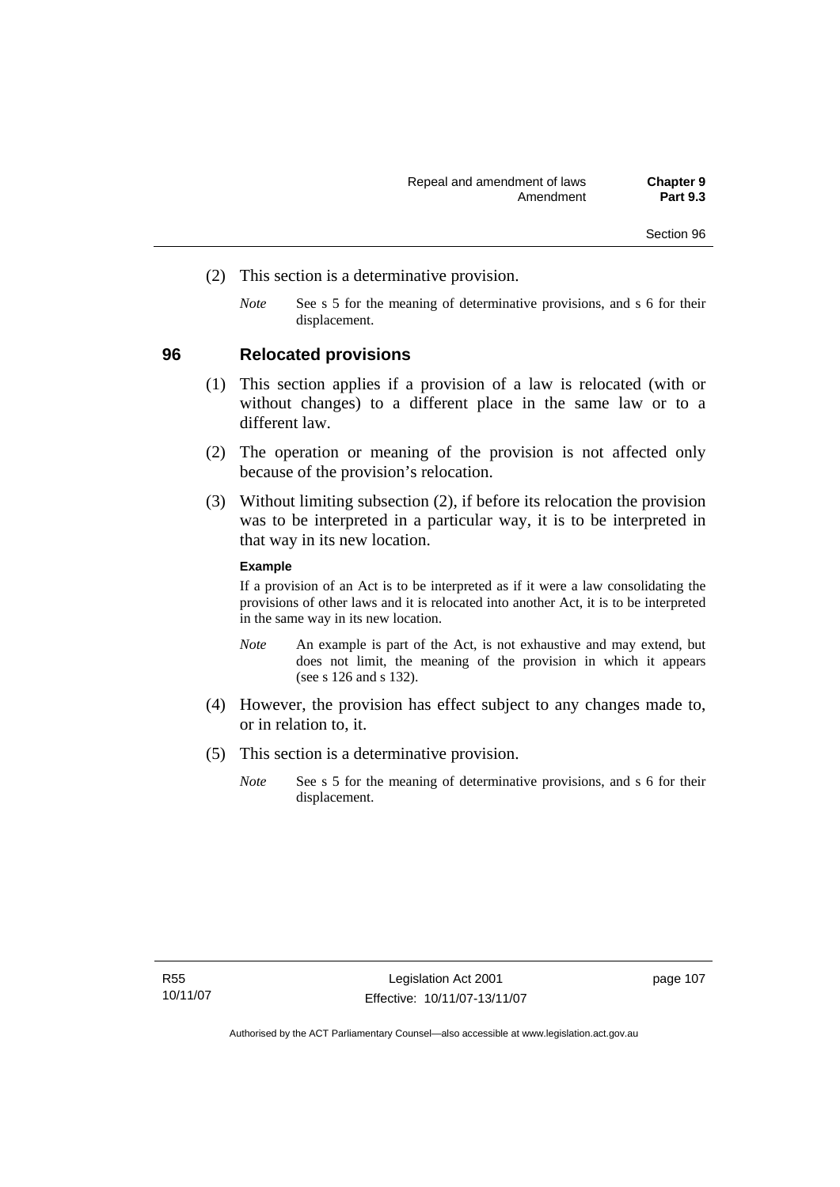(2) This section is a determinative provision.

*Note* See s 5 for the meaning of determinative provisions, and s 6 for their displacement.

## 96 Relocated provisions

(1) This section applies if a provision of a law is relocated (with or without changes) to a different place in the same law or to a different law.

(2) The operation or meaning of the provision is not affected only because of the provision's relocation.

(3) Without limiting subsection (2), if before its relocation the provision was to be interpreted in a particular way, it is to be interpreted in that way in its new location.

**Example**

If a provision of an Act is to be interpreted as if it were a law consolidating the provisions of other laws and it is relocated into another Act, it is to be interpreted in the same way in its new location.

*Note* An example is part of the Act, is not exhaustive and may extend, but does not limit, the meaning of the provision in which it appears (see s 126 and s 132).

(4) However, the provision has effect subject to any changes made to, or in relation to, it.

(5) This section is a determinative provision.

*Note* See s 5 for the meaning of determinative provisions, and s 6 for their displacement.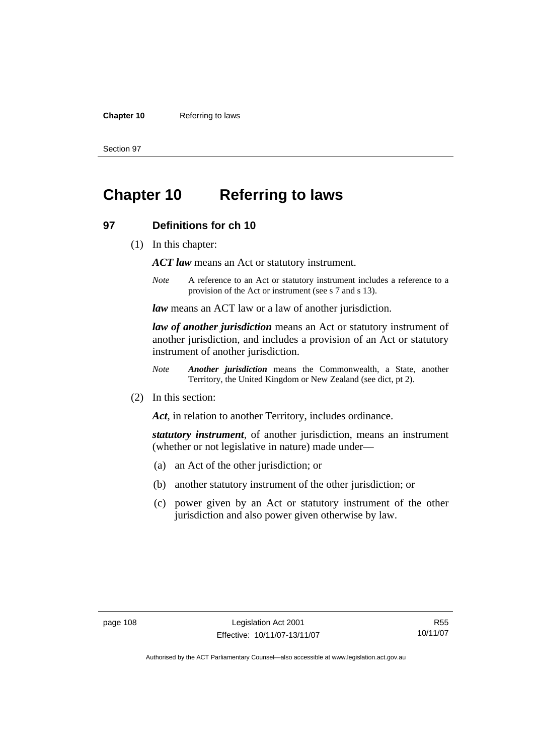# Chapter 10 Referring to laws

## 97 Definitions for ch 10

(1) In this chapter:

***ACT law*** means an Act or statutory instrument.

*Note* A reference to an Act or statutory instrument includes a reference to a provision of the Act or instrument (see s 7 and s 13).

***law*** means an ACT law or a law of another jurisdiction.

***law of another jurisdiction*** means an Act or statutory instrument of another jurisdiction, and includes a provision of an Act or statutory instrument of another jurisdiction.

*Note* ***Another jurisdiction*** means the Commonwealth, a State, another Territory, the United Kingdom or New Zealand (see dict, pt 2).

(2) In this section:

***Act***, in relation to another Territory, includes ordinance.

***statutory instrument***, of another jurisdiction, means an instrument (whether or not legislative in nature) made under—

(a) an Act of the other jurisdiction; or

(b) another statutory instrument of the other jurisdiction; or

(c) power given by an Act or statutory instrument of the other jurisdiction and also power given otherwise by law.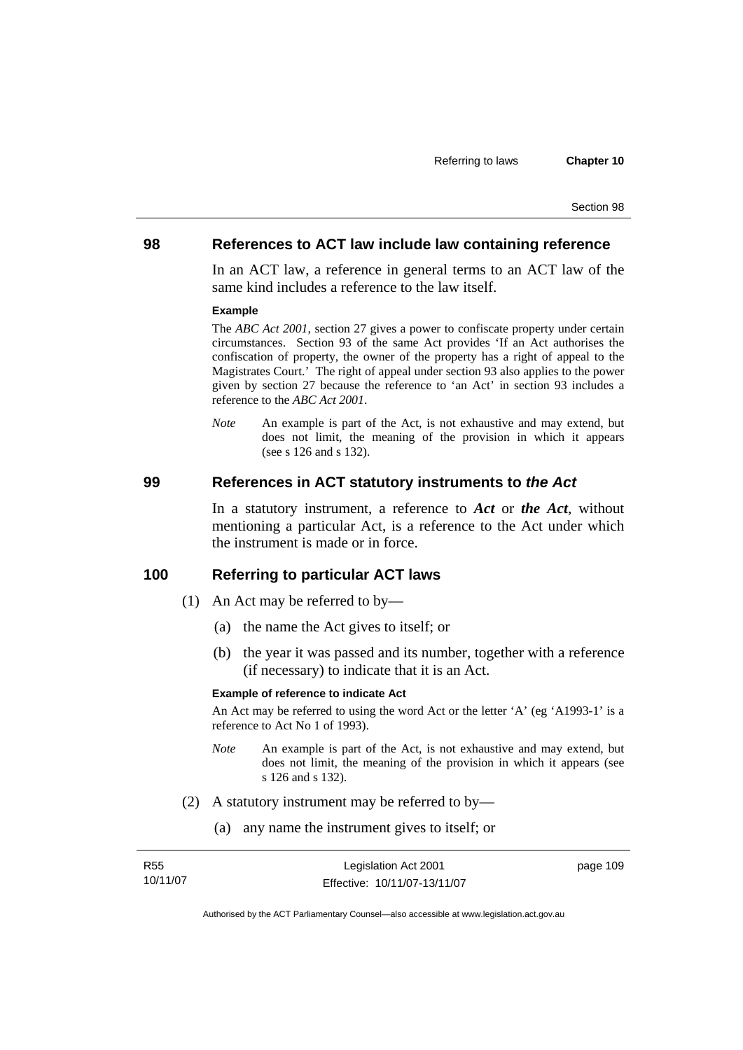## 98 References to ACT law include law containing reference

In an ACT law, a reference in general terms to an ACT law of the same kind includes a reference to the law itself.

**Example**

The *ABC Act 2001*, section 27 gives a power to confiscate property under certain circumstances. Section 93 of the same Act provides 'If an Act authorises the confiscation of property, the owner of the property has a right of appeal to the Magistrates Court.' The right of appeal under section 93 also applies to the power given by section 27 because the reference to 'an Act' in section 93 includes a reference to the *ABC Act 2001*.

*Note* An example is part of the Act, is not exhaustive and may extend, but does not limit, the meaning of the provision in which it appears (see s 126 and s 132).

## 99 References in ACT statutory instruments to *the Act*

In a statutory instrument, a reference to ***Act*** or ***the Act***, without mentioning a particular Act, is a reference to the Act under which the instrument is made or in force.

## 100 Referring to particular ACT laws

(1) An Act may be referred to by—

(a) the name the Act gives to itself; or

(b) the year it was passed and its number, together with a reference (if necessary) to indicate that it is an Act.

**Example of reference to indicate Act**

An Act may be referred to using the word Act or the letter 'A' (eg 'A1993-1' is a reference to Act No 1 of 1993).

*Note* An example is part of the Act, is not exhaustive and may extend, but does not limit, the meaning of the provision in which it appears (see s 126 and s 132).

(2) A statutory instrument may be referred to by—

(a) any name the instrument gives to itself; or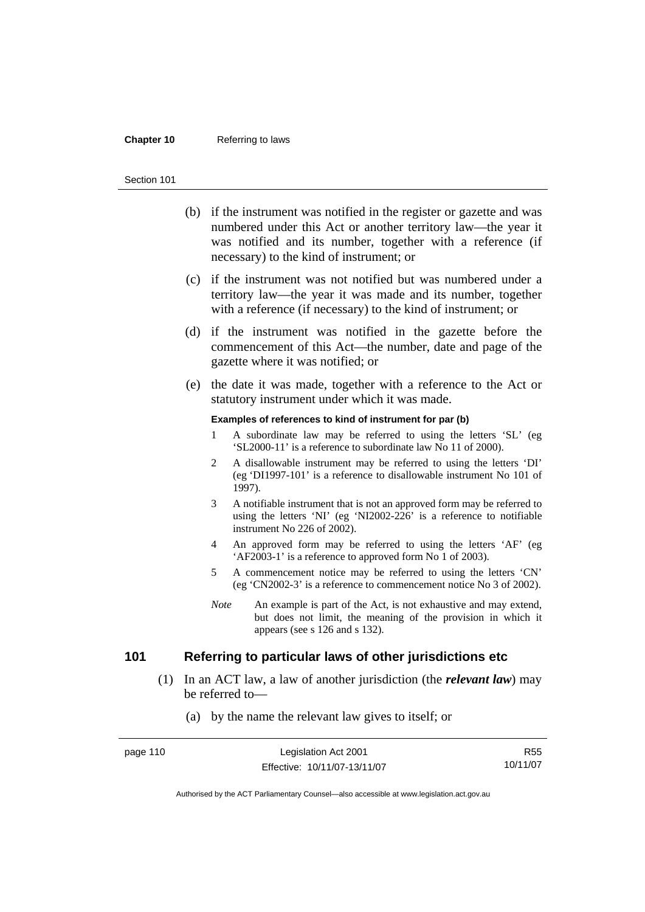(b) if the instrument was notified in the register or gazette and was numbered under this Act or another territory law—the year it was notified and its number, together with a reference (if necessary) to the kind of instrument; or

(c) if the instrument was not notified but was numbered under a territory law—the year it was made and its number, together with a reference (if necessary) to the kind of instrument; or

(d) if the instrument was notified in the gazette before the commencement of this Act—the number, date and page of the gazette where it was notified; or

(e) the date it was made, together with a reference to the Act or statutory instrument under which it was made.

**Examples of references to kind of instrument for par (b)**

1 A subordinate law may be referred to using the letters 'SL' (eg 'SL2000-11' is a reference to subordinate law No 11 of 2000).

2 A disallowable instrument may be referred to using the letters 'DI' (eg 'DI1997-101' is a reference to disallowable instrument No 101 of 1997).

3 A notifiable instrument that is not an approved form may be referred to using the letters 'NI' (eg 'NI2002-226' is a reference to notifiable instrument No 226 of 2002).

4 An approved form may be referred to using the letters 'AF' (eg 'AF2003-1' is a reference to approved form No 1 of 2003).

5 A commencement notice may be referred to using the letters 'CN' (eg 'CN2002-3' is a reference to commencement notice No 3 of 2002).

*Note* An example is part of the Act, is not exhaustive and may extend, but does not limit, the meaning of the provision in which it appears (see s 126 and s 132).

## 101 Referring to particular laws of other jurisdictions etc

(1) In an ACT law, a law of another jurisdiction (the ***relevant law***) may be referred to—

(a) by the name the relevant law gives to itself; or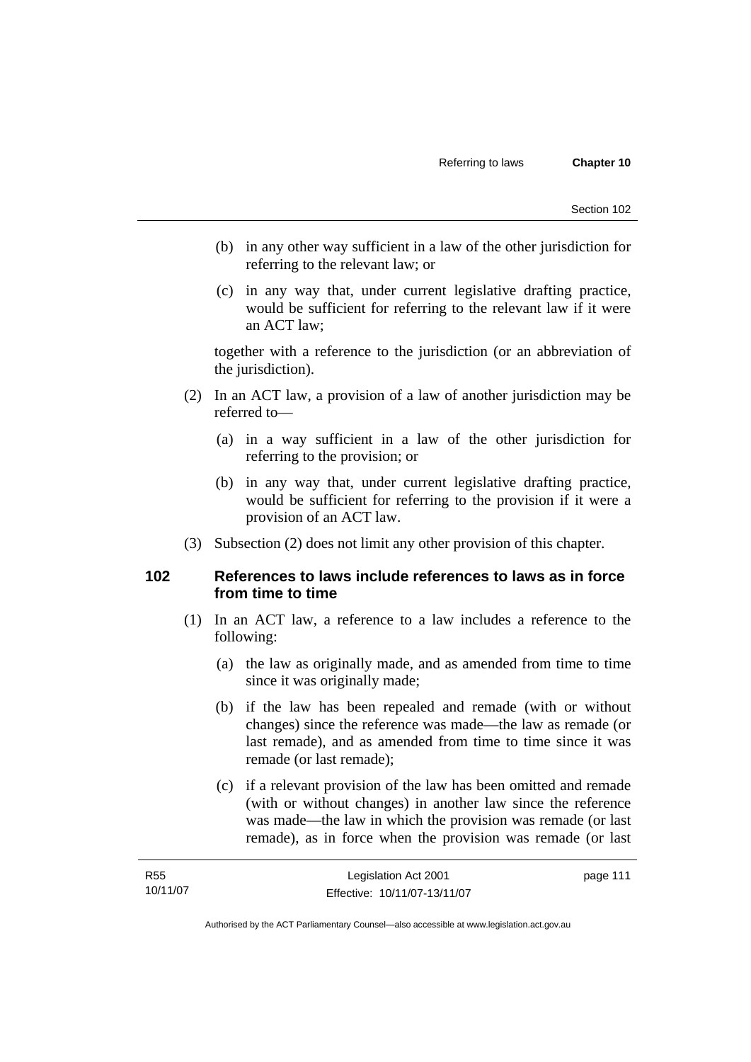(b) in any other way sufficient in a law of the other jurisdiction for referring to the relevant law; or

(c) in any way that, under current legislative drafting practice, would be sufficient for referring to the relevant law if it were an ACT law;

together with a reference to the jurisdiction (or an abbreviation of the jurisdiction).

(2) In an ACT law, a provision of a law of another jurisdiction may be referred to—

(a) in a way sufficient in a law of the other jurisdiction for referring to the provision; or

(b) in any way that, under current legislative drafting practice, would be sufficient for referring to the provision if it were a provision of an ACT law.

(3) Subsection (2) does not limit any other provision of this chapter.

## 102 References to laws include references to laws as in force from time to time

(1) In an ACT law, a reference to a law includes a reference to the following:

(a) the law as originally made, and as amended from time to time since it was originally made;

(b) if the law has been repealed and remade (with or without changes) since the reference was made—the law as remade (or last remade), and as amended from time to time since it was remade (or last remade);

(c) if a relevant provision of the law has been omitted and remade (with or without changes) in another law since the reference was made—the law in which the provision was remade (or last remade), as in force when the provision was remade (or last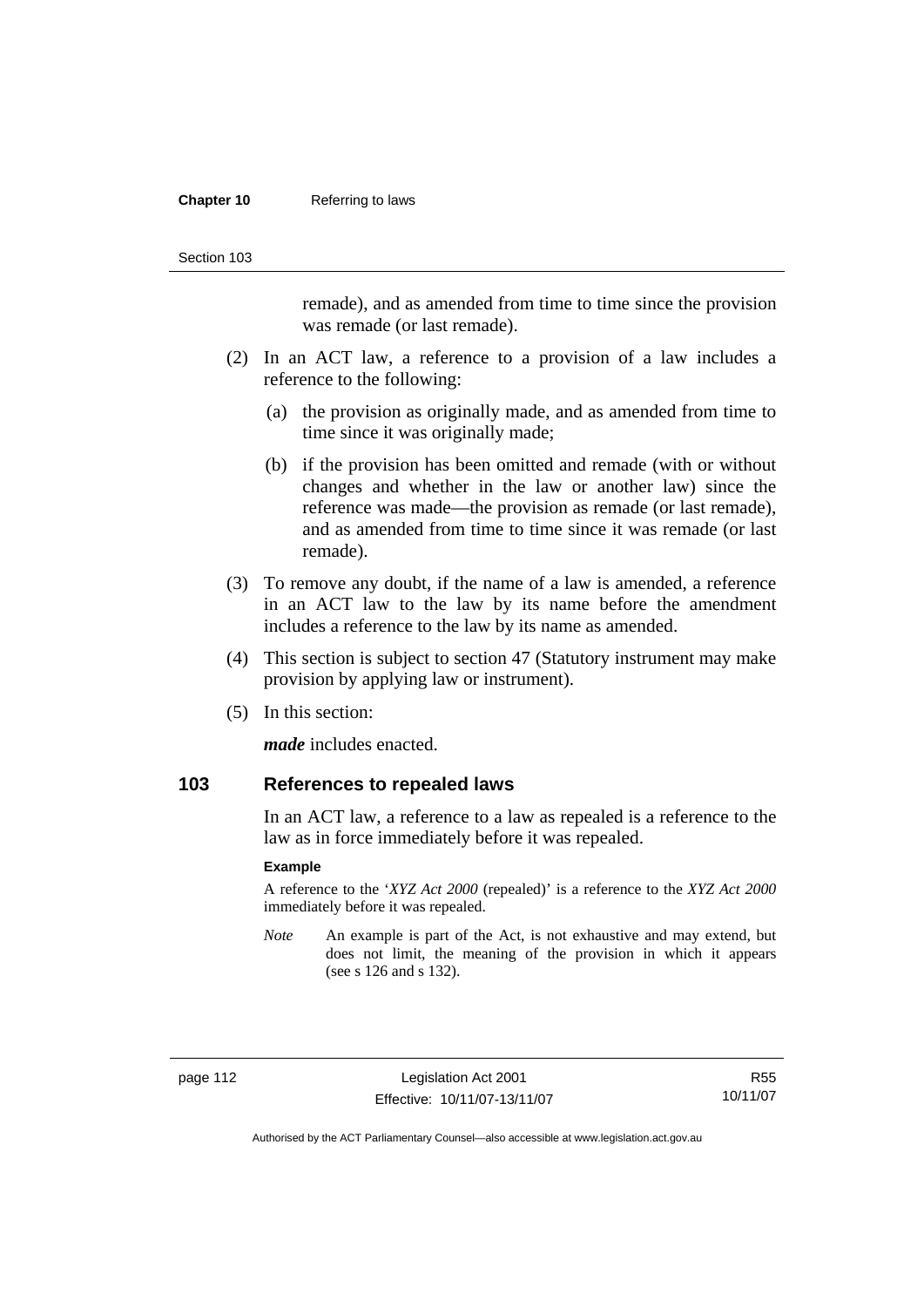remade), and as amended from time to time since the provision was remade (or last remade).

(2) In an ACT law, a reference to a provision of a law includes a reference to the following:

(a) the provision as originally made, and as amended from time to time since it was originally made;

(b) if the provision has been omitted and remade (with or without changes and whether in the law or another law) since the reference was made—the provision as remade (or last remade), and as amended from time to time since it was remade (or last remade).

(3) To remove any doubt, if the name of a law is amended, a reference in an ACT law to the law by its name before the amendment includes a reference to the law by its name as amended.

(4) This section is subject to section 47 (Statutory instrument may make provision by applying law or instrument).

(5) In this section:

***made*** includes enacted.

## 103 References to repealed laws

In an ACT law, a reference to a law as repealed is a reference to the law as in force immediately before it was repealed.

**Example**

A reference to the '*XYZ Act 2000* (repealed)' is a reference to the *XYZ Act 2000* immediately before it was repealed.

*Note* An example is part of the Act, is not exhaustive and may extend, but does not limit, the meaning of the provision in which it appears (see s 126 and s 132).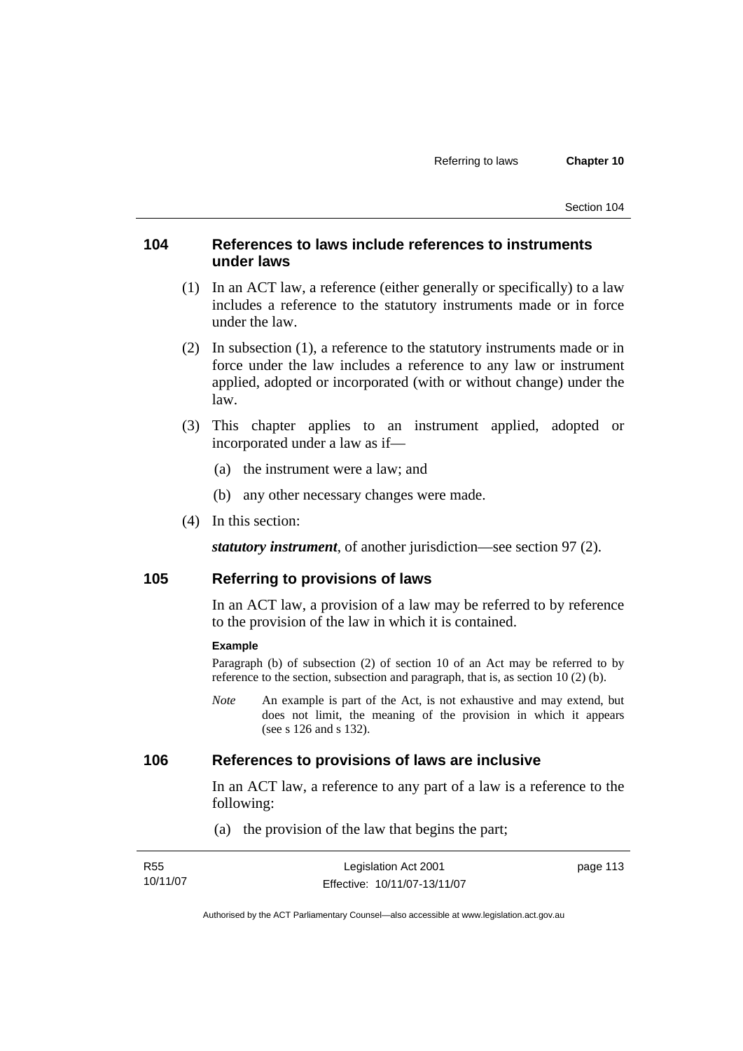## 104 References to laws include references to instruments under laws

(1) In an ACT law, a reference (either generally or specifically) to a law includes a reference to the statutory instruments made or in force under the law.

(2) In subsection (1), a reference to the statutory instruments made or in force under the law includes a reference to any law or instrument applied, adopted or incorporated (with or without change) under the law.

(3) This chapter applies to an instrument applied, adopted or incorporated under a law as if—

(a) the instrument were a law; and

(b) any other necessary changes were made.

(4) In this section:

***statutory instrument***, of another jurisdiction—see section 97 (2).

## 105 Referring to provisions of laws

In an ACT law, a provision of a law may be referred to by reference to the provision of the law in which it is contained.

**Example**

Paragraph (b) of subsection (2) of section 10 of an Act may be referred to by reference to the section, subsection and paragraph, that is, as section 10 (2) (b).

*Note* An example is part of the Act, is not exhaustive and may extend, but does not limit, the meaning of the provision in which it appears (see s 126 and s 132).

## 106 References to provisions of laws are inclusive

In an ACT law, a reference to any part of a law is a reference to the following:

(a) the provision of the law that begins the part;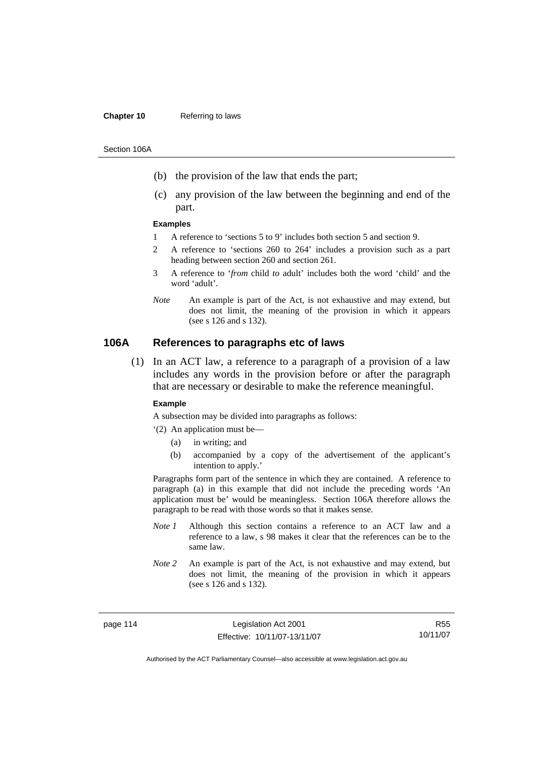(b) the provision of the law that ends the part;

(c) any provision of the law between the beginning and end of the part.

**Examples**

1 A reference to 'sections 5 to 9' includes both section 5 and section 9.

2 A reference to 'sections 260 to 264' includes a provision such as a part heading between section 260 and section 261.

3 A reference to '*from* child *to* adult' includes both the word 'child' and the word 'adult'.

*Note* An example is part of the Act, is not exhaustive and may extend, but does not limit, the meaning of the provision in which it appears (see s 126 and s 132).

## 106A References to paragraphs etc of laws

(1) In an ACT law, a reference to a paragraph of a provision of a law includes any words in the provision before or after the paragraph that are necessary or desirable to make the reference meaningful.

**Example**

A subsection may be divided into paragraphs as follows:

'(2) An application must be—

(a) in writing; and

(b) accompanied by a copy of the advertisement of the applicant's intention to apply.'

Paragraphs form part of the sentence in which they are contained. A reference to paragraph (a) in this example that did not include the preceding words 'An application must be' would be meaningless. Section 106A therefore allows the paragraph to be read with those words so that it makes sense.

*Note 1* Although this section contains a reference to an ACT law and a reference to a law, s 98 makes it clear that the references can be to the same law.

*Note 2* An example is part of the Act, is not exhaustive and may extend, but does not limit, the meaning of the provision in which it appears (see s 126 and s 132).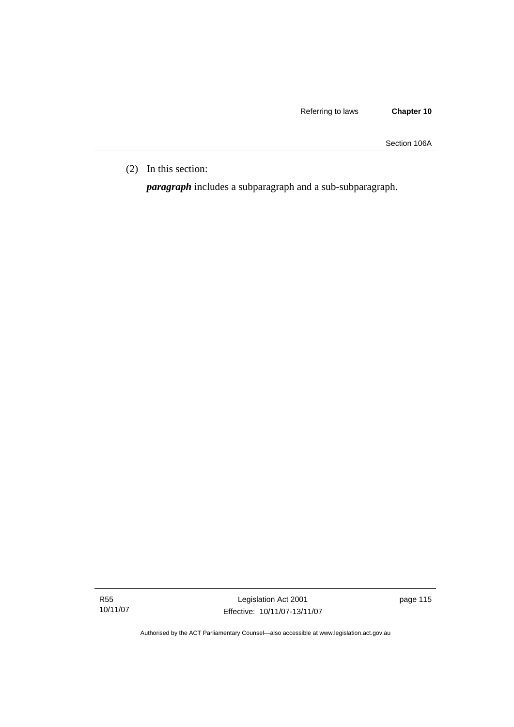(2) In this section:

***paragraph*** includes a subparagraph and a sub-subparagraph.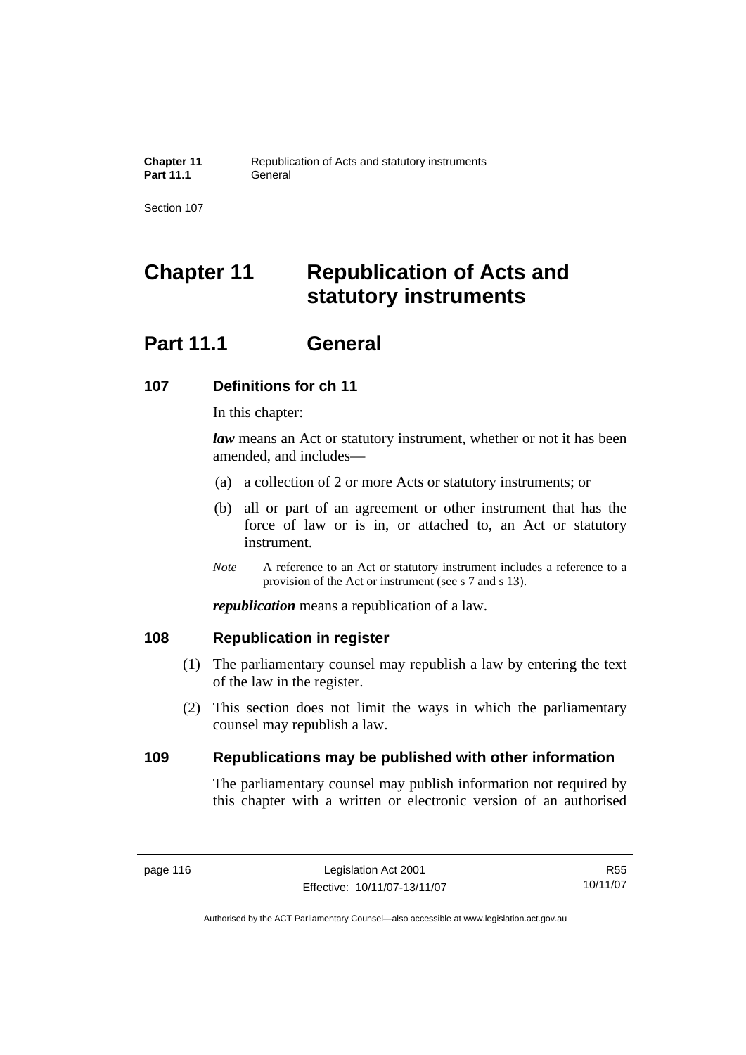# Chapter 11 Republication of Acts and statutory instruments

## Part 11.1 General

### 107 Definitions for ch 11

In this chapter:

***law*** means an Act or statutory instrument, whether or not it has been amended, and includes—

(a) a collection of 2 or more Acts or statutory instruments; or

(b) all or part of an agreement or other instrument that has the force of law or is in, or attached to, an Act or statutory instrument.

*Note* A reference to an Act or statutory instrument includes a reference to a provision of the Act or instrument (see s 7 and s 13).

***republication*** means a republication of a law.

### 108 Republication in register

(1) The parliamentary counsel may republish a law by entering the text of the law in the register.

(2) This section does not limit the ways in which the parliamentary counsel may republish a law.

### 109 Republications may be published with other information

The parliamentary counsel may publish information not required by this chapter with a written or electronic version of an authorised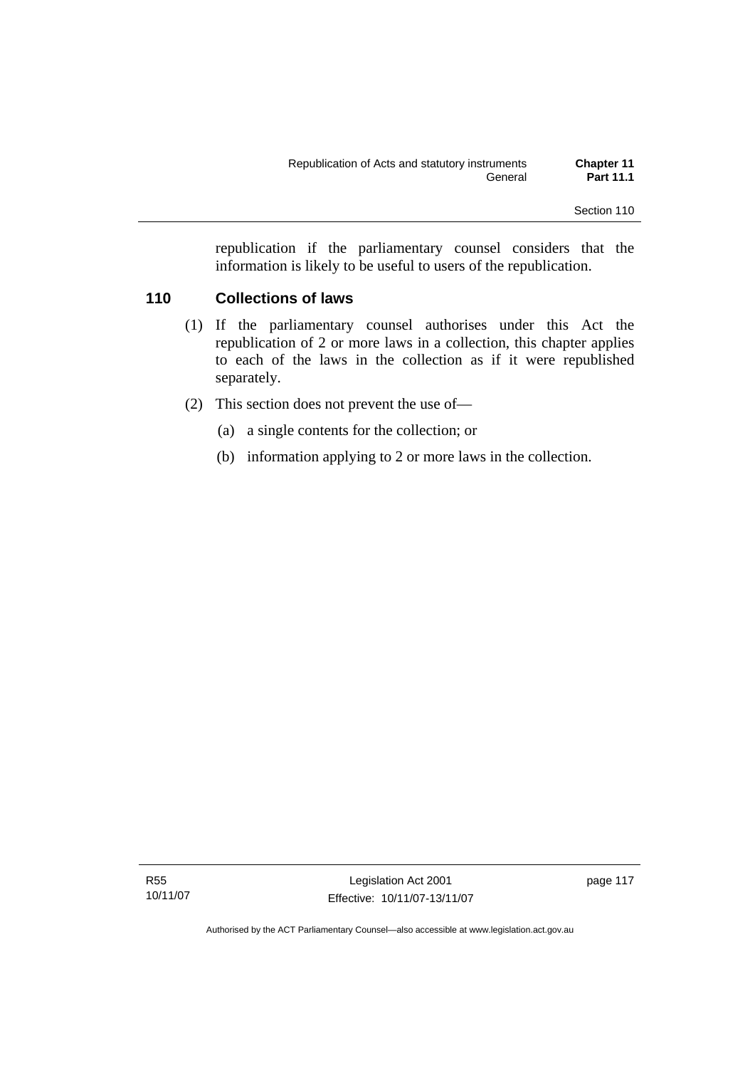republication if the parliamentary counsel considers that the information is likely to be useful to users of the republication.

### 110 Collections of laws

(1) If the parliamentary counsel authorises under this Act the republication of 2 or more laws in a collection, this chapter applies to each of the laws in the collection as if it were republished separately.

(2) This section does not prevent the use of—

(a) a single contents for the collection; or

(b) information applying to 2 or more laws in the collection.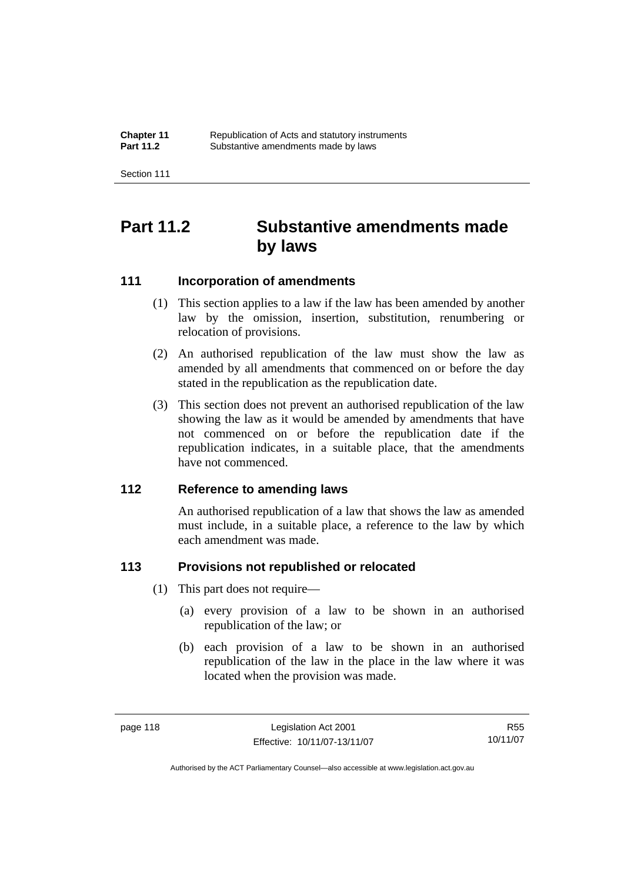# Part 11.2 Substantive amendments made by laws

## 111 Incorporation of amendments

(1) This section applies to a law if the law has been amended by another law by the omission, insertion, substitution, renumbering or relocation of provisions.

(2) An authorised republication of the law must show the law as amended by all amendments that commenced on or before the day stated in the republication as the republication date.

(3) This section does not prevent an authorised republication of the law showing the law as it would be amended by amendments that have not commenced on or before the republication date if the republication indicates, in a suitable place, that the amendments have not commenced.

## 112 Reference to amending laws

An authorised republication of a law that shows the law as amended must include, in a suitable place, a reference to the law by which each amendment was made.

## 113 Provisions not republished or relocated

(1) This part does not require—

(a) every provision of a law to be shown in an authorised republication of the law; or

(b) each provision of a law to be shown in an authorised republication of the law in the place in the law where it was located when the provision was made.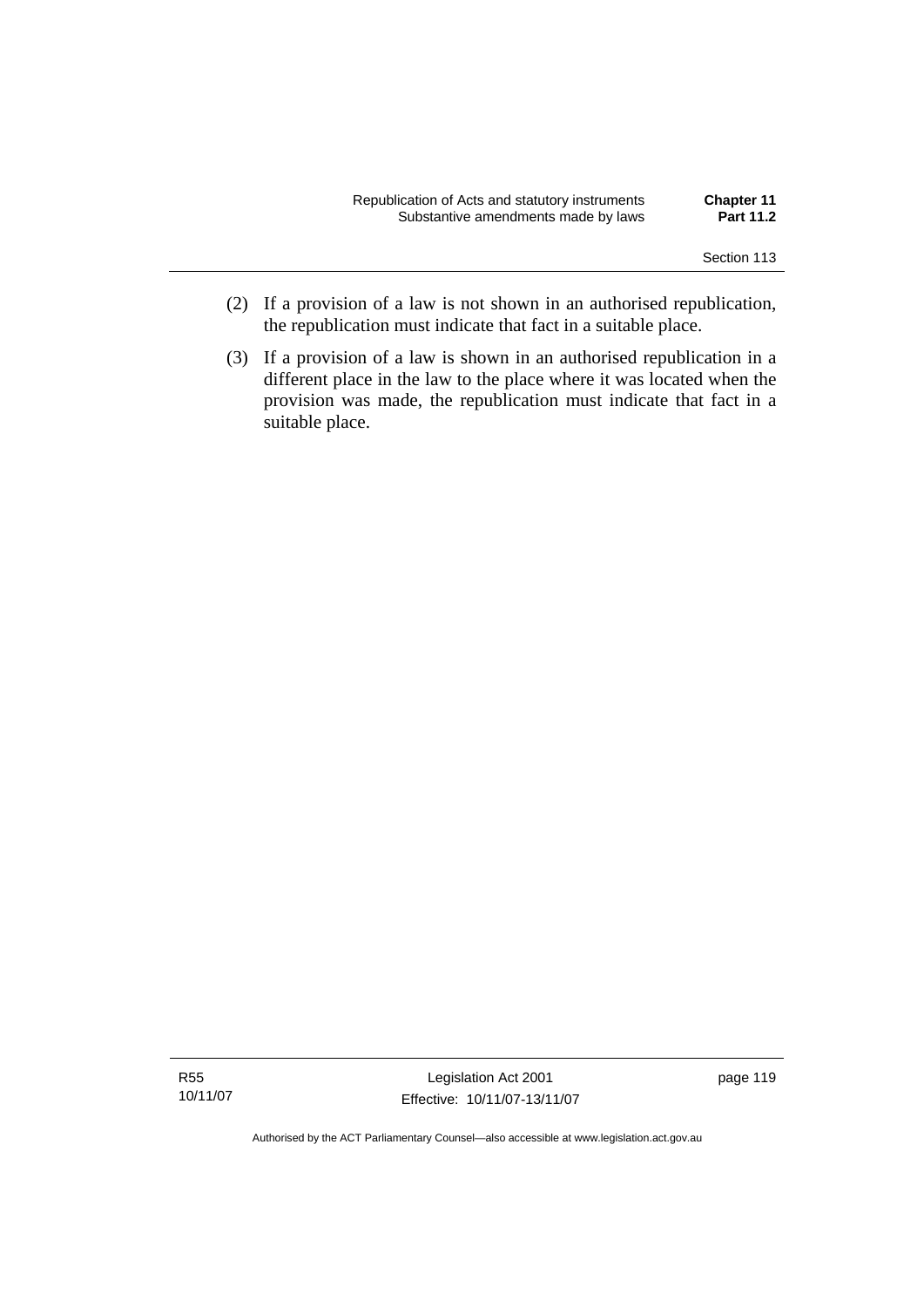(2) If a provision of a law is not shown in an authorised republication, the republication must indicate that fact in a suitable place.

(3) If a provision of a law is shown in an authorised republication in a different place in the law to the place where it was located when the provision was made, the republication must indicate that fact in a suitable place.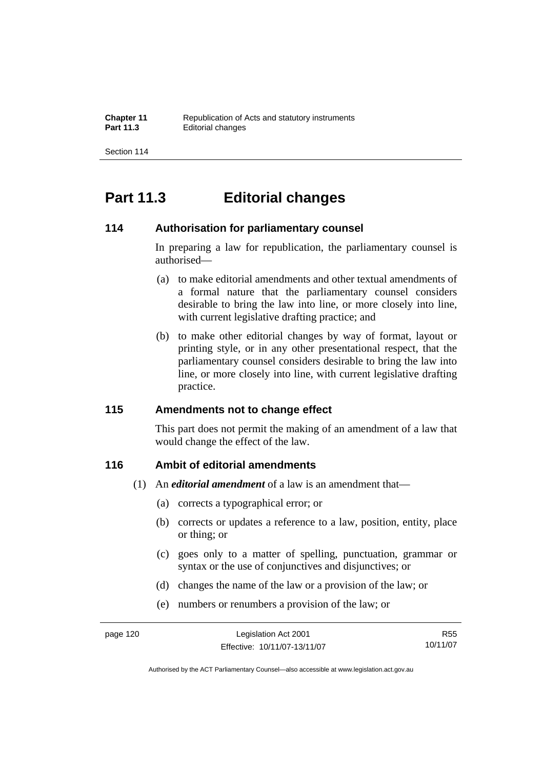# Part 11.3 Editorial changes

## 114 Authorisation for parliamentary counsel

In preparing a law for republication, the parliamentary counsel is authorised—

(a) to make editorial amendments and other textual amendments of a formal nature that the parliamentary counsel considers desirable to bring the law into line, or more closely into line, with current legislative drafting practice; and

(b) to make other editorial changes by way of format, layout or printing style, or in any other presentational respect, that the parliamentary counsel considers desirable to bring the law into line, or more closely into line, with current legislative drafting practice.

## 115 Amendments not to change effect

This part does not permit the making of an amendment of a law that would change the effect of the law.

## 116 Ambit of editorial amendments

(1) An ***editorial amendment*** of a law is an amendment that—

(a) corrects a typographical error; or

(b) corrects or updates a reference to a law, position, entity, place or thing; or

(c) goes only to a matter of spelling, punctuation, grammar or syntax or the use of conjunctives and disjunctives; or

(d) changes the name of the law or a provision of the law; or

(e) numbers or renumbers a provision of the law; or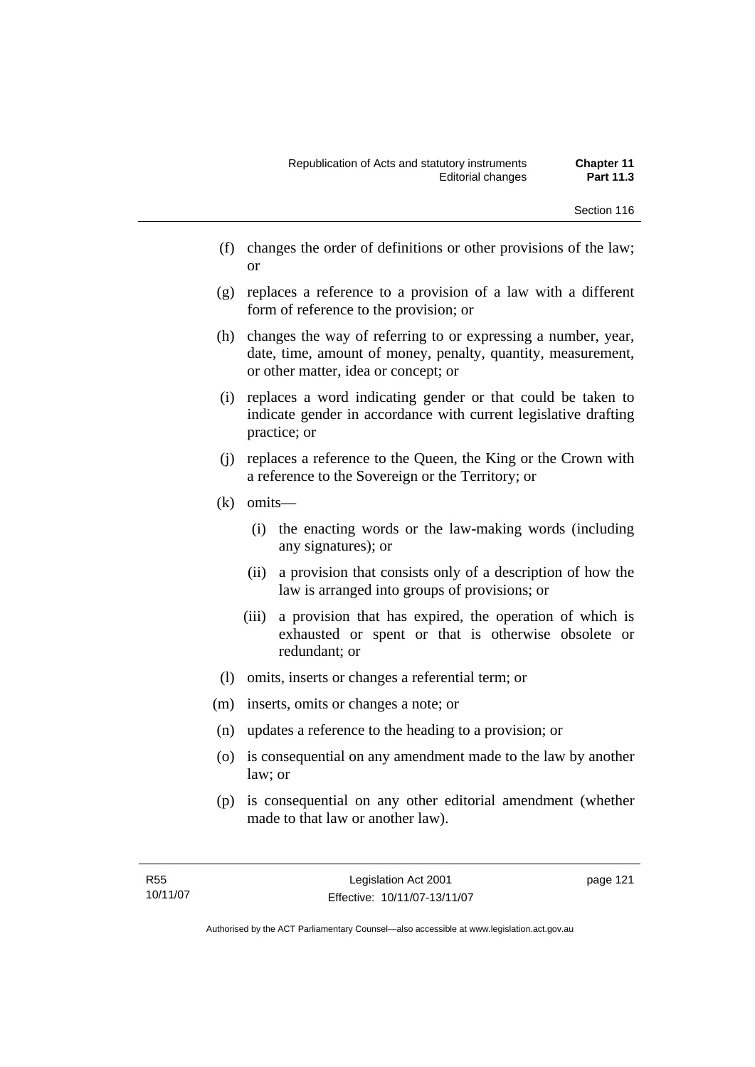(f) changes the order of definitions or other provisions of the law; or

(g) replaces a reference to a provision of a law with a different form of reference to the provision; or

(h) changes the way of referring to or expressing a number, year, date, time, amount of money, penalty, quantity, measurement, or other matter, idea or concept; or

(i) replaces a word indicating gender or that could be taken to indicate gender in accordance with current legislative drafting practice; or

(j) replaces a reference to the Queen, the King or the Crown with a reference to the Sovereign or the Territory; or

(k) omits—

  (i) the enacting words or the law-making words (including any signatures); or

  (ii) a provision that consists only of a description of how the law is arranged into groups of provisions; or

  (iii) a provision that has expired, the operation of which is exhausted or spent or that is otherwise obsolete or redundant; or

(l) omits, inserts or changes a referential term; or

(m) inserts, omits or changes a note; or

(n) updates a reference to the heading to a provision; or

(o) is consequential on any amendment made to the law by another law; or

(p) is consequential on any other editorial amendment (whether made to that law or another law).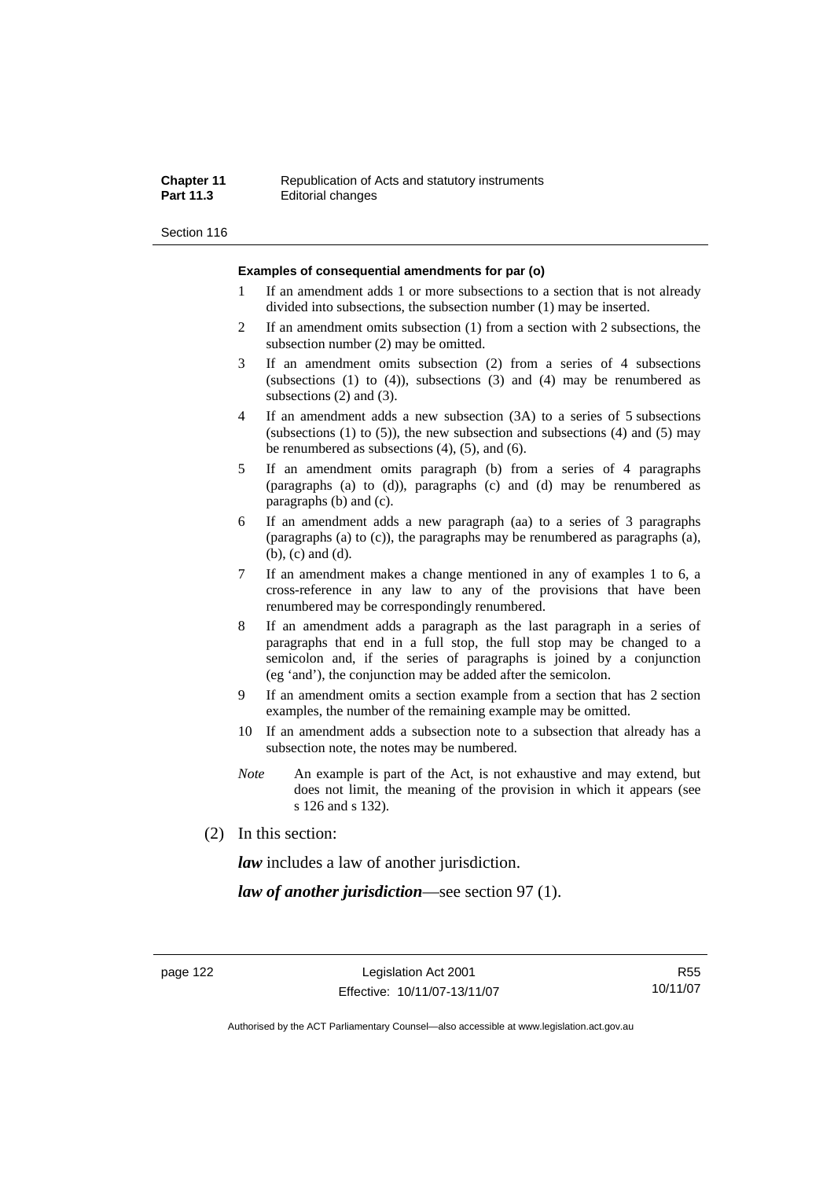**Examples of consequential amendments for par (o)**

1 If an amendment adds 1 or more subsections to a section that is not already divided into subsections, the subsection number (1) may be inserted.

2 If an amendment omits subsection (1) from a section with 2 subsections, the subsection number (2) may be omitted.

3 If an amendment omits subsection (2) from a series of 4 subsections (subsections (1) to (4)), subsections (3) and (4) may be renumbered as subsections (2) and (3).

4 If an amendment adds a new subsection (3A) to a series of 5 subsections (subsections (1) to (5)), the new subsection and subsections (4) and (5) may be renumbered as subsections (4), (5), and (6).

5 If an amendment omits paragraph (b) from a series of 4 paragraphs (paragraphs (a) to (d)), paragraphs (c) and (d) may be renumbered as paragraphs (b) and (c).

6 If an amendment adds a new paragraph (aa) to a series of 3 paragraphs (paragraphs (a) to (c)), the paragraphs may be renumbered as paragraphs (a), (b), (c) and (d).

7 If an amendment makes a change mentioned in any of examples 1 to 6, a cross-reference in any law to any of the provisions that have been renumbered may be correspondingly renumbered.

8 If an amendment adds a paragraph as the last paragraph in a series of paragraphs that end in a full stop, the full stop may be changed to a semicolon and, if the series of paragraphs is joined by a conjunction (eg 'and'), the conjunction may be added after the semicolon.

9 If an amendment omits a section example from a section that has 2 section examples, the number of the remaining example may be omitted.

10 If an amendment adds a subsection note to a subsection that already has a subsection note, the notes may be numbered.

*Note* An example is part of the Act, is not exhaustive and may extend, but does not limit, the meaning of the provision in which it appears (see s 126 and s 132).

(2) In this section:

***law*** includes a law of another jurisdiction.

***law of another jurisdiction***—see section 97 (1).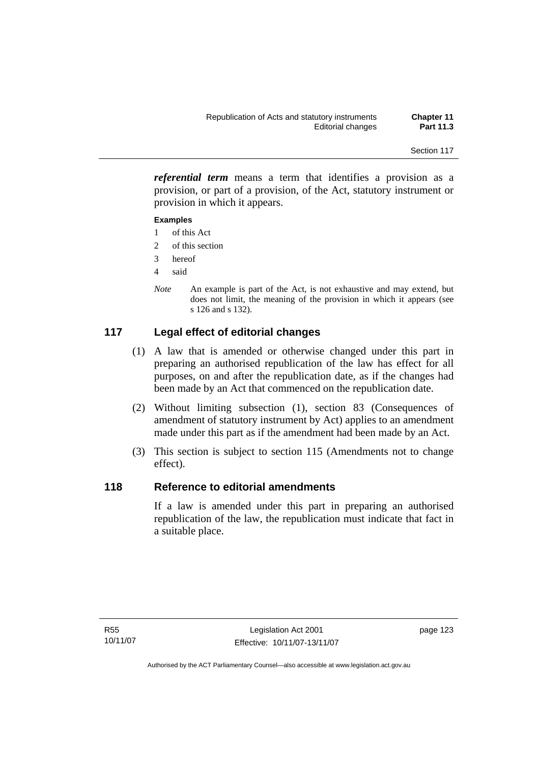***referential term*** means a term that identifies a provision as a provision, or part of a provision, of the Act, statutory instrument or provision in which it appears.

**Examples**

1 of this Act
2 of this section
3 hereof
4 said

*Note* An example is part of the Act, is not exhaustive and may extend, but does not limit, the meaning of the provision in which it appears (see s 126 and s 132).

## 117 Legal effect of editorial changes

(1) A law that is amended or otherwise changed under this part in preparing an authorised republication of the law has effect for all purposes, on and after the republication date, as if the changes had been made by an Act that commenced on the republication date.

(2) Without limiting subsection (1), section 83 (Consequences of amendment of statutory instrument by Act) applies to an amendment made under this part as if the amendment had been made by an Act.

(3) This section is subject to section 115 (Amendments not to change effect).

## 118 Reference to editorial amendments

If a law is amended under this part in preparing an authorised republication of the law, the republication must indicate that fact in a suitable place.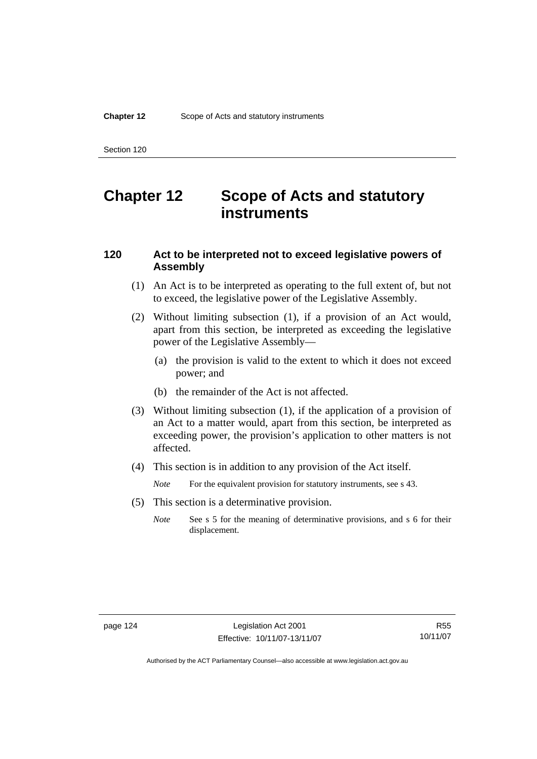# Chapter 12 Scope of Acts and statutory instruments

## 120 Act to be interpreted not to exceed legislative powers of Assembly

(1) An Act is to be interpreted as operating to the full extent of, but not to exceed, the legislative power of the Legislative Assembly.

(2) Without limiting subsection (1), if a provision of an Act would, apart from this section, be interpreted as exceeding the legislative power of the Legislative Assembly—

(a) the provision is valid to the extent to which it does not exceed power; and

(b) the remainder of the Act is not affected.

(3) Without limiting subsection (1), if the application of a provision of an Act to a matter would, apart from this section, be interpreted as exceeding power, the provision's application to other matters is not affected.

(4) This section is in addition to any provision of the Act itself.

*Note* For the equivalent provision for statutory instruments, see s 43.

(5) This section is a determinative provision.

*Note* See s 5 for the meaning of determinative provisions, and s 6 for their displacement.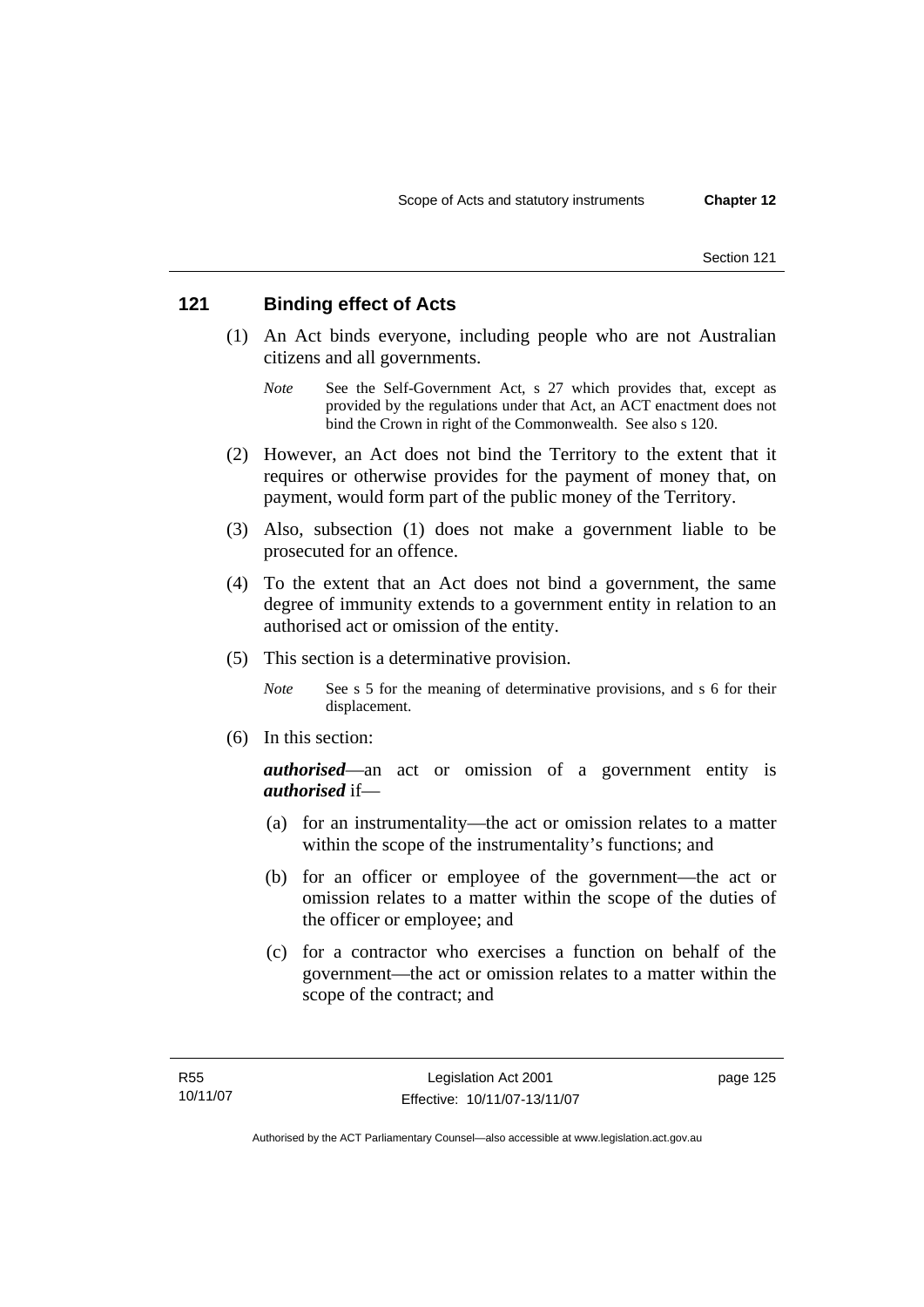## 121 Binding effect of Acts

(1) An Act binds everyone, including people who are not Australian citizens and all governments.

*Note* See the Self-Government Act, s 27 which provides that, except as provided by the regulations under that Act, an ACT enactment does not bind the Crown in right of the Commonwealth. See also s 120.

(2) However, an Act does not bind the Territory to the extent that it requires or otherwise provides for the payment of money that, on payment, would form part of the public money of the Territory.

(3) Also, subsection (1) does not make a government liable to be prosecuted for an offence.

(4) To the extent that an Act does not bind a government, the same degree of immunity extends to a government entity in relation to an authorised act or omission of the entity.

(5) This section is a determinative provision.

*Note* See s 5 for the meaning of determinative provisions, and s 6 for their displacement.

(6) In this section:

***authorised***—an act or omission of a government entity is ***authorised*** if—

(a) for an instrumentality—the act or omission relates to a matter within the scope of the instrumentality's functions; and

(b) for an officer or employee of the government—the act or omission relates to a matter within the scope of the duties of the officer or employee; and

(c) for a contractor who exercises a function on behalf of the government—the act or omission relates to a matter within the scope of the contract; and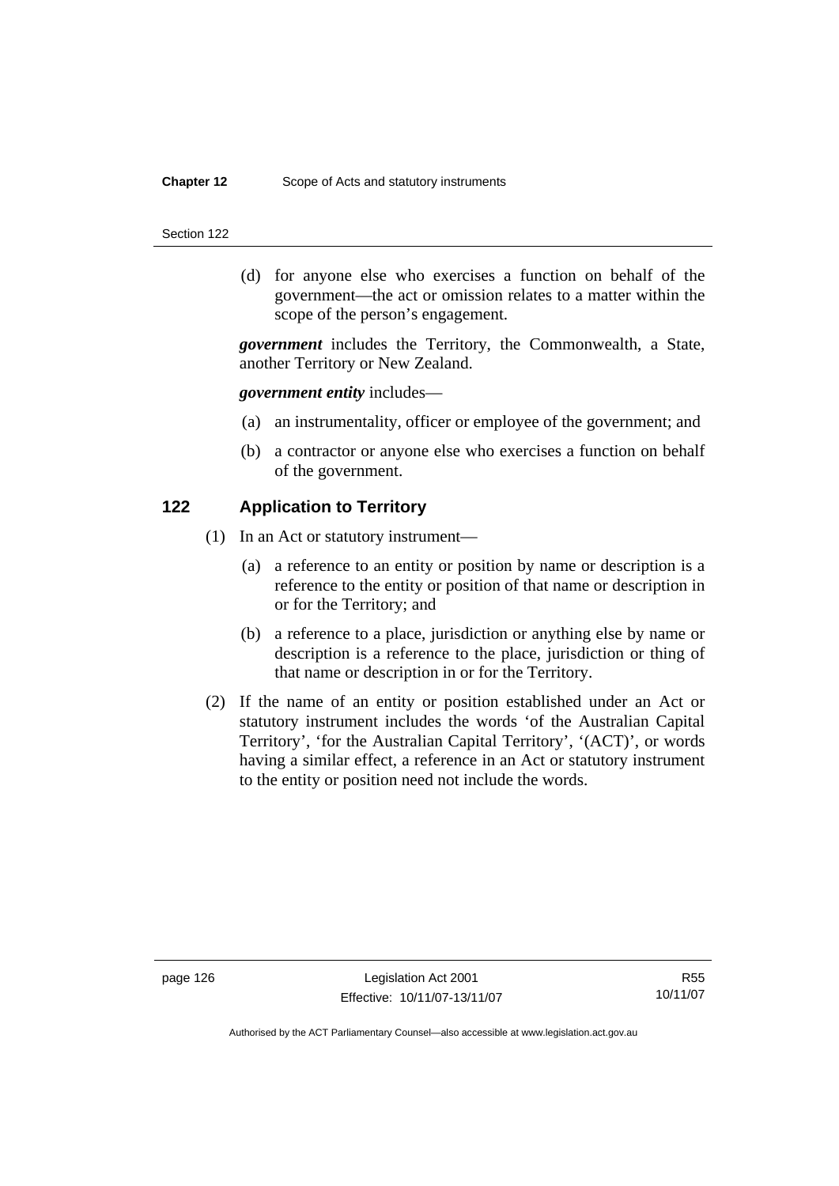(d) for anyone else who exercises a function on behalf of the government—the act or omission relates to a matter within the scope of the person's engagement.

***government*** includes the Territory, the Commonwealth, a State, another Territory or New Zealand.

***government entity*** includes—

(a) an instrumentality, officer or employee of the government; and

(b) a contractor or anyone else who exercises a function on behalf of the government.

## 122 Application to Territory

(1) In an Act or statutory instrument—

(a) a reference to an entity or position by name or description is a reference to the entity or position of that name or description in or for the Territory; and

(b) a reference to a place, jurisdiction or anything else by name or description is a reference to the place, jurisdiction or thing of that name or description in or for the Territory.

(2) If the name of an entity or position established under an Act or statutory instrument includes the words 'of the Australian Capital Territory', 'for the Australian Capital Territory', '(ACT)', or words having a similar effect, a reference in an Act or statutory instrument to the entity or position need not include the words.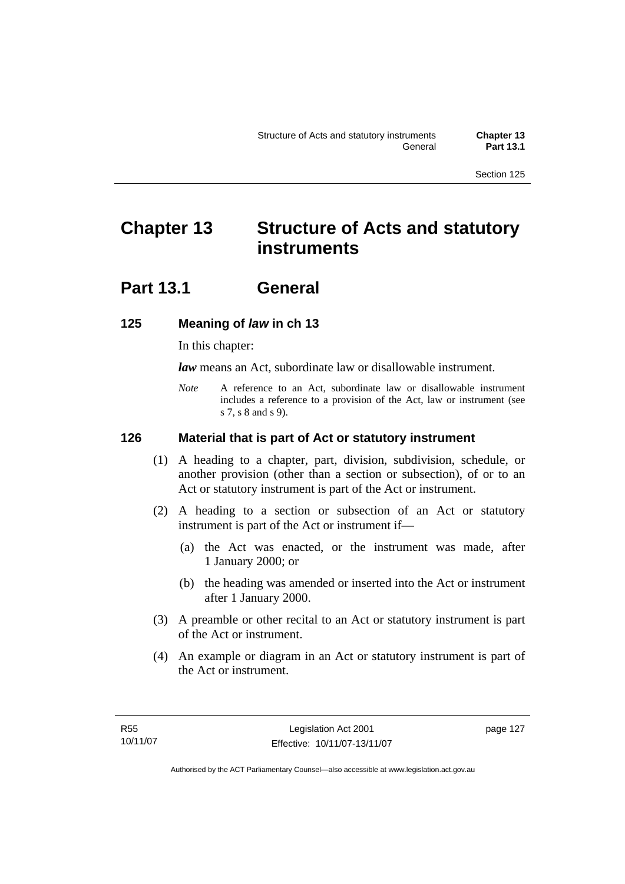# Chapter 13 Structure of Acts and statutory instruments

## Part 13.1 General

### 125 Meaning of *law* in ch 13

In this chapter:

***law*** means an Act, subordinate law or disallowable instrument.

*Note* A reference to an Act, subordinate law or disallowable instrument includes a reference to a provision of the Act, law or instrument (see s 7, s 8 and s 9).

### 126 Material that is part of Act or statutory instrument

(1) A heading to a chapter, part, division, subdivision, schedule, or another provision (other than a section or subsection), of or to an Act or statutory instrument is part of the Act or instrument.

(2) A heading to a section or subsection of an Act or statutory instrument is part of the Act or instrument if—

(a) the Act was enacted, or the instrument was made, after 1 January 2000; or

(b) the heading was amended or inserted into the Act or instrument after 1 January 2000.

(3) A preamble or other recital to an Act or statutory instrument is part of the Act or instrument.

(4) An example or diagram in an Act or statutory instrument is part of the Act or instrument.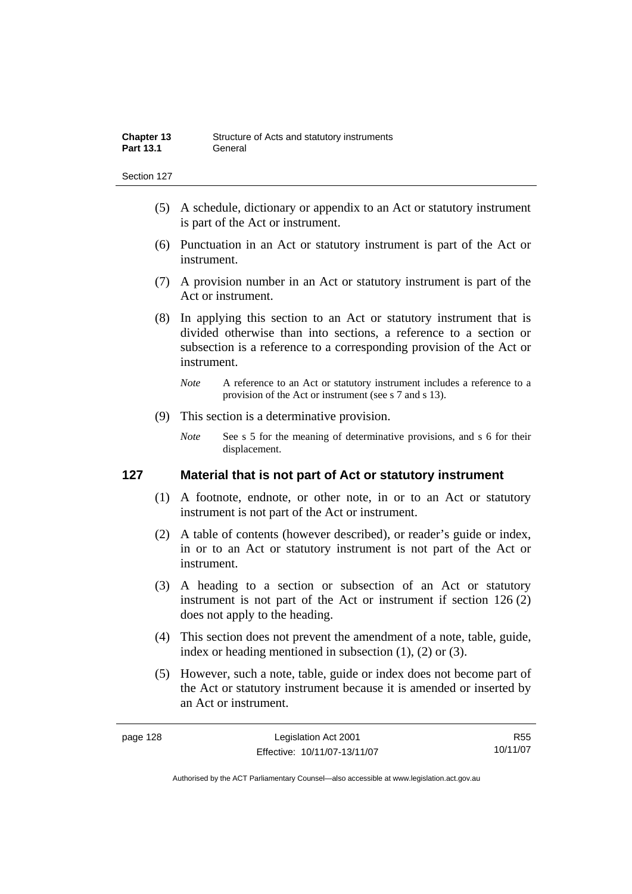(5) A schedule, dictionary or appendix to an Act or statutory instrument is part of the Act or instrument.

(6) Punctuation in an Act or statutory instrument is part of the Act or instrument.

(7) A provision number in an Act or statutory instrument is part of the Act or instrument.

(8) In applying this section to an Act or statutory instrument that is divided otherwise than into sections, a reference to a section or subsection is a reference to a corresponding provision of the Act or instrument.

*Note* A reference to an Act or statutory instrument includes a reference to a provision of the Act or instrument (see s 7 and s 13).

(9) This section is a determinative provision.

*Note* See s 5 for the meaning of determinative provisions, and s 6 for their displacement.

## 127 Material that is not part of Act or statutory instrument

(1) A footnote, endnote, or other note, in or to an Act or statutory instrument is not part of the Act or instrument.

(2) A table of contents (however described), or reader's guide or index, in or to an Act or statutory instrument is not part of the Act or instrument.

(3) A heading to a section or subsection of an Act or statutory instrument is not part of the Act or instrument if section 126 (2) does not apply to the heading.

(4) This section does not prevent the amendment of a note, table, guide, index or heading mentioned in subsection (1), (2) or (3).

(5) However, such a note, table, guide or index does not become part of the Act or statutory instrument because it is amended or inserted by an Act or instrument.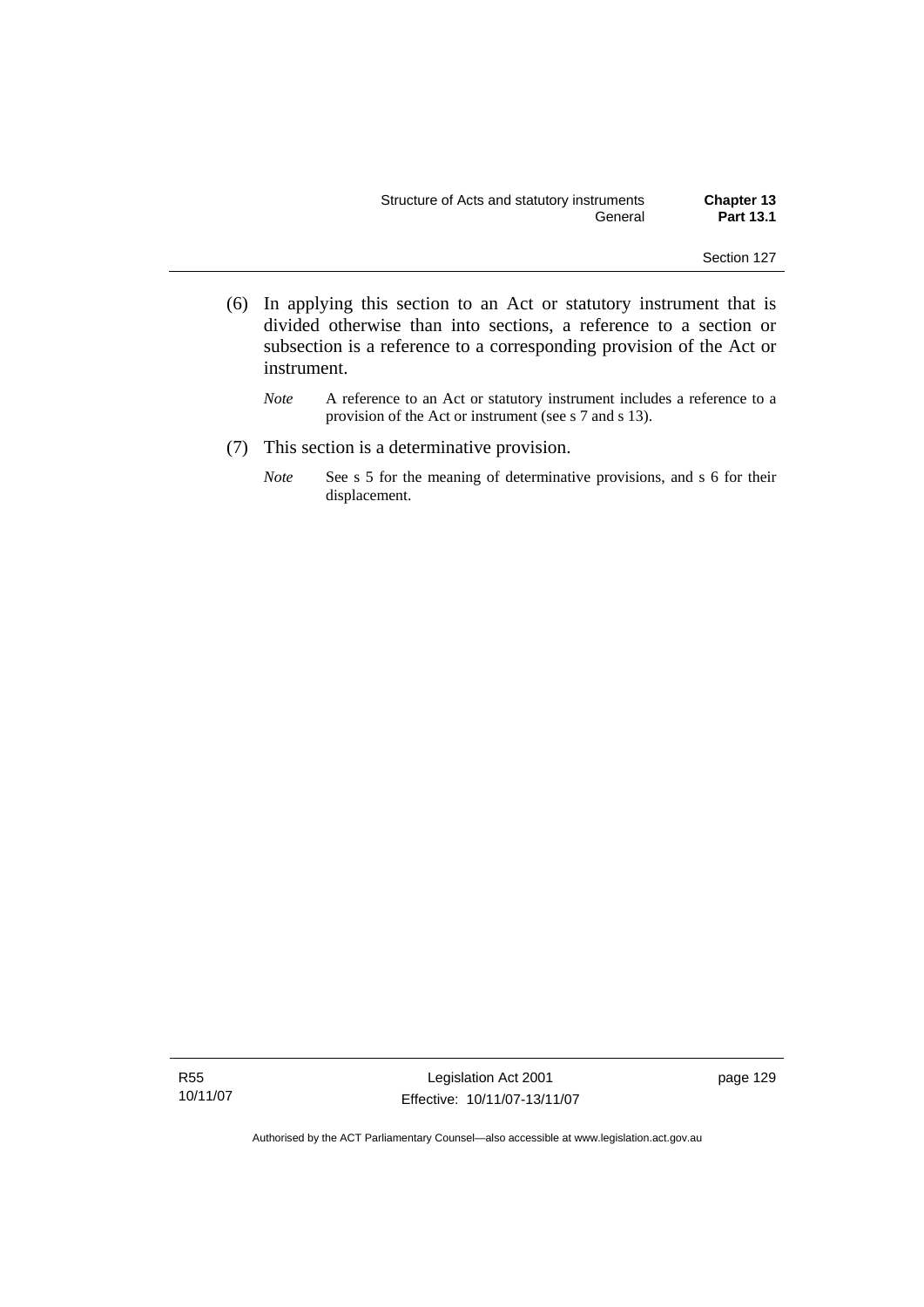(6) In applying this section to an Act or statutory instrument that is divided otherwise than into sections, a reference to a section or subsection is a reference to a corresponding provision of the Act or instrument.

*Note* A reference to an Act or statutory instrument includes a reference to a provision of the Act or instrument (see s 7 and s 13).

(7) This section is a determinative provision.

*Note* See s 5 for the meaning of determinative provisions, and s 6 for their displacement.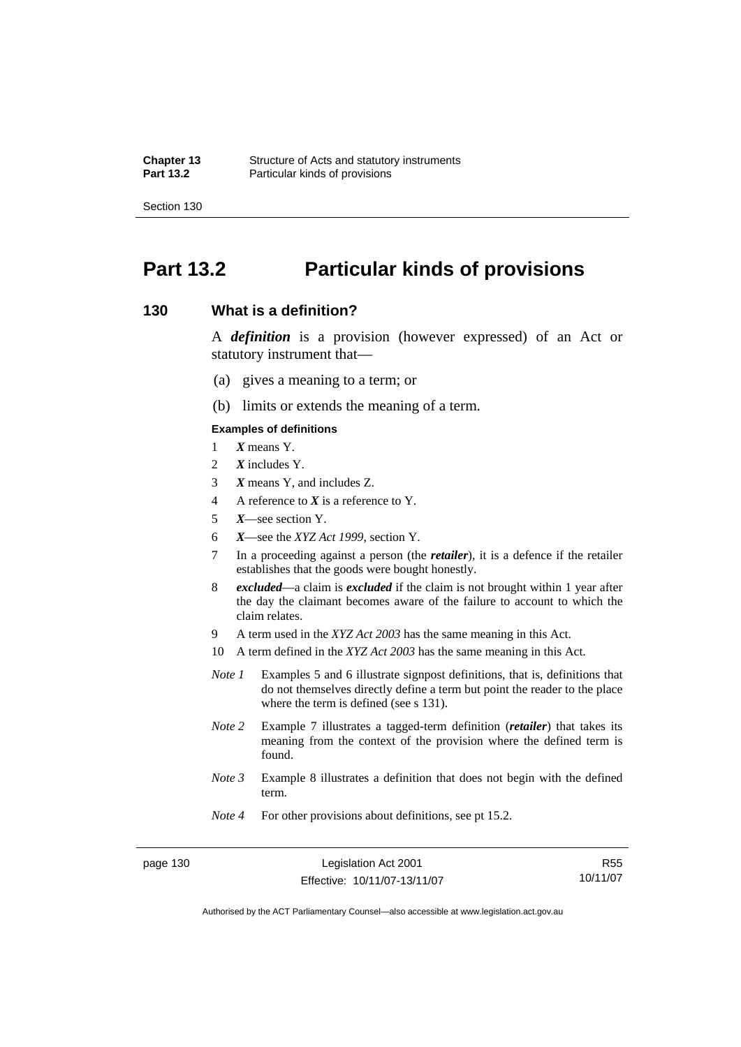# Part 13.2 Particular kinds of provisions

## 130 What is a definition?

A ***definition*** is a provision (however expressed) of an Act or statutory instrument that—

(a) gives a meaning to a term; or

(b) limits or extends the meaning of a term.

**Examples of definitions**

1 ***X*** means Y.

2 ***X*** includes Y.

3 ***X*** means Y, and includes Z.

4 A reference to ***X*** is a reference to Y.

5 ***X***—see section Y.

6 ***X***—see the *XYZ Act 1999*, section Y.

7 In a proceeding against a person (the ***retailer***), it is a defence if the retailer establishes that the goods were bought honestly.

8 ***excluded***—a claim is ***excluded*** if the claim is not brought within 1 year after the day the claimant becomes aware of the failure to account to which the claim relates.

9 A term used in the *XYZ Act 2003* has the same meaning in this Act.

10 A term defined in the *XYZ Act 2003* has the same meaning in this Act.

*Note 1* Examples 5 and 6 illustrate signpost definitions, that is, definitions that do not themselves directly define a term but point the reader to the place where the term is defined (see s 131).

*Note 2* Example 7 illustrates a tagged-term definition (***retailer***) that takes its meaning from the context of the provision where the defined term is found.

*Note 3* Example 8 illustrates a definition that does not begin with the defined term.

*Note 4* For other provisions about definitions, see pt 15.2.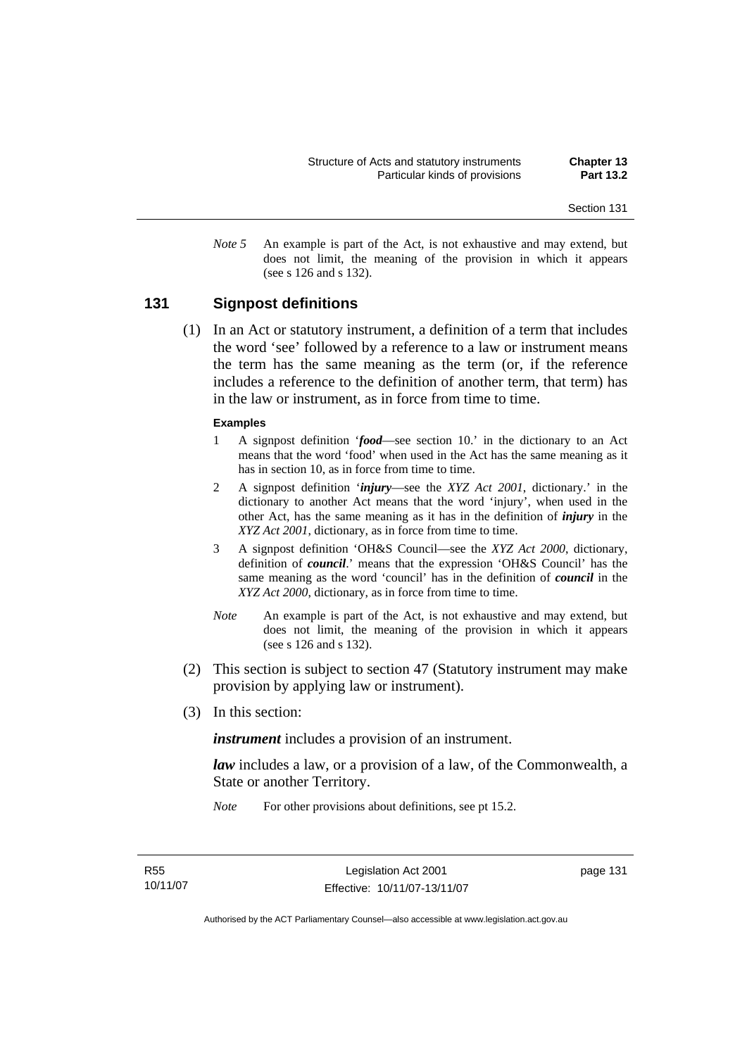*Note 5* An example is part of the Act, is not exhaustive and may extend, but does not limit, the meaning of the provision in which it appears (see s 126 and s 132).

## 131 Signpost definitions

(1) In an Act or statutory instrument, a definition of a term that includes the word 'see' followed by a reference to a law or instrument means the term has the same meaning as the term (or, if the reference includes a reference to the definition of another term, that term) has in the law or instrument, as in force from time to time.

**Examples**

1 A signpost definition '***food***—see section 10.' in the dictionary to an Act means that the word 'food' when used in the Act has the same meaning as it has in section 10, as in force from time to time.

2 A signpost definition '***injury***—see the *XYZ Act 2001*, dictionary.' in the dictionary to another Act means that the word 'injury', when used in the other Act, has the same meaning as it has in the definition of ***injury*** in the *XYZ Act 2001*, dictionary, as in force from time to time.

3 A signpost definition 'OH&S Council—see the *XYZ Act 2000*, dictionary, definition of ***council***.' means that the expression 'OH&S Council' has the same meaning as the word 'council' has in the definition of ***council*** in the *XYZ Act 2000*, dictionary, as in force from time to time.

*Note* An example is part of the Act, is not exhaustive and may extend, but does not limit, the meaning of the provision in which it appears (see s 126 and s 132).

(2) This section is subject to section 47 (Statutory instrument may make provision by applying law or instrument).

(3) In this section:

***instrument*** includes a provision of an instrument.

***law*** includes a law, or a provision of a law, of the Commonwealth, a State or another Territory.

*Note* For other provisions about definitions, see pt 15.2.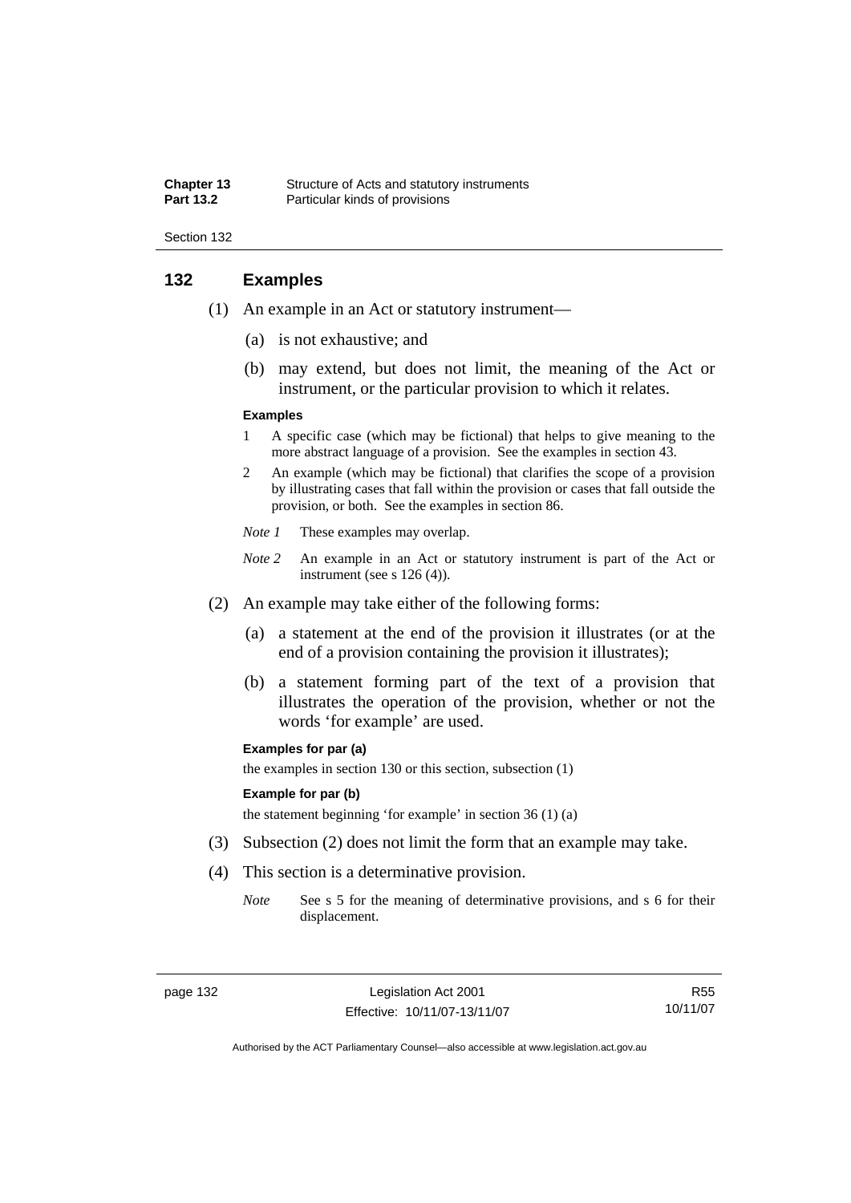## 132 Examples

(1) An example in an Act or statutory instrument—

(a) is not exhaustive; and

(b) may extend, but does not limit, the meaning of the Act or instrument, or the particular provision to which it relates.

**Examples**

1 A specific case (which may be fictional) that helps to give meaning to the more abstract language of a provision. See the examples in section 43.

2 An example (which may be fictional) that clarifies the scope of a provision by illustrating cases that fall within the provision or cases that fall outside the provision, or both. See the examples in section 86.

*Note 1* These examples may overlap.

*Note 2* An example in an Act or statutory instrument is part of the Act or instrument (see s 126 (4)).

(2) An example may take either of the following forms:

(a) a statement at the end of the provision it illustrates (or at the end of a provision containing the provision it illustrates);

(b) a statement forming part of the text of a provision that illustrates the operation of the provision, whether or not the words 'for example' are used.

**Examples for par (a)**

the examples in section 130 or this section, subsection (1)

**Example for par (b)**

the statement beginning 'for example' in section 36 (1) (a)

(3) Subsection (2) does not limit the form that an example may take.

(4) This section is a determinative provision.

*Note* See s 5 for the meaning of determinative provisions, and s 6 for their displacement.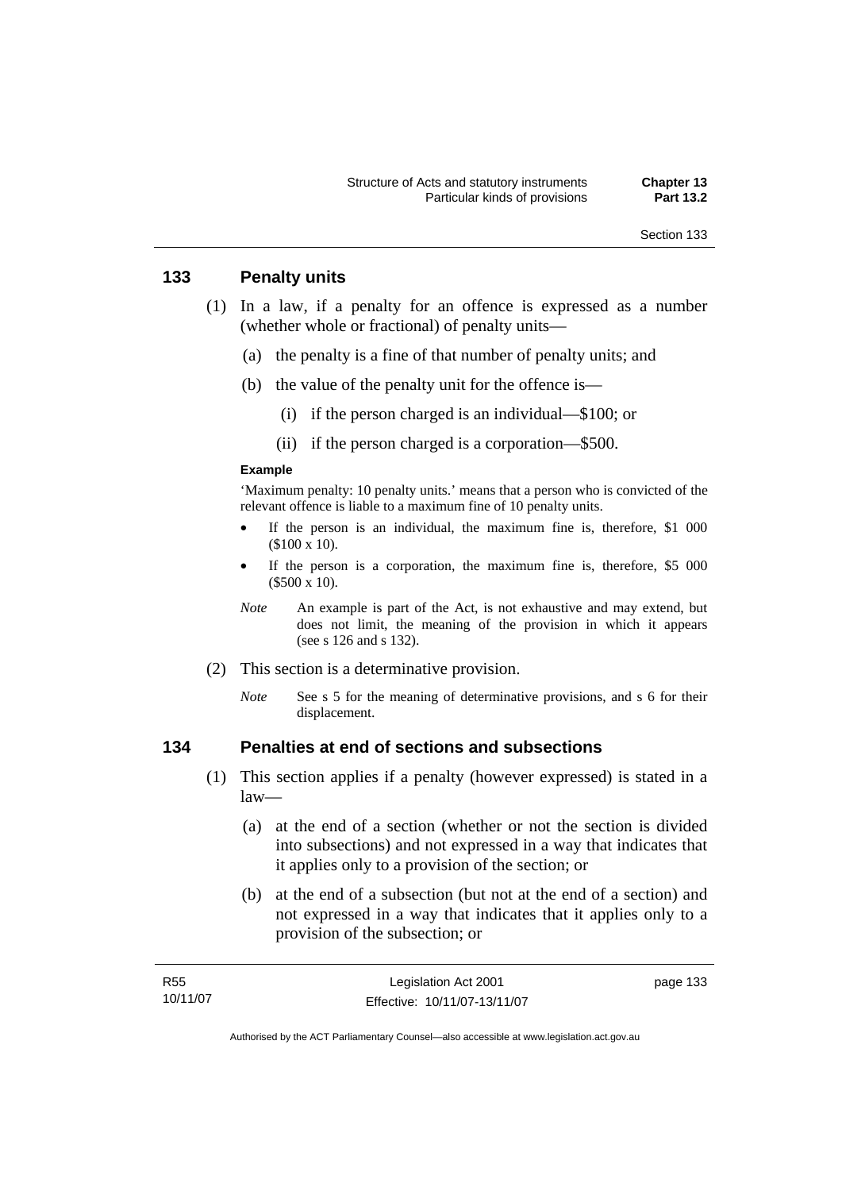## 133 Penalty units

(1) In a law, if a penalty for an offence is expressed as a number (whether whole or fractional) of penalty units—

  (a) the penalty is a fine of that number of penalty units; and

  (b) the value of the penalty unit for the offence is—

    (i) if the person charged is an individual—$100; or

    (ii) if the person charged is a corporation—$500.

**Example**

'Maximum penalty: 10 penalty units.' means that a person who is convicted of the relevant offence is liable to a maximum fine of 10 penalty units.

- If the person is an individual, the maximum fine is, therefore, $1 000 ($100 x 10).
- If the person is a corporation, the maximum fine is, therefore, $5 000 ($500 x 10).

*Note* An example is part of the Act, is not exhaustive and may extend, but does not limit, the meaning of the provision in which it appears (see s 126 and s 132).

(2) This section is a determinative provision.

*Note* See s 5 for the meaning of determinative provisions, and s 6 for their displacement.

## 134 Penalties at end of sections and subsections

(1) This section applies if a penalty (however expressed) is stated in a law—

  (a) at the end of a section (whether or not the section is divided into subsections) and not expressed in a way that indicates that it applies only to a provision of the section; or

  (b) at the end of a subsection (but not at the end of a section) and not expressed in a way that indicates that it applies only to a provision of the subsection; or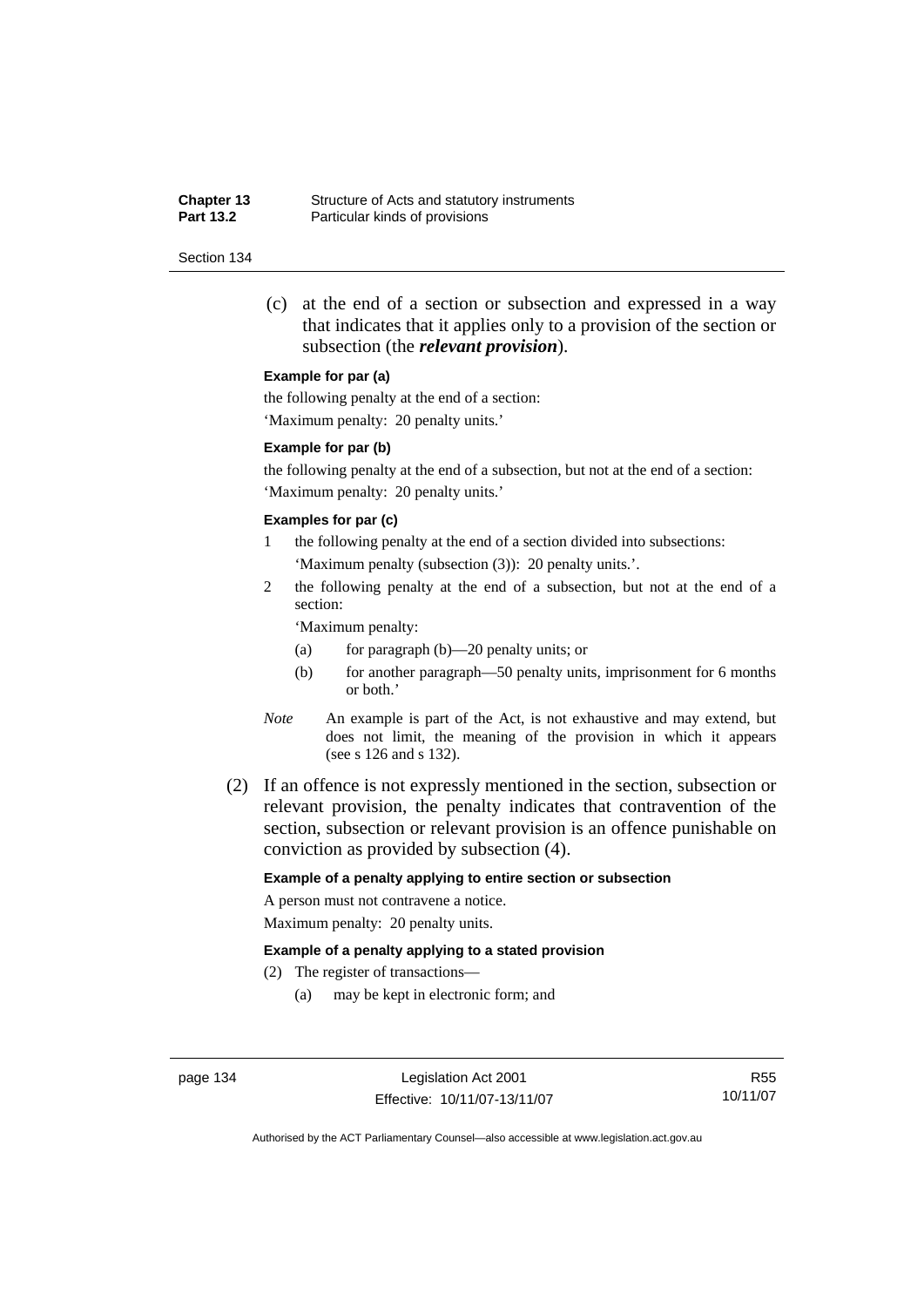(c) at the end of a section or subsection and expressed in a way that indicates that it applies only to a provision of the section or subsection (the ***relevant provision***).

**Example for par (a)**

the following penalty at the end of a section:

'Maximum penalty: 20 penalty units.'

**Example for par (b)**

the following penalty at the end of a subsection, but not at the end of a section:

'Maximum penalty: 20 penalty units.'

**Examples for par (c)**

1 the following penalty at the end of a section divided into subsections:

'Maximum penalty (subsection (3)): 20 penalty units.'.

2 the following penalty at the end of a subsection, but not at the end of a section:

'Maximum penalty:

(a) for paragraph (b)—20 penalty units; or

(b) for another paragraph—50 penalty units, imprisonment for 6 months or both.'

*Note* An example is part of the Act, is not exhaustive and may extend, but does not limit, the meaning of the provision in which it appears (see s 126 and s 132).

(2) If an offence is not expressly mentioned in the section, subsection or relevant provision, the penalty indicates that contravention of the section, subsection or relevant provision is an offence punishable on conviction as provided by subsection (4).

**Example of a penalty applying to entire section or subsection**

A person must not contravene a notice.

Maximum penalty: 20 penalty units.

**Example of a penalty applying to a stated provision**

(2) The register of transactions—

(a) may be kept in electronic form; and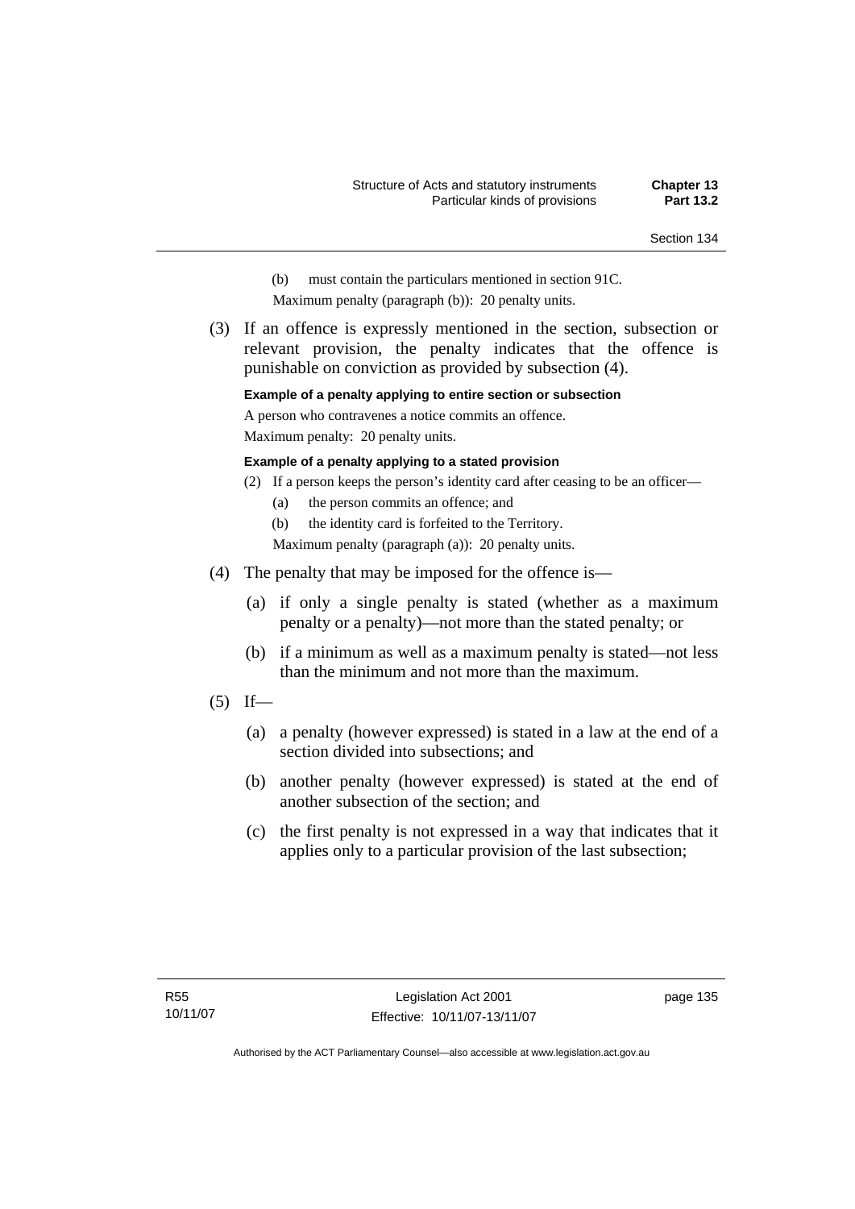(b) must contain the particulars mentioned in section 91C.

Maximum penalty (paragraph (b)): 20 penalty units.

(3) If an offence is expressly mentioned in the section, subsection or relevant provision, the penalty indicates that the offence is punishable on conviction as provided by subsection (4).

**Example of a penalty applying to entire section or subsection**

A person who contravenes a notice commits an offence.

Maximum penalty: 20 penalty units.

**Example of a penalty applying to a stated provision**

(2) If a person keeps the person's identity card after ceasing to be an officer—

(a) the person commits an offence; and

(b) the identity card is forfeited to the Territory.

Maximum penalty (paragraph (a)): 20 penalty units.

(4) The penalty that may be imposed for the offence is—

(a) if only a single penalty is stated (whether as a maximum penalty or a penalty)—not more than the stated penalty; or

(b) if a minimum as well as a maximum penalty is stated—not less than the minimum and not more than the maximum.

(5) If—

(a) a penalty (however expressed) is stated in a law at the end of a section divided into subsections; and

(b) another penalty (however expressed) is stated at the end of another subsection of the section; and

(c) the first penalty is not expressed in a way that indicates that it applies only to a particular provision of the last subsection;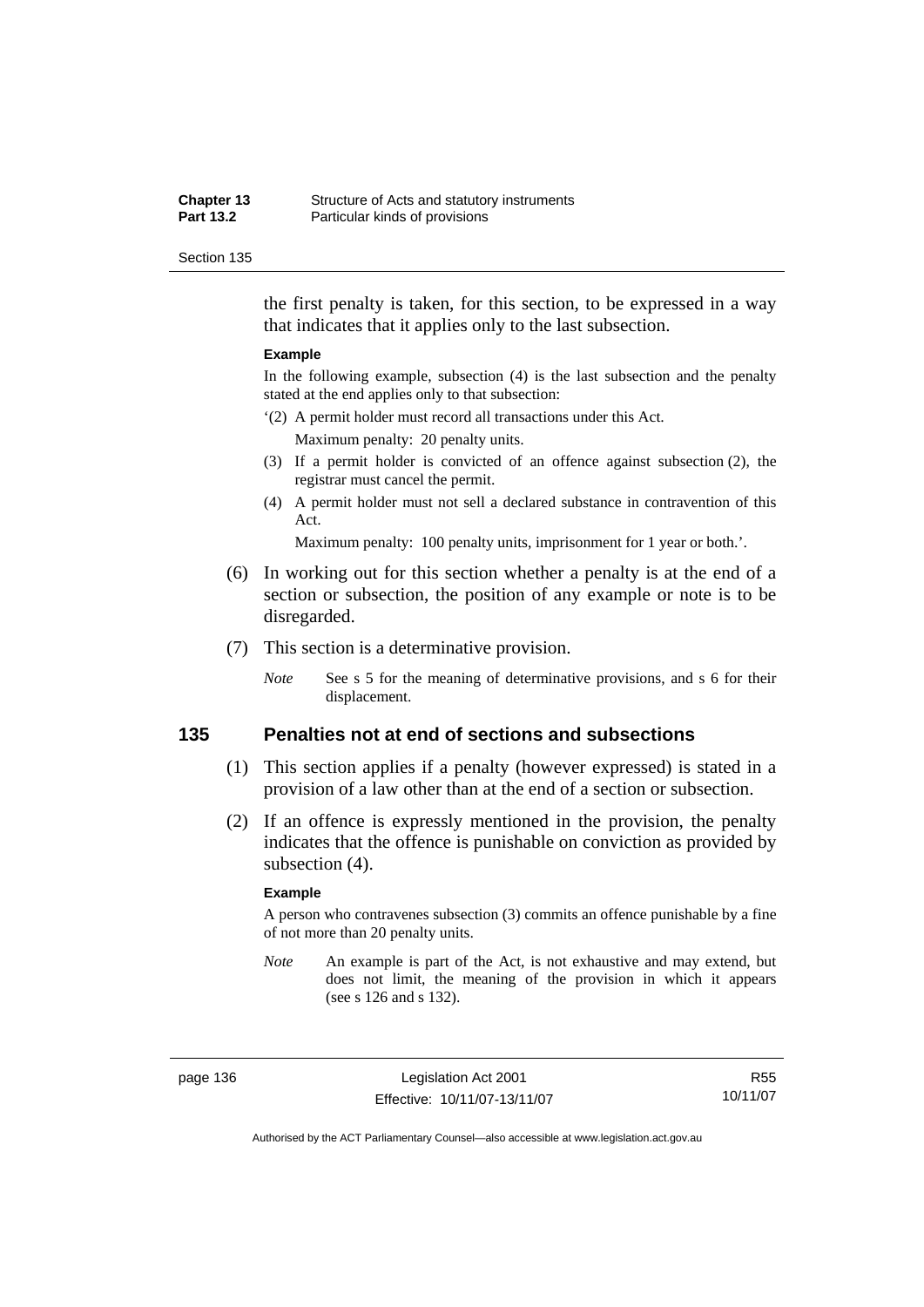the first penalty is taken, for this section, to be expressed in a way that indicates that it applies only to the last subsection.

**Example**

In the following example, subsection (4) is the last subsection and the penalty stated at the end applies only to that subsection:

'(2) A permit holder must record all transactions under this Act.

Maximum penalty: 20 penalty units.

(3) If a permit holder is convicted of an offence against subsection (2), the registrar must cancel the permit.

(4) A permit holder must not sell a declared substance in contravention of this Act.

Maximum penalty: 100 penalty units, imprisonment for 1 year or both.'.

(6) In working out for this section whether a penalty is at the end of a section or subsection, the position of any example or note is to be disregarded.

(7) This section is a determinative provision.

*Note* See s 5 for the meaning of determinative provisions, and s 6 for their displacement.

## 135 Penalties not at end of sections and subsections

(1) This section applies if a penalty (however expressed) is stated in a provision of a law other than at the end of a section or subsection.

(2) If an offence is expressly mentioned in the provision, the penalty indicates that the offence is punishable on conviction as provided by subsection (4).

**Example**

A person who contravenes subsection (3) commits an offence punishable by a fine of not more than 20 penalty units.

*Note* An example is part of the Act, is not exhaustive and may extend, but does not limit, the meaning of the provision in which it appears (see s 126 and s 132).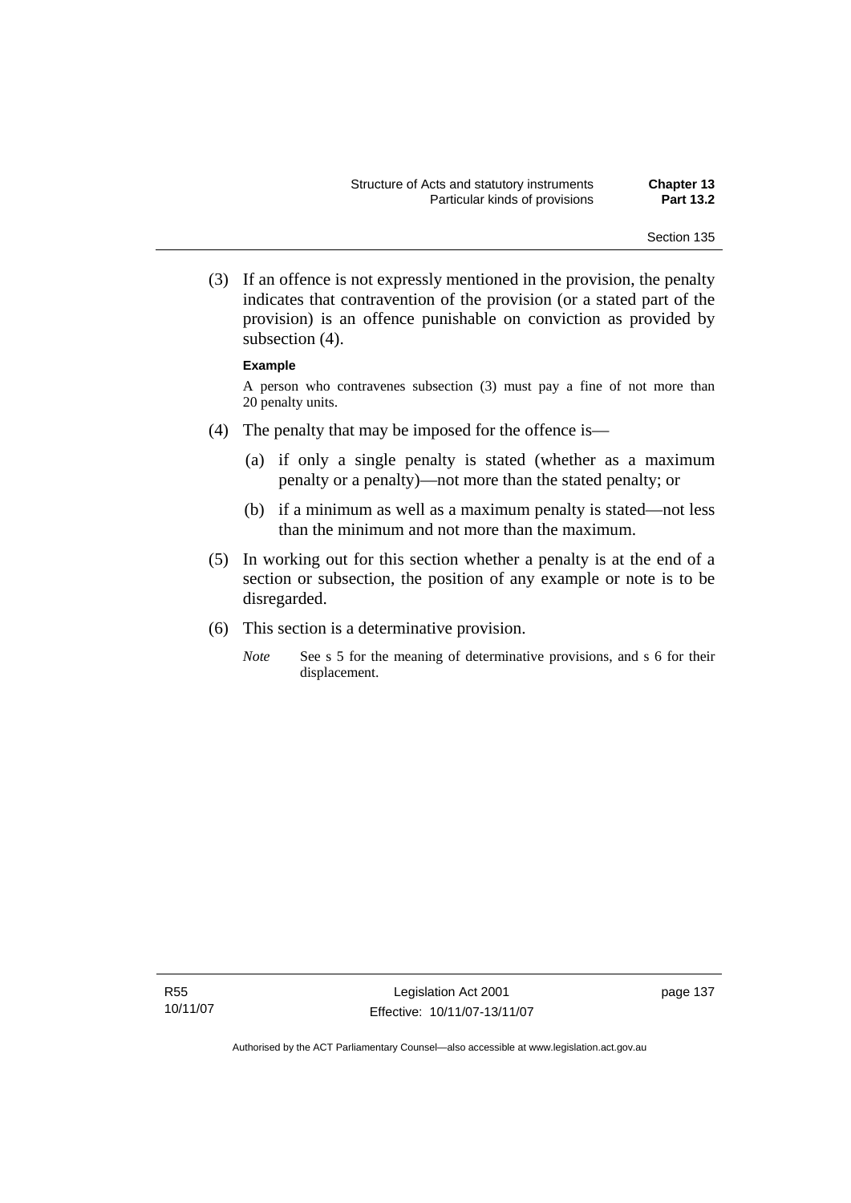(3) If an offence is not expressly mentioned in the provision, the penalty indicates that contravention of the provision (or a stated part of the provision) is an offence punishable on conviction as provided by subsection (4).

**Example**

A person who contravenes subsection (3) must pay a fine of not more than 20 penalty units.

(4) The penalty that may be imposed for the offence is—

(a) if only a single penalty is stated (whether as a maximum penalty or a penalty)—not more than the stated penalty; or

(b) if a minimum as well as a maximum penalty is stated—not less than the minimum and not more than the maximum.

(5) In working out for this section whether a penalty is at the end of a section or subsection, the position of any example or note is to be disregarded.

(6) This section is a determinative provision.

*Note* See s 5 for the meaning of determinative provisions, and s 6 for their displacement.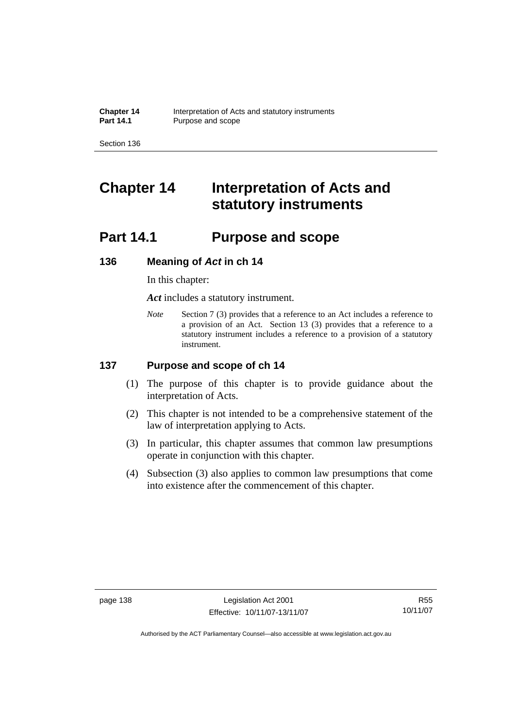# Chapter 14 Interpretation of Acts and statutory instruments

## Part 14.1 Purpose and scope

### 136 Meaning of *Act* in ch 14

In this chapter:

***Act*** includes a statutory instrument.

*Note* Section 7 (3) provides that a reference to an Act includes a reference to a provision of an Act. Section 13 (3) provides that a reference to a statutory instrument includes a reference to a provision of a statutory instrument.

### 137 Purpose and scope of ch 14

(1) The purpose of this chapter is to provide guidance about the interpretation of Acts.

(2) This chapter is not intended to be a comprehensive statement of the law of interpretation applying to Acts.

(3) In particular, this chapter assumes that common law presumptions operate in conjunction with this chapter.

(4) Subsection (3) also applies to common law presumptions that come into existence after the commencement of this chapter.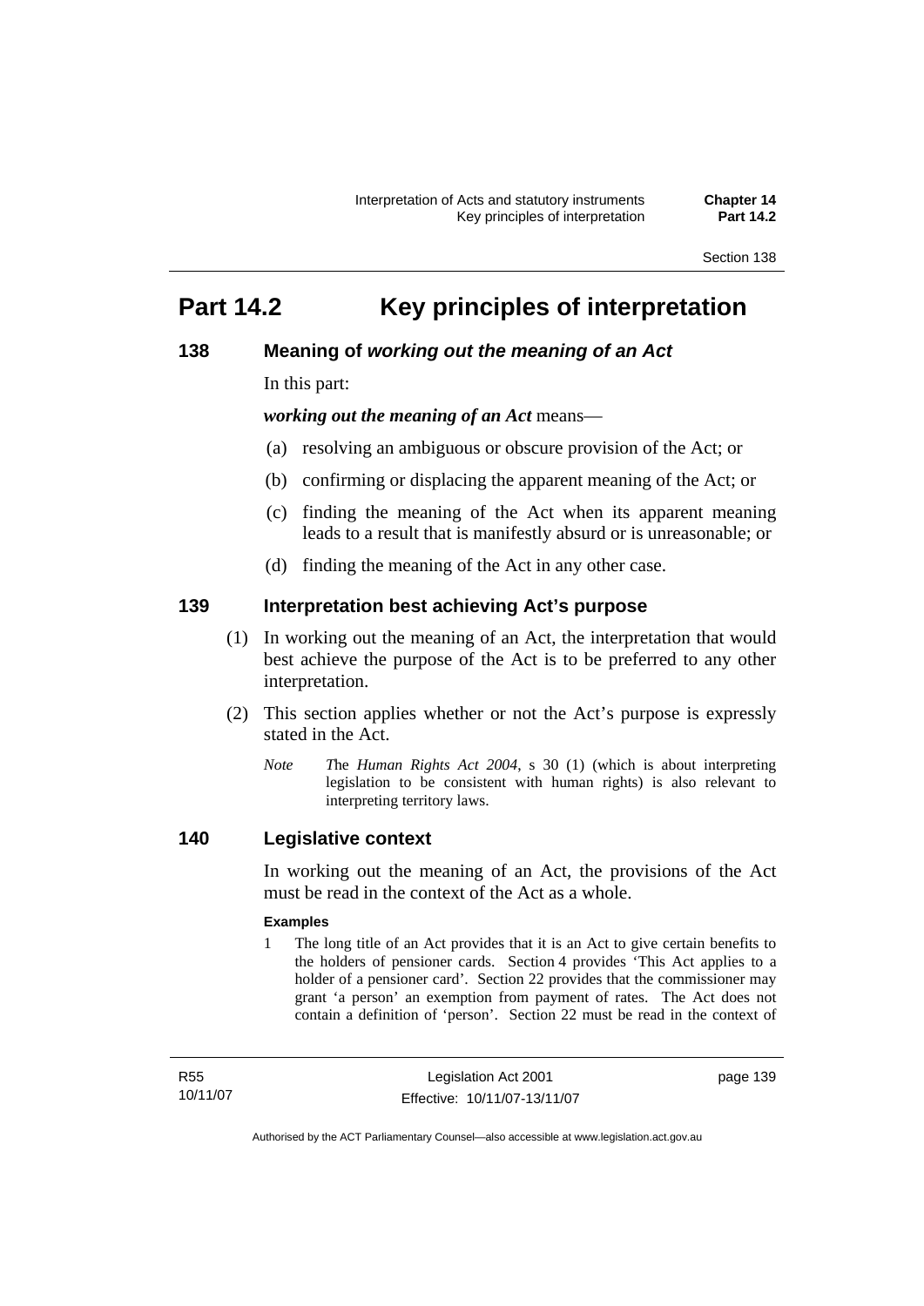# Part 14.2 Key principles of interpretation

## 138 Meaning of *working out the meaning of an Act*

In this part:

***working out the meaning of an Act*** means—

(a) resolving an ambiguous or obscure provision of the Act; or

(b) confirming or displacing the apparent meaning of the Act; or

(c) finding the meaning of the Act when its apparent meaning leads to a result that is manifestly absurd or is unreasonable; or

(d) finding the meaning of the Act in any other case.

## 139 Interpretation best achieving Act's purpose

(1) In working out the meaning of an Act, the interpretation that would best achieve the purpose of the Act is to be preferred to any other interpretation.

(2) This section applies whether or not the Act's purpose is expressly stated in the Act.

*Note* *T*he *Human Rights Act 2004*, s 30 (1) (which is about interpreting legislation to be consistent with human rights) is also relevant to interpreting territory laws.

## 140 Legislative context

In working out the meaning of an Act, the provisions of the Act must be read in the context of the Act as a whole.

**Examples**

1 The long title of an Act provides that it is an Act to give certain benefits to the holders of pensioner cards. Section 4 provides 'This Act applies to a holder of a pensioner card'. Section 22 provides that the commissioner may grant 'a person' an exemption from payment of rates. The Act does not contain a definition of 'person'. Section 22 must be read in the context of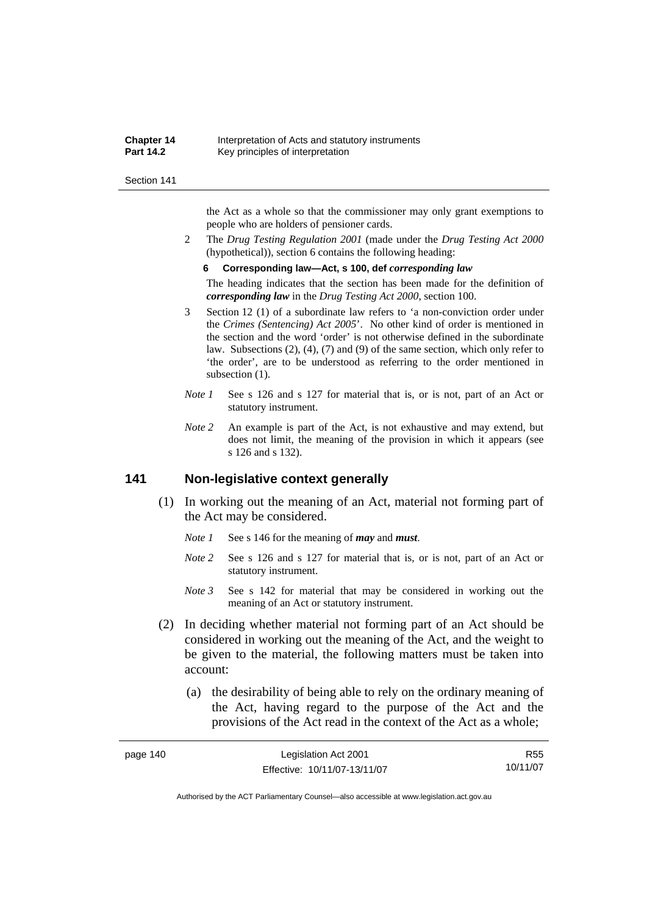the Act as a whole so that the commissioner may only grant exemptions to people who are holders of pensioner cards.

2 The *Drug Testing Regulation 2001* (made under the *Drug Testing Act 2000* (hypothetical)), section 6 contains the following heading:

**6 Corresponding law—Act, s 100, def *corresponding law***

The heading indicates that the section has been made for the definition of ***corresponding law*** in the *Drug Testing Act 2000*, section 100.

3 Section 12 (1) of a subordinate law refers to 'a non-conviction order under the *Crimes (Sentencing) Act 2005*'. No other kind of order is mentioned in the section and the word 'order' is not otherwise defined in the subordinate law. Subsections (2), (4), (7) and (9) of the same section, which only refer to 'the order', are to be understood as referring to the order mentioned in subsection (1).

*Note 1* See s 126 and s 127 for material that is, or is not, part of an Act or statutory instrument.

*Note 2* An example is part of the Act, is not exhaustive and may extend, but does not limit, the meaning of the provision in which it appears (see s 126 and s 132).

## 141 Non-legislative context generally

(1) In working out the meaning of an Act, material not forming part of the Act may be considered.

*Note 1* See s 146 for the meaning of ***may*** and ***must***.

*Note 2* See s 126 and s 127 for material that is, or is not, part of an Act or statutory instrument.

*Note 3* See s 142 for material that may be considered in working out the meaning of an Act or statutory instrument.

(2) In deciding whether material not forming part of an Act should be considered in working out the meaning of the Act, and the weight to be given to the material, the following matters must be taken into account:

(a) the desirability of being able to rely on the ordinary meaning of the Act, having regard to the purpose of the Act and the provisions of the Act read in the context of the Act as a whole;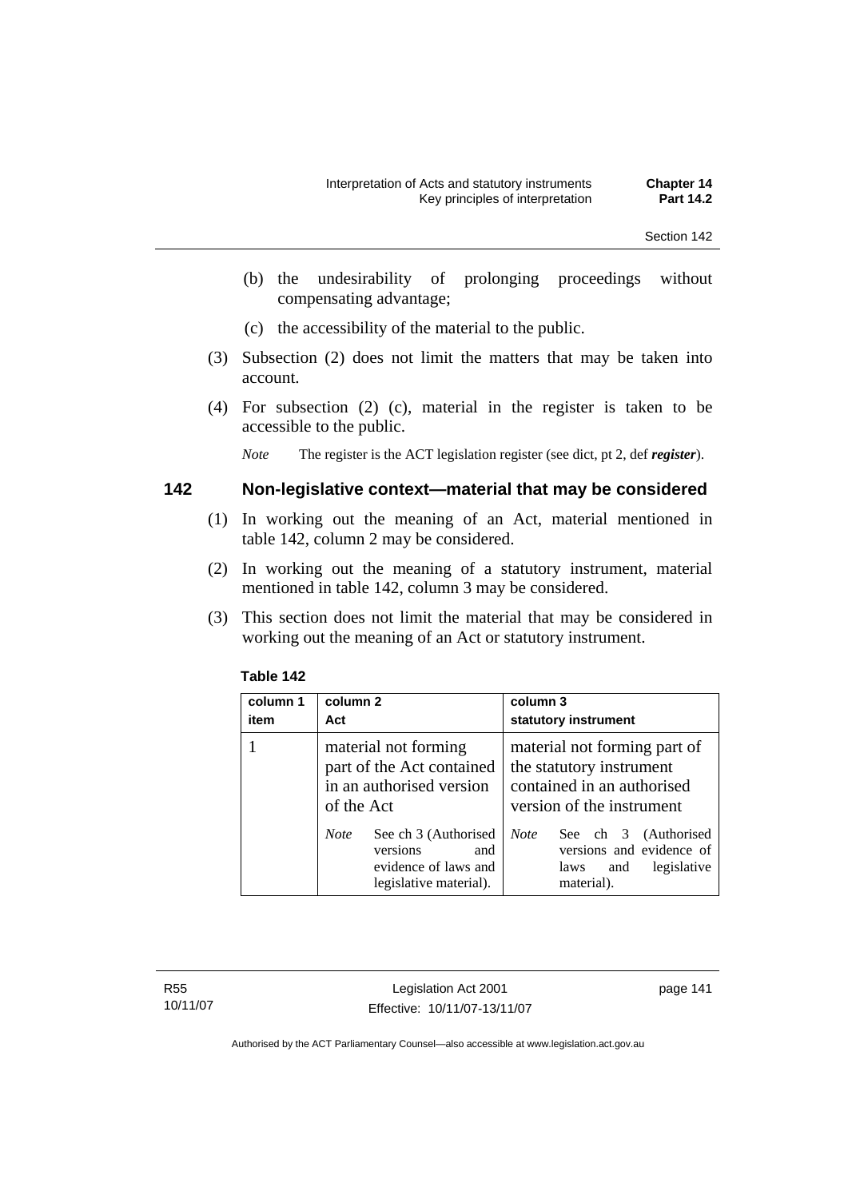(b) the undesirability of prolonging proceedings without compensating advantage;

(c) the accessibility of the material to the public.

(3) Subsection (2) does not limit the matters that may be taken into account.

(4) For subsection (2) (c), material in the register is taken to be accessible to the public.

*Note* The register is the ACT legislation register (see dict, pt 2, def ***register***).

## 142 Non-legislative context—material that may be considered

(1) In working out the meaning of an Act, material mentioned in table 142, column 2 may be considered.

(2) In working out the meaning of a statutory instrument, material mentioned in table 142, column 3 may be considered.

(3) This section does not limit the material that may be considered in working out the meaning of an Act or statutory instrument.

**Table 142**

| column 1 item | column 2 Act | column 3 statutory instrument |
|---|---|---|
| 1 | material not forming part of the Act contained in an authorised version of the Act<br><br>*Note* See ch 3 (Authorised versions and evidence of laws and legislative material). | material not forming part of the statutory instrument contained in an authorised version of the instrument<br><br>*Note* See ch 3 (Authorised versions and evidence of laws and legislative material). |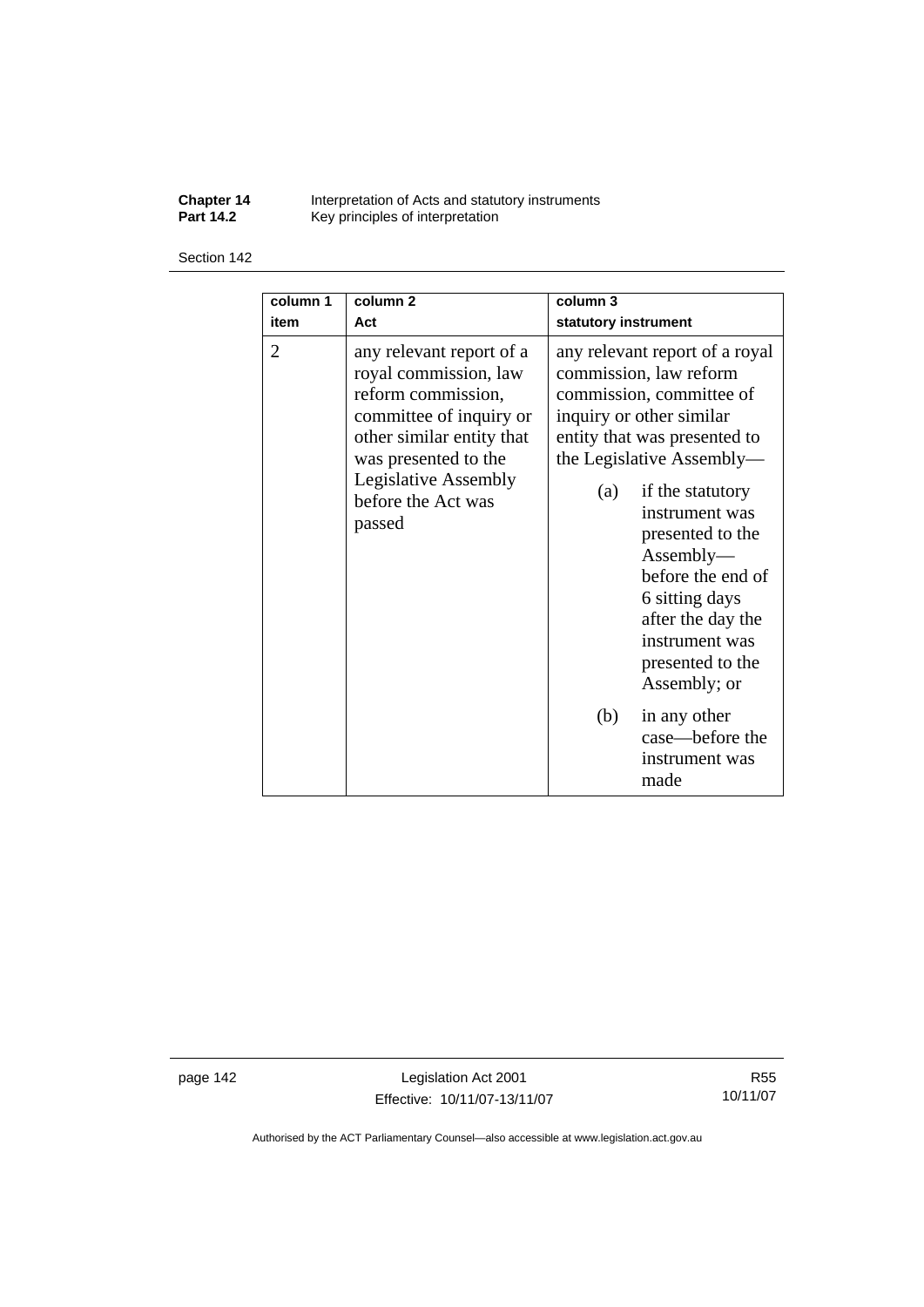| column 1 item | column 2 Act | column 3 statutory instrument |
|---|---|---|
| 2 | any relevant report of a royal commission, law reform commission, committee of inquiry or other similar entity that was presented to the Legislative Assembly before the Act was passed | any relevant report of a royal commission, law reform commission, committee of inquiry or other similar entity that was presented to the Legislative Assembly—<br>(a) if the statutory instrument was presented to the Assembly—before the end of 6 sitting days after the day the instrument was presented to the Assembly; or<br>(b) in any other case—before the instrument was made |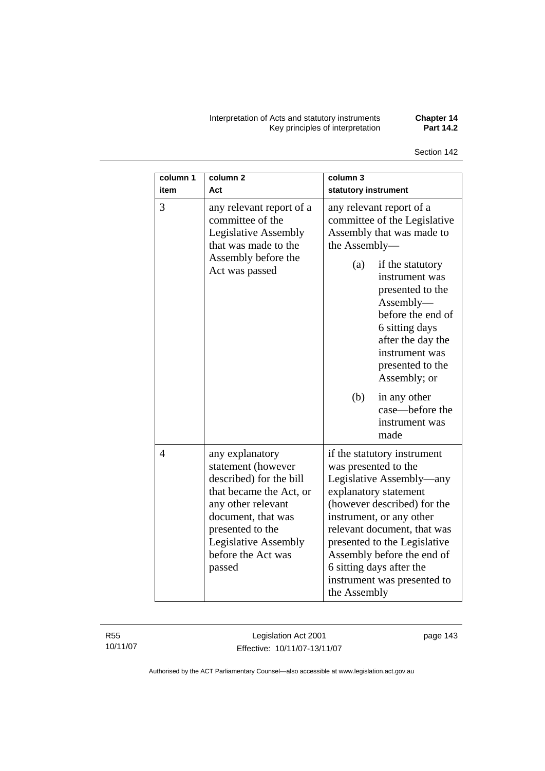| column 1<br>item | column 2<br>Act | column 3<br>statutory instrument |
|---|---|---|
| 3 | any relevant report of a committee of the Legislative Assembly that was made to the Assembly before the Act was passed | any relevant report of a committee of the Legislative Assembly that was made to the Assembly—<br>(a) if the statutory instrument was presented to the Assembly—before the end of 6 sitting days after the day the instrument was presented to the Assembly; or<br>(b) in any other case—before the instrument was made |
| 4 | any explanatory statement (however described) for the bill that became the Act, or any other relevant document, that was presented to the Legislative Assembly before the Act was passed | if the statutory instrument was presented to the Legislative Assembly—any explanatory statement (however described) for the instrument, or any other relevant document, that was presented to the Legislative Assembly before the end of 6 sitting days after the instrument was presented to the Assembly |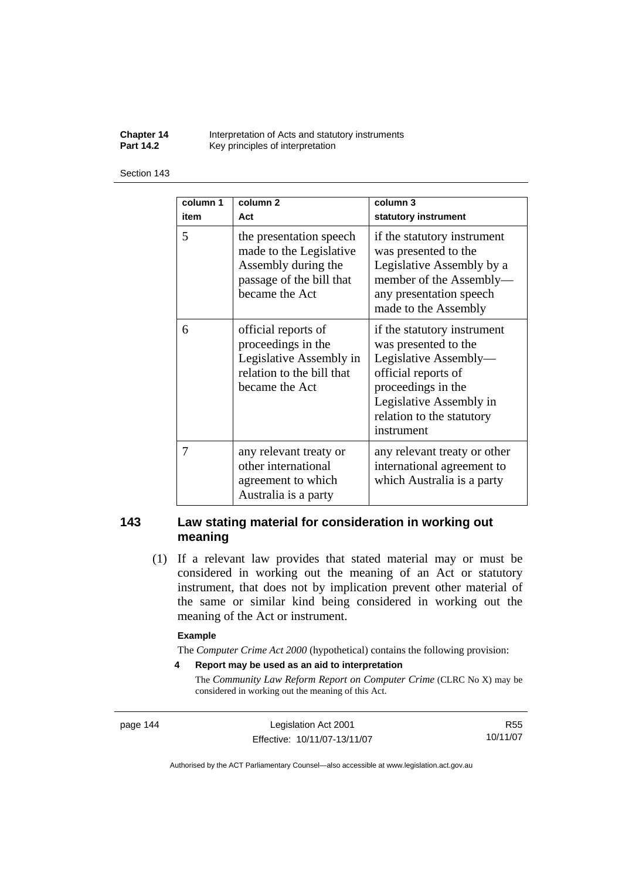| column 1<br>item | column 2<br>Act | column 3<br>statutory instrument |
|---|---|---|
| 5 | the presentation speech made to the Legislative Assembly during the passage of the bill that became the Act | if the statutory instrument was presented to the Legislative Assembly by a member of the Assembly—any presentation speech made to the Assembly |
| 6 | official reports of proceedings in the Legislative Assembly in relation to the bill that became the Act | if the statutory instrument was presented to the Legislative Assembly—official reports of proceedings in the Legislative Assembly in relation to the statutory instrument |
| 7 | any relevant treaty or other international agreement to which Australia is a party | any relevant treaty or other international agreement to which Australia is a party |

## 143 Law stating material for consideration in working out meaning

(1) If a relevant law provides that stated material may or must be considered in working out the meaning of an Act or statutory instrument, that does not by implication prevent other material of the same or similar kind being considered in working out the meaning of the Act or instrument.

**Example**

The *Computer Crime Act 2000* (hypothetical) contains the following provision:

**4 Report may be used as an aid to interpretation**

The *Community Law Reform Report on Computer Crime* (CLRC No X) may be considered in working out the meaning of this Act.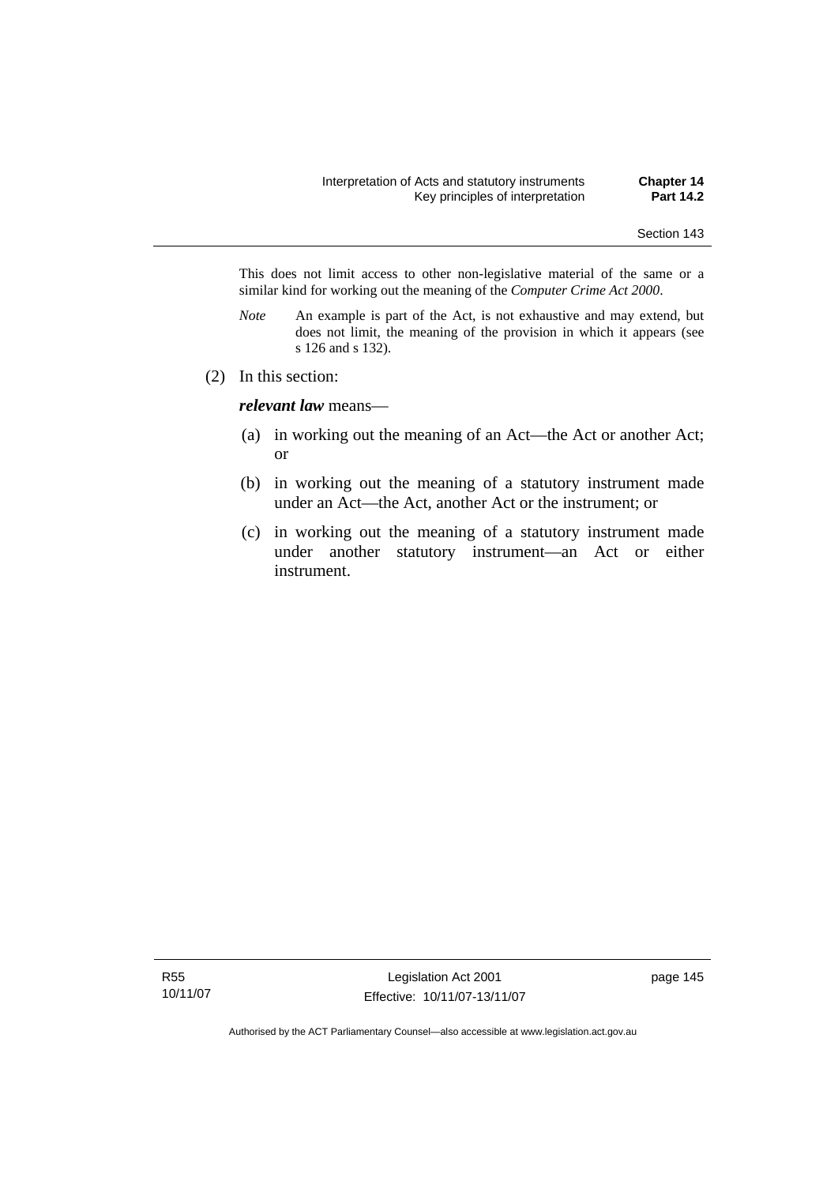This does not limit access to other non-legislative material of the same or a similar kind for working out the meaning of the *Computer Crime Act 2000*.

*Note* An example is part of the Act, is not exhaustive and may extend, but does not limit, the meaning of the provision in which it appears (see s 126 and s 132).

(2) In this section:

***relevant law*** means—

(a) in working out the meaning of an Act—the Act or another Act; or

(b) in working out the meaning of a statutory instrument made under an Act—the Act, another Act or the instrument; or

(c) in working out the meaning of a statutory instrument made under another statutory instrument—an Act or either instrument.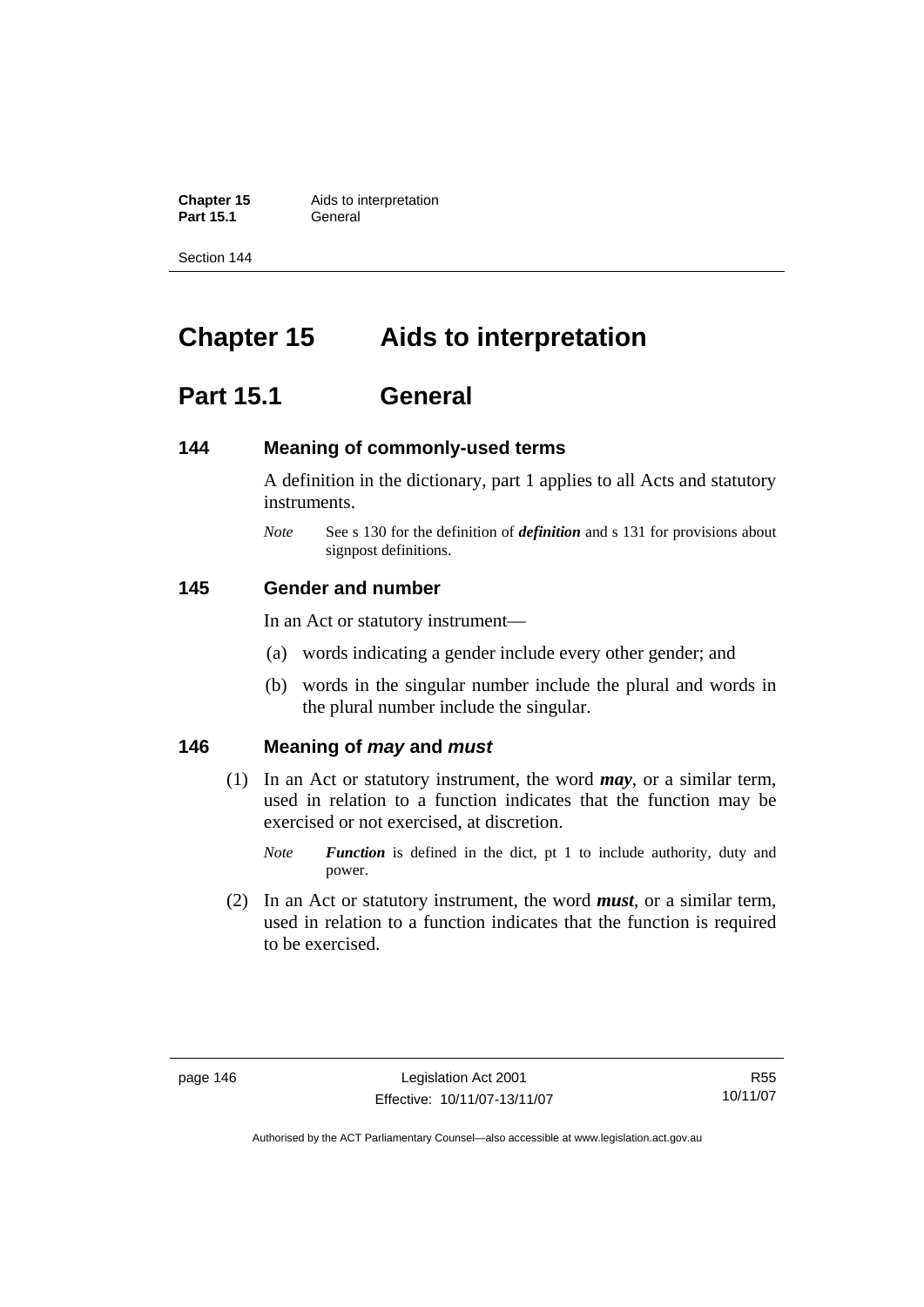# Chapter 15 Aids to interpretation

## Part 15.1 General

### 144 Meaning of commonly-used terms

A definition in the dictionary, part 1 applies to all Acts and statutory instruments.

*Note* See s 130 for the definition of ***definition*** and s 131 for provisions about signpost definitions.

### 145 Gender and number

In an Act or statutory instrument—

(a) words indicating a gender include every other gender; and

(b) words in the singular number include the plural and words in the plural number include the singular.

### 146 Meaning of *may* and *must*

(1) In an Act or statutory instrument, the word ***may***, or a similar term, used in relation to a function indicates that the function may be exercised or not exercised, at discretion.

*Note* ***Function*** is defined in the dict, pt 1 to include authority, duty and power.

(2) In an Act or statutory instrument, the word ***must***, or a similar term, used in relation to a function indicates that the function is required to be exercised.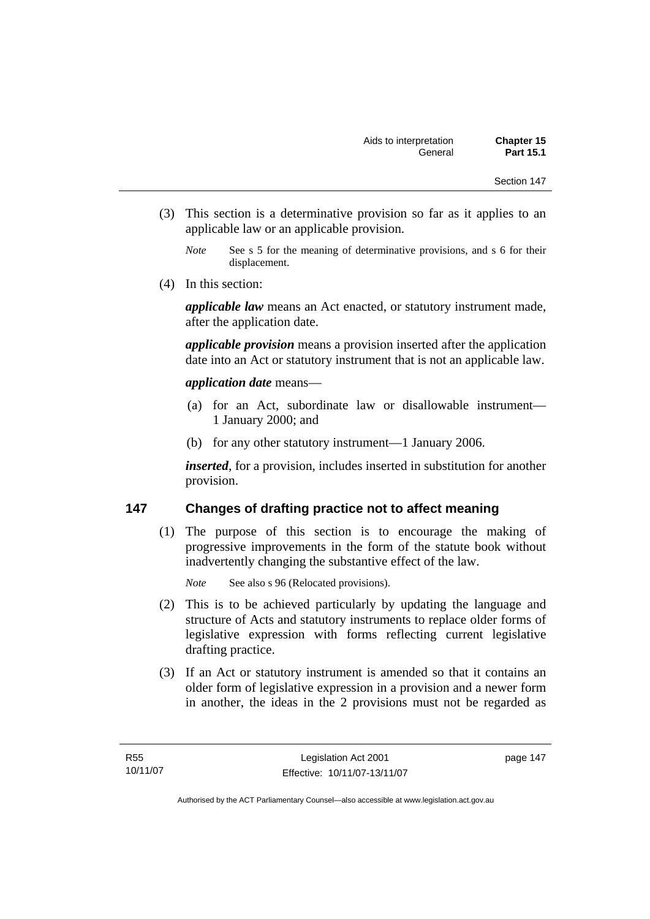(3) This section is a determinative provision so far as it applies to an applicable law or an applicable provision.

*Note* See s 5 for the meaning of determinative provisions, and s 6 for their displacement.

(4) In this section:

***applicable law*** means an Act enacted, or statutory instrument made, after the application date.

***applicable provision*** means a provision inserted after the application date into an Act or statutory instrument that is not an applicable law.

***application date*** means—

(a) for an Act, subordinate law or disallowable instrument—1 January 2000; and

(b) for any other statutory instrument—1 January 2006.

***inserted***, for a provision, includes inserted in substitution for another provision.

## 147 Changes of drafting practice not to affect meaning

(1) The purpose of this section is to encourage the making of progressive improvements in the form of the statute book without inadvertently changing the substantive effect of the law.

*Note* See also s 96 (Relocated provisions).

(2) This is to be achieved particularly by updating the language and structure of Acts and statutory instruments to replace older forms of legislative expression with forms reflecting current legislative drafting practice.

(3) If an Act or statutory instrument is amended so that it contains an older form of legislative expression in a provision and a newer form in another, the ideas in the 2 provisions must not be regarded as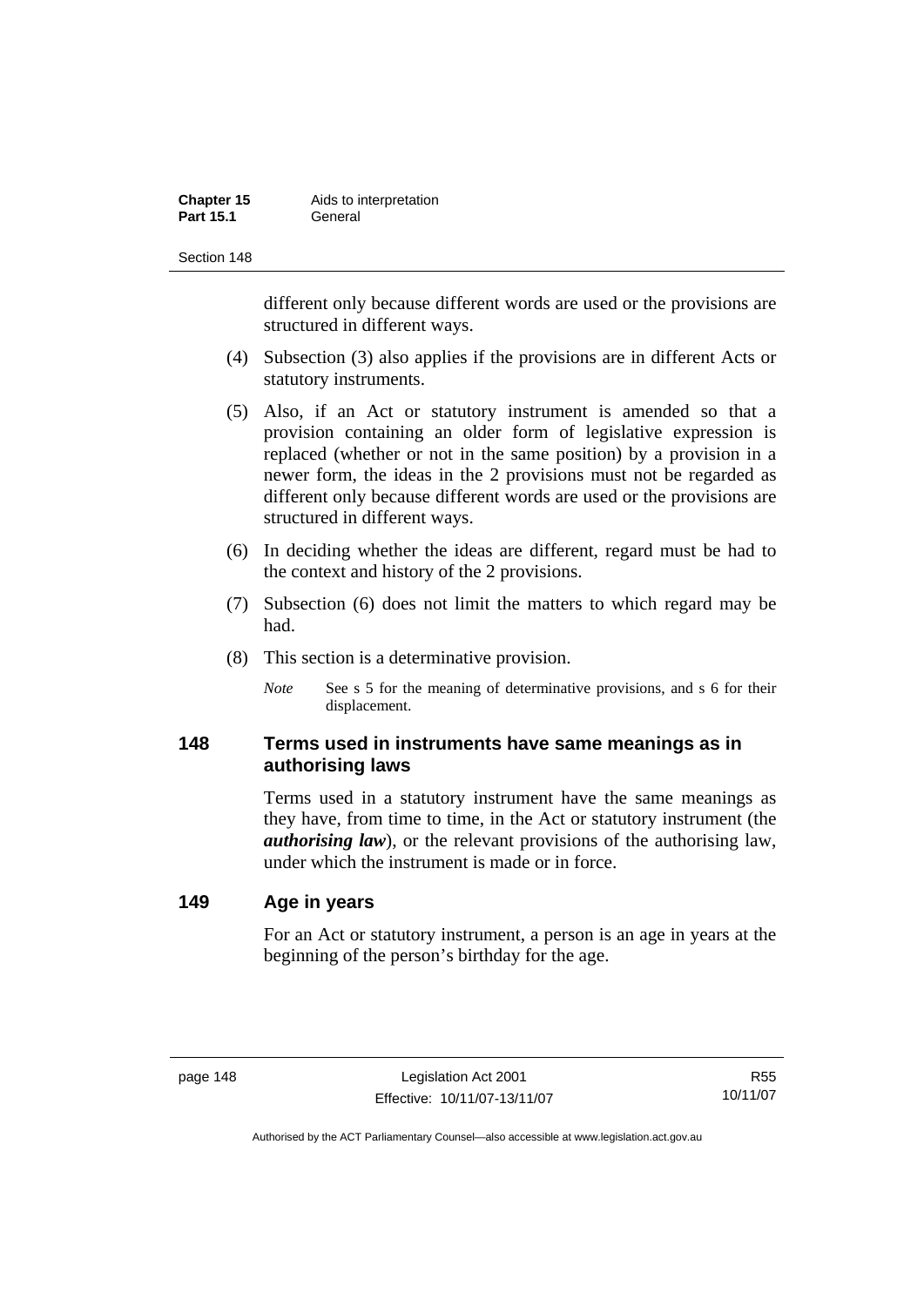different only because different words are used or the provisions are structured in different ways.

(4) Subsection (3) also applies if the provisions are in different Acts or statutory instruments.

(5) Also, if an Act or statutory instrument is amended so that a provision containing an older form of legislative expression is replaced (whether or not in the same position) by a provision in a newer form, the ideas in the 2 provisions must not be regarded as different only because different words are used or the provisions are structured in different ways.

(6) In deciding whether the ideas are different, regard must be had to the context and history of the 2 provisions.

(7) Subsection (6) does not limit the matters to which regard may be had.

(8) This section is a determinative provision.

*Note* See s 5 for the meaning of determinative provisions, and s 6 for their displacement.

## 148 Terms used in instruments have same meanings as in authorising laws

Terms used in a statutory instrument have the same meanings as they have, from time to time, in the Act or statutory instrument (the ***authorising law***), or the relevant provisions of the authorising law, under which the instrument is made or in force.

## 149 Age in years

For an Act or statutory instrument, a person is an age in years at the beginning of the person's birthday for the age.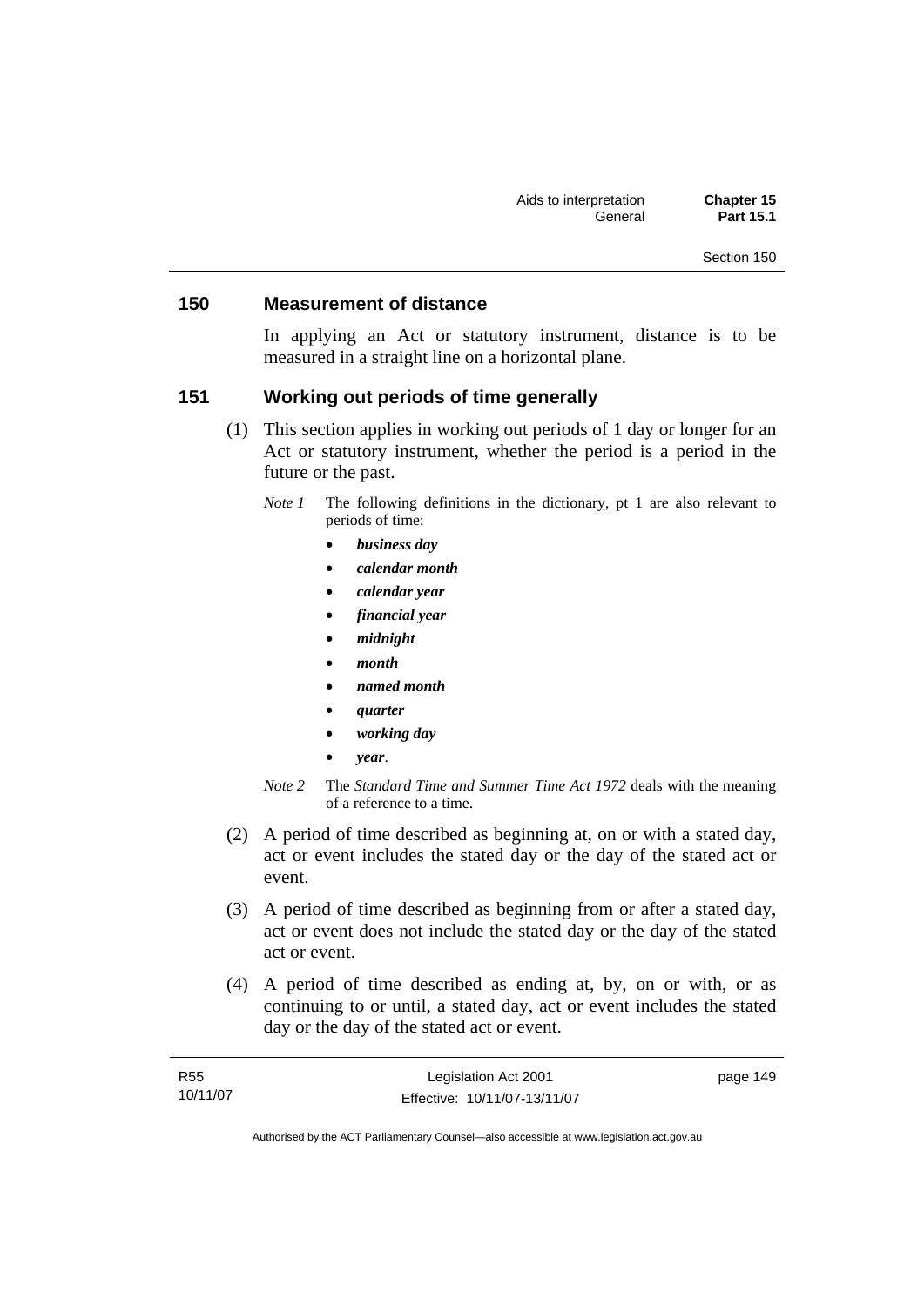## 150 Measurement of distance

In applying an Act or statutory instrument, distance is to be measured in a straight line on a horizontal plane.

## 151 Working out periods of time generally

(1) This section applies in working out periods of 1 day or longer for an Act or statutory instrument, whether the period is a period in the future or the past.

*Note 1* The following definitions in the dictionary, pt 1 are also relevant to periods of time:

- ***business day***
- ***calendar month***
- ***calendar year***
- ***financial year***
- ***midnight***
- ***month***
- ***named month***
- ***quarter***
- ***working day***
- ***year***.

*Note 2* The *Standard Time and Summer Time Act 1972* deals with the meaning of a reference to a time.

(2) A period of time described as beginning at, on or with a stated day, act or event includes the stated day or the day of the stated act or event.

(3) A period of time described as beginning from or after a stated day, act or event does not include the stated day or the day of the stated act or event.

(4) A period of time described as ending at, by, on or with, or as continuing to or until, a stated day, act or event includes the stated day or the day of the stated act or event.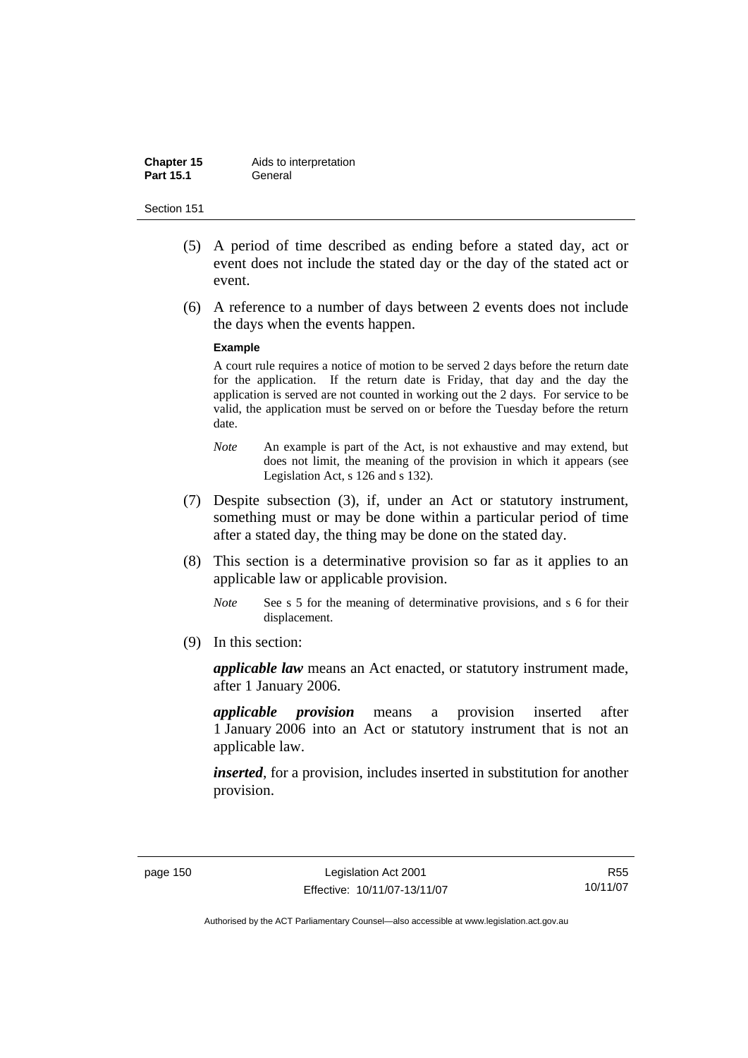(5) A period of time described as ending before a stated day, act or event does not include the stated day or the day of the stated act or event.

(6) A reference to a number of days between 2 events does not include the days when the events happen.

**Example**

A court rule requires a notice of motion to be served 2 days before the return date for the application. If the return date is Friday, that day and the day the application is served are not counted in working out the 2 days. For service to be valid, the application must be served on or before the Tuesday before the return date.

*Note* An example is part of the Act, is not exhaustive and may extend, but does not limit, the meaning of the provision in which it appears (see Legislation Act, s 126 and s 132).

(7) Despite subsection (3), if, under an Act or statutory instrument, something must or may be done within a particular period of time after a stated day, the thing may be done on the stated day.

(8) This section is a determinative provision so far as it applies to an applicable law or applicable provision.

*Note* See s 5 for the meaning of determinative provisions, and s 6 for their displacement.

(9) In this section:

***applicable law*** means an Act enacted, or statutory instrument made, after 1 January 2006.

***applicable provision*** means a provision inserted after 1 January 2006 into an Act or statutory instrument that is not an applicable law.

***inserted***, for a provision, includes inserted in substitution for another provision.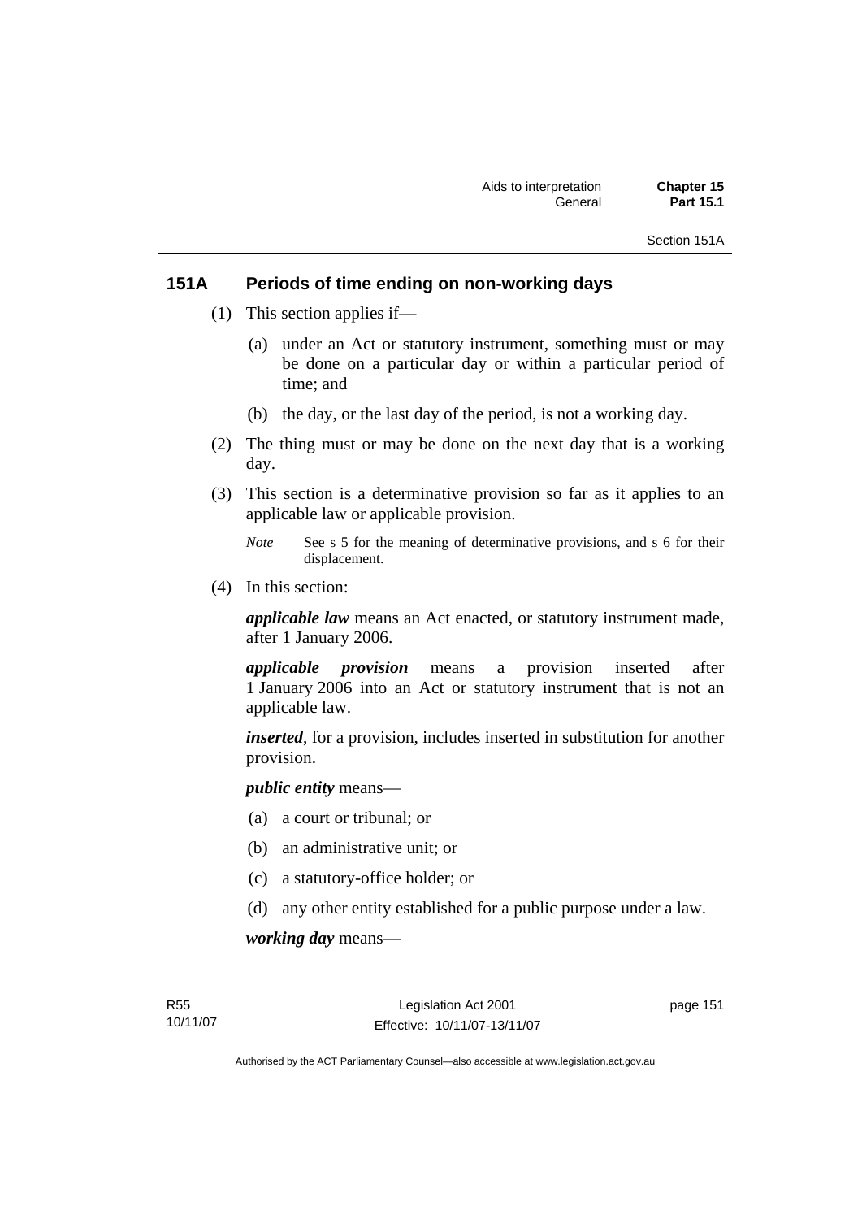## 151A Periods of time ending on non-working days

(1) This section applies if—

(a) under an Act or statutory instrument, something must or may be done on a particular day or within a particular period of time; and

(b) the day, or the last day of the period, is not a working day.

(2) The thing must or may be done on the next day that is a working day.

(3) This section is a determinative provision so far as it applies to an applicable law or applicable provision.

*Note* See s 5 for the meaning of determinative provisions, and s 6 for their displacement.

(4) In this section:

***applicable law*** means an Act enacted, or statutory instrument made, after 1 January 2006.

***applicable provision*** means a provision inserted after 1 January 2006 into an Act or statutory instrument that is not an applicable law.

***inserted***, for a provision, includes inserted in substitution for another provision.

***public entity*** means—

(a) a court or tribunal; or

(b) an administrative unit; or

(c) a statutory-office holder; or

(d) any other entity established for a public purpose under a law.

***working day*** means—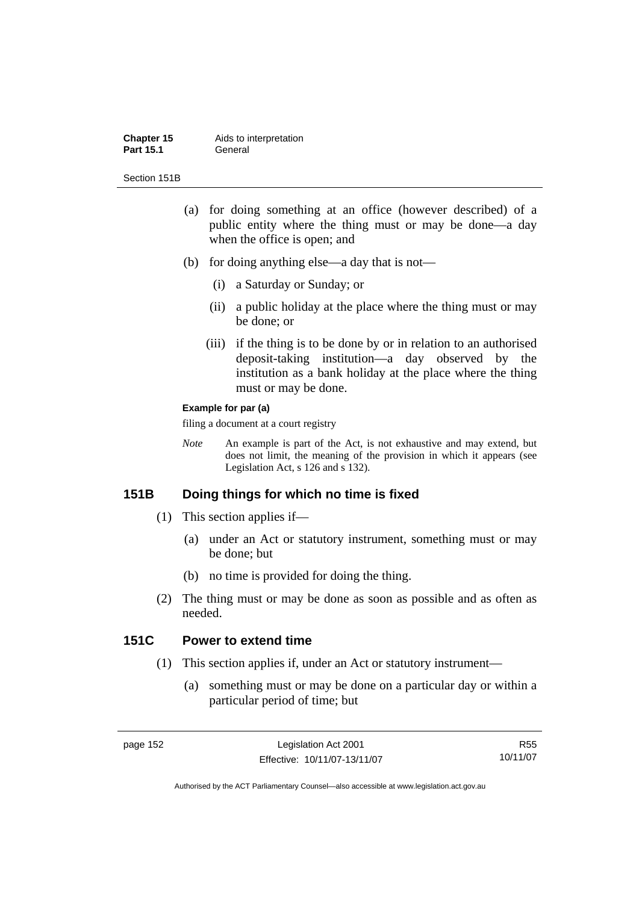(a) for doing something at an office (however described) of a public entity where the thing must or may be done—a day when the office is open; and

(b) for doing anything else—a day that is not—

(i) a Saturday or Sunday; or

(ii) a public holiday at the place where the thing must or may be done; or

(iii) if the thing is to be done by or in relation to an authorised deposit-taking institution—a day observed by the institution as a bank holiday at the place where the thing must or may be done.

**Example for par (a)**

filing a document at a court registry

*Note* An example is part of the Act, is not exhaustive and may extend, but does not limit, the meaning of the provision in which it appears (see Legislation Act, s 126 and s 132).

## 151B Doing things for which no time is fixed

(1) This section applies if—

(a) under an Act or statutory instrument, something must or may be done; but

(b) no time is provided for doing the thing.

(2) The thing must or may be done as soon as possible and as often as needed.

## 151C Power to extend time

(1) This section applies if, under an Act or statutory instrument—

(a) something must or may be done on a particular day or within a particular period of time; but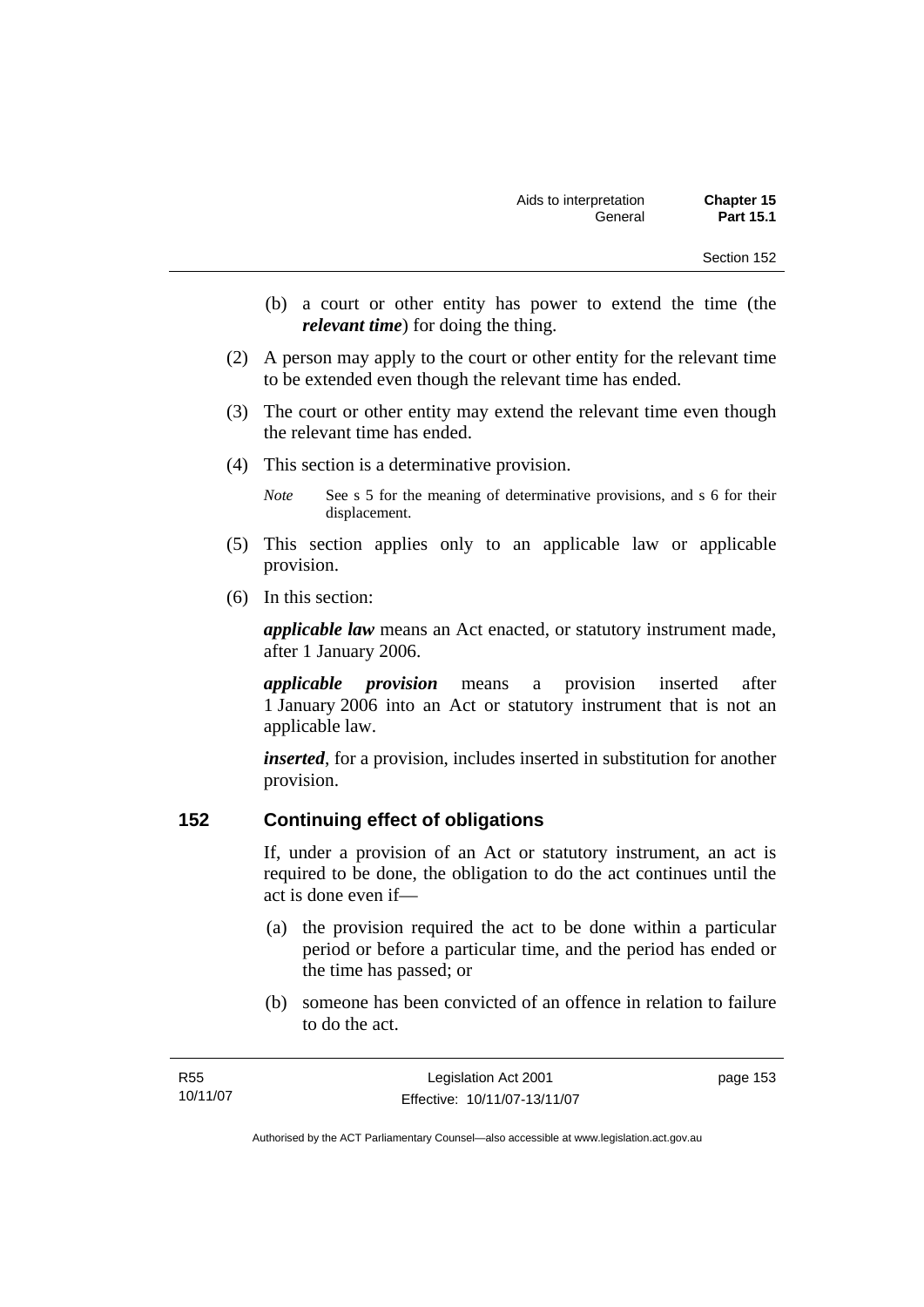(b) a court or other entity has power to extend the time (the ***relevant time***) for doing the thing.

(2) A person may apply to the court or other entity for the relevant time to be extended even though the relevant time has ended.

(3) The court or other entity may extend the relevant time even though the relevant time has ended.

(4) This section is a determinative provision.

*Note* See s 5 for the meaning of determinative provisions, and s 6 for their displacement.

(5) This section applies only to an applicable law or applicable provision.

(6) In this section:

***applicable law*** means an Act enacted, or statutory instrument made, after 1 January 2006.

***applicable provision*** means a provision inserted after 1 January 2006 into an Act or statutory instrument that is not an applicable law.

***inserted***, for a provision, includes inserted in substitution for another provision.

### 152 Continuing effect of obligations

If, under a provision of an Act or statutory instrument, an act is required to be done, the obligation to do the act continues until the act is done even if—

(a) the provision required the act to be done within a particular period or before a particular time, and the period has ended or the time has passed; or

(b) someone has been convicted of an offence in relation to failure to do the act.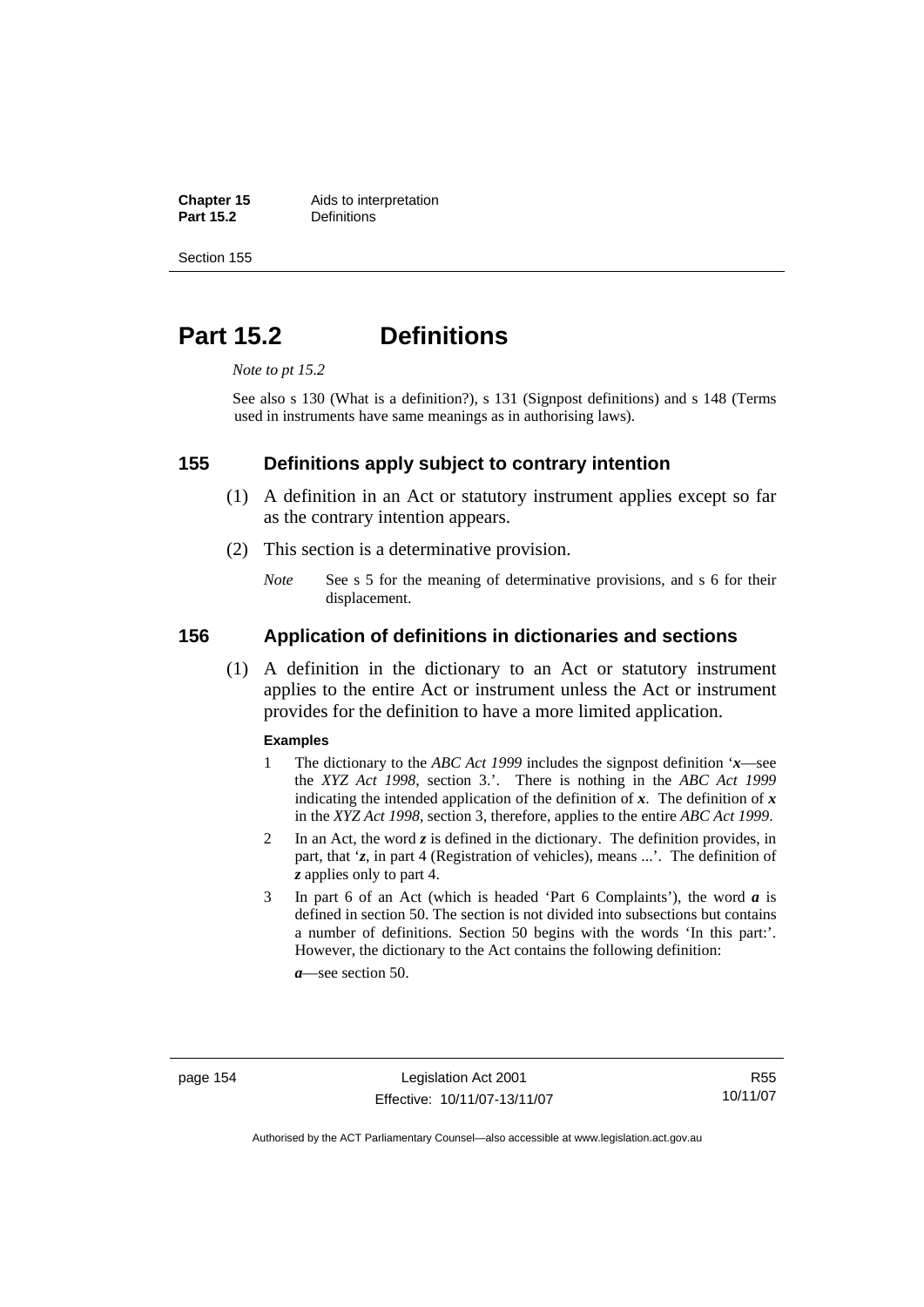# Part 15.2 Definitions

*Note to pt 15.2*

See also s 130 (What is a definition?), s 131 (Signpost definitions) and s 148 (Terms used in instruments have same meanings as in authorising laws).

## 155 Definitions apply subject to contrary intention

(1) A definition in an Act or statutory instrument applies except so far as the contrary intention appears.

(2) This section is a determinative provision.

*Note* See s 5 for the meaning of determinative provisions, and s 6 for their displacement.

## 156 Application of definitions in dictionaries and sections

(1) A definition in the dictionary to an Act or statutory instrument applies to the entire Act or instrument unless the Act or instrument provides for the definition to have a more limited application.

**Examples**

1 The dictionary to the *ABC Act 1999* includes the signpost definition '***x***—see the *XYZ Act 1998*, section 3.'. There is nothing in the *ABC Act 1999* indicating the intended application of the definition of ***x***. The definition of ***x*** in the *XYZ Act 1998*, section 3, therefore, applies to the entire *ABC Act 1999*.

2 In an Act, the word ***z*** is defined in the dictionary. The definition provides, in part, that '***z***, in part 4 (Registration of vehicles), means ...'. The definition of ***z*** applies only to part 4.

3 In part 6 of an Act (which is headed 'Part 6 Complaints'), the word ***a*** is defined in section 50. The section is not divided into subsections but contains a number of definitions. Section 50 begins with the words 'In this part:'. However, the dictionary to the Act contains the following definition:

***a***—see section 50.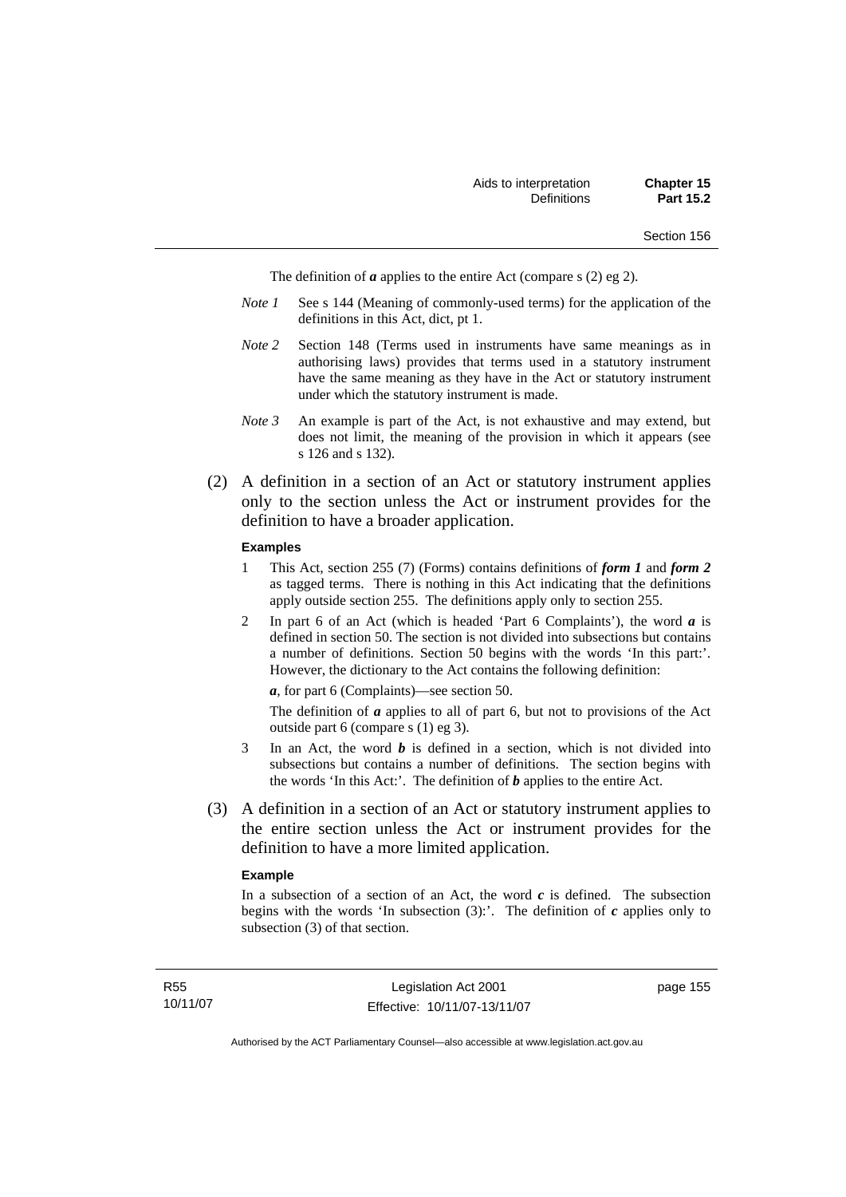The definition of ***a*** applies to the entire Act (compare s (2) eg 2).

*Note 1* See s 144 (Meaning of commonly-used terms) for the application of the definitions in this Act, dict, pt 1.

*Note 2* Section 148 (Terms used in instruments have same meanings as in authorising laws) provides that terms used in a statutory instrument have the same meaning as they have in the Act or statutory instrument under which the statutory instrument is made.

*Note 3* An example is part of the Act, is not exhaustive and may extend, but does not limit, the meaning of the provision in which it appears (see s 126 and s 132).

(2) A definition in a section of an Act or statutory instrument applies only to the section unless the Act or instrument provides for the definition to have a broader application.

**Examples**

1 This Act, section 255 (7) (Forms) contains definitions of ***form 1*** and ***form 2*** as tagged terms. There is nothing in this Act indicating that the definitions apply outside section 255. The definitions apply only to section 255.

2 In part 6 of an Act (which is headed 'Part 6 Complaints'), the word ***a*** is defined in section 50. The section is not divided into subsections but contains a number of definitions. Section 50 begins with the words 'In this part:'. However, the dictionary to the Act contains the following definition:

***a***, for part 6 (Complaints)—see section 50.

The definition of ***a*** applies to all of part 6, but not to provisions of the Act outside part 6 (compare s (1) eg 3).

3 In an Act, the word ***b*** is defined in a section, which is not divided into subsections but contains a number of definitions. The section begins with the words 'In this Act:'. The definition of ***b*** applies to the entire Act.

(3) A definition in a section of an Act or statutory instrument applies to the entire section unless the Act or instrument provides for the definition to have a more limited application.

**Example**

In a subsection of a section of an Act, the word ***c*** is defined. The subsection begins with the words 'In subsection (3):'. The definition of ***c*** applies only to subsection (3) of that section.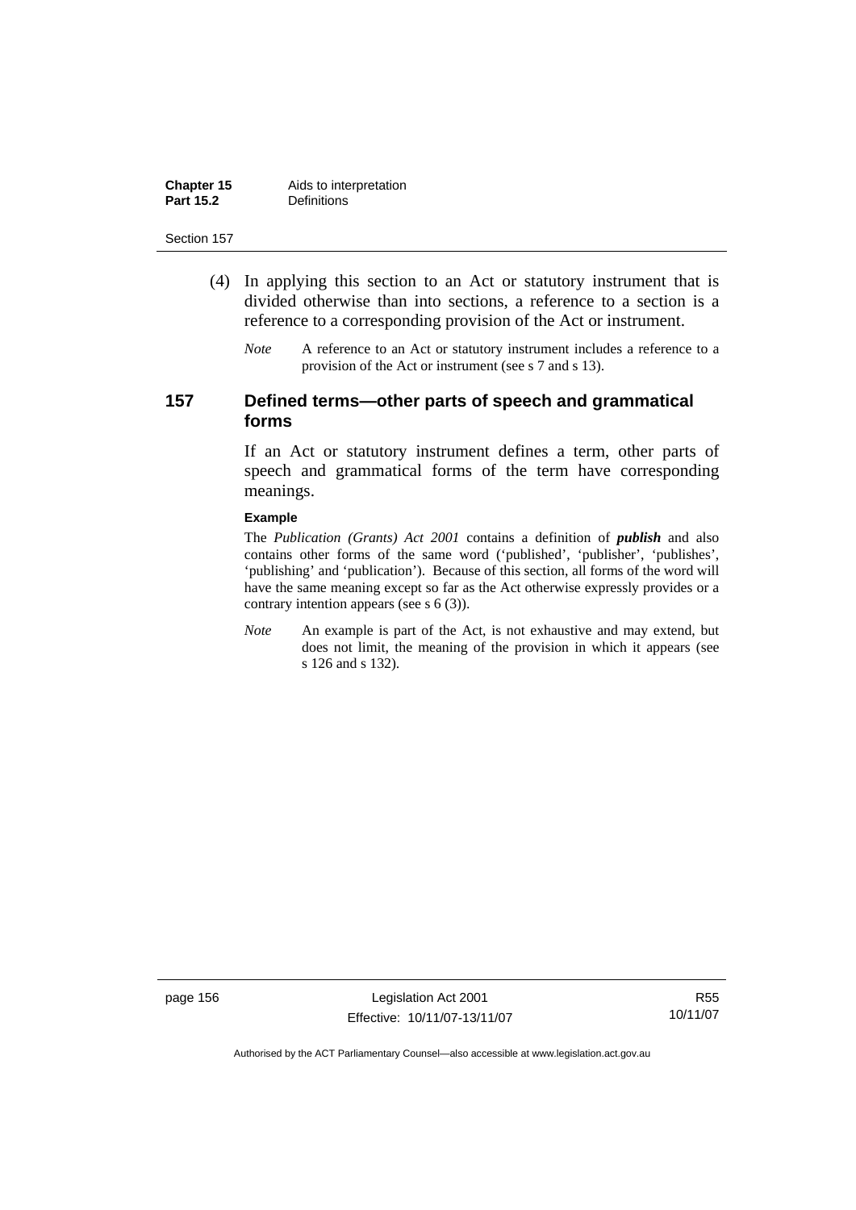(4) In applying this section to an Act or statutory instrument that is divided otherwise than into sections, a reference to a section is a reference to a corresponding provision of the Act or instrument.

*Note* A reference to an Act or statutory instrument includes a reference to a provision of the Act or instrument (see s 7 and s 13).

## 157 Defined terms—other parts of speech and grammatical forms

If an Act or statutory instrument defines a term, other parts of speech and grammatical forms of the term have corresponding meanings.

**Example**

The *Publication (Grants) Act 2001* contains a definition of ***publish*** and also contains other forms of the same word ('published', 'publisher', 'publishes', 'publishing' and 'publication'). Because of this section, all forms of the word will have the same meaning except so far as the Act otherwise expressly provides or a contrary intention appears (see s 6 (3)).

*Note* An example is part of the Act, is not exhaustive and may extend, but does not limit, the meaning of the provision in which it appears (see s 126 and s 132).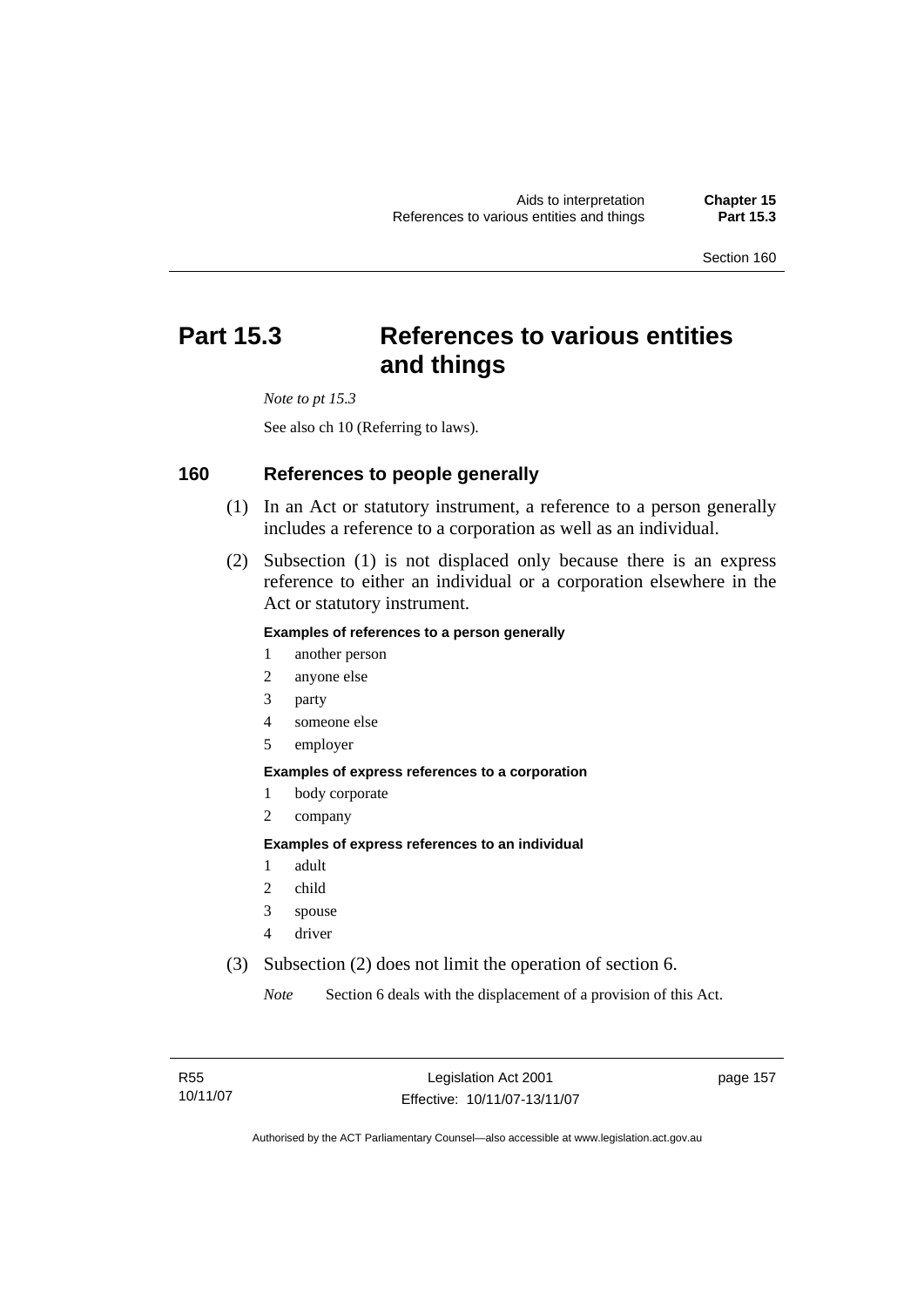# Part 15.3 References to various entities and things

*Note to pt 15.3*

See also ch 10 (Referring to laws).

## 160 References to people generally

(1) In an Act or statutory instrument, a reference to a person generally includes a reference to a corporation as well as an individual.

(2) Subsection (1) is not displaced only because there is an express reference to either an individual or a corporation elsewhere in the Act or statutory instrument.

**Examples of references to a person generally**

1 another person
2 anyone else
3 party
4 someone else
5 employer

**Examples of express references to a corporation**

1 body corporate
2 company

**Examples of express references to an individual**

1 adult
2 child
3 spouse
4 driver

(3) Subsection (2) does not limit the operation of section 6.

*Note* Section 6 deals with the displacement of a provision of this Act.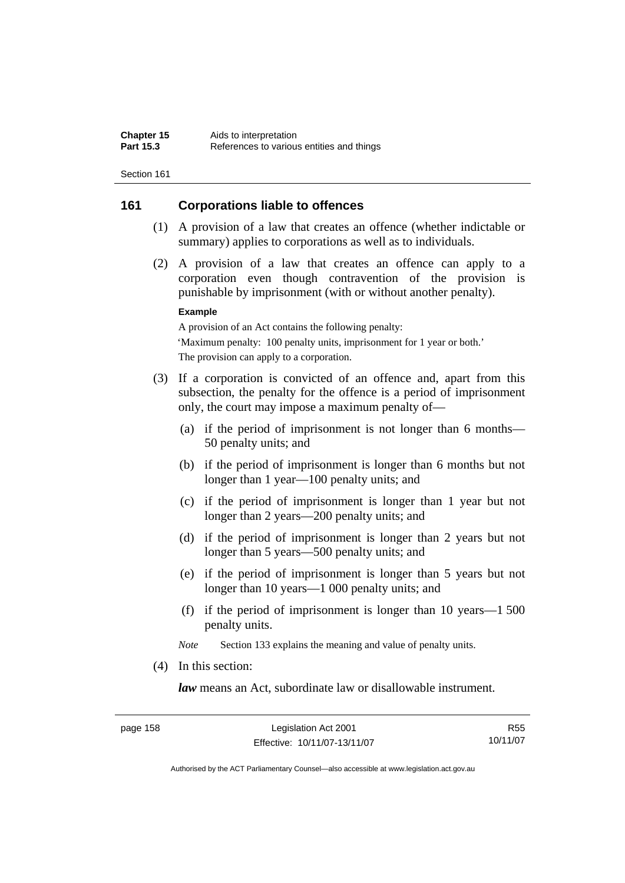## 161 Corporations liable to offences

(1) A provision of a law that creates an offence (whether indictable or summary) applies to corporations as well as to individuals.

(2) A provision of a law that creates an offence can apply to a corporation even though contravention of the provision is punishable by imprisonment (with or without another penalty).

**Example**

A provision of an Act contains the following penalty:

'Maximum penalty: 100 penalty units, imprisonment for 1 year or both.'

The provision can apply to a corporation.

(3) If a corporation is convicted of an offence and, apart from this subsection, the penalty for the offence is a period of imprisonment only, the court may impose a maximum penalty of—

(a) if the period of imprisonment is not longer than 6 months—50 penalty units; and

(b) if the period of imprisonment is longer than 6 months but not longer than 1 year—100 penalty units; and

(c) if the period of imprisonment is longer than 1 year but not longer than 2 years—200 penalty units; and

(d) if the period of imprisonment is longer than 2 years but not longer than 5 years—500 penalty units; and

(e) if the period of imprisonment is longer than 5 years but not longer than 10 years—1 000 penalty units; and

(f) if the period of imprisonment is longer than 10 years—1 500 penalty units.

*Note* Section 133 explains the meaning and value of penalty units.

(4) In this section:

***law*** means an Act, subordinate law or disallowable instrument.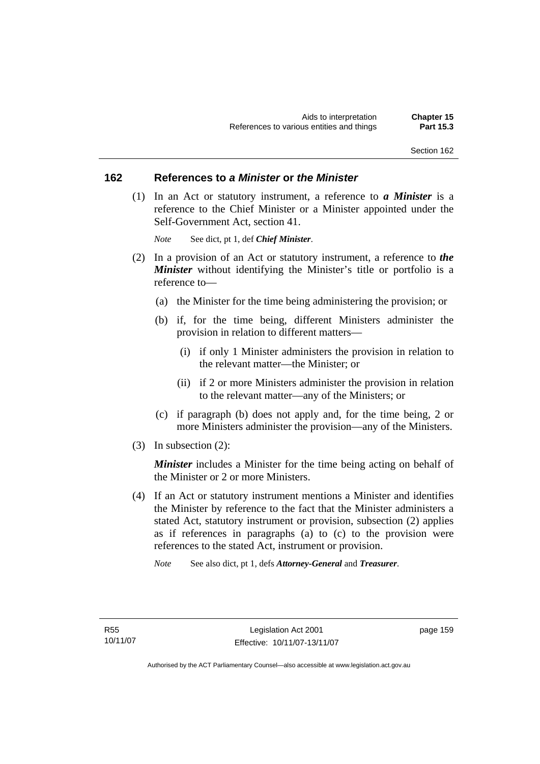## 162 References to *a Minister* or *the Minister*

(1) In an Act or statutory instrument, a reference to ***a Minister*** is a reference to the Chief Minister or a Minister appointed under the Self-Government Act, section 41.

*Note* See dict, pt 1, def ***Chief Minister***.

(2) In a provision of an Act or statutory instrument, a reference to ***the Minister*** without identifying the Minister's title or portfolio is a reference to—

(a) the Minister for the time being administering the provision; or

(b) if, for the time being, different Ministers administer the provision in relation to different matters—

(i) if only 1 Minister administers the provision in relation to the relevant matter—the Minister; or

(ii) if 2 or more Ministers administer the provision in relation to the relevant matter—any of the Ministers; or

(c) if paragraph (b) does not apply and, for the time being, 2 or more Ministers administer the provision—any of the Ministers.

(3) In subsection (2):

***Minister*** includes a Minister for the time being acting on behalf of the Minister or 2 or more Ministers.

(4) If an Act or statutory instrument mentions a Minister and identifies the Minister by reference to the fact that the Minister administers a stated Act, statutory instrument or provision, subsection (2) applies as if references in paragraphs (a) to (c) to the provision were references to the stated Act, instrument or provision.

*Note* See also dict, pt 1, defs ***Attorney-General*** and ***Treasurer***.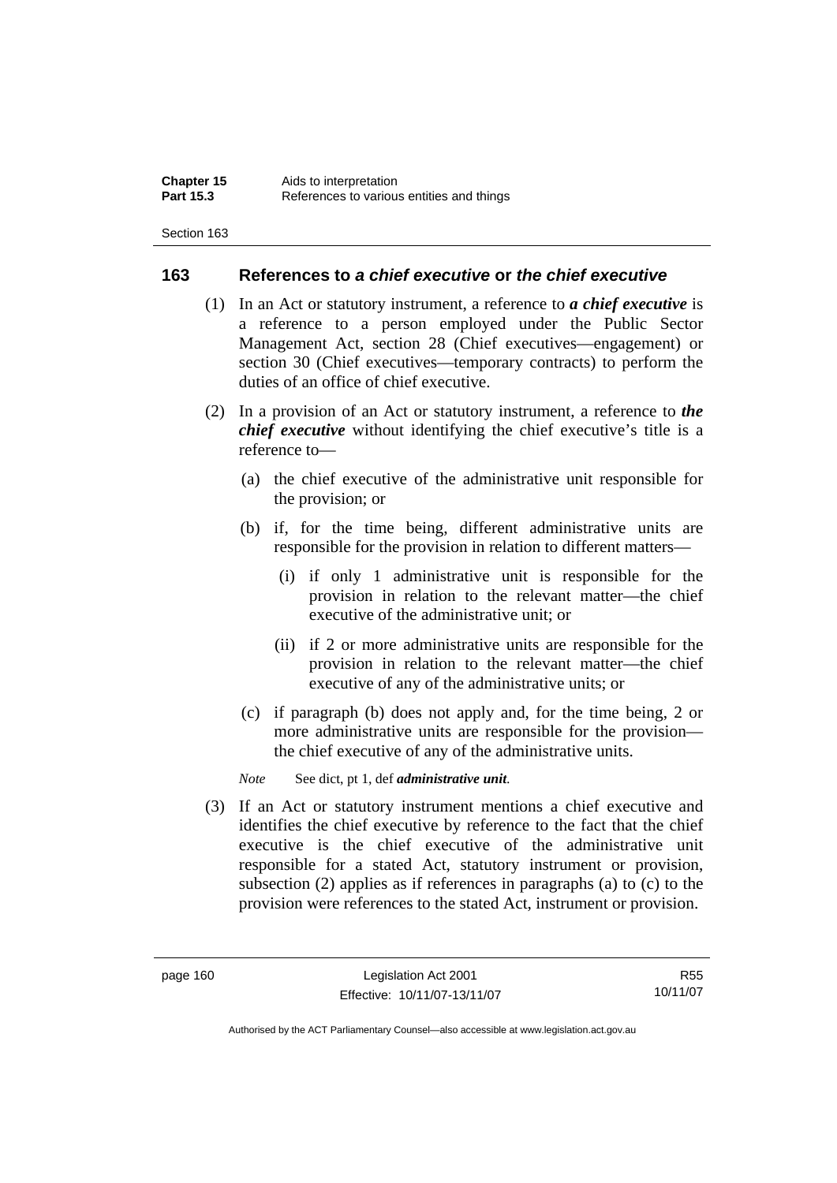## 163 References to *a chief executive* or *the chief executive*

(1) In an Act or statutory instrument, a reference to ***a chief executive*** is a reference to a person employed under the Public Sector Management Act, section 28 (Chief executives—engagement) or section 30 (Chief executives—temporary contracts) to perform the duties of an office of chief executive.

(2) In a provision of an Act or statutory instrument, a reference to ***the chief executive*** without identifying the chief executive's title is a reference to—

(a) the chief executive of the administrative unit responsible for the provision; or

(b) if, for the time being, different administrative units are responsible for the provision in relation to different matters—

(i) if only 1 administrative unit is responsible for the provision in relation to the relevant matter—the chief executive of the administrative unit; or

(ii) if 2 or more administrative units are responsible for the provision in relation to the relevant matter—the chief executive of any of the administrative units; or

(c) if paragraph (b) does not apply and, for the time being, 2 or more administrative units are responsible for the provision—the chief executive of any of the administrative units.

*Note* See dict, pt 1, def ***administrative unit***.

(3) If an Act or statutory instrument mentions a chief executive and identifies the chief executive by reference to the fact that the chief executive is the chief executive of the administrative unit responsible for a stated Act, statutory instrument or provision, subsection (2) applies as if references in paragraphs (a) to (c) to the provision were references to the stated Act, instrument or provision.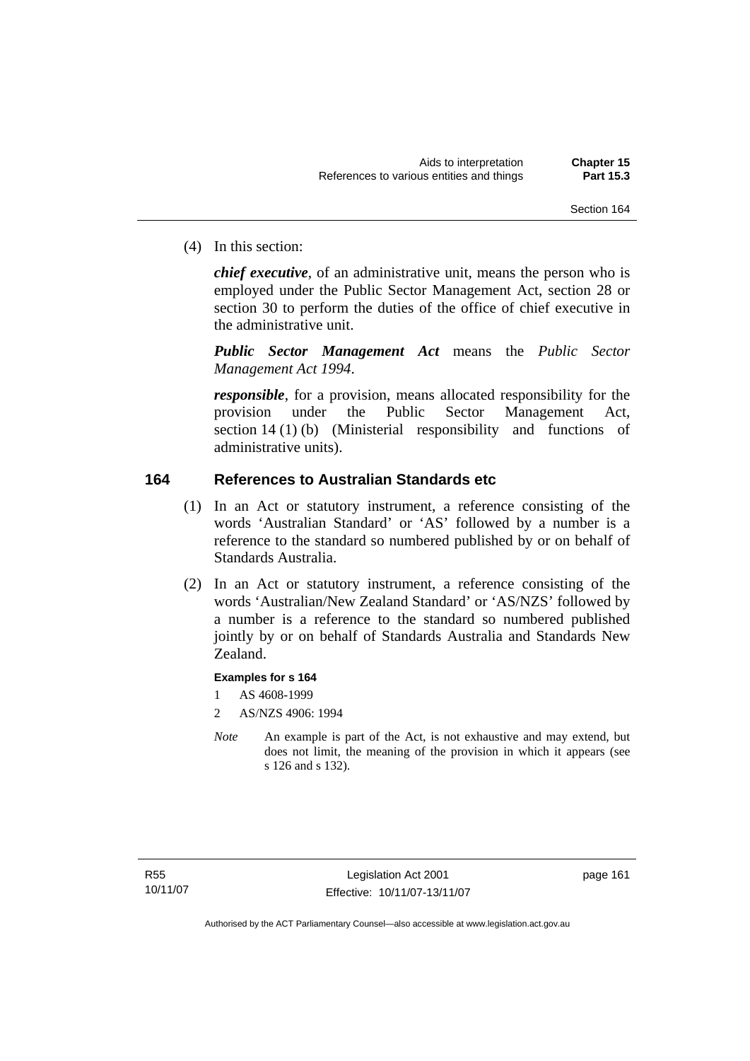(4) In this section:

***chief executive***, of an administrative unit, means the person who is employed under the Public Sector Management Act, section 28 or section 30 to perform the duties of the office of chief executive in the administrative unit.

***Public Sector Management Act*** means the *Public Sector Management Act 1994*.

***responsible***, for a provision, means allocated responsibility for the provision under the Public Sector Management Act, section 14 (1) (b) (Ministerial responsibility and functions of administrative units).

## 164 References to Australian Standards etc

(1) In an Act or statutory instrument, a reference consisting of the words 'Australian Standard' or 'AS' followed by a number is a reference to the standard so numbered published by or on behalf of Standards Australia.

(2) In an Act or statutory instrument, a reference consisting of the words 'Australian/New Zealand Standard' or 'AS/NZS' followed by a number is a reference to the standard so numbered published jointly by or on behalf of Standards Australia and Standards New Zealand.

**Examples for s 164**

1 AS 4608-1999

2 AS/NZS 4906: 1994

*Note* An example is part of the Act, is not exhaustive and may extend, but does not limit, the meaning of the provision in which it appears (see s 126 and s 132).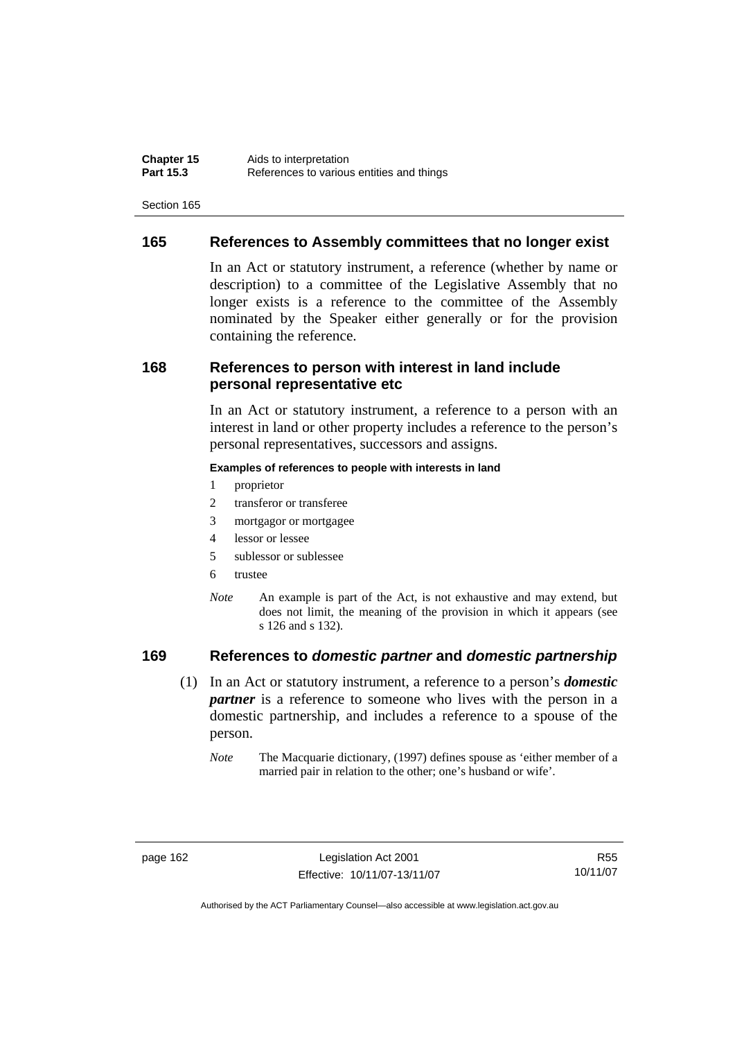## 165 References to Assembly committees that no longer exist

In an Act or statutory instrument, a reference (whether by name or description) to a committee of the Legislative Assembly that no longer exists is a reference to the committee of the Assembly nominated by the Speaker either generally or for the provision containing the reference.

## 168 References to person with interest in land include personal representative etc

In an Act or statutory instrument, a reference to a person with an interest in land or other property includes a reference to the person's personal representatives, successors and assigns.

**Examples of references to people with interests in land**

1 proprietor

2 transferor or transferee

3 mortgagor or mortgagee

4 lessor or lessee

5 sublessor or sublessee

6 trustee

*Note* An example is part of the Act, is not exhaustive and may extend, but does not limit, the meaning of the provision in which it appears (see s 126 and s 132).

## 169 References to *domestic partner* and *domestic partnership*

(1) In an Act or statutory instrument, a reference to a person's ***domestic partner*** is a reference to someone who lives with the person in a domestic partnership, and includes a reference to a spouse of the person.

*Note* The Macquarie dictionary, (1997) defines spouse as 'either member of a married pair in relation to the other; one's husband or wife'.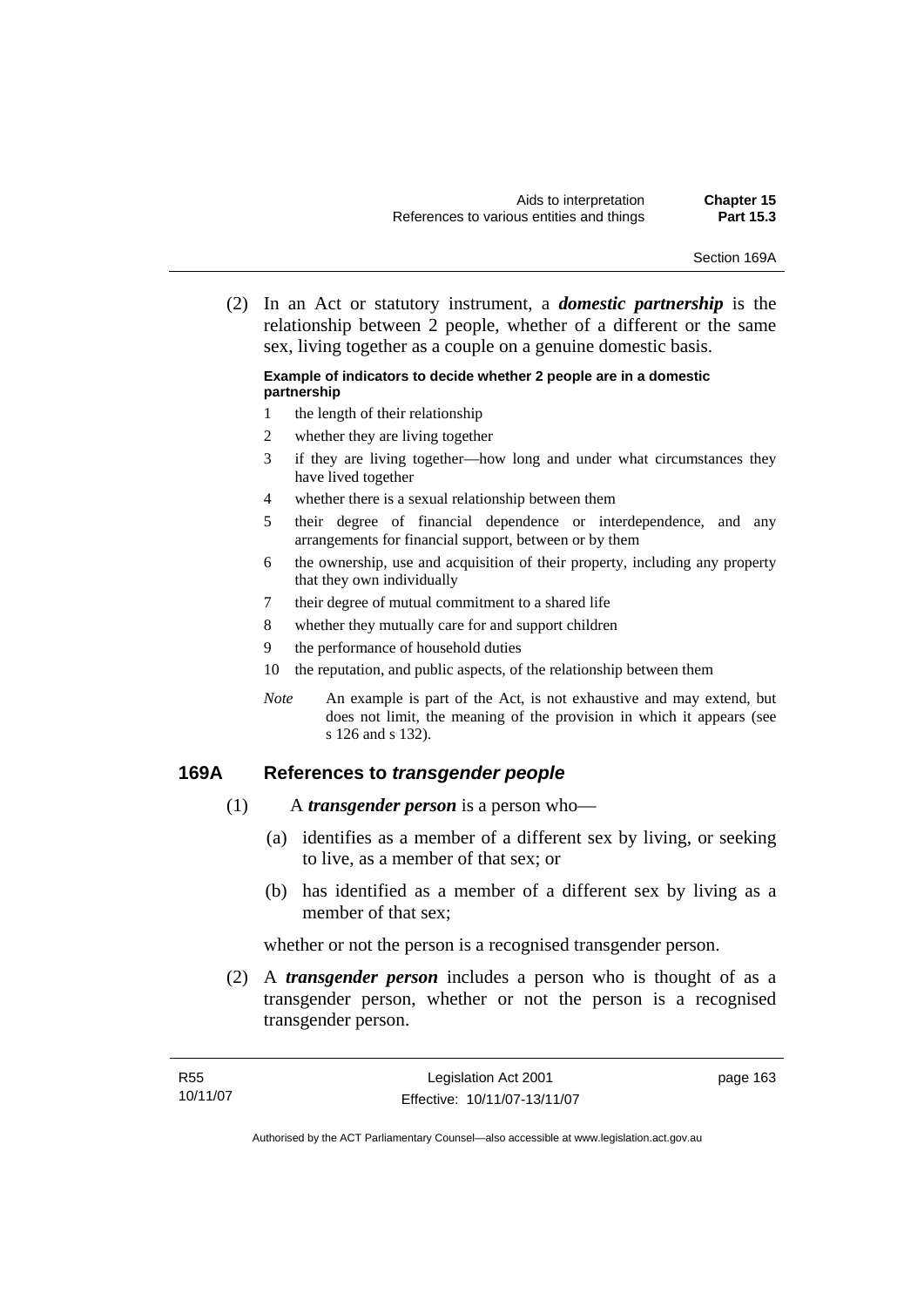(2) In an Act or statutory instrument, a ***domestic partnership*** is the relationship between 2 people, whether of a different or the same sex, living together as a couple on a genuine domestic basis.

**Example of indicators to decide whether 2 people are in a domestic partnership**

1 the length of their relationship
2 whether they are living together
3 if they are living together—how long and under what circumstances they have lived together
4 whether there is a sexual relationship between them
5 their degree of financial dependence or interdependence, and any arrangements for financial support, between or by them
6 the ownership, use and acquisition of their property, including any property that they own individually
7 their degree of mutual commitment to a shared life
8 whether they mutually care for and support children
9 the performance of household duties
10 the reputation, and public aspects, of the relationship between them

*Note* An example is part of the Act, is not exhaustive and may extend, but does not limit, the meaning of the provision in which it appears (see s 126 and s 132).

## 169A References to *transgender people*

(1) A ***transgender person*** is a person who—

(a) identifies as a member of a different sex by living, or seeking to live, as a member of that sex; or

(b) has identified as a member of a different sex by living as a member of that sex;

whether or not the person is a recognised transgender person.

(2) A ***transgender person*** includes a person who is thought of as a transgender person, whether or not the person is a recognised transgender person.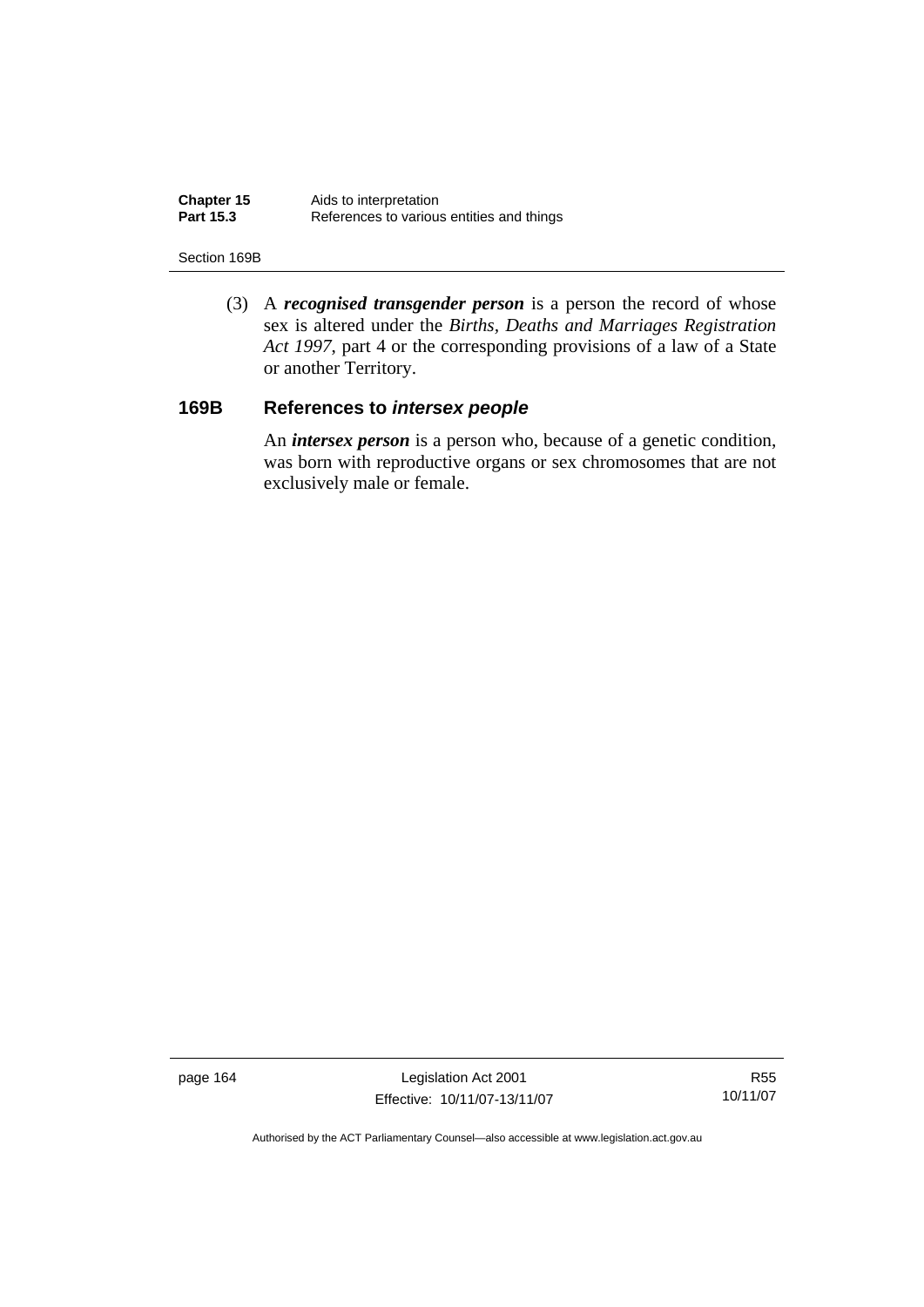(3) A ***recognised transgender person*** is a person the record of whose sex is altered under the *Births, Deaths and Marriages Registration Act 1997*, part 4 or the corresponding provisions of a law of a State or another Territory.

### 169B References to *intersex people*

An ***intersex person*** is a person who, because of a genetic condition, was born with reproductive organs or sex chromosomes that are not exclusively male or female.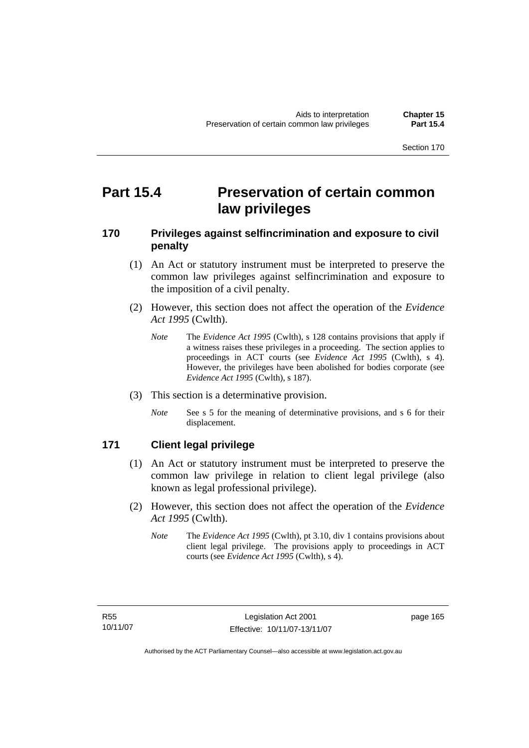# Part 15.4 Preservation of certain common law privileges

## 170 Privileges against selfincrimination and exposure to civil penalty

(1) An Act or statutory instrument must be interpreted to preserve the common law privileges against selfincrimination and exposure to the imposition of a civil penalty.

(2) However, this section does not affect the operation of the *Evidence Act 1995* (Cwlth).

*Note* The *Evidence Act 1995* (Cwlth), s 128 contains provisions that apply if a witness raises these privileges in a proceeding. The section applies to proceedings in ACT courts (see *Evidence Act 1995* (Cwlth), s 4). However, the privileges have been abolished for bodies corporate (see *Evidence Act 1995* (Cwlth), s 187).

(3) This section is a determinative provision.

*Note* See s 5 for the meaning of determinative provisions, and s 6 for their displacement.

## 171 Client legal privilege

(1) An Act or statutory instrument must be interpreted to preserve the common law privilege in relation to client legal privilege (also known as legal professional privilege).

(2) However, this section does not affect the operation of the *Evidence Act 1995* (Cwlth).

*Note* The *Evidence Act 1995* (Cwlth), pt 3.10, div 1 contains provisions about client legal privilege. The provisions apply to proceedings in ACT courts (see *Evidence Act 1995* (Cwlth), s 4).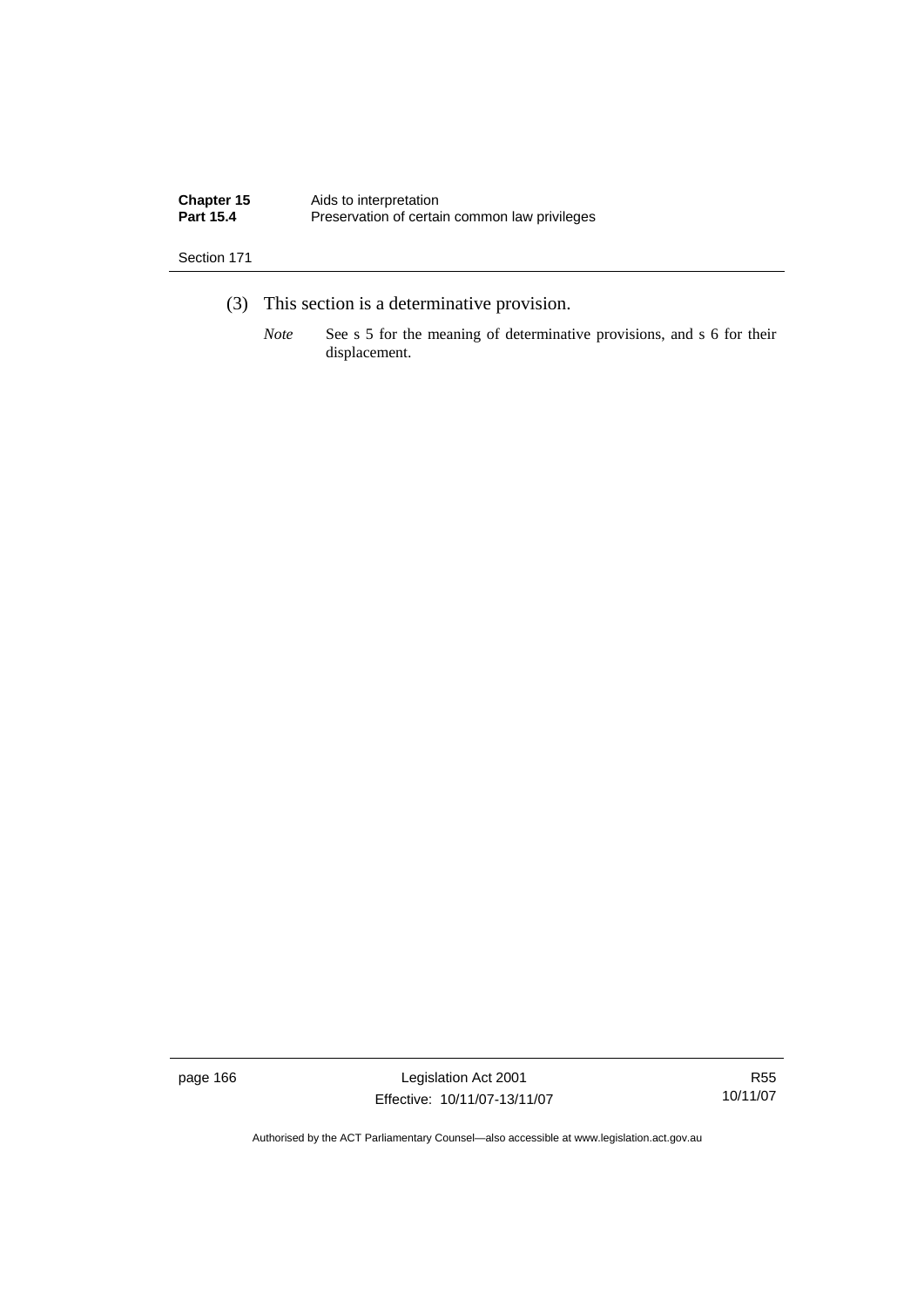(3) This section is a determinative provision.

*Note* See s 5 for the meaning of determinative provisions, and s 6 for their displacement.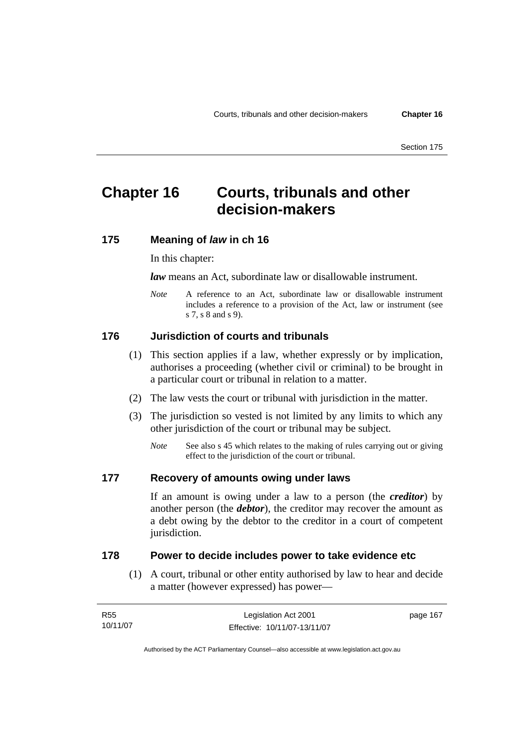# Chapter 16 Courts, tribunals and other decision-makers

## 175 Meaning of *law* in ch 16

In this chapter:

***law*** means an Act, subordinate law or disallowable instrument.

*Note* A reference to an Act, subordinate law or disallowable instrument includes a reference to a provision of the Act, law or instrument (see s 7, s 8 and s 9).

## 176 Jurisdiction of courts and tribunals

(1) This section applies if a law, whether expressly or by implication, authorises a proceeding (whether civil or criminal) to be brought in a particular court or tribunal in relation to a matter.

(2) The law vests the court or tribunal with jurisdiction in the matter.

(3) The jurisdiction so vested is not limited by any limits to which any other jurisdiction of the court or tribunal may be subject.

*Note* See also s 45 which relates to the making of rules carrying out or giving effect to the jurisdiction of the court or tribunal.

## 177 Recovery of amounts owing under laws

If an amount is owing under a law to a person (the ***creditor***) by another person (the ***debtor***), the creditor may recover the amount as a debt owing by the debtor to the creditor in a court of competent jurisdiction.

## 178 Power to decide includes power to take evidence etc

(1) A court, tribunal or other entity authorised by law to hear and decide a matter (however expressed) has power—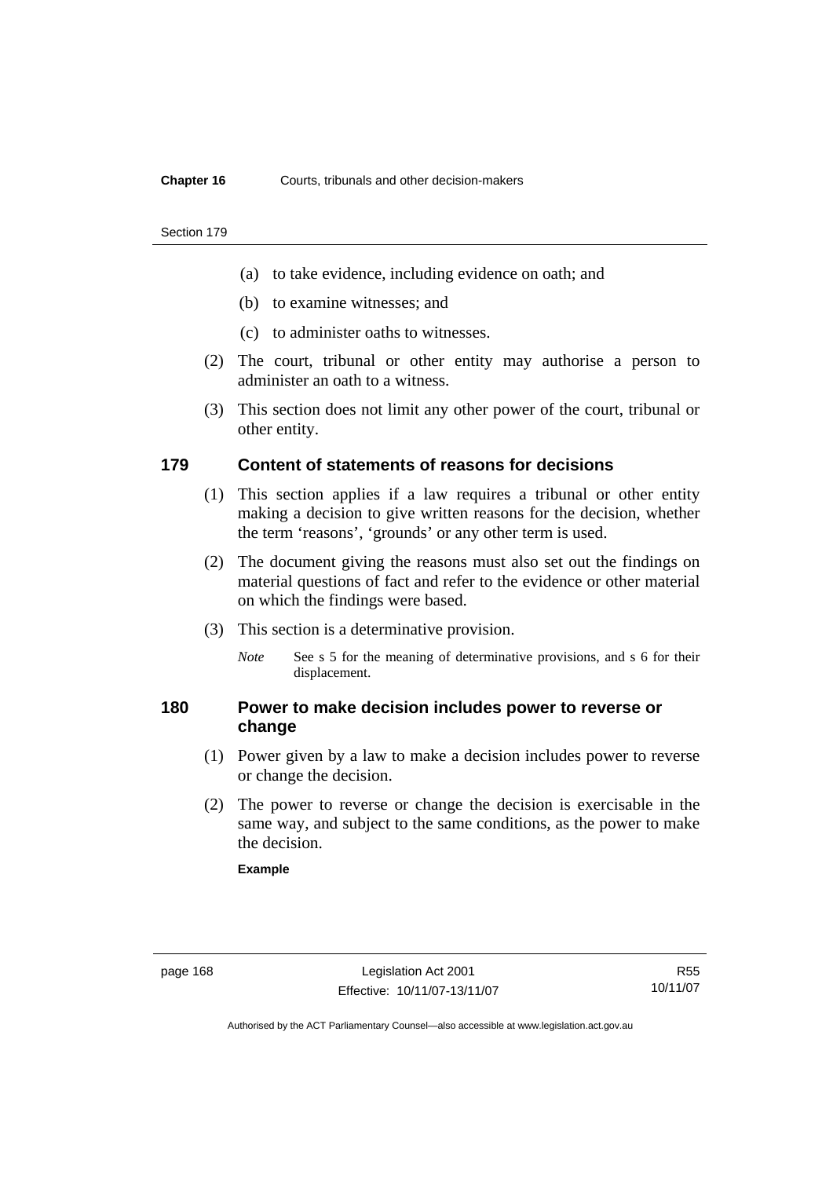(a) to take evidence, including evidence on oath; and

(b) to examine witnesses; and

(c) to administer oaths to witnesses.

(2) The court, tribunal or other entity may authorise a person to administer an oath to a witness.

(3) This section does not limit any other power of the court, tribunal or other entity.

## 179 Content of statements of reasons for decisions

(1) This section applies if a law requires a tribunal or other entity making a decision to give written reasons for the decision, whether the term 'reasons', 'grounds' or any other term is used.

(2) The document giving the reasons must also set out the findings on material questions of fact and refer to the evidence or other material on which the findings were based.

(3) This section is a determinative provision.

*Note* See s 5 for the meaning of determinative provisions, and s 6 for their displacement.

## 180 Power to make decision includes power to reverse or change

(1) Power given by a law to make a decision includes power to reverse or change the decision.

(2) The power to reverse or change the decision is exercisable in the same way, and subject to the same conditions, as the power to make the decision.

**Example**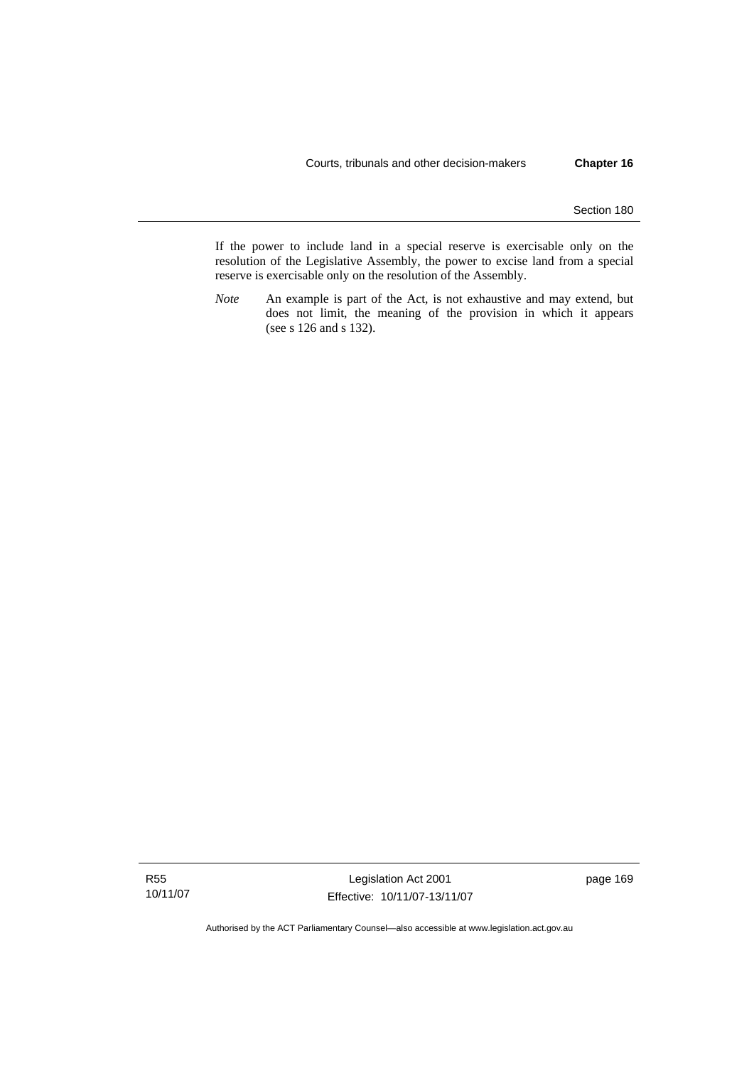If the power to include land in a special reserve is exercisable only on the resolution of the Legislative Assembly, the power to excise land from a special reserve is exercisable only on the resolution of the Assembly.

*Note* An example is part of the Act, is not exhaustive and may extend, but does not limit, the meaning of the provision in which it appears (see s 126 and s 132).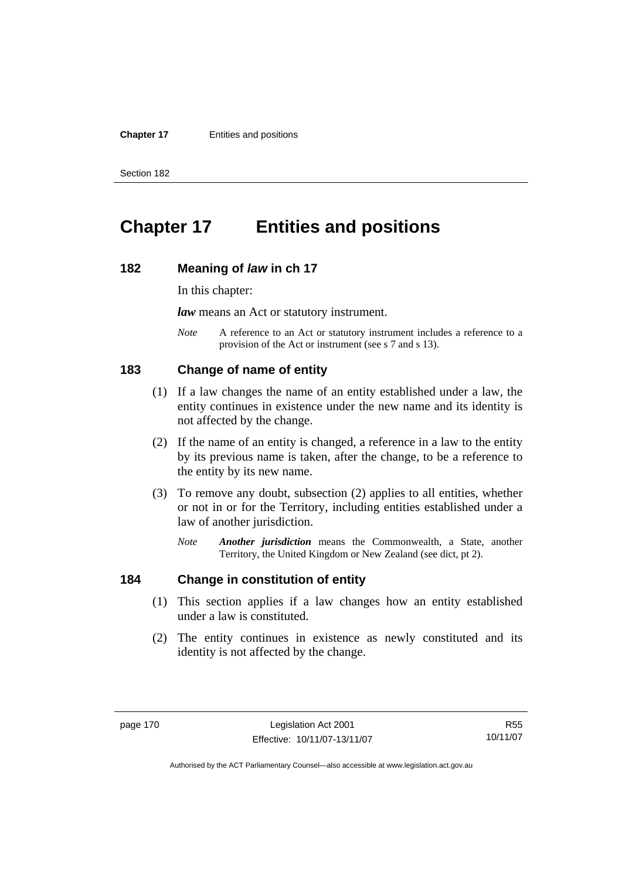# Chapter 17 Entities and positions

## 182 Meaning of *law* in ch 17

In this chapter:

***law*** means an Act or statutory instrument.

*Note* A reference to an Act or statutory instrument includes a reference to a provision of the Act or instrument (see s 7 and s 13).

## 183 Change of name of entity

(1) If a law changes the name of an entity established under a law, the entity continues in existence under the new name and its identity is not affected by the change.

(2) If the name of an entity is changed, a reference in a law to the entity by its previous name is taken, after the change, to be a reference to the entity by its new name.

(3) To remove any doubt, subsection (2) applies to all entities, whether or not in or for the Territory, including entities established under a law of another jurisdiction.

*Note* ***Another jurisdiction*** means the Commonwealth, a State, another Territory, the United Kingdom or New Zealand (see dict, pt 2).

## 184 Change in constitution of entity

(1) This section applies if a law changes how an entity established under a law is constituted.

(2) The entity continues in existence as newly constituted and its identity is not affected by the change.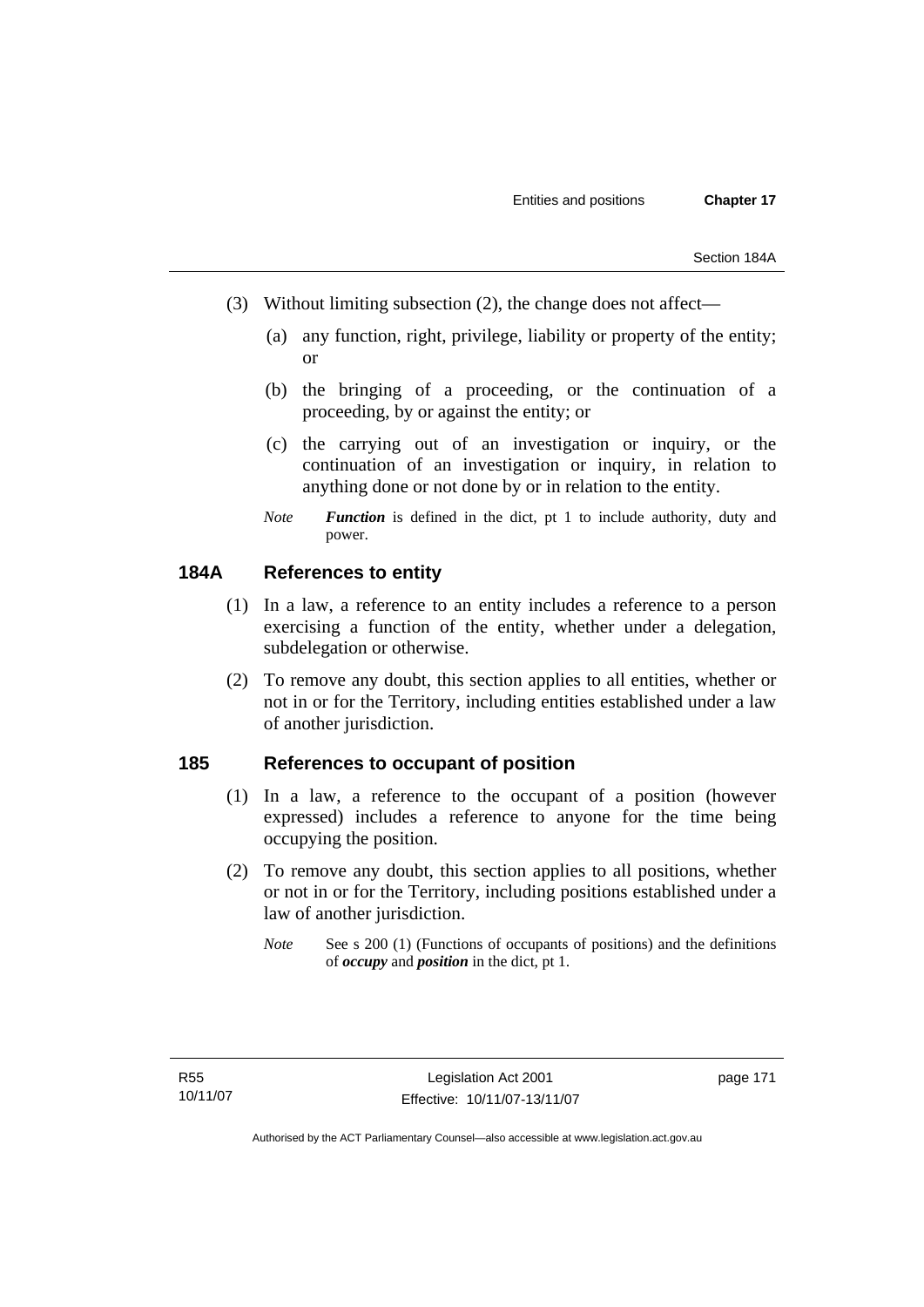(3) Without limiting subsection (2), the change does not affect—

(a) any function, right, privilege, liability or property of the entity; or

(b) the bringing of a proceeding, or the continuation of a proceeding, by or against the entity; or

(c) the carrying out of an investigation or inquiry, or the continuation of an investigation or inquiry, in relation to anything done or not done by or in relation to the entity.

*Note* ***Function*** is defined in the dict, pt 1 to include authority, duty and power.

## 184A References to entity

(1) In a law, a reference to an entity includes a reference to a person exercising a function of the entity, whether under a delegation, subdelegation or otherwise.

(2) To remove any doubt, this section applies to all entities, whether or not in or for the Territory, including entities established under a law of another jurisdiction.

## 185 References to occupant of position

(1) In a law, a reference to the occupant of a position (however expressed) includes a reference to anyone for the time being occupying the position.

(2) To remove any doubt, this section applies to all positions, whether or not in or for the Territory, including positions established under a law of another jurisdiction.

*Note* See s 200 (1) (Functions of occupants of positions) and the definitions of ***occupy*** and ***position*** in the dict, pt 1.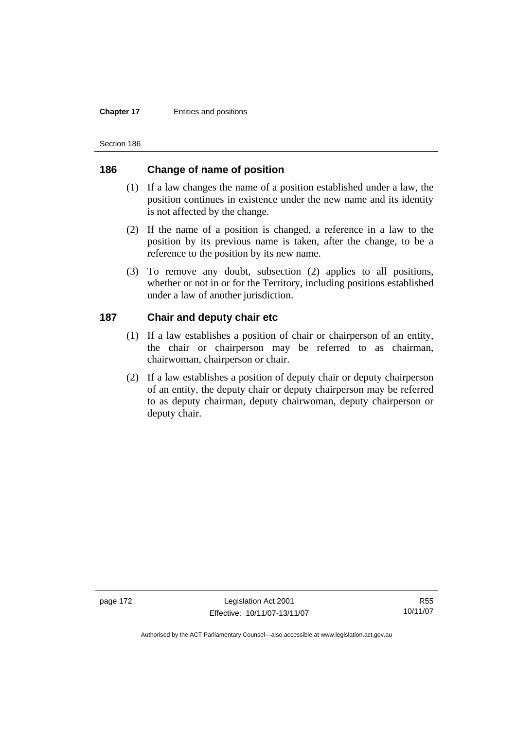## 186 Change of name of position

(1) If a law changes the name of a position established under a law, the position continues in existence under the new name and its identity is not affected by the change.

(2) If the name of a position is changed, a reference in a law to the position by its previous name is taken, after the change, to be a reference to the position by its new name.

(3) To remove any doubt, subsection (2) applies to all positions, whether or not in or for the Territory, including positions established under a law of another jurisdiction.

## 187 Chair and deputy chair etc

(1) If a law establishes a position of chair or chairperson of an entity, the chair or chairperson may be referred to as chairman, chairwoman, chairperson or chair.

(2) If a law establishes a position of deputy chair or deputy chairperson of an entity, the deputy chair or deputy chairperson may be referred to as deputy chairman, deputy chairwoman, deputy chairperson or deputy chair.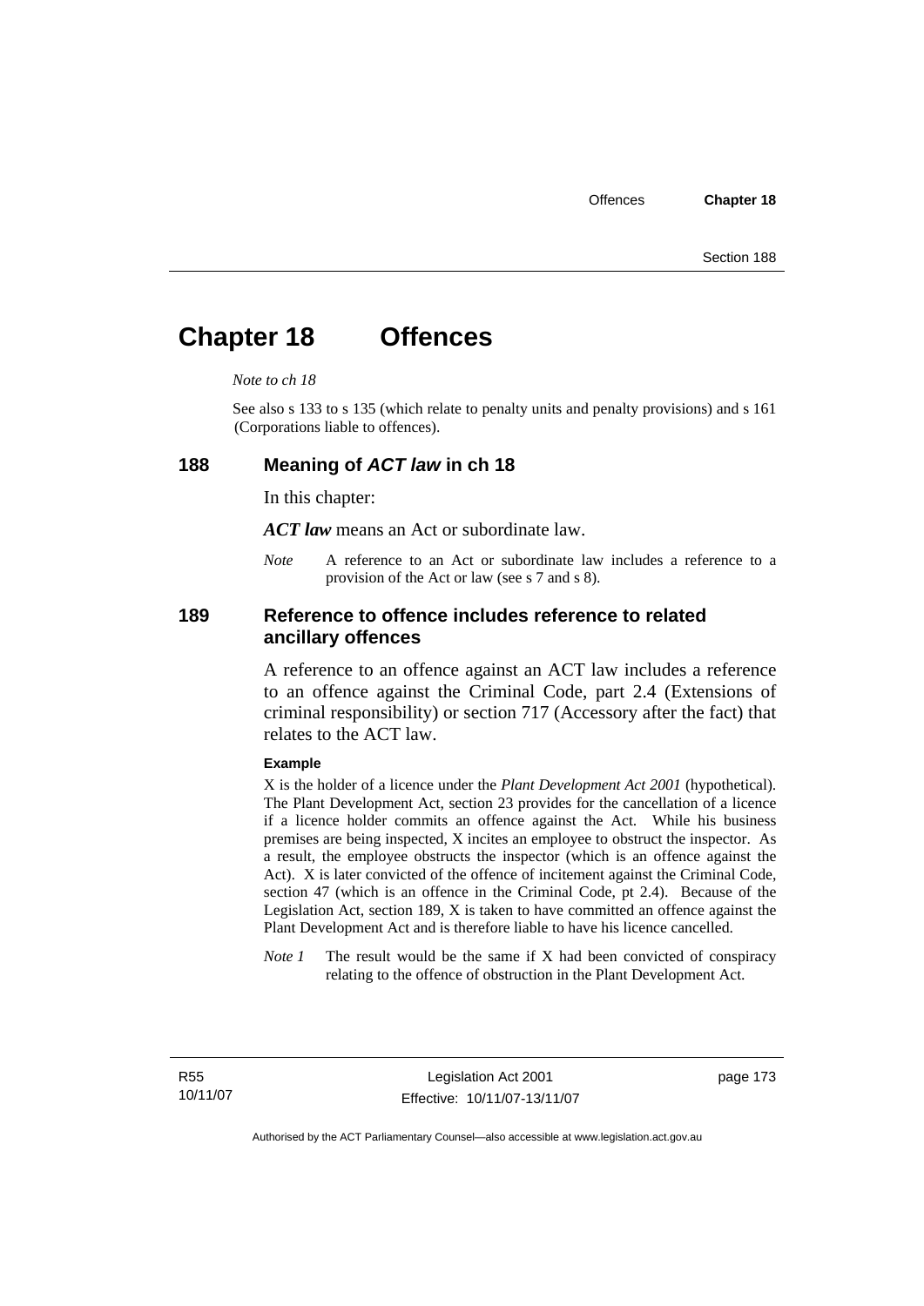# Chapter 18 Offences

*Note to ch 18*

See also s 133 to s 135 (which relate to penalty units and penalty provisions) and s 161 (Corporations liable to offences).

## 188 Meaning of *ACT law* in ch 18

In this chapter:

***ACT law*** means an Act or subordinate law.

*Note* A reference to an Act or subordinate law includes a reference to a provision of the Act or law (see s 7 and s 8).

## 189 Reference to offence includes reference to related ancillary offences

A reference to an offence against an ACT law includes a reference to an offence against the Criminal Code, part 2.4 (Extensions of criminal responsibility) or section 717 (Accessory after the fact) that relates to the ACT law.

**Example**

X is the holder of a licence under the *Plant Development Act 2001* (hypothetical). The Plant Development Act, section 23 provides for the cancellation of a licence if a licence holder commits an offence against the Act. While his business premises are being inspected, X incites an employee to obstruct the inspector. As a result, the employee obstructs the inspector (which is an offence against the Act). X is later convicted of the offence of incitement against the Criminal Code, section 47 (which is an offence in the Criminal Code, pt 2.4). Because of the Legislation Act, section 189, X is taken to have committed an offence against the Plant Development Act and is therefore liable to have his licence cancelled.

*Note 1* The result would be the same if X had been convicted of conspiracy relating to the offence of obstruction in the Plant Development Act.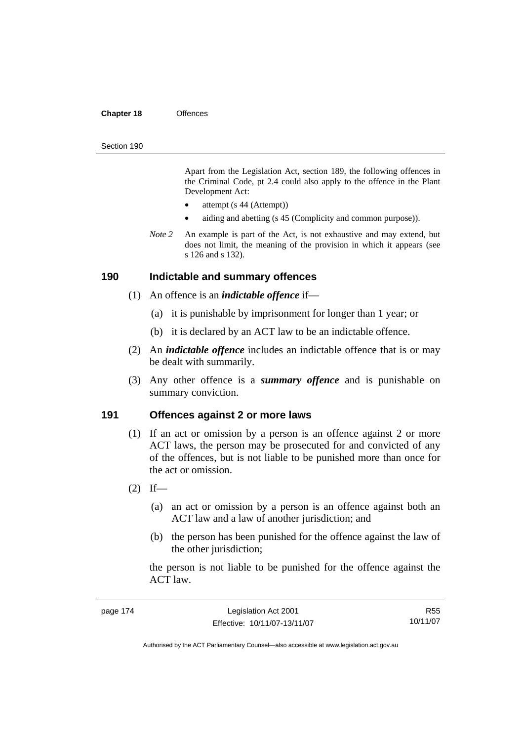Apart from the Legislation Act, section 189, the following offences in the Criminal Code, pt 2.4 could also apply to the offence in the Plant Development Act:

- attempt (s 44 (Attempt))
- aiding and abetting (s 45 (Complicity and common purpose)).

*Note 2* An example is part of the Act, is not exhaustive and may extend, but does not limit, the meaning of the provision in which it appears (see s 126 and s 132).

## 190 Indictable and summary offences

(1) An offence is an ***indictable offence*** if—

(a) it is punishable by imprisonment for longer than 1 year; or

(b) it is declared by an ACT law to be an indictable offence.

(2) An ***indictable offence*** includes an indictable offence that is or may be dealt with summarily.

(3) Any other offence is a ***summary offence*** and is punishable on summary conviction.

## 191 Offences against 2 or more laws

(1) If an act or omission by a person is an offence against 2 or more ACT laws, the person may be prosecuted for and convicted of any of the offences, but is not liable to be punished more than once for the act or omission.

(2) If—

(a) an act or omission by a person is an offence against both an ACT law and a law of another jurisdiction; and

(b) the person has been punished for the offence against the law of the other jurisdiction;

the person is not liable to be punished for the offence against the ACT law.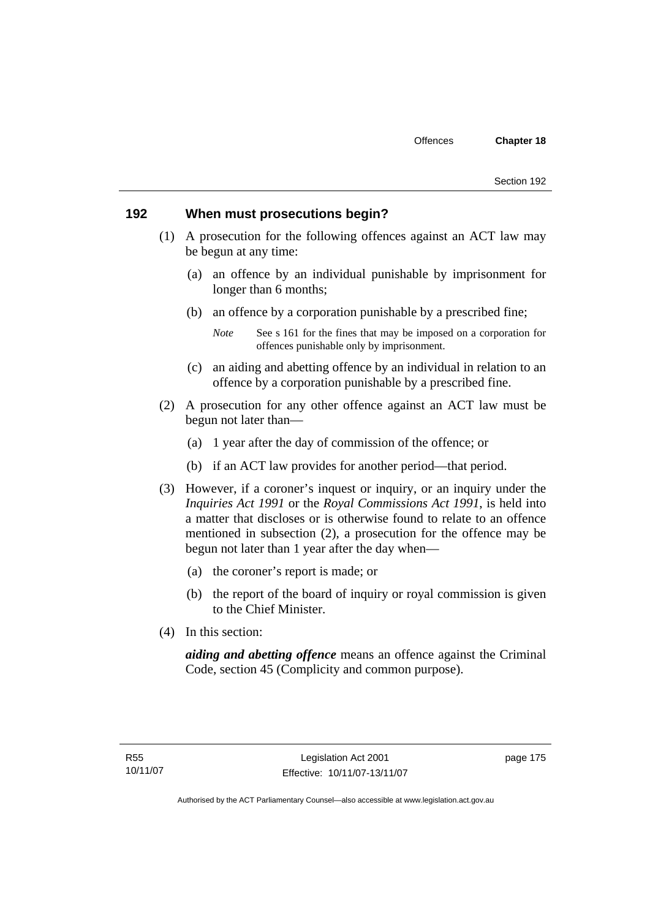## 192 When must prosecutions begin?

(1) A prosecution for the following offences against an ACT law may be begun at any time:

(a) an offence by an individual punishable by imprisonment for longer than 6 months;

(b) an offence by a corporation punishable by a prescribed fine;

*Note* See s 161 for the fines that may be imposed on a corporation for offences punishable only by imprisonment.

(c) an aiding and abetting offence by an individual in relation to an offence by a corporation punishable by a prescribed fine.

(2) A prosecution for any other offence against an ACT law must be begun not later than—

(a) 1 year after the day of commission of the offence; or

(b) if an ACT law provides for another period—that period.

(3) However, if a coroner's inquest or inquiry, or an inquiry under the *Inquiries Act 1991* or the *Royal Commissions Act 1991*, is held into a matter that discloses or is otherwise found to relate to an offence mentioned in subsection (2), a prosecution for the offence may be begun not later than 1 year after the day when—

(a) the coroner's report is made; or

(b) the report of the board of inquiry or royal commission is given to the Chief Minister.

(4) In this section:

***aiding and abetting offence*** means an offence against the Criminal Code, section 45 (Complicity and common purpose).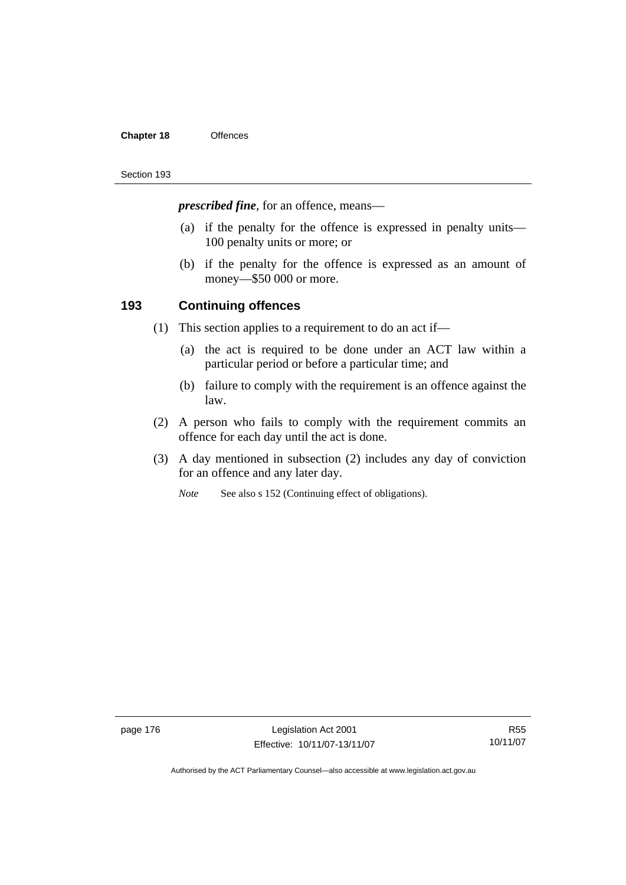***prescribed fine***, for an offence, means—

(a) if the penalty for the offence is expressed in penalty units—100 penalty units or more; or

(b) if the penalty for the offence is expressed as an amount of money—$50 000 or more.

### 193 Continuing offences

(1) This section applies to a requirement to do an act if—

(a) the act is required to be done under an ACT law within a particular period or before a particular time; and

(b) failure to comply with the requirement is an offence against the law.

(2) A person who fails to comply with the requirement commits an offence for each day until the act is done.

(3) A day mentioned in subsection (2) includes any day of conviction for an offence and any later day.

*Note* See also s 152 (Continuing effect of obligations).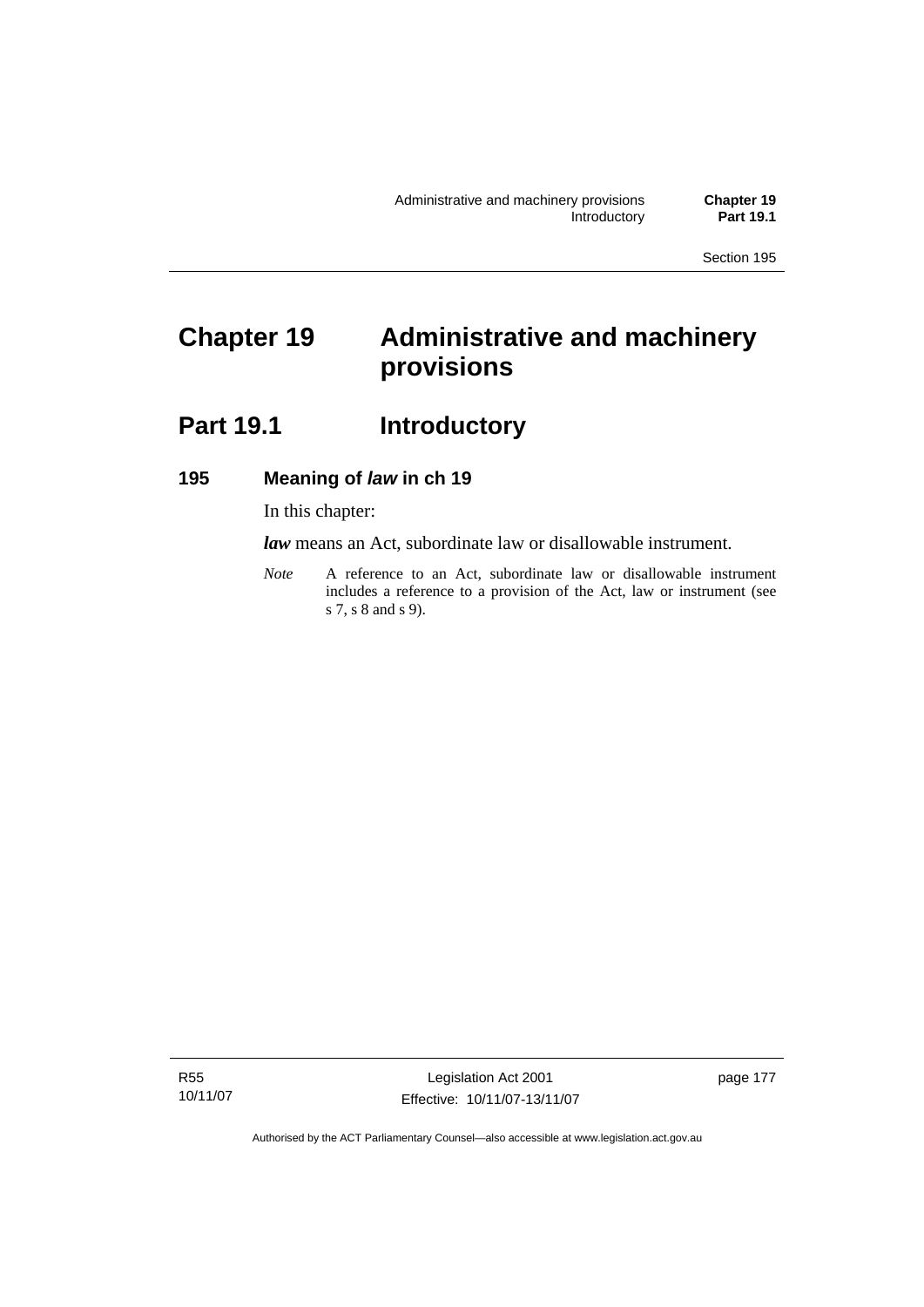# Chapter 19 Administrative and machinery provisions

## Part 19.1 Introductory

### 195 Meaning of *law* in ch 19

In this chapter:

***law*** means an Act, subordinate law or disallowable instrument.

*Note* A reference to an Act, subordinate law or disallowable instrument includes a reference to a provision of the Act, law or instrument (see s 7, s 8 and s 9).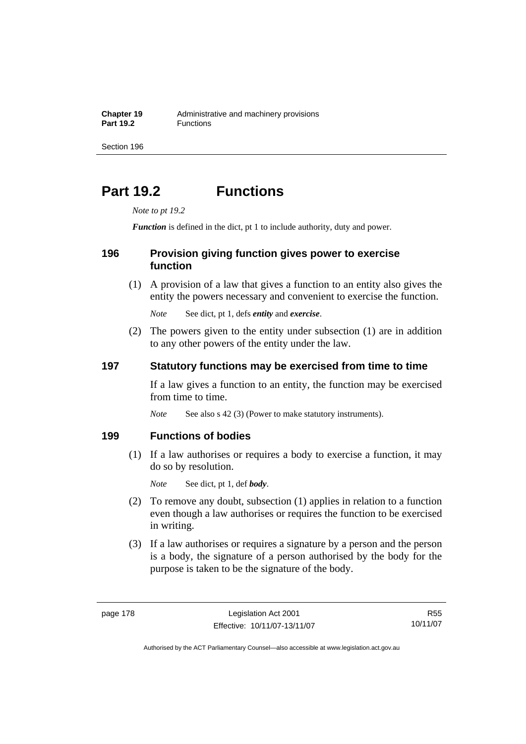# Part 19.2 Functions

*Note to pt 19.2*

***Function*** is defined in the dict, pt 1 to include authority, duty and power.

## 196 Provision giving function gives power to exercise function

(1) A provision of a law that gives a function to an entity also gives the entity the powers necessary and convenient to exercise the function.

*Note* See dict, pt 1, defs ***entity*** and ***exercise***.

(2) The powers given to the entity under subsection (1) are in addition to any other powers of the entity under the law.

## 197 Statutory functions may be exercised from time to time

If a law gives a function to an entity, the function may be exercised from time to time.

*Note* See also s 42 (3) (Power to make statutory instruments).

## 199 Functions of bodies

(1) If a law authorises or requires a body to exercise a function, it may do so by resolution.

*Note* See dict, pt 1, def ***body***.

(2) To remove any doubt, subsection (1) applies in relation to a function even though a law authorises or requires the function to be exercised in writing.

(3) If a law authorises or requires a signature by a person and the person is a body, the signature of a person authorised by the body for the purpose is taken to be the signature of the body.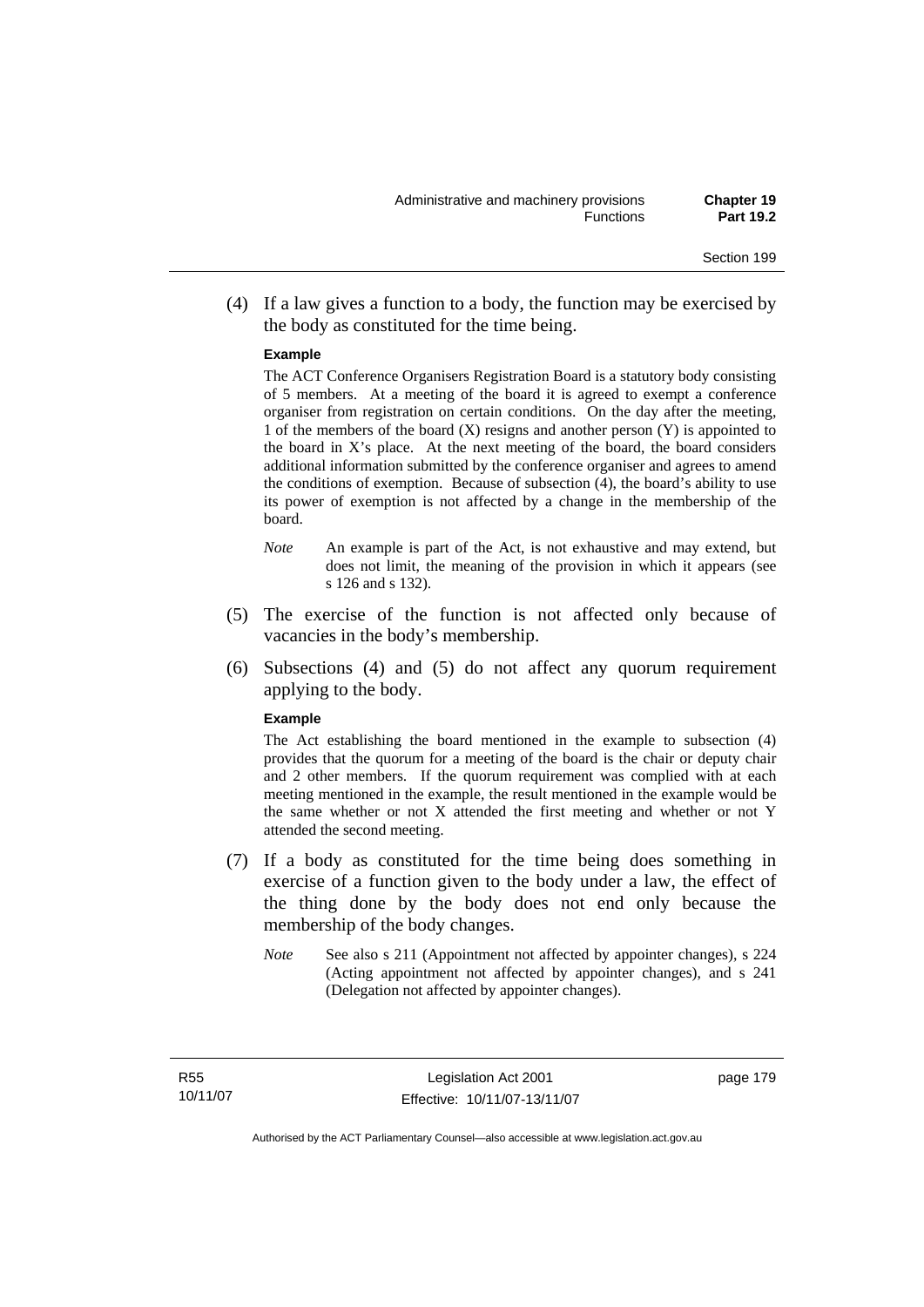(4) If a law gives a function to a body, the function may be exercised by the body as constituted for the time being.

**Example**

The ACT Conference Organisers Registration Board is a statutory body consisting of 5 members. At a meeting of the board it is agreed to exempt a conference organiser from registration on certain conditions. On the day after the meeting, 1 of the members of the board (X) resigns and another person (Y) is appointed to the board in X's place. At the next meeting of the board, the board considers additional information submitted by the conference organiser and agrees to amend the conditions of exemption. Because of subsection (4), the board's ability to use its power of exemption is not affected by a change in the membership of the board.

*Note* An example is part of the Act, is not exhaustive and may extend, but does not limit, the meaning of the provision in which it appears (see s 126 and s 132).

(5) The exercise of the function is not affected only because of vacancies in the body's membership.

(6) Subsections (4) and (5) do not affect any quorum requirement applying to the body.

**Example**

The Act establishing the board mentioned in the example to subsection (4) provides that the quorum for a meeting of the board is the chair or deputy chair and 2 other members. If the quorum requirement was complied with at each meeting mentioned in the example, the result mentioned in the example would be the same whether or not X attended the first meeting and whether or not Y attended the second meeting.

(7) If a body as constituted for the time being does something in exercise of a function given to the body under a law, the effect of the thing done by the body does not end only because the membership of the body changes.

*Note* See also s 211 (Appointment not affected by appointer changes), s 224 (Acting appointment not affected by appointer changes), and s 241 (Delegation not affected by appointer changes).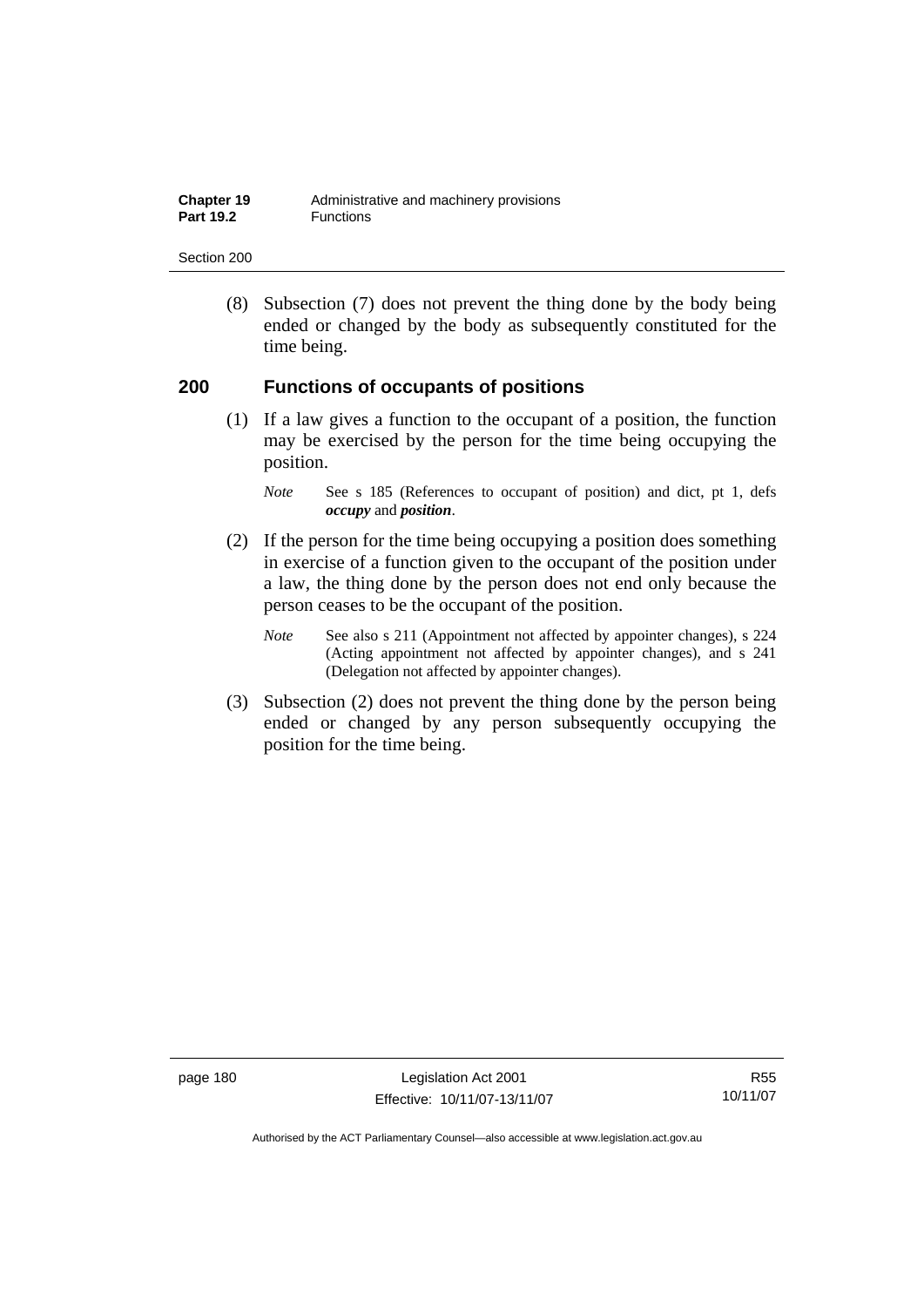(8) Subsection (7) does not prevent the thing done by the body being ended or changed by the body as subsequently constituted for the time being.

## 200 Functions of occupants of positions

(1) If a law gives a function to the occupant of a position, the function may be exercised by the person for the time being occupying the position.

*Note* See s 185 (References to occupant of position) and dict, pt 1, defs ***occupy*** and ***position***.

(2) If the person for the time being occupying a position does something in exercise of a function given to the occupant of the position under a law, the thing done by the person does not end only because the person ceases to be the occupant of the position.

*Note* See also s 211 (Appointment not affected by appointer changes), s 224 (Acting appointment not affected by appointer changes), and s 241 (Delegation not affected by appointer changes).

(3) Subsection (2) does not prevent the thing done by the person being ended or changed by any person subsequently occupying the position for the time being.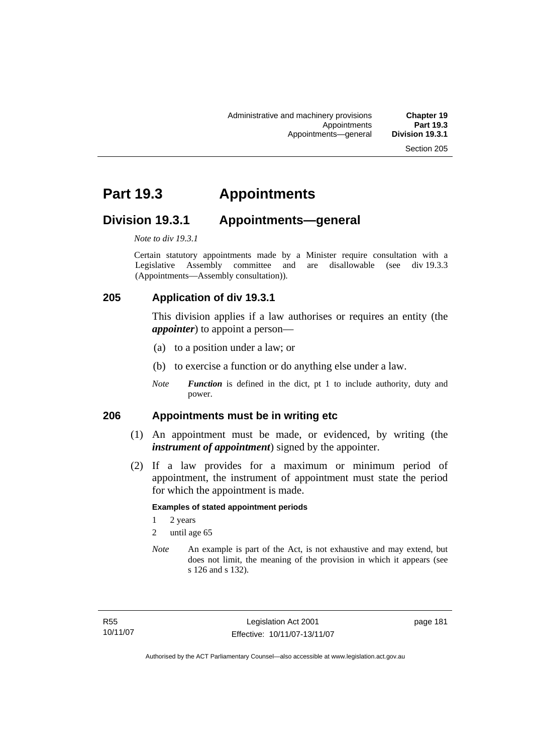# Part 19.3 Appointments

## Division 19.3.1 Appointments—general

*Note to div 19.3.1*

Certain statutory appointments made by a Minister require consultation with a Legislative Assembly committee and are disallowable (see div 19.3.3 (Appointments—Assembly consultation)).

### 205 Application of div 19.3.1

This division applies if a law authorises or requires an entity (the ***appointer***) to appoint a person—

(a) to a position under a law; or

(b) to exercise a function or do anything else under a law.

*Note* ***Function*** is defined in the dict, pt 1 to include authority, duty and power.

### 206 Appointments must be in writing etc

(1) An appointment must be made, or evidenced, by writing (the ***instrument of appointment***) signed by the appointer.

(2) If a law provides for a maximum or minimum period of appointment, the instrument of appointment must state the period for which the appointment is made.

**Examples of stated appointment periods**

1 2 years

2 until age 65

*Note* An example is part of the Act, is not exhaustive and may extend, but does not limit, the meaning of the provision in which it appears (see s 126 and s 132).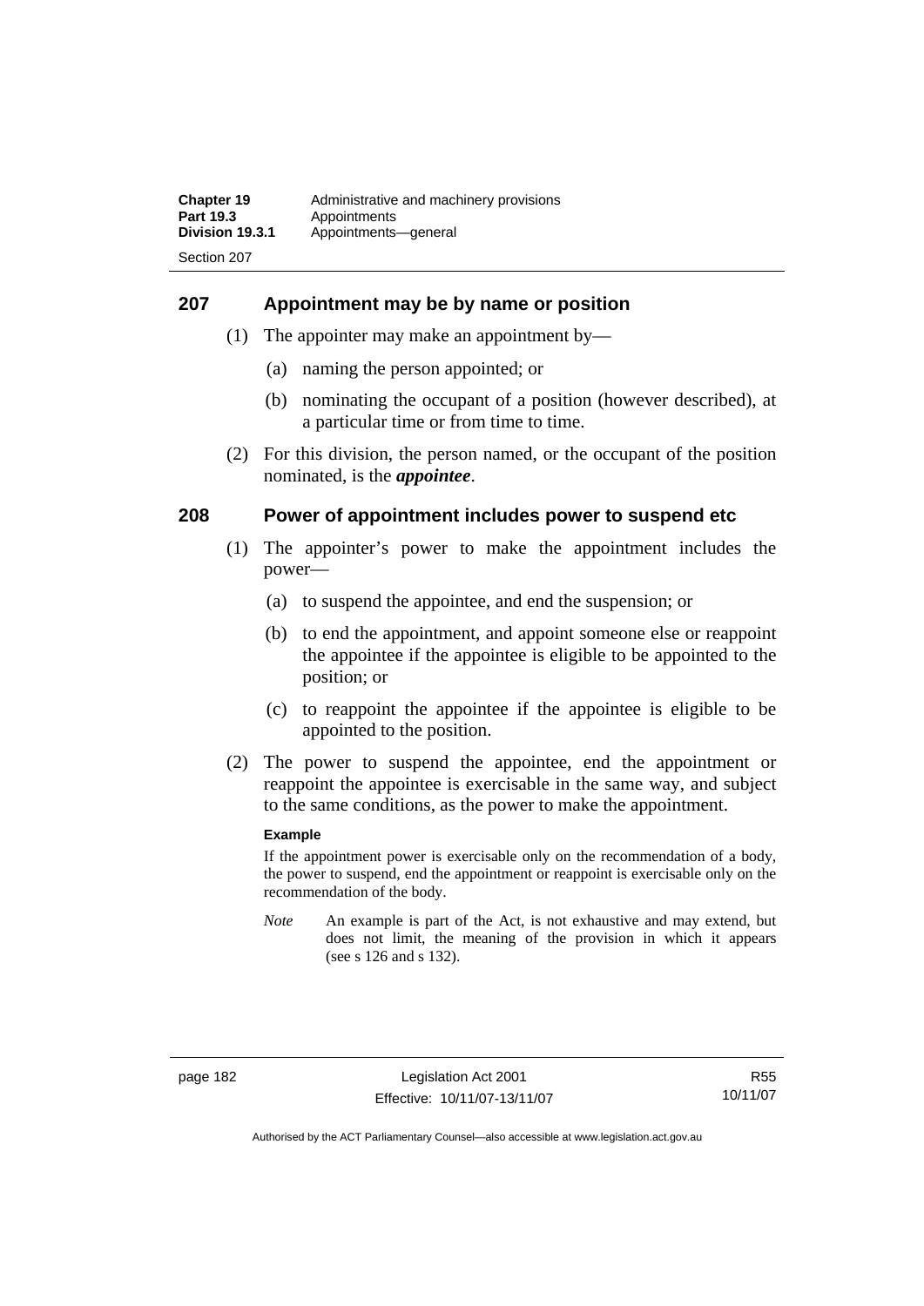## 207 Appointment may be by name or position

(1) The appointer may make an appointment by—

(a) naming the person appointed; or

(b) nominating the occupant of a position (however described), at a particular time or from time to time.

(2) For this division, the person named, or the occupant of the position nominated, is the ***appointee***.

## 208 Power of appointment includes power to suspend etc

(1) The appointer's power to make the appointment includes the power—

(a) to suspend the appointee, and end the suspension; or

(b) to end the appointment, and appoint someone else or reappoint the appointee if the appointee is eligible to be appointed to the position; or

(c) to reappoint the appointee if the appointee is eligible to be appointed to the position.

(2) The power to suspend the appointee, end the appointment or reappoint the appointee is exercisable in the same way, and subject to the same conditions, as the power to make the appointment.

**Example**

If the appointment power is exercisable only on the recommendation of a body, the power to suspend, end the appointment or reappoint is exercisable only on the recommendation of the body.

*Note* An example is part of the Act, is not exhaustive and may extend, but does not limit, the meaning of the provision in which it appears (see s 126 and s 132).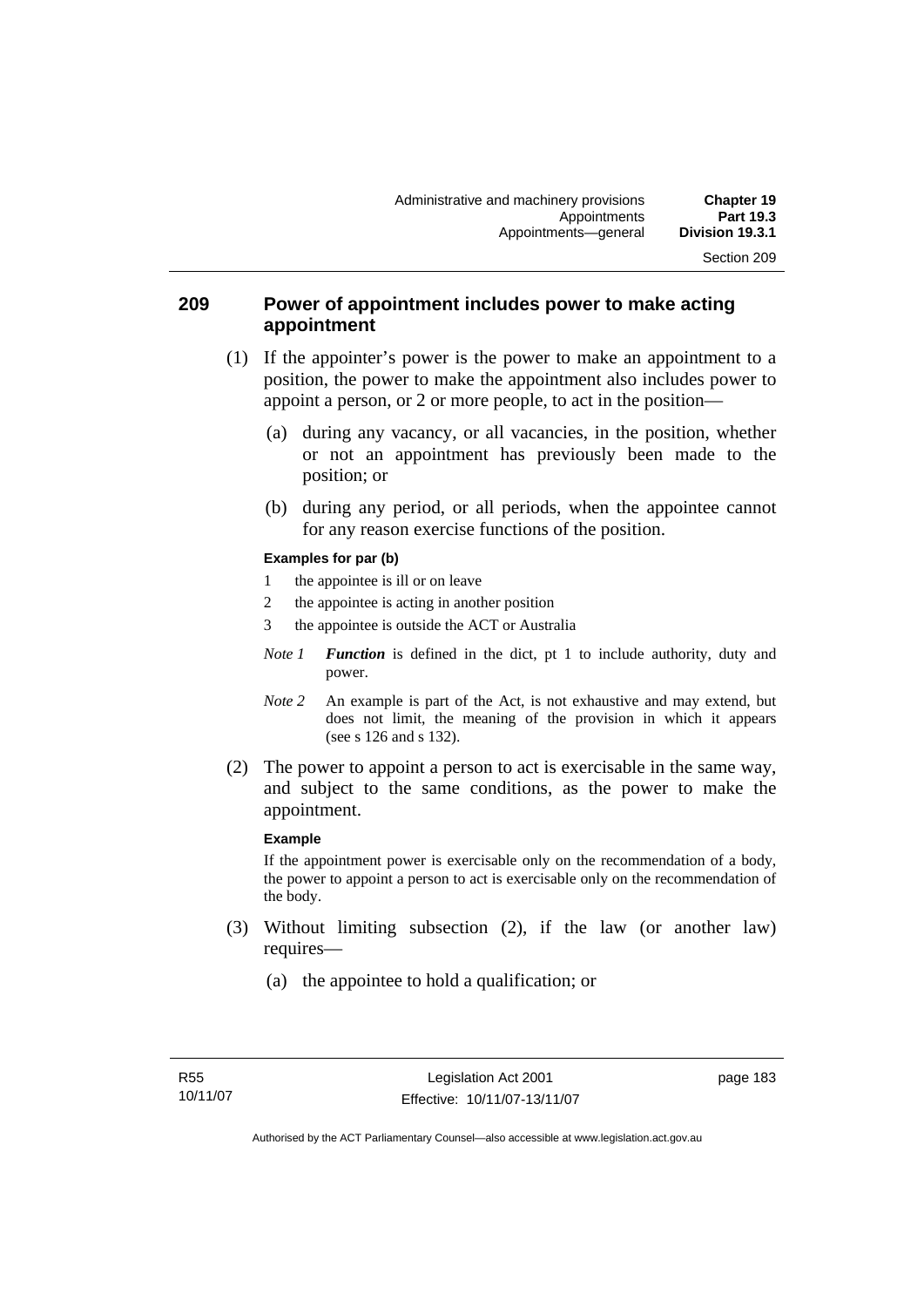## 209 Power of appointment includes power to make acting appointment

(1) If the appointer's power is the power to make an appointment to a position, the power to make the appointment also includes power to appoint a person, or 2 or more people, to act in the position—

(a) during any vacancy, or all vacancies, in the position, whether or not an appointment has previously been made to the position; or

(b) during any period, or all periods, when the appointee cannot for any reason exercise functions of the position.

**Examples for par (b)**

1 the appointee is ill or on leave

2 the appointee is acting in another position

3 the appointee is outside the ACT or Australia

*Note 1* ***Function*** is defined in the dict, pt 1 to include authority, duty and power.

*Note 2* An example is part of the Act, is not exhaustive and may extend, but does not limit, the meaning of the provision in which it appears (see s 126 and s 132).

(2) The power to appoint a person to act is exercisable in the same way, and subject to the same conditions, as the power to make the appointment.

**Example**

If the appointment power is exercisable only on the recommendation of a body, the power to appoint a person to act is exercisable only on the recommendation of the body.

(3) Without limiting subsection (2), if the law (or another law) requires—

(a) the appointee to hold a qualification; or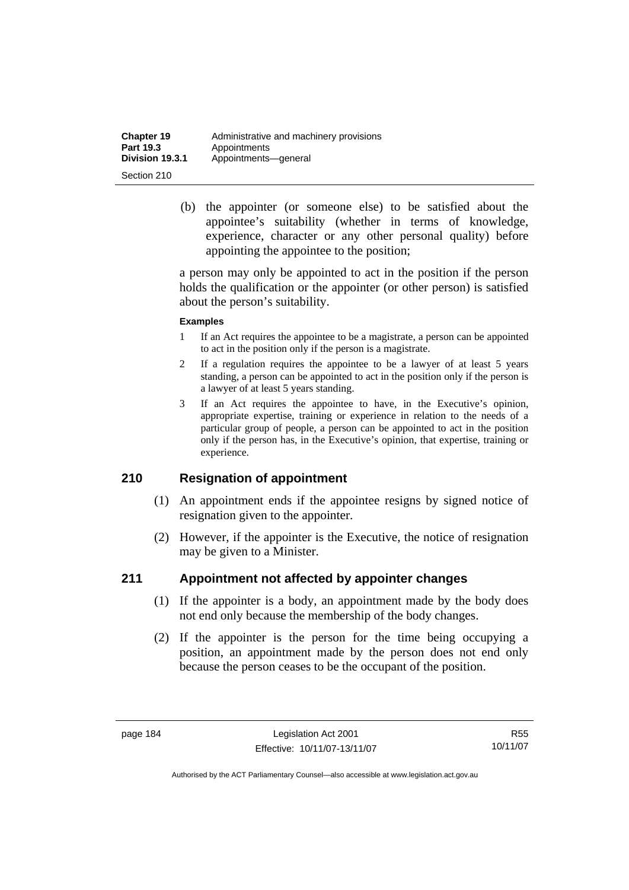(b) the appointer (or someone else) to be satisfied about the appointee's suitability (whether in terms of knowledge, experience, character or any other personal quality) before appointing the appointee to the position;

a person may only be appointed to act in the position if the person holds the qualification or the appointer (or other person) is satisfied about the person's suitability.

**Examples**

1. If an Act requires the appointee to be a magistrate, a person can be appointed to act in the position only if the person is a magistrate.
2. If a regulation requires the appointee to be a lawyer of at least 5 years standing, a person can be appointed to act in the position only if the person is a lawyer of at least 5 years standing.
3. If an Act requires the appointee to have, in the Executive's opinion, appropriate expertise, training or experience in relation to the needs of a particular group of people, a person can be appointed to act in the position only if the person has, in the Executive's opinion, that expertise, training or experience.

## 210 Resignation of appointment

(1) An appointment ends if the appointee resigns by signed notice of resignation given to the appointer.

(2) However, if the appointer is the Executive, the notice of resignation may be given to a Minister.

## 211 Appointment not affected by appointer changes

(1) If the appointer is a body, an appointment made by the body does not end only because the membership of the body changes.

(2) If the appointer is the person for the time being occupying a position, an appointment made by the person does not end only because the person ceases to be the occupant of the position.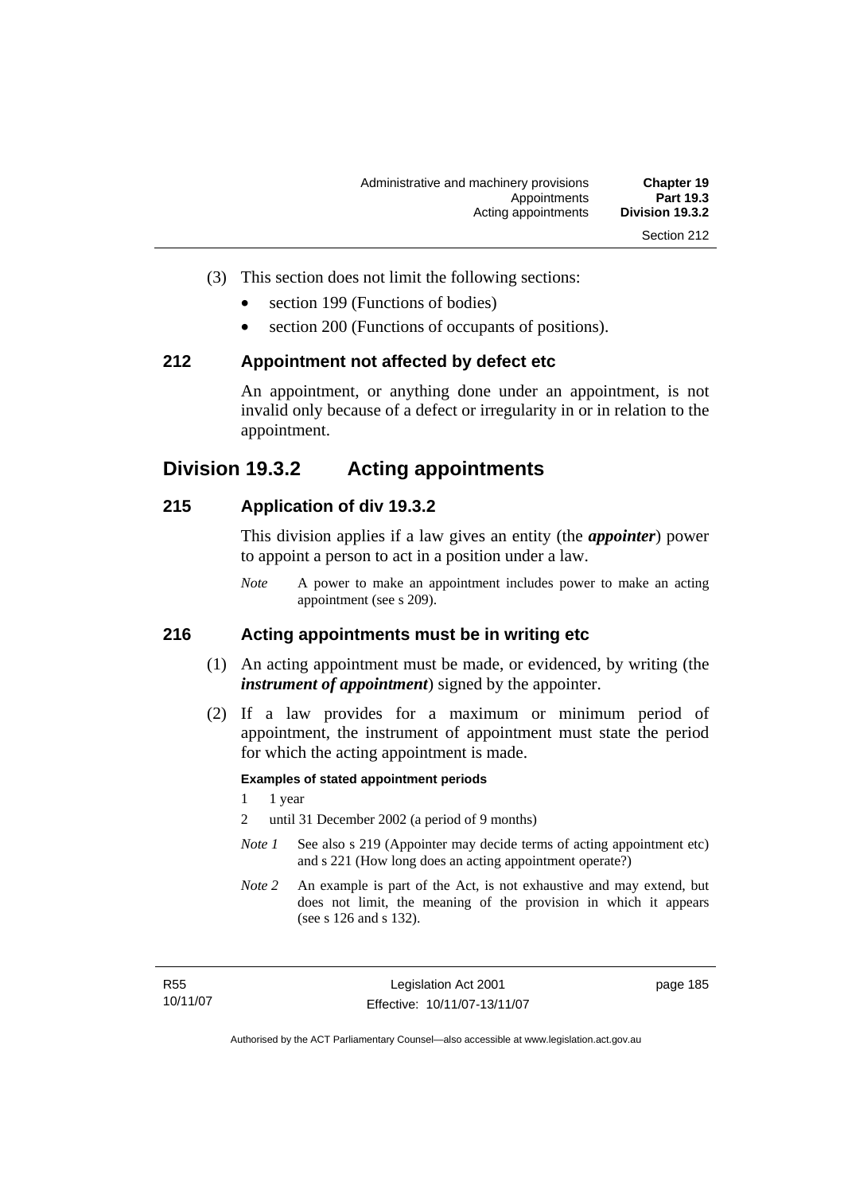(3) This section does not limit the following sections:

- section 199 (Functions of bodies)
- section 200 (Functions of occupants of positions).

### 212 Appointment not affected by defect etc

An appointment, or anything done under an appointment, is not invalid only because of a defect or irregularity in or in relation to the appointment.

## Division 19.3.2 Acting appointments

### 215 Application of div 19.3.2

This division applies if a law gives an entity (the ***appointer***) power to appoint a person to act in a position under a law.

*Note* A power to make an appointment includes power to make an acting appointment (see s 209).

### 216 Acting appointments must be in writing etc

(1) An acting appointment must be made, or evidenced, by writing (the ***instrument of appointment***) signed by the appointer.

(2) If a law provides for a maximum or minimum period of appointment, the instrument of appointment must state the period for which the acting appointment is made.

**Examples of stated appointment periods**

1 1 year

2 until 31 December 2002 (a period of 9 months)

*Note 1* See also s 219 (Appointer may decide terms of acting appointment etc) and s 221 (How long does an acting appointment operate?)

*Note 2* An example is part of the Act, is not exhaustive and may extend, but does not limit, the meaning of the provision in which it appears (see s 126 and s 132).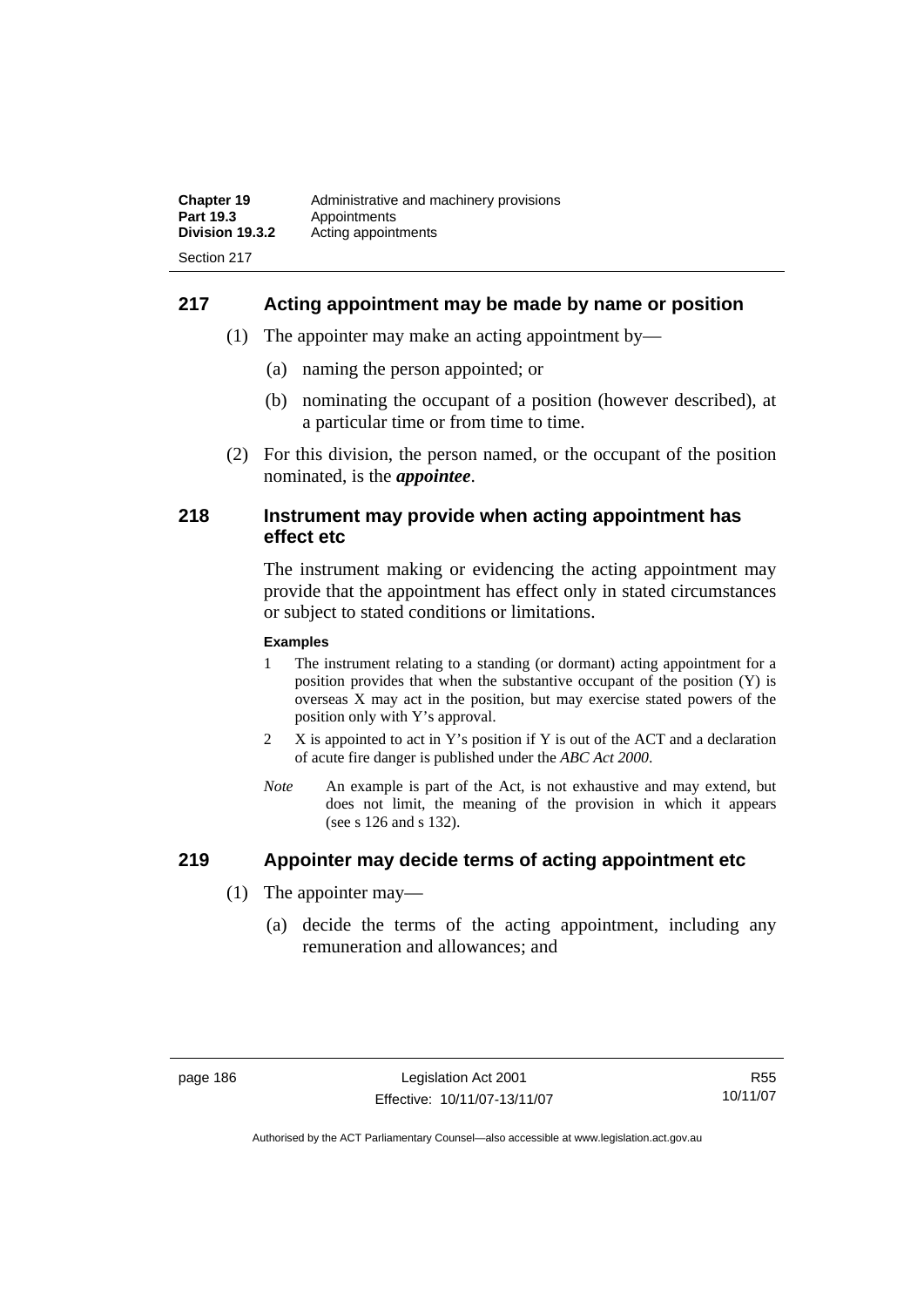## 217 Acting appointment may be made by name or position

(1) The appointer may make an acting appointment by—

(a) naming the person appointed; or

(b) nominating the occupant of a position (however described), at a particular time or from time to time.

(2) For this division, the person named, or the occupant of the position nominated, is the ***appointee***.

## 218 Instrument may provide when acting appointment has effect etc

The instrument making or evidencing the acting appointment may provide that the appointment has effect only in stated circumstances or subject to stated conditions or limitations.

**Examples**

1 The instrument relating to a standing (or dormant) acting appointment for a position provides that when the substantive occupant of the position (Y) is overseas X may act in the position, but may exercise stated powers of the position only with Y's approval.

2 X is appointed to act in Y's position if Y is out of the ACT and a declaration of acute fire danger is published under the *ABC Act 2000*.

*Note* An example is part of the Act, is not exhaustive and may extend, but does not limit, the meaning of the provision in which it appears (see s 126 and s 132).

## 219 Appointer may decide terms of acting appointment etc

(1) The appointer may—

(a) decide the terms of the acting appointment, including any remuneration and allowances; and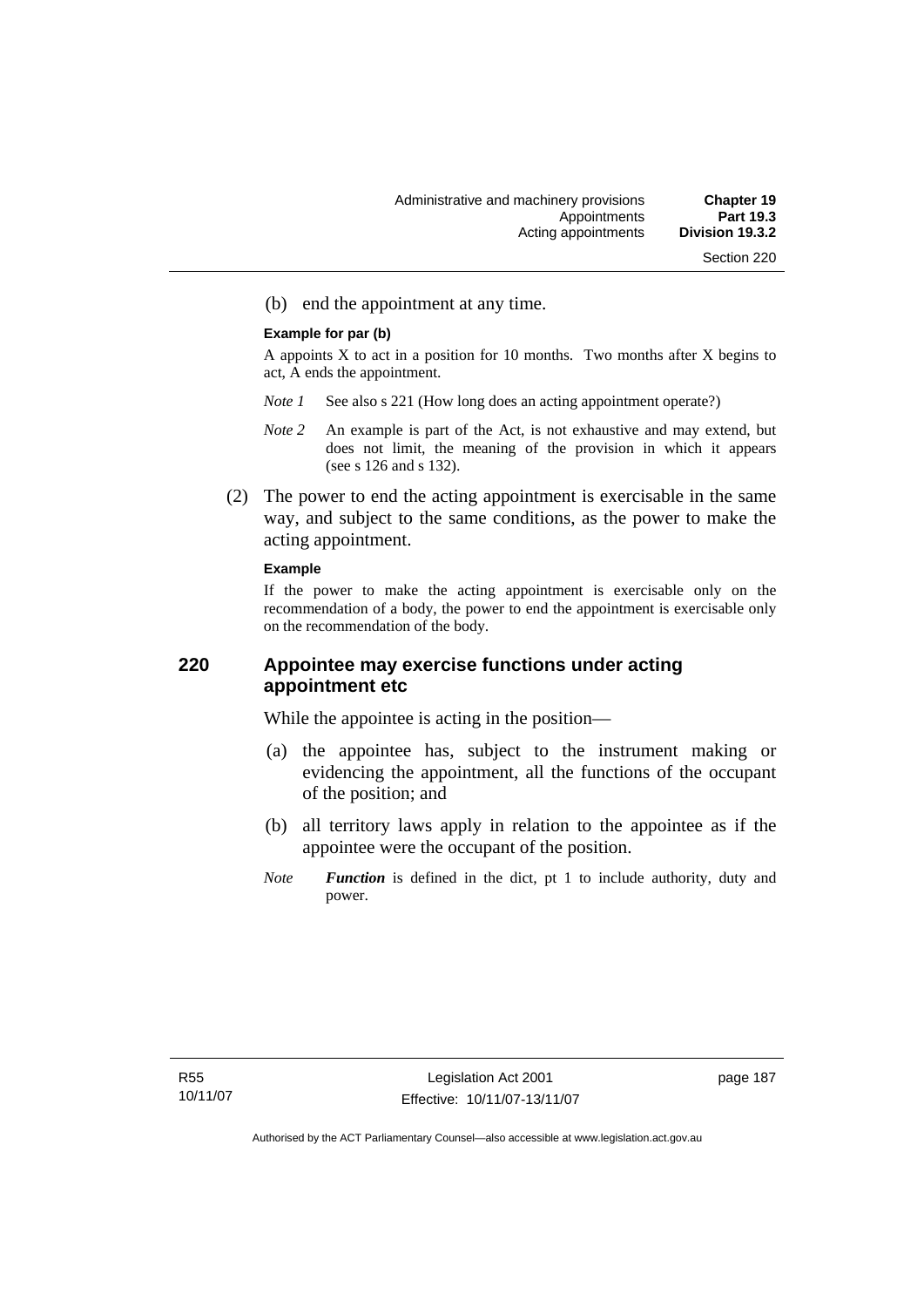(b) end the appointment at any time.

**Example for par (b)**

A appoints X to act in a position for 10 months. Two months after X begins to act, A ends the appointment.

*Note 1* See also s 221 (How long does an acting appointment operate?)

*Note 2* An example is part of the Act, is not exhaustive and may extend, but does not limit, the meaning of the provision in which it appears (see s 126 and s 132).

(2) The power to end the acting appointment is exercisable in the same way, and subject to the same conditions, as the power to make the acting appointment.

**Example**

If the power to make the acting appointment is exercisable only on the recommendation of a body, the power to end the appointment is exercisable only on the recommendation of the body.

### 220 Appointee may exercise functions under acting appointment etc

While the appointee is acting in the position—

(a) the appointee has, subject to the instrument making or evidencing the appointment, all the functions of the occupant of the position; and

(b) all territory laws apply in relation to the appointee as if the appointee were the occupant of the position.

*Note* ***Function*** is defined in the dict, pt 1 to include authority, duty and power.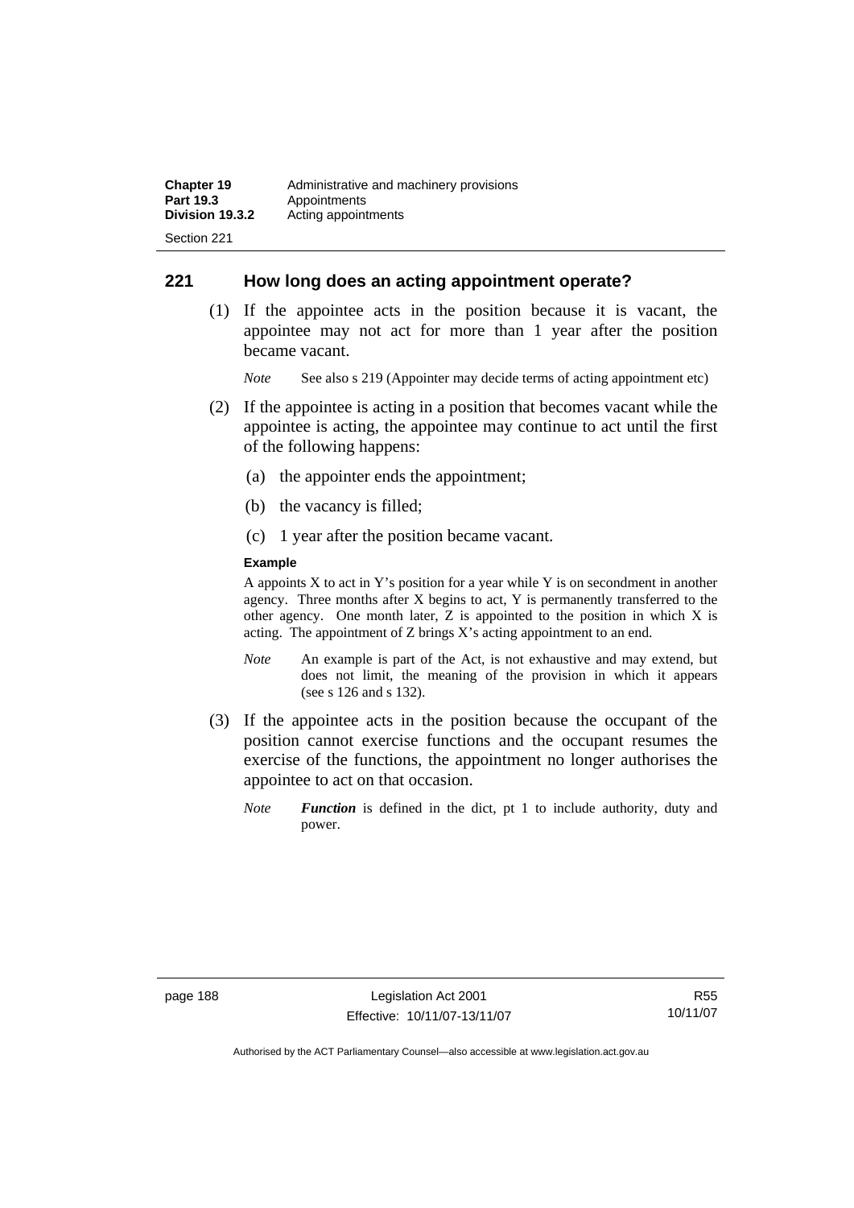## 221 How long does an acting appointment operate?

(1) If the appointee acts in the position because it is vacant, the appointee may not act for more than 1 year after the position became vacant.

*Note* See also s 219 (Appointer may decide terms of acting appointment etc)

(2) If the appointee is acting in a position that becomes vacant while the appointee is acting, the appointee may continue to act until the first of the following happens:

(a) the appointer ends the appointment;

(b) the vacancy is filled;

(c) 1 year after the position became vacant.

**Example**

A appoints X to act in Y's position for a year while Y is on secondment in another agency. Three months after X begins to act, Y is permanently transferred to the other agency. One month later, Z is appointed to the position in which X is acting. The appointment of Z brings X's acting appointment to an end.

*Note* An example is part of the Act, is not exhaustive and may extend, but does not limit, the meaning of the provision in which it appears (see s 126 and s 132).

(3) If the appointee acts in the position because the occupant of the position cannot exercise functions and the occupant resumes the exercise of the functions, the appointment no longer authorises the appointee to act on that occasion.

*Note* ***Function*** is defined in the dict, pt 1 to include authority, duty and power.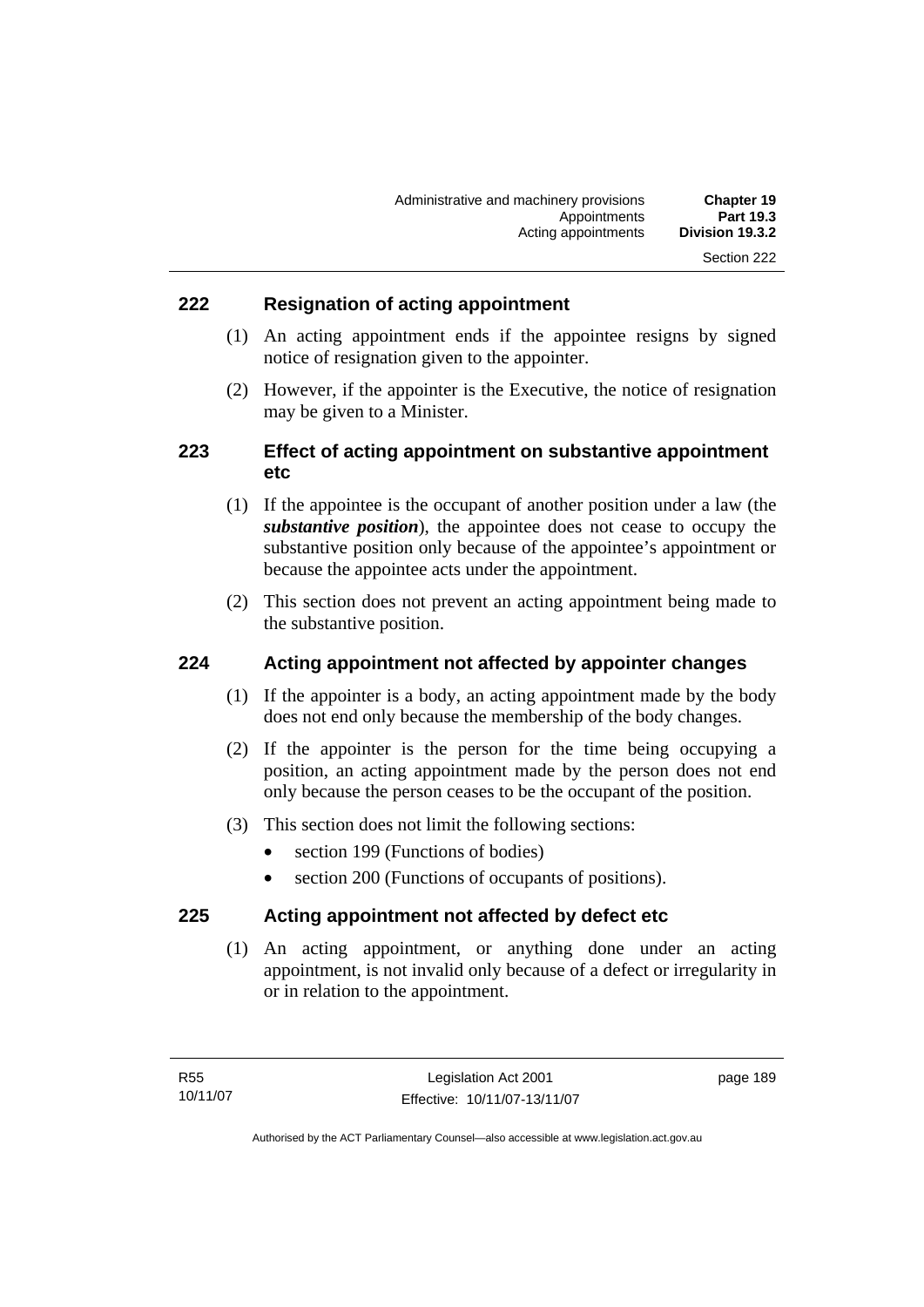## 222 Resignation of acting appointment

(1) An acting appointment ends if the appointee resigns by signed notice of resignation given to the appointer.

(2) However, if the appointer is the Executive, the notice of resignation may be given to a Minister.

## 223 Effect of acting appointment on substantive appointment etc

(1) If the appointee is the occupant of another position under a law (the ***substantive position***), the appointee does not cease to occupy the substantive position only because of the appointee's appointment or because the appointee acts under the appointment.

(2) This section does not prevent an acting appointment being made to the substantive position.

## 224 Acting appointment not affected by appointer changes

(1) If the appointer is a body, an acting appointment made by the body does not end only because the membership of the body changes.

(2) If the appointer is the person for the time being occupying a position, an acting appointment made by the person does not end only because the person ceases to be the occupant of the position.

(3) This section does not limit the following sections:

- section 199 (Functions of bodies)
- section 200 (Functions of occupants of positions).

## 225 Acting appointment not affected by defect etc

(1) An acting appointment, or anything done under an acting appointment, is not invalid only because of a defect or irregularity in or in relation to the appointment.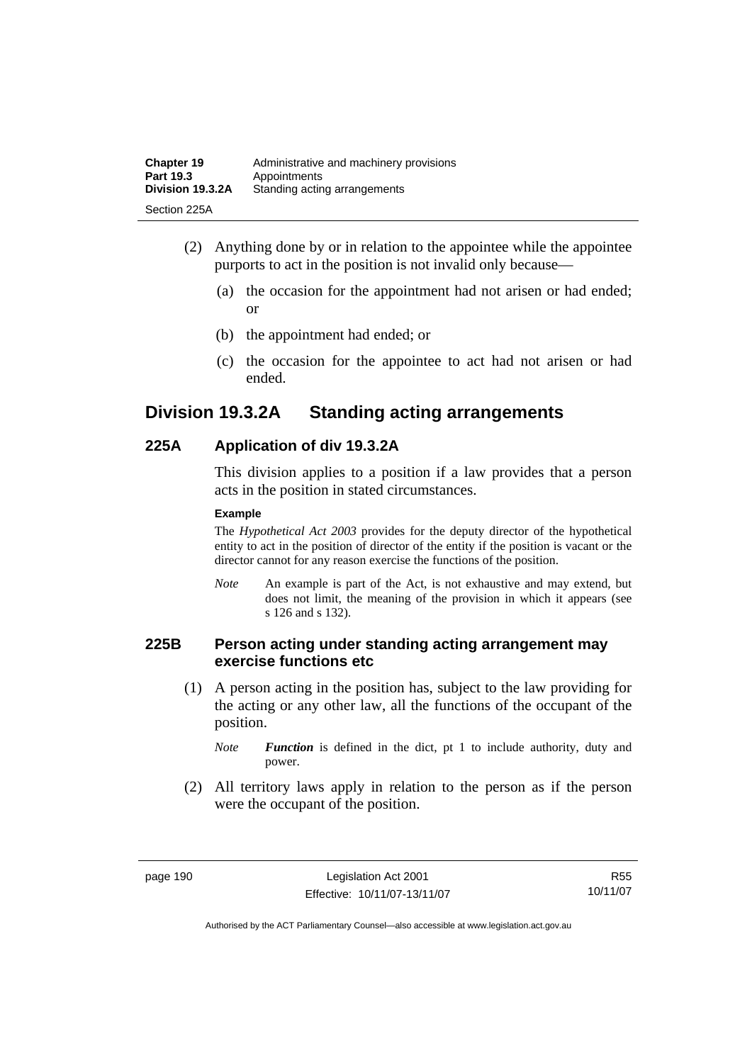(2) Anything done by or in relation to the appointee while the appointee purports to act in the position is not invalid only because—

(a) the occasion for the appointment had not arisen or had ended; or

(b) the appointment had ended; or

(c) the occasion for the appointee to act had not arisen or had ended.

## Division 19.3.2A Standing acting arrangements

### 225A Application of div 19.3.2A

This division applies to a position if a law provides that a person acts in the position in stated circumstances.

**Example**

The *Hypothetical Act 2003* provides for the deputy director of the hypothetical entity to act in the position of director of the entity if the position is vacant or the director cannot for any reason exercise the functions of the position.

*Note* An example is part of the Act, is not exhaustive and may extend, but does not limit, the meaning of the provision in which it appears (see s 126 and s 132).

### 225B Person acting under standing acting arrangement may exercise functions etc

(1) A person acting in the position has, subject to the law providing for the acting or any other law, all the functions of the occupant of the position.

*Note* ***Function*** is defined in the dict, pt 1 to include authority, duty and power.

(2) All territory laws apply in relation to the person as if the person were the occupant of the position.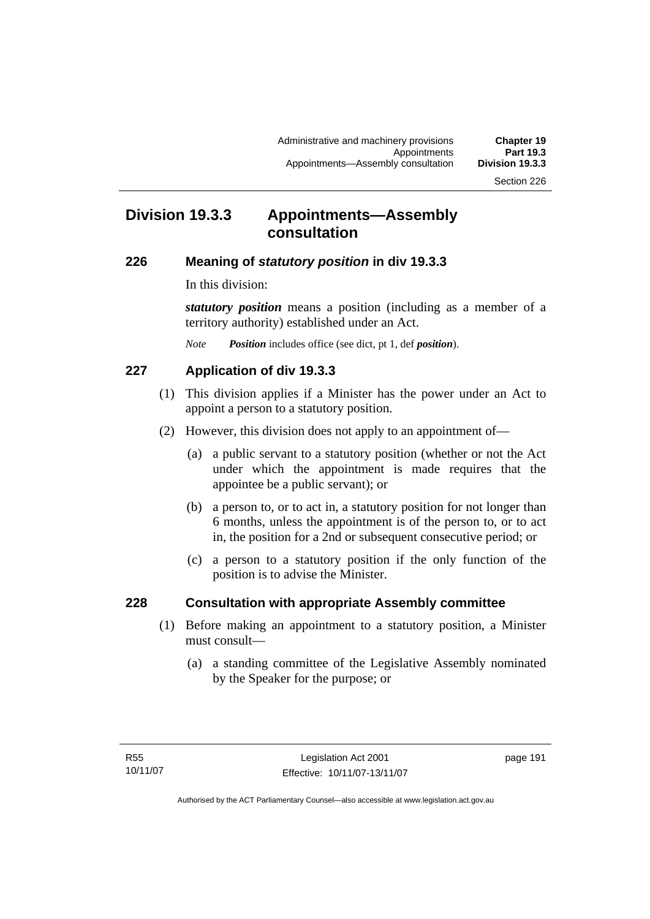## Division 19.3.3 Appointments—Assembly consultation

### 226 Meaning of *statutory position* in div 19.3.3

In this division:

***statutory position*** means a position (including as a member of a territory authority) established under an Act.

*Note* ***Position*** includes office (see dict, pt 1, def ***position***).

### 227 Application of div 19.3.3

(1) This division applies if a Minister has the power under an Act to appoint a person to a statutory position.

(2) However, this division does not apply to an appointment of—

(a) a public servant to a statutory position (whether or not the Act under which the appointment is made requires that the appointee be a public servant); or

(b) a person to, or to act in, a statutory position for not longer than 6 months, unless the appointment is of the person to, or to act in, the position for a 2nd or subsequent consecutive period; or

(c) a person to a statutory position if the only function of the position is to advise the Minister.

### 228 Consultation with appropriate Assembly committee

(1) Before making an appointment to a statutory position, a Minister must consult—

(a) a standing committee of the Legislative Assembly nominated by the Speaker for the purpose; or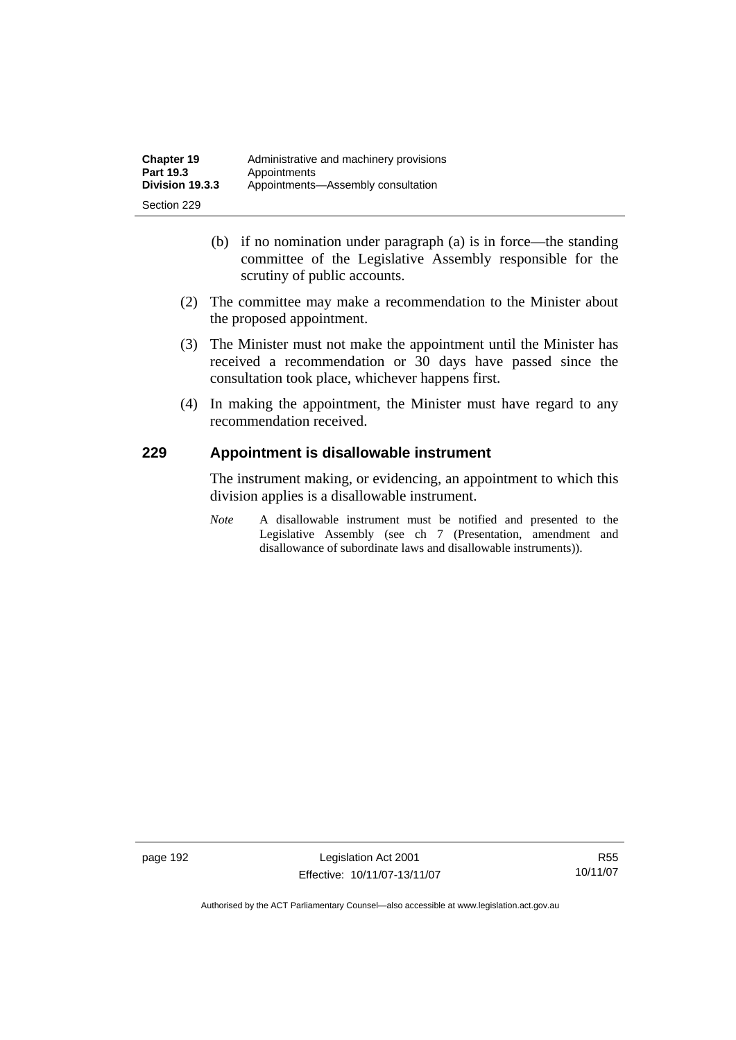(b) if no nomination under paragraph (a) is in force—the standing committee of the Legislative Assembly responsible for the scrutiny of public accounts.

(2) The committee may make a recommendation to the Minister about the proposed appointment.

(3) The Minister must not make the appointment until the Minister has received a recommendation or 30 days have passed since the consultation took place, whichever happens first.

(4) In making the appointment, the Minister must have regard to any recommendation received.

### 229 Appointment is disallowable instrument

The instrument making, or evidencing, an appointment to which this division applies is a disallowable instrument.

*Note* A disallowable instrument must be notified and presented to the Legislative Assembly (see ch 7 (Presentation, amendment and disallowance of subordinate laws and disallowable instruments)).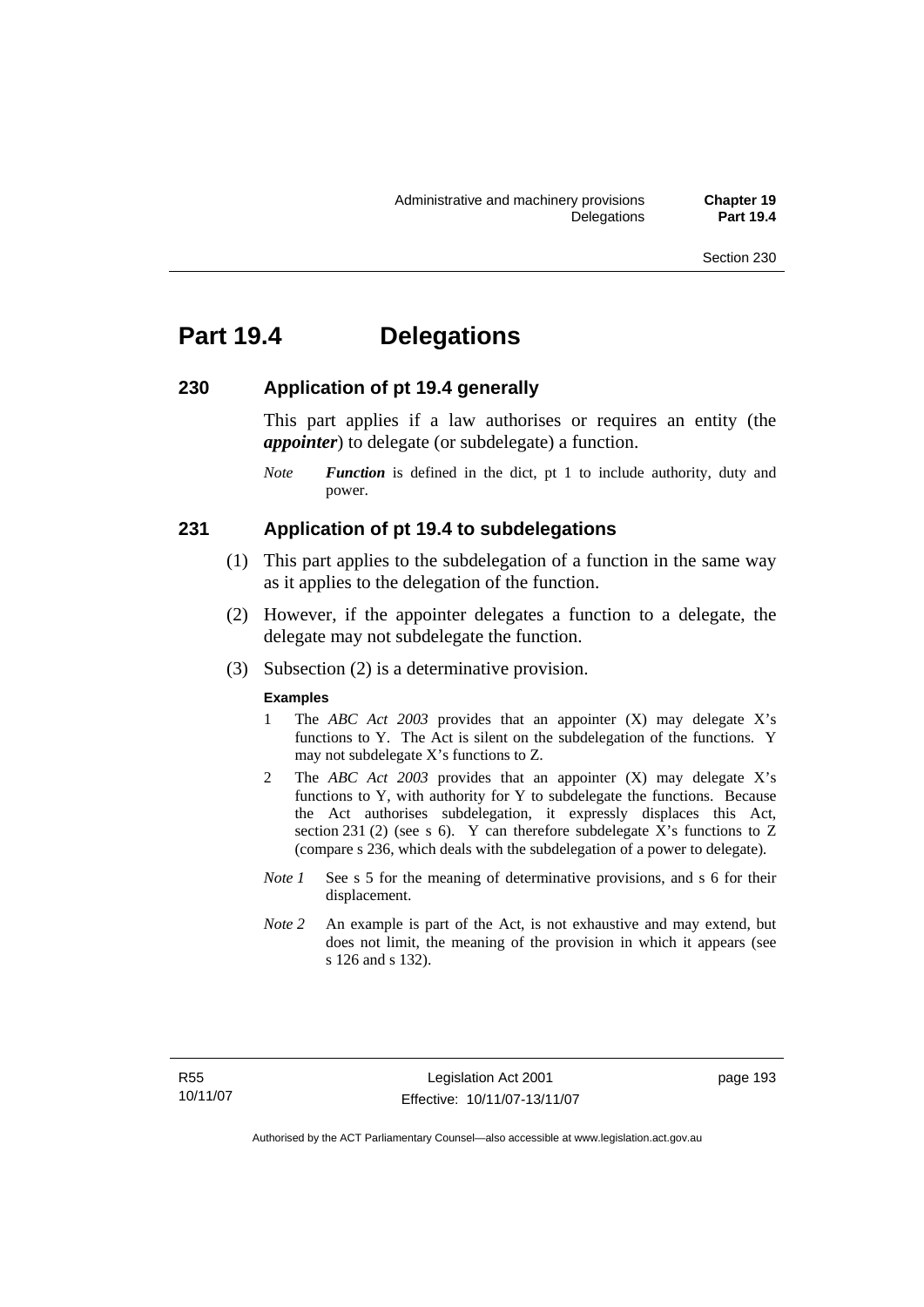# Part 19.4 Delegations

## 230 Application of pt 19.4 generally

This part applies if a law authorises or requires an entity (the ***appointer***) to delegate (or subdelegate) a function.

*Note* ***Function*** is defined in the dict, pt 1 to include authority, duty and power.

## 231 Application of pt 19.4 to subdelegations

(1) This part applies to the subdelegation of a function in the same way as it applies to the delegation of the function.

(2) However, if the appointer delegates a function to a delegate, the delegate may not subdelegate the function.

(3) Subsection (2) is a determinative provision.

**Examples**

1. The *ABC Act 2003* provides that an appointer (X) may delegate X's functions to Y. The Act is silent on the subdelegation of the functions. Y may not subdelegate X's functions to Z.
2. The *ABC Act 2003* provides that an appointer (X) may delegate X's functions to Y, with authority for Y to subdelegate the functions. Because the Act authorises subdelegation, it expressly displaces this Act, section 231 (2) (see s 6). Y can therefore subdelegate X's functions to Z (compare s 236, which deals with the subdelegation of a power to delegate).

*Note 1* See s 5 for the meaning of determinative provisions, and s 6 for their displacement.

*Note 2* An example is part of the Act, is not exhaustive and may extend, but does not limit, the meaning of the provision in which it appears (see s 126 and s 132).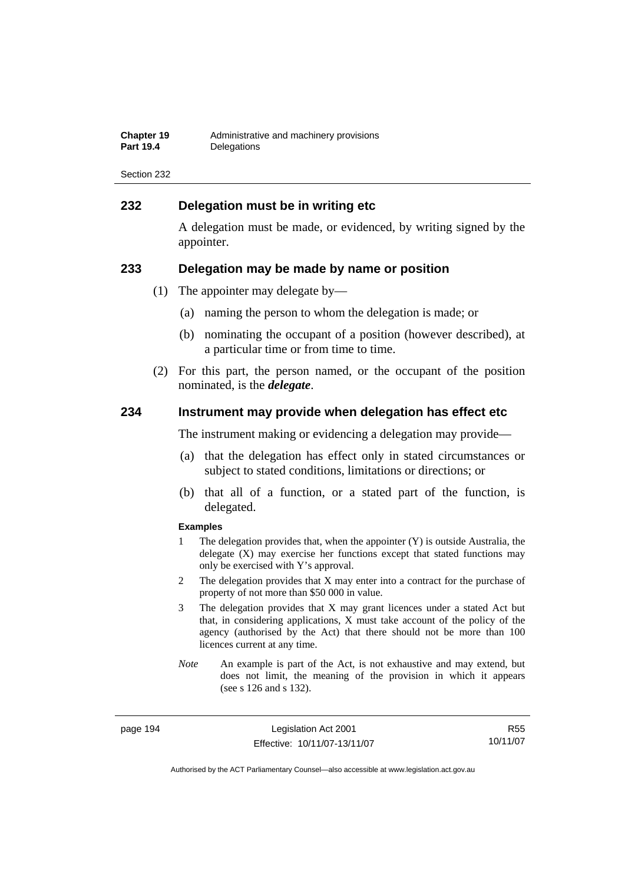## 232 Delegation must be in writing etc

A delegation must be made, or evidenced, by writing signed by the appointer.

## 233 Delegation may be made by name or position

(1) The appointer may delegate by—

(a) naming the person to whom the delegation is made; or

(b) nominating the occupant of a position (however described), at a particular time or from time to time.

(2) For this part, the person named, or the occupant of the position nominated, is the ***delegate***.

## 234 Instrument may provide when delegation has effect etc

The instrument making or evidencing a delegation may provide—

(a) that the delegation has effect only in stated circumstances or subject to stated conditions, limitations or directions; or

(b) that all of a function, or a stated part of the function, is delegated.

**Examples**

1 The delegation provides that, when the appointer (Y) is outside Australia, the delegate (X) may exercise her functions except that stated functions may only be exercised with Y's approval.

2 The delegation provides that X may enter into a contract for the purchase of property of not more than $50 000 in value.

3 The delegation provides that X may grant licences under a stated Act but that, in considering applications, X must take account of the policy of the agency (authorised by the Act) that there should not be more than 100 licences current at any time.

*Note* An example is part of the Act, is not exhaustive and may extend, but does not limit, the meaning of the provision in which it appears (see s 126 and s 132).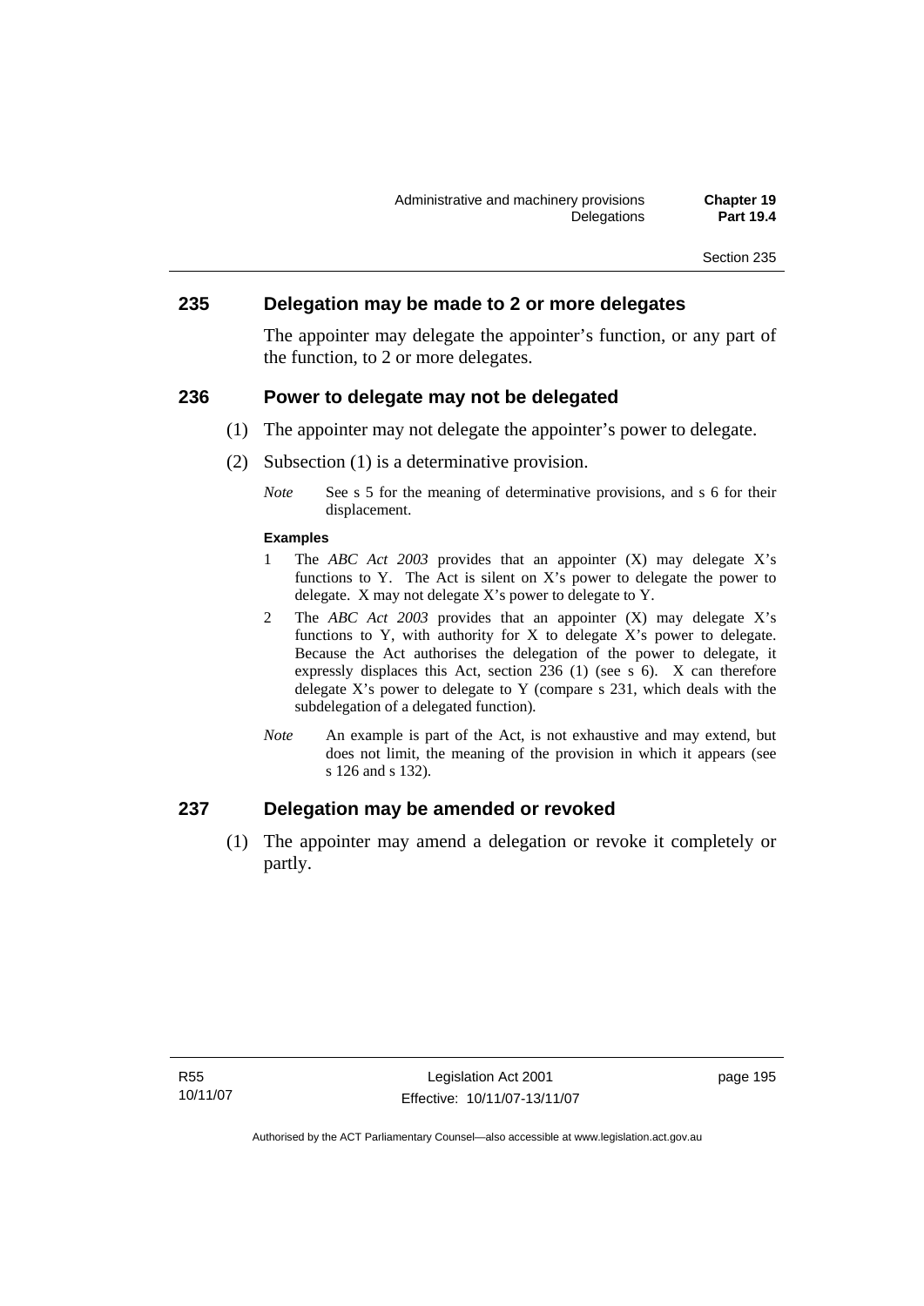## 235 Delegation may be made to 2 or more delegates

The appointer may delegate the appointer's function, or any part of the function, to 2 or more delegates.

## 236 Power to delegate may not be delegated

(1) The appointer may not delegate the appointer's power to delegate.

(2) Subsection (1) is a determinative provision.

*Note* See s 5 for the meaning of determinative provisions, and s 6 for their displacement.

**Examples**

1 The *ABC Act 2003* provides that an appointer (X) may delegate X's functions to Y. The Act is silent on X's power to delegate the power to delegate. X may not delegate X's power to delegate to Y.

2 The *ABC Act 2003* provides that an appointer (X) may delegate X's functions to Y, with authority for X to delegate X's power to delegate. Because the Act authorises the delegation of the power to delegate, it expressly displaces this Act, section 236 (1) (see s 6). X can therefore delegate X's power to delegate to Y (compare s 231, which deals with the subdelegation of a delegated function).

*Note* An example is part of the Act, is not exhaustive and may extend, but does not limit, the meaning of the provision in which it appears (see s 126 and s 132).

## 237 Delegation may be amended or revoked

(1) The appointer may amend a delegation or revoke it completely or partly.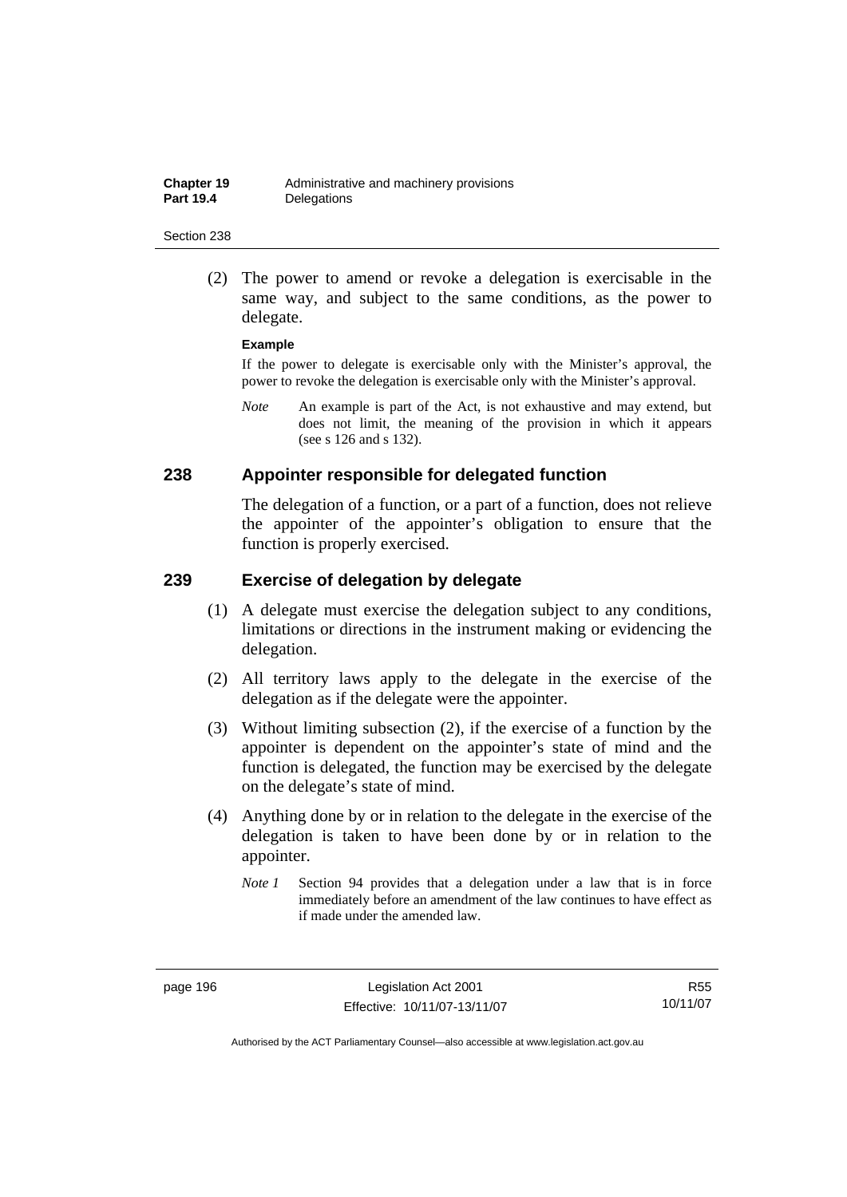(2) The power to amend or revoke a delegation is exercisable in the same way, and subject to the same conditions, as the power to delegate.

**Example**

If the power to delegate is exercisable only with the Minister's approval, the power to revoke the delegation is exercisable only with the Minister's approval.

*Note* An example is part of the Act, is not exhaustive and may extend, but does not limit, the meaning of the provision in which it appears (see s 126 and s 132).

## 238 Appointer responsible for delegated function

The delegation of a function, or a part of a function, does not relieve the appointer of the appointer's obligation to ensure that the function is properly exercised.

## 239 Exercise of delegation by delegate

(1) A delegate must exercise the delegation subject to any conditions, limitations or directions in the instrument making or evidencing the delegation.

(2) All territory laws apply to the delegate in the exercise of the delegation as if the delegate were the appointer.

(3) Without limiting subsection (2), if the exercise of a function by the appointer is dependent on the appointer's state of mind and the function is delegated, the function may be exercised by the delegate on the delegate's state of mind.

(4) Anything done by or in relation to the delegate in the exercise of the delegation is taken to have been done by or in relation to the appointer.

*Note 1* Section 94 provides that a delegation under a law that is in force immediately before an amendment of the law continues to have effect as if made under the amended law.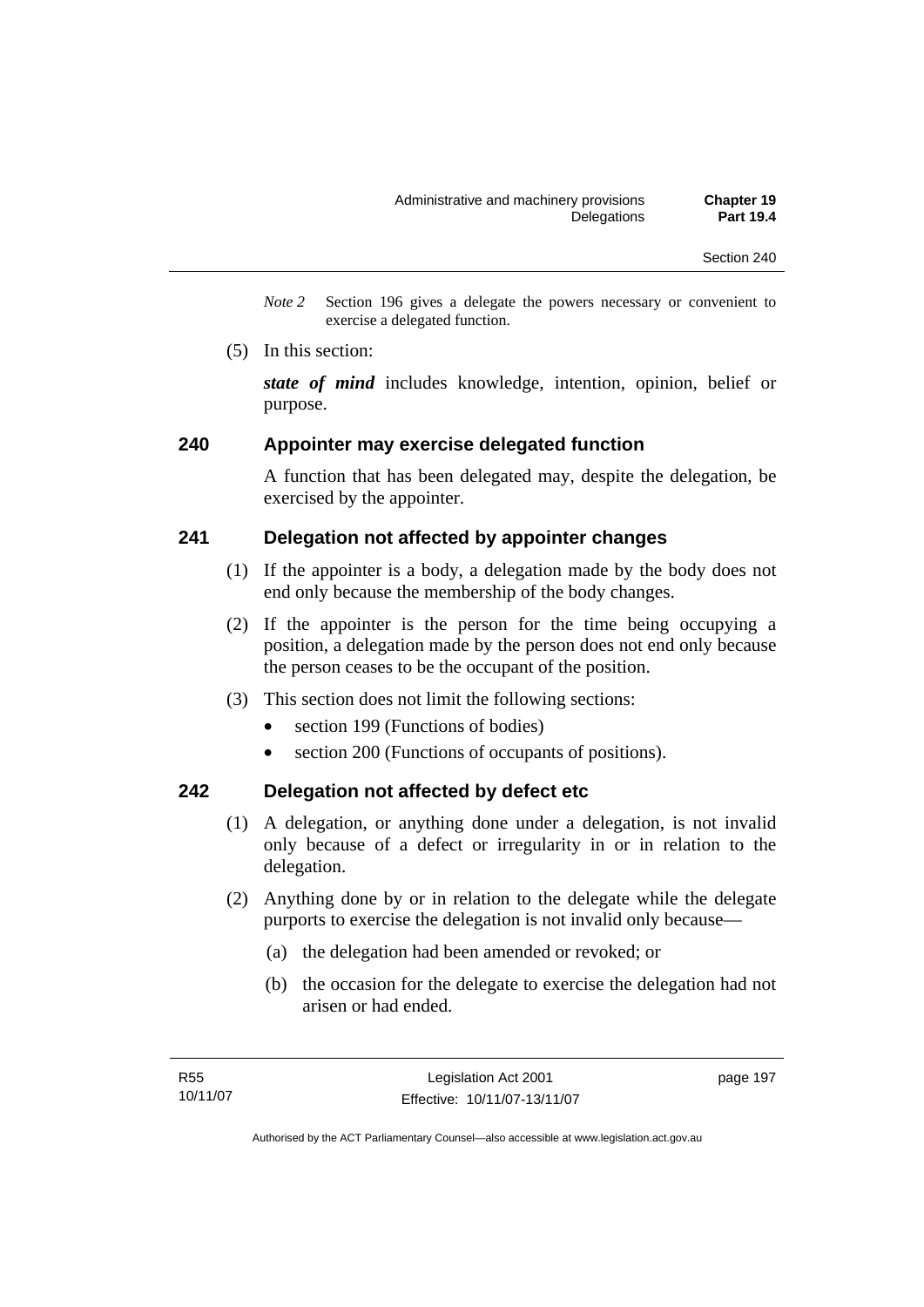*Note 2* Section 196 gives a delegate the powers necessary or convenient to exercise a delegated function.

(5) In this section:

***state of mind*** includes knowledge, intention, opinion, belief or purpose.

## 240 Appointer may exercise delegated function

A function that has been delegated may, despite the delegation, be exercised by the appointer.

## 241 Delegation not affected by appointer changes

(1) If the appointer is a body, a delegation made by the body does not end only because the membership of the body changes.

(2) If the appointer is the person for the time being occupying a position, a delegation made by the person does not end only because the person ceases to be the occupant of the position.

(3) This section does not limit the following sections:

- section 199 (Functions of bodies)
- section 200 (Functions of occupants of positions).

## 242 Delegation not affected by defect etc

(1) A delegation, or anything done under a delegation, is not invalid only because of a defect or irregularity in or in relation to the delegation.

(2) Anything done by or in relation to the delegate while the delegate purports to exercise the delegation is not invalid only because—

(a) the delegation had been amended or revoked; or

(b) the occasion for the delegate to exercise the delegation had not arisen or had ended.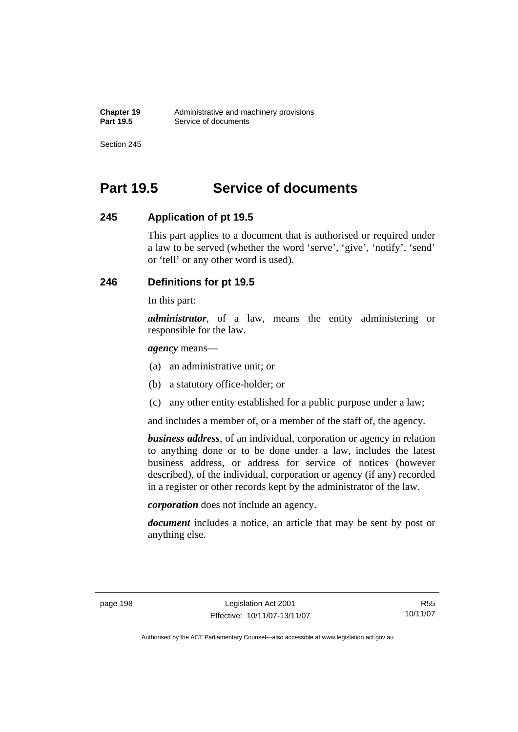# Part 19.5 Service of documents

### 245 Application of pt 19.5

This part applies to a document that is authorised or required under a law to be served (whether the word 'serve', 'give', 'notify', 'send' or 'tell' or any other word is used).

### 246 Definitions for pt 19.5

In this part:

***administrator***, of a law, means the entity administering or responsible for the law.

***agency*** means—

(a) an administrative unit; or

(b) a statutory office-holder; or

(c) any other entity established for a public purpose under a law;

and includes a member of, or a member of the staff of, the agency.

***business address***, of an individual, corporation or agency in relation to anything done or to be done under a law, includes the latest business address, or address for service of notices (however described), of the individual, corporation or agency (if any) recorded in a register or other records kept by the administrator of the law.

***corporation*** does not include an agency.

***document*** includes a notice, an article that may be sent by post or anything else.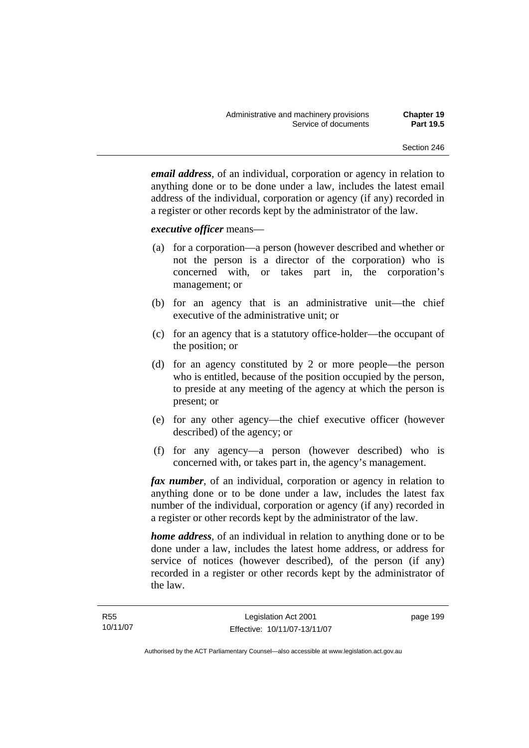***email address***, of an individual, corporation or agency in relation to anything done or to be done under a law, includes the latest email address of the individual, corporation or agency (if any) recorded in a register or other records kept by the administrator of the law.

***executive officer*** means—

(a) for a corporation—a person (however described and whether or not the person is a director of the corporation) who is concerned with, or takes part in, the corporation's management; or

(b) for an agency that is an administrative unit—the chief executive of the administrative unit; or

(c) for an agency that is a statutory office-holder—the occupant of the position; or

(d) for an agency constituted by 2 or more people—the person who is entitled, because of the position occupied by the person, to preside at any meeting of the agency at which the person is present; or

(e) for any other agency—the chief executive officer (however described) of the agency; or

(f) for any agency—a person (however described) who is concerned with, or takes part in, the agency's management.

***fax number***, of an individual, corporation or agency in relation to anything done or to be done under a law, includes the latest fax number of the individual, corporation or agency (if any) recorded in a register or other records kept by the administrator of the law.

***home address***, of an individual in relation to anything done or to be done under a law, includes the latest home address, or address for service of notices (however described), of the person (if any) recorded in a register or other records kept by the administrator of the law.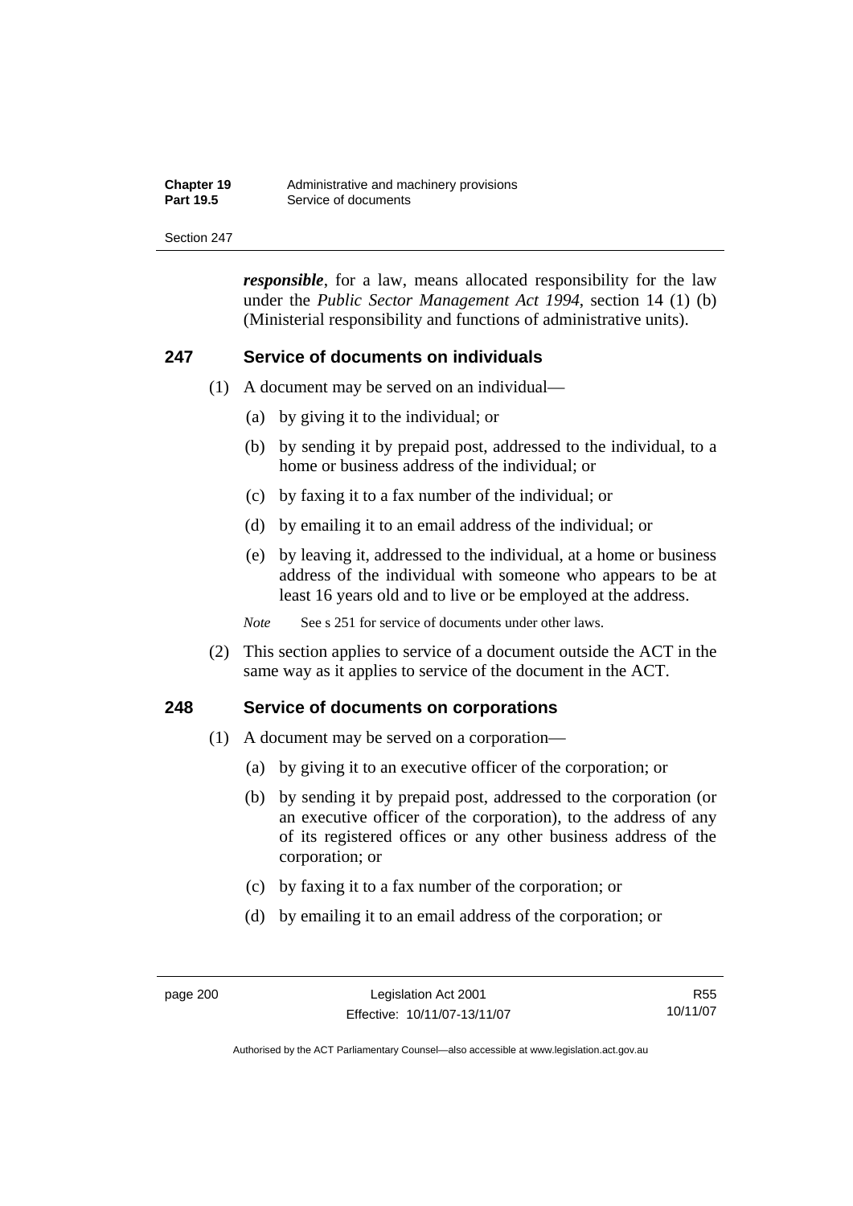***responsible***, for a law, means allocated responsibility for the law under the *Public Sector Management Act 1994*, section 14 (1) (b) (Ministerial responsibility and functions of administrative units).

## 247 Service of documents on individuals

(1) A document may be served on an individual—

(a) by giving it to the individual; or

(b) by sending it by prepaid post, addressed to the individual, to a home or business address of the individual; or

(c) by faxing it to a fax number of the individual; or

(d) by emailing it to an email address of the individual; or

(e) by leaving it, addressed to the individual, at a home or business address of the individual with someone who appears to be at least 16 years old and to live or be employed at the address.

*Note* See s 251 for service of documents under other laws.

(2) This section applies to service of a document outside the ACT in the same way as it applies to service of the document in the ACT.

## 248 Service of documents on corporations

(1) A document may be served on a corporation—

(a) by giving it to an executive officer of the corporation; or

(b) by sending it by prepaid post, addressed to the corporation (or an executive officer of the corporation), to the address of any of its registered offices or any other business address of the corporation; or

(c) by faxing it to a fax number of the corporation; or

(d) by emailing it to an email address of the corporation; or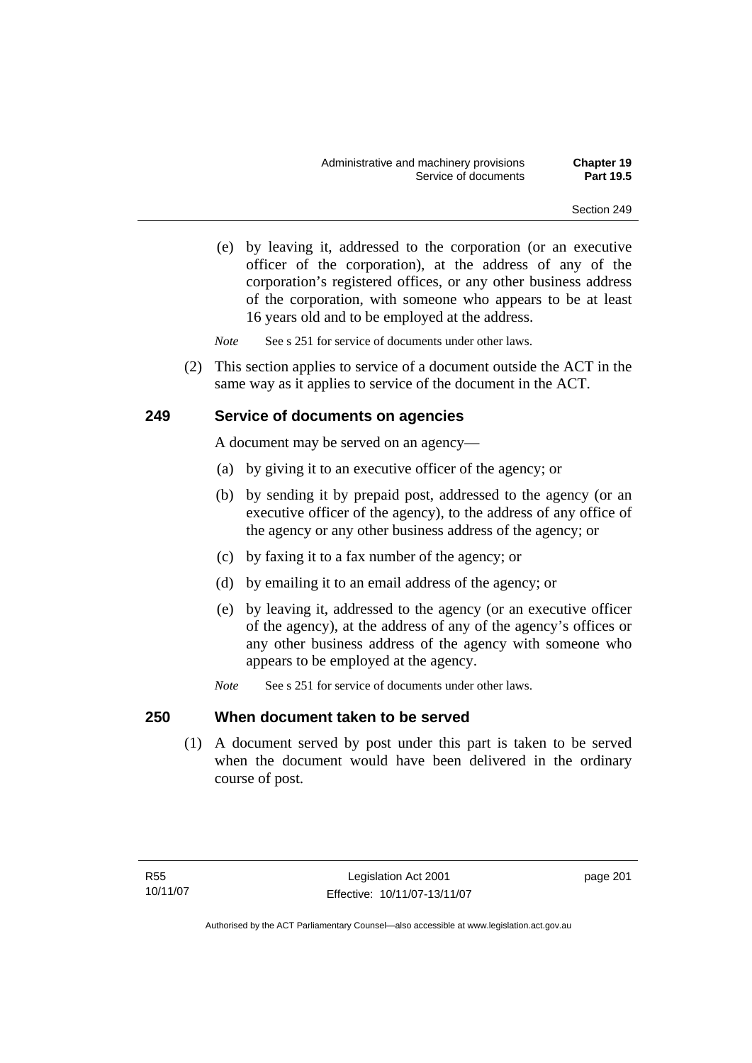(e) by leaving it, addressed to the corporation (or an executive officer of the corporation), at the address of any of the corporation's registered offices, or any other business address of the corporation, with someone who appears to be at least 16 years old and to be employed at the address.

*Note* See s 251 for service of documents under other laws.

(2) This section applies to service of a document outside the ACT in the same way as it applies to service of the document in the ACT.

## 249 Service of documents on agencies

A document may be served on an agency—

(a) by giving it to an executive officer of the agency; or

(b) by sending it by prepaid post, addressed to the agency (or an executive officer of the agency), to the address of any office of the agency or any other business address of the agency; or

(c) by faxing it to a fax number of the agency; or

(d) by emailing it to an email address of the agency; or

(e) by leaving it, addressed to the agency (or an executive officer of the agency), at the address of any of the agency's offices or any other business address of the agency with someone who appears to be employed at the agency.

*Note* See s 251 for service of documents under other laws.

## 250 When document taken to be served

(1) A document served by post under this part is taken to be served when the document would have been delivered in the ordinary course of post.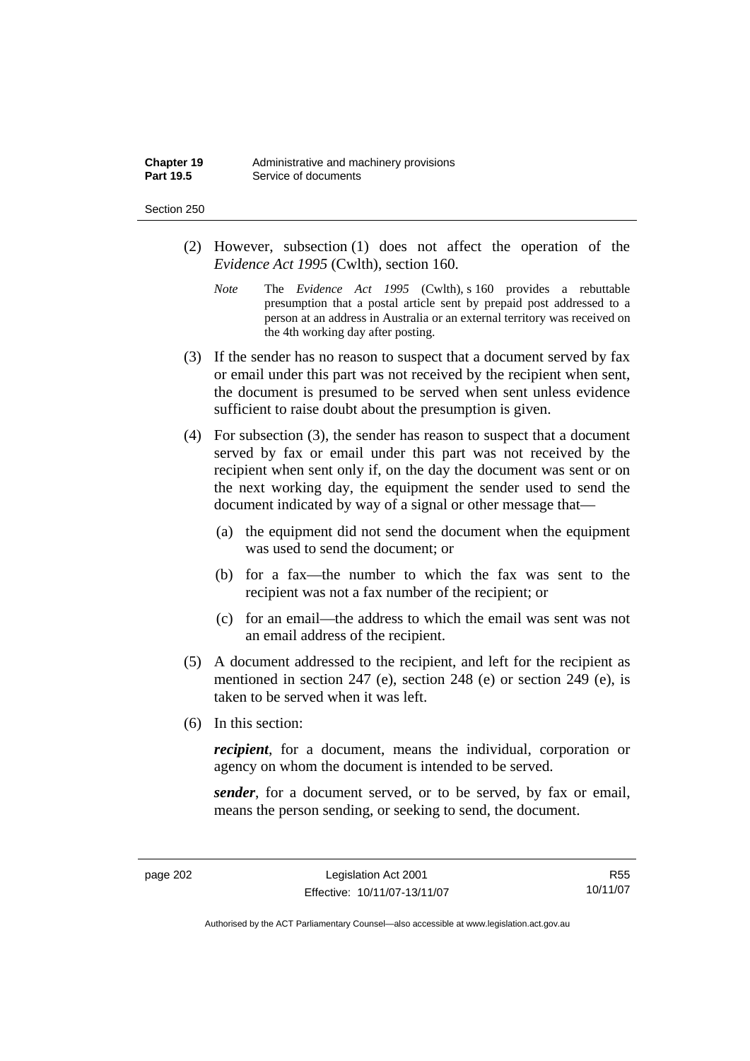(2) However, subsection (1) does not affect the operation of the *Evidence Act 1995* (Cwlth), section 160.

*Note* The *Evidence Act 1995* (Cwlth), s 160 provides a rebuttable presumption that a postal article sent by prepaid post addressed to a person at an address in Australia or an external territory was received on the 4th working day after posting.

(3) If the sender has no reason to suspect that a document served by fax or email under this part was not received by the recipient when sent, the document is presumed to be served when sent unless evidence sufficient to raise doubt about the presumption is given.

(4) For subsection (3), the sender has reason to suspect that a document served by fax or email under this part was not received by the recipient when sent only if, on the day the document was sent or on the next working day, the equipment the sender used to send the document indicated by way of a signal or other message that—

(a) the equipment did not send the document when the equipment was used to send the document; or

(b) for a fax—the number to which the fax was sent to the recipient was not a fax number of the recipient; or

(c) for an email—the address to which the email was sent was not an email address of the recipient.

(5) A document addressed to the recipient, and left for the recipient as mentioned in section 247 (e), section 248 (e) or section 249 (e), is taken to be served when it was left.

(6) In this section:

***recipient***, for a document, means the individual, corporation or agency on whom the document is intended to be served.

***sender***, for a document served, or to be served, by fax or email, means the person sending, or seeking to send, the document.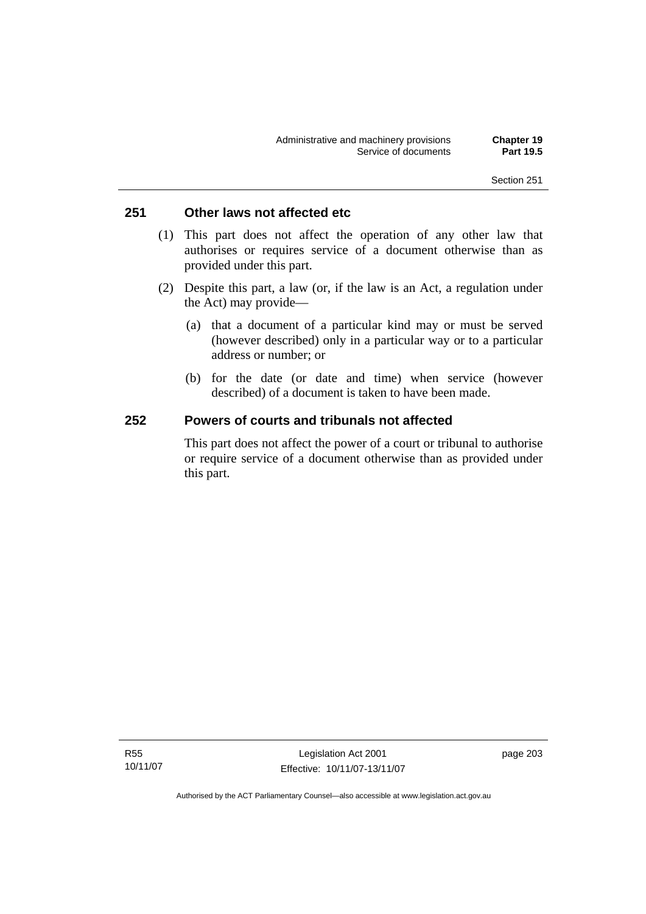## 251 Other laws not affected etc

(1) This part does not affect the operation of any other law that authorises or requires service of a document otherwise than as provided under this part.

(2) Despite this part, a law (or, if the law is an Act, a regulation under the Act) may provide—

(a) that a document of a particular kind may or must be served (however described) only in a particular way or to a particular address or number; or

(b) for the date (or date and time) when service (however described) of a document is taken to have been made.

## 252 Powers of courts and tribunals not affected

This part does not affect the power of a court or tribunal to authorise or require service of a document otherwise than as provided under this part.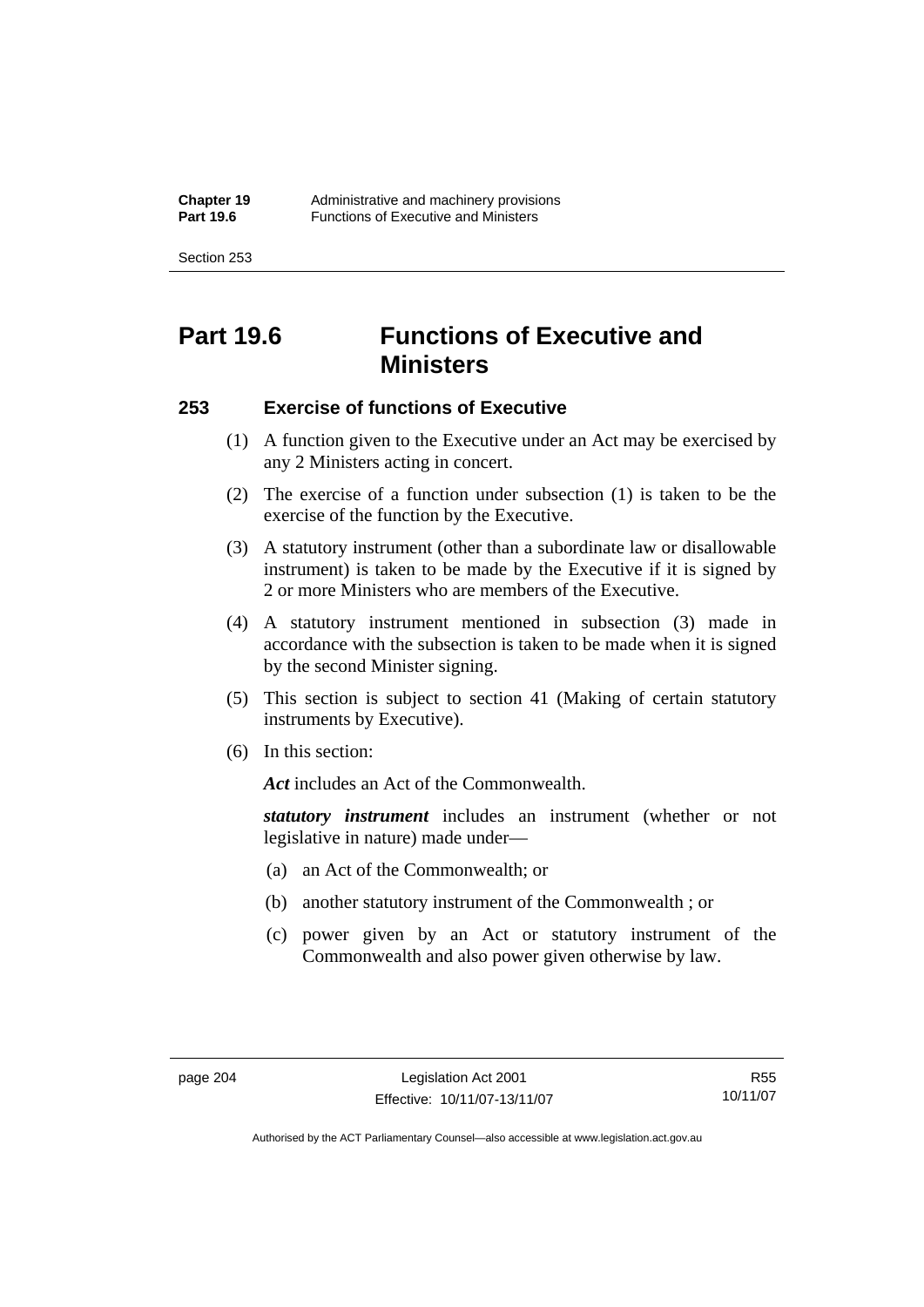# Part 19.6 Functions of Executive and Ministers

## 253 Exercise of functions of Executive

(1) A function given to the Executive under an Act may be exercised by any 2 Ministers acting in concert.

(2) The exercise of a function under subsection (1) is taken to be the exercise of the function by the Executive.

(3) A statutory instrument (other than a subordinate law or disallowable instrument) is taken to be made by the Executive if it is signed by 2 or more Ministers who are members of the Executive.

(4) A statutory instrument mentioned in subsection (3) made in accordance with the subsection is taken to be made when it is signed by the second Minister signing.

(5) This section is subject to section 41 (Making of certain statutory instruments by Executive).

(6) In this section:

***Act*** includes an Act of the Commonwealth.

***statutory instrument*** includes an instrument (whether or not legislative in nature) made under—

(a) an Act of the Commonwealth; or

(b) another statutory instrument of the Commonwealth ; or

(c) power given by an Act or statutory instrument of the Commonwealth and also power given otherwise by law.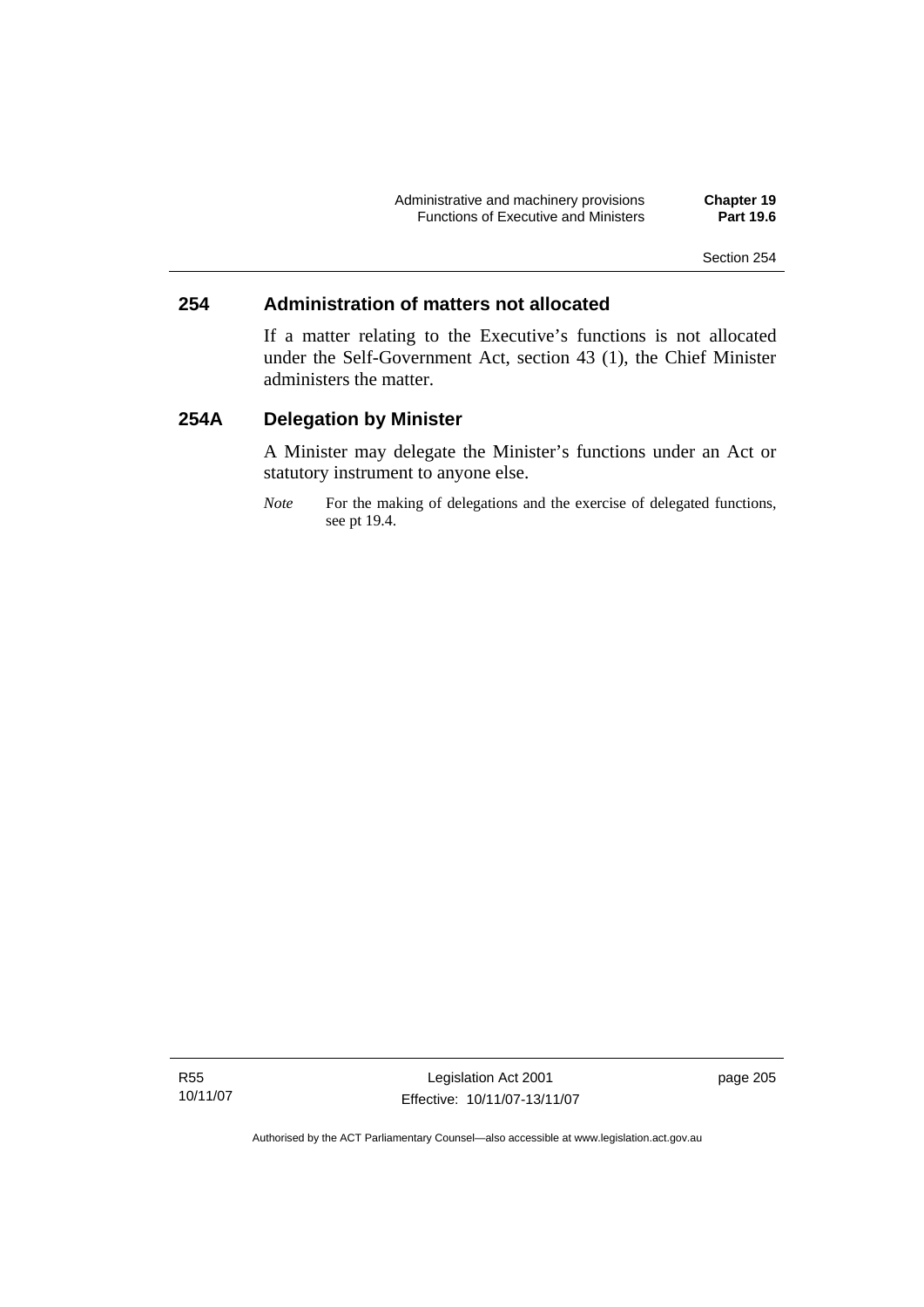## 254 Administration of matters not allocated

If a matter relating to the Executive's functions is not allocated under the Self-Government Act, section 43 (1), the Chief Minister administers the matter.

## 254A Delegation by Minister

A Minister may delegate the Minister's functions under an Act or statutory instrument to anyone else.

*Note* For the making of delegations and the exercise of delegated functions, see pt 19.4.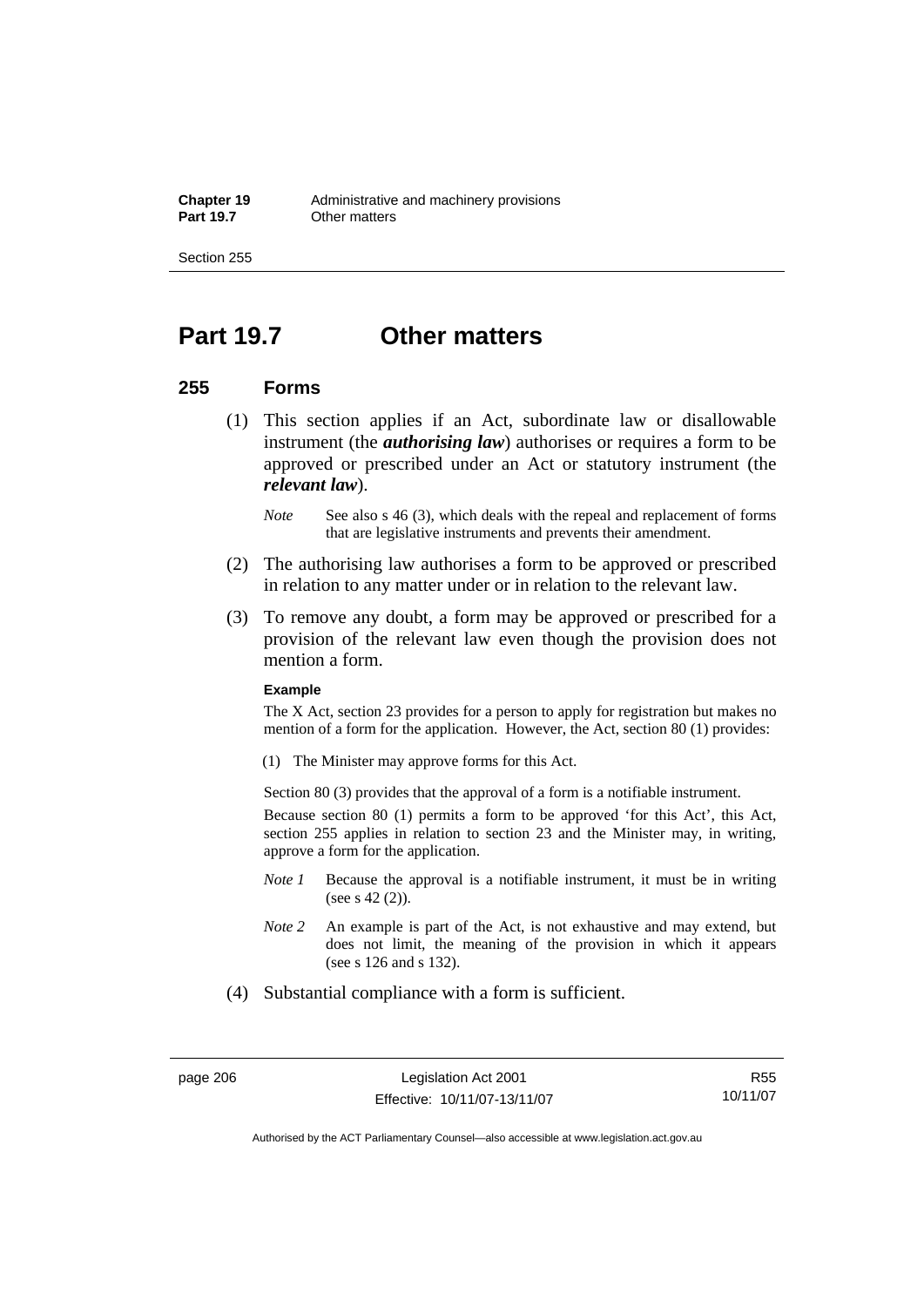# Part 19.7 Other matters

## 255 Forms

(1) This section applies if an Act, subordinate law or disallowable instrument (the ***authorising law***) authorises or requires a form to be approved or prescribed under an Act or statutory instrument (the ***relevant law***).

*Note* See also s 46 (3), which deals with the repeal and replacement of forms that are legislative instruments and prevents their amendment.

(2) The authorising law authorises a form to be approved or prescribed in relation to any matter under or in relation to the relevant law.

(3) To remove any doubt, a form may be approved or prescribed for a provision of the relevant law even though the provision does not mention a form.

**Example**

The X Act, section 23 provides for a person to apply for registration but makes no mention of a form for the application. However, the Act, section 80 (1) provides:

(1) The Minister may approve forms for this Act.

Section 80 (3) provides that the approval of a form is a notifiable instrument.

Because section 80 (1) permits a form to be approved 'for this Act', this Act, section 255 applies in relation to section 23 and the Minister may, in writing, approve a form for the application.

*Note 1* Because the approval is a notifiable instrument, it must be in writing (see s 42 (2)).

*Note 2* An example is part of the Act, is not exhaustive and may extend, but does not limit, the meaning of the provision in which it appears (see s 126 and s 132).

(4) Substantial compliance with a form is sufficient.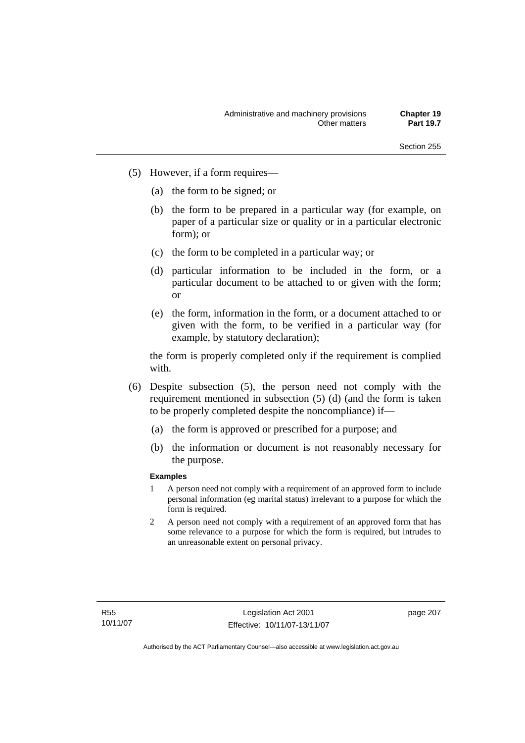(5) However, if a form requires—

 (a) the form to be signed; or

 (b) the form to be prepared in a particular way (for example, on paper of a particular size or quality or in a particular electronic form); or

 (c) the form to be completed in a particular way; or

 (d) particular information to be included in the form, or a particular document to be attached to or given with the form; or

 (e) the form, information in the form, or a document attached to or given with the form, to be verified in a particular way (for example, by statutory declaration);

 the form is properly completed only if the requirement is complied with.

(6) Despite subsection (5), the person need not comply with the requirement mentioned in subsection (5) (d) (and the form is taken to be properly completed despite the noncompliance) if—

 (a) the form is approved or prescribed for a purpose; and

 (b) the information or document is not reasonably necessary for the purpose.

**Examples**

1 A person need not comply with a requirement of an approved form to include personal information (eg marital status) irrelevant to a purpose for which the form is required.

2 A person need not comply with a requirement of an approved form that has some relevance to a purpose for which the form is required, but intrudes to an unreasonable extent on personal privacy.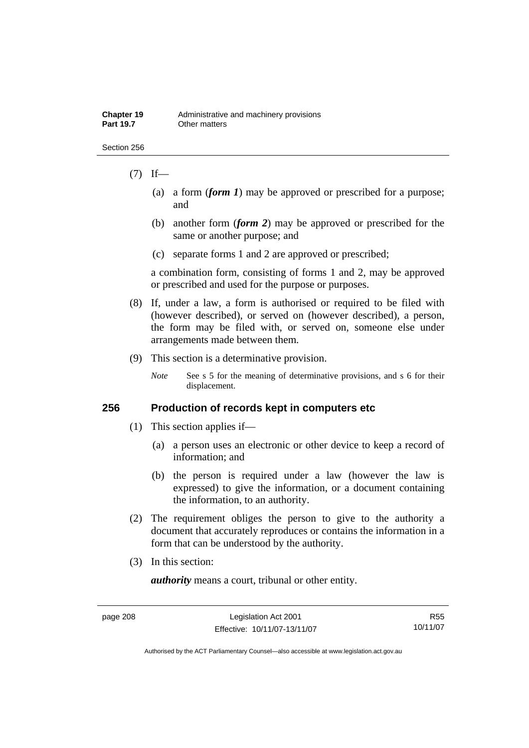(7) If—

(a) a form (***form 1***) may be approved or prescribed for a purpose; and

(b) another form (***form 2***) may be approved or prescribed for the same or another purpose; and

(c) separate forms 1 and 2 are approved or prescribed;

a combination form, consisting of forms 1 and 2, may be approved or prescribed and used for the purpose or purposes.

(8) If, under a law, a form is authorised or required to be filed with (however described), or served on (however described), a person, the form may be filed with, or served on, someone else under arrangements made between them.

(9) This section is a determinative provision.

*Note* See s 5 for the meaning of determinative provisions, and s 6 for their displacement.

## 256 Production of records kept in computers etc

(1) This section applies if—

(a) a person uses an electronic or other device to keep a record of information; and

(b) the person is required under a law (however the law is expressed) to give the information, or a document containing the information, to an authority.

(2) The requirement obliges the person to give to the authority a document that accurately reproduces or contains the information in a form that can be understood by the authority.

(3) In this section:

***authority*** means a court, tribunal or other entity.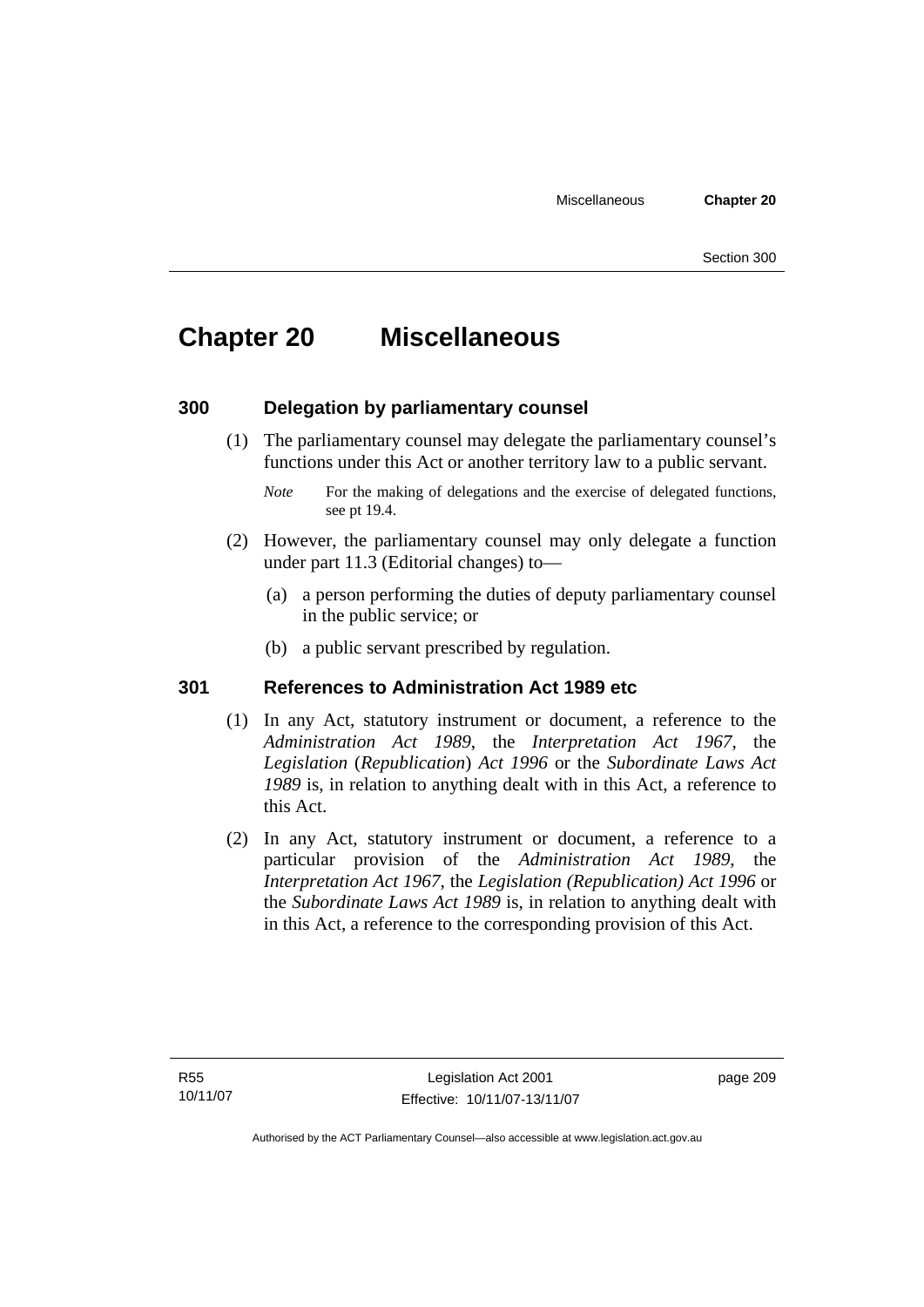# Chapter 20 Miscellaneous

## 300 Delegation by parliamentary counsel

(1) The parliamentary counsel may delegate the parliamentary counsel's functions under this Act or another territory law to a public servant.

*Note* For the making of delegations and the exercise of delegated functions, see pt 19.4.

(2) However, the parliamentary counsel may only delegate a function under part 11.3 (Editorial changes) to—

(a) a person performing the duties of deputy parliamentary counsel in the public service; or

(b) a public servant prescribed by regulation.

## 301 References to Administration Act 1989 etc

(1) In any Act, statutory instrument or document, a reference to the *Administration Act 1989*, the *Interpretation Act 1967*, the *Legislation* (*Republication*) *Act 1996* or the *Subordinate Laws Act 1989* is, in relation to anything dealt with in this Act, a reference to this Act.

(2) In any Act, statutory instrument or document, a reference to a particular provision of the *Administration Act 1989*, the *Interpretation Act 1967*, the *Legislation (Republication) Act 1996* or the *Subordinate Laws Act 1989* is, in relation to anything dealt with in this Act, a reference to the corresponding provision of this Act.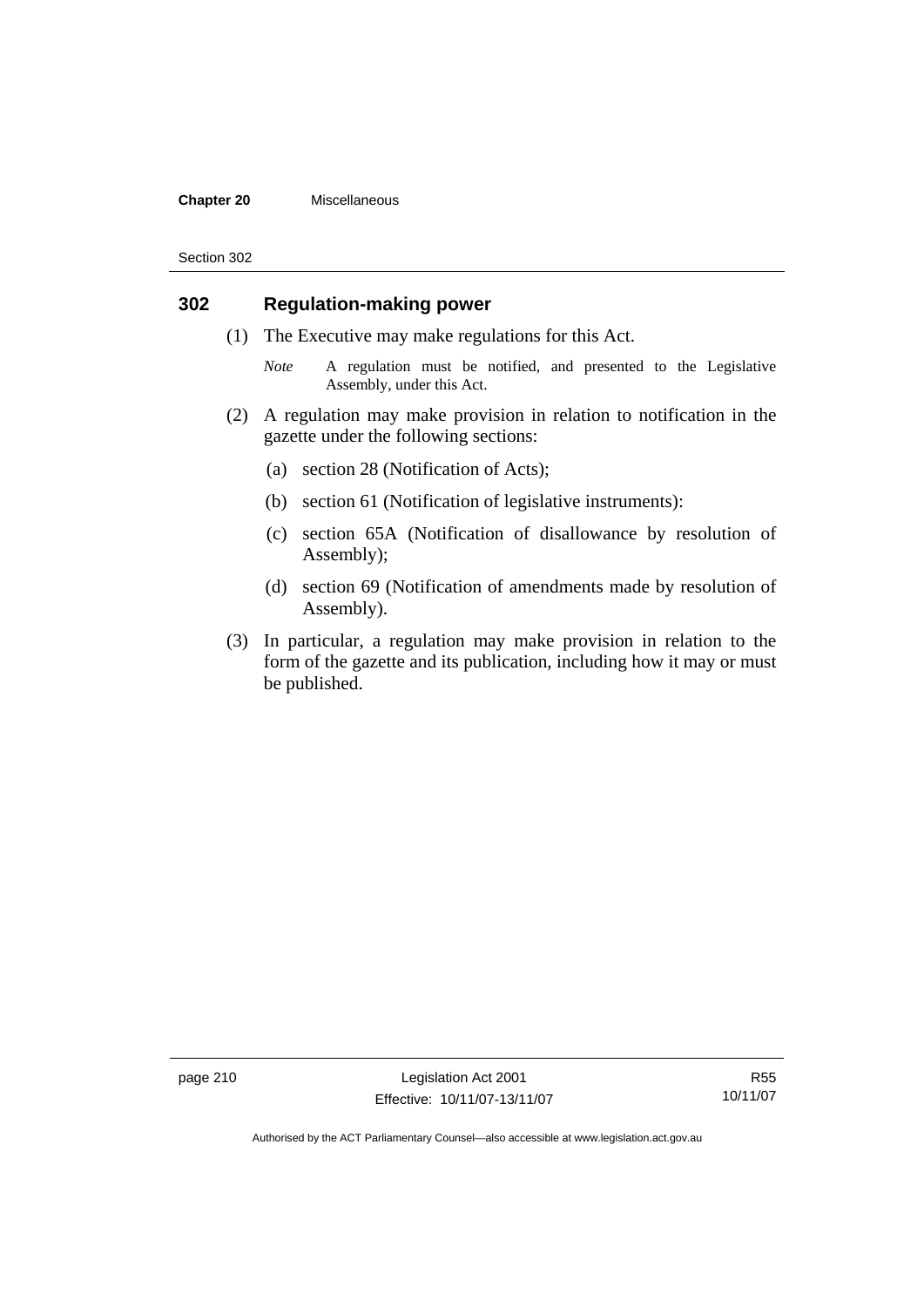## 302 Regulation-making power

(1) The Executive may make regulations for this Act.

*Note* A regulation must be notified, and presented to the Legislative Assembly, under this Act.

(2) A regulation may make provision in relation to notification in the gazette under the following sections:

(a) section 28 (Notification of Acts);

(b) section 61 (Notification of legislative instruments):

(c) section 65A (Notification of disallowance by resolution of Assembly);

(d) section 69 (Notification of amendments made by resolution of Assembly).

(3) In particular, a regulation may make provision in relation to the form of the gazette and its publication, including how it may or must be published.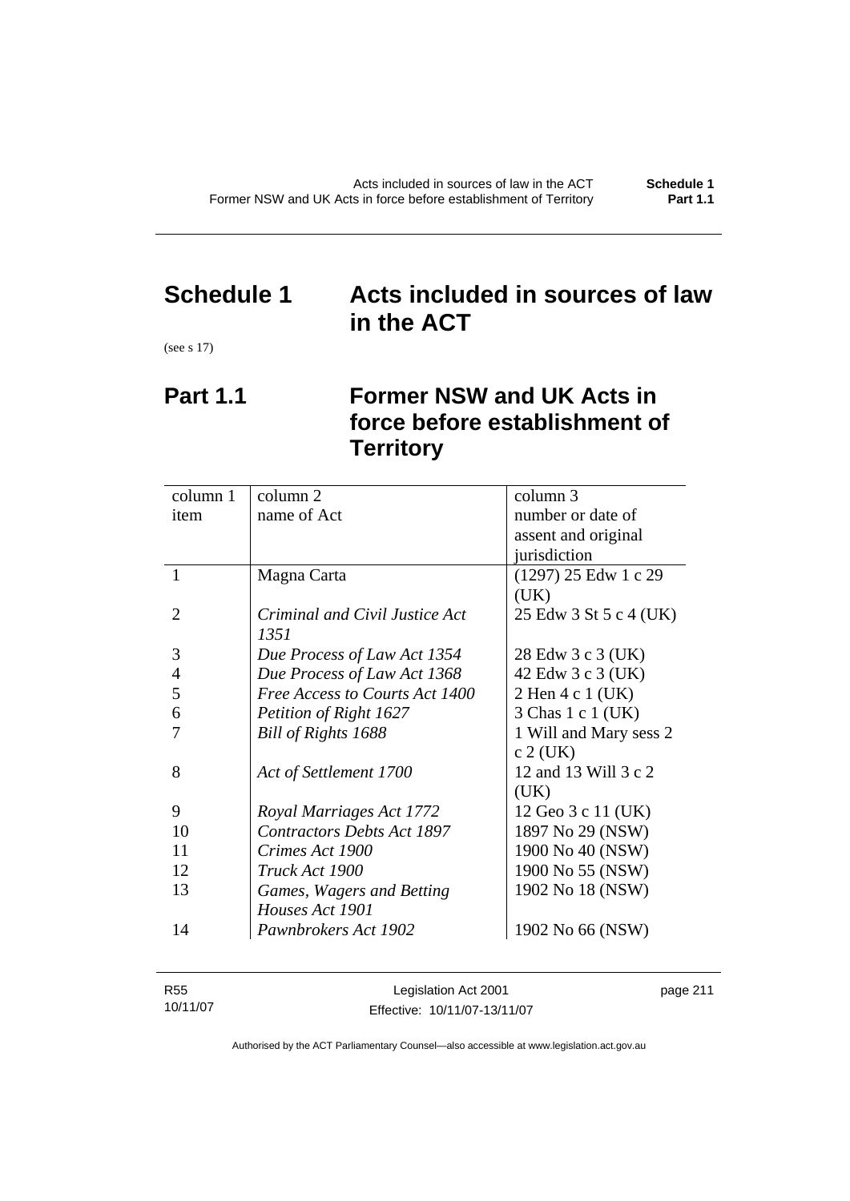# Schedule 1 Acts included in sources of law in the ACT

(see s 17)

## Part 1.1 Former NSW and UK Acts in force before establishment of Territory

| column 1<br>item | column 2<br>name of Act | column 3<br>number or date of assent and original jurisdiction |
|---|---|---|
| 1 | Magna Carta | (1297) 25 Edw 1 c 29 (UK) |
| 2 | *Criminal and Civil Justice Act 1351* | 25 Edw 3 St 5 c 4 (UK) |
| 3 | *Due Process of Law Act 1354* | 28 Edw 3 c 3 (UK) |
| 4 | *Due Process of Law Act 1368* | 42 Edw 3 c 3 (UK) |
| 5 | *Free Access to Courts Act 1400* | 2 Hen 4 c 1 (UK) |
| 6 | *Petition of Right 1627* | 3 Chas 1 c 1 (UK) |
| 7 | *Bill of Rights 1688* | 1 Will and Mary sess 2 c 2 (UK) |
| 8 | *Act of Settlement 1700* | 12 and 13 Will 3 c 2 (UK) |
| 9 | *Royal Marriages Act 1772* | 12 Geo 3 c 11 (UK) |
| 10 | *Contractors Debts Act 1897* | 1897 No 29 (NSW) |
| 11 | *Crimes Act 1900* | 1900 No 40 (NSW) |
| 12 | *Truck Act 1900* | 1900 No 55 (NSW) |
| 13 | *Games, Wagers and Betting Houses Act 1901* | 1902 No 18 (NSW) |
| 14 | *Pawnbrokers Act 1902* | 1902 No 66 (NSW) |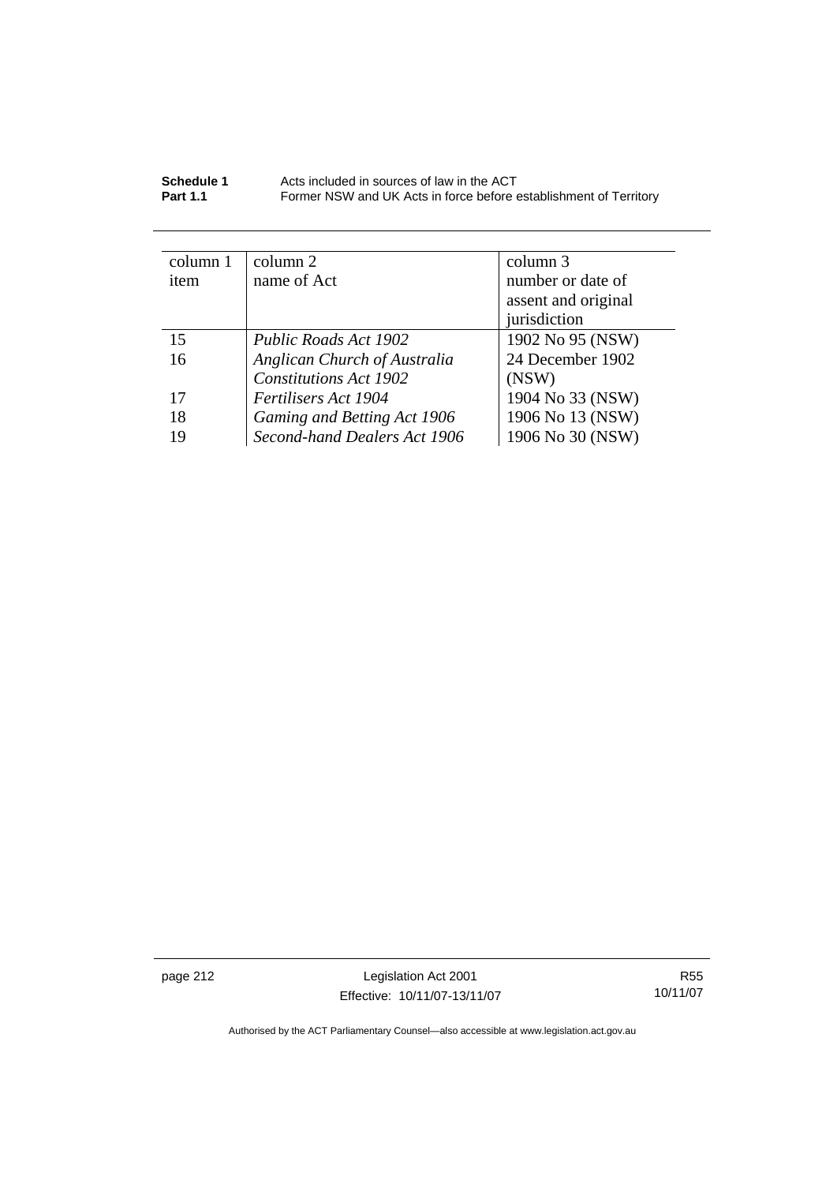| column 1 item | column 2 name of Act | column 3 number or date of assent and original jurisdiction |
|---|---|---|
| 15 | *Public Roads Act 1902* | 1902 No 95 (NSW) |
| 16 | *Anglican Church of Australia Constitutions Act 1902* | 24 December 1902 (NSW) |
| 17 | *Fertilisers Act 1904* | 1904 No 33 (NSW) |
| 18 | *Gaming and Betting Act 1906* | 1906 No 13 (NSW) |
| 19 | *Second-hand Dealers Act 1906* | 1906 No 30 (NSW) |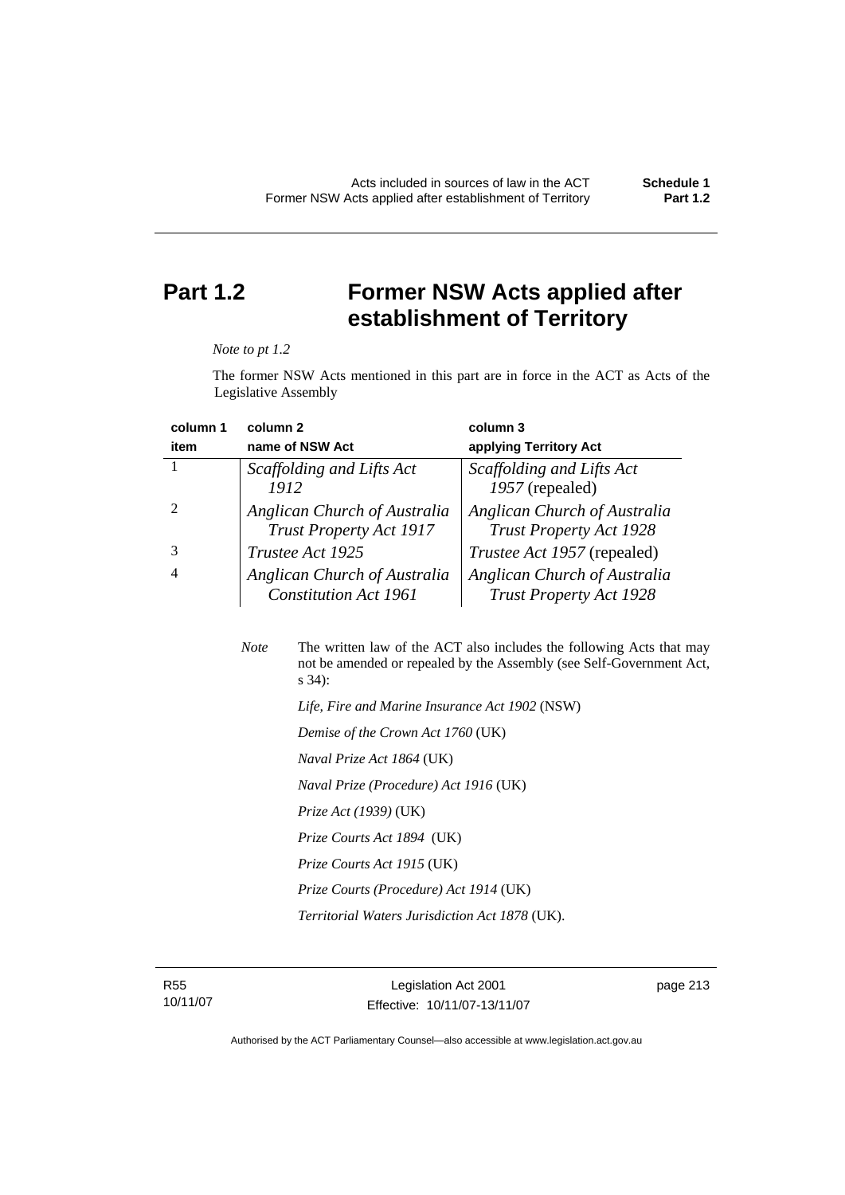# Part 1.2 Former NSW Acts applied after establishment of Territory

*Note to pt 1.2*

The former NSW Acts mentioned in this part are in force in the ACT as Acts of the Legislative Assembly

| column 1<br>item | column 2<br>name of NSW Act | column 3<br>applying Territory Act |
|---|---|---|
| 1 | *Scaffolding and Lifts Act 1912* | *Scaffolding and Lifts Act 1957* (repealed) |
| 2 | *Anglican Church of Australia Trust Property Act 1917* | *Anglican Church of Australia Trust Property Act 1928* |
| 3 | *Trustee Act 1925* | *Trustee Act 1957* (repealed) |
| 4 | *Anglican Church of Australia Constitution Act 1961* | *Anglican Church of Australia Trust Property Act 1928* |

*Note* The written law of the ACT also includes the following Acts that may not be amended or repealed by the Assembly (see Self-Government Act, s 34):

*Life, Fire and Marine Insurance Act 1902* (NSW)

*Demise of the Crown Act 1760* (UK)

*Naval Prize Act 1864* (UK)

*Naval Prize (Procedure) Act 1916* (UK)

*Prize Act (1939)* (UK)

*Prize Courts Act 1894* (UK)

*Prize Courts Act 1915* (UK)

*Prize Courts (Procedure) Act 1914* (UK)

*Territorial Waters Jurisdiction Act 1878* (UK).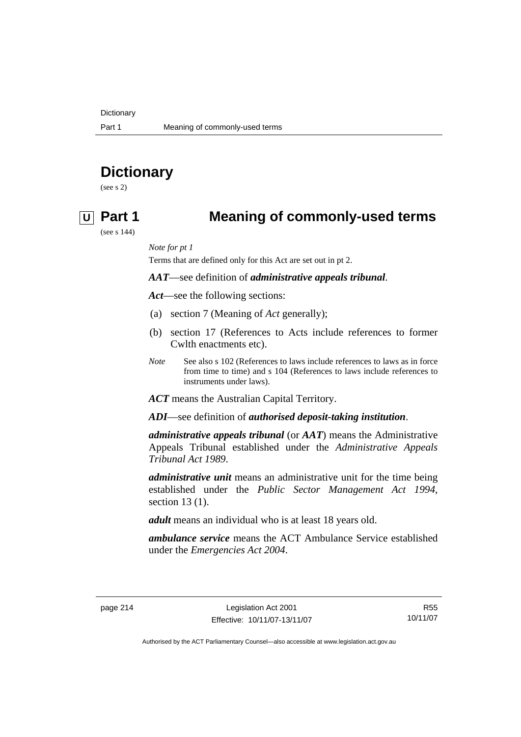# Dictionary

(see s 2)

## U Part 1 Meaning of commonly-used terms

(see s 144)

*Note for pt 1*

Terms that are defined only for this Act are set out in pt 2.

***AAT***—see definition of ***administrative appeals tribunal***.

***Act***—see the following sections:

(a) section 7 (Meaning of *Act* generally);

(b) section 17 (References to Acts include references to former Cwlth enactments etc).

*Note* See also s 102 (References to laws include references to laws as in force from time to time) and s 104 (References to laws include references to instruments under laws).

***ACT*** means the Australian Capital Territory.

***ADI***—see definition of ***authorised deposit-taking institution***.

***administrative appeals tribunal*** (or ***AAT***) means the Administrative Appeals Tribunal established under the *Administrative Appeals Tribunal Act 1989*.

***administrative unit*** means an administrative unit for the time being established under the *Public Sector Management Act 1994*, section 13 (1).

***adult*** means an individual who is at least 18 years old.

***ambulance service*** means the ACT Ambulance Service established under the *Emergencies Act 2004*.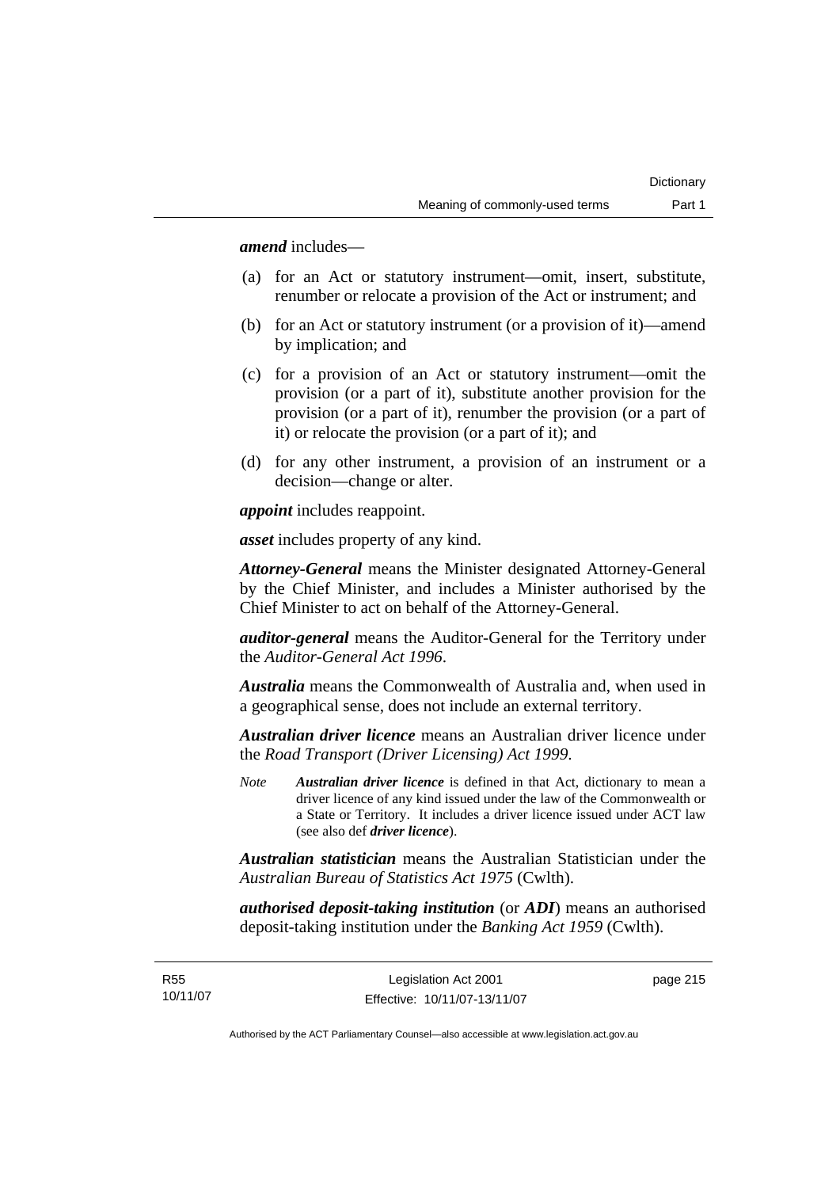***amend*** includes—

(a) for an Act or statutory instrument—omit, insert, substitute, renumber or relocate a provision of the Act or instrument; and

(b) for an Act or statutory instrument (or a provision of it)—amend by implication; and

(c) for a provision of an Act or statutory instrument—omit the provision (or a part of it), substitute another provision for the provision (or a part of it), renumber the provision (or a part of it) or relocate the provision (or a part of it); and

(d) for any other instrument, a provision of an instrument or a decision—change or alter.

***appoint*** includes reappoint.

***asset*** includes property of any kind.

***Attorney-General*** means the Minister designated Attorney-General by the Chief Minister, and includes a Minister authorised by the Chief Minister to act on behalf of the Attorney-General.

***auditor-general*** means the Auditor-General for the Territory under the *Auditor-General Act 1996*.

***Australia*** means the Commonwealth of Australia and, when used in a geographical sense, does not include an external territory.

***Australian driver licence*** means an Australian driver licence under the *Road Transport (Driver Licensing) Act 1999*.

*Note* ***Australian driver licence*** is defined in that Act, dictionary to mean a driver licence of any kind issued under the law of the Commonwealth or a State or Territory. It includes a driver licence issued under ACT law (see also def ***driver licence***).

***Australian statistician*** means the Australian Statistician under the *Australian Bureau of Statistics Act 1975* (Cwlth).

***authorised deposit-taking institution*** (or ***ADI***) means an authorised deposit-taking institution under the *Banking Act 1959* (Cwlth).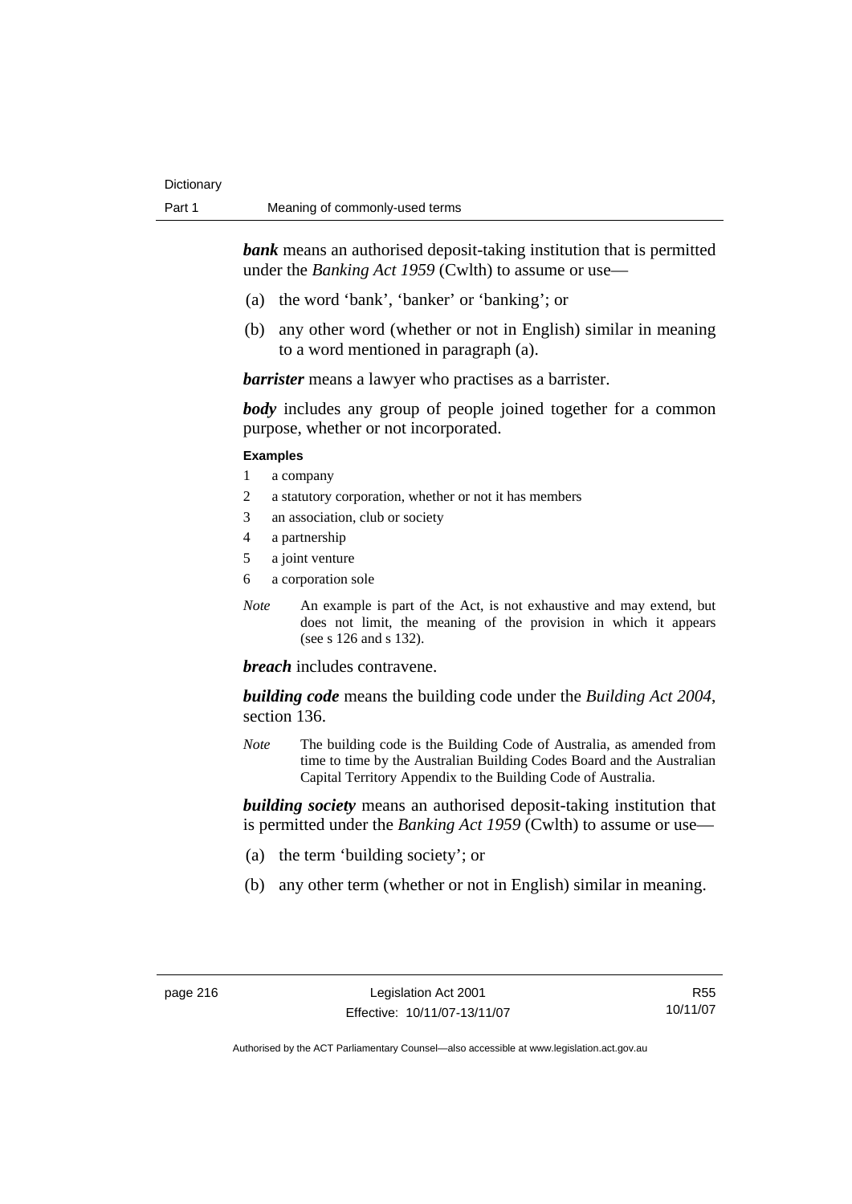***bank*** means an authorised deposit-taking institution that is permitted under the *Banking Act 1959* (Cwlth) to assume or use—

(a) the word 'bank', 'banker' or 'banking'; or

(b) any other word (whether or not in English) similar in meaning to a word mentioned in paragraph (a).

***barrister*** means a lawyer who practises as a barrister.

***body*** includes any group of people joined together for a common purpose, whether or not incorporated.

**Examples**

1 a company
2 a statutory corporation, whether or not it has members
3 an association, club or society
4 a partnership
5 a joint venture
6 a corporation sole

*Note* An example is part of the Act, is not exhaustive and may extend, but does not limit, the meaning of the provision in which it appears (see s 126 and s 132).

***breach*** includes contravene.

***building code*** means the building code under the *Building Act 2004*, section 136.

*Note* The building code is the Building Code of Australia, as amended from time to time by the Australian Building Codes Board and the Australian Capital Territory Appendix to the Building Code of Australia.

***building society*** means an authorised deposit-taking institution that is permitted under the *Banking Act 1959* (Cwlth) to assume or use—

(a) the term 'building society'; or

(b) any other term (whether or not in English) similar in meaning.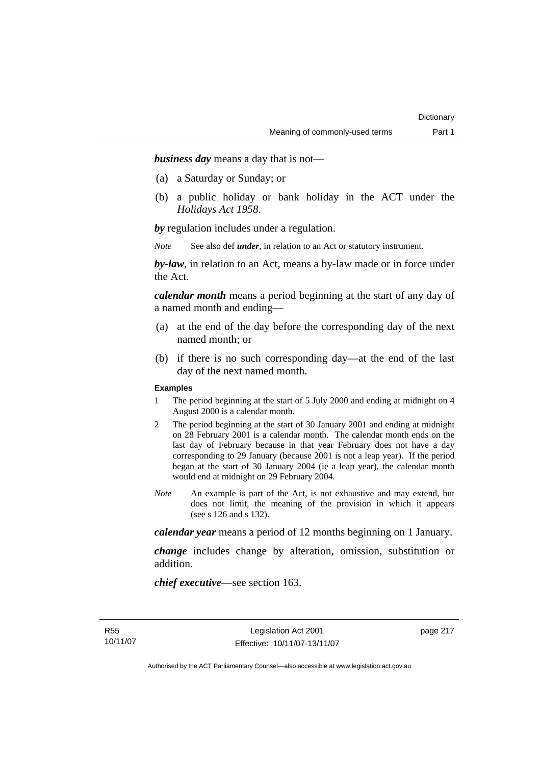***business day*** means a day that is not—

(a) a Saturday or Sunday; or

(b) a public holiday or bank holiday in the ACT under the *Holidays Act 1958*.

***by*** regulation includes under a regulation.

*Note* See also def ***under***, in relation to an Act or statutory instrument.

***by-law***, in relation to an Act, means a by-law made or in force under the Act.

***calendar month*** means a period beginning at the start of any day of a named month and ending—

(a) at the end of the day before the corresponding day of the next named month; or

(b) if there is no such corresponding day—at the end of the last day of the next named month.

**Examples**

1 The period beginning at the start of 5 July 2000 and ending at midnight on 4 August 2000 is a calendar month.

2 The period beginning at the start of 30 January 2001 and ending at midnight on 28 February 2001 is a calendar month. The calendar month ends on the last day of February because in that year February does not have a day corresponding to 29 January (because 2001 is not a leap year). If the period began at the start of 30 January 2004 (ie a leap year), the calendar month would end at midnight on 29 February 2004.

*Note* An example is part of the Act, is not exhaustive and may extend, but does not limit, the meaning of the provision in which it appears (see s 126 and s 132).

***calendar year*** means a period of 12 months beginning on 1 January.

***change*** includes change by alteration, omission, substitution or addition.

***chief executive***—see section 163.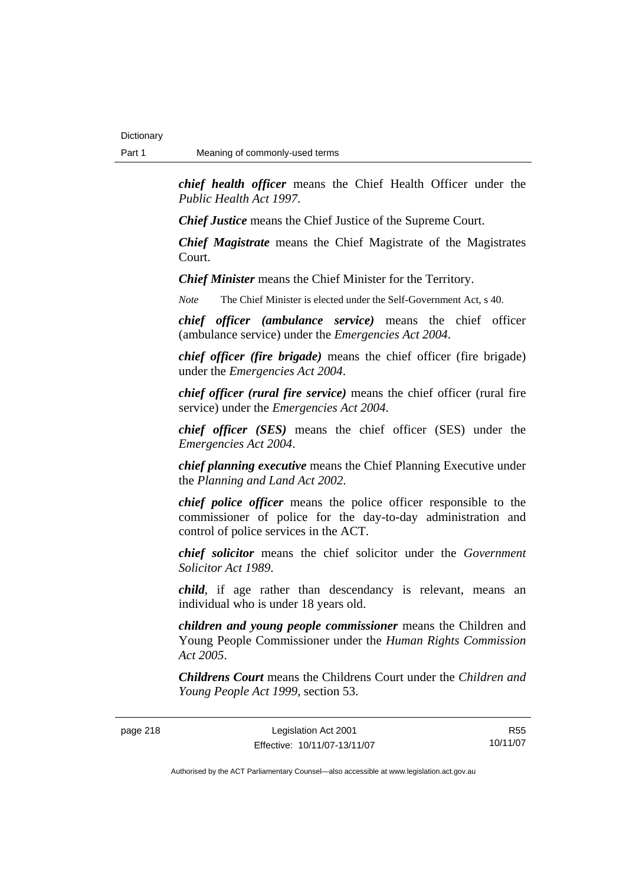***chief health officer*** means the Chief Health Officer under the *Public Health Act 1997*.

***Chief Justice*** means the Chief Justice of the Supreme Court.

***Chief Magistrate*** means the Chief Magistrate of the Magistrates Court.

***Chief Minister*** means the Chief Minister for the Territory.

*Note* The Chief Minister is elected under the Self-Government Act, s 40.

***chief officer (ambulance service)*** means the chief officer (ambulance service) under the *Emergencies Act 2004*.

***chief officer (fire brigade)*** means the chief officer (fire brigade) under the *Emergencies Act 2004*.

***chief officer (rural fire service)*** means the chief officer (rural fire service) under the *Emergencies Act 2004*.

***chief officer (SES)*** means the chief officer (SES) under the *Emergencies Act 2004*.

***chief planning executive*** means the Chief Planning Executive under the *Planning and Land Act 2002*.

***chief police officer*** means the police officer responsible to the commissioner of police for the day-to-day administration and control of police services in the ACT.

***chief solicitor*** means the chief solicitor under the *Government Solicitor Act 1989*.

***child***, if age rather than descendancy is relevant, means an individual who is under 18 years old.

***children and young people commissioner*** means the Children and Young People Commissioner under the *Human Rights Commission Act 2005*.

***Childrens Court*** means the Childrens Court under the *Children and Young People Act 1999*, section 53.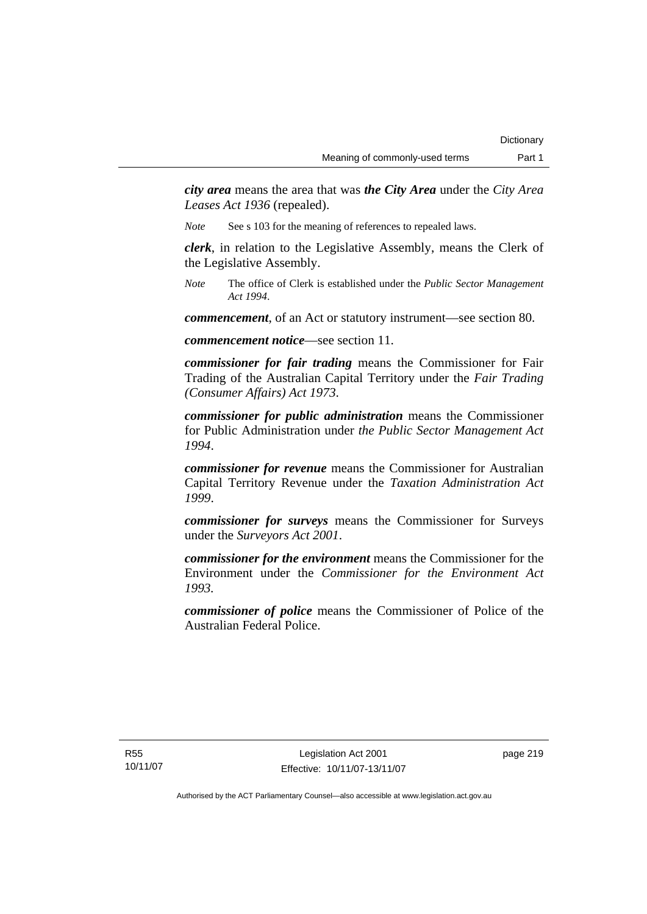***city area*** means the area that was ***the City Area*** under the *City Area Leases Act 1936* (repealed).

*Note* See s 103 for the meaning of references to repealed laws.

***clerk***, in relation to the Legislative Assembly, means the Clerk of the Legislative Assembly.

*Note* The office of Clerk is established under the *Public Sector Management Act 1994*.

***commencement***, of an Act or statutory instrument—see section 80.

***commencement notice***—see section 11.

***commissioner for fair trading*** means the Commissioner for Fair Trading of the Australian Capital Territory under the *Fair Trading (Consumer Affairs) Act 1973*.

***commissioner for public administration*** means the Commissioner for Public Administration under *the Public Sector Management Act 1994*.

***commissioner for revenue*** means the Commissioner for Australian Capital Territory Revenue under the *Taxation Administration Act 1999*.

***commissioner for surveys*** means the Commissioner for Surveys under the *Surveyors Act 2001*.

***commissioner for the environment*** means the Commissioner for the Environment under the *Commissioner for the Environment Act 1993*.

***commissioner of police*** means the Commissioner of Police of the Australian Federal Police.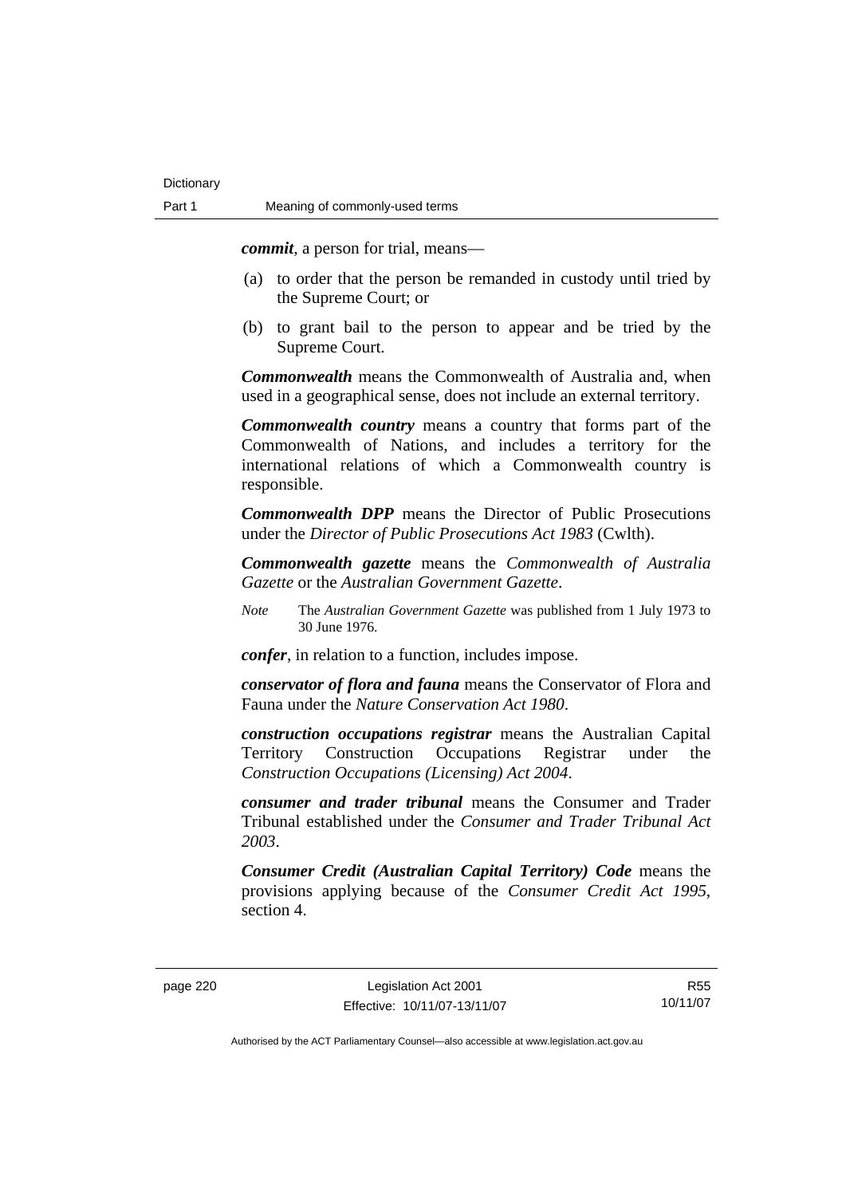***commit***, a person for trial, means—

(a) to order that the person be remanded in custody until tried by the Supreme Court; or

(b) to grant bail to the person to appear and be tried by the Supreme Court.

***Commonwealth*** means the Commonwealth of Australia and, when used in a geographical sense, does not include an external territory.

***Commonwealth country*** means a country that forms part of the Commonwealth of Nations, and includes a territory for the international relations of which a Commonwealth country is responsible.

***Commonwealth DPP*** means the Director of Public Prosecutions under the *Director of Public Prosecutions Act 1983* (Cwlth).

***Commonwealth gazette*** means the *Commonwealth of Australia Gazette* or the *Australian Government Gazette*.

*Note* The *Australian Government Gazette* was published from 1 July 1973 to 30 June 1976.

***confer***, in relation to a function, includes impose.

***conservator of flora and fauna*** means the Conservator of Flora and Fauna under the *Nature Conservation Act 1980*.

***construction occupations registrar*** means the Australian Capital Territory Construction Occupations Registrar under the *Construction Occupations (Licensing) Act 2004*.

***consumer and trader tribunal*** means the Consumer and Trader Tribunal established under the *Consumer and Trader Tribunal Act 2003*.

***Consumer Credit (Australian Capital Territory) Code*** means the provisions applying because of the *Consumer Credit Act 1995*, section 4.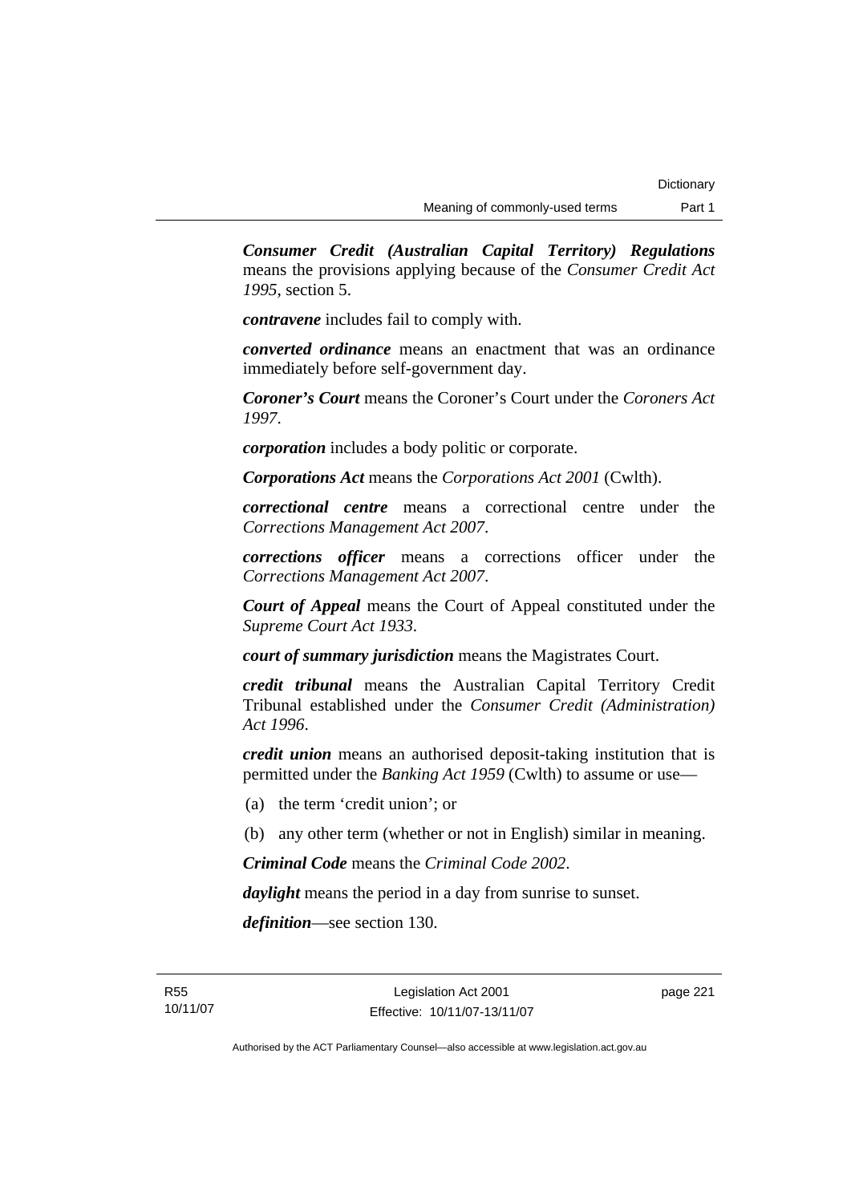***Consumer Credit (Australian Capital Territory) Regulations*** means the provisions applying because of the *Consumer Credit Act 1995*, section 5.

***contravene*** includes fail to comply with.

***converted ordinance*** means an enactment that was an ordinance immediately before self-government day.

***Coroner's Court*** means the Coroner's Court under the *Coroners Act 1997*.

***corporation*** includes a body politic or corporate.

***Corporations Act*** means the *Corporations Act 2001* (Cwlth).

***correctional centre*** means a correctional centre under the *Corrections Management Act 2007*.

***corrections officer*** means a corrections officer under the *Corrections Management Act 2007*.

***Court of Appeal*** means the Court of Appeal constituted under the *Supreme Court Act 1933*.

***court of summary jurisdiction*** means the Magistrates Court.

***credit tribunal*** means the Australian Capital Territory Credit Tribunal established under the *Consumer Credit (Administration) Act 1996*.

***credit union*** means an authorised deposit-taking institution that is permitted under the *Banking Act 1959* (Cwlth) to assume or use—

(a) the term 'credit union'; or

(b) any other term (whether or not in English) similar in meaning.

***Criminal Code*** means the *Criminal Code 2002*.

***daylight*** means the period in a day from sunrise to sunset.

***definition***—see section 130.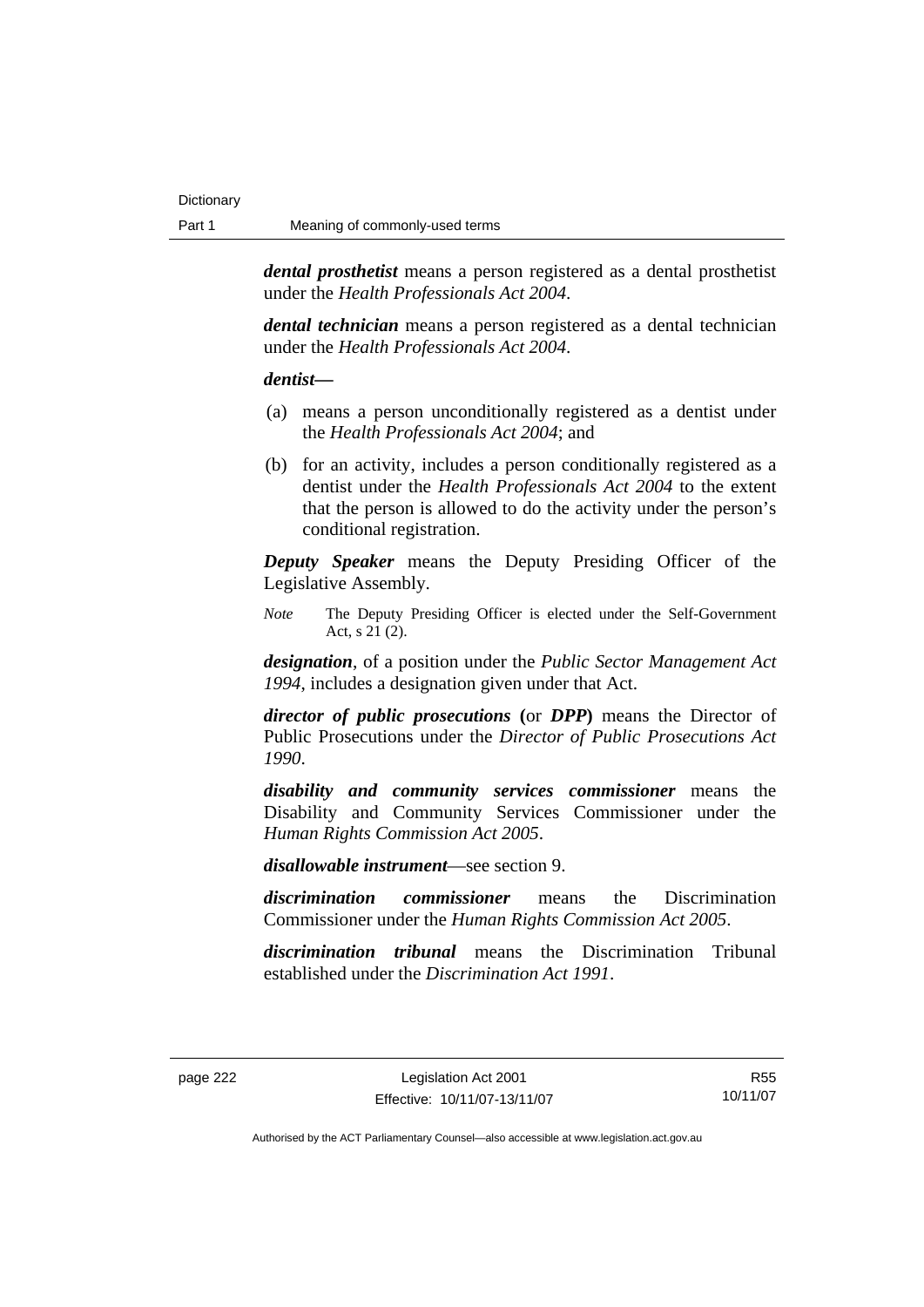***dental prosthetist*** means a person registered as a dental prosthetist under the *Health Professionals Act 2004*.

***dental technician*** means a person registered as a dental technician under the *Health Professionals Act 2004*.

***dentist*****—**

(a) means a person unconditionally registered as a dentist under the *Health Professionals Act 2004*; and

(b) for an activity, includes a person conditionally registered as a dentist under the *Health Professionals Act 2004* to the extent that the person is allowed to do the activity under the person's conditional registration.

***Deputy Speaker*** means the Deputy Presiding Officer of the Legislative Assembly.

*Note* The Deputy Presiding Officer is elected under the Self-Government Act, s 21 (2).

***designation***, of a position under the *Public Sector Management Act 1994*, includes a designation given under that Act.

***director of public prosecutions*** **(**or ***DPP*****)** means the Director of Public Prosecutions under the *Director of Public Prosecutions Act 1990*.

***disability and community services commissioner*** means the Disability and Community Services Commissioner under the *Human Rights Commission Act 2005*.

***disallowable instrument***—see section 9.

***discrimination commissioner*** means the Discrimination Commissioner under the *Human Rights Commission Act 2005*.

***discrimination tribunal*** means the Discrimination Tribunal established under the *Discrimination Act 1991*.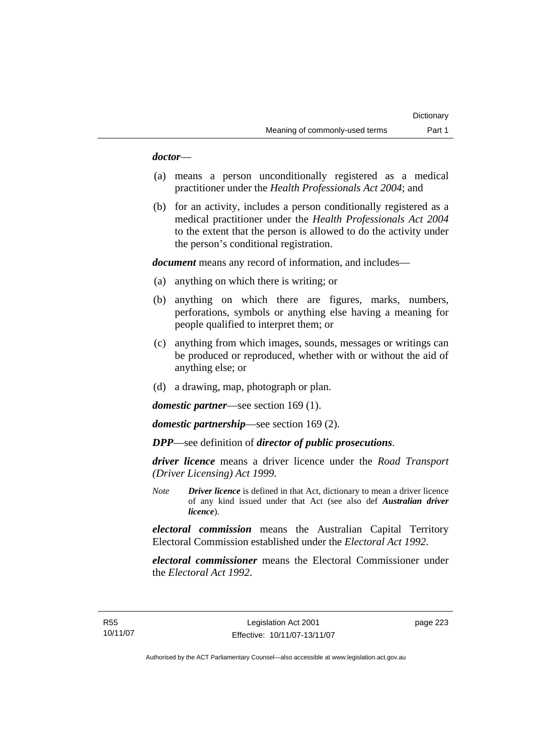***doctor***—

(a) means a person unconditionally registered as a medical practitioner under the *Health Professionals Act 2004*; and

(b) for an activity, includes a person conditionally registered as a medical practitioner under the *Health Professionals Act 2004* to the extent that the person is allowed to do the activity under the person's conditional registration.

***document*** means any record of information, and includes—

(a) anything on which there is writing; or

(b) anything on which there are figures, marks, numbers, perforations, symbols or anything else having a meaning for people qualified to interpret them; or

(c) anything from which images, sounds, messages or writings can be produced or reproduced, whether with or without the aid of anything else; or

(d) a drawing, map, photograph or plan.

***domestic partner***—see section 169 (1).

***domestic partnership***—see section 169 (2).

***DPP***—see definition of ***director of public prosecutions***.

***driver licence*** means a driver licence under the *Road Transport (Driver Licensing) Act 1999*.

*Note* ***Driver licence*** is defined in that Act, dictionary to mean a driver licence of any kind issued under that Act (see also def ***Australian driver licence***).

***electoral commission*** means the Australian Capital Territory Electoral Commission established under the *Electoral Act 1992*.

***electoral commissioner*** means the Electoral Commissioner under the *Electoral Act 1992*.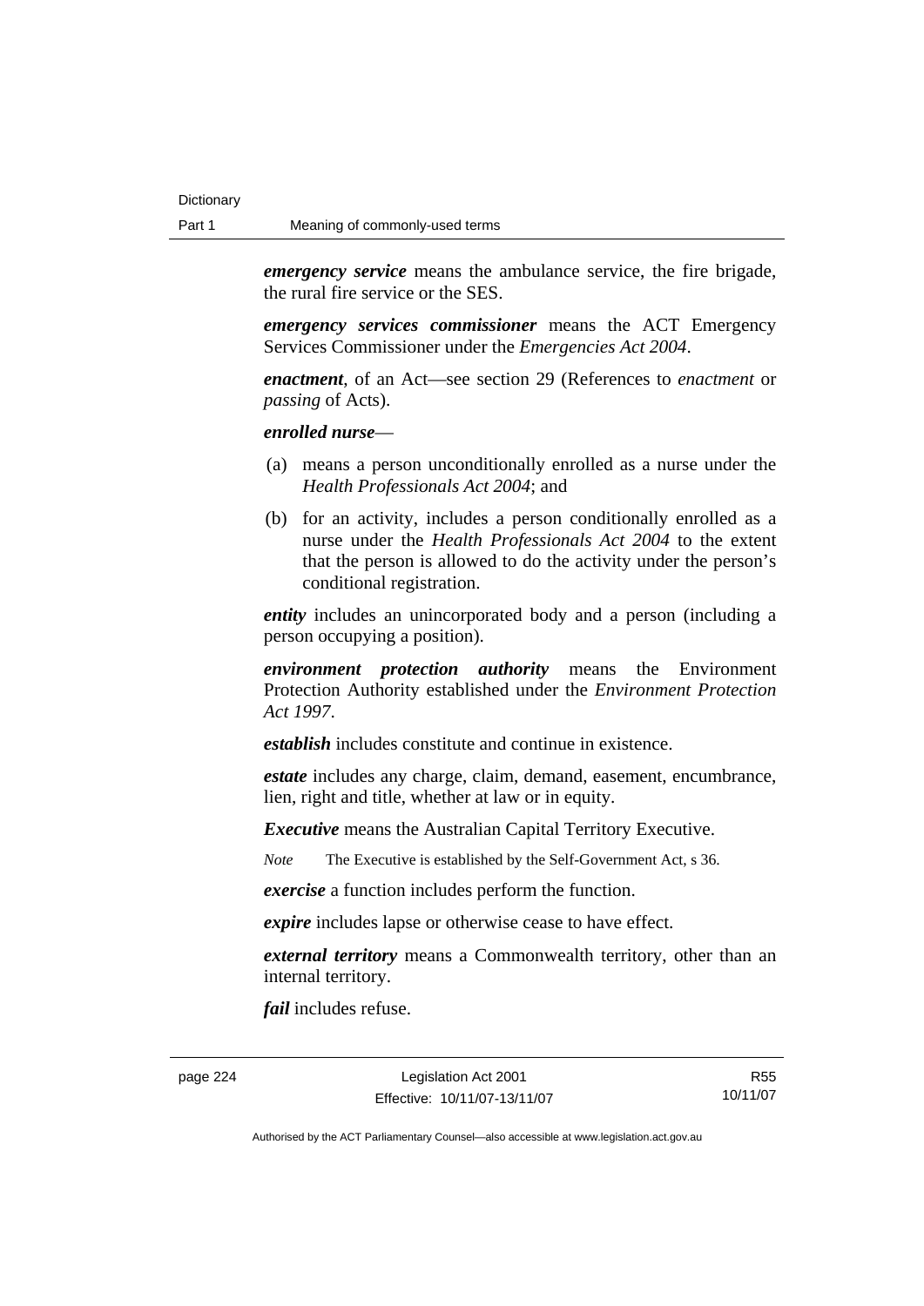***emergency service*** means the ambulance service, the fire brigade, the rural fire service or the SES.

***emergency services commissioner*** means the ACT Emergency Services Commissioner under the *Emergencies Act 2004*.

***enactment***, of an Act—see section 29 (References to *enactment* or *passing* of Acts).

***enrolled nurse***—

(a) means a person unconditionally enrolled as a nurse under the *Health Professionals Act 2004*; and

(b) for an activity, includes a person conditionally enrolled as a nurse under the *Health Professionals Act 2004* to the extent that the person is allowed to do the activity under the person's conditional registration.

***entity*** includes an unincorporated body and a person (including a person occupying a position).

***environment protection authority*** means the Environment Protection Authority established under the *Environment Protection Act 1997*.

***establish*** includes constitute and continue in existence.

***estate*** includes any charge, claim, demand, easement, encumbrance, lien, right and title, whether at law or in equity.

***Executive*** means the Australian Capital Territory Executive.

*Note* The Executive is established by the Self-Government Act, s 36.

***exercise*** a function includes perform the function.

***expire*** includes lapse or otherwise cease to have effect.

***external territory*** means a Commonwealth territory, other than an internal territory.

***fail*** includes refuse.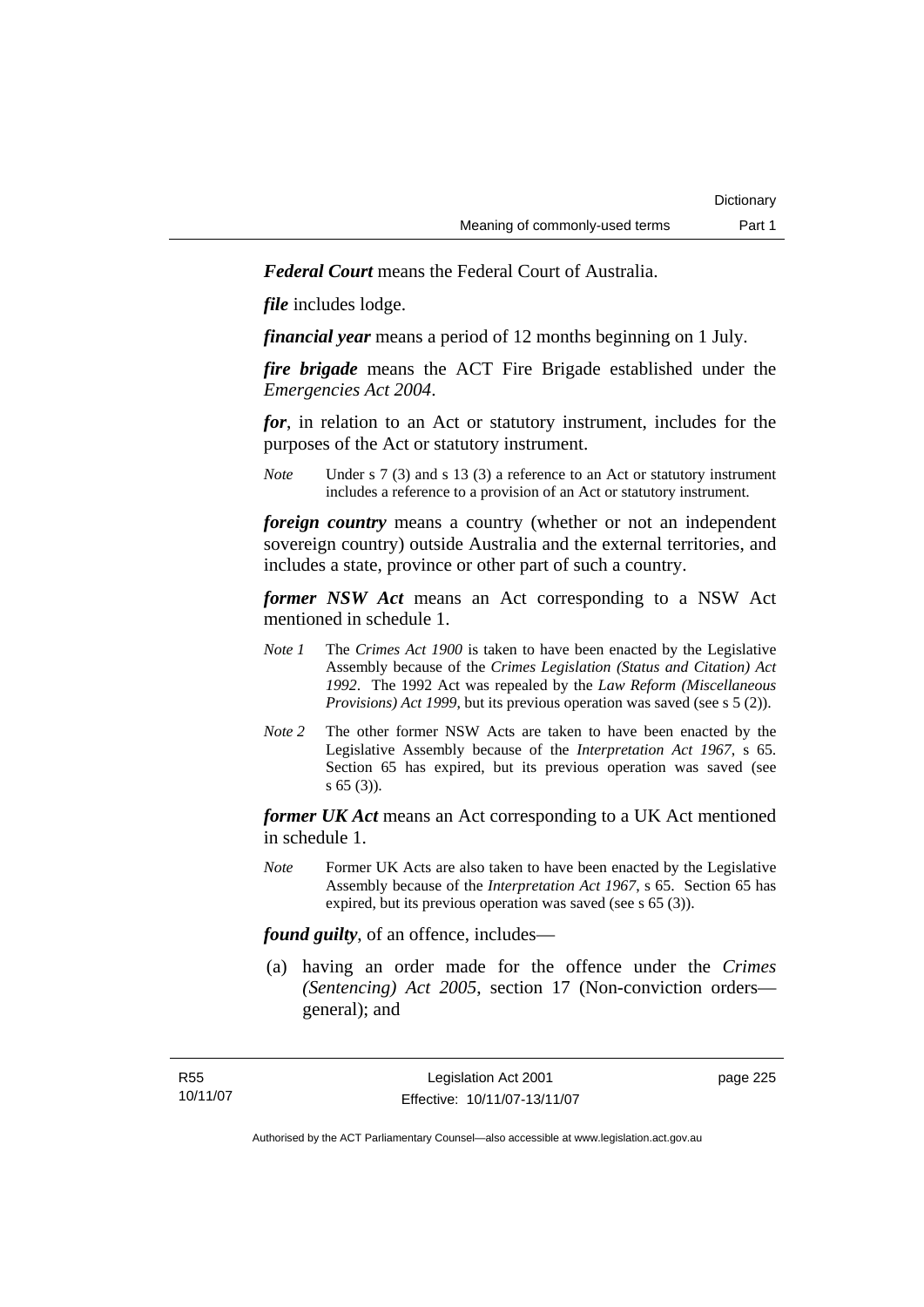***Federal Court*** means the Federal Court of Australia.

***file*** includes lodge.

***financial year*** means a period of 12 months beginning on 1 July.

***fire brigade*** means the ACT Fire Brigade established under the *Emergencies Act 2004*.

***for***, in relation to an Act or statutory instrument, includes for the purposes of the Act or statutory instrument.

*Note* Under s 7 (3) and s 13 (3) a reference to an Act or statutory instrument includes a reference to a provision of an Act or statutory instrument.

***foreign country*** means a country (whether or not an independent sovereign country) outside Australia and the external territories, and includes a state, province or other part of such a country.

***former NSW Act*** means an Act corresponding to a NSW Act mentioned in schedule 1.

*Note 1* The *Crimes Act 1900* is taken to have been enacted by the Legislative Assembly because of the *Crimes Legislation (Status and Citation) Act 1992*. The 1992 Act was repealed by the *Law Reform (Miscellaneous Provisions) Act 1999*, but its previous operation was saved (see s 5 (2)).

*Note 2* The other former NSW Acts are taken to have been enacted by the Legislative Assembly because of the *Interpretation Act 1967*, s 65. Section 65 has expired, but its previous operation was saved (see s 65 (3)).

***former UK Act*** means an Act corresponding to a UK Act mentioned in schedule 1.

*Note* Former UK Acts are also taken to have been enacted by the Legislative Assembly because of the *Interpretation Act 1967*, s 65. Section 65 has expired, but its previous operation was saved (see s 65 (3)).

***found guilty***, of an offence, includes—

(a) having an order made for the offence under the *Crimes (Sentencing) Act 2005*, section 17 (Non-conviction orders—general); and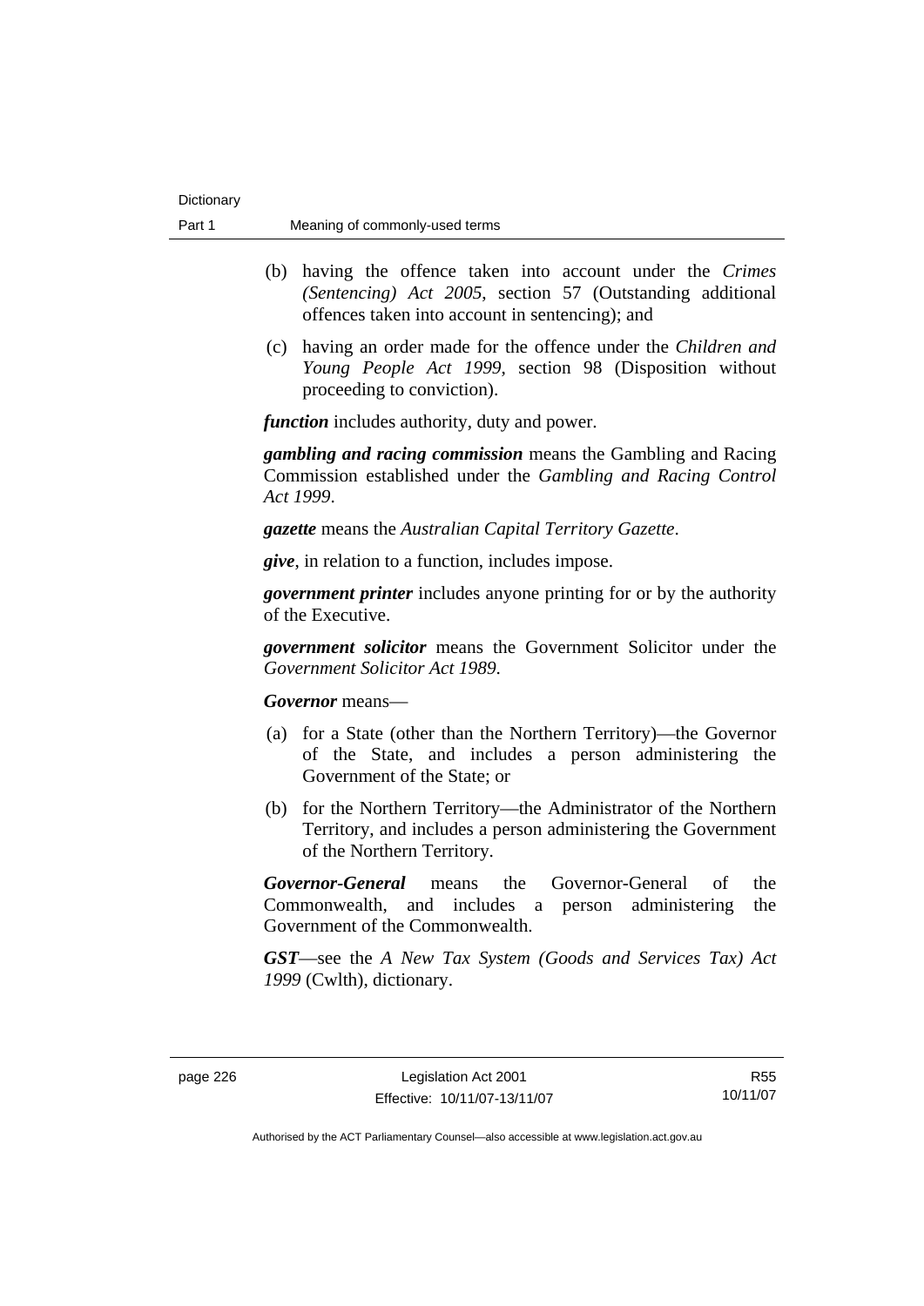(b) having the offence taken into account under the *Crimes (Sentencing) Act 2005*, section 57 (Outstanding additional offences taken into account in sentencing); and

(c) having an order made for the offence under the *Children and Young People Act 1999*, section 98 (Disposition without proceeding to conviction).

***function*** includes authority, duty and power.

***gambling and racing commission*** means the Gambling and Racing Commission established under the *Gambling and Racing Control Act 1999*.

***gazette*** means the *Australian Capital Territory Gazette*.

***give***, in relation to a function, includes impose.

***government printer*** includes anyone printing for or by the authority of the Executive.

***government solicitor*** means the Government Solicitor under the *Government Solicitor Act 1989*.

***Governor*** means—

(a) for a State (other than the Northern Territory)—the Governor of the State, and includes a person administering the Government of the State; or

(b) for the Northern Territory—the Administrator of the Northern Territory, and includes a person administering the Government of the Northern Territory.

***Governor-General*** means the Governor-General of the Commonwealth, and includes a person administering the Government of the Commonwealth.

***GST***—see the *A New Tax System (Goods and Services Tax) Act 1999* (Cwlth), dictionary.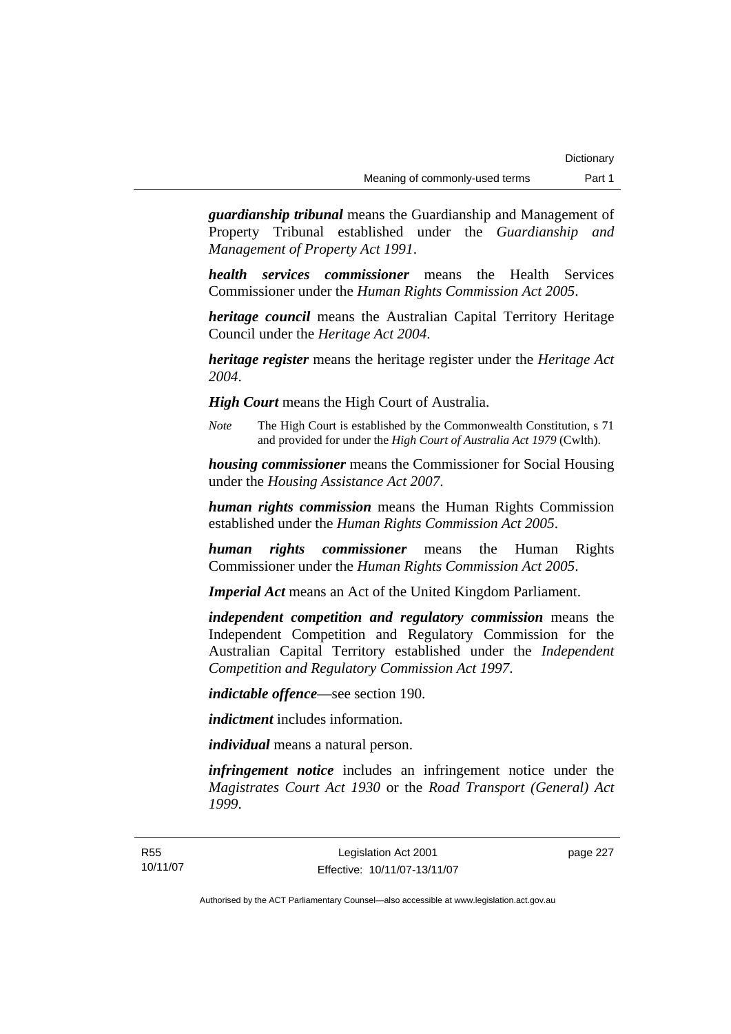***guardianship tribunal*** means the Guardianship and Management of Property Tribunal established under the *Guardianship and Management of Property Act 1991*.

***health services commissioner*** means the Health Services Commissioner under the *Human Rights Commission Act 2005*.

***heritage council*** means the Australian Capital Territory Heritage Council under the *Heritage Act 2004*.

***heritage register*** means the heritage register under the *Heritage Act 2004*.

***High Court*** means the High Court of Australia.

*Note* The High Court is established by the Commonwealth Constitution, s 71 and provided for under the *High Court of Australia Act 1979* (Cwlth).

***housing commissioner*** means the Commissioner for Social Housing under the *Housing Assistance Act 2007*.

***human rights commission*** means the Human Rights Commission established under the *Human Rights Commission Act 2005*.

***human rights commissioner*** means the Human Rights Commissioner under the *Human Rights Commission Act 2005*.

***Imperial Act*** means an Act of the United Kingdom Parliament.

***independent competition and regulatory commission*** means the Independent Competition and Regulatory Commission for the Australian Capital Territory established under the *Independent Competition and Regulatory Commission Act 1997*.

***indictable offence***—see section 190.

***indictment*** includes information.

***individual*** means a natural person.

***infringement notice*** includes an infringement notice under the *Magistrates Court Act 1930* or the *Road Transport (General) Act 1999*.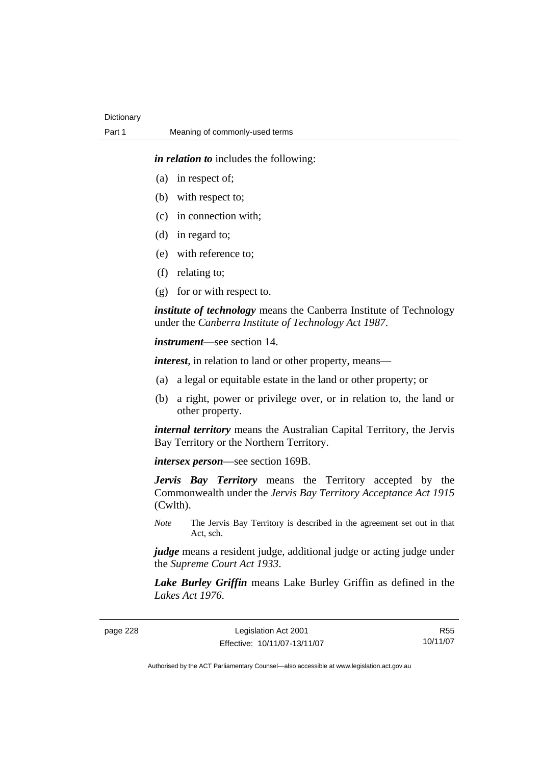***in relation to*** includes the following:

(a) in respect of;

(b) with respect to;

(c) in connection with;

(d) in regard to;

(e) with reference to;

(f) relating to;

(g) for or with respect to.

***institute of technology*** means the Canberra Institute of Technology under the *Canberra Institute of Technology Act 1987*.

***instrument***—see section 14.

***interest***, in relation to land or other property, means—

(a) a legal or equitable estate in the land or other property; or

(b) a right, power or privilege over, or in relation to, the land or other property.

***internal territory*** means the Australian Capital Territory, the Jervis Bay Territory or the Northern Territory.

***intersex person***—see section 169B.

***Jervis Bay Territory*** means the Territory accepted by the Commonwealth under the *Jervis Bay Territory Acceptance Act 1915* (Cwlth).

*Note* The Jervis Bay Territory is described in the agreement set out in that Act, sch.

***judge*** means a resident judge, additional judge or acting judge under the *Supreme Court Act 1933*.

***Lake Burley Griffin*** means Lake Burley Griffin as defined in the *Lakes Act 1976*.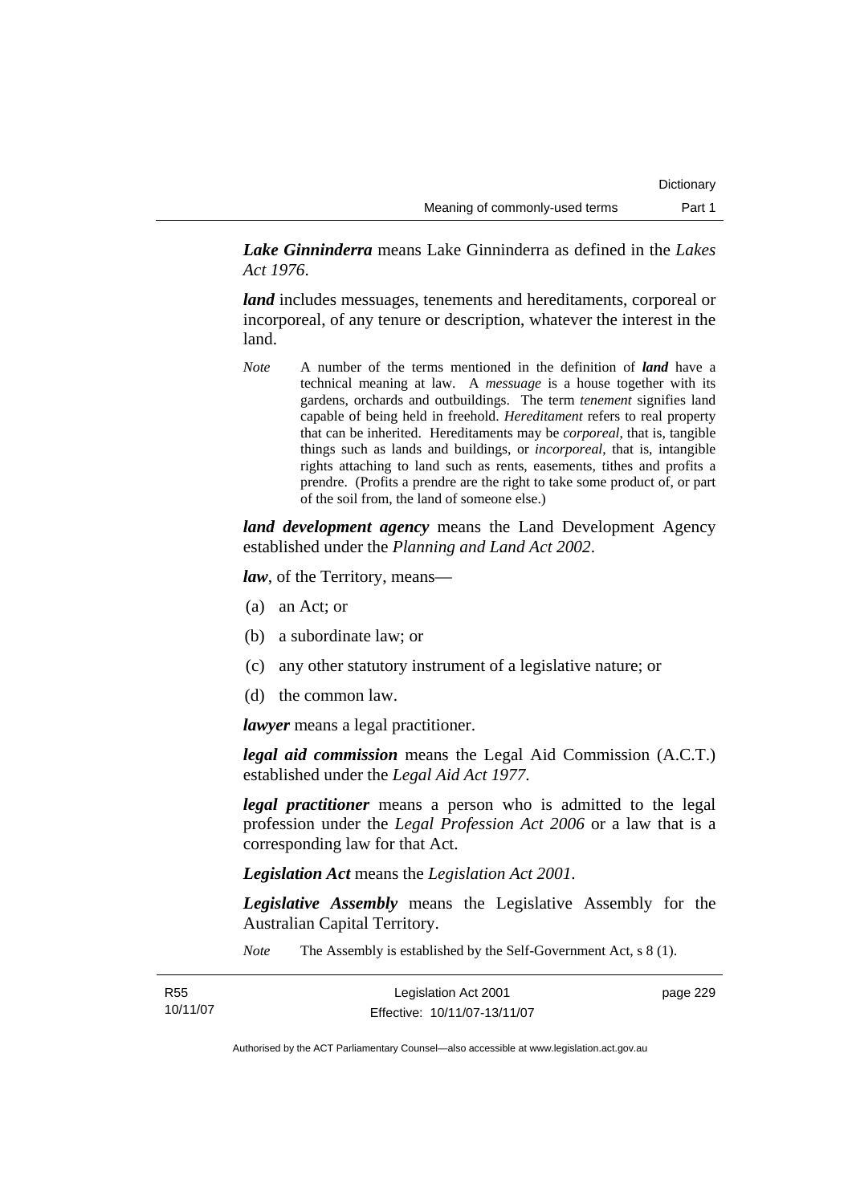***Lake Ginninderra*** means Lake Ginninderra as defined in the *Lakes Act 1976*.

***land*** includes messuages, tenements and hereditaments, corporeal or incorporeal, of any tenure or description, whatever the interest in the land.

*Note* A number of the terms mentioned in the definition of ***land*** have a technical meaning at law. A *messuage* is a house together with its gardens, orchards and outbuildings. The term *tenement* signifies land capable of being held in freehold. *Hereditament* refers to real property that can be inherited. Hereditaments may be *corporeal*, that is, tangible things such as lands and buildings, or *incorporeal*, that is, intangible rights attaching to land such as rents, easements, tithes and profits a prendre. (Profits a prendre are the right to take some product of, or part of the soil from, the land of someone else.)

***land development agency*** means the Land Development Agency established under the *Planning and Land Act 2002*.

***law***, of the Territory, means—

(a) an Act; or

(b) a subordinate law; or

(c) any other statutory instrument of a legislative nature; or

(d) the common law.

***lawyer*** means a legal practitioner.

***legal aid commission*** means the Legal Aid Commission (A.C.T.) established under the *Legal Aid Act 1977*.

***legal practitioner*** means a person who is admitted to the legal profession under the *Legal Profession Act 2006* or a law that is a corresponding law for that Act.

***Legislation Act*** means the *Legislation Act 2001*.

***Legislative Assembly*** means the Legislative Assembly for the Australian Capital Territory.

*Note* The Assembly is established by the Self-Government Act, s 8 (1).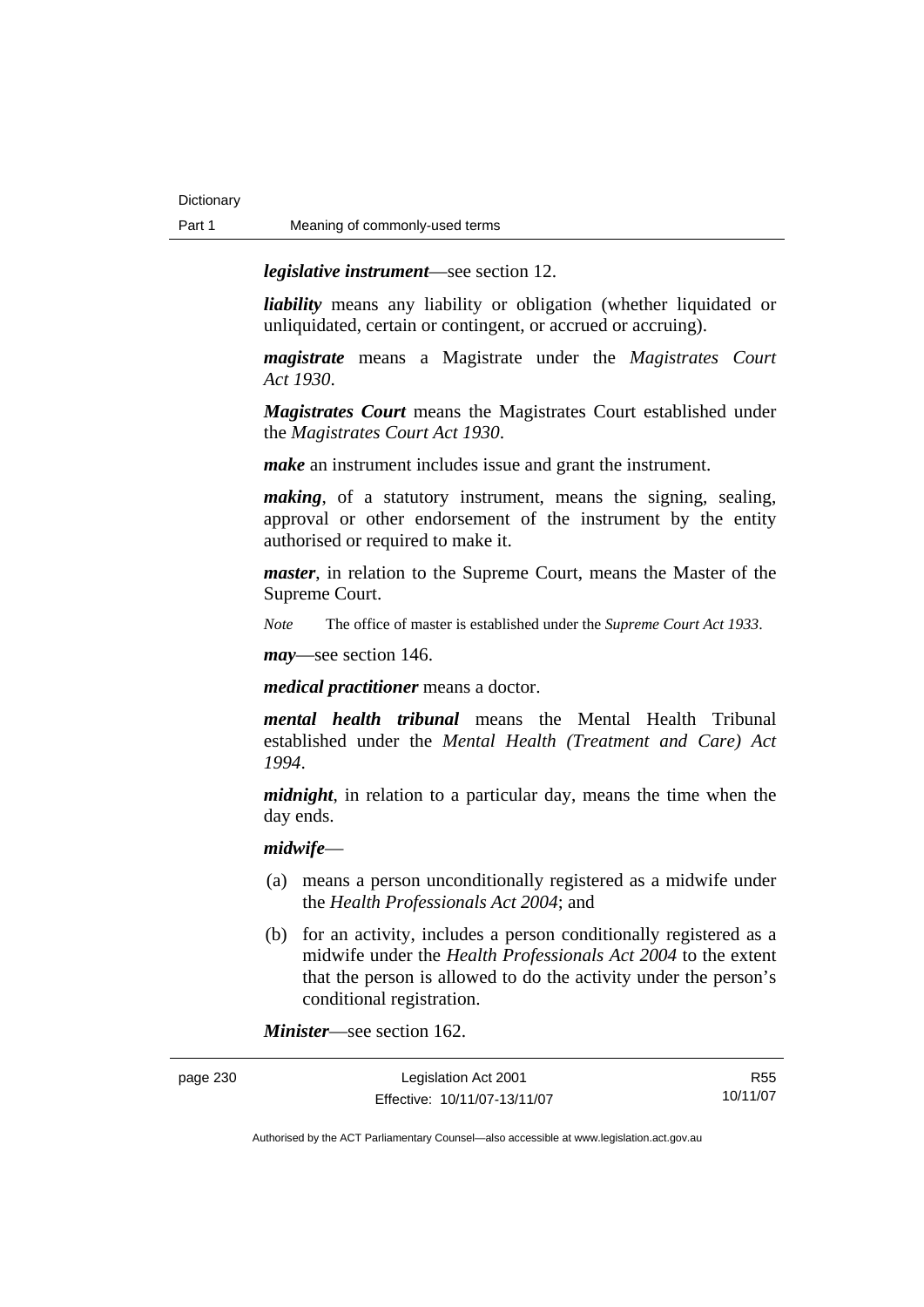***legislative instrument***—see section 12.

***liability*** means any liability or obligation (whether liquidated or unliquidated, certain or contingent, or accrued or accruing).

***magistrate*** means a Magistrate under the *Magistrates Court Act 1930*.

***Magistrates Court*** means the Magistrates Court established under the *Magistrates Court Act 1930*.

***make*** an instrument includes issue and grant the instrument.

***making***, of a statutory instrument, means the signing, sealing, approval or other endorsement of the instrument by the entity authorised or required to make it.

***master***, in relation to the Supreme Court, means the Master of the Supreme Court.

*Note* The office of master is established under the *Supreme Court Act 1933*.

***may***—see section 146.

***medical practitioner*** means a doctor.

***mental health tribunal*** means the Mental Health Tribunal established under the *Mental Health (Treatment and Care) Act 1994*.

***midnight***, in relation to a particular day, means the time when the day ends.

***midwife***—

(a) means a person unconditionally registered as a midwife under the *Health Professionals Act 2004*; and

(b) for an activity, includes a person conditionally registered as a midwife under the *Health Professionals Act 2004* to the extent that the person is allowed to do the activity under the person's conditional registration.

***Minister***—see section 162.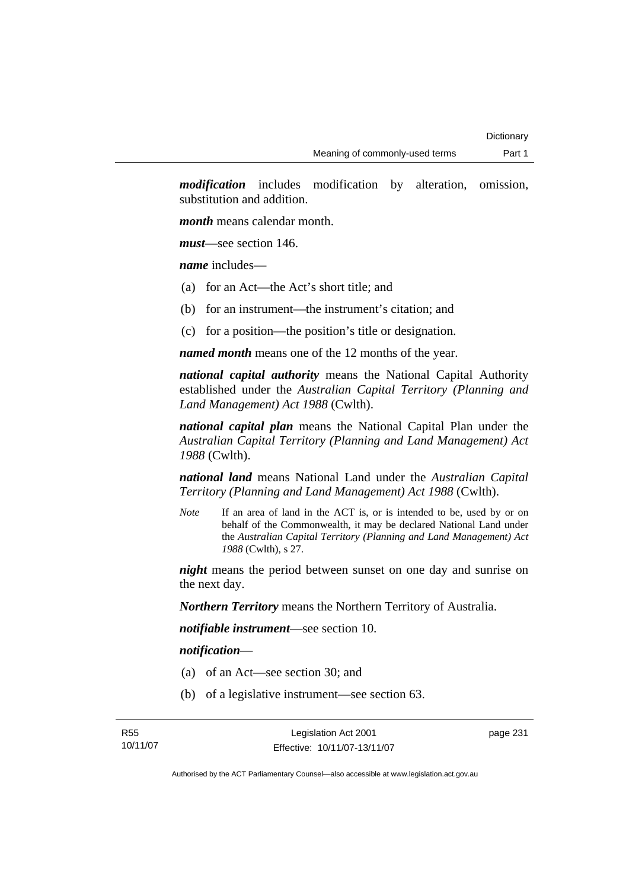***modification*** includes modification by alteration, omission, substitution and addition.

***month*** means calendar month.

***must***—see section 146.

***name*** includes—

(a) for an Act—the Act's short title; and

(b) for an instrument—the instrument's citation; and

(c) for a position—the position's title or designation.

***named month*** means one of the 12 months of the year.

***national capital authority*** means the National Capital Authority established under the *Australian Capital Territory (Planning and Land Management) Act 1988* (Cwlth).

***national capital plan*** means the National Capital Plan under the *Australian Capital Territory (Planning and Land Management) Act 1988* (Cwlth).

***national land*** means National Land under the *Australian Capital Territory (Planning and Land Management) Act 1988* (Cwlth).

*Note* If an area of land in the ACT is, or is intended to be, used by or on behalf of the Commonwealth, it may be declared National Land under the *Australian Capital Territory (Planning and Land Management) Act 1988* (Cwlth), s 27.

***night*** means the period between sunset on one day and sunrise on the next day.

***Northern Territory*** means the Northern Territory of Australia.

***notifiable instrument***—see section 10.

***notification***—

(a) of an Act—see section 30; and

(b) of a legislative instrument—see section 63.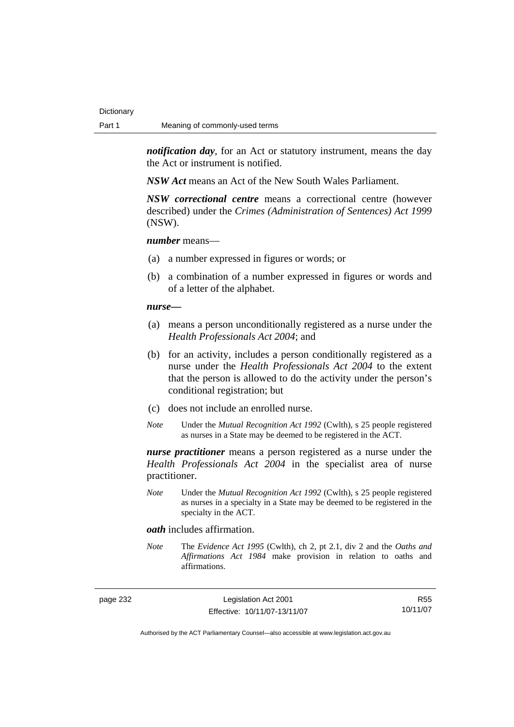***notification day***, for an Act or statutory instrument, means the day the Act or instrument is notified.

***NSW Act*** means an Act of the New South Wales Parliament.

***NSW correctional centre*** means a correctional centre (however described) under the *Crimes (Administration of Sentences) Act 1999* (NSW).

***number*** means—

(a) a number expressed in figures or words; or

(b) a combination of a number expressed in figures or words and of a letter of the alphabet.

***nurse—***

(a) means a person unconditionally registered as a nurse under the *Health Professionals Act 2004*; and

(b) for an activity, includes a person conditionally registered as a nurse under the *Health Professionals Act 2004* to the extent that the person is allowed to do the activity under the person's conditional registration; but

(c) does not include an enrolled nurse.

*Note* Under the *Mutual Recognition Act 1992* (Cwlth), s 25 people registered as nurses in a State may be deemed to be registered in the ACT.

***nurse practitioner*** means a person registered as a nurse under the *Health Professionals Act 2004* in the specialist area of nurse practitioner.

*Note* Under the *Mutual Recognition Act 1992* (Cwlth), s 25 people registered as nurses in a specialty in a State may be deemed to be registered in the specialty in the ACT.

***oath*** includes affirmation.

*Note* The *Evidence Act 1995* (Cwlth), ch 2, pt 2.1, div 2 and the *Oaths and Affirmations Act 1984* make provision in relation to oaths and affirmations.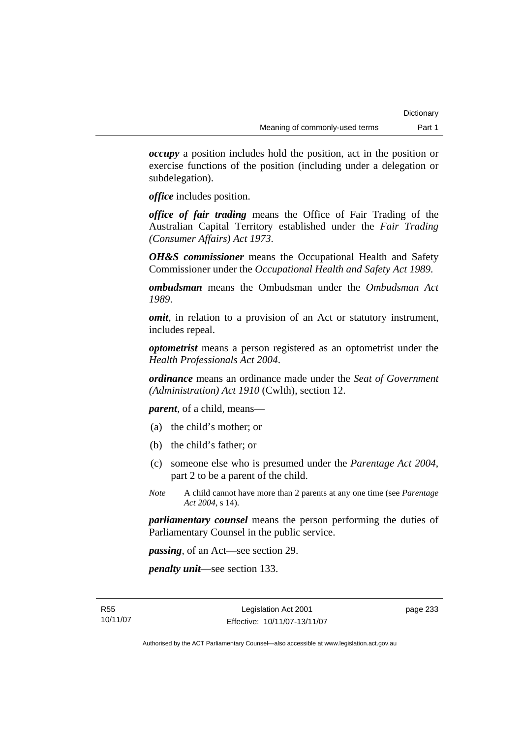***occupy*** a position includes hold the position, act in the position or exercise functions of the position (including under a delegation or subdelegation).

***office*** includes position.

***office of fair trading*** means the Office of Fair Trading of the Australian Capital Territory established under the *Fair Trading (Consumer Affairs) Act 1973*.

***OH&S commissioner*** means the Occupational Health and Safety Commissioner under the *Occupational Health and Safety Act 1989*.

***ombudsman*** means the Ombudsman under the *Ombudsman Act 1989*.

***omit***, in relation to a provision of an Act or statutory instrument, includes repeal.

***optometrist*** means a person registered as an optometrist under the *Health Professionals Act 2004*.

***ordinance*** means an ordinance made under the *Seat of Government (Administration) Act 1910* (Cwlth), section 12.

***parent***, of a child, means—

(a) the child's mother; or

(b) the child's father; or

(c) someone else who is presumed under the *Parentage Act 2004*, part 2 to be a parent of the child.

*Note* A child cannot have more than 2 parents at any one time (see *Parentage Act 2004*, s 14).

***parliamentary counsel*** means the person performing the duties of Parliamentary Counsel in the public service.

***passing***, of an Act—see section 29.

***penalty unit***—see section 133.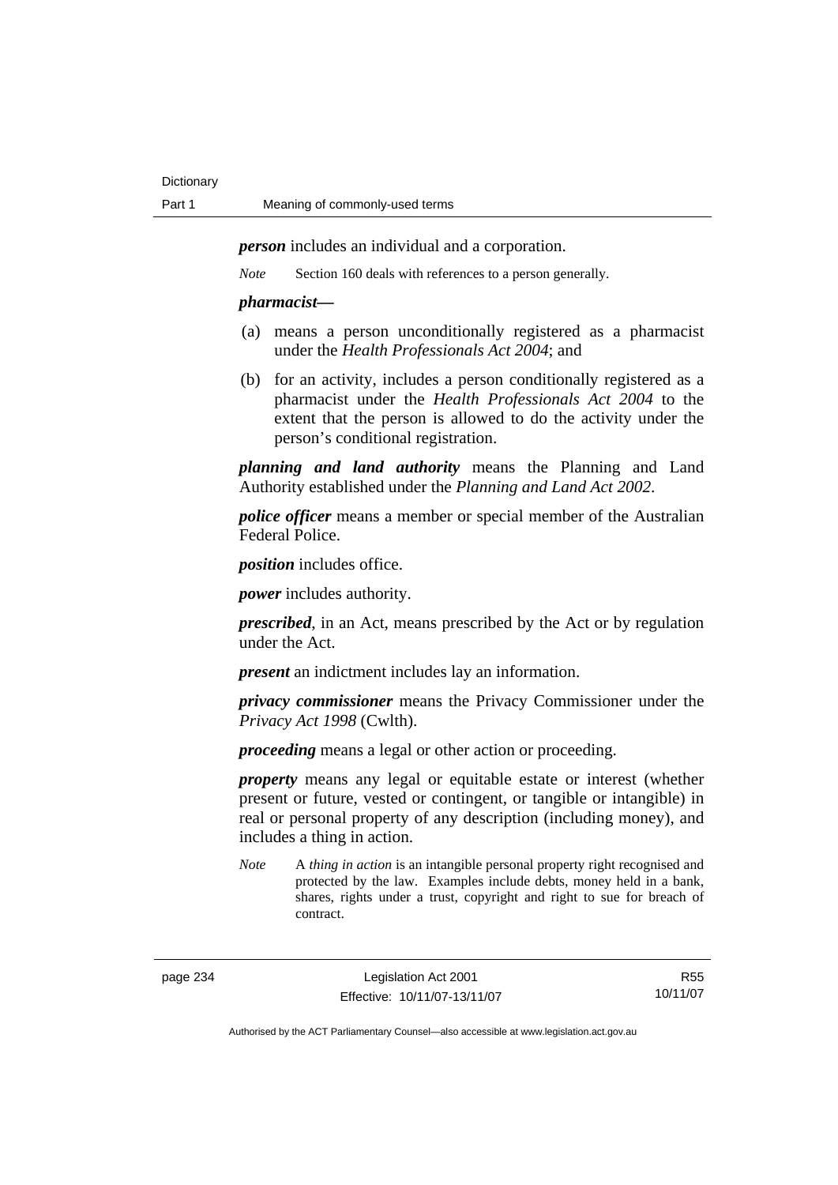***person*** includes an individual and a corporation.

*Note* Section 160 deals with references to a person generally.

***pharmacist*****—**

(a) means a person unconditionally registered as a pharmacist under the *Health Professionals Act 2004*; and

(b) for an activity, includes a person conditionally registered as a pharmacist under the *Health Professionals Act 2004* to the extent that the person is allowed to do the activity under the person's conditional registration.

***planning and land authority*** means the Planning and Land Authority established under the *Planning and Land Act 2002*.

***police officer*** means a member or special member of the Australian Federal Police.

***position*** includes office.

***power*** includes authority.

***prescribed***, in an Act, means prescribed by the Act or by regulation under the Act.

***present*** an indictment includes lay an information.

***privacy commissioner*** means the Privacy Commissioner under the *Privacy Act 1998* (Cwlth).

***proceeding*** means a legal or other action or proceeding.

***property*** means any legal or equitable estate or interest (whether present or future, vested or contingent, or tangible or intangible) in real or personal property of any description (including money), and includes a thing in action.

*Note* A *thing in action* is an intangible personal property right recognised and protected by the law. Examples include debts, money held in a bank, shares, rights under a trust, copyright and right to sue for breach of contract.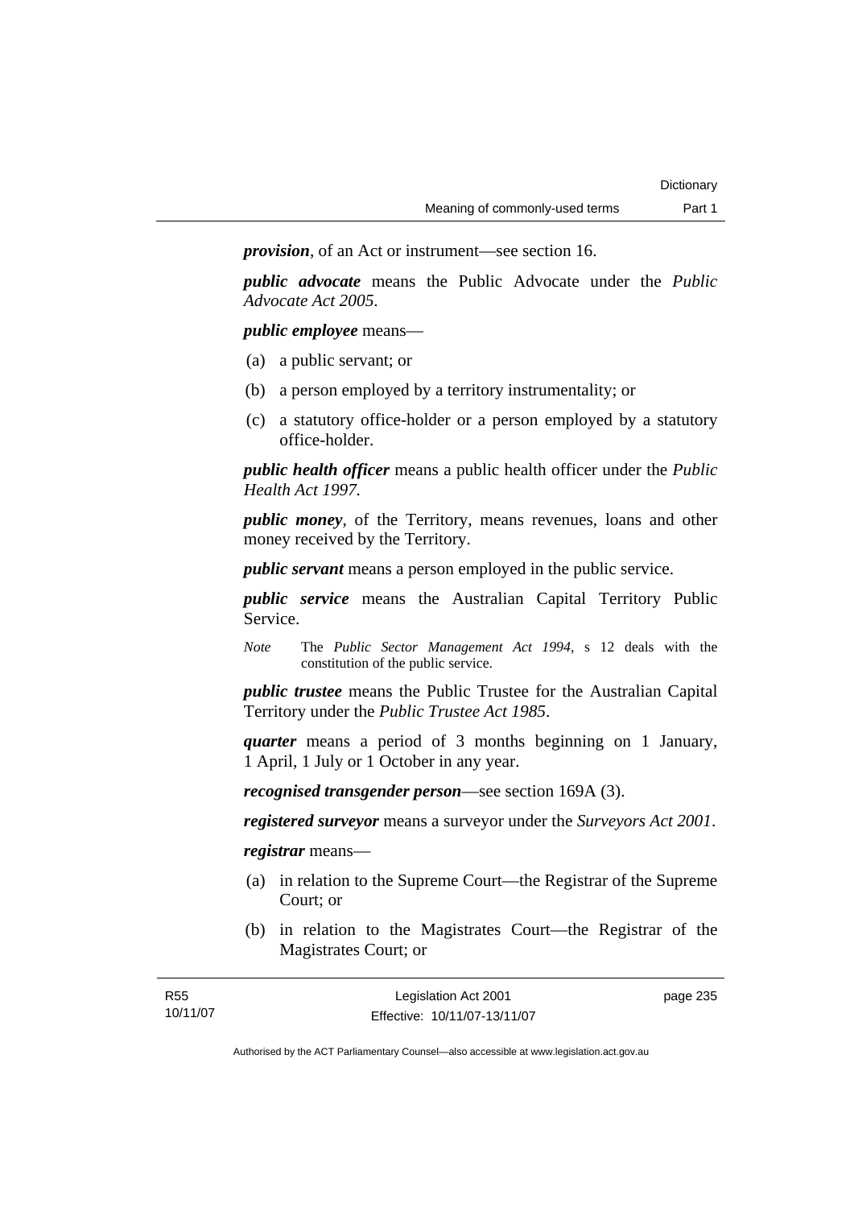***provision***, of an Act or instrument—see section 16.

***public advocate*** means the Public Advocate under the *Public Advocate Act 2005*.

***public employee*** means—

(a) a public servant; or

(b) a person employed by a territory instrumentality; or

(c) a statutory office-holder or a person employed by a statutory office-holder.

***public health officer*** means a public health officer under the *Public Health Act 1997*.

***public money***, of the Territory, means revenues, loans and other money received by the Territory.

***public servant*** means a person employed in the public service.

***public service*** means the Australian Capital Territory Public Service.

*Note* The *Public Sector Management Act 1994*, s 12 deals with the constitution of the public service.

***public trustee*** means the Public Trustee for the Australian Capital Territory under the *Public Trustee Act 1985*.

***quarter*** means a period of 3 months beginning on 1 January, 1 April, 1 July or 1 October in any year.

***recognised transgender person***—see section 169A (3).

***registered surveyor*** means a surveyor under the *Surveyors Act 2001*.

***registrar*** means—

(a) in relation to the Supreme Court—the Registrar of the Supreme Court; or

(b) in relation to the Magistrates Court—the Registrar of the Magistrates Court; or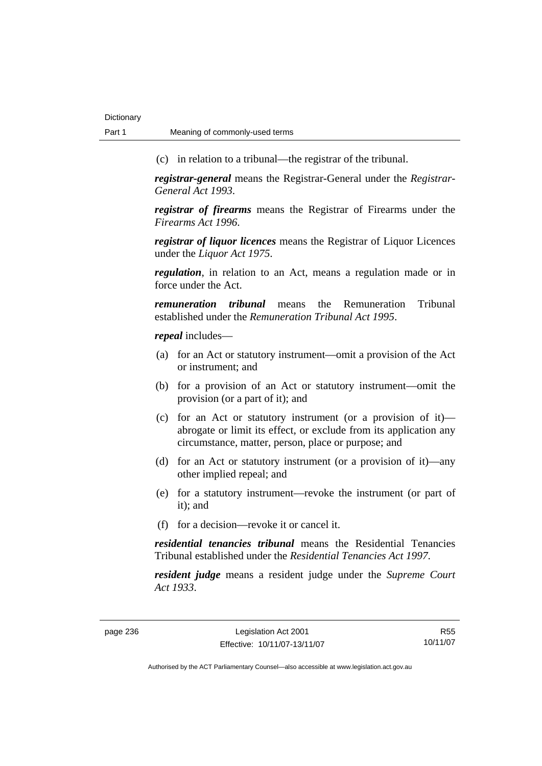(c) in relation to a tribunal—the registrar of the tribunal.

***registrar-general*** means the Registrar-General under the *Registrar-General Act 1993*.

***registrar of firearms*** means the Registrar of Firearms under the *Firearms Act 1996*.

***registrar of liquor licences*** means the Registrar of Liquor Licences under the *Liquor Act 1975*.

***regulation***, in relation to an Act, means a regulation made or in force under the Act.

***remuneration tribunal*** means the Remuneration Tribunal established under the *Remuneration Tribunal Act 1995*.

***repeal*** includes—

(a) for an Act or statutory instrument—omit a provision of the Act or instrument; and

(b) for a provision of an Act or statutory instrument—omit the provision (or a part of it); and

(c) for an Act or statutory instrument (or a provision of it)—abrogate or limit its effect, or exclude from its application any circumstance, matter, person, place or purpose; and

(d) for an Act or statutory instrument (or a provision of it)—any other implied repeal; and

(e) for a statutory instrument—revoke the instrument (or part of it); and

(f) for a decision—revoke it or cancel it.

***residential tenancies tribunal*** means the Residential Tenancies Tribunal established under the *Residential Tenancies Act 1997*.

***resident judge*** means a resident judge under the *Supreme Court Act 1933*.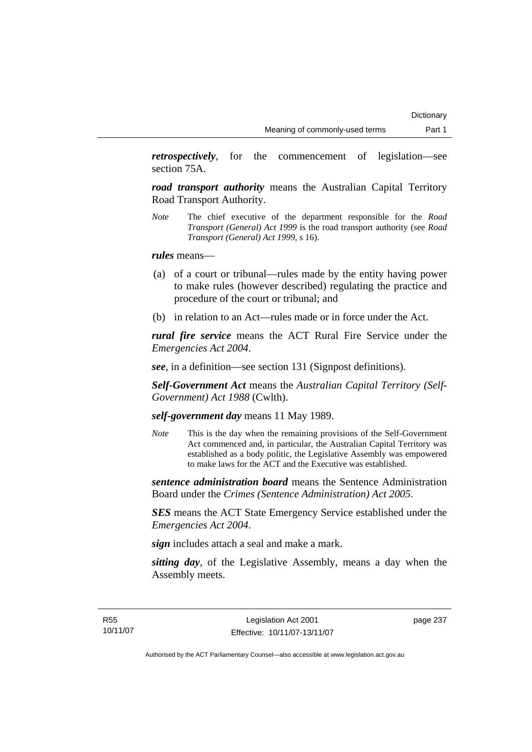***retrospectively***, for the commencement of legislation—see section 75A.

***road transport authority*** means the Australian Capital Territory Road Transport Authority.

*Note* The chief executive of the department responsible for the *Road Transport (General) Act 1999* is the road transport authority (see *Road Transport (General) Act 1999*, s 16).

***rules*** means—

(a) of a court or tribunal—rules made by the entity having power to make rules (however described) regulating the practice and procedure of the court or tribunal; and

(b) in relation to an Act—rules made or in force under the Act.

***rural fire service*** means the ACT Rural Fire Service under the *Emergencies Act 2004*.

***see***, in a definition—see section 131 (Signpost definitions).

***Self-Government Act*** means the *Australian Capital Territory (Self-Government) Act 1988* (Cwlth).

***self-government day*** means 11 May 1989.

*Note* This is the day when the remaining provisions of the Self-Government Act commenced and, in particular, the Australian Capital Territory was established as a body politic, the Legislative Assembly was empowered to make laws for the ACT and the Executive was established.

***sentence administration board*** means the Sentence Administration Board under the *Crimes (Sentence Administration) Act 2005*.

***SES*** means the ACT State Emergency Service established under the *Emergencies Act 2004*.

***sign*** includes attach a seal and make a mark.

***sitting day***, of the Legislative Assembly, means a day when the Assembly meets.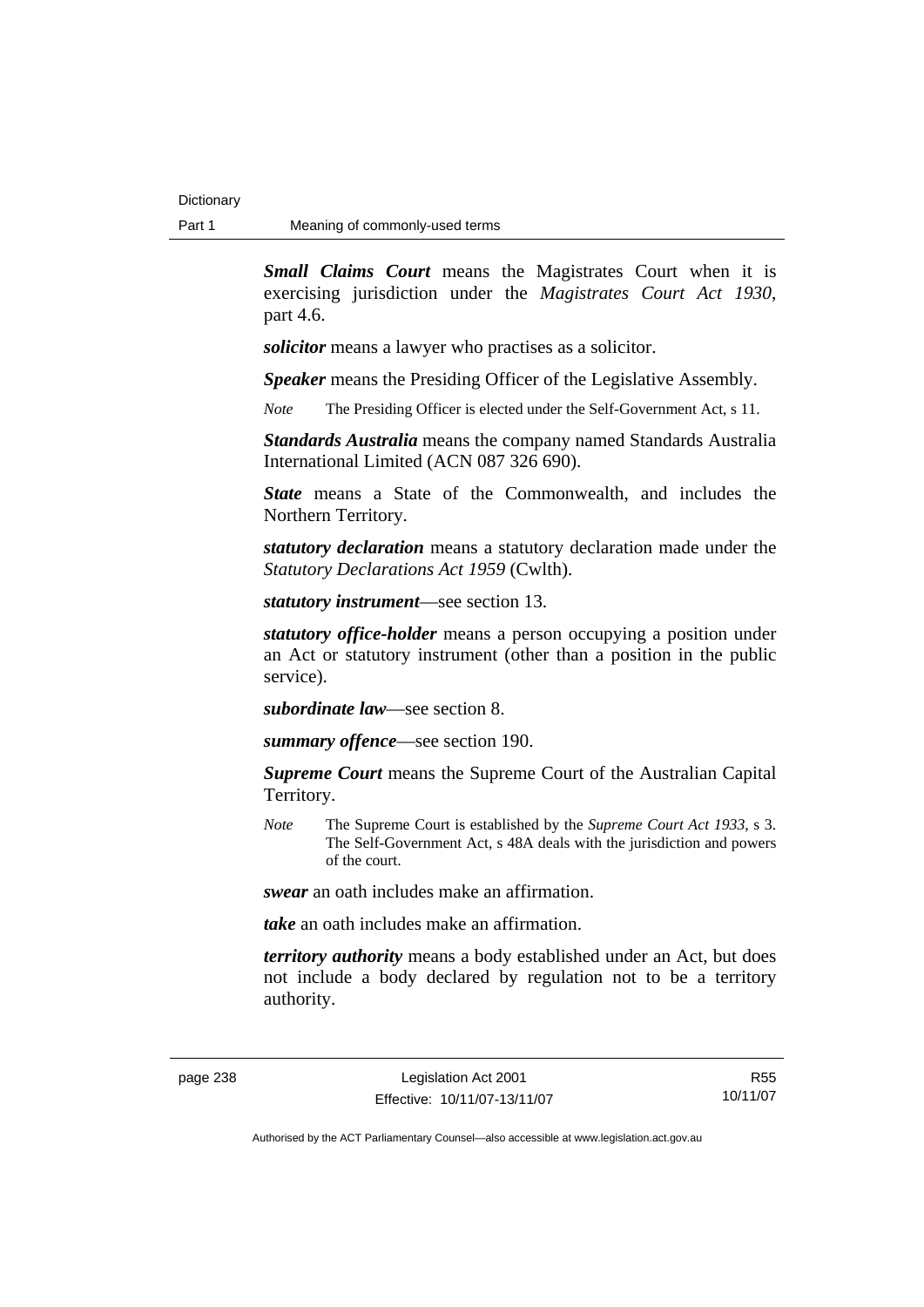***Small Claims Court*** means the Magistrates Court when it is exercising jurisdiction under the *Magistrates Court Act 1930*, part 4.6.

***solicitor*** means a lawyer who practises as a solicitor.

***Speaker*** means the Presiding Officer of the Legislative Assembly.

*Note* The Presiding Officer is elected under the Self-Government Act, s 11.

***Standards Australia*** means the company named Standards Australia International Limited (ACN 087 326 690).

***State*** means a State of the Commonwealth, and includes the Northern Territory.

***statutory declaration*** means a statutory declaration made under the *Statutory Declarations Act 1959* (Cwlth).

***statutory instrument***—see section 13.

***statutory office-holder*** means a person occupying a position under an Act or statutory instrument (other than a position in the public service).

***subordinate law***—see section 8.

***summary offence***—see section 190.

***Supreme Court*** means the Supreme Court of the Australian Capital Territory.

*Note* The Supreme Court is established by the *Supreme Court Act 1933*, s 3. The Self-Government Act, s 48A deals with the jurisdiction and powers of the court.

***swear*** an oath includes make an affirmation.

***take*** an oath includes make an affirmation.

***territory authority*** means a body established under an Act, but does not include a body declared by regulation not to be a territory authority.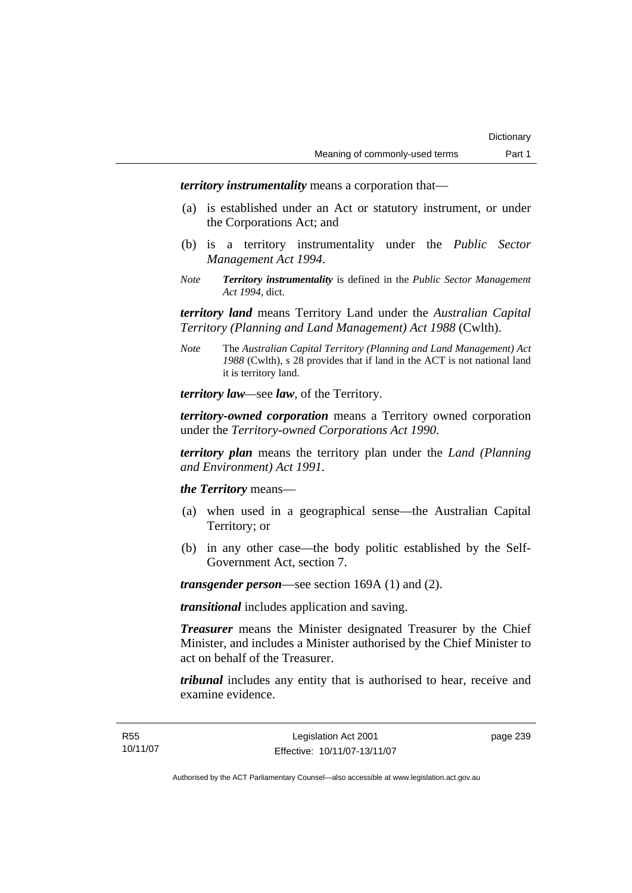***territory instrumentality*** means a corporation that—

(a) is established under an Act or statutory instrument, or under the Corporations Act; and

(b) is a territory instrumentality under the *Public Sector Management Act 1994*.

*Note* ***Territory instrumentality*** is defined in the *Public Sector Management Act 1994*, dict.

***territory land*** means Territory Land under the *Australian Capital Territory (Planning and Land Management) Act 1988* (Cwlth).

*Note* The *Australian Capital Territory (Planning and Land Management) Act 1988* (Cwlth), s 28 provides that if land in the ACT is not national land it is territory land.

***territory law***—see ***law***, of the Territory.

***territory-owned corporation*** means a Territory owned corporation under the *Territory-owned Corporations Act 1990*.

***territory plan*** means the territory plan under the *Land (Planning and Environment) Act 1991*.

***the Territory*** means—

(a) when used in a geographical sense—the Australian Capital Territory; or

(b) in any other case—the body politic established by the Self-Government Act, section 7.

***transgender person***—see section 169A (1) and (2).

***transitional*** includes application and saving.

***Treasurer*** means the Minister designated Treasurer by the Chief Minister, and includes a Minister authorised by the Chief Minister to act on behalf of the Treasurer.

***tribunal*** includes any entity that is authorised to hear, receive and examine evidence.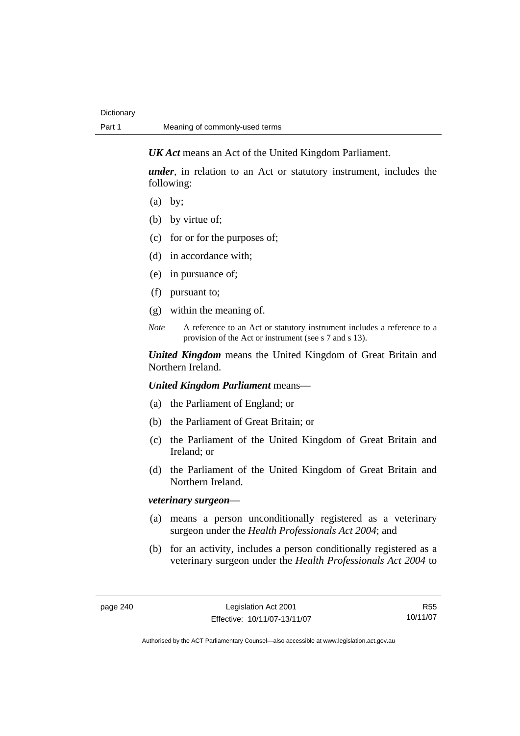***UK Act*** means an Act of the United Kingdom Parliament.

***under***, in relation to an Act or statutory instrument, includes the following:

- (a) by;
- (b) by virtue of;
- (c) for or for the purposes of;
- (d) in accordance with;
- (e) in pursuance of;
- (f) pursuant to;
- (g) within the meaning of.

*Note* A reference to an Act or statutory instrument includes a reference to a provision of the Act or instrument (see s 7 and s 13).

***United Kingdom*** means the United Kingdom of Great Britain and Northern Ireland.

***United Kingdom Parliament*** means—

- (a) the Parliament of England; or
- (b) the Parliament of Great Britain; or
- (c) the Parliament of the United Kingdom of Great Britain and Ireland; or
- (d) the Parliament of the United Kingdom of Great Britain and Northern Ireland.

***veterinary surgeon***—

- (a) means a person unconditionally registered as a veterinary surgeon under the *Health Professionals Act 2004*; and
- (b) for an activity, includes a person conditionally registered as a veterinary surgeon under the *Health Professionals Act 2004* to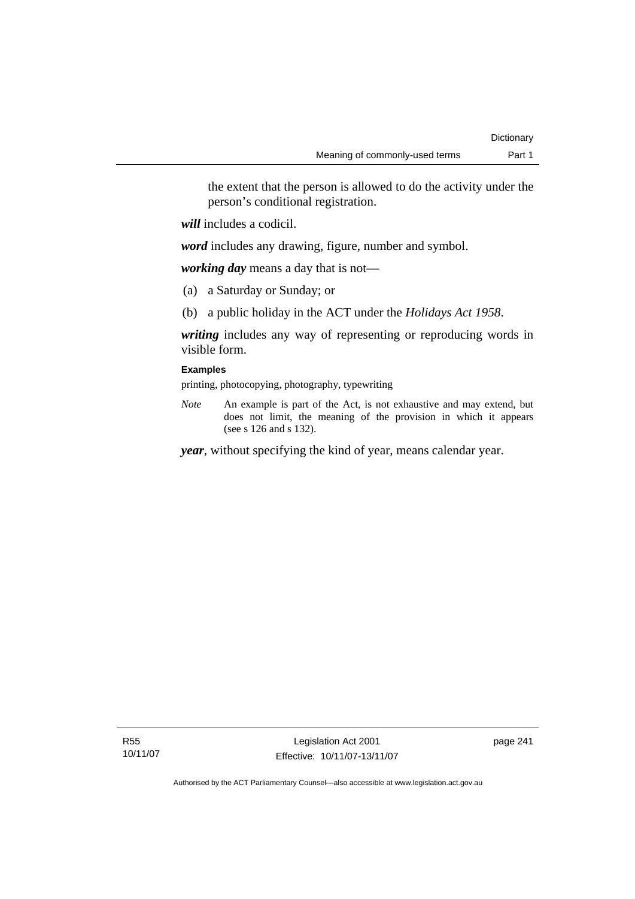the extent that the person is allowed to do the activity under the person's conditional registration.

***will*** includes a codicil.

***word*** includes any drawing, figure, number and symbol.

***working day*** means a day that is not—

(a) a Saturday or Sunday; or

(b) a public holiday in the ACT under the *Holidays Act 1958*.

***writing*** includes any way of representing or reproducing words in visible form.

**Examples**

printing, photocopying, photography, typewriting

*Note* An example is part of the Act, is not exhaustive and may extend, but does not limit, the meaning of the provision in which it appears (see s 126 and s 132).

***year***, without specifying the kind of year, means calendar year.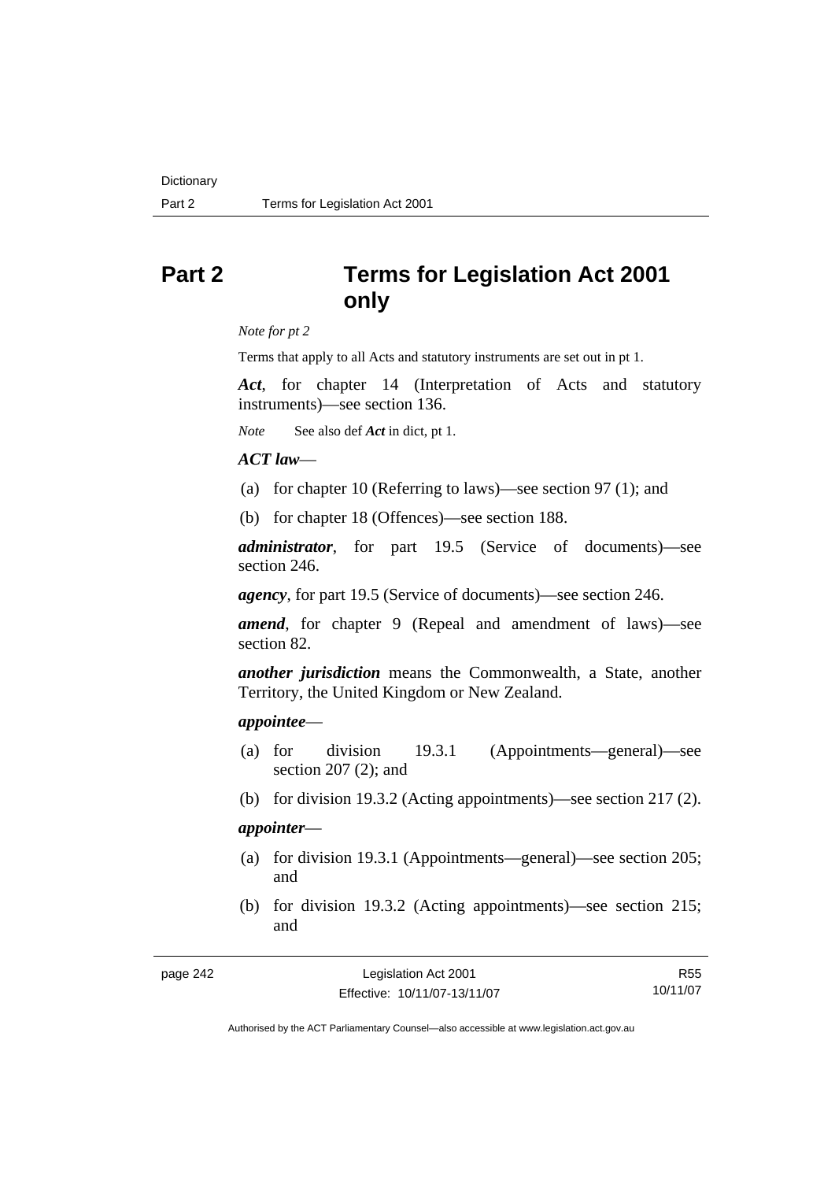# Part 2 Terms for Legislation Act 2001 only

*Note for pt 2*

Terms that apply to all Acts and statutory instruments are set out in pt 1.

***Act***, for chapter 14 (Interpretation of Acts and statutory instruments)—see section 136.

*Note* See also def ***Act*** in dict, pt 1.

***ACT law***—

(a) for chapter 10 (Referring to laws)—see section 97 (1); and

(b) for chapter 18 (Offences)—see section 188.

***administrator***, for part 19.5 (Service of documents)—see section 246.

***agency***, for part 19.5 (Service of documents)—see section 246.

***amend***, for chapter 9 (Repeal and amendment of laws)—see section 82.

***another jurisdiction*** means the Commonwealth, a State, another Territory, the United Kingdom or New Zealand.

***appointee***—

(a) for division 19.3.1 (Appointments—general)—see section 207 (2); and

(b) for division 19.3.2 (Acting appointments)—see section 217 (2).

***appointer***—

(a) for division 19.3.1 (Appointments—general)—see section 205; and

(b) for division 19.3.2 (Acting appointments)—see section 215; and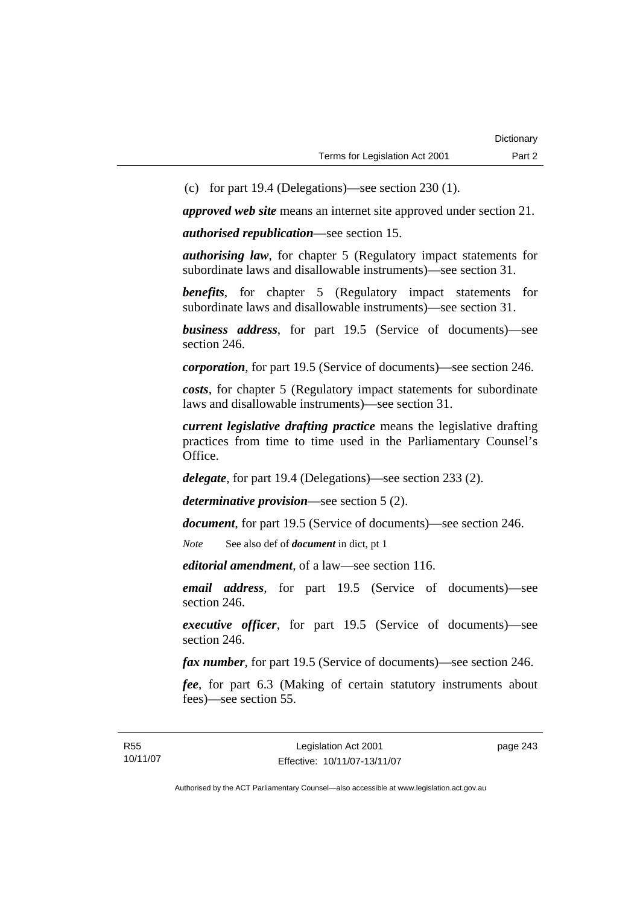(c) for part 19.4 (Delegations)—see section 230 (1).

***approved web site*** means an internet site approved under section 21.

***authorised republication***—see section 15.

***authorising law***, for chapter 5 (Regulatory impact statements for subordinate laws and disallowable instruments)—see section 31.

***benefits***, for chapter 5 (Regulatory impact statements for subordinate laws and disallowable instruments)—see section 31.

***business address***, for part 19.5 (Service of documents)—see section 246.

***corporation***, for part 19.5 (Service of documents)—see section 246.

***costs***, for chapter 5 (Regulatory impact statements for subordinate laws and disallowable instruments)—see section 31.

***current legislative drafting practice*** means the legislative drafting practices from time to time used in the Parliamentary Counsel's Office.

***delegate***, for part 19.4 (Delegations)—see section 233 (2).

***determinative provision***—see section 5 (2).

***document***, for part 19.5 (Service of documents)—see section 246.

*Note* See also def of ***document*** in dict, pt 1

***editorial amendment***, of a law—see section 116.

***email address***, for part 19.5 (Service of documents)—see section 246.

***executive officer***, for part 19.5 (Service of documents)—see section 246.

***fax number***, for part 19.5 (Service of documents)—see section 246.

***fee***, for part 6.3 (Making of certain statutory instruments about fees)—see section 55.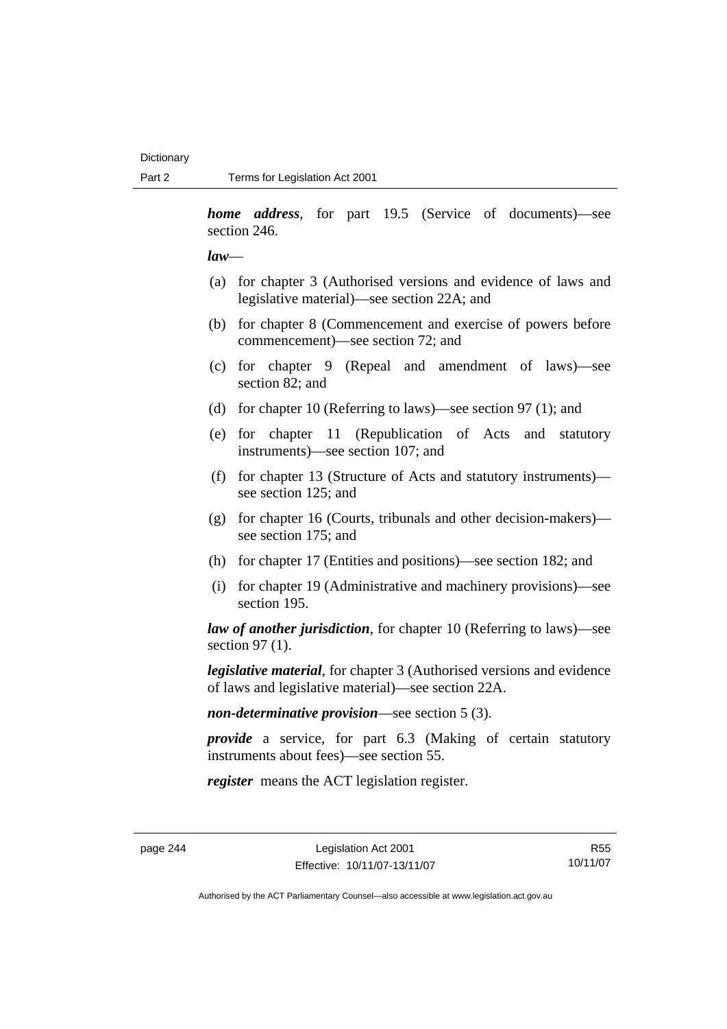***home address***, for part 19.5 (Service of documents)—see section 246.

***law***—

(a) for chapter 3 (Authorised versions and evidence of laws and legislative material)—see section 22A; and

(b) for chapter 8 (Commencement and exercise of powers before commencement)—see section 72; and

(c) for chapter 9 (Repeal and amendment of laws)—see section 82; and

(d) for chapter 10 (Referring to laws)—see section 97 (1); and

(e) for chapter 11 (Republication of Acts and statutory instruments)—see section 107; and

(f) for chapter 13 (Structure of Acts and statutory instruments)—see section 125; and

(g) for chapter 16 (Courts, tribunals and other decision-makers)—see section 175; and

(h) for chapter 17 (Entities and positions)—see section 182; and

(i) for chapter 19 (Administrative and machinery provisions)—see section 195.

***law of another jurisdiction***, for chapter 10 (Referring to laws)—see section 97 (1).

***legislative material***, for chapter 3 (Authorised versions and evidence of laws and legislative material)—see section 22A.

***non-determinative provision***—see section 5 (3).

***provide*** a service, for part 6.3 (Making of certain statutory instruments about fees)—see section 55.

***register*** means the ACT legislation register.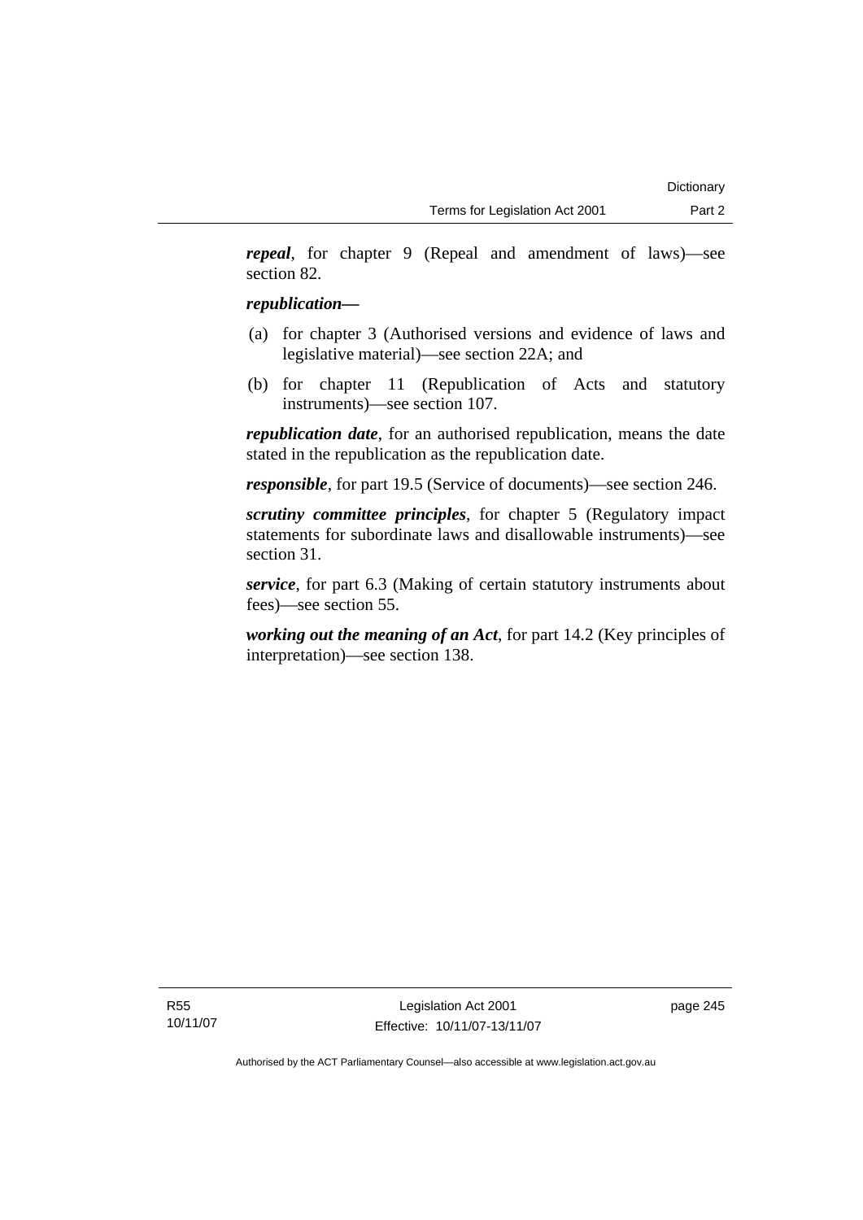***repeal***, for chapter 9 (Repeal and amendment of laws)—see section 82.

***republication—***

(a) for chapter 3 (Authorised versions and evidence of laws and legislative material)—see section 22A; and

(b) for chapter 11 (Republication of Acts and statutory instruments)—see section 107.

***republication date***, for an authorised republication, means the date stated in the republication as the republication date.

***responsible***, for part 19.5 (Service of documents)—see section 246.

***scrutiny committee principles***, for chapter 5 (Regulatory impact statements for subordinate laws and disallowable instruments)—see section 31.

***service***, for part 6.3 (Making of certain statutory instruments about fees)—see section 55.

***working out the meaning of an Act***, for part 14.2 (Key principles of interpretation)—see section 138.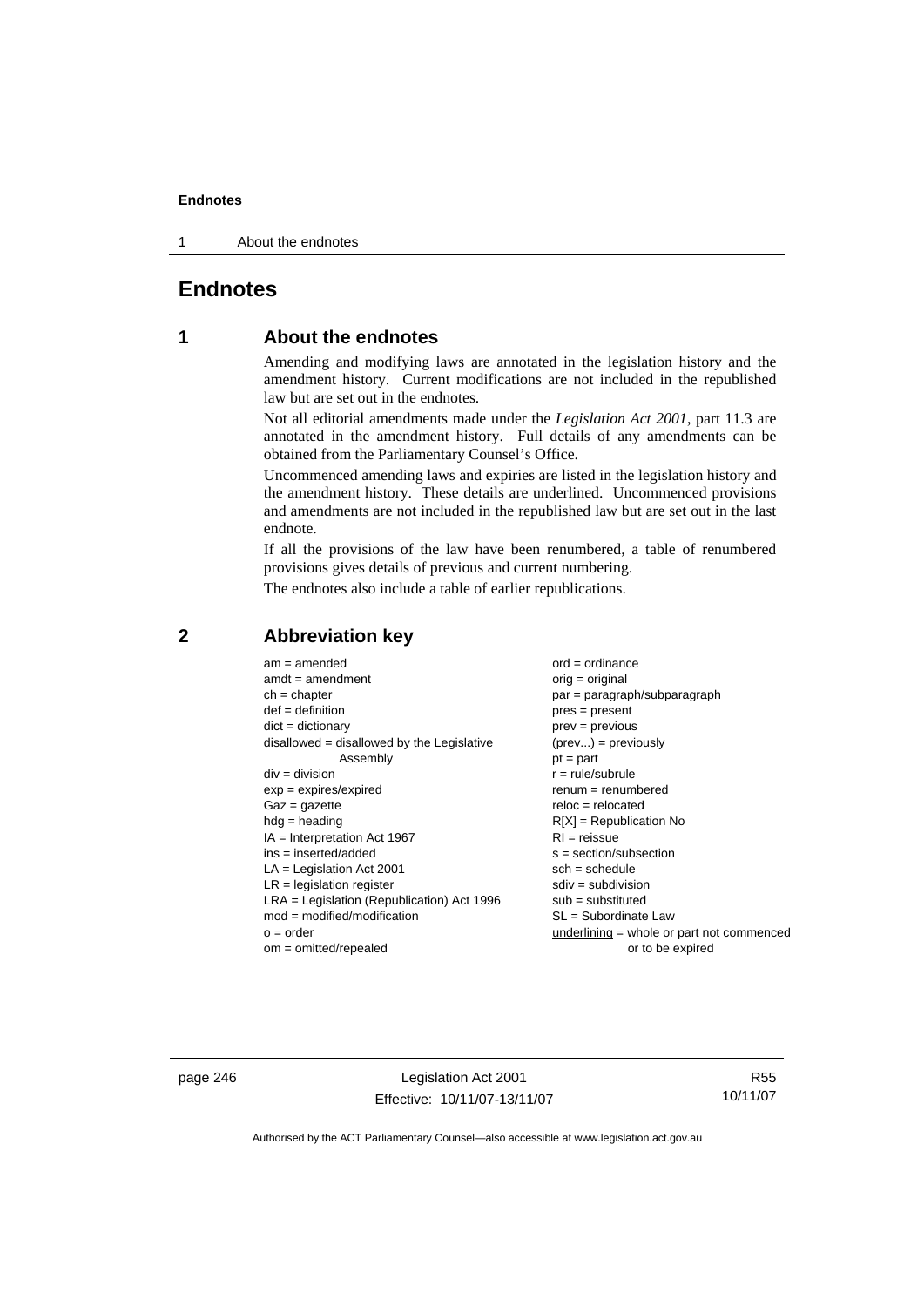# Endnotes

## 1 About the endnotes

Amending and modifying laws are annotated in the legislation history and the amendment history. Current modifications are not included in the republished law but are set out in the endnotes.

Not all editorial amendments made under the *Legislation Act 2001*, part 11.3 are annotated in the amendment history. Full details of any amendments can be obtained from the Parliamentary Counsel's Office.

Uncommenced amending laws and expiries are listed in the legislation history and the amendment history. These details are underlined. Uncommenced provisions and amendments are not included in the republished law but are set out in the last endnote.

If all the provisions of the law have been renumbered, a table of renumbered provisions gives details of previous and current numbering.

The endnotes also include a table of earlier republications.

## 2 Abbreviation key

am = amended
amdt = amendment
ch = chapter
def = definition
dict = dictionary
disallowed = disallowed by the Legislative Assembly
div = division
exp = expires/expired
Gaz = gazette
hdg = heading
IA = Interpretation Act 1967
ins = inserted/added
LA = Legislation Act 2001
LR = legislation register
LRA = Legislation (Republication) Act 1996
mod = modified/modification
o = order
om = omitted/repealed
ord = ordinance
orig = original
par = paragraph/subparagraph
pres = present
prev = previous
(prev...) = previously
pt = part
r = rule/subrule
renum = renumbered
reloc = relocated
R[X] = Republication No
RI = reissue
s = section/subsection
sch = schedule
sdiv = subdivision
sub = substituted
SL = Subordinate Law
underlining = whole or part not commenced or to be expired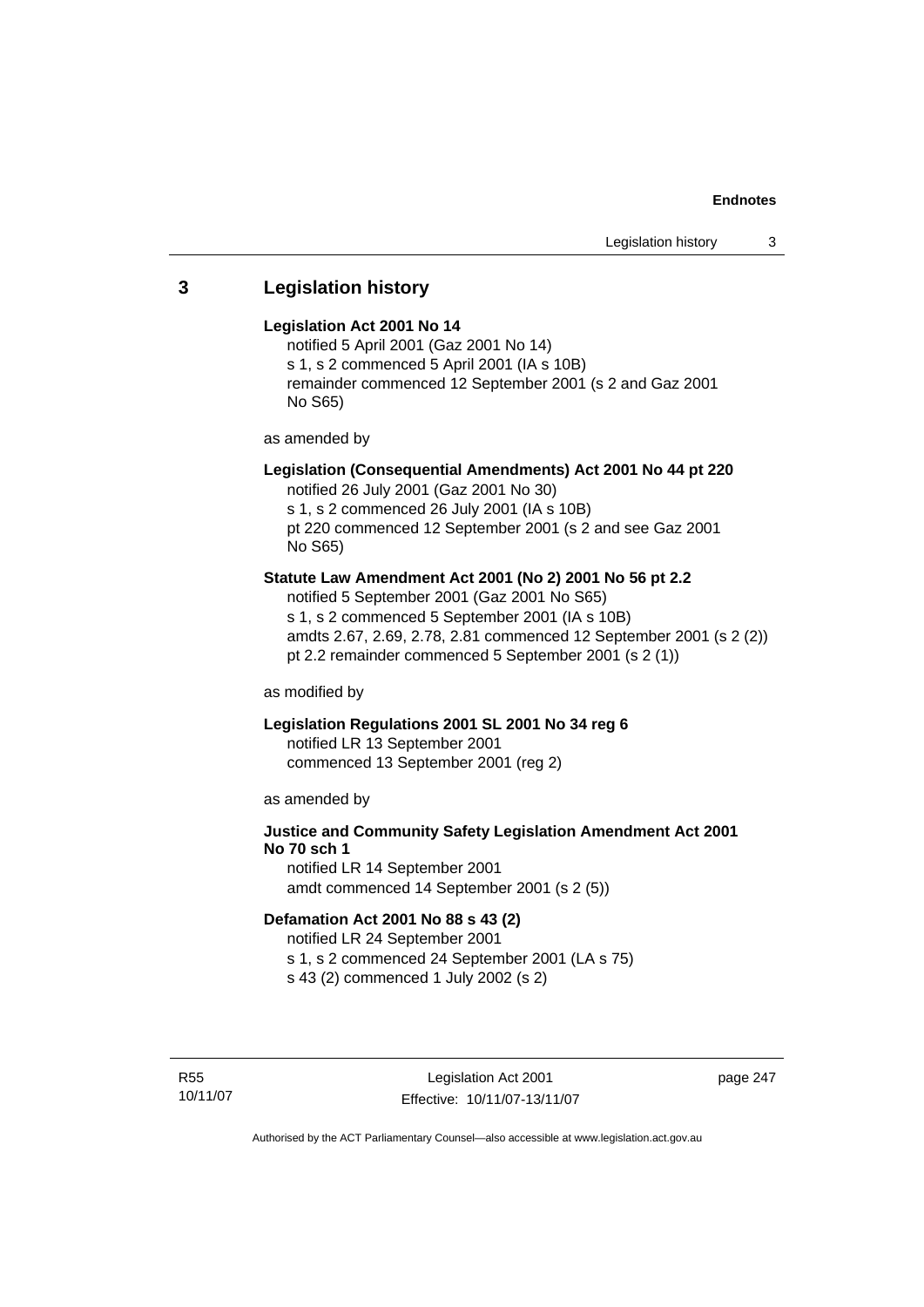## 3 Legislation history

**Legislation Act 2001 No 14**

notified 5 April 2001 (Gaz 2001 No 14)
s 1, s 2 commenced 5 April 2001 (IA s 10B)
remainder commenced 12 September 2001 (s 2 and Gaz 2001 No S65)

as amended by

**Legislation (Consequential Amendments) Act 2001 No 44 pt 220**

notified 26 July 2001 (Gaz 2001 No 30)
s 1, s 2 commenced 26 July 2001 (IA s 10B)
pt 220 commenced 12 September 2001 (s 2 and see Gaz 2001 No S65)

**Statute Law Amendment Act 2001 (No 2) 2001 No 56 pt 2.2**

notified 5 September 2001 (Gaz 2001 No S65)
s 1, s 2 commenced 5 September 2001 (IA s 10B)
amdts 2.67, 2.69, 2.78, 2.81 commenced 12 September 2001 (s 2 (2))
pt 2.2 remainder commenced 5 September 2001 (s 2 (1))

as modified by

**Legislation Regulations 2001 SL 2001 No 34 reg 6**

notified LR 13 September 2001
commenced 13 September 2001 (reg 2)

as amended by

**Justice and Community Safety Legislation Amendment Act 2001 No 70 sch 1**

notified LR 14 September 2001
amdt commenced 14 September 2001 (s 2 (5))

**Defamation Act 2001 No 88 s 43 (2)**

notified LR 24 September 2001
s 1, s 2 commenced 24 September 2001 (LA s 75)
s 43 (2) commenced 1 July 2002 (s 2)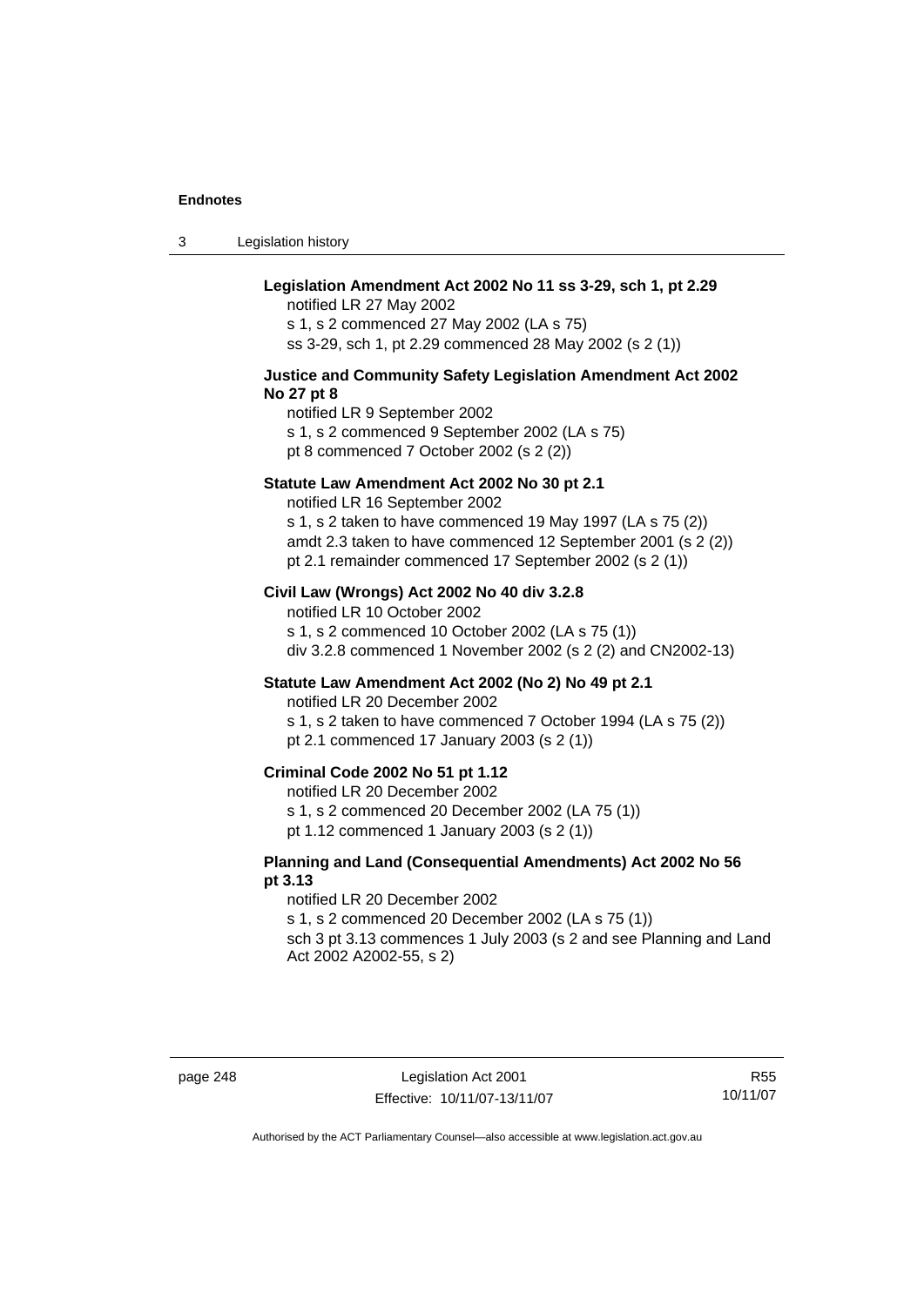**Legislation Amendment Act 2002 No 11 ss 3-29, sch 1, pt 2.29**
notified LR 27 May 2002
s 1, s 2 commenced 27 May 2002 (LA s 75)
ss 3-29, sch 1, pt 2.29 commenced 28 May 2002 (s 2 (1))

**Justice and Community Safety Legislation Amendment Act 2002 No 27 pt 8**
notified LR 9 September 2002
s 1, s 2 commenced 9 September 2002 (LA s 75)
pt 8 commenced 7 October 2002 (s 2 (2))

**Statute Law Amendment Act 2002 No 30 pt 2.1**
notified LR 16 September 2002
s 1, s 2 taken to have commenced 19 May 1997 (LA s 75 (2))
amdt 2.3 taken to have commenced 12 September 2001 (s 2 (2))
pt 2.1 remainder commenced 17 September 2002 (s 2 (1))

**Civil Law (Wrongs) Act 2002 No 40 div 3.2.8**
notified LR 10 October 2002
s 1, s 2 commenced 10 October 2002 (LA s 75 (1))
div 3.2.8 commenced 1 November 2002 (s 2 (2) and CN2002-13)

**Statute Law Amendment Act 2002 (No 2) No 49 pt 2.1**
notified LR 20 December 2002
s 1, s 2 taken to have commenced 7 October 1994 (LA s 75 (2))
pt 2.1 commenced 17 January 2003 (s 2 (1))

**Criminal Code 2002 No 51 pt 1.12**
notified LR 20 December 2002
s 1, s 2 commenced 20 December 2002 (LA 75 (1))
pt 1.12 commenced 1 January 2003 (s 2 (1))

**Planning and Land (Consequential Amendments) Act 2002 No 56 pt 3.13**
notified LR 20 December 2002
s 1, s 2 commenced 20 December 2002 (LA s 75 (1))
sch 3 pt 3.13 commences 1 July 2003 (s 2 and see Planning and Land Act 2002 A2002-55, s 2)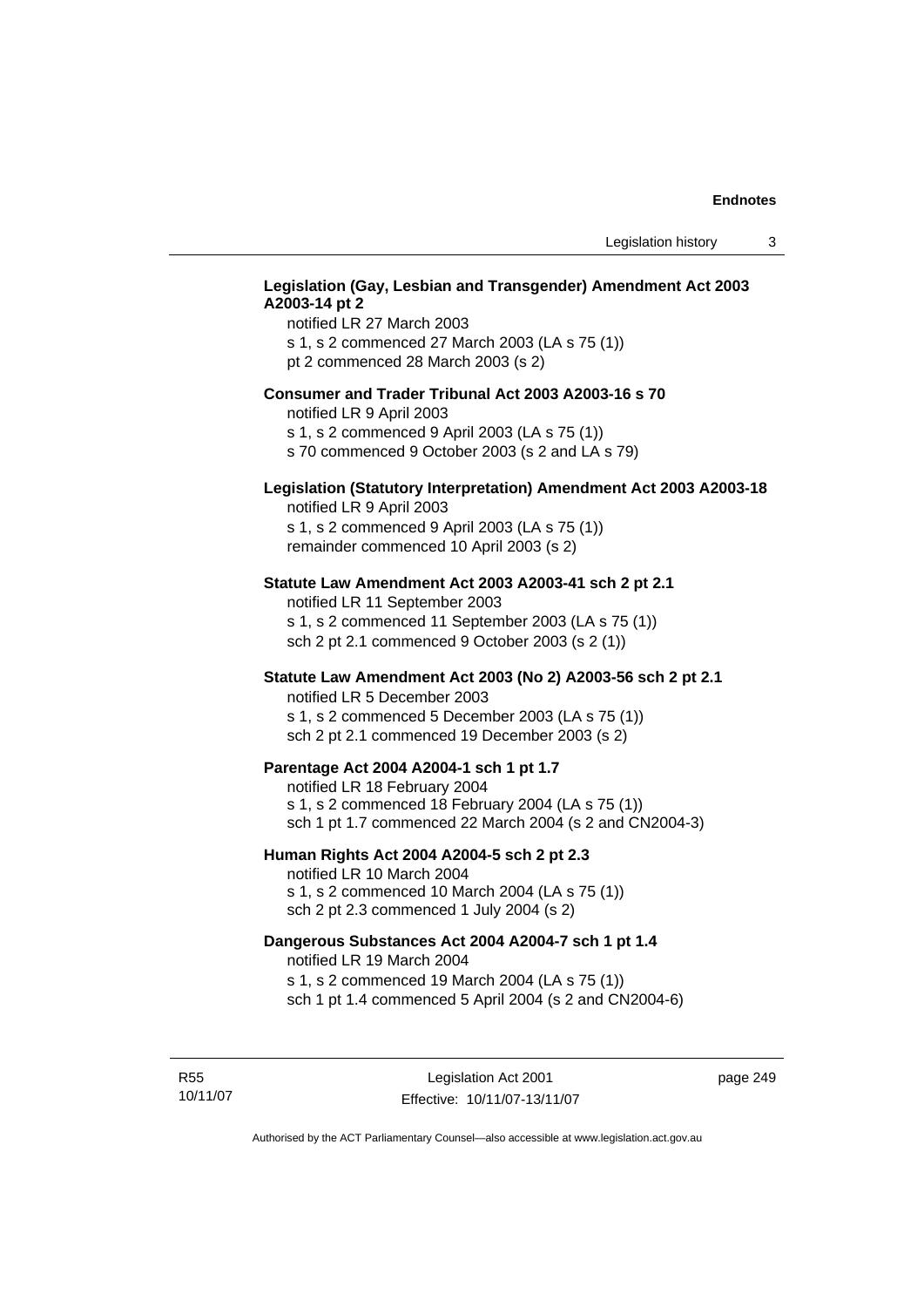**Legislation (Gay, Lesbian and Transgender) Amendment Act 2003 A2003-14 pt 2**

notified LR 27 March 2003
s 1, s 2 commenced 27 March 2003 (LA s 75 (1))
pt 2 commenced 28 March 2003 (s 2)

**Consumer and Trader Tribunal Act 2003 A2003-16 s 70**

notified LR 9 April 2003
s 1, s 2 commenced 9 April 2003 (LA s 75 (1))
s 70 commenced 9 October 2003 (s 2 and LA s 79)

**Legislation (Statutory Interpretation) Amendment Act 2003 A2003-18**

notified LR 9 April 2003
s 1, s 2 commenced 9 April 2003 (LA s 75 (1))
remainder commenced 10 April 2003 (s 2)

**Statute Law Amendment Act 2003 A2003-41 sch 2 pt 2.1**

notified LR 11 September 2003
s 1, s 2 commenced 11 September 2003 (LA s 75 (1))
sch 2 pt 2.1 commenced 9 October 2003 (s 2 (1))

**Statute Law Amendment Act 2003 (No 2) A2003-56 sch 2 pt 2.1**

notified LR 5 December 2003
s 1, s 2 commenced 5 December 2003 (LA s 75 (1))
sch 2 pt 2.1 commenced 19 December 2003 (s 2)

**Parentage Act 2004 A2004-1 sch 1 pt 1.7**

notified LR 18 February 2004
s 1, s 2 commenced 18 February 2004 (LA s 75 (1))
sch 1 pt 1.7 commenced 22 March 2004 (s 2 and CN2004-3)

**Human Rights Act 2004 A2004-5 sch 2 pt 2.3**

notified LR 10 March 2004
s 1, s 2 commenced 10 March 2004 (LA s 75 (1))
sch 2 pt 2.3 commenced 1 July 2004 (s 2)

**Dangerous Substances Act 2004 A2004-7 sch 1 pt 1.4**

notified LR 19 March 2004
s 1, s 2 commenced 19 March 2004 (LA s 75 (1))
sch 1 pt 1.4 commenced 5 April 2004 (s 2 and CN2004-6)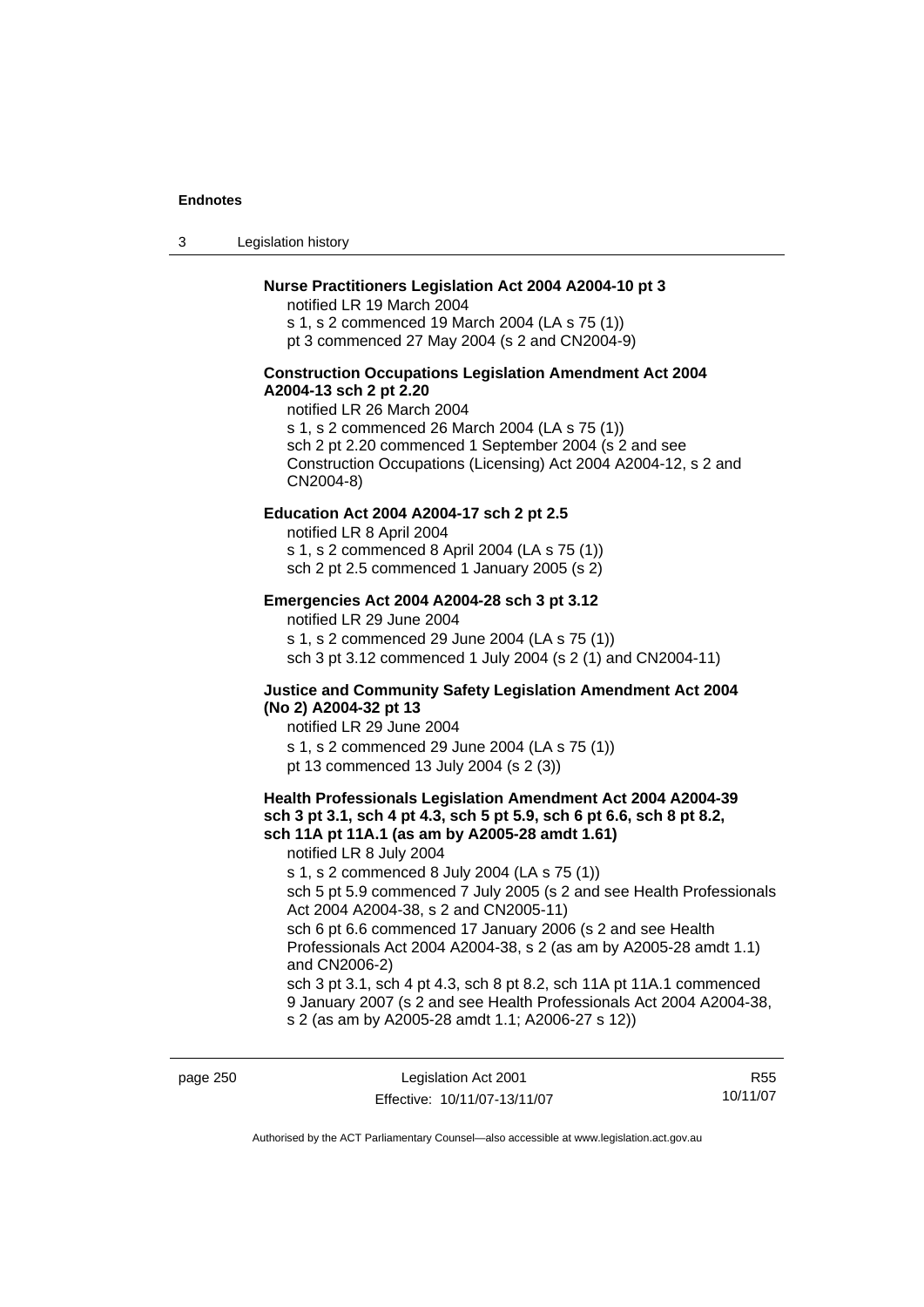**Nurse Practitioners Legislation Act 2004 A2004-10 pt 3**

notified LR 19 March 2004

s 1, s 2 commenced 19 March 2004 (LA s 75 (1))

pt 3 commenced 27 May 2004 (s 2 and CN2004-9)

**Construction Occupations Legislation Amendment Act 2004 A2004-13 sch 2 pt 2.20**

notified LR 26 March 2004

s 1, s 2 commenced 26 March 2004 (LA s 75 (1))

sch 2 pt 2.20 commenced 1 September 2004 (s 2 and see Construction Occupations (Licensing) Act 2004 A2004-12, s 2 and CN2004-8)

**Education Act 2004 A2004-17 sch 2 pt 2.5**

notified LR 8 April 2004

s 1, s 2 commenced 8 April 2004 (LA s 75 (1))

sch 2 pt 2.5 commenced 1 January 2005 (s 2)

**Emergencies Act 2004 A2004-28 sch 3 pt 3.12**

notified LR 29 June 2004

s 1, s 2 commenced 29 June 2004 (LA s 75 (1))

sch 3 pt 3.12 commenced 1 July 2004 (s 2 (1) and CN2004-11)

**Justice and Community Safety Legislation Amendment Act 2004 (No 2) A2004-32 pt 13**

notified LR 29 June 2004

s 1, s 2 commenced 29 June 2004 (LA s 75 (1))

pt 13 commenced 13 July 2004 (s 2 (3))

**Health Professionals Legislation Amendment Act 2004 A2004-39 sch 3 pt 3.1, sch 4 pt 4.3, sch 5 pt 5.9, sch 6 pt 6.6, sch 8 pt 8.2, sch 11A pt 11A.1 (as am by A2005-28 amdt 1.61)**

notified LR 8 July 2004

s 1, s 2 commenced 8 July 2004 (LA s 75 (1))

sch 5 pt 5.9 commenced 7 July 2005 (s 2 and see Health Professionals Act 2004 A2004-38, s 2 and CN2005-11)

sch 6 pt 6.6 commenced 17 January 2006 (s 2 and see Health Professionals Act 2004 A2004-38, s 2 (as am by A2005-28 amdt 1.1) and CN2006-2)

sch 3 pt 3.1, sch 4 pt 4.3, sch 8 pt 8.2, sch 11A pt 11A.1 commenced 9 January 2007 (s 2 and see Health Professionals Act 2004 A2004-38, s 2 (as am by A2005-28 amdt 1.1; A2006-27 s 12))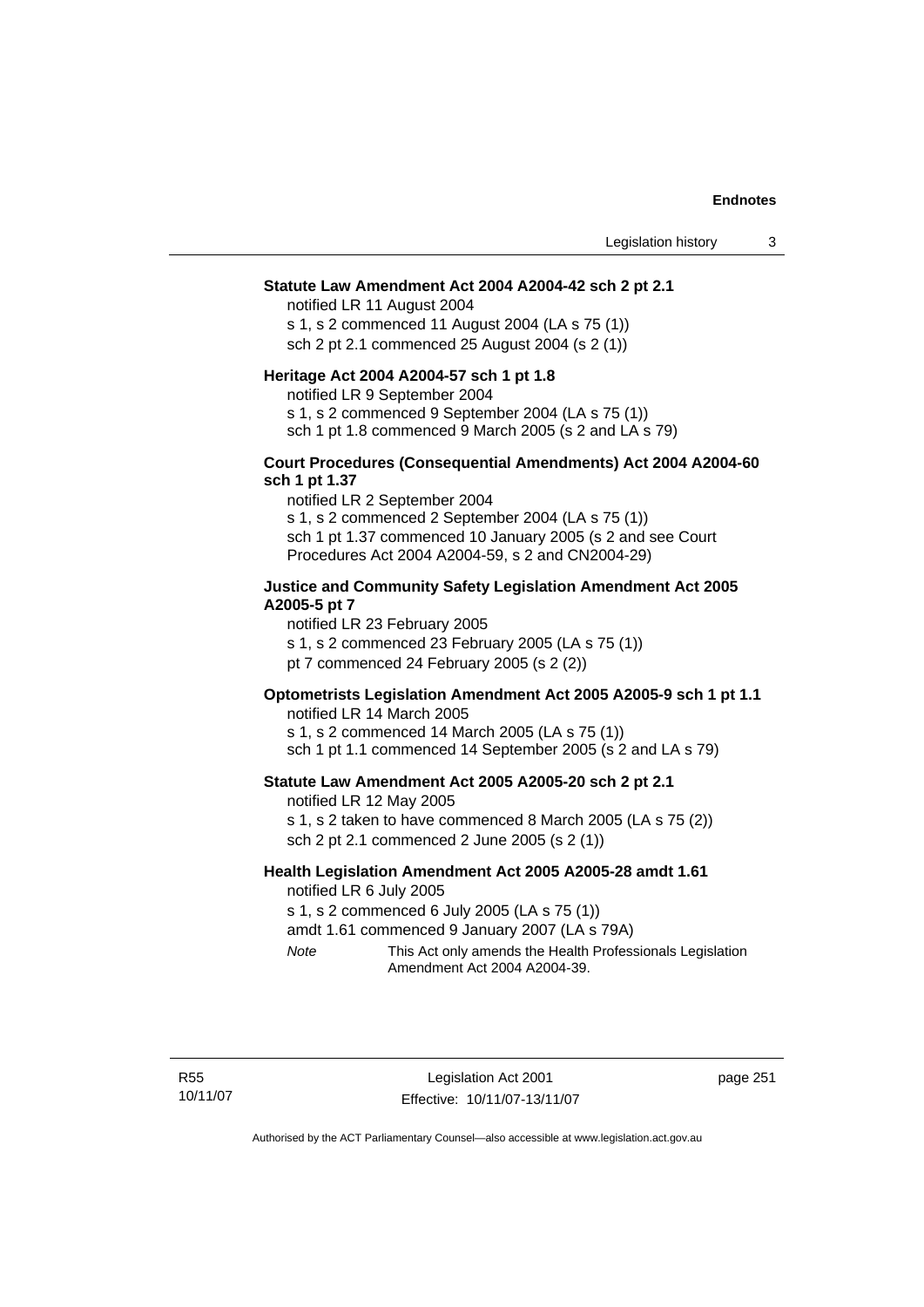**Statute Law Amendment Act 2004 A2004-42 sch 2 pt 2.1**

notified LR 11 August 2004

s 1, s 2 commenced 11 August 2004 (LA s 75 (1))

sch 2 pt 2.1 commenced 25 August 2004 (s 2 (1))

**Heritage Act 2004 A2004-57 sch 1 pt 1.8**

notified LR 9 September 2004

s 1, s 2 commenced 9 September 2004 (LA s 75 (1))

sch 1 pt 1.8 commenced 9 March 2005 (s 2 and LA s 79)

**Court Procedures (Consequential Amendments) Act 2004 A2004-60 sch 1 pt 1.37**

notified LR 2 September 2004

s 1, s 2 commenced 2 September 2004 (LA s 75 (1))

sch 1 pt 1.37 commenced 10 January 2005 (s 2 and see Court Procedures Act 2004 A2004-59, s 2 and CN2004-29)

**Justice and Community Safety Legislation Amendment Act 2005 A2005-5 pt 7**

notified LR 23 February 2005

s 1, s 2 commenced 23 February 2005 (LA s 75 (1))

pt 7 commenced 24 February 2005 (s 2 (2))

**Optometrists Legislation Amendment Act 2005 A2005-9 sch 1 pt 1.1**

notified LR 14 March 2005

s 1, s 2 commenced 14 March 2005 (LA s 75 (1))

sch 1 pt 1.1 commenced 14 September 2005 (s 2 and LA s 79)

**Statute Law Amendment Act 2005 A2005-20 sch 2 pt 2.1**

notified LR 12 May 2005

s 1, s 2 taken to have commenced 8 March 2005 (LA s 75 (2))

sch 2 pt 2.1 commenced 2 June 2005 (s 2 (1))

**Health Legislation Amendment Act 2005 A2005-28 amdt 1.61**

notified LR 6 July 2005

s 1, s 2 commenced 6 July 2005 (LA s 75 (1))

amdt 1.61 commenced 9 January 2007 (LA s 79A)

*Note* This Act only amends the Health Professionals Legislation Amendment Act 2004 A2004-39.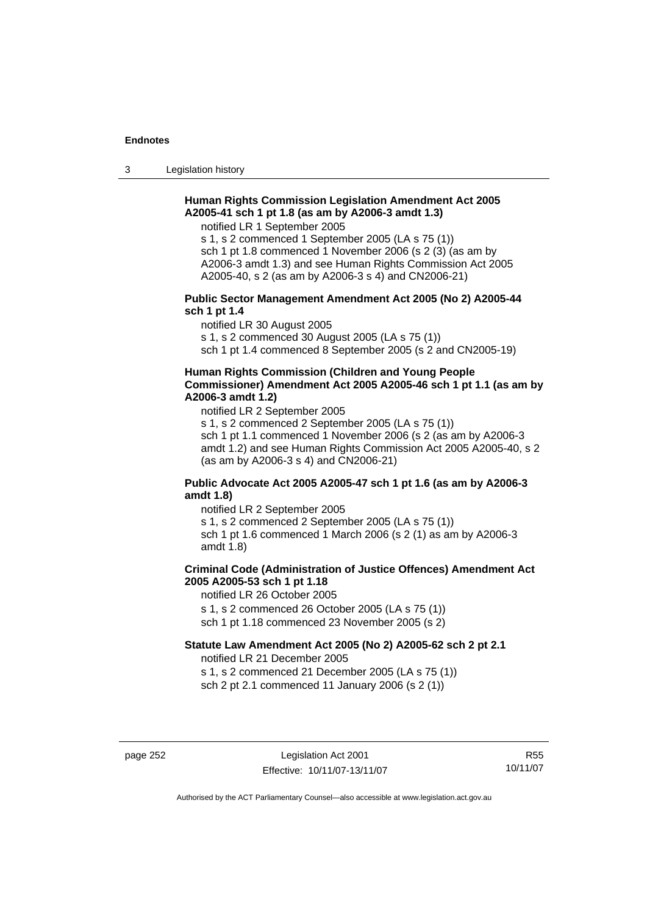**Human Rights Commission Legislation Amendment Act 2005 A2005-41 sch 1 pt 1.8 (as am by A2006-3 amdt 1.3)**

notified LR 1 September 2005

s 1, s 2 commenced 1 September 2005 (LA s 75 (1))

sch 1 pt 1.8 commenced 1 November 2006 (s 2 (3) (as am by A2006-3 amdt 1.3) and see Human Rights Commission Act 2005 A2005-40, s 2 (as am by A2006-3 s 4) and CN2006-21)

**Public Sector Management Amendment Act 2005 (No 2) A2005-44 sch 1 pt 1.4**

notified LR 30 August 2005

s 1, s 2 commenced 30 August 2005 (LA s 75 (1))

sch 1 pt 1.4 commenced 8 September 2005 (s 2 and CN2005-19)

**Human Rights Commission (Children and Young People Commissioner) Amendment Act 2005 A2005-46 sch 1 pt 1.1 (as am by A2006-3 amdt 1.2)**

notified LR 2 September 2005

s 1, s 2 commenced 2 September 2005 (LA s 75 (1))

sch 1 pt 1.1 commenced 1 November 2006 (s 2 (as am by A2006-3 amdt 1.2) and see Human Rights Commission Act 2005 A2005-40, s 2 (as am by A2006-3 s 4) and CN2006-21)

**Public Advocate Act 2005 A2005-47 sch 1 pt 1.6 (as am by A2006-3 amdt 1.8)**

notified LR 2 September 2005

s 1, s 2 commenced 2 September 2005 (LA s 75 (1))

sch 1 pt 1.6 commenced 1 March 2006 (s 2 (1) as am by A2006-3 amdt 1.8)

**Criminal Code (Administration of Justice Offences) Amendment Act 2005 A2005-53 sch 1 pt 1.18**

notified LR 26 October 2005

s 1, s 2 commenced 26 October 2005 (LA s 75 (1))

sch 1 pt 1.18 commenced 23 November 2005 (s 2)

**Statute Law Amendment Act 2005 (No 2) A2005-62 sch 2 pt 2.1**

notified LR 21 December 2005

s 1, s 2 commenced 21 December 2005 (LA s 75 (1))

sch 2 pt 2.1 commenced 11 January 2006 (s 2 (1))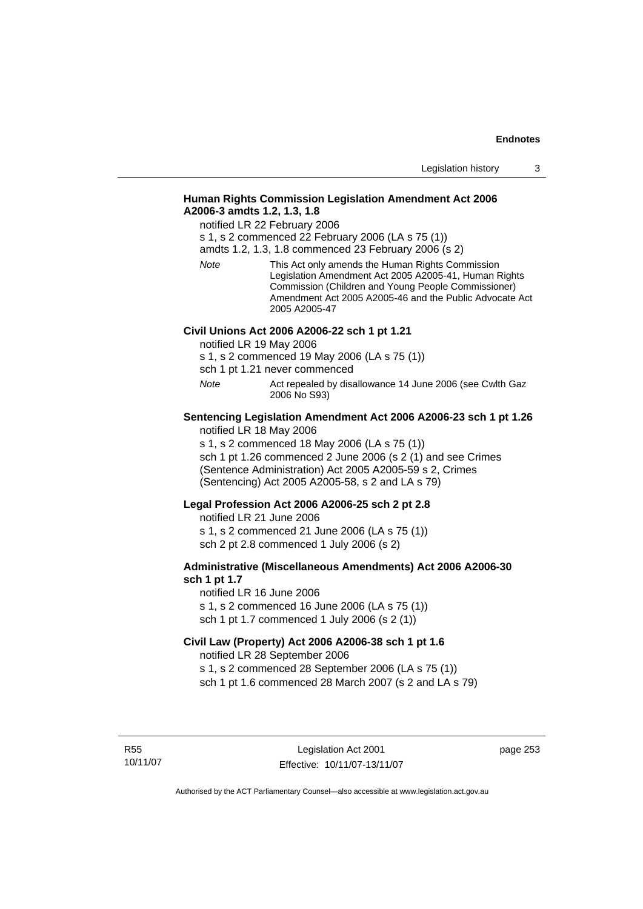**Human Rights Commission Legislation Amendment Act 2006 A2006-3 amdts 1.2, 1.3, 1.8**

notified LR 22 February 2006

s 1, s 2 commenced 22 February 2006 (LA s 75 (1))

amdts 1.2, 1.3, 1.8 commenced 23 February 2006 (s 2)

*Note* This Act only amends the Human Rights Commission Legislation Amendment Act 2005 A2005-41, Human Rights Commission (Children and Young People Commissioner) Amendment Act 2005 A2005-46 and the Public Advocate Act 2005 A2005-47

**Civil Unions Act 2006 A2006-22 sch 1 pt 1.21**

notified LR 19 May 2006

s 1, s 2 commenced 19 May 2006 (LA s 75 (1))

sch 1 pt 1.21 never commenced

*Note* Act repealed by disallowance 14 June 2006 (see Cwlth Gaz 2006 No S93)

**Sentencing Legislation Amendment Act 2006 A2006-23 sch 1 pt 1.26**

notified LR 18 May 2006

s 1, s 2 commenced 18 May 2006 (LA s 75 (1))

sch 1 pt 1.26 commenced 2 June 2006 (s 2 (1) and see Crimes (Sentence Administration) Act 2005 A2005-59 s 2, Crimes (Sentencing) Act 2005 A2005-58, s 2 and LA s 79)

**Legal Profession Act 2006 A2006-25 sch 2 pt 2.8**

notified LR 21 June 2006

s 1, s 2 commenced 21 June 2006 (LA s 75 (1))

sch 2 pt 2.8 commenced 1 July 2006 (s 2)

**Administrative (Miscellaneous Amendments) Act 2006 A2006-30 sch 1 pt 1.7**

notified LR 16 June 2006

s 1, s 2 commenced 16 June 2006 (LA s 75 (1))

sch 1 pt 1.7 commenced 1 July 2006 (s 2 (1))

**Civil Law (Property) Act 2006 A2006-38 sch 1 pt 1.6**

notified LR 28 September 2006

s 1, s 2 commenced 28 September 2006 (LA s 75 (1))

sch 1 pt 1.6 commenced 28 March 2007 (s 2 and LA s 79)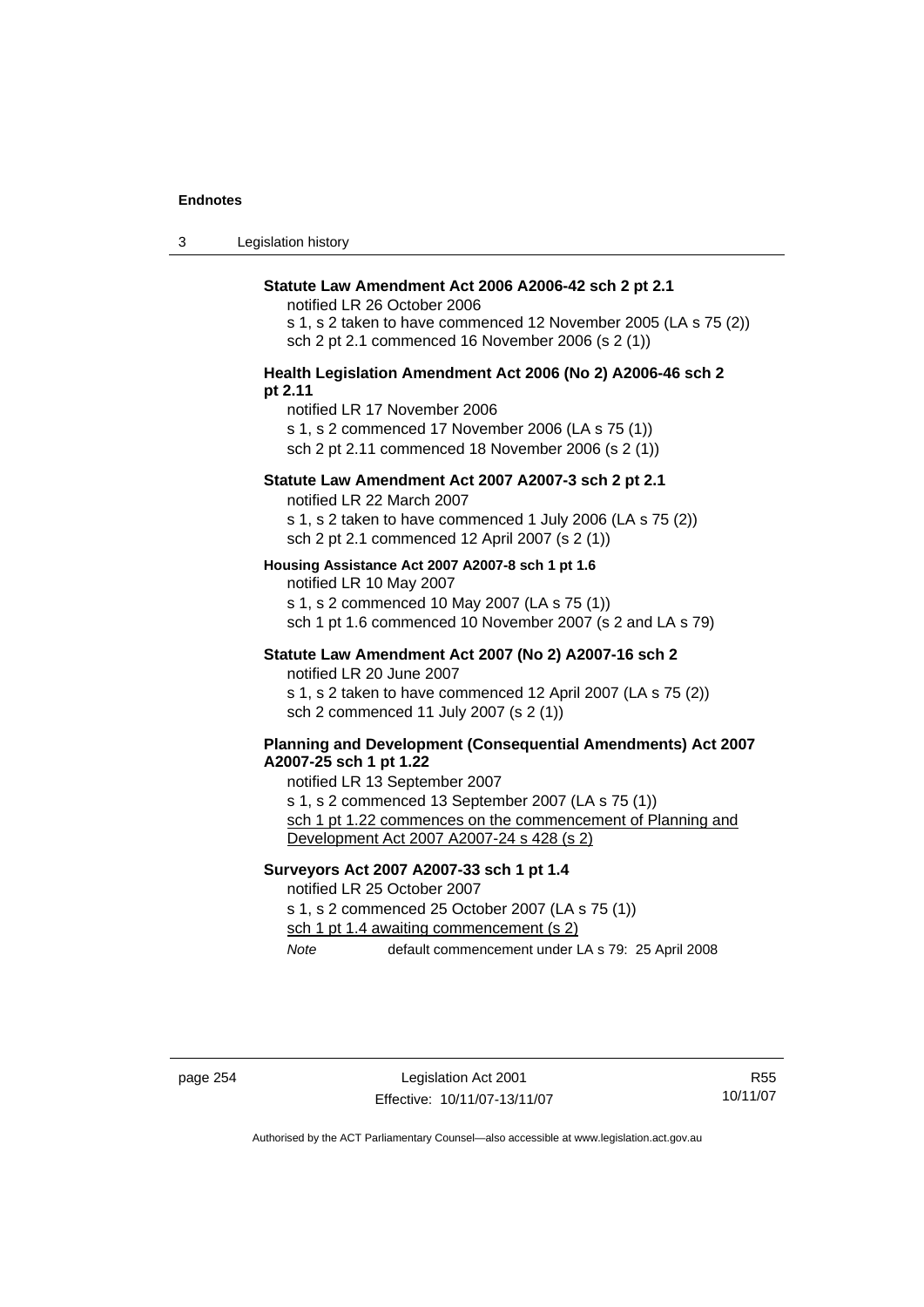**Statute Law Amendment Act 2006 A2006-42 sch 2 pt 2.1**

notified LR 26 October 2006

s 1, s 2 taken to have commenced 12 November 2005 (LA s 75 (2))

sch 2 pt 2.1 commenced 16 November 2006 (s 2 (1))

**Health Legislation Amendment Act 2006 (No 2) A2006-46 sch 2 pt 2.11**

notified LR 17 November 2006

s 1, s 2 commenced 17 November 2006 (LA s 75 (1))

sch 2 pt 2.11 commenced 18 November 2006 (s 2 (1))

**Statute Law Amendment Act 2007 A2007-3 sch 2 pt 2.1**

notified LR 22 March 2007

s 1, s 2 taken to have commenced 1 July 2006 (LA s 75 (2))

sch 2 pt 2.1 commenced 12 April 2007 (s 2 (1))

**Housing Assistance Act 2007 A2007-8 sch 1 pt 1.6**

notified LR 10 May 2007

s 1, s 2 commenced 10 May 2007 (LA s 75 (1))

sch 1 pt 1.6 commenced 10 November 2007 (s 2 and LA s 79)

**Statute Law Amendment Act 2007 (No 2) A2007-16 sch 2**

notified LR 20 June 2007

s 1, s 2 taken to have commenced 12 April 2007 (LA s 75 (2))

sch 2 commenced 11 July 2007 (s 2 (1))

**Planning and Development (Consequential Amendments) Act 2007 A2007-25 sch 1 pt 1.22**

notified LR 13 September 2007

s 1, s 2 commenced 13 September 2007 (LA s 75 (1))

sch 1 pt 1.22 commences on the commencement of Planning and Development Act 2007 A2007-24 s 428 (s 2)

**Surveyors Act 2007 A2007-33 sch 1 pt 1.4**

notified LR 25 October 2007

s 1, s 2 commenced 25 October 2007 (LA s 75 (1))

sch 1 pt 1.4 awaiting commencement (s 2)

*Note* default commencement under LA s 79: 25 April 2008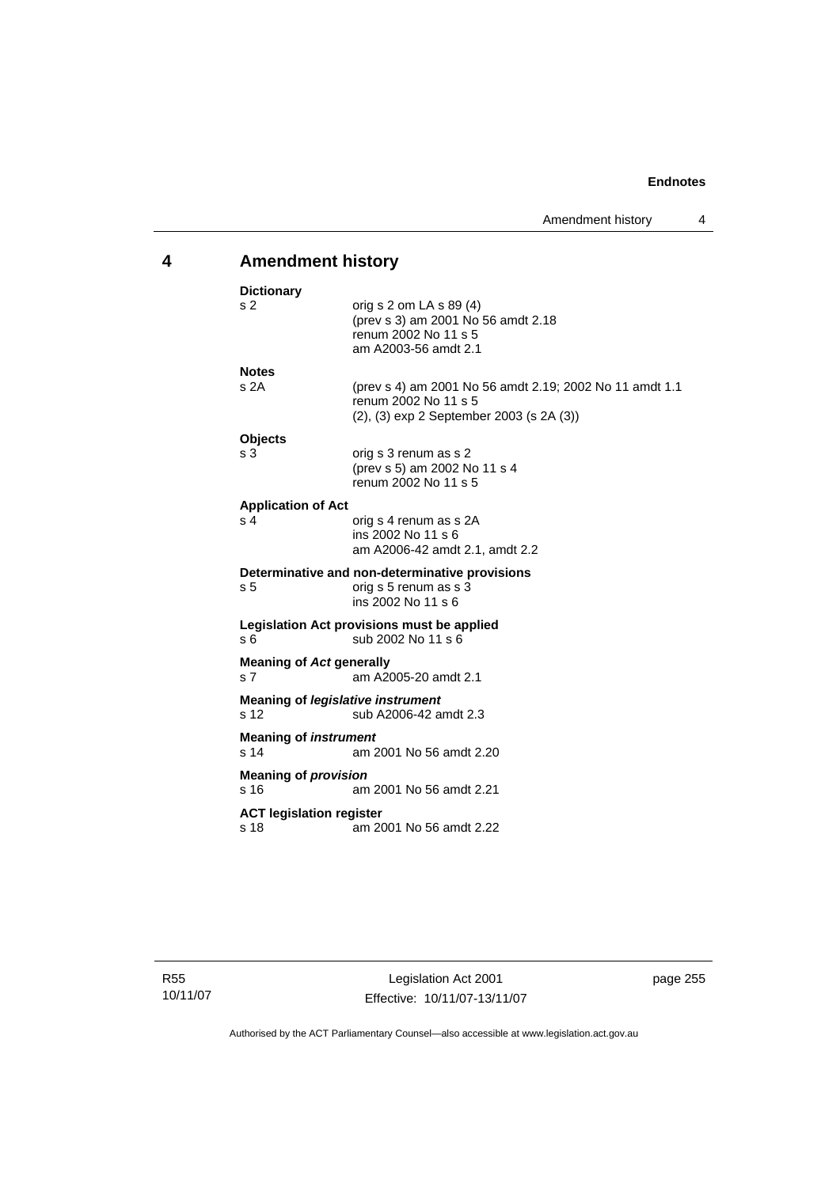## 4 Amendment history

**Dictionary**

s 2 — orig s 2 om LA s 89 (4)
(prev s 3) am 2001 No 56 amdt 2.18
renum 2002 No 11 s 5
am A2003-56 amdt 2.1

**Notes**

s 2A — (prev s 4) am 2001 No 56 amdt 2.19; 2002 No 11 amdt 1.1
renum 2002 No 11 s 5
(2), (3) exp 2 September 2003 (s 2A (3))

**Objects**

s 3 — orig s 3 renum as s 2
(prev s 5) am 2002 No 11 s 4
renum 2002 No 11 s 5

**Application of Act**

s 4 — orig s 4 renum as s 2A
ins 2002 No 11 s 6
am A2006-42 amdt 2.1, amdt 2.2

**Determinative and non-determinative provisions**

s 5 — orig s 5 renum as s 3
ins 2002 No 11 s 6

**Legislation Act provisions must be applied**

s 6 — sub 2002 No 11 s 6

**Meaning of *Act* generally**

s 7 — am A2005-20 amdt 2.1

**Meaning of *legislative instrument***

s 12 — sub A2006-42 amdt 2.3

**Meaning of *instrument***

s 14 — am 2001 No 56 amdt 2.20

**Meaning of *provision***

s 16 — am 2001 No 56 amdt 2.21

**ACT legislation register**

s 18 — am 2001 No 56 amdt 2.22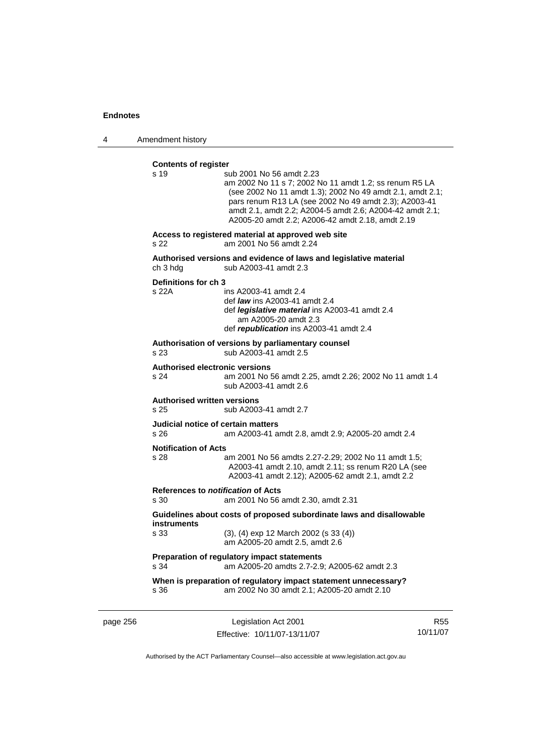**Contents of register**

s 19 sub 2001 No 56 amdt 2.23
am 2002 No 11 s 7; 2002 No 11 amdt 1.2; ss renum R5 LA (see 2002 No 11 amdt 1.3); 2002 No 49 amdt 2.1, amdt 2.1; pars renum R13 LA (see 2002 No 49 amdt 2.3); A2003-41 amdt 2.1, amdt 2.2; A2004-5 amdt 2.6; A2004-42 amdt 2.1; A2005-20 amdt 2.2; A2006-42 amdt 2.18, amdt 2.19

**Access to registered material at approved web site**

s 22 am 2001 No 56 amdt 2.24

**Authorised versions and evidence of laws and legislative material**

ch 3 hdg sub A2003-41 amdt 2.3

**Definitions for ch 3**

s 22A ins A2003-41 amdt 2.4
def ***law*** ins A2003-41 amdt 2.4
def ***legislative material*** ins A2003-41 amdt 2.4
am A2005-20 amdt 2.3
def ***republication*** ins A2003-41 amdt 2.4

**Authorisation of versions by parliamentary counsel**

s 23 sub A2003-41 amdt 2.5

**Authorised electronic versions**

s 24 am 2001 No 56 amdt 2.25, amdt 2.26; 2002 No 11 amdt 1.4
sub A2003-41 amdt 2.6

**Authorised written versions**

s 25 sub A2003-41 amdt 2.7

**Judicial notice of certain matters**

s 26 am A2003-41 amdt 2.8, amdt 2.9; A2005-20 amdt 2.4

**Notification of Acts**

s 28 am 2001 No 56 amdts 2.27-2.29; 2002 No 11 amdt 1.5; A2003-41 amdt 2.10, amdt 2.11; ss renum R20 LA (see A2003-41 amdt 2.12); A2005-62 amdt 2.1, amdt 2.2

**References to *notification* of Acts**

s 30 am 2001 No 56 amdt 2.30, amdt 2.31

**Guidelines about costs of proposed subordinate laws and disallowable instruments**

s 33 (3), (4) exp 12 March 2002 (s 33 (4))
am A2005-20 amdt 2.5, amdt 2.6

**Preparation of regulatory impact statements**

s 34 am A2005-20 amdts 2.7-2.9; A2005-62 amdt 2.3

**When is preparation of regulatory impact statement unnecessary?**

s 36 am 2002 No 30 amdt 2.1; A2005-20 amdt 2.10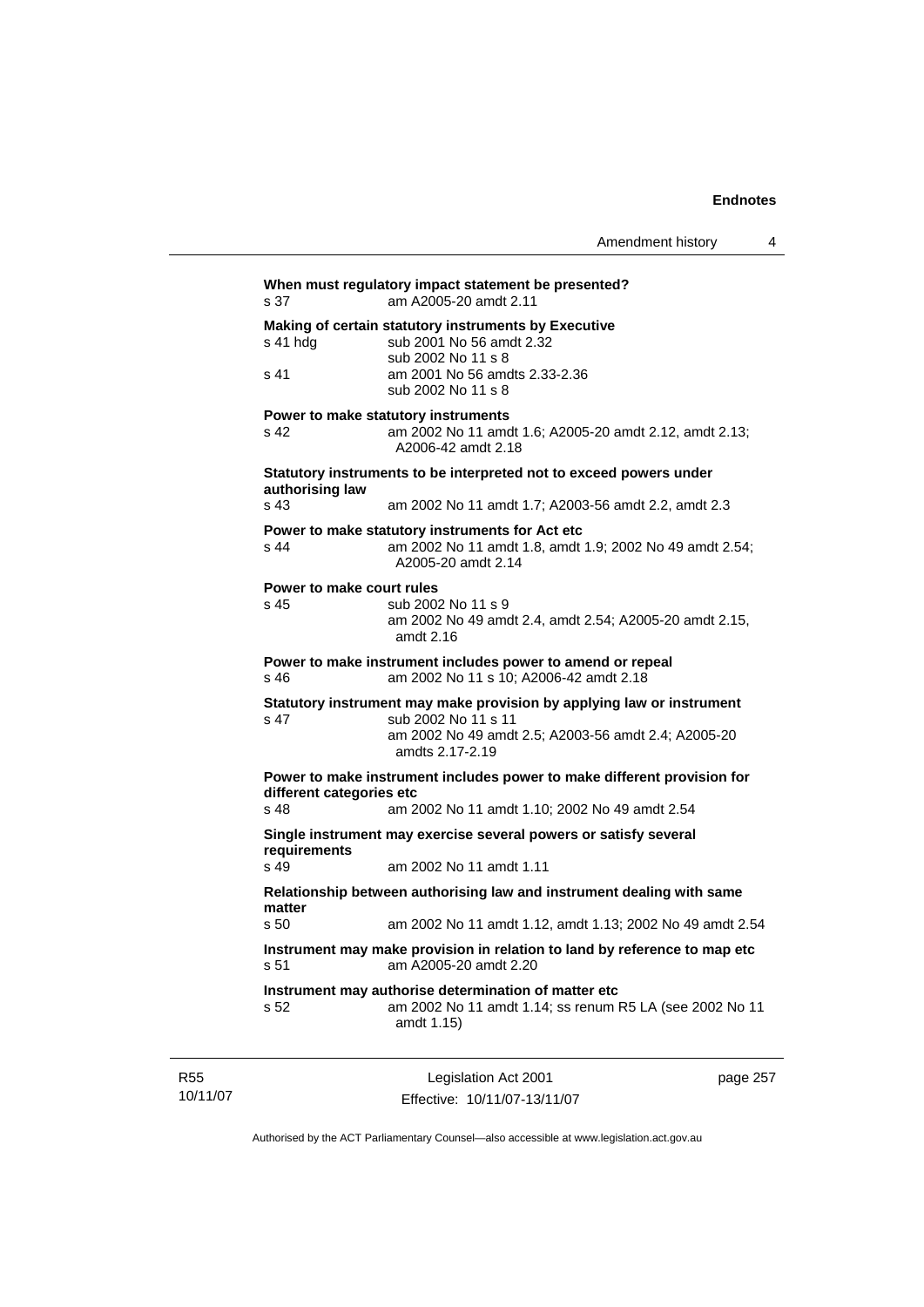**When must regulatory impact statement be presented?**
s 37 am A2005-20 amdt 2.11

**Making of certain statutory instruments by Executive**
s 41 hdg sub 2001 No 56 amdt 2.32
sub 2002 No 11 s 8
s 41 am 2001 No 56 amdts 2.33-2.36
sub 2002 No 11 s 8

**Power to make statutory instruments**
s 42 am 2002 No 11 amdt 1.6; A2005-20 amdt 2.12, amdt 2.13; A2006-42 amdt 2.18

**Statutory instruments to be interpreted not to exceed powers under authorising law**
s 43 am 2002 No 11 amdt 1.7; A2003-56 amdt 2.2, amdt 2.3

**Power to make statutory instruments for Act etc**
s 44 am 2002 No 11 amdt 1.8, amdt 1.9; 2002 No 49 amdt 2.54; A2005-20 amdt 2.14

**Power to make court rules**
s 45 sub 2002 No 11 s 9
am 2002 No 49 amdt 2.4, amdt 2.54; A2005-20 amdt 2.15, amdt 2.16

**Power to make instrument includes power to amend or repeal**
s 46 am 2002 No 11 s 10; A2006-42 amdt 2.18

**Statutory instrument may make provision by applying law or instrument**
s 47 sub 2002 No 11 s 11
am 2002 No 49 amdt 2.5; A2003-56 amdt 2.4; A2005-20 amdts 2.17-2.19

**Power to make instrument includes power to make different provision for different categories etc**
s 48 am 2002 No 11 amdt 1.10; 2002 No 49 amdt 2.54

**Single instrument may exercise several powers or satisfy several requirements**
s 49 am 2002 No 11 amdt 1.11

**Relationship between authorising law and instrument dealing with same matter**
s 50 am 2002 No 11 amdt 1.12, amdt 1.13; 2002 No 49 amdt 2.54

**Instrument may make provision in relation to land by reference to map etc**
s 51 am A2005-20 amdt 2.20

**Instrument may authorise determination of matter etc**
s 52 am 2002 No 11 amdt 1.14; ss renum R5 LA (see 2002 No 11 amdt 1.15)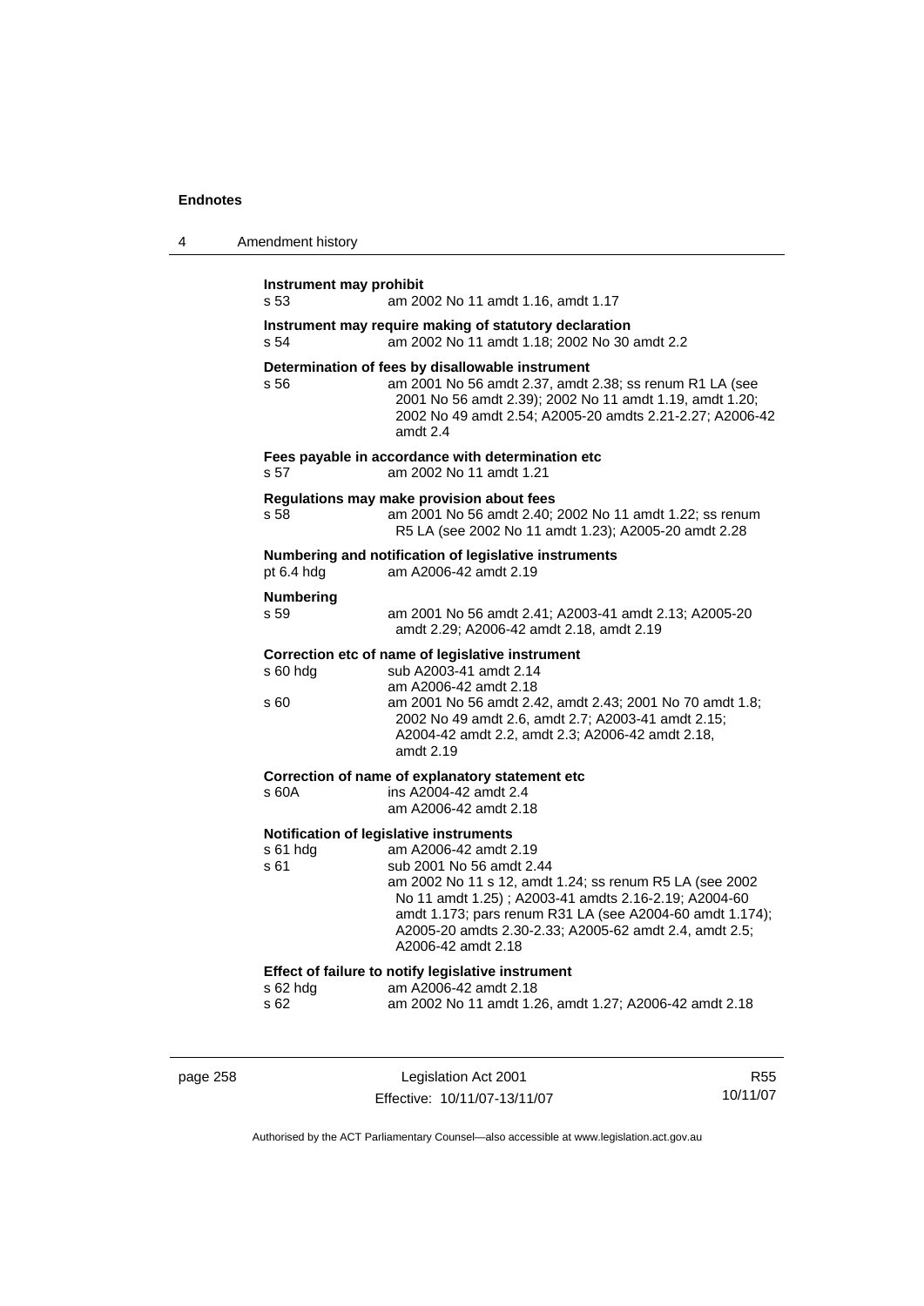**Instrument may prohibit**
s 53 am 2002 No 11 amdt 1.16, amdt 1.17

**Instrument may require making of statutory declaration**
s 54 am 2002 No 11 amdt 1.18; 2002 No 30 amdt 2.2

**Determination of fees by disallowable instrument**
s 56 am 2001 No 56 amdt 2.37, amdt 2.38; ss renum R1 LA (see 2001 No 56 amdt 2.39); 2002 No 11 amdt 1.19, amdt 1.20; 2002 No 49 amdt 2.54; A2005-20 amdts 2.21-2.27; A2006-42 amdt 2.4

**Fees payable in accordance with determination etc**
s 57 am 2002 No 11 amdt 1.21

**Regulations may make provision about fees**
s 58 am 2001 No 56 amdt 2.40; 2002 No 11 amdt 1.22; ss renum R5 LA (see 2002 No 11 amdt 1.23); A2005-20 amdt 2.28

**Numbering and notification of legislative instruments**
pt 6.4 hdg am A2006-42 amdt 2.19

**Numbering**
s 59 am 2001 No 56 amdt 2.41; A2003-41 amdt 2.13; A2005-20 amdt 2.29; A2006-42 amdt 2.18, amdt 2.19

**Correction etc of name of legislative instrument**
s 60 hdg sub A2003-41 amdt 2.14
am A2006-42 amdt 2.18
s 60 am 2001 No 56 amdt 2.42, amdt 2.43; 2001 No 70 amdt 1.8; 2002 No 49 amdt 2.6, amdt 2.7; A2003-41 amdt 2.15; A2004-42 amdt 2.2, amdt 2.3; A2006-42 amdt 2.18, amdt 2.19

**Correction of name of explanatory statement etc**
s 60A ins A2004-42 amdt 2.4
am A2006-42 amdt 2.18

**Notification of legislative instruments**
s 61 hdg am A2006-42 amdt 2.19
s 61 sub 2001 No 56 amdt 2.44
am 2002 No 11 s 12, amdt 1.24; ss renum R5 LA (see 2002 No 11 amdt 1.25) ; A2003-41 amdts 2.16-2.19; A2004-60 amdt 1.173; pars renum R31 LA (see A2004-60 amdt 1.174); A2005-20 amdts 2.30-2.33; A2005-62 amdt 2.4, amdt 2.5; A2006-42 amdt 2.18

**Effect of failure to notify legislative instrument**
s 62 hdg am A2006-42 amdt 2.18
s 62 am 2002 No 11 amdt 1.26, amdt 1.27; A2006-42 amdt 2.18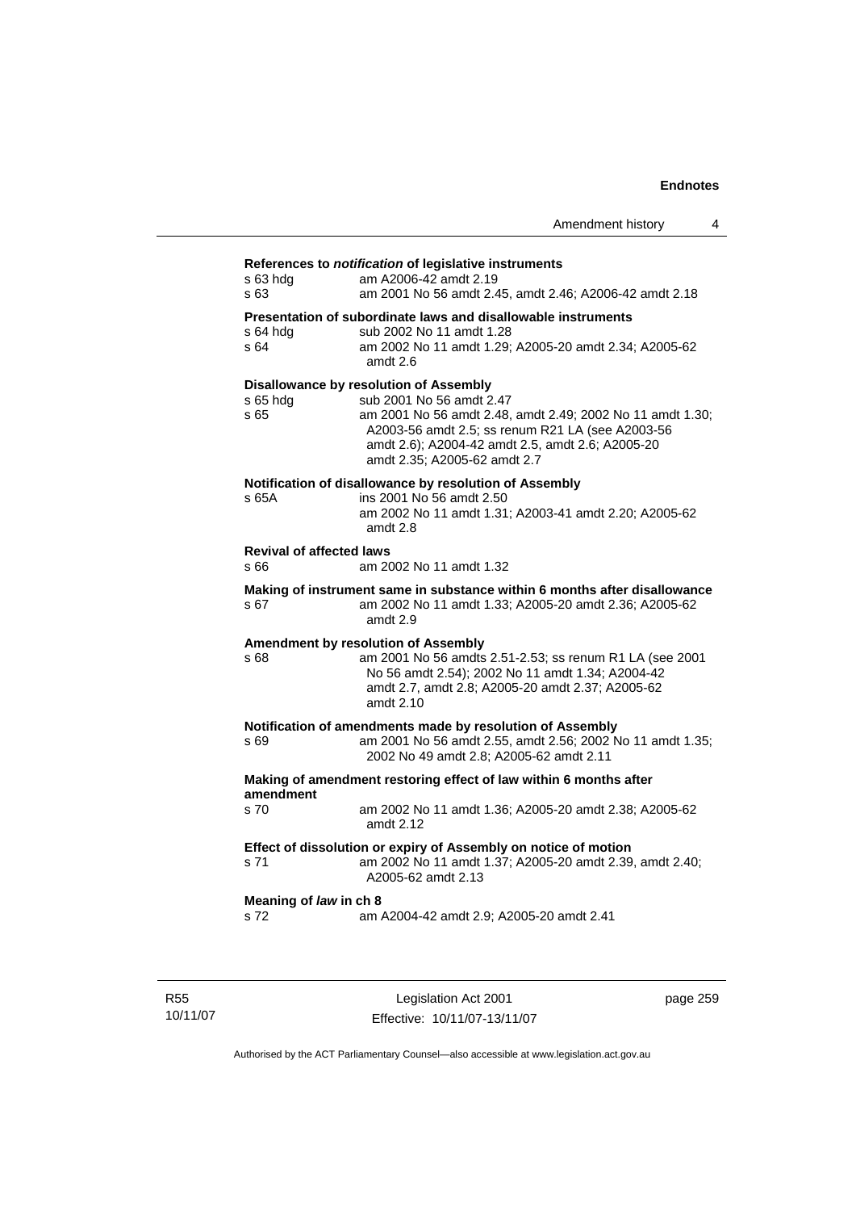**References to *notification* of legislative instruments**

s 63 hdg am A2006-42 amdt 2.19

s 63 am 2001 No 56 amdt 2.45, amdt 2.46; A2006-42 amdt 2.18

**Presentation of subordinate laws and disallowable instruments**

s 64 hdg sub 2002 No 11 amdt 1.28

s 64 am 2002 No 11 amdt 1.29; A2005-20 amdt 2.34; A2005-62 amdt 2.6

**Disallowance by resolution of Assembly**

s 65 hdg sub 2001 No 56 amdt 2.47

s 65 am 2001 No 56 amdt 2.48, amdt 2.49; 2002 No 11 amdt 1.30; A2003-56 amdt 2.5; ss renum R21 LA (see A2003-56 amdt 2.6); A2004-42 amdt 2.5, amdt 2.6; A2005-20 amdt 2.35; A2005-62 amdt 2.7

**Notification of disallowance by resolution of Assembly**

s 65A ins 2001 No 56 amdt 2.50
am 2002 No 11 amdt 1.31; A2003-41 amdt 2.20; A2005-62 amdt 2.8

**Revival of affected laws**

s 66 am 2002 No 11 amdt 1.32

**Making of instrument same in substance within 6 months after disallowance**

s 67 am 2002 No 11 amdt 1.33; A2005-20 amdt 2.36; A2005-62 amdt 2.9

**Amendment by resolution of Assembly**

s 68 am 2001 No 56 amdts 2.51-2.53; ss renum R1 LA (see 2001 No 56 amdt 2.54); 2002 No 11 amdt 1.34; A2004-42 amdt 2.7, amdt 2.8; A2005-20 amdt 2.37; A2005-62 amdt 2.10

**Notification of amendments made by resolution of Assembly**

s 69 am 2001 No 56 amdt 2.55, amdt 2.56; 2002 No 11 amdt 1.35; 2002 No 49 amdt 2.8; A2005-62 amdt 2.11

**Making of amendment restoring effect of law within 6 months after amendment**

s 70 am 2002 No 11 amdt 1.36; A2005-20 amdt 2.38; A2005-62 amdt 2.12

**Effect of dissolution or expiry of Assembly on notice of motion**

s 71 am 2002 No 11 amdt 1.37; A2005-20 amdt 2.39, amdt 2.40; A2005-62 amdt 2.13

**Meaning of *law* in ch 8**

s 72 am A2004-42 amdt 2.9; A2005-20 amdt 2.41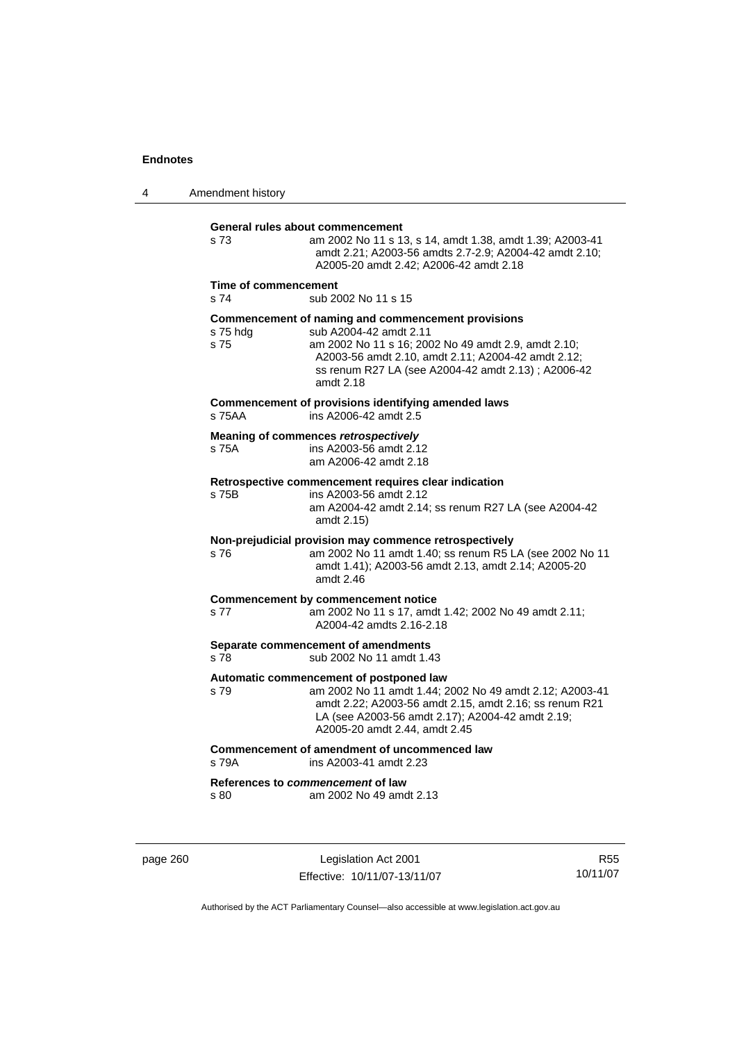**General rules about commencement**

s 73 am 2002 No 11 s 13, s 14, amdt 1.38, amdt 1.39; A2003-41 amdt 2.21; A2003-56 amdts 2.7-2.9; A2004-42 amdt 2.10; A2005-20 amdt 2.42; A2006-42 amdt 2.18

**Time of commencement**

s 74 sub 2002 No 11 s 15

**Commencement of naming and commencement provisions**

s 75 hdg sub A2004-42 amdt 2.11

s 75 am 2002 No 11 s 16; 2002 No 49 amdt 2.9, amdt 2.10; A2003-56 amdt 2.10, amdt 2.11; A2004-42 amdt 2.12; ss renum R27 LA (see A2004-42 amdt 2.13) ; A2006-42 amdt 2.18

**Commencement of provisions identifying amended laws**

s 75AA ins A2006-42 amdt 2.5

**Meaning of commences *retrospectively***

s 75A ins A2003-56 amdt 2.12
am A2006-42 amdt 2.18

**Retrospective commencement requires clear indication**

s 75B ins A2003-56 amdt 2.12
am A2004-42 amdt 2.14; ss renum R27 LA (see A2004-42 amdt 2.15)

**Non-prejudicial provision may commence retrospectively**

s 76 am 2002 No 11 amdt 1.40; ss renum R5 LA (see 2002 No 11 amdt 1.41); A2003-56 amdt 2.13, amdt 2.14; A2005-20 amdt 2.46

**Commencement by commencement notice**

s 77 am 2002 No 11 s 17, amdt 1.42; 2002 No 49 amdt 2.11; A2004-42 amdts 2.16-2.18

**Separate commencement of amendments**

s 78 sub 2002 No 11 amdt 1.43

**Automatic commencement of postponed law**

s 79 am 2002 No 11 amdt 1.44; 2002 No 49 amdt 2.12; A2003-41 amdt 2.22; A2003-56 amdt 2.15, amdt 2.16; ss renum R21 LA (see A2003-56 amdt 2.17); A2004-42 amdt 2.19; A2005-20 amdt 2.44, amdt 2.45

**Commencement of amendment of uncommenced law**

s 79A ins A2003-41 amdt 2.23

**References to *commencement* of law**

s 80 am 2002 No 49 amdt 2.13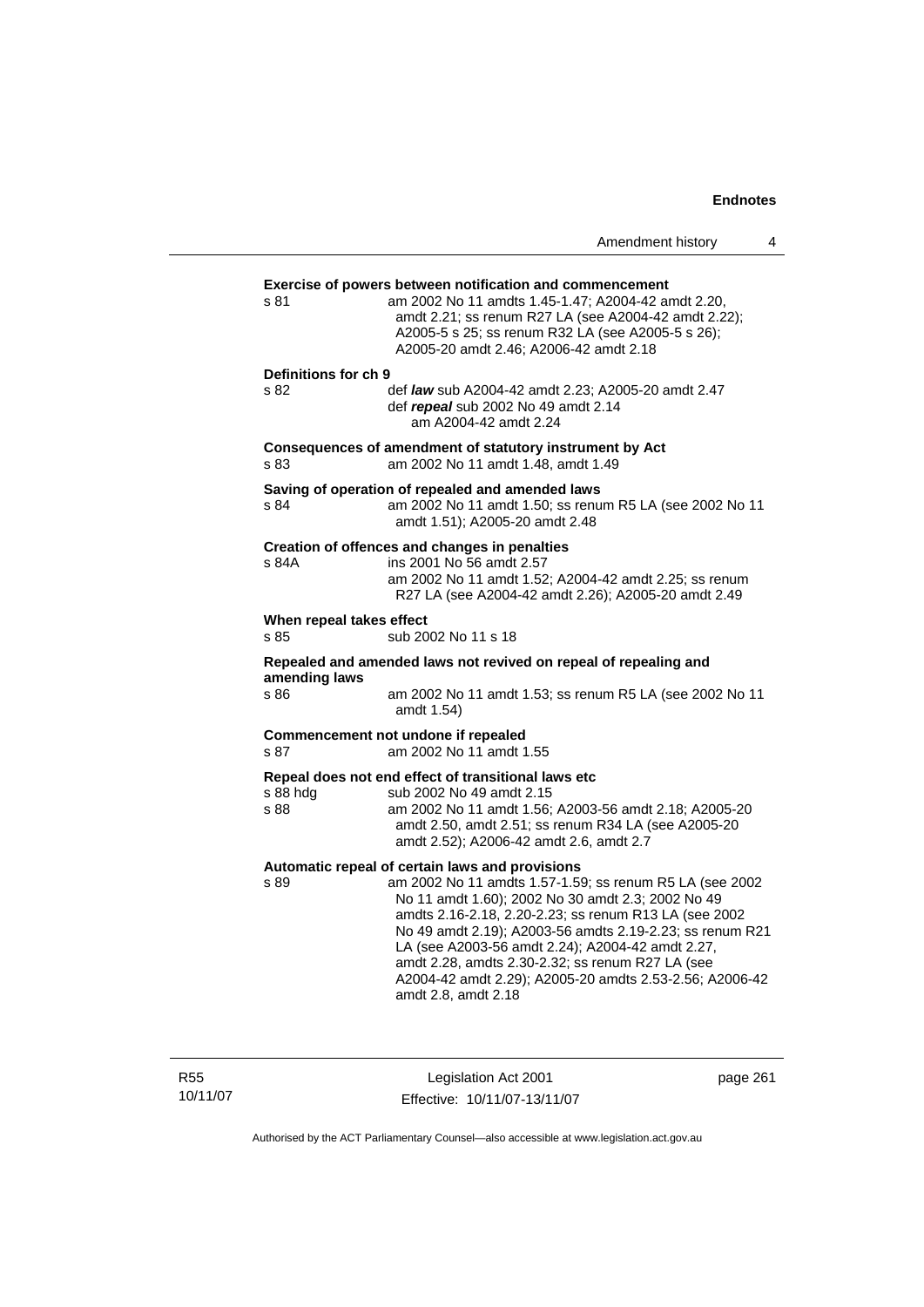**Exercise of powers between notification and commencement**

s 81 am 2002 No 11 amdts 1.45-1.47; A2004-42 amdt 2.20, amdt 2.21; ss renum R27 LA (see A2004-42 amdt 2.22); A2005-5 s 25; ss renum R32 LA (see A2005-5 s 26); A2005-20 amdt 2.46; A2006-42 amdt 2.18

**Definitions for ch 9**

s 82 def ***law*** sub A2004-42 amdt 2.23; A2005-20 amdt 2.47
def ***repeal*** sub 2002 No 49 amdt 2.14
am A2004-42 amdt 2.24

**Consequences of amendment of statutory instrument by Act**

s 83 am 2002 No 11 amdt 1.48, amdt 1.49

**Saving of operation of repealed and amended laws**

s 84 am 2002 No 11 amdt 1.50; ss renum R5 LA (see 2002 No 11 amdt 1.51); A2005-20 amdt 2.48

**Creation of offences and changes in penalties**

s 84A ins 2001 No 56 amdt 2.57
am 2002 No 11 amdt 1.52; A2004-42 amdt 2.25; ss renum R27 LA (see A2004-42 amdt 2.26); A2005-20 amdt 2.49

**When repeal takes effect**

s 85 sub 2002 No 11 s 18

**Repealed and amended laws not revived on repeal of repealing and amending laws**

s 86 am 2002 No 11 amdt 1.53; ss renum R5 LA (see 2002 No 11 amdt 1.54)

**Commencement not undone if repealed**

s 87 am 2002 No 11 amdt 1.55

**Repeal does not end effect of transitional laws etc**

s 88 hdg sub 2002 No 49 amdt 2.15
s 88 am 2002 No 11 amdt 1.56; A2003-56 amdt 2.18; A2005-20 amdt 2.50, amdt 2.51; ss renum R34 LA (see A2005-20 amdt 2.52); A2006-42 amdt 2.6, amdt 2.7

**Automatic repeal of certain laws and provisions**

s 89 am 2002 No 11 amdts 1.57-1.59; ss renum R5 LA (see 2002 No 11 amdt 1.60); 2002 No 30 amdt 2.3; 2002 No 49 amdts 2.16-2.18, 2.20-2.23; ss renum R13 LA (see 2002 No 49 amdt 2.19); A2003-56 amdts 2.19-2.23; ss renum R21 LA (see A2003-56 amdt 2.24); A2004-42 amdt 2.27, amdt 2.28, amdts 2.30-2.32; ss renum R27 LA (see A2004-42 amdt 2.29); A2005-20 amdts 2.53-2.56; A2006-42 amdt 2.8, amdt 2.18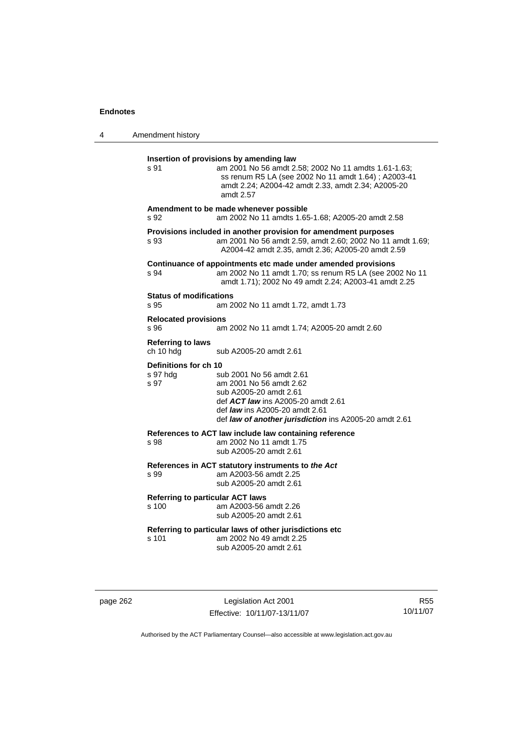**Insertion of provisions by amending law**

s 91 am 2001 No 56 amdt 2.58; 2002 No 11 amdts 1.61-1.63; ss renum R5 LA (see 2002 No 11 amdt 1.64) ; A2003-41 amdt 2.24; A2004-42 amdt 2.33, amdt 2.34; A2005-20 amdt 2.57

**Amendment to be made whenever possible**

s 92 am 2002 No 11 amdts 1.65-1.68; A2005-20 amdt 2.58

**Provisions included in another provision for amendment purposes**

s 93 am 2001 No 56 amdt 2.59, amdt 2.60; 2002 No 11 amdt 1.69; A2004-42 amdt 2.35, amdt 2.36; A2005-20 amdt 2.59

**Continuance of appointments etc made under amended provisions**

s 94 am 2002 No 11 amdt 1.70; ss renum R5 LA (see 2002 No 11 amdt 1.71); 2002 No 49 amdt 2.24; A2003-41 amdt 2.25

**Status of modifications**

s 95 am 2002 No 11 amdt 1.72, amdt 1.73

**Relocated provisions**

s 96 am 2002 No 11 amdt 1.74; A2005-20 amdt 2.60

**Referring to laws**

ch 10 hdg sub A2005-20 amdt 2.61

**Definitions for ch 10**

s 97 hdg sub 2001 No 56 amdt 2.61

s 97 am 2001 No 56 amdt 2.62
sub A2005-20 amdt 2.61
def ***ACT law*** ins A2005-20 amdt 2.61
def ***law*** ins A2005-20 amdt 2.61
def ***law of another jurisdiction*** ins A2005-20 amdt 2.61

**References to ACT law include law containing reference**

s 98 am 2002 No 11 amdt 1.75
sub A2005-20 amdt 2.61

**References in ACT statutory instruments to *the Act***

s 99 am A2003-56 amdt 2.25
sub A2005-20 amdt 2.61

**Referring to particular ACT laws**

s 100 am A2003-56 amdt 2.26
sub A2005-20 amdt 2.61

**Referring to particular laws of other jurisdictions etc**

s 101 am 2002 No 49 amdt 2.25
sub A2005-20 amdt 2.61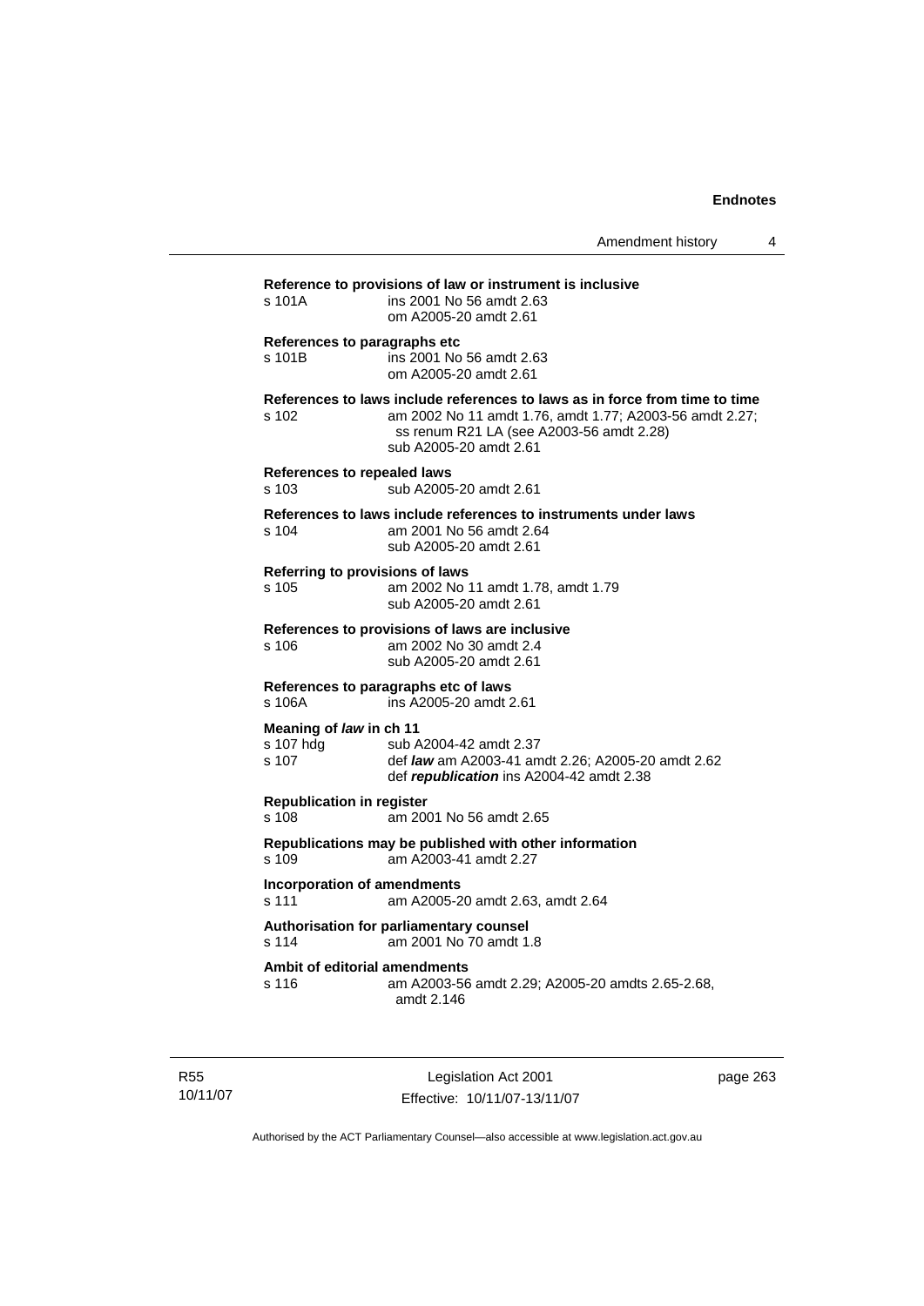**Reference to provisions of law or instrument is inclusive**

s 101A ins 2001 No 56 amdt 2.63
om A2005-20 amdt 2.61

**References to paragraphs etc**

s 101B ins 2001 No 56 amdt 2.63
om A2005-20 amdt 2.61

**References to laws include references to laws as in force from time to time**

s 102 am 2002 No 11 amdt 1.76, amdt 1.77; A2003-56 amdt 2.27; ss renum R21 LA (see A2003-56 amdt 2.28)
sub A2005-20 amdt 2.61

**References to repealed laws**

s 103 sub A2005-20 amdt 2.61

**References to laws include references to instruments under laws**

s 104 am 2001 No 56 amdt 2.64
sub A2005-20 amdt 2.61

**Referring to provisions of laws**

s 105 am 2002 No 11 amdt 1.78, amdt 1.79
sub A2005-20 amdt 2.61

**References to provisions of laws are inclusive**

s 106 am 2002 No 30 amdt 2.4
sub A2005-20 amdt 2.61

**References to paragraphs etc of laws**

s 106A ins A2005-20 amdt 2.61

**Meaning of *law* in ch 11**

s 107 hdg sub A2004-42 amdt 2.37
s 107 def ***law*** am A2003-41 amdt 2.26; A2005-20 amdt 2.62
def ***republication*** ins A2004-42 amdt 2.38

**Republication in register**

s 108 am 2001 No 56 amdt 2.65

**Republications may be published with other information**

s 109 am A2003-41 amdt 2.27

**Incorporation of amendments**

s 111 am A2005-20 amdt 2.63, amdt 2.64

**Authorisation for parliamentary counsel**

s 114 am 2001 No 70 amdt 1.8

**Ambit of editorial amendments**

s 116 am A2003-56 amdt 2.29; A2005-20 amdts 2.65-2.68, amdt 2.146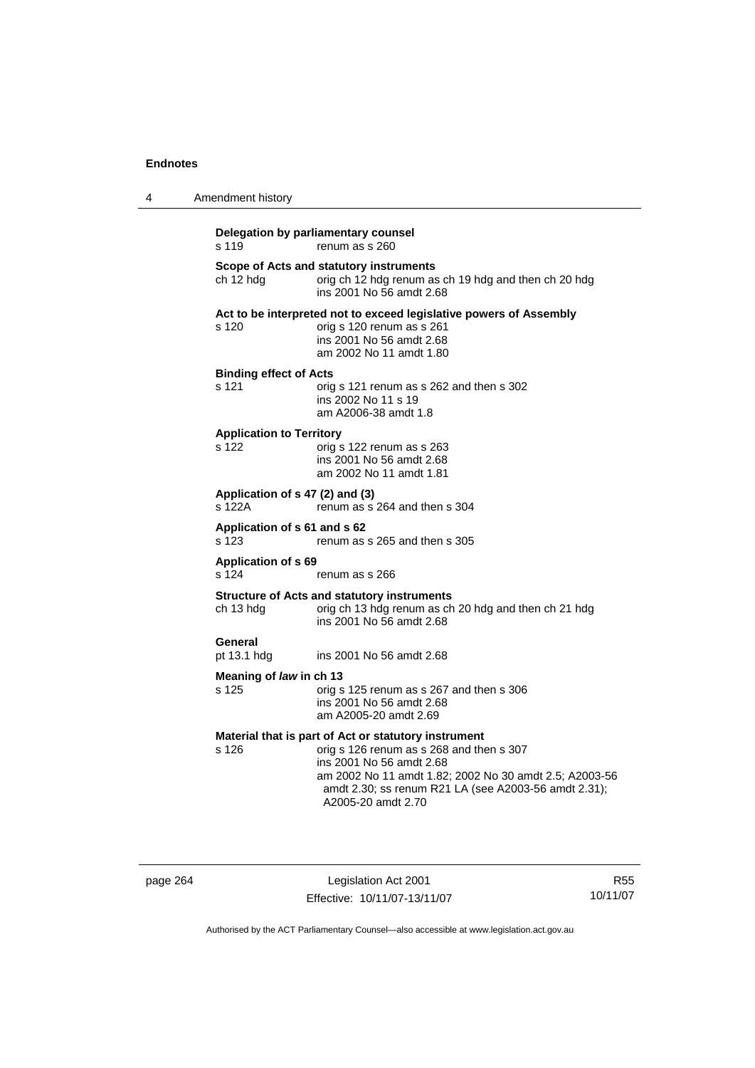**Delegation by parliamentary counsel**
s 119 renum as s 260

**Scope of Acts and statutory instruments**
ch 12 hdg orig ch 12 hdg renum as ch 19 hdg and then ch 20 hdg
ins 2001 No 56 amdt 2.68

**Act to be interpreted not to exceed legislative powers of Assembly**
s 120 orig s 120 renum as s 261
ins 2001 No 56 amdt 2.68
am 2002 No 11 amdt 1.80

**Binding effect of Acts**
s 121 orig s 121 renum as s 262 and then s 302
ins 2002 No 11 s 19
am A2006-38 amdt 1.8

**Application to Territory**
s 122 orig s 122 renum as s 263
ins 2001 No 56 amdt 2.68
am 2002 No 11 amdt 1.81

**Application of s 47 (2) and (3)**
s 122A renum as s 264 and then s 304

**Application of s 61 and s 62**
s 123 renum as s 265 and then s 305

**Application of s 69**
s 124 renum as s 266

**Structure of Acts and statutory instruments**
ch 13 hdg orig ch 13 hdg renum as ch 20 hdg and then ch 21 hdg
ins 2001 No 56 amdt 2.68

**General**
pt 13.1 hdg ins 2001 No 56 amdt 2.68

**Meaning of *law* in ch 13**
s 125 orig s 125 renum as s 267 and then s 306
ins 2001 No 56 amdt 2.68
am A2005-20 amdt 2.69

**Material that is part of Act or statutory instrument**
s 126 orig s 126 renum as s 268 and then s 307
ins 2001 No 56 amdt 2.68
am 2002 No 11 amdt 1.82; 2002 No 30 amdt 2.5; A2003-56 amdt 2.30; ss renum R21 LA (see A2003-56 amdt 2.31); A2005-20 amdt 2.70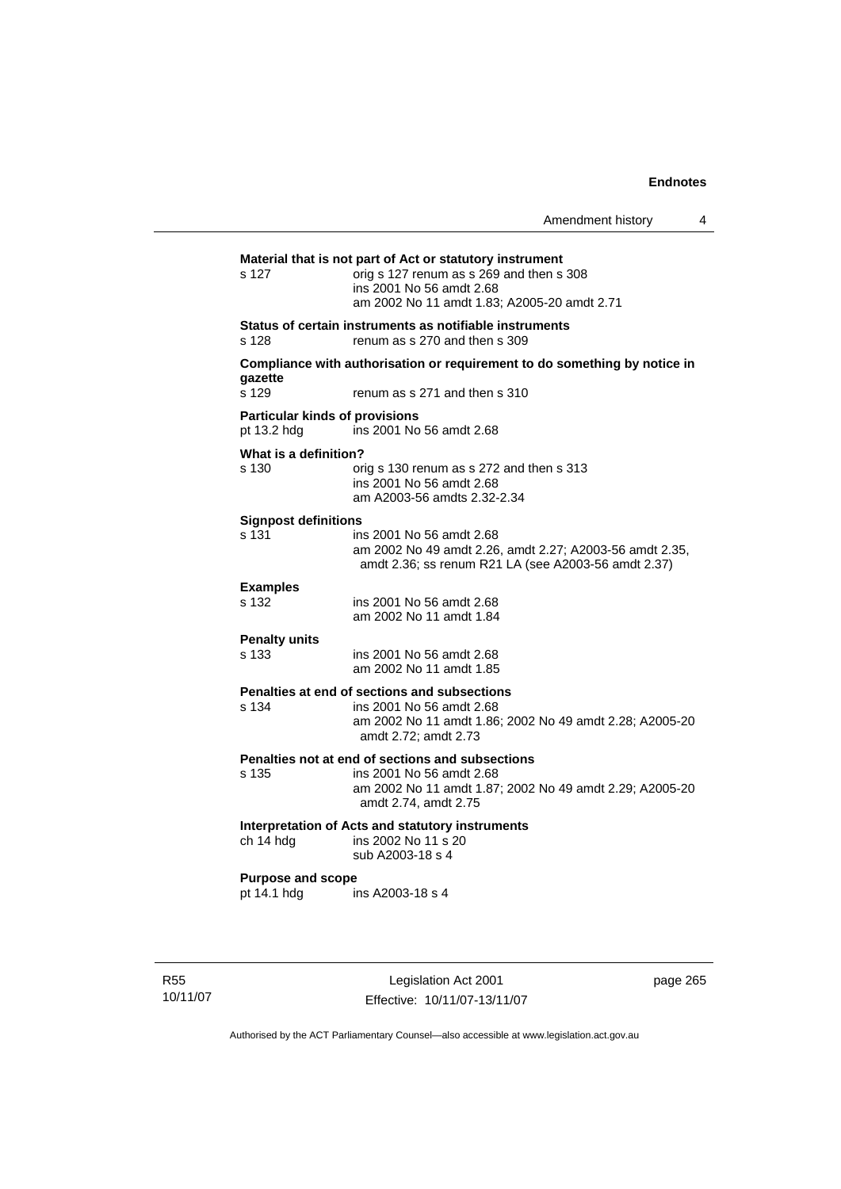**Material that is not part of Act or statutory instrument**

s 127 orig s 127 renum as s 269 and then s 308
ins 2001 No 56 amdt 2.68
am 2002 No 11 amdt 1.83; A2005-20 amdt 2.71

**Status of certain instruments as notifiable instruments**

s 128 renum as s 270 and then s 309

**Compliance with authorisation or requirement to do something by notice in gazette**

s 129 renum as s 271 and then s 310

**Particular kinds of provisions**

pt 13.2 hdg ins 2001 No 56 amdt 2.68

**What is a definition?**

s 130 orig s 130 renum as s 272 and then s 313
ins 2001 No 56 amdt 2.68
am A2003-56 amdts 2.32-2.34

**Signpost definitions**

s 131 ins 2001 No 56 amdt 2.68
am 2002 No 49 amdt 2.26, amdt 2.27; A2003-56 amdt 2.35, amdt 2.36; ss renum R21 LA (see A2003-56 amdt 2.37)

**Examples**

s 132 ins 2001 No 56 amdt 2.68
am 2002 No 11 amdt 1.84

**Penalty units**

s 133 ins 2001 No 56 amdt 2.68
am 2002 No 11 amdt 1.85

**Penalties at end of sections and subsections**

s 134 ins 2001 No 56 amdt 2.68
am 2002 No 11 amdt 1.86; 2002 No 49 amdt 2.28; A2005-20 amdt 2.72; amdt 2.73

**Penalties not at end of sections and subsections**

s 135 ins 2001 No 56 amdt 2.68
am 2002 No 11 amdt 1.87; 2002 No 49 amdt 2.29; A2005-20 amdt 2.74, amdt 2.75

**Interpretation of Acts and statutory instruments**

ch 14 hdg ins 2002 No 11 s 20
sub A2003-18 s 4

**Purpose and scope**

pt 14.1 hdg ins A2003-18 s 4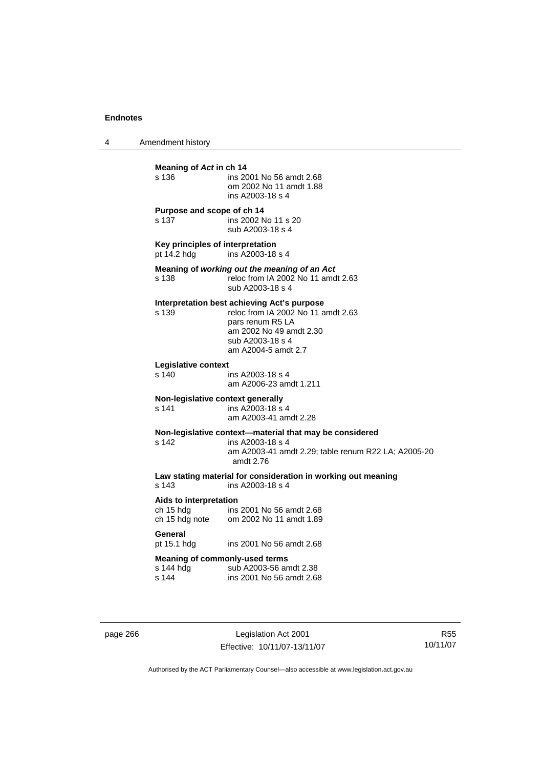**Meaning of *Act* in ch 14**

| | |
|---|---|
| s 136 | ins 2001 No 56 amdt 2.68<br>om 2002 No 11 amdt 1.88<br>ins A2003-18 s 4 |

**Purpose and scope of ch 14**

| | |
|---|---|
| s 137 | ins 2002 No 11 s 20<br>sub A2003-18 s 4 |

**Key principles of interpretation**

| | |
|---|---|
| pt 14.2 hdg | ins A2003-18 s 4 |

**Meaning of *working out the meaning of an Act***

| | |
|---|---|
| s 138 | reloc from IA 2002 No 11 amdt 2.63<br>sub A2003-18 s 4 |

**Interpretation best achieving Act's purpose**

| | |
|---|---|
| s 139 | reloc from IA 2002 No 11 amdt 2.63<br>pars renum R5 LA<br>am 2002 No 49 amdt 2.30<br>sub A2003-18 s 4<br>am A2004-5 amdt 2.7 |

**Legislative context**

| | |
|---|---|
| s 140 | ins A2003-18 s 4<br>am A2006-23 amdt 1.211 |

**Non-legislative context generally**

| | |
|---|---|
| s 141 | ins A2003-18 s 4<br>am A2003-41 amdt 2.28 |

**Non-legislative context—material that may be considered**

| | |
|---|---|
| s 142 | ins A2003-18 s 4<br>am A2003-41 amdt 2.29; table renum R22 LA; A2005-20 amdt 2.76 |

**Law stating material for consideration in working out meaning**

| | |
|---|---|
| s 143 | ins A2003-18 s 4 |

**Aids to interpretation**

| | |
|---|---|
| ch 15 hdg | ins 2001 No 56 amdt 2.68 |
| ch 15 hdg note | om 2002 No 11 amdt 1.89 |

**General**

| | |
|---|---|
| pt 15.1 hdg | ins 2001 No 56 amdt 2.68 |

**Meaning of commonly-used terms**

| | |
|---|---|
| s 144 hdg | sub A2003-56 amdt 2.38 |
| s 144 | ins 2001 No 56 amdt 2.68 |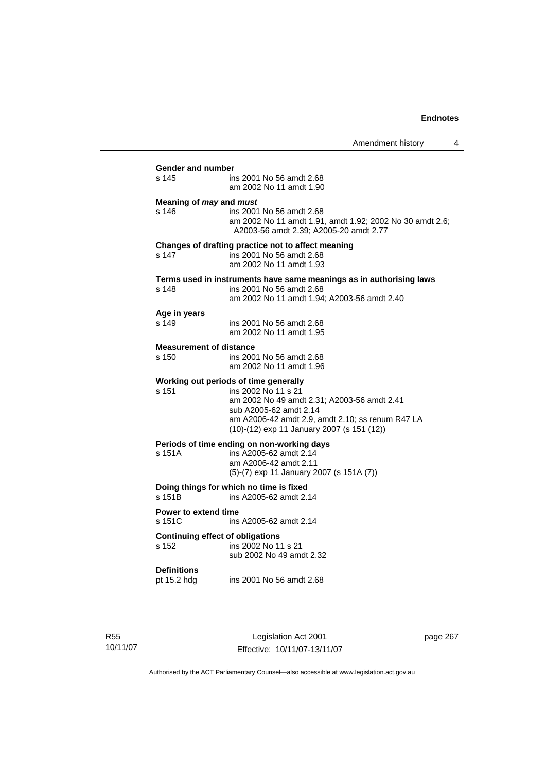**Gender and number**

| | |
|---|---|
| s 145 | ins 2001 No 56 amdt 2.68<br>am 2002 No 11 amdt 1.90 |

**Meaning of *may* and *must***

| | |
|---|---|
| s 146 | ins 2001 No 56 amdt 2.68<br>am 2002 No 11 amdt 1.91, amdt 1.92; 2002 No 30 amdt 2.6; A2003-56 amdt 2.39; A2005-20 amdt 2.77 |

**Changes of drafting practice not to affect meaning**

| | |
|---|---|
| s 147 | ins 2001 No 56 amdt 2.68<br>am 2002 No 11 amdt 1.93 |

**Terms used in instruments have same meanings as in authorising laws**

| | |
|---|---|
| s 148 | ins 2001 No 56 amdt 2.68<br>am 2002 No 11 amdt 1.94; A2003-56 amdt 2.40 |

**Age in years**

| | |
|---|---|
| s 149 | ins 2001 No 56 amdt 2.68<br>am 2002 No 11 amdt 1.95 |

**Measurement of distance**

| | |
|---|---|
| s 150 | ins 2001 No 56 amdt 2.68<br>am 2002 No 11 amdt 1.96 |

**Working out periods of time generally**

| | |
|---|---|
| s 151 | ins 2002 No 11 s 21<br>am 2002 No 49 amdt 2.31; A2003-56 amdt 2.41<br>sub A2005-62 amdt 2.14<br>am A2006-42 amdt 2.9, amdt 2.10; ss renum R47 LA<br>(10)-(12) exp 11 January 2007 (s 151 (12)) |

**Periods of time ending on non-working days**

| | |
|---|---|
| s 151A | ins A2005-62 amdt 2.14<br>am A2006-42 amdt 2.11<br>(5)-(7) exp 11 January 2007 (s 151A (7)) |

**Doing things for which no time is fixed**

| | |
|---|---|
| s 151B | ins A2005-62 amdt 2.14 |

**Power to extend time**

| | |
|---|---|
| s 151C | ins A2005-62 amdt 2.14 |

**Continuing effect of obligations**

| | |
|---|---|
| s 152 | ins 2002 No 11 s 21<br>sub 2002 No 49 amdt 2.32 |

**Definitions**

| | |
|---|---|
| pt 15.2 hdg | ins 2001 No 56 amdt 2.68 |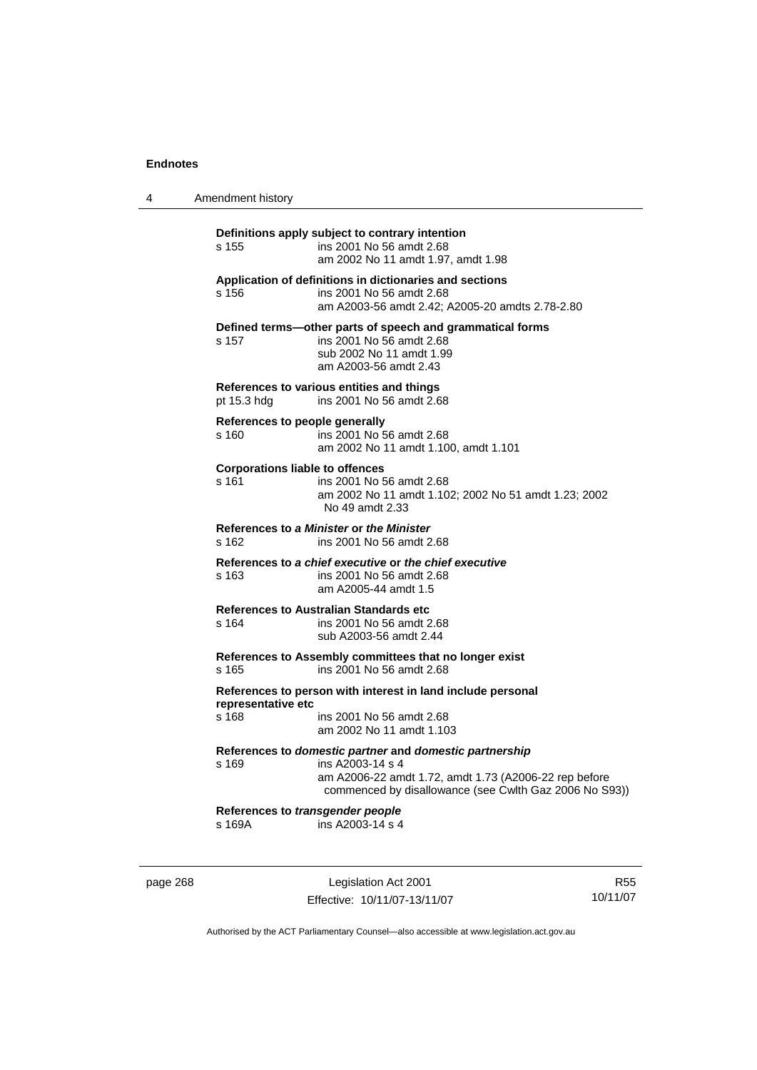**Definitions apply subject to contrary intention**
s 155 ins 2001 No 56 amdt 2.68
am 2002 No 11 amdt 1.97, amdt 1.98

**Application of definitions in dictionaries and sections**
s 156 ins 2001 No 56 amdt 2.68
am A2003-56 amdt 2.42; A2005-20 amdts 2.78-2.80

**Defined terms—other parts of speech and grammatical forms**
s 157 ins 2001 No 56 amdt 2.68
sub 2002 No 11 amdt 1.99
am A2003-56 amdt 2.43

**References to various entities and things**
pt 15.3 hdg ins 2001 No 56 amdt 2.68

**References to people generally**
s 160 ins 2001 No 56 amdt 2.68
am 2002 No 11 amdt 1.100, amdt 1.101

**Corporations liable to offences**
s 161 ins 2001 No 56 amdt 2.68
am 2002 No 11 amdt 1.102; 2002 No 51 amdt 1.23; 2002 No 49 amdt 2.33

**References to *a Minister* or *the Minister***
s 162 ins 2001 No 56 amdt 2.68

**References to *a chief executive* or *the chief executive***
s 163 ins 2001 No 56 amdt 2.68
am A2005-44 amdt 1.5

**References to Australian Standards etc**
s 164 ins 2001 No 56 amdt 2.68
sub A2003-56 amdt 2.44

**References to Assembly committees that no longer exist**
s 165 ins 2001 No 56 amdt 2.68

**References to person with interest in land include personal representative etc**
s 168 ins 2001 No 56 amdt 2.68
am 2002 No 11 amdt 1.103

**References to *domestic partner* and *domestic partnership***
s 169 ins A2003-14 s 4
am A2006-22 amdt 1.72, amdt 1.73 (A2006-22 rep before commenced by disallowance (see Cwlth Gaz 2006 No S93))

**References to *transgender people***
s 169A ins A2003-14 s 4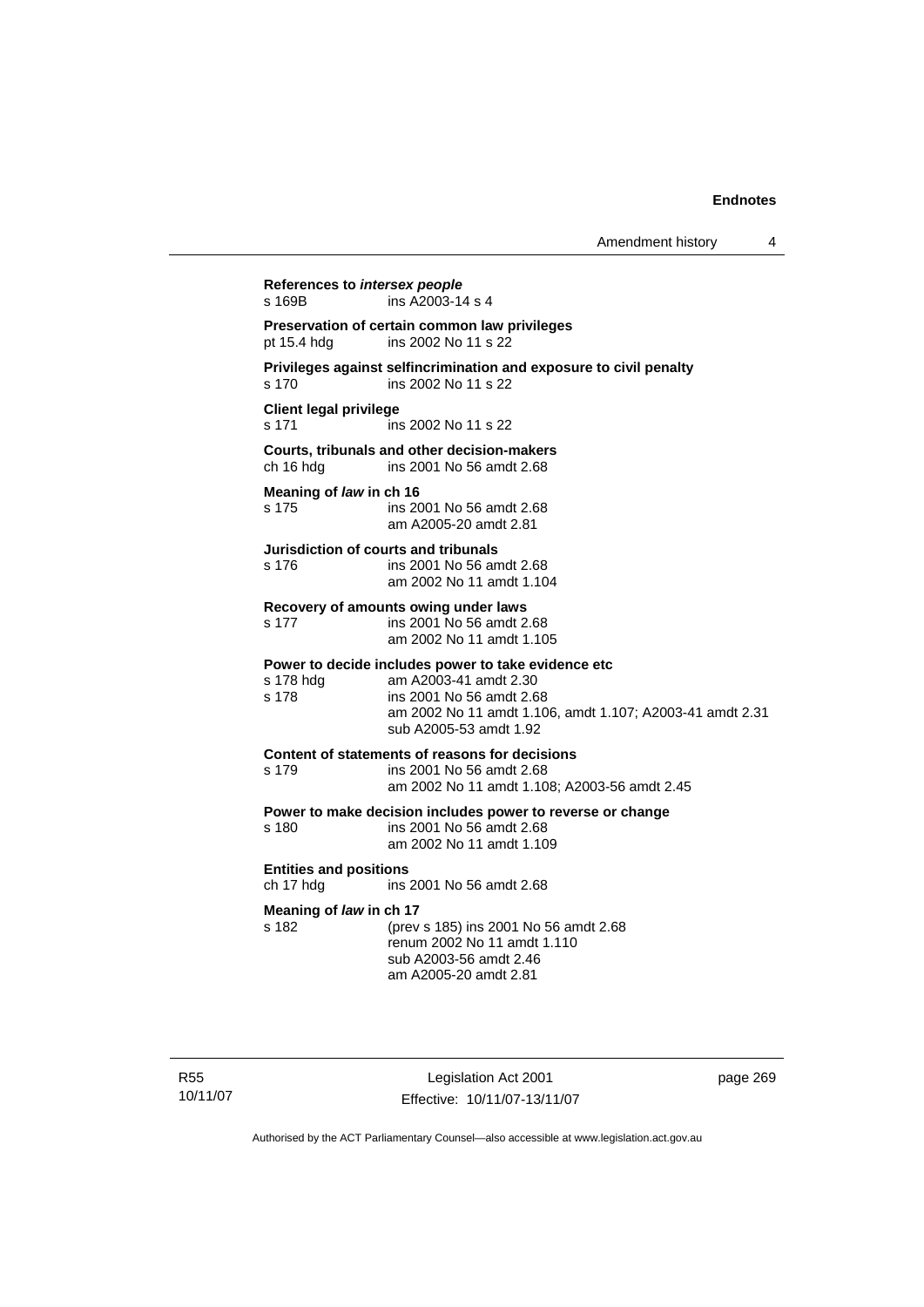**References to *intersex people***

s 169B ins A2003-14 s 4

**Preservation of certain common law privileges**

pt 15.4 hdg ins 2002 No 11 s 22

**Privileges against selfincrimination and exposure to civil penalty**

s 170 ins 2002 No 11 s 22

**Client legal privilege**

s 171 ins 2002 No 11 s 22

**Courts, tribunals and other decision-makers**

ch 16 hdg ins 2001 No 56 amdt 2.68

**Meaning of *law* in ch 16**

s 175 ins 2001 No 56 amdt 2.68
am A2005-20 amdt 2.81

**Jurisdiction of courts and tribunals**

s 176 ins 2001 No 56 amdt 2.68
am 2002 No 11 amdt 1.104

**Recovery of amounts owing under laws**

s 177 ins 2001 No 56 amdt 2.68
am 2002 No 11 amdt 1.105

**Power to decide includes power to take evidence etc**

s 178 hdg am A2003-41 amdt 2.30

s 178 ins 2001 No 56 amdt 2.68
am 2002 No 11 amdt 1.106, amdt 1.107; A2003-41 amdt 2.31
sub A2005-53 amdt 1.92

**Content of statements of reasons for decisions**

s 179 ins 2001 No 56 amdt 2.68
am 2002 No 11 amdt 1.108; A2003-56 amdt 2.45

**Power to make decision includes power to reverse or change**

s 180 ins 2001 No 56 amdt 2.68
am 2002 No 11 amdt 1.109

**Entities and positions**

ch 17 hdg ins 2001 No 56 amdt 2.68

**Meaning of *law* in ch 17**

s 182 (prev s 185) ins 2001 No 56 amdt 2.68
renum 2002 No 11 amdt 1.110
sub A2003-56 amdt 2.46
am A2005-20 amdt 2.81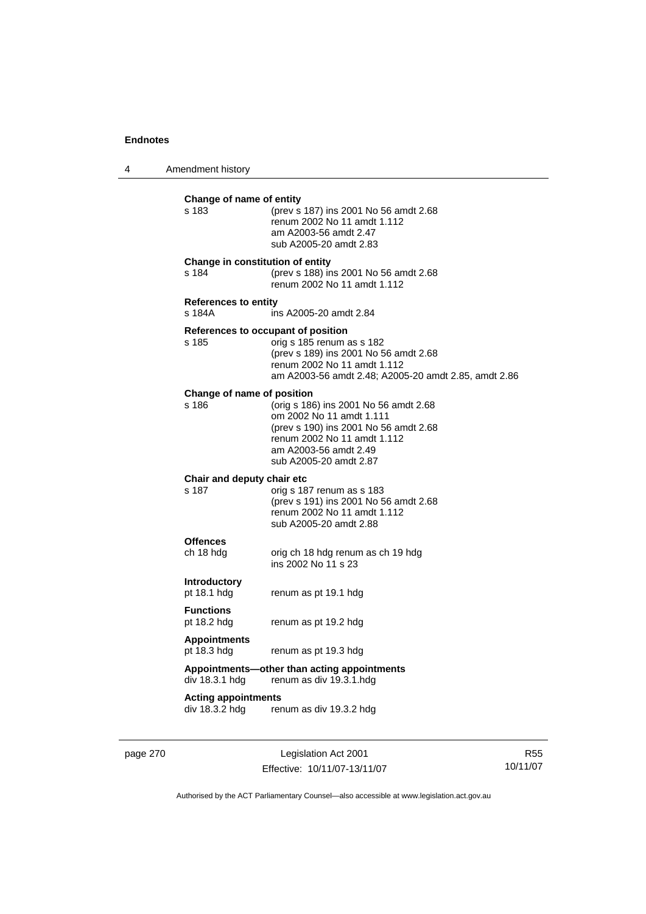**Change of name of entity**

s 183 (prev s 187) ins 2001 No 56 amdt 2.68
renum 2002 No 11 amdt 1.112
am A2003-56 amdt 2.47
sub A2005-20 amdt 2.83

**Change in constitution of entity**

s 184 (prev s 188) ins 2001 No 56 amdt 2.68
renum 2002 No 11 amdt 1.112

**References to entity**

s 184A ins A2005-20 amdt 2.84

**References to occupant of position**

s 185 orig s 185 renum as s 182
(prev s 189) ins 2001 No 56 amdt 2.68
renum 2002 No 11 amdt 1.112
am A2003-56 amdt 2.48; A2005-20 amdt 2.85, amdt 2.86

**Change of name of position**

s 186 (orig s 186) ins 2001 No 56 amdt 2.68
om 2002 No 11 amdt 1.111
(prev s 190) ins 2001 No 56 amdt 2.68
renum 2002 No 11 amdt 1.112
am A2003-56 amdt 2.49
sub A2005-20 amdt 2.87

**Chair and deputy chair etc**

s 187 orig s 187 renum as s 183
(prev s 191) ins 2001 No 56 amdt 2.68
renum 2002 No 11 amdt 1.112
sub A2005-20 amdt 2.88

**Offences**

ch 18 hdg orig ch 18 hdg renum as ch 19 hdg
ins 2002 No 11 s 23

**Introductory**

pt 18.1 hdg renum as pt 19.1 hdg

**Functions**

pt 18.2 hdg renum as pt 19.2 hdg

**Appointments**

pt 18.3 hdg renum as pt 19.3 hdg

**Appointments—other than acting appointments**

div 18.3.1 hdg renum as div 19.3.1.hdg

**Acting appointments**

div 18.3.2 hdg renum as div 19.3.2 hdg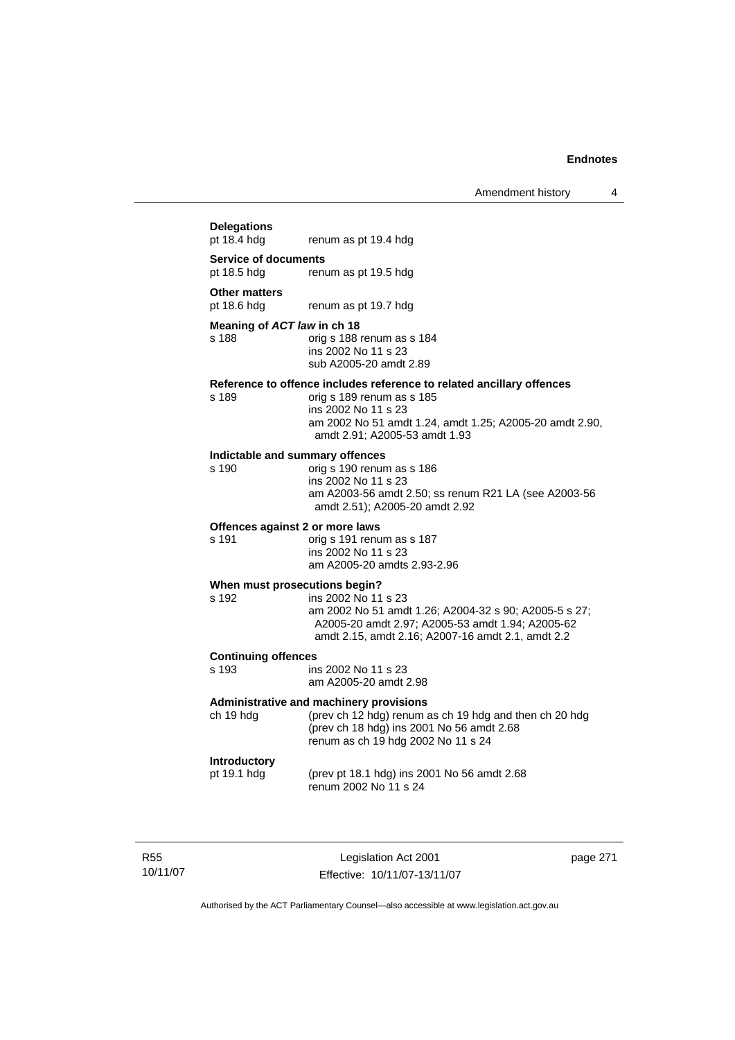**Delegations**

pt 18.4 hdg renum as pt 19.4 hdg

**Service of documents**

pt 18.5 hdg renum as pt 19.5 hdg

**Other matters**

pt 18.6 hdg renum as pt 19.7 hdg

**Meaning of *ACT law* in ch 18**

s 188 orig s 188 renum as s 184
ins 2002 No 11 s 23
sub A2005-20 amdt 2.89

**Reference to offence includes reference to related ancillary offences**

s 189 orig s 189 renum as s 185
ins 2002 No 11 s 23
am 2002 No 51 amdt 1.24, amdt 1.25; A2005-20 amdt 2.90, amdt 2.91; A2005-53 amdt 1.93

**Indictable and summary offences**

s 190 orig s 190 renum as s 186
ins 2002 No 11 s 23
am A2003-56 amdt 2.50; ss renum R21 LA (see A2003-56 amdt 2.51); A2005-20 amdt 2.92

**Offences against 2 or more laws**

s 191 orig s 191 renum as s 187
ins 2002 No 11 s 23
am A2005-20 amdts 2.93-2.96

**When must prosecutions begin?**

s 192 ins 2002 No 11 s 23
am 2002 No 51 amdt 1.26; A2004-32 s 90; A2005-5 s 27; A2005-20 amdt 2.97; A2005-53 amdt 1.94; A2005-62 amdt 2.15, amdt 2.16; A2007-16 amdt 2.1, amdt 2.2

**Continuing offences**

s 193 ins 2002 No 11 s 23
am A2005-20 amdt 2.98

**Administrative and machinery provisions**

ch 19 hdg (prev ch 12 hdg) renum as ch 19 hdg and then ch 20 hdg
(prev ch 18 hdg) ins 2001 No 56 amdt 2.68
renum as ch 19 hdg 2002 No 11 s 24

**Introductory**

pt 19.1 hdg (prev pt 18.1 hdg) ins 2001 No 56 amdt 2.68
renum 2002 No 11 s 24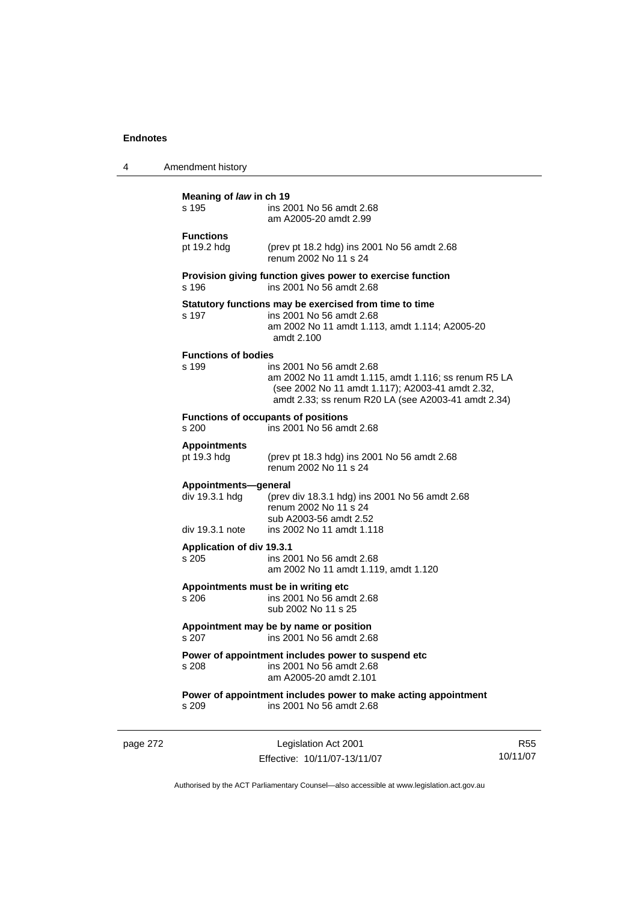**Meaning of *law* in ch 19**

s 195 ins 2001 No 56 amdt 2.68
am A2005-20 amdt 2.99

**Functions**

pt 19.2 hdg (prev pt 18.2 hdg) ins 2001 No 56 amdt 2.68
renum 2002 No 11 s 24

**Provision giving function gives power to exercise function**

s 196 ins 2001 No 56 amdt 2.68

**Statutory functions may be exercised from time to time**

s 197 ins 2001 No 56 amdt 2.68
am 2002 No 11 amdt 1.113, amdt 1.114; A2005-20 amdt 2.100

**Functions of bodies**

s 199 ins 2001 No 56 amdt 2.68
am 2002 No 11 amdt 1.115, amdt 1.116; ss renum R5 LA (see 2002 No 11 amdt 1.117); A2003-41 amdt 2.32, amdt 2.33; ss renum R20 LA (see A2003-41 amdt 2.34)

**Functions of occupants of positions**

s 200 ins 2001 No 56 amdt 2.68

**Appointments**

pt 19.3 hdg (prev pt 18.3 hdg) ins 2001 No 56 amdt 2.68
renum 2002 No 11 s 24

**Appointments—general**

div 19.3.1 hdg (prev div 18.3.1 hdg) ins 2001 No 56 amdt 2.68
renum 2002 No 11 s 24
sub A2003-56 amdt 2.52

div 19.3.1 note ins 2002 No 11 amdt 1.118

**Application of div 19.3.1**

s 205 ins 2001 No 56 amdt 2.68
am 2002 No 11 amdt 1.119, amdt 1.120

**Appointments must be in writing etc**

s 206 ins 2001 No 56 amdt 2.68
sub 2002 No 11 s 25

**Appointment may be by name or position**

s 207 ins 2001 No 56 amdt 2.68

**Power of appointment includes power to suspend etc**

s 208 ins 2001 No 56 amdt 2.68
am A2005-20 amdt 2.101

**Power of appointment includes power to make acting appointment**

s 209 ins 2001 No 56 amdt 2.68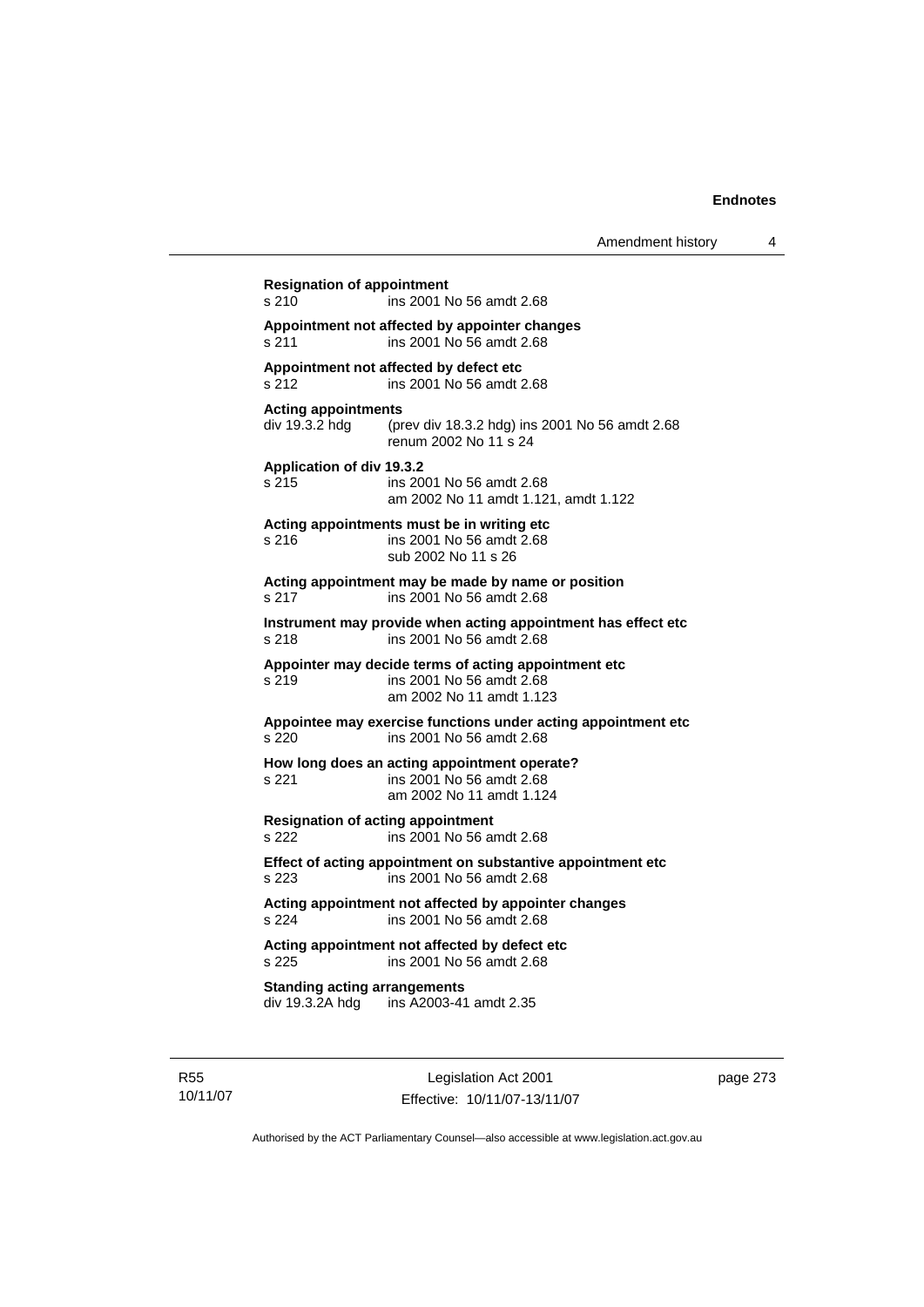**Resignation of appointment**
s 210 ins 2001 No 56 amdt 2.68

**Appointment not affected by appointer changes**
s 211 ins 2001 No 56 amdt 2.68

**Appointment not affected by defect etc**
s 212 ins 2001 No 56 amdt 2.68

**Acting appointments**
div 19.3.2 hdg (prev div 18.3.2 hdg) ins 2001 No 56 amdt 2.68
renum 2002 No 11 s 24

**Application of div 19.3.2**
s 215 ins 2001 No 56 amdt 2.68
am 2002 No 11 amdt 1.121, amdt 1.122

**Acting appointments must be in writing etc**
s 216 ins 2001 No 56 amdt 2.68
sub 2002 No 11 s 26

**Acting appointment may be made by name or position**
s 217 ins 2001 No 56 amdt 2.68

**Instrument may provide when acting appointment has effect etc**
s 218 ins 2001 No 56 amdt 2.68

**Appointer may decide terms of acting appointment etc**
s 219 ins 2001 No 56 amdt 2.68
am 2002 No 11 amdt 1.123

**Appointee may exercise functions under acting appointment etc**
s 220 ins 2001 No 56 amdt 2.68

**How long does an acting appointment operate?**
s 221 ins 2001 No 56 amdt 2.68
am 2002 No 11 amdt 1.124

**Resignation of acting appointment**
s 222 ins 2001 No 56 amdt 2.68

**Effect of acting appointment on substantive appointment etc**
s 223 ins 2001 No 56 amdt 2.68

**Acting appointment not affected by appointer changes**
s 224 ins 2001 No 56 amdt 2.68

**Acting appointment not affected by defect etc**
s 225 ins 2001 No 56 amdt 2.68

**Standing acting arrangements**
div 19.3.2A hdg ins A2003-41 amdt 2.35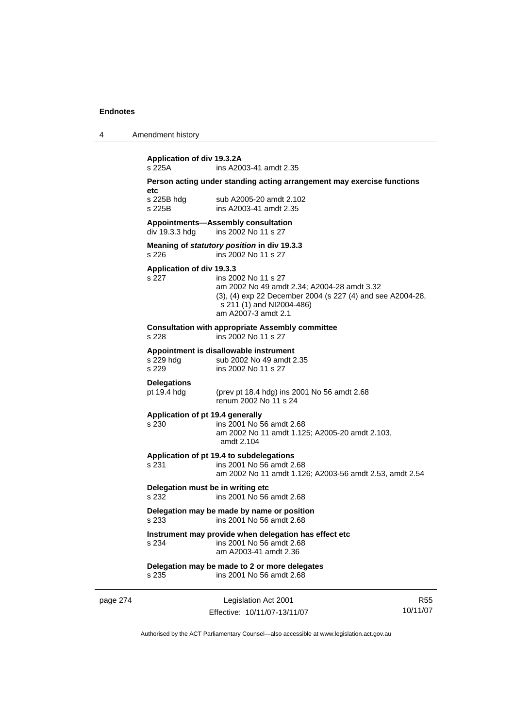**Application of div 19.3.2A**
s 225A ins A2003-41 amdt 2.35

**Person acting under standing acting arrangement may exercise functions etc**
s 225B hdg sub A2005-20 amdt 2.102
s 225B ins A2003-41 amdt 2.35

**Appointments—Assembly consultation**
div 19.3.3 hdg ins 2002 No 11 s 27

**Meaning of *statutory position* in div 19.3.3**
s 226 ins 2002 No 11 s 27

**Application of div 19.3.3**
s 227 ins 2002 No 11 s 27
am 2002 No 49 amdt 2.34; A2004-28 amdt 3.32
(3), (4) exp 22 December 2004 (s 227 (4) and see A2004-28, s 211 (1) and NI2004-486)
am A2007-3 amdt 2.1

**Consultation with appropriate Assembly committee**
s 228 ins 2002 No 11 s 27

**Appointment is disallowable instrument**
s 229 hdg sub 2002 No 49 amdt 2.35
s 229 ins 2002 No 11 s 27

**Delegations**
pt 19.4 hdg (prev pt 18.4 hdg) ins 2001 No 56 amdt 2.68
renum 2002 No 11 s 24

**Application of pt 19.4 generally**
s 230 ins 2001 No 56 amdt 2.68
am 2002 No 11 amdt 1.125; A2005-20 amdt 2.103, amdt 2.104

**Application of pt 19.4 to subdelegations**
s 231 ins 2001 No 56 amdt 2.68
am 2002 No 11 amdt 1.126; A2003-56 amdt 2.53, amdt 2.54

**Delegation must be in writing etc**
s 232 ins 2001 No 56 amdt 2.68

**Delegation may be made by name or position**
s 233 ins 2001 No 56 amdt 2.68

**Instrument may provide when delegation has effect etc**
s 234 ins 2001 No 56 amdt 2.68
am A2003-41 amdt 2.36

**Delegation may be made to 2 or more delegates**
s 235 ins 2001 No 56 amdt 2.68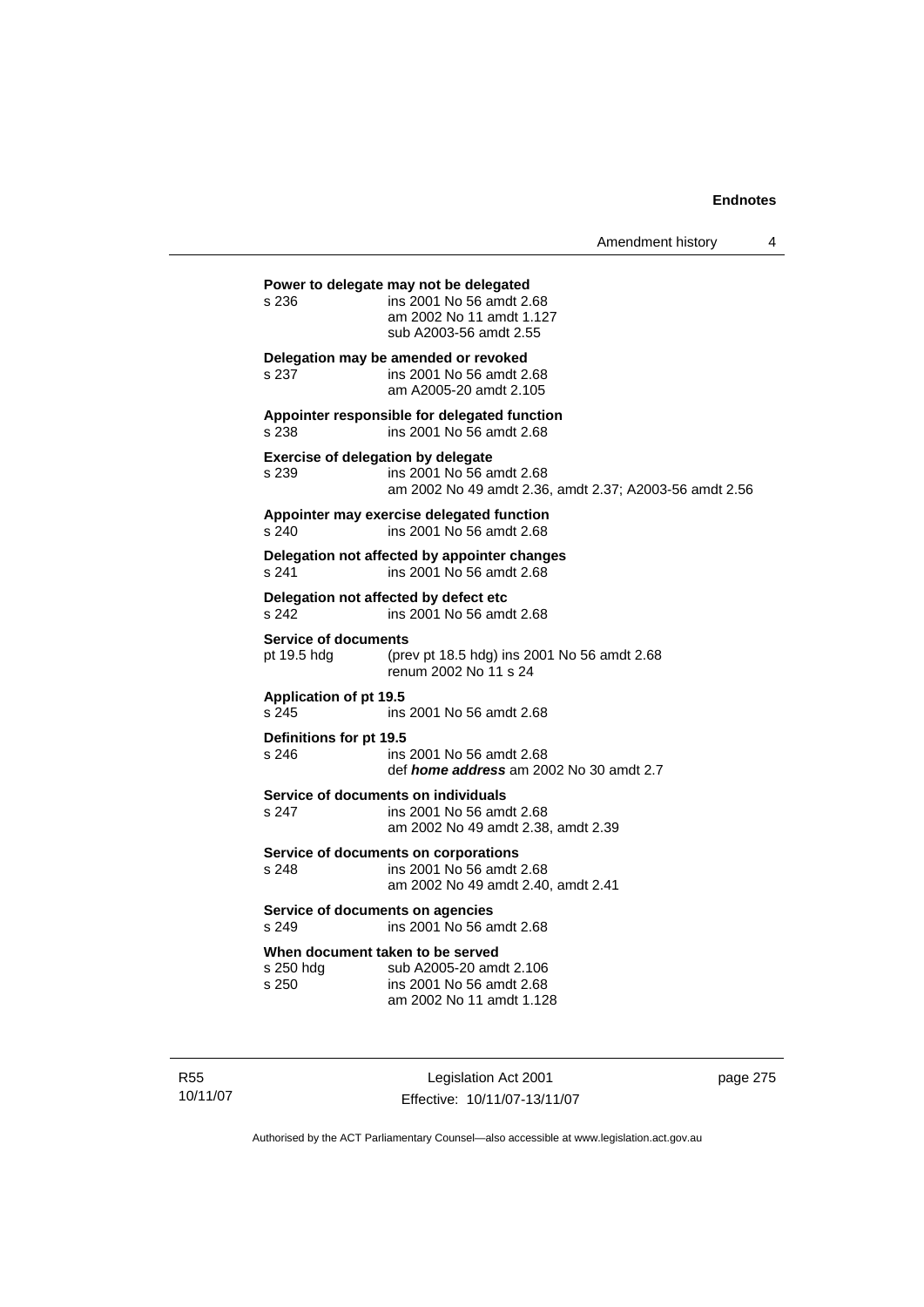**Power to delegate may not be delegated**

s 236 ins 2001 No 56 amdt 2.68
am 2002 No 11 amdt 1.127
sub A2003-56 amdt 2.55

**Delegation may be amended or revoked**

s 237 ins 2001 No 56 amdt 2.68
am A2005-20 amdt 2.105

**Appointer responsible for delegated function**

s 238 ins 2001 No 56 amdt 2.68

**Exercise of delegation by delegate**

s 239 ins 2001 No 56 amdt 2.68
am 2002 No 49 amdt 2.36, amdt 2.37; A2003-56 amdt 2.56

**Appointer may exercise delegated function**

s 240 ins 2001 No 56 amdt 2.68

**Delegation not affected by appointer changes**

s 241 ins 2001 No 56 amdt 2.68

**Delegation not affected by defect etc**

s 242 ins 2001 No 56 amdt 2.68

**Service of documents**

pt 19.5 hdg (prev pt 18.5 hdg) ins 2001 No 56 amdt 2.68
renum 2002 No 11 s 24

**Application of pt 19.5**

s 245 ins 2001 No 56 amdt 2.68

**Definitions for pt 19.5**

s 246 ins 2001 No 56 amdt 2.68
def ***home address*** am 2002 No 30 amdt 2.7

**Service of documents on individuals**

s 247 ins 2001 No 56 amdt 2.68
am 2002 No 49 amdt 2.38, amdt 2.39

**Service of documents on corporations**

s 248 ins 2001 No 56 amdt 2.68
am 2002 No 49 amdt 2.40, amdt 2.41

**Service of documents on agencies**

s 249 ins 2001 No 56 amdt 2.68

**When document taken to be served**

s 250 hdg sub A2005-20 amdt 2.106
s 250 ins 2001 No 56 amdt 2.68
am 2002 No 11 amdt 1.128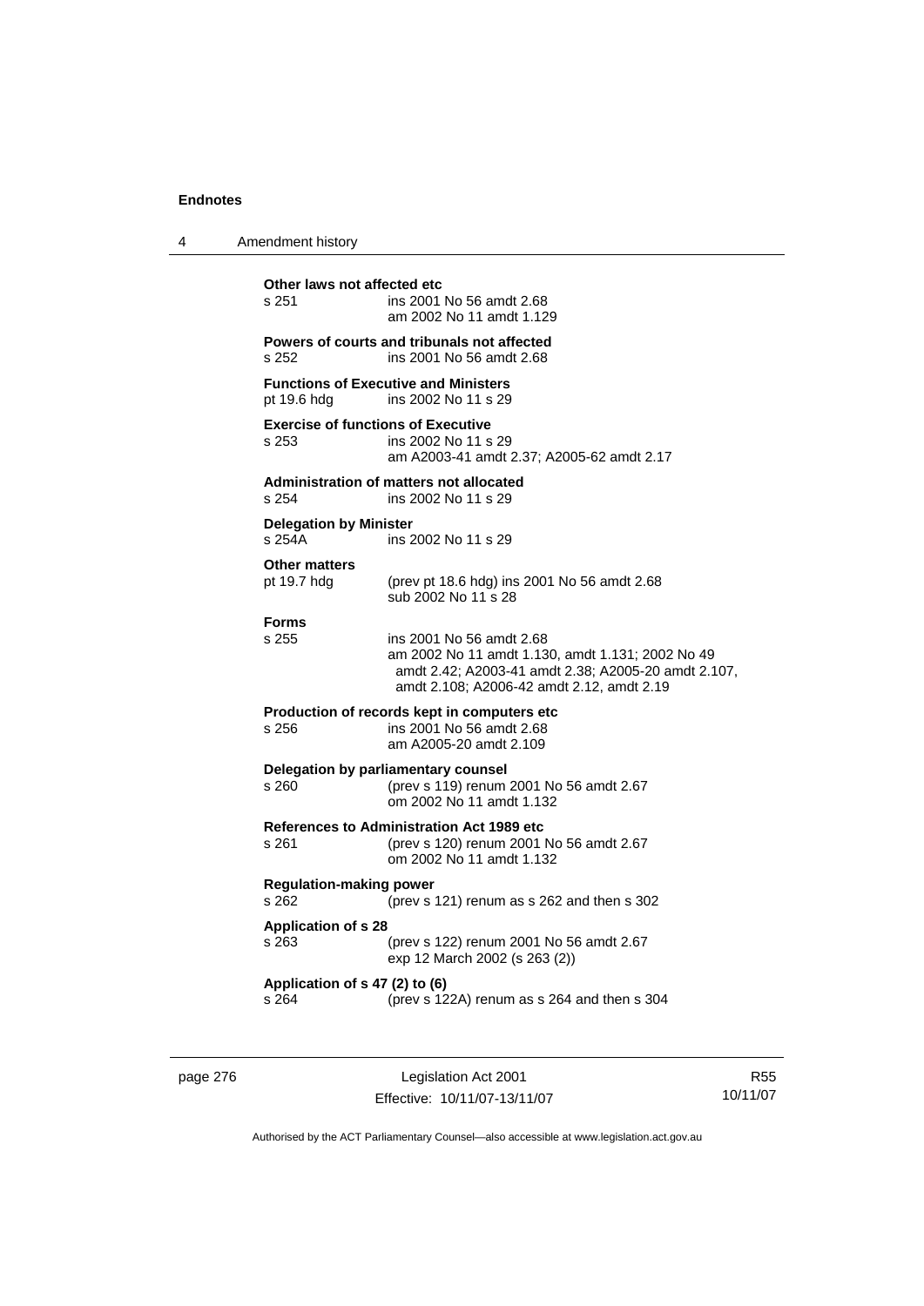**Other laws not affected etc**

s 251 — ins 2001 No 56 amdt 2.68
am 2002 No 11 amdt 1.129

**Powers of courts and tribunals not affected**

s 252 — ins 2001 No 56 amdt 2.68

**Functions of Executive and Ministers**

pt 19.6 hdg — ins 2002 No 11 s 29

**Exercise of functions of Executive**

s 253 — ins 2002 No 11 s 29
am A2003-41 amdt 2.37; A2005-62 amdt 2.17

**Administration of matters not allocated**

s 254 — ins 2002 No 11 s 29

**Delegation by Minister**

s 254A — ins 2002 No 11 s 29

**Other matters**

pt 19.7 hdg — (prev pt 18.6 hdg) ins 2001 No 56 amdt 2.68
sub 2002 No 11 s 28

**Forms**

s 255 — ins 2001 No 56 amdt 2.68
am 2002 No 11 amdt 1.130, amdt 1.131; 2002 No 49 amdt 2.42; A2003-41 amdt 2.38; A2005-20 amdt 2.107, amdt 2.108; A2006-42 amdt 2.12, amdt 2.19

**Production of records kept in computers etc**

s 256 — ins 2001 No 56 amdt 2.68
am A2005-20 amdt 2.109

**Delegation by parliamentary counsel**

s 260 — (prev s 119) renum 2001 No 56 amdt 2.67
om 2002 No 11 amdt 1.132

**References to Administration Act 1989 etc**

s 261 — (prev s 120) renum 2001 No 56 amdt 2.67
om 2002 No 11 amdt 1.132

**Regulation-making power**

s 262 — (prev s 121) renum as s 262 and then s 302

**Application of s 28**

s 263 — (prev s 122) renum 2001 No 56 amdt 2.67
exp 12 March 2002 (s 263 (2))

**Application of s 47 (2) to (6)**

s 264 — (prev s 122A) renum as s 264 and then s 304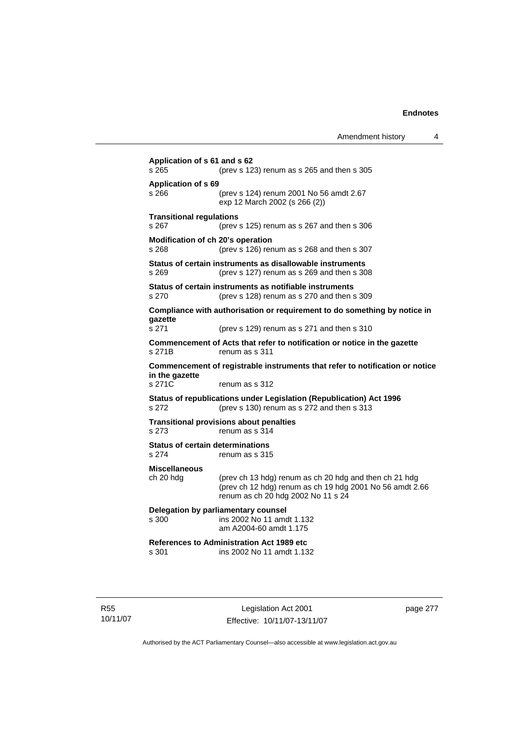**Application of s 61 and s 62**
s 265 (prev s 123) renum as s 265 and then s 305

**Application of s 69**
s 266 (prev s 124) renum 2001 No 56 amdt 2.67
exp 12 March 2002 (s 266 (2))

**Transitional regulations**
s 267 (prev s 125) renum as s 267 and then s 306

**Modification of ch 20's operation**
s 268 (prev s 126) renum as s 268 and then s 307

**Status of certain instruments as disallowable instruments**
s 269 (prev s 127) renum as s 269 and then s 308

**Status of certain instruments as notifiable instruments**
s 270 (prev s 128) renum as s 270 and then s 309

**Compliance with authorisation or requirement to do something by notice in gazette**
s 271 (prev s 129) renum as s 271 and then s 310

**Commencement of Acts that refer to notification or notice in the gazette**
s 271B renum as s 311

**Commencement of registrable instruments that refer to notification or notice in the gazette**
s 271C renum as s 312

**Status of republications under Legislation (Republication) Act 1996**
s 272 (prev s 130) renum as s 272 and then s 313

**Transitional provisions about penalties**
s 273 renum as s 314

**Status of certain determinations**
s 274 renum as s 315

**Miscellaneous**
ch 20 hdg (prev ch 13 hdg) renum as ch 20 hdg and then ch 21 hdg
(prev ch 12 hdg) renum as ch 19 hdg 2001 No 56 amdt 2.66
renum as ch 20 hdg 2002 No 11 s 24

**Delegation by parliamentary counsel**
s 300 ins 2002 No 11 amdt 1.132
am A2004-60 amdt 1.175

**References to Administration Act 1989 etc**
s 301 ins 2002 No 11 amdt 1.132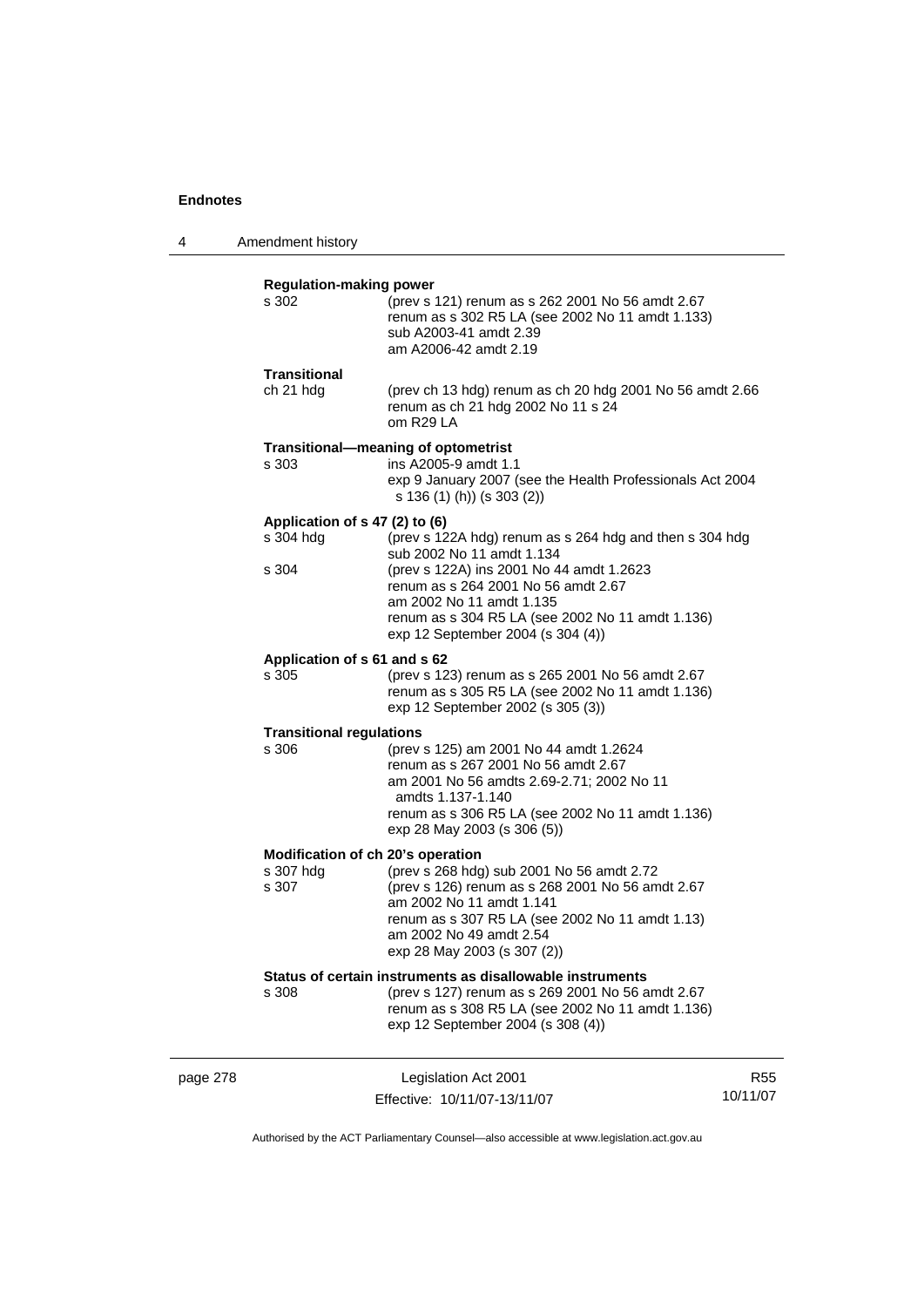**Regulation-making power**

s 302 (prev s 121) renum as s 262 2001 No 56 amdt 2.67
renum as s 302 R5 LA (see 2002 No 11 amdt 1.133)
sub A2003-41 amdt 2.39
am A2006-42 amdt 2.19

**Transitional**

ch 21 hdg (prev ch 13 hdg) renum as ch 20 hdg 2001 No 56 amdt 2.66
renum as ch 21 hdg 2002 No 11 s 24
om R29 LA

**Transitional—meaning of optometrist**

s 303 ins A2005-9 amdt 1.1
exp 9 January 2007 (see the Health Professionals Act 2004 s 136 (1) (h)) (s 303 (2))

**Application of s 47 (2) to (6)**

s 304 hdg (prev s 122A hdg) renum as s 264 hdg and then s 304 hdg
sub 2002 No 11 amdt 1.134

s 304 (prev s 122A) ins 2001 No 44 amdt 1.2623
renum as s 264 2001 No 56 amdt 2.67
am 2002 No 11 amdt 1.135
renum as s 304 R5 LA (see 2002 No 11 amdt 1.136)
exp 12 September 2004 (s 304 (4))

**Application of s 61 and s 62**

s 305 (prev s 123) renum as s 265 2001 No 56 amdt 2.67
renum as s 305 R5 LA (see 2002 No 11 amdt 1.136)
exp 12 September 2002 (s 305 (3))

**Transitional regulations**

s 306 (prev s 125) am 2001 No 44 amdt 1.2624
renum as s 267 2001 No 56 amdt 2.67
am 2001 No 56 amdts 2.69-2.71; 2002 No 11 amdts 1.137-1.140
renum as s 306 R5 LA (see 2002 No 11 amdt 1.136)
exp 28 May 2003 (s 306 (5))

**Modification of ch 20's operation**

s 307 hdg (prev s 268 hdg) sub 2001 No 56 amdt 2.72

s 307 (prev s 126) renum as s 268 2001 No 56 amdt 2.67
am 2002 No 11 amdt 1.141
renum as s 307 R5 LA (see 2002 No 11 amdt 1.13)
am 2002 No 49 amdt 2.54
exp 28 May 2003 (s 307 (2))

**Status of certain instruments as disallowable instruments**

s 308 (prev s 127) renum as s 269 2001 No 56 amdt 2.67
renum as s 308 R5 LA (see 2002 No 11 amdt 1.136)
exp 12 September 2004 (s 308 (4))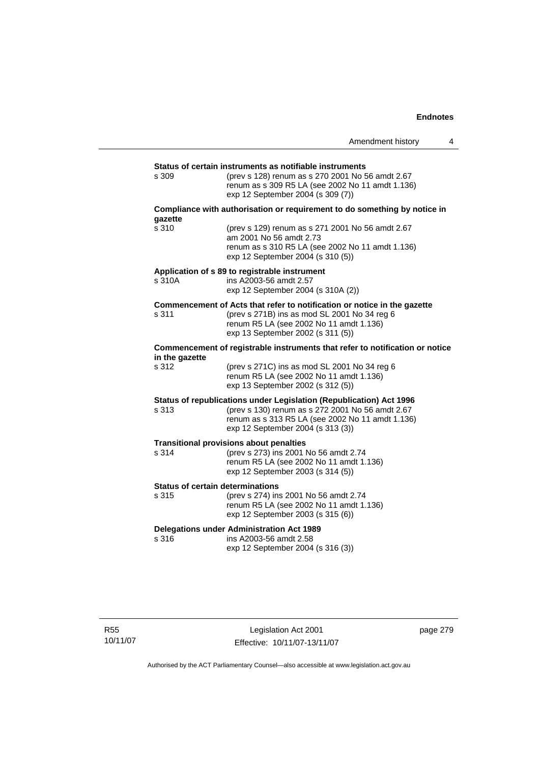**Status of certain instruments as notifiable instruments**

s 309 (prev s 128) renum as s 270 2001 No 56 amdt 2.67
renum as s 309 R5 LA (see 2002 No 11 amdt 1.136)
exp 12 September 2004 (s 309 (7))

**Compliance with authorisation or requirement to do something by notice in gazette**

s 310 (prev s 129) renum as s 271 2001 No 56 amdt 2.67
am 2001 No 56 amdt 2.73
renum as s 310 R5 LA (see 2002 No 11 amdt 1.136)
exp 12 September 2004 (s 310 (5))

**Application of s 89 to registrable instrument**

s 310A ins A2003-56 amdt 2.57
exp 12 September 2004 (s 310A (2))

**Commencement of Acts that refer to notification or notice in the gazette**

s 311 (prev s 271B) ins as mod SL 2001 No 34 reg 6
renum R5 LA (see 2002 No 11 amdt 1.136)
exp 13 September 2002 (s 311 (5))

**Commencement of registrable instruments that refer to notification or notice in the gazette**

s 312 (prev s 271C) ins as mod SL 2001 No 34 reg 6
renum R5 LA (see 2002 No 11 amdt 1.136)
exp 13 September 2002 (s 312 (5))

**Status of republications under Legislation (Republication) Act 1996**

s 313 (prev s 130) renum as s 272 2001 No 56 amdt 2.67
renum as s 313 R5 LA (see 2002 No 11 amdt 1.136)
exp 12 September 2004 (s 313 (3))

**Transitional provisions about penalties**

s 314 (prev s 273) ins 2001 No 56 amdt 2.74
renum R5 LA (see 2002 No 11 amdt 1.136)
exp 12 September 2003 (s 314 (5))

**Status of certain determinations**

s 315 (prev s 274) ins 2001 No 56 amdt 2.74
renum R5 LA (see 2002 No 11 amdt 1.136)
exp 12 September 2003 (s 315 (6))

**Delegations under Administration Act 1989**

s 316 ins A2003-56 amdt 2.58
exp 12 September 2004 (s 316 (3))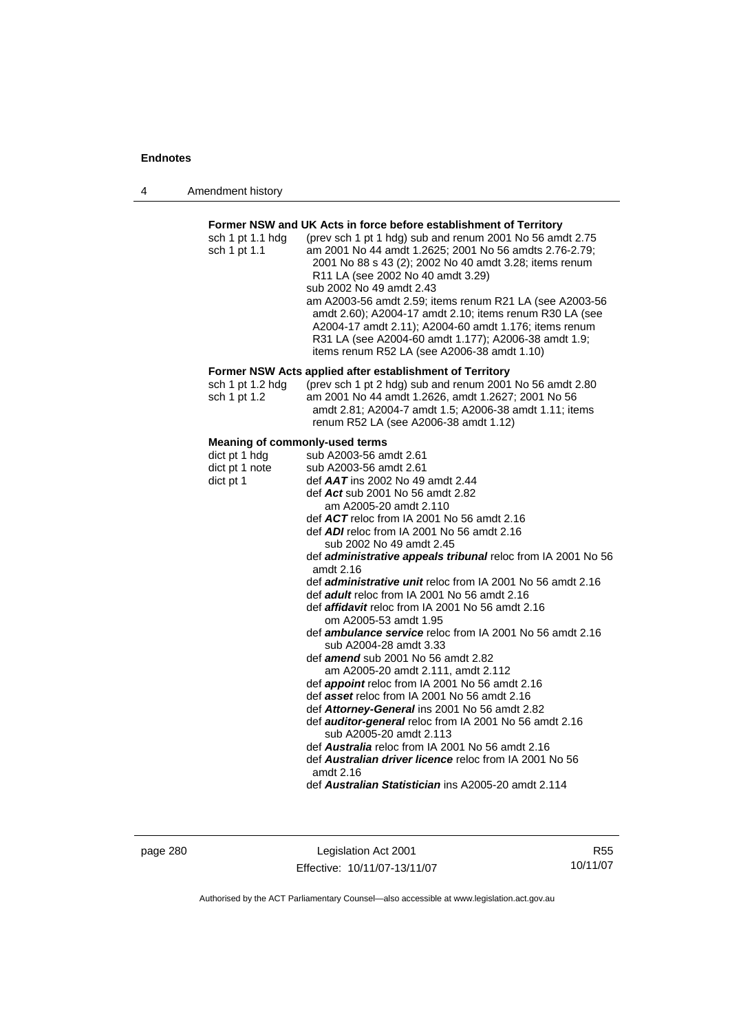**Former NSW and UK Acts in force before establishment of Territory**

sch 1 pt 1.1 hdg (prev sch 1 pt 1 hdg) sub and renum 2001 No 56 amdt 2.75

sch 1 pt 1.1 am 2001 No 44 amdt 1.2625; 2001 No 56 amdts 2.76-2.79; 2001 No 88 s 43 (2); 2002 No 40 amdt 3.28; items renum R11 LA (see 2002 No 40 amdt 3.29)
sub 2002 No 49 amdt 2.43
am A2003-56 amdt 2.59; items renum R21 LA (see A2003-56 amdt 2.60); A2004-17 amdt 2.10; items renum R30 LA (see A2004-17 amdt 2.11); A2004-60 amdt 1.176; items renum R31 LA (see A2004-60 amdt 1.177); A2006-38 amdt 1.9; items renum R52 LA (see A2006-38 amdt 1.10)

**Former NSW Acts applied after establishment of Territory**

sch 1 pt 1.2 hdg (prev sch 1 pt 2 hdg) sub and renum 2001 No 56 amdt 2.80

sch 1 pt 1.2 am 2001 No 44 amdt 1.2626, amdt 1.2627; 2001 No 56 amdt 2.81; A2004-7 amdt 1.5; A2006-38 amdt 1.11; items renum R52 LA (see A2006-38 amdt 1.12)

**Meaning of commonly-used terms**

dict pt 1 hdg sub A2003-56 amdt 2.61

dict pt 1 note sub A2003-56 amdt 2.61

dict pt 1 def ***AAT*** ins 2002 No 49 amdt 2.44
def ***Act*** sub 2001 No 56 amdt 2.82
am A2005-20 amdt 2.110
def ***ACT*** reloc from IA 2001 No 56 amdt 2.16
def ***ADI*** reloc from IA 2001 No 56 amdt 2.16
sub 2002 No 49 amdt 2.45
def ***administrative appeals tribunal*** reloc from IA 2001 No 56 amdt 2.16
def ***administrative unit*** reloc from IA 2001 No 56 amdt 2.16
def ***adult*** reloc from IA 2001 No 56 amdt 2.16
def ***affidavit*** reloc from IA 2001 No 56 amdt 2.16
om A2005-53 amdt 1.95
def ***ambulance service*** reloc from IA 2001 No 56 amdt 2.16
sub A2004-28 amdt 3.33
def ***amend*** sub 2001 No 56 amdt 2.82
am A2005-20 amdt 2.111, amdt 2.112
def ***appoint*** reloc from IA 2001 No 56 amdt 2.16
def ***asset*** reloc from IA 2001 No 56 amdt 2.16
def ***Attorney-General*** ins 2001 No 56 amdt 2.82
def ***auditor-general*** reloc from IA 2001 No 56 amdt 2.16
sub A2005-20 amdt 2.113
def ***Australia*** reloc from IA 2001 No 56 amdt 2.16
def ***Australian driver licence*** reloc from IA 2001 No 56 amdt 2.16
def ***Australian Statistician*** ins A2005-20 amdt 2.114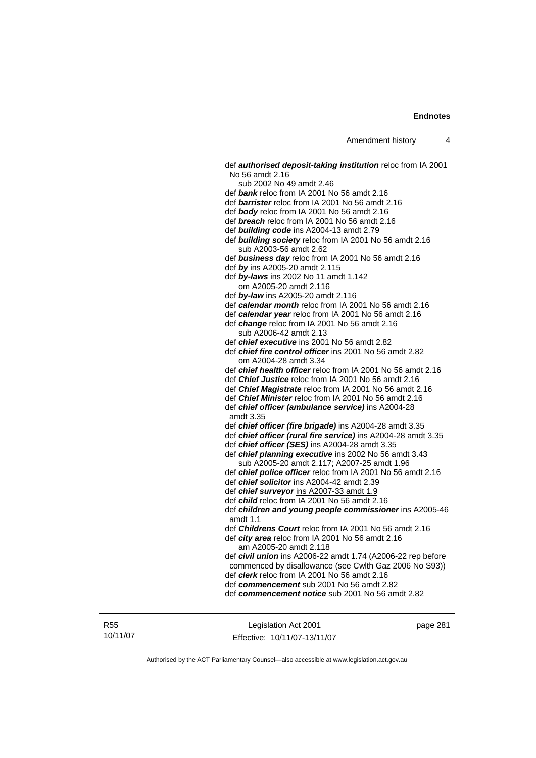def ***authorised deposit-taking institution*** reloc from IA 2001 No 56 amdt 2.16
sub 2002 No 49 amdt 2.46
def ***bank*** reloc from IA 2001 No 56 amdt 2.16
def ***barrister*** reloc from IA 2001 No 56 amdt 2.16
def ***body*** reloc from IA 2001 No 56 amdt 2.16
def ***breach*** reloc from IA 2001 No 56 amdt 2.16
def ***building code*** ins A2004-13 amdt 2.79
def ***building society*** reloc from IA 2001 No 56 amdt 2.16
sub A2003-56 amdt 2.62
def ***business day*** reloc from IA 2001 No 56 amdt 2.16
def ***by*** ins A2005-20 amdt 2.115
def ***by-laws*** ins 2002 No 11 amdt 1.142
om A2005-20 amdt 2.116
def ***by-law*** ins A2005-20 amdt 2.116
def ***calendar month*** reloc from IA 2001 No 56 amdt 2.16
def ***calendar year*** reloc from IA 2001 No 56 amdt 2.16
def ***change*** reloc from IA 2001 No 56 amdt 2.16
sub A2006-42 amdt 2.13
def ***chief executive*** ins 2001 No 56 amdt 2.82
def ***chief fire control officer*** ins 2001 No 56 amdt 2.82
om A2004-28 amdt 3.34
def ***chief health officer*** reloc from IA 2001 No 56 amdt 2.16
def ***Chief Justice*** reloc from IA 2001 No 56 amdt 2.16
def ***Chief Magistrate*** reloc from IA 2001 No 56 amdt 2.16
def ***Chief Minister*** reloc from IA 2001 No 56 amdt 2.16
def ***chief officer (ambulance service)*** ins A2004-28 amdt 3.35
def ***chief officer (fire brigade)*** ins A2004-28 amdt 3.35
def ***chief officer (rural fire service)*** ins A2004-28 amdt 3.35
def ***chief officer (SES)*** ins A2004-28 amdt 3.35
def ***chief planning executive*** ins 2002 No 56 amdt 3.43
sub A2005-20 amdt 2.117; A2007-25 amdt 1.96
def ***chief police officer*** reloc from IA 2001 No 56 amdt 2.16
def ***chief solicitor*** ins A2004-42 amdt 2.39
def ***chief surveyor*** ins A2007-33 amdt 1.9
def ***child*** reloc from IA 2001 No 56 amdt 2.16
def ***children and young people commissioner*** ins A2005-46 amdt 1.1
def ***Childrens Court*** reloc from IA 2001 No 56 amdt 2.16
def ***city area*** reloc from IA 2001 No 56 amdt 2.16
am A2005-20 amdt 2.118
def ***civil union*** ins A2006-22 amdt 1.74 (A2006-22 rep before commenced by disallowance (see Cwlth Gaz 2006 No S93))
def ***clerk*** reloc from IA 2001 No 56 amdt 2.16
def ***commencement*** sub 2001 No 56 amdt 2.82
def ***commencement notice*** sub 2001 No 56 amdt 2.82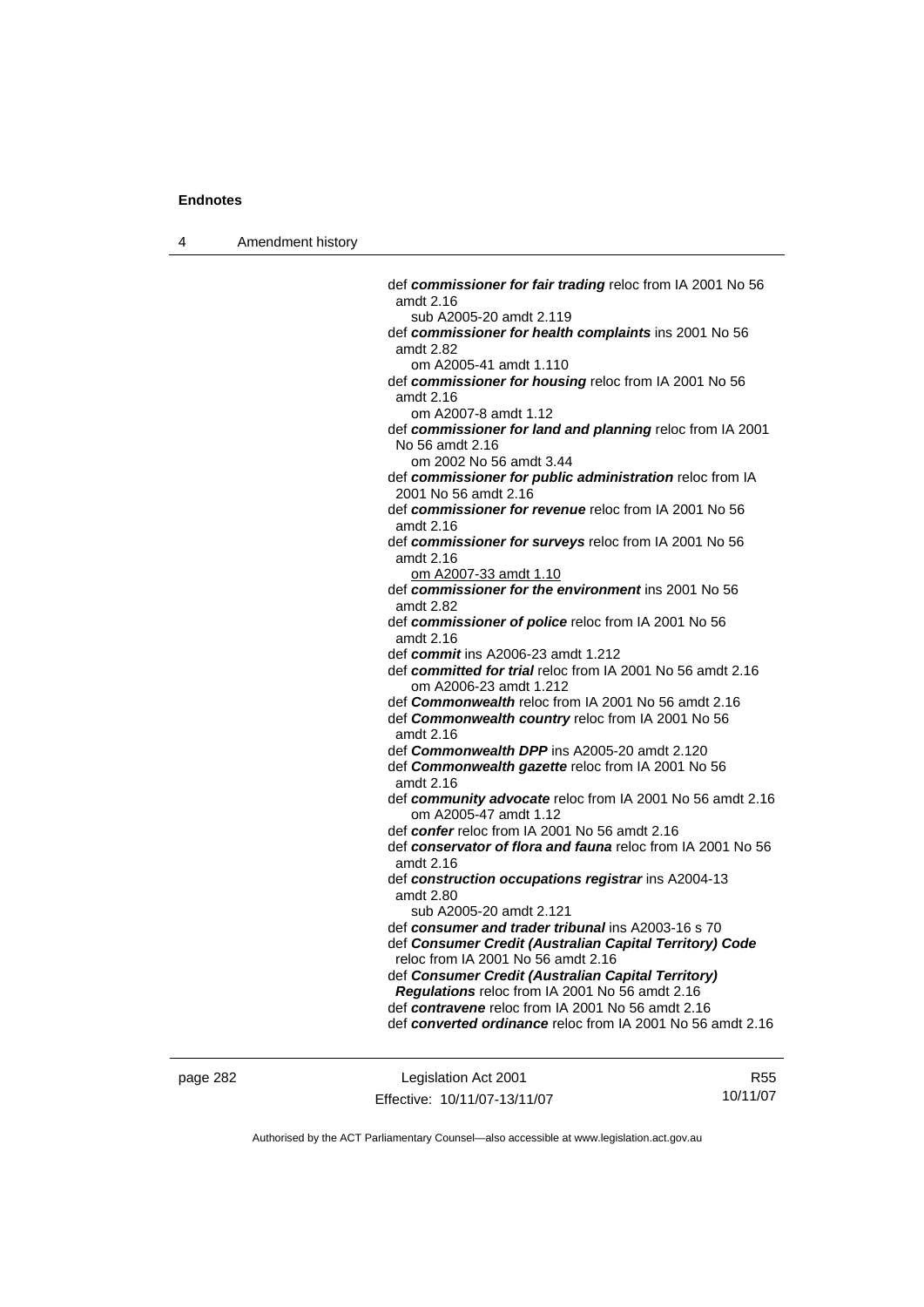def ***commissioner for fair trading*** reloc from IA 2001 No 56 amdt 2.16
    sub A2005-20 amdt 2.119

def ***commissioner for health complaints*** ins 2001 No 56 amdt 2.82
    om A2005-41 amdt 1.110

def ***commissioner for housing*** reloc from IA 2001 No 56 amdt 2.16
    om A2007-8 amdt 1.12

def ***commissioner for land and planning*** reloc from IA 2001 No 56 amdt 2.16
    om 2002 No 56 amdt 3.44

def ***commissioner for public administration*** reloc from IA 2001 No 56 amdt 2.16

def ***commissioner for revenue*** reloc from IA 2001 No 56 amdt 2.16

def ***commissioner for surveys*** reloc from IA 2001 No 56 amdt 2.16
    om A2007-33 amdt 1.10

def ***commissioner for the environment*** ins 2001 No 56 amdt 2.82

def ***commissioner of police*** reloc from IA 2001 No 56 amdt 2.16

def ***commit*** ins A2006-23 amdt 1.212

def ***committed for trial*** reloc from IA 2001 No 56 amdt 2.16
    om A2006-23 amdt 1.212

def ***Commonwealth*** reloc from IA 2001 No 56 amdt 2.16

def ***Commonwealth country*** reloc from IA 2001 No 56 amdt 2.16

def ***Commonwealth DPP*** ins A2005-20 amdt 2.120

def ***Commonwealth gazette*** reloc from IA 2001 No 56 amdt 2.16

def ***community advocate*** reloc from IA 2001 No 56 amdt 2.16
    om A2005-47 amdt 1.12

def ***confer*** reloc from IA 2001 No 56 amdt 2.16

def ***conservator of flora and fauna*** reloc from IA 2001 No 56 amdt 2.16

def ***construction occupations registrar*** ins A2004-13 amdt 2.80
    sub A2005-20 amdt 2.121

def ***consumer and trader tribunal*** ins A2003-16 s 70

def ***Consumer Credit (Australian Capital Territory) Code*** reloc from IA 2001 No 56 amdt 2.16

def ***Consumer Credit (Australian Capital Territory) Regulations*** reloc from IA 2001 No 56 amdt 2.16

def ***contravene*** reloc from IA 2001 No 56 amdt 2.16

def ***converted ordinance*** reloc from IA 2001 No 56 amdt 2.16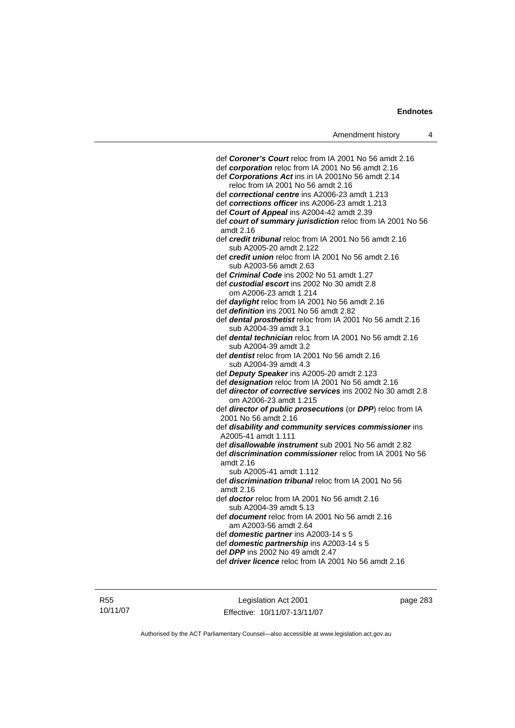def ***Coroner's Court*** reloc from IA 2001 No 56 amdt 2.16
def ***corporation*** reloc from IA 2001 No 56 amdt 2.16
def ***Corporations Act*** ins in IA 2001No 56 amdt 2.14
  reloc from IA 2001 No 56 amdt 2.16
def ***correctional centre*** ins A2006-23 amdt 1.213
def ***corrections officer*** ins A2006-23 amdt 1.213
def ***Court of Appeal*** ins A2004-42 amdt 2.39
def ***court of summary jurisdiction*** reloc from IA 2001 No 56 amdt 2.16
def ***credit tribunal*** reloc from IA 2001 No 56 amdt 2.16
  sub A2005-20 amdt 2.122
def ***credit union*** reloc from IA 2001 No 56 amdt 2.16
  sub A2003-56 amdt 2.63
def ***Criminal Code*** ins 2002 No 51 amdt 1.27
def ***custodial escort*** ins 2002 No 30 amdt 2.8
  om A2006-23 amdt 1.214
def ***daylight*** reloc from IA 2001 No 56 amdt 2.16
def ***definition*** ins 2001 No 56 amdt 2.82
def ***dental prosthetist*** reloc from IA 2001 No 56 amdt 2.16
  sub A2004-39 amdt 3.1
def ***dental technician*** reloc from IA 2001 No 56 amdt 2.16
  sub A2004-39 amdt 3.2
def ***dentist*** reloc from IA 2001 No 56 amdt 2.16
  sub A2004-39 amdt 4.3
def ***Deputy Speaker*** ins A2005-20 amdt 2.123
def ***designation*** reloc from IA 2001 No 56 amdt 2.16
def ***director of corrective services*** ins 2002 No 30 amdt 2.8
  om A2006-23 amdt 1.215
def ***director of public prosecutions*** (or ***DPP***) reloc from IA 2001 No 56 amdt 2.16
def ***disability and community services commissioner*** ins A2005-41 amdt 1.111
def ***disallowable instrument*** sub 2001 No 56 amdt 2.82
def ***discrimination commissioner*** reloc from IA 2001 No 56 amdt 2.16
  sub A2005-41 amdt 1.112
def ***discrimination tribunal*** reloc from IA 2001 No 56 amdt 2.16
def ***doctor*** reloc from IA 2001 No 56 amdt 2.16
  sub A2004-39 amdt 5.13
def ***document*** reloc from IA 2001 No 56 amdt 2.16
  am A2003-56 amdt 2.64
def ***domestic partner*** ins A2003-14 s 5
def ***domestic partnership*** ins A2003-14 s 5
def ***DPP*** ins 2002 No 49 amdt 2.47
def ***driver licence*** reloc from IA 2001 No 56 amdt 2.16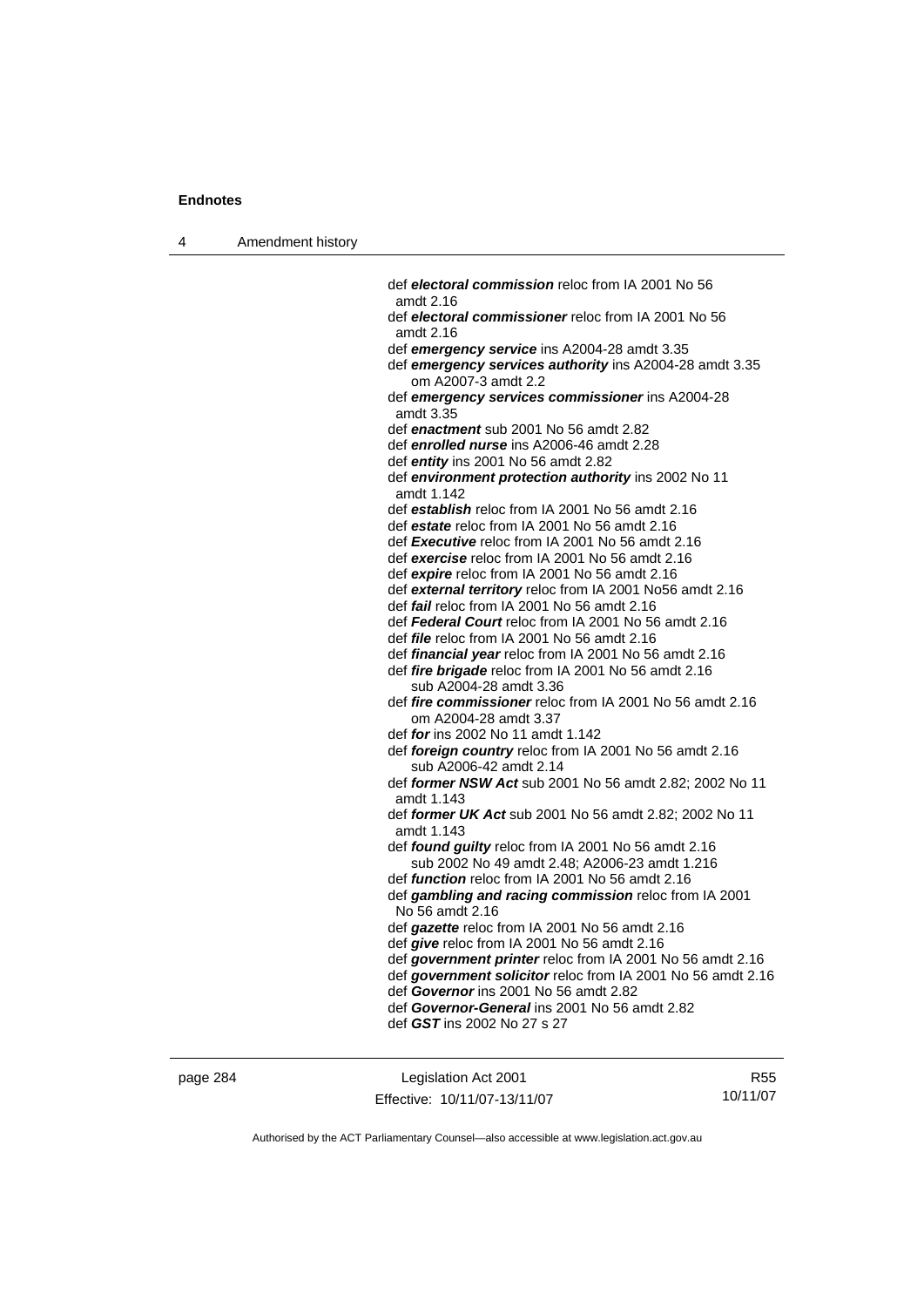def ***electoral commission*** reloc from IA 2001 No 56 amdt 2.16

def ***electoral commissioner*** reloc from IA 2001 No 56 amdt 2.16

def ***emergency service*** ins A2004-28 amdt 3.35

def ***emergency services authority*** ins A2004-28 amdt 3.35
om A2007-3 amdt 2.2

def ***emergency services commissioner*** ins A2004-28 amdt 3.35

def ***enactment*** sub 2001 No 56 amdt 2.82

def ***enrolled nurse*** ins A2006-46 amdt 2.28

def ***entity*** ins 2001 No 56 amdt 2.82

def ***environment protection authority*** ins 2002 No 11 amdt 1.142

def ***establish*** reloc from IA 2001 No 56 amdt 2.16

def ***estate*** reloc from IA 2001 No 56 amdt 2.16

def ***Executive*** reloc from IA 2001 No 56 amdt 2.16

def ***exercise*** reloc from IA 2001 No 56 amdt 2.16

def ***expire*** reloc from IA 2001 No 56 amdt 2.16

def ***external territory*** reloc from IA 2001 No56 amdt 2.16

def ***fail*** reloc from IA 2001 No 56 amdt 2.16

def ***Federal Court*** reloc from IA 2001 No 56 amdt 2.16

def ***file*** reloc from IA 2001 No 56 amdt 2.16

def ***financial year*** reloc from IA 2001 No 56 amdt 2.16

def ***fire brigade*** reloc from IA 2001 No 56 amdt 2.16
sub A2004-28 amdt 3.36

def ***fire commissioner*** reloc from IA 2001 No 56 amdt 2.16
om A2004-28 amdt 3.37

def ***for*** ins 2002 No 11 amdt 1.142

def ***foreign country*** reloc from IA 2001 No 56 amdt 2.16
sub A2006-42 amdt 2.14

def ***former NSW Act*** sub 2001 No 56 amdt 2.82; 2002 No 11 amdt 1.143

def ***former UK Act*** sub 2001 No 56 amdt 2.82; 2002 No 11 amdt 1.143

def ***found guilty*** reloc from IA 2001 No 56 amdt 2.16
sub 2002 No 49 amdt 2.48; A2006-23 amdt 1.216

def ***function*** reloc from IA 2001 No 56 amdt 2.16

def ***gambling and racing commission*** reloc from IA 2001 No 56 amdt 2.16

def ***gazette*** reloc from IA 2001 No 56 amdt 2.16

def ***give*** reloc from IA 2001 No 56 amdt 2.16

def ***government printer*** reloc from IA 2001 No 56 amdt 2.16

def ***government solicitor*** reloc from IA 2001 No 56 amdt 2.16

def ***Governor*** ins 2001 No 56 amdt 2.82

def ***Governor-General*** ins 2001 No 56 amdt 2.82

def ***GST*** ins 2002 No 27 s 27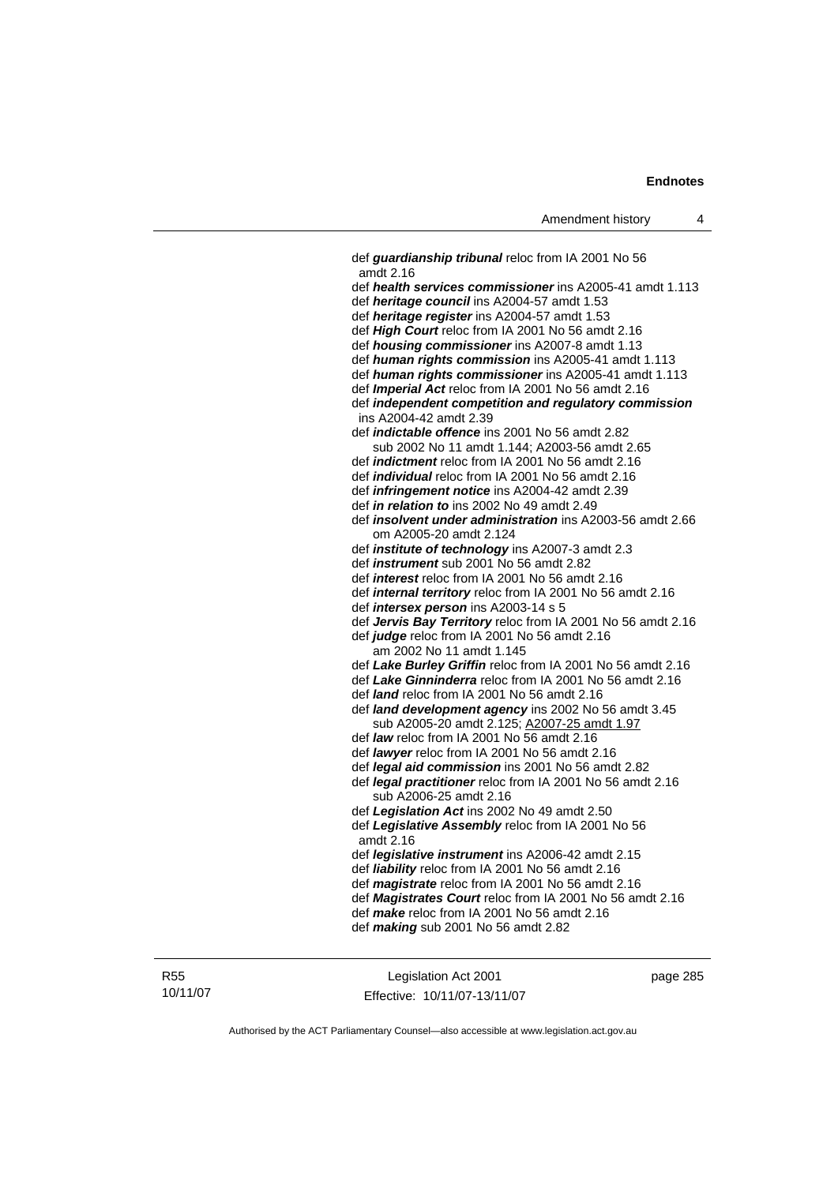def ***guardianship tribunal*** reloc from IA 2001 No 56 amdt 2.16

def ***health services commissioner*** ins A2005-41 amdt 1.113

def ***heritage council*** ins A2004-57 amdt 1.53

def ***heritage register*** ins A2004-57 amdt 1.53

def ***High Court*** reloc from IA 2001 No 56 amdt 2.16

def ***housing commissioner*** ins A2007-8 amdt 1.13

def ***human rights commission*** ins A2005-41 amdt 1.113

def ***human rights commissioner*** ins A2005-41 amdt 1.113

def ***Imperial Act*** reloc from IA 2001 No 56 amdt 2.16

def ***independent competition and regulatory commission*** ins A2004-42 amdt 2.39

def ***indictable offence*** ins 2001 No 56 amdt 2.82
sub 2002 No 11 amdt 1.144; A2003-56 amdt 2.65

def ***indictment*** reloc from IA 2001 No 56 amdt 2.16

def ***individual*** reloc from IA 2001 No 56 amdt 2.16

def ***infringement notice*** ins A2004-42 amdt 2.39

def ***in relation to*** ins 2002 No 49 amdt 2.49

def ***insolvent under administration*** ins A2003-56 amdt 2.66
om A2005-20 amdt 2.124

def ***institute of technology*** ins A2007-3 amdt 2.3

def ***instrument*** sub 2001 No 56 amdt 2.82

def ***interest*** reloc from IA 2001 No 56 amdt 2.16

def ***internal territory*** reloc from IA 2001 No 56 amdt 2.16

def ***intersex person*** ins A2003-14 s 5

def ***Jervis Bay Territory*** reloc from IA 2001 No 56 amdt 2.16

def ***judge*** reloc from IA 2001 No 56 amdt 2.16
am 2002 No 11 amdt 1.145

def ***Lake Burley Griffin*** reloc from IA 2001 No 56 amdt 2.16

def ***Lake Ginninderra*** reloc from IA 2001 No 56 amdt 2.16

def ***land*** reloc from IA 2001 No 56 amdt 2.16

def ***land development agency*** ins 2002 No 56 amdt 3.45
sub A2005-20 amdt 2.125; A2007-25 amdt 1.97

def ***law*** reloc from IA 2001 No 56 amdt 2.16

def ***lawyer*** reloc from IA 2001 No 56 amdt 2.16

def ***legal aid commission*** ins 2001 No 56 amdt 2.82

def ***legal practitioner*** reloc from IA 2001 No 56 amdt 2.16
sub A2006-25 amdt 2.16

def ***Legislation Act*** ins 2002 No 49 amdt 2.50

def ***Legislative Assembly*** reloc from IA 2001 No 56 amdt 2.16

def ***legislative instrument*** ins A2006-42 amdt 2.15

def ***liability*** reloc from IA 2001 No 56 amdt 2.16

def ***magistrate*** reloc from IA 2001 No 56 amdt 2.16

def ***Magistrates Court*** reloc from IA 2001 No 56 amdt 2.16

def ***make*** reloc from IA 2001 No 56 amdt 2.16

def ***making*** sub 2001 No 56 amdt 2.82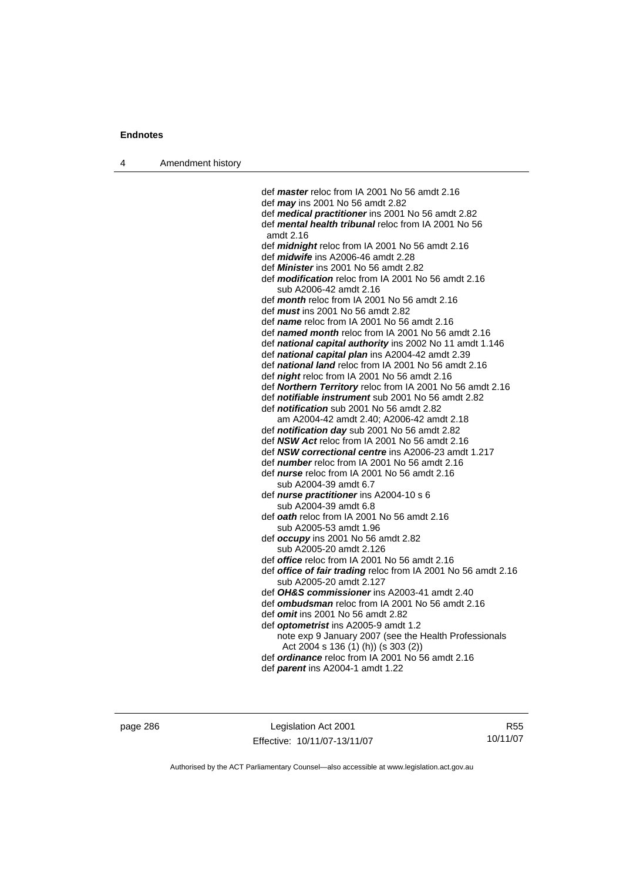def ***master*** reloc from IA 2001 No 56 amdt 2.16
def ***may*** ins 2001 No 56 amdt 2.82
def ***medical practitioner*** ins 2001 No 56 amdt 2.82
def ***mental health tribunal*** reloc from IA 2001 No 56 amdt 2.16
def ***midnight*** reloc from IA 2001 No 56 amdt 2.16
def ***midwife*** ins A2006-46 amdt 2.28
def ***Minister*** ins 2001 No 56 amdt 2.82
def ***modification*** reloc from IA 2001 No 56 amdt 2.16
  sub A2006-42 amdt 2.16
def ***month*** reloc from IA 2001 No 56 amdt 2.16
def ***must*** ins 2001 No 56 amdt 2.82
def ***name*** reloc from IA 2001 No 56 amdt 2.16
def ***named month*** reloc from IA 2001 No 56 amdt 2.16
def ***national capital authority*** ins 2002 No 11 amdt 1.146
def ***national capital plan*** ins A2004-42 amdt 2.39
def ***national land*** reloc from IA 2001 No 56 amdt 2.16
def ***night*** reloc from IA 2001 No 56 amdt 2.16
def ***Northern Territory*** reloc from IA 2001 No 56 amdt 2.16
def ***notifiable instrument*** sub 2001 No 56 amdt 2.82
def ***notification*** sub 2001 No 56 amdt 2.82
  am A2004-42 amdt 2.40; A2006-42 amdt 2.18
def ***notification day*** sub 2001 No 56 amdt 2.82
def ***NSW Act*** reloc from IA 2001 No 56 amdt 2.16
def ***NSW correctional centre*** ins A2006-23 amdt 1.217
def ***number*** reloc from IA 2001 No 56 amdt 2.16
def ***nurse*** reloc from IA 2001 No 56 amdt 2.16
  sub A2004-39 amdt 6.7
def ***nurse practitioner*** ins A2004-10 s 6
  sub A2004-39 amdt 6.8
def ***oath*** reloc from IA 2001 No 56 amdt 2.16
  sub A2005-53 amdt 1.96
def ***occupy*** ins 2001 No 56 amdt 2.82
  sub A2005-20 amdt 2.126
def ***office*** reloc from IA 2001 No 56 amdt 2.16
def ***office of fair trading*** reloc from IA 2001 No 56 amdt 2.16
  sub A2005-20 amdt 2.127
def ***OH&S commissioner*** ins A2003-41 amdt 2.40
def ***ombudsman*** reloc from IA 2001 No 56 amdt 2.16
def ***omit*** ins 2001 No 56 amdt 2.82
def ***optometrist*** ins A2005-9 amdt 1.2
  note exp 9 January 2007 (see the Health Professionals Act 2004 s 136 (1) (h)) (s 303 (2))
def ***ordinance*** reloc from IA 2001 No 56 amdt 2.16
def ***parent*** ins A2004-1 amdt 1.22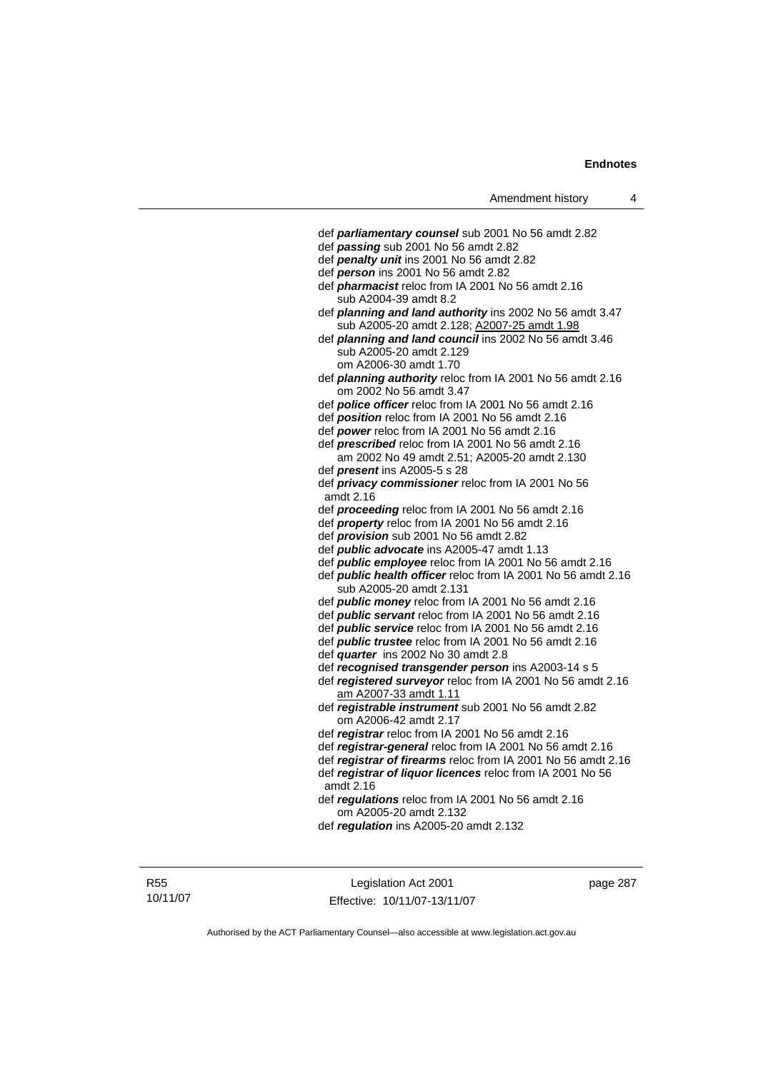def ***parliamentary counsel*** sub 2001 No 56 amdt 2.82
def ***passing*** sub 2001 No 56 amdt 2.82
def ***penalty unit*** ins 2001 No 56 amdt 2.82
def ***person*** ins 2001 No 56 amdt 2.82
def ***pharmacist*** reloc from IA 2001 No 56 amdt 2.16
sub A2004-39 amdt 8.2
def ***planning and land authority*** ins 2002 No 56 amdt 3.47
sub A2005-20 amdt 2.128; A2007-25 amdt 1.98
def ***planning and land council*** ins 2002 No 56 amdt 3.46
sub A2005-20 amdt 2.129
om A2006-30 amdt 1.70
def ***planning authority*** reloc from IA 2001 No 56 amdt 2.16
om 2002 No 56 amdt 3.47
def ***police officer*** reloc from IA 2001 No 56 amdt 2.16
def ***position*** reloc from IA 2001 No 56 amdt 2.16
def ***power*** reloc from IA 2001 No 56 amdt 2.16
def ***prescribed*** reloc from IA 2001 No 56 amdt 2.16
am 2002 No 49 amdt 2.51; A2005-20 amdt 2.130
def ***present*** ins A2005-5 s 28
def ***privacy commissioner*** reloc from IA 2001 No 56 amdt 2.16
def ***proceeding*** reloc from IA 2001 No 56 amdt 2.16
def ***property*** reloc from IA 2001 No 56 amdt 2.16
def ***provision*** sub 2001 No 56 amdt 2.82
def ***public advocate*** ins A2005-47 amdt 1.13
def ***public employee*** reloc from IA 2001 No 56 amdt 2.16
def ***public health officer*** reloc from IA 2001 No 56 amdt 2.16
sub A2005-20 amdt 2.131
def ***public money*** reloc from IA 2001 No 56 amdt 2.16
def ***public servant*** reloc from IA 2001 No 56 amdt 2.16
def ***public service*** reloc from IA 2001 No 56 amdt 2.16
def ***public trustee*** reloc from IA 2001 No 56 amdt 2.16
def ***quarter*** ins 2002 No 30 amdt 2.8
def ***recognised transgender person*** ins A2003-14 s 5
def ***registered surveyor*** reloc from IA 2001 No 56 amdt 2.16
am A2007-33 amdt 1.11
def ***registrable instrument*** sub 2001 No 56 amdt 2.82
om A2006-42 amdt 2.17
def ***registrar*** reloc from IA 2001 No 56 amdt 2.16
def ***registrar-general*** reloc from IA 2001 No 56 amdt 2.16
def ***registrar of firearms*** reloc from IA 2001 No 56 amdt 2.16
def ***registrar of liquor licences*** reloc from IA 2001 No 56 amdt 2.16
def ***regulations*** reloc from IA 2001 No 56 amdt 2.16
om A2005-20 amdt 2.132
def ***regulation*** ins A2005-20 amdt 2.132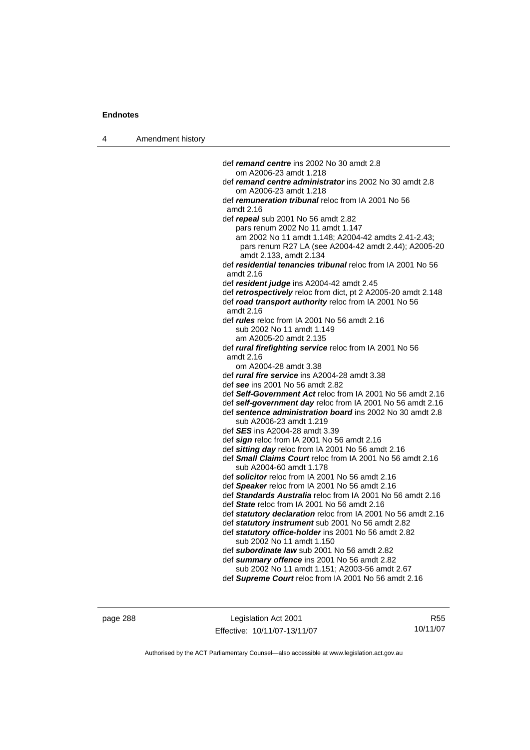def ***remand centre*** ins 2002 No 30 amdt 2.8
om A2006-23 amdt 1.218

def ***remand centre administrator*** ins 2002 No 30 amdt 2.8
om A2006-23 amdt 1.218

def ***remuneration tribunal*** reloc from IA 2001 No 56 amdt 2.16

def ***repeal*** sub 2001 No 56 amdt 2.82
pars renum 2002 No 11 amdt 1.147
am 2002 No 11 amdt 1.148; A2004-42 amdts 2.41-2.43; pars renum R27 LA (see A2004-42 amdt 2.44); A2005-20 amdt 2.133, amdt 2.134

def ***residential tenancies tribunal*** reloc from IA 2001 No 56 amdt 2.16

def ***resident judge*** ins A2004-42 amdt 2.45

def ***retrospectively*** reloc from dict, pt 2 A2005-20 amdt 2.148

def ***road transport authority*** reloc from IA 2001 No 56 amdt 2.16

def ***rules*** reloc from IA 2001 No 56 amdt 2.16
sub 2002 No 11 amdt 1.149
am A2005-20 amdt 2.135

def ***rural firefighting service*** reloc from IA 2001 No 56 amdt 2.16
om A2004-28 amdt 3.38

def ***rural fire service*** ins A2004-28 amdt 3.38

def ***see*** ins 2001 No 56 amdt 2.82

def ***Self-Government Act*** reloc from IA 2001 No 56 amdt 2.16

def ***self-government day*** reloc from IA 2001 No 56 amdt 2.16

def ***sentence administration board*** ins 2002 No 30 amdt 2.8
sub A2006-23 amdt 1.219

def ***SES*** ins A2004-28 amdt 3.39

def ***sign*** reloc from IA 2001 No 56 amdt 2.16

def ***sitting day*** reloc from IA 2001 No 56 amdt 2.16

def ***Small Claims Court*** reloc from IA 2001 No 56 amdt 2.16
sub A2004-60 amdt 1.178

def ***solicitor*** reloc from IA 2001 No 56 amdt 2.16

def ***Speaker*** reloc from IA 2001 No 56 amdt 2.16

def ***Standards Australia*** reloc from IA 2001 No 56 amdt 2.16

def ***State*** reloc from IA 2001 No 56 amdt 2.16

def ***statutory declaration*** reloc from IA 2001 No 56 amdt 2.16

def ***statutory instrument*** sub 2001 No 56 amdt 2.82

def ***statutory office-holder*** ins 2001 No 56 amdt 2.82
sub 2002 No 11 amdt 1.150

def ***subordinate law*** sub 2001 No 56 amdt 2.82

def ***summary offence*** ins 2001 No 56 amdt 2.82
sub 2002 No 11 amdt 1.151; A2003-56 amdt 2.67

def ***Supreme Court*** reloc from IA 2001 No 56 amdt 2.16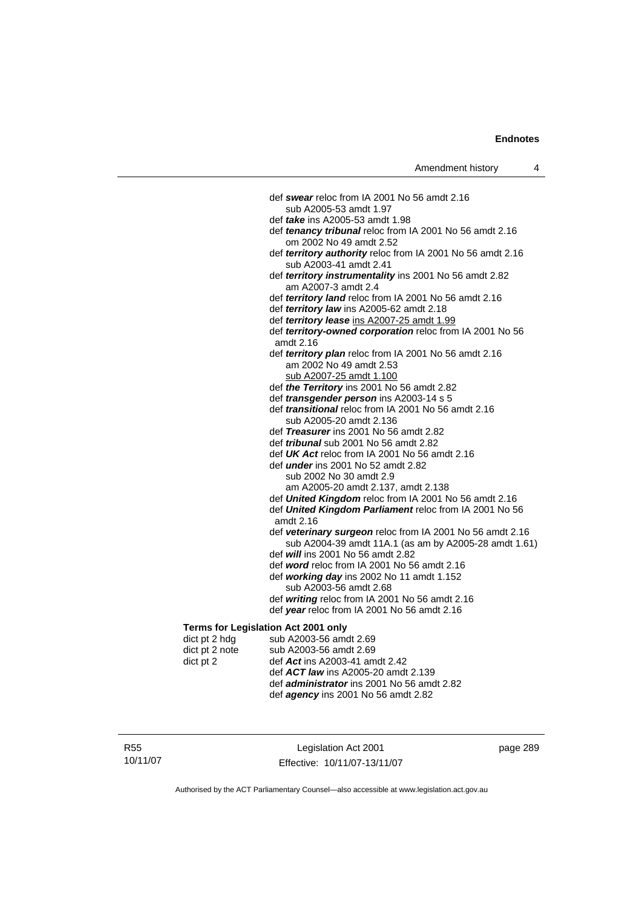def ***swear*** reloc from IA 2001 No 56 amdt 2.16
sub A2005-53 amdt 1.97
def ***take*** ins A2005-53 amdt 1.98
def ***tenancy tribunal*** reloc from IA 2001 No 56 amdt 2.16
om 2002 No 49 amdt 2.52
def ***territory authority*** reloc from IA 2001 No 56 amdt 2.16
sub A2003-41 amdt 2.41
def ***territory instrumentality*** ins 2001 No 56 amdt 2.82
am A2007-3 amdt 2.4
def ***territory land*** reloc from IA 2001 No 56 amdt 2.16
def ***territory law*** ins A2005-62 amdt 2.18
def ***territory lease*** ins A2007-25 amdt 1.99
def ***territory-owned corporation*** reloc from IA 2001 No 56 amdt 2.16
def ***territory plan*** reloc from IA 2001 No 56 amdt 2.16
am 2002 No 49 amdt 2.53
sub A2007-25 amdt 1.100
def ***the Territory*** ins 2001 No 56 amdt 2.82
def ***transgender person*** ins A2003-14 s 5
def ***transitional*** reloc from IA 2001 No 56 amdt 2.16
sub A2005-20 amdt 2.136
def ***Treasurer*** ins 2001 No 56 amdt 2.82
def ***tribunal*** sub 2001 No 56 amdt 2.82
def ***UK Act*** reloc from IA 2001 No 56 amdt 2.16
def ***under*** ins 2001 No 52 amdt 2.82
sub 2002 No 30 amdt 2.9
am A2005-20 amdt 2.137, amdt 2.138
def ***United Kingdom*** reloc from IA 2001 No 56 amdt 2.16
def ***United Kingdom Parliament*** reloc from IA 2001 No 56 amdt 2.16
def ***veterinary surgeon*** reloc from IA 2001 No 56 amdt 2.16
sub A2004-39 amdt 11A.1 (as am by A2005-28 amdt 1.61)
def ***will*** ins 2001 No 56 amdt 2.82
def ***word*** reloc from IA 2001 No 56 amdt 2.16
def ***working day*** ins 2002 No 11 amdt 1.152
sub A2003-56 amdt 2.68
def ***writing*** reloc from IA 2001 No 56 amdt 2.16
def ***year*** reloc from IA 2001 No 56 amdt 2.16

**Terms for Legislation Act 2001 only**

dict pt 2 hdg sub A2003-56 amdt 2.69
dict pt 2 note sub A2003-56 amdt 2.69
dict pt 2 def ***Act*** ins A2003-41 amdt 2.42
def ***ACT law*** ins A2005-20 amdt 2.139
def ***administrator*** ins 2001 No 56 amdt 2.82
def ***agency*** ins 2001 No 56 amdt 2.82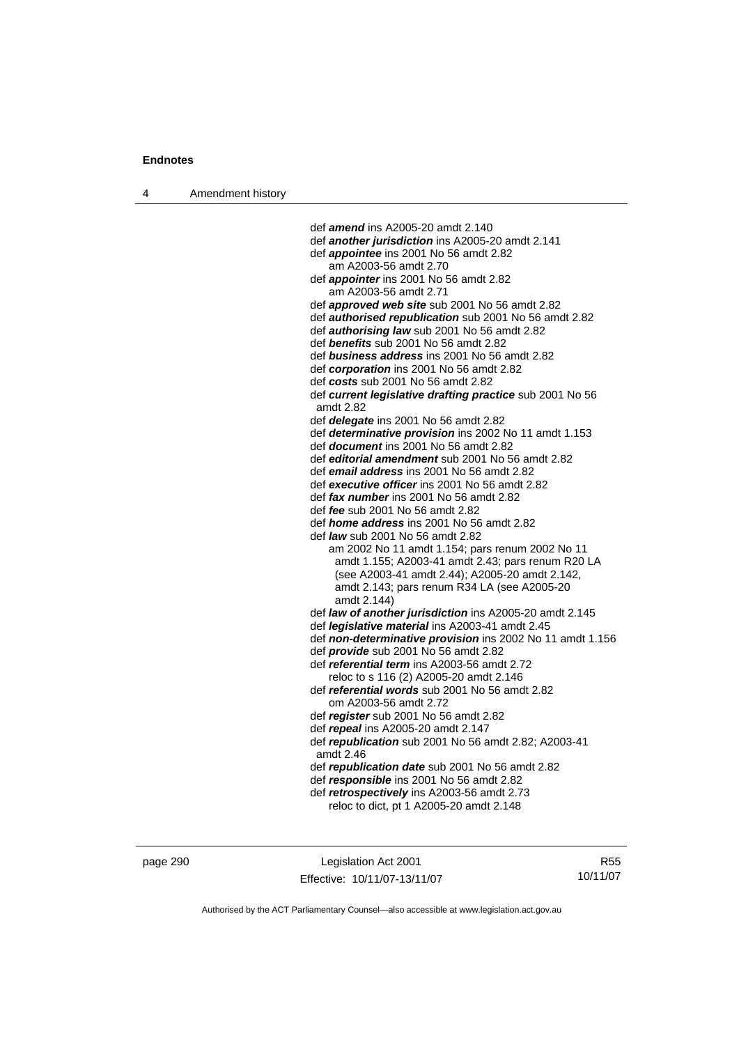def ***amend*** ins A2005-20 amdt 2.140
def ***another jurisdiction*** ins A2005-20 amdt 2.141
def ***appointee*** ins 2001 No 56 amdt 2.82
    am A2003-56 amdt 2.70
def ***appointer*** ins 2001 No 56 amdt 2.82
    am A2003-56 amdt 2.71
def ***approved web site*** sub 2001 No 56 amdt 2.82
def ***authorised republication*** sub 2001 No 56 amdt 2.82
def ***authorising law*** sub 2001 No 56 amdt 2.82
def ***benefits*** sub 2001 No 56 amdt 2.82
def ***business address*** ins 2001 No 56 amdt 2.82
def ***corporation*** ins 2001 No 56 amdt 2.82
def ***costs*** sub 2001 No 56 amdt 2.82
def ***current legislative drafting practice*** sub 2001 No 56 amdt 2.82
def ***delegate*** ins 2001 No 56 amdt 2.82
def ***determinative provision*** ins 2002 No 11 amdt 1.153
def ***document*** ins 2001 No 56 amdt 2.82
def ***editorial amendment*** sub 2001 No 56 amdt 2.82
def ***email address*** ins 2001 No 56 amdt 2.82
def ***executive officer*** ins 2001 No 56 amdt 2.82
def ***fax number*** ins 2001 No 56 amdt 2.82
def ***fee*** sub 2001 No 56 amdt 2.82
def ***home address*** ins 2001 No 56 amdt 2.82
def ***law*** sub 2001 No 56 amdt 2.82
    am 2002 No 11 amdt 1.154; pars renum 2002 No 11 amdt 1.155; A2003-41 amdt 2.43; pars renum R20 LA (see A2003-41 amdt 2.44); A2005-20 amdt 2.142, amdt 2.143; pars renum R34 LA (see A2005-20 amdt 2.144)
def ***law of another jurisdiction*** ins A2005-20 amdt 2.145
def ***legislative material*** ins A2003-41 amdt 2.45
def ***non-determinative provision*** ins 2002 No 11 amdt 1.156
def ***provide*** sub 2001 No 56 amdt 2.82
def ***referential term*** ins A2003-56 amdt 2.72
    reloc to s 116 (2) A2005-20 amdt 2.146
def ***referential words*** sub 2001 No 56 amdt 2.82
    om A2003-56 amdt 2.72
def ***register*** sub 2001 No 56 amdt 2.82
def ***repeal*** ins A2005-20 amdt 2.147
def ***republication*** sub 2001 No 56 amdt 2.82; A2003-41 amdt 2.46
def ***republication date*** sub 2001 No 56 amdt 2.82
def ***responsible*** ins 2001 No 56 amdt 2.82
def ***retrospectively*** ins A2003-56 amdt 2.73
    reloc to dict, pt 1 A2005-20 amdt 2.148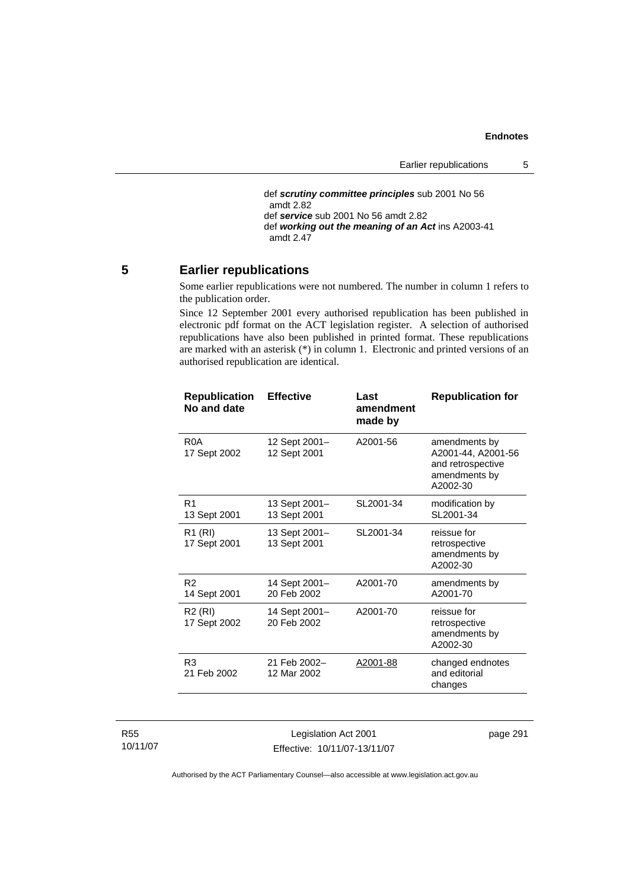def ***scrutiny committee principles*** sub 2001 No 56 amdt 2.82
def ***service*** sub 2001 No 56 amdt 2.82
def ***working out the meaning of an Act*** ins A2003-41 amdt 2.47

## 5 Earlier republications

Some earlier republications were not numbered. The number in column 1 refers to the publication order.

Since 12 September 2001 every authorised republication has been published in electronic pdf format on the ACT legislation register. A selection of authorised republications have also been published in printed format. These republications are marked with an asterisk (*) in column 1. Electronic and printed versions of an authorised republication are identical.

| Republication No and date | Effective | Last amendment made by | Republication for |
|---|---|---|---|
| R0A<br>17 Sept 2002 | 12 Sept 2001–<br>12 Sept 2001 | A2001-56 | amendments by A2001-44, A2001-56 and retrospective amendments by A2002-30 |
| R1<br>13 Sept 2001 | 13 Sept 2001–<br>13 Sept 2001 | SL2001-34 | modification by SL2001-34 |
| R1 (RI)<br>17 Sept 2001 | 13 Sept 2001–<br>13 Sept 2001 | SL2001-34 | reissue for retrospective amendments by A2002-30 |
| R2<br>14 Sept 2001 | 14 Sept 2001–<br>20 Feb 2002 | A2001-70 | amendments by A2001-70 |
| R2 (RI)<br>17 Sept 2002 | 14 Sept 2001–<br>20 Feb 2002 | A2001-70 | reissue for retrospective amendments by A2002-30 |
| R3<br>21 Feb 2002 | 21 Feb 2002–<br>12 Mar 2002 | A2001-88 | changed endnotes and editorial changes |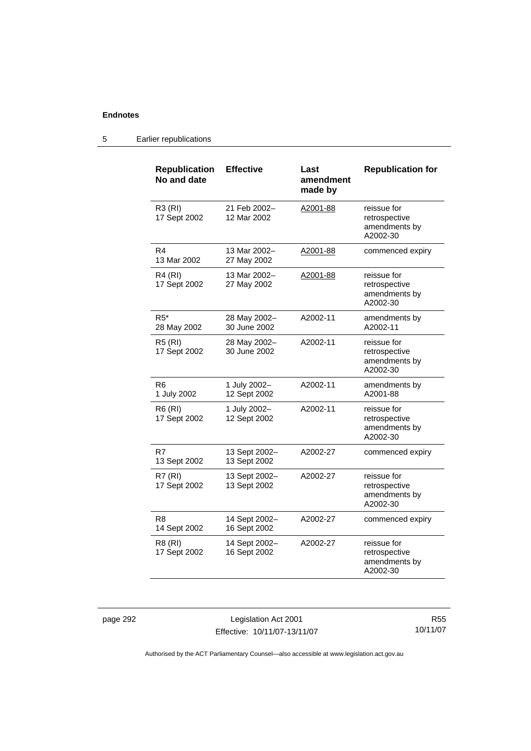| Republication No and date | Effective | Last amendment made by | Republication for |
|---|---|---|---|
| R3 (RI) 17 Sept 2002 | 21 Feb 2002– 12 Mar 2002 | A2001-88 | reissue for retrospective amendments by A2002-30 |
| R4 13 Mar 2002 | 13 Mar 2002– 27 May 2002 | A2001-88 | commenced expiry |
| R4 (RI) 17 Sept 2002 | 13 Mar 2002– 27 May 2002 | A2001-88 | reissue for retrospective amendments by A2002-30 |
| R5* 28 May 2002 | 28 May 2002– 30 June 2002 | A2002-11 | amendments by A2002-11 |
| R5 (RI) 17 Sept 2002 | 28 May 2002– 30 June 2002 | A2002-11 | reissue for retrospective amendments by A2002-30 |
| R6 1 July 2002 | 1 July 2002– 12 Sept 2002 | A2002-11 | amendments by A2001-88 |
| R6 (RI) 17 Sept 2002 | 1 July 2002– 12 Sept 2002 | A2002-11 | reissue for retrospective amendments by A2002-30 |
| R7 13 Sept 2002 | 13 Sept 2002– 13 Sept 2002 | A2002-27 | commenced expiry |
| R7 (RI) 17 Sept 2002 | 13 Sept 2002– 13 Sept 2002 | A2002-27 | reissue for retrospective amendments by A2002-30 |
| R8 14 Sept 2002 | 14 Sept 2002– 16 Sept 2002 | A2002-27 | commenced expiry |
| R8 (RI) 17 Sept 2002 | 14 Sept 2002– 16 Sept 2002 | A2002-27 | reissue for retrospective amendments by A2002-30 |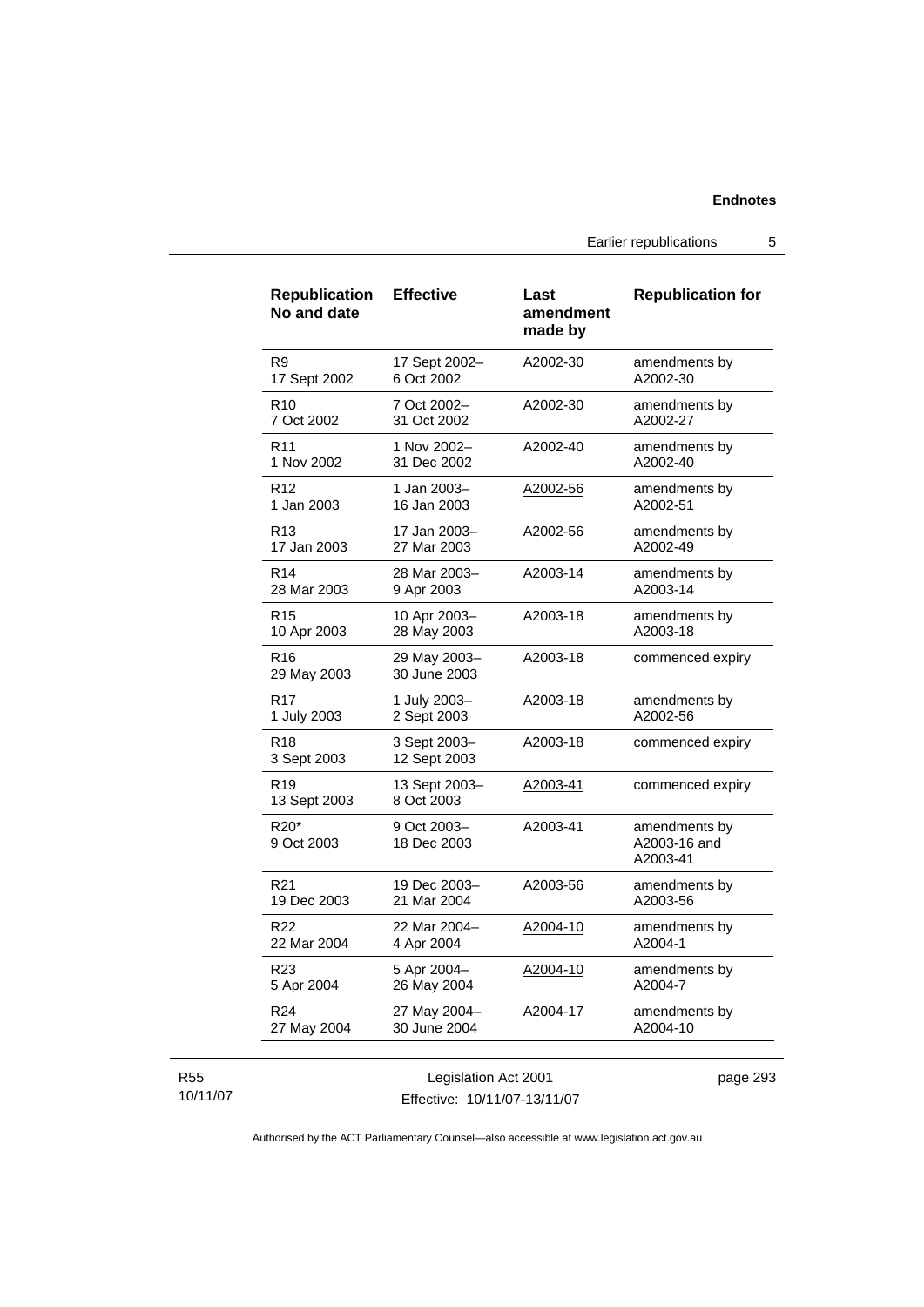| Republication No and date | Effective | Last amendment made by | Republication for |
|---|---|---|---|
| R9 17 Sept 2002 | 17 Sept 2002– 6 Oct 2002 | A2002-30 | amendments by A2002-30 |
| R10 7 Oct 2002 | 7 Oct 2002– 31 Oct 2002 | A2002-30 | amendments by A2002-27 |
| R11 1 Nov 2002 | 1 Nov 2002– 31 Dec 2002 | A2002-40 | amendments by A2002-40 |
| R12 1 Jan 2003 | 1 Jan 2003– 16 Jan 2003 | A2002-56 | amendments by A2002-51 |
| R13 17 Jan 2003 | 17 Jan 2003– 27 Mar 2003 | A2002-56 | amendments by A2002-49 |
| R14 28 Mar 2003 | 28 Mar 2003– 9 Apr 2003 | A2003-14 | amendments by A2003-14 |
| R15 10 Apr 2003 | 10 Apr 2003– 28 May 2003 | A2003-18 | amendments by A2003-18 |
| R16 29 May 2003 | 29 May 2003– 30 June 2003 | A2003-18 | commenced expiry |
| R17 1 July 2003 | 1 July 2003– 2 Sept 2003 | A2003-18 | amendments by A2002-56 |
| R18 3 Sept 2003 | 3 Sept 2003– 12 Sept 2003 | A2003-18 | commenced expiry |
| R19 13 Sept 2003 | 13 Sept 2003– 8 Oct 2003 | A2003-41 | commenced expiry |
| R20* 9 Oct 2003 | 9 Oct 2003– 18 Dec 2003 | A2003-41 | amendments by A2003-16 and A2003-41 |
| R21 19 Dec 2003 | 19 Dec 2003– 21 Mar 2004 | A2003-56 | amendments by A2003-56 |
| R22 22 Mar 2004 | 22 Mar 2004– 4 Apr 2004 | A2004-10 | amendments by A2004-1 |
| R23 5 Apr 2004 | 5 Apr 2004– 26 May 2004 | A2004-10 | amendments by A2004-7 |
| R24 27 May 2004 | 27 May 2004– 30 June 2004 | A2004-17 | amendments by A2004-10 |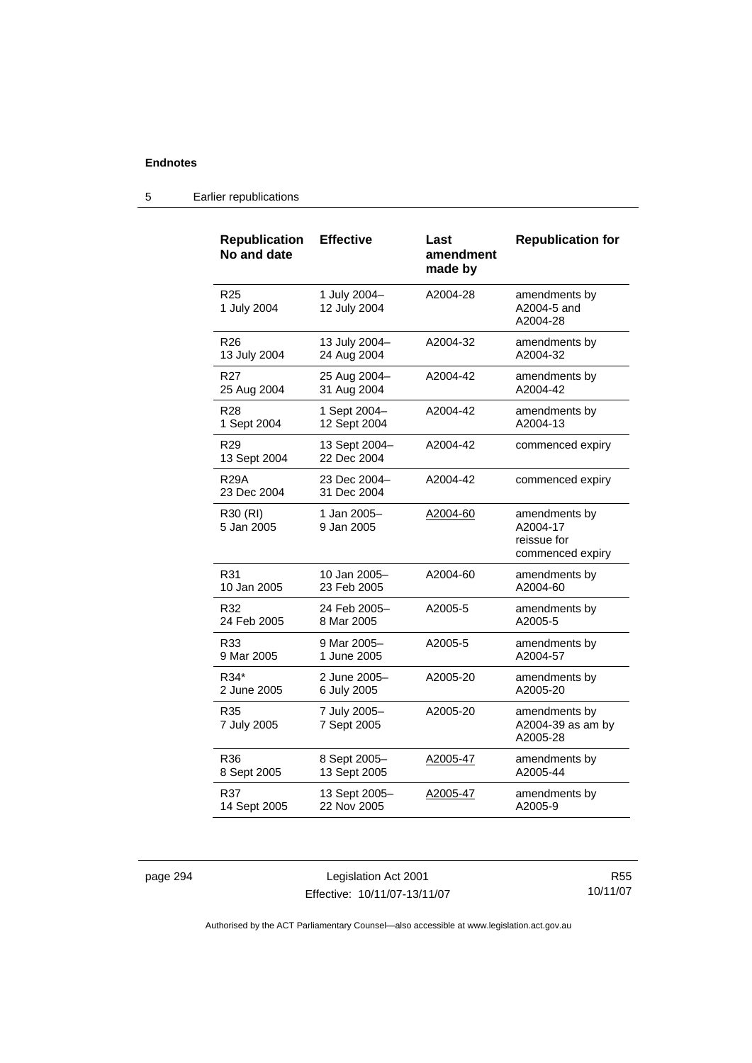**Endnotes**

5 Earlier republications

| Republication No and date | Effective | Last amendment made by | Republication for |
|---|---|---|---|
| R25<br>1 July 2004 | 1 July 2004–<br>12 July 2004 | A2004-28 | amendments by A2004-5 and A2004-28 |
| R26<br>13 July 2004 | 13 July 2004–<br>24 Aug 2004 | A2004-32 | amendments by A2004-32 |
| R27<br>25 Aug 2004 | 25 Aug 2004–<br>31 Aug 2004 | A2004-42 | amendments by A2004-42 |
| R28<br>1 Sept 2004 | 1 Sept 2004–<br>12 Sept 2004 | A2004-42 | amendments by A2004-13 |
| R29<br>13 Sept 2004 | 13 Sept 2004–<br>22 Dec 2004 | A2004-42 | commenced expiry |
| R29A<br>23 Dec 2004 | 23 Dec 2004–<br>31 Dec 2004 | A2004-42 | commenced expiry |
| R30 (RI)<br>5 Jan 2005 | 1 Jan 2005–<br>9 Jan 2005 | A2004-60 | amendments by A2004-17<br>reissue for commenced expiry |
| R31<br>10 Jan 2005 | 10 Jan 2005–<br>23 Feb 2005 | A2004-60 | amendments by A2004-60 |
| R32<br>24 Feb 2005 | 24 Feb 2005–<br>8 Mar 2005 | A2005-5 | amendments by A2005-5 |
| R33<br>9 Mar 2005 | 9 Mar 2005–<br>1 June 2005 | A2005-5 | amendments by A2004-57 |
| R34*<br>2 June 2005 | 2 June 2005–<br>6 July 2005 | A2005-20 | amendments by A2005-20 |
| R35<br>7 July 2005 | 7 July 2005–<br>7 Sept 2005 | A2005-20 | amendments by A2004-39 as am by A2005-28 |
| R36<br>8 Sept 2005 | 8 Sept 2005–<br>13 Sept 2005 | A2005-47 | amendments by A2005-44 |
| R37<br>14 Sept 2005 | 13 Sept 2005–<br>22 Nov 2005 | A2005-47 | amendments by A2005-9 |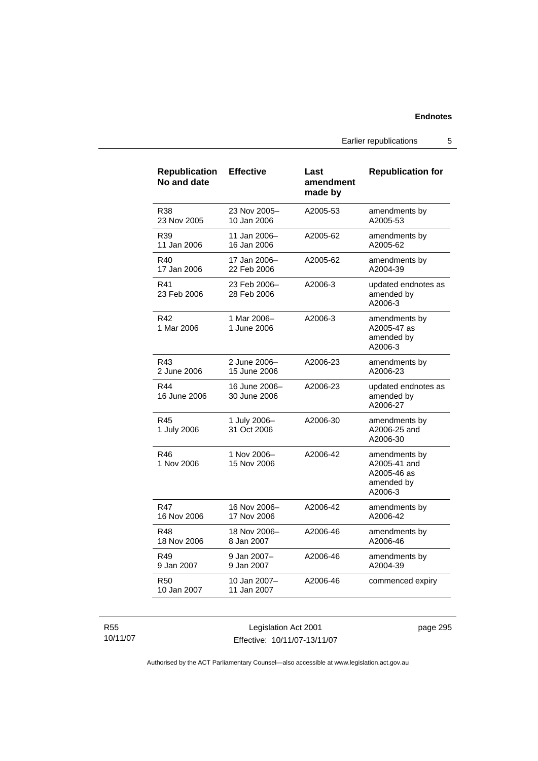| Republication No and date | Effective | Last amendment made by | Republication for |
|---|---|---|---|
| R38 23 Nov 2005 | 23 Nov 2005– 10 Jan 2006 | A2005-53 | amendments by A2005-53 |
| R39 11 Jan 2006 | 11 Jan 2006– 16 Jan 2006 | A2005-62 | amendments by A2005-62 |
| R40 17 Jan 2006 | 17 Jan 2006– 22 Feb 2006 | A2005-62 | amendments by A2004-39 |
| R41 23 Feb 2006 | 23 Feb 2006– 28 Feb 2006 | A2006-3 | updated endnotes as amended by A2006-3 |
| R42 1 Mar 2006 | 1 Mar 2006– 1 June 2006 | A2006-3 | amendments by A2005-47 as amended by A2006-3 |
| R43 2 June 2006 | 2 June 2006– 15 June 2006 | A2006-23 | amendments by A2006-23 |
| R44 16 June 2006 | 16 June 2006– 30 June 2006 | A2006-23 | updated endnotes as amended by A2006-27 |
| R45 1 July 2006 | 1 July 2006– 31 Oct 2006 | A2006-30 | amendments by A2006-25 and A2006-30 |
| R46 1 Nov 2006 | 1 Nov 2006– 15 Nov 2006 | A2006-42 | amendments by A2005-41 and A2005-46 as amended by A2006-3 |
| R47 16 Nov 2006 | 16 Nov 2006– 17 Nov 2006 | A2006-42 | amendments by A2006-42 |
| R48 18 Nov 2006 | 18 Nov 2006– 8 Jan 2007 | A2006-46 | amendments by A2006-46 |
| R49 9 Jan 2007 | 9 Jan 2007– 9 Jan 2007 | A2006-46 | amendments by A2004-39 |
| R50 10 Jan 2007 | 10 Jan 2007– 11 Jan 2007 | A2006-46 | commenced expiry |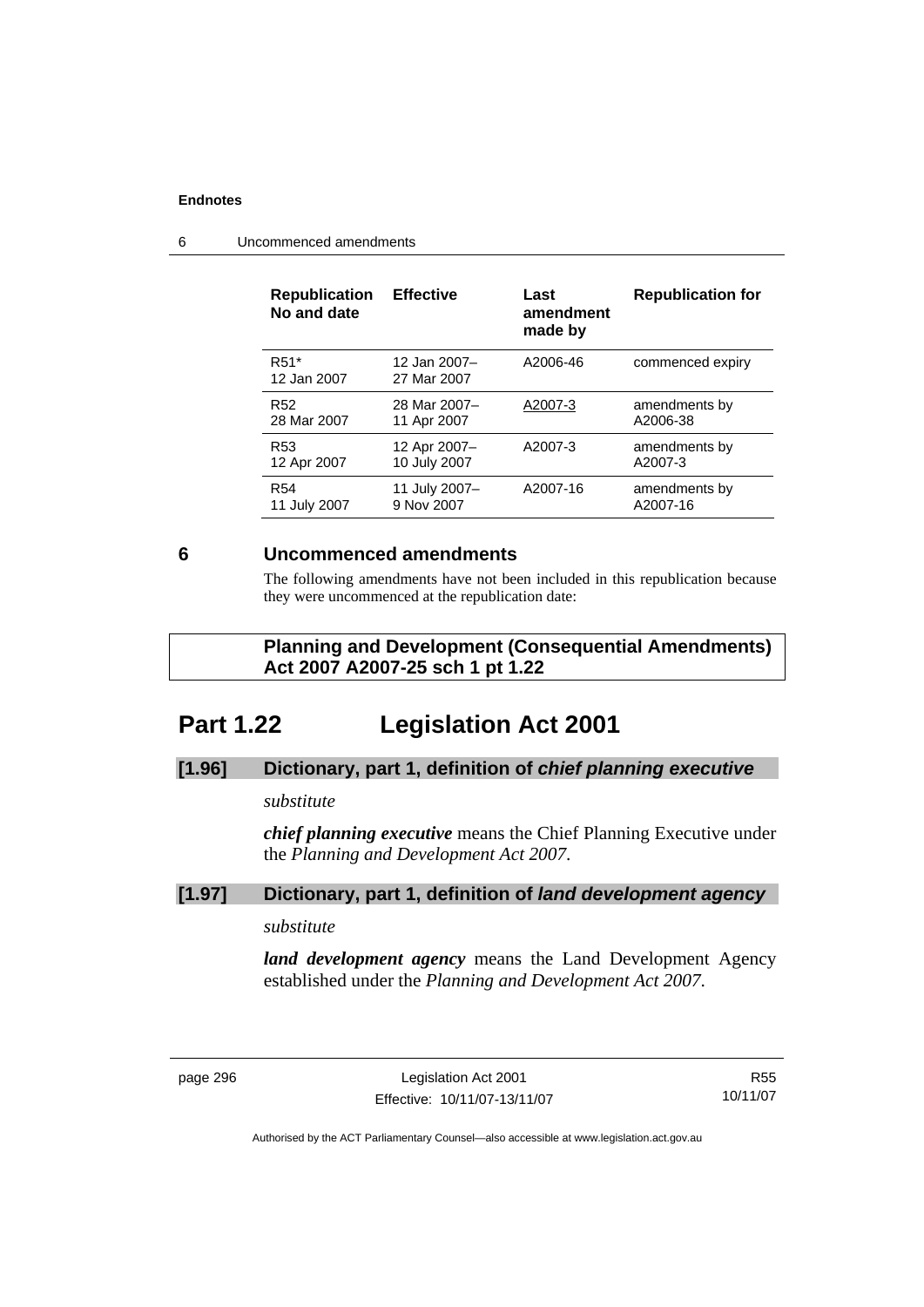| Republication No and date | Effective | Last amendment made by | Republication for |
|---|---|---|---|
| R51* 12 Jan 2007 | 12 Jan 2007– 27 Mar 2007 | A2006-46 | commenced expiry |
| R52 28 Mar 2007 | 28 Mar 2007– 11 Apr 2007 | A2007-3 | amendments by A2006-38 |
| R53 12 Apr 2007 | 12 Apr 2007– 10 July 2007 | A2007-3 | amendments by A2007-3 |
| R54 11 July 2007 | 11 July 2007– 9 Nov 2007 | A2007-16 | amendments by A2007-16 |

## 6 Uncommenced amendments

The following amendments have not been included in this republication because they were uncommenced at the republication date:

**Planning and Development (Consequential Amendments) Act 2007 A2007-25 sch 1 pt 1.22**

# Part 1.22 Legislation Act 2001

### [1.96] Dictionary, part 1, definition of *chief planning executive*

*substitute*

***chief planning executive*** means the Chief Planning Executive under the *Planning and Development Act 2007*.

### [1.97] Dictionary, part 1, definition of *land development agency*

*substitute*

***land development agency*** means the Land Development Agency established under the *Planning and Development Act 2007*.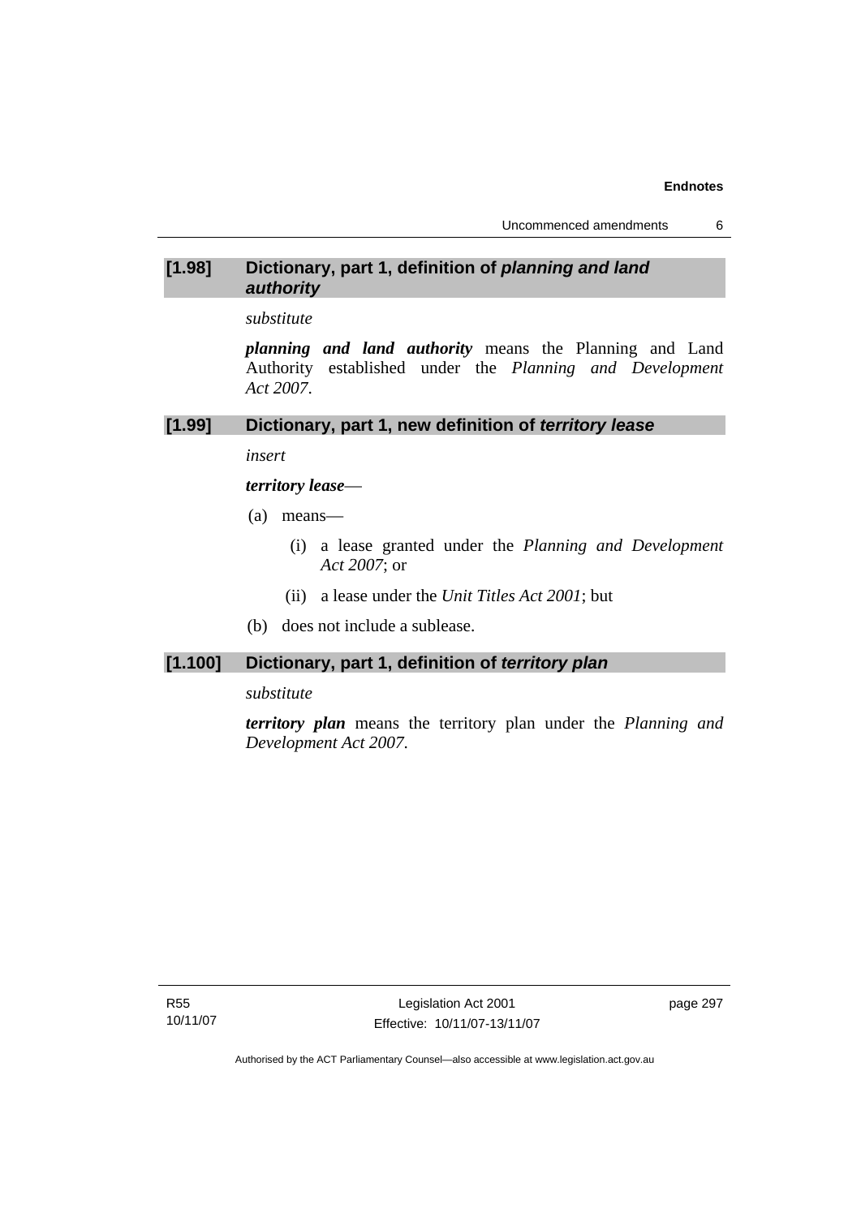### [1.98] Dictionary, part 1, definition of *planning and land authority*

*substitute*

***planning and land authority*** means the Planning and Land Authority established under the *Planning and Development Act 2007*.

### [1.99] Dictionary, part 1, new definition of *territory lease*

*insert*

***territory lease***—

(a) means—

(i) a lease granted under the *Planning and Development Act 2007*; or

(ii) a lease under the *Unit Titles Act 2001*; but

(b) does not include a sublease.

### [1.100] Dictionary, part 1, definition of *territory plan*

*substitute*

***territory plan*** means the territory plan under the *Planning and Development Act 2007*.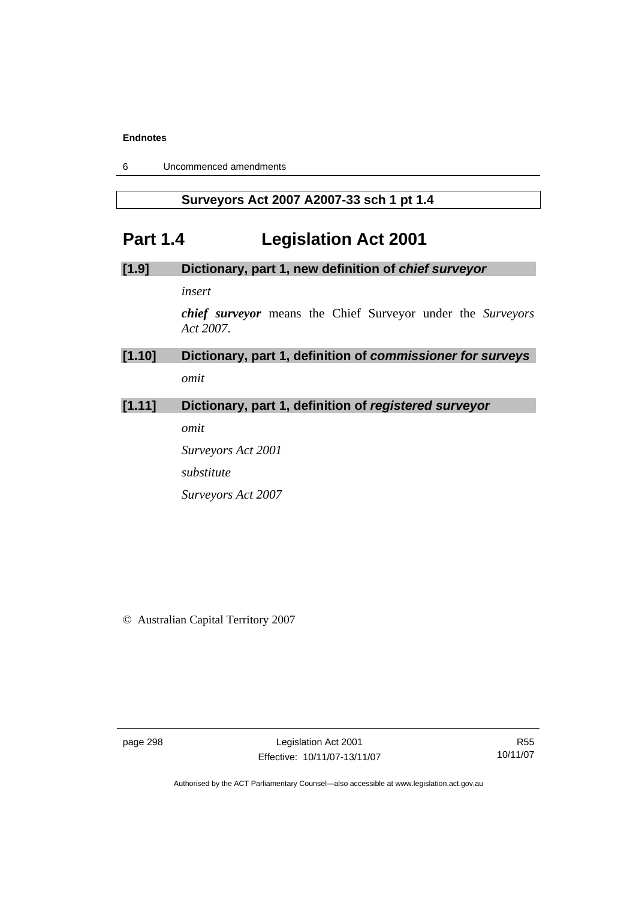## Surveyors Act 2007 A2007-33 sch 1 pt 1.4

# Part 1.4 Legislation Act 2001

### [1.9] Dictionary, part 1, new definition of *chief surveyor*

*insert*

***chief surveyor*** means the Chief Surveyor under the *Surveyors Act 2007*.

### [1.10] Dictionary, part 1, definition of *commissioner for surveys*

*omit*

### [1.11] Dictionary, part 1, definition of *registered surveyor*

*omit*

*Surveyors Act 2001*

*substitute*

*Surveyors Act 2007*

© Australian Capital Territory 2007